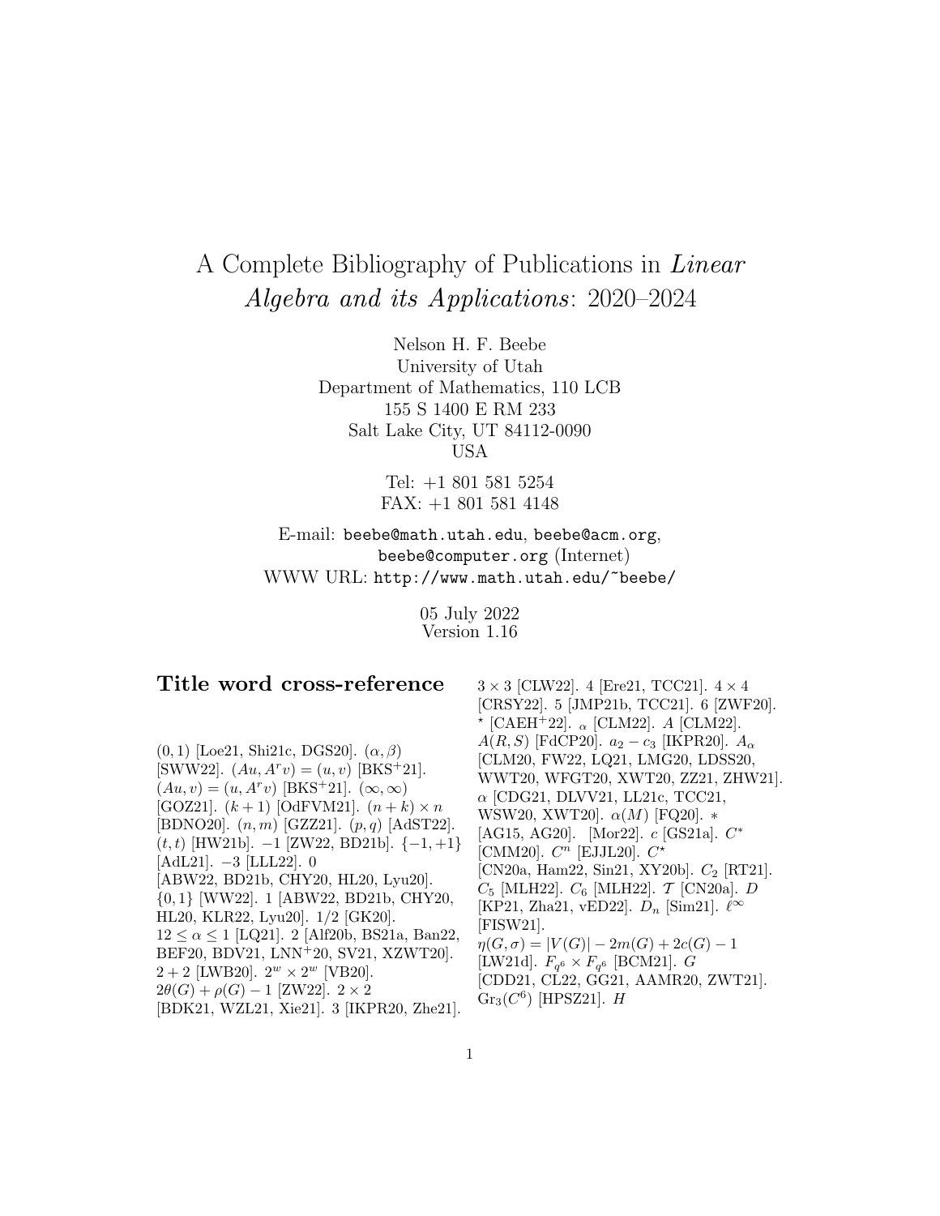# A Complete Bibliography of Publications in *Linear Algebra and its Applications*: 2020–2024

Nelson H. F. Beebe
University of Utah
Department of Mathematics, 110 LCB
155 S 1400 E RM 233
Salt Lake City, UT 84112-0090
USA

Tel: +1 801 581 5254
FAX: +1 801 581 4148

E-mail: `beebe@math.utah.edu`, `beebe@acm.org`, `beebe@computer.org` (Internet)
WWW URL: `http://www.math.utah.edu/~beebe/`

05 July 2022
Version 1.16

## Title word cross-reference

$(0,1)$ [Loe21, Shi21c, DGS20]. $(\alpha,\beta)$ [SWW22]. $(Au, A^r v) = (u, v)$ [BKS+21]. $(Au, v) = (u, A^r v)$ [BKS+21]. $(\infty,\infty)$ [GOZ21]. $(k+1)$ [OdFVM21]. $(n+k) \times n$ [BDNO20]. $(n,m)$ [GZZ21]. $(p,q)$ [AdST22]. $(t,t)$ [HW21b]. $-1$ [ZW22, BD21b]. $\{-1,+1\}$ [AdL21]. $-3$ [LLL22]. $0$ [ABW22, BD21b, CHY20, HL20, Lyu20]. $\{0,1\}$ [WW22]. $1$ [ABW22, BD21b, CHY20, HL20, KLR22, Lyu20]. $1/2$ [GK20]. $12 \leq \alpha \leq 1$ [LQ21]. $2$ [Alf20b, BS21a, Ban22, BEF20, BDV21, LNN+20, SV21, XZWT20]. $2+2$ [LWB20]. $2^w \times 2^w$ [VB20]. $2\theta(G) + \rho(G) - 1$ [ZW22]. $2 \times 2$ [BDK21, WZL21, Xie21]. $3$ [IKPR20, Zhe21]. $3 \times 3$ [CLW22]. $4$ [Ere21, TCC21]. $4 \times 4$ [CRSY22]. $5$ [JMP21b, TCC21]. $6$ [ZWF20]. $^\star$ [CAEH+22]. $_\alpha$ [CLM22]. $A$ [CLM22]. $A(R,S)$ [FdCP20]. $a_2 - c_3$ [IKPR20]. $A_\alpha$ [CLM20, FW22, LQ21, LMG20, LDSS20, WWT20, WFGT20, XWT20, ZZ21, ZHW21]. $\alpha$ [CDG21, DLVV21, LL21c, TCC21, WSW20, XWT20]. $\alpha(M)$ [FQ20]. $*$ [AG15, AG20]. [Mor22]. $c$ [GS21a]. $C^*$ [CMM20]. $C^n$ [EJJL20]. $C^\star$ [CN20a, Ham22, Sin21, XY20b]. $C_2$ [RT21]. $C_5$ [MLH22]. $C_6$ [MLH22]. $\mathcal{T}$ [CN20a]. $D$ [KP21, Zha21, vED22]. $D_n$ [Sim21]. $\ell^\infty$ [FISW21]. $\eta(G,\sigma) = |V(G)| - 2m(G) + 2c(G) - 1$ [LW21d]. $F_{q^6} \times F_{q^6}$ [BCM21]. $G$ [CDD21, CL22, GG21, AAMR20, ZWT21]. $\mathrm{Gr}_3(C^6)$ [HPSZ21]. $H$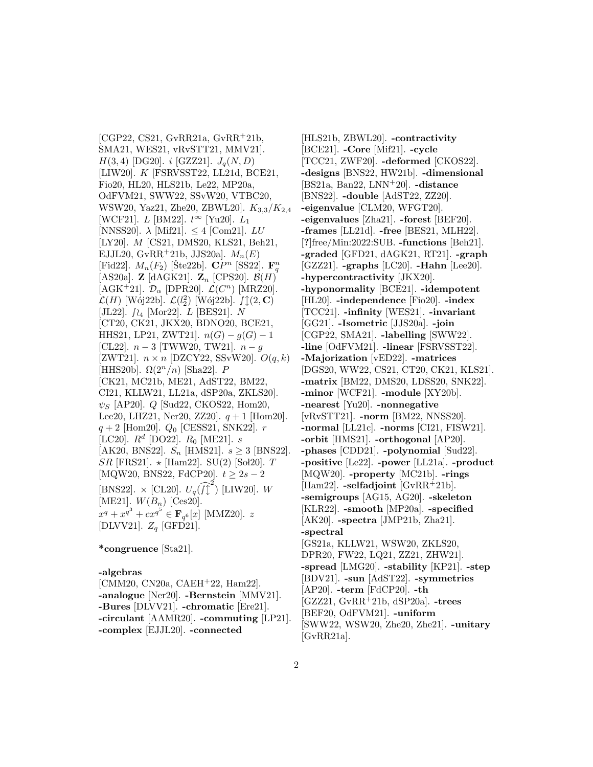[CGP22, CS21, GvRR21a, GvRR+21b, SMA21, WES21, vRvSTT21, MMV21]. $H(3,4)$ [DG20]. $i$ [GZZ21]. $J_q(N,D)$ [LIW20]. $K$ [FSRVSST22, LL21d, BCE21, Fio20, HL20, HLS21b, Le22, MP20a, OdFVM21, SWW22, SSvW20, VTBC20, WSW20, Yaz21, Zhe20, ZBWL20]. $K_{3,3}/K_{2,4}$ [WCF21]. $L$ [BM22]. $l^\infty$ [Yu20]. $L_1$ [NNSS20]. $\lambda$ [Mif21]. $\leq 4$ [Com21]. $LU$ [LY20]. $M$ [CS21, DMS20, KLS21, Beh21, EJJL20, GvRR+21b, JJS20a]. $M_n(E)$ [Fid22]. $M_n(F_2)$ [Šte22b]. $\mathbf{C}P^n$ [SS22]. $\mathbf{F}_q^n$ [AS20a]. $\mathbf{Z}$ [dAGK21]. $\mathbf{Z}_n$ [CPS20]. $\mathcal{B}(H)$ [AGK+21]. $\mathcal{D}_\alpha$ [DPR20]. $\mathcal{L}(C^n)$ [MRZ20]. $\mathcal{L}(H)$ [Wój22b]. $\mathcal{L}(l_2^2)$ [Wój22b]. $\int\updownarrow(2,\mathbf{C})$ [JL22]. $\int\wr_4$ [Mor22]. $L$ [BES21]. $N$ [CT20, CK21, JKX20, BDNO20, BCE21, HHS21, LP21, ZWT21]. $n(G)-g(G)-1$ [CL22]. $n-3$ [TWW20, TW21]. $n-g$ [ZWT21]. $n\times n$ [DZCY22, SSvW20]. $O(q,k)$ [HHS20b]. $\Omega(2^n/n)$ [Sha22]. $P$ [CK21, MC21b, ME21, AdST22, BM22, CI21, KLLW21, LL21a, dSP20a, ZKLS20]. $\psi_S$ [AP20]. $Q$ [Sud22, CKOS22, Hom20, Lee20, LHZ21, Ner20, ZZ20]. $q+1$ [Hom20]. $q+2$ [Hom20]. $Q_0$ [CESS21, SNK22]. $r$ [LC20]. $R^d$ [DO22]. $R_0$ [ME21]. $s$ [AK20, BNS22]. $S_n$ [HMS21]. $s\geq 3$ [BNS22]. $SR$ [FRS21]. $\star$ [Ham22]. SU(2) [Soł20]. $T$ [MQW20, BNS22, FdCP20]. $t\geq 2s-2$ [BNS22]. $\times$ [CL20]. $U_q(\widehat{\int\updownarrow}^2)$ [LIW20]. $W$ [ME21]. $W(B_n)$ [Ces20]. $x^q+x^{q^3}+cx^{q^5}\in\mathbf{F}_{q^6}[x]$ [MMZ20]. $z$ [DLVV21]. $Z_q$ [GFD21].

**\*congruence** [Sta21].

**-algebras** [CMM20, CN20a, CAEH+22, Ham22]. **-analogue** [Ner20]. **-Bernstein** [MMV21]. **-Bures** [DLVV21]. **-chromatic** [Ere21]. **-circulant** [AAMR20]. **-commuting** [LP21]. **-complex** [EJJL20]. **-connected** [HLS21b, ZBWL20]. **-contractivity** [BCE21]. **-Core** [Mif21]. **-cycle** [TCC21, ZWF20]. **-deformed** [CKOS22]. **-designs** [BNS22, HW21b]. **-dimensional** [BS21a, Ban22, LNN+20]. **-distance** [BNS22]. **-double** [AdST22, ZZ20]. **-eigenvalue** [CLM20, WFGT20]. **-eigenvalues** [Zha21]. **-forest** [BEF20]. **-frames** [LL21d]. **-free** [BES21, MLH22]. [?]free/Min:2022:SUB. **-functions** [Beh21]. **-graded** [GFD21, dAGK21, RT21]. **-graph** [GZZ21]. **-graphs** [LC20]. **-Hahn** [Lee20]. **-hypercontractivity** [JKX20]. **-hyponormality** [BCE21]. **-idempotent** [HL20]. **-independence** [Fio20]. **-index** [TCC21]. **-infinity** [WES21]. **-invariant** [GG21]. **-Isometric** [JJS20a]. **-join** [CGP22, SMA21]. **-labelling** [SWW22]. **-line** [OdFVM21]. **-linear** [FSRVSST22]. **-Majorization** [vED22]. **-matrices** [DGS20, WW22, CS21, CT20, CK21, KLS21]. **-matrix** [BM22, DMS20, LDSS20, SNK22]. **-minor** [WCF21]. **-module** [XY20b]. **-nearest** [Yu20]. **-nonnegative** [vRvSTT21]. **-norm** [BM22, NNSS20]. **-normal** [LL21c]. **-norms** [CI21, FISW21]. **-orbit** [HMS21]. **-orthogonal** [AP20]. **-phases** [CDD21]. **-polynomial** [Sud22]. **-positive** [Le22]. **-power** [LL21a]. **-product** [MQW20]. **-property** [MC21b]. **-rings** [Ham22]. **-selfadjoint** [GvRR+21b]. **-semigroups** [AG15, AG20]. **-skeleton** [KLR22]. **-smooth** [MP20a]. **-specified** [AK20]. **-spectra** [JMP21b, Zha21]. **-spectral** [GS21a, KLLW21, WSW20, ZKLS20, DPR20, FW22, LQ21, ZZ21, ZHW21]. **-spread** [LMG20]. **-stability** [KP21]. **-step** [BDV21]. **-sun** [AdST22]. **-symmetries** [AP20]. **-term** [FdCP20]. **-th** [GZZ21, GvRR+21b, dSP20a]. **-trees** [BEF20, OdFVM21]. **-uniform** [SWW22, WSW20, Zhe20, Zhe21]. **-unitary** [GvRR21a].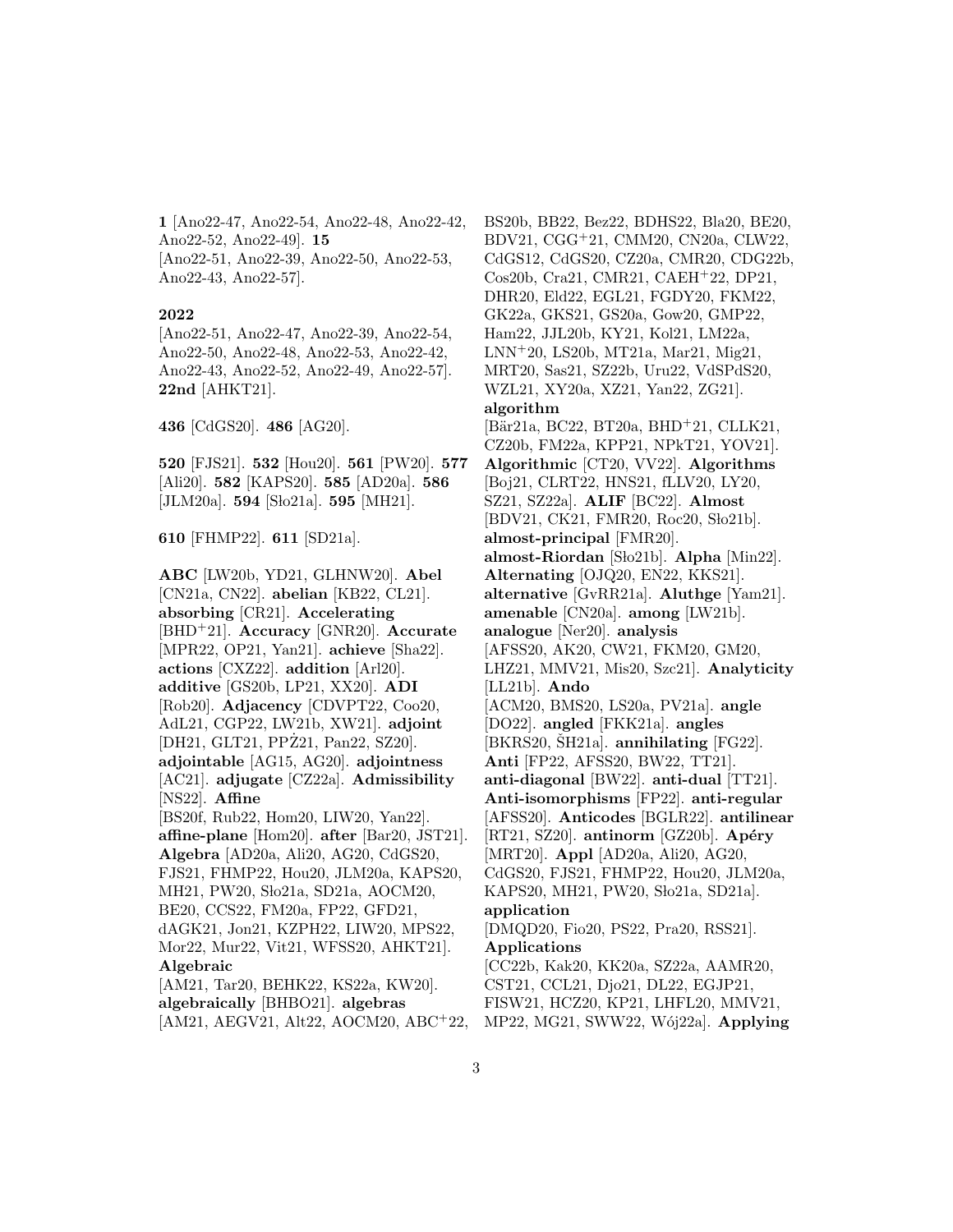**1** [Ano22-47, Ano22-54, Ano22-48, Ano22-42, Ano22-52, Ano22-49]. **15** [Ano22-51, Ano22-39, Ano22-50, Ano22-53, Ano22-43, Ano22-57].

**2022** [Ano22-51, Ano22-47, Ano22-39, Ano22-54, Ano22-50, Ano22-48, Ano22-53, Ano22-42, Ano22-43, Ano22-52, Ano22-49, Ano22-57]. **22nd** [AHKT21].

**436** [CdGS20]. **486** [AG20].

**520** [FJS21]. **532** [Hou20]. **561** [PW20]. **577** [Ali20]. **582** [KAPS20]. **585** [AD20a]. **586** [JLM20a]. **594** [Sło21a]. **595** [MH21].

**610** [FHMP22]. **611** [SD21a].

**ABC** [LW20b, YD21, GLHNW20]. **Abel** [CN21a, CN22]. **abelian** [KB22, CL21]. **absorbing** [CR21]. **Accelerating** [BHD[+]21]. **Accuracy** [GNR20]. **Accurate** [MPR22, OP21, Yan21]. **achieve** [Sha22]. **actions** [CXZ22]. **addition** [Arl20]. **additive** [GS20b, LP21, XX20]. **ADI** [Rob20]. **Adjacency** [CDVPT22, Coo20, AdL21, CGP22, LW21b, XW21]. **adjoint** [DH21, GLT21, PPŻ21, Pan22, SZ20]. **adjointable** [AG15, AG20]. **adjointness** [AC21]. **adjugate** [CZ22a]. **Admissibility** [NS22]. **Affine** [BS20f, Rub22, Hom20, LIW20, Yan22]. **affine-plane** [Hom20]. **after** [Bar20, JST21]. **Algebra** [AD20a, Ali20, AG20, CdGS20, FJS21, FHMP22, Hou20, JLM20a, KAPS20, MH21, PW20, Sło21a, SD21a, AOCM20, BE20, CCS22, FM20a, FP22, GFD21, dAGK21, Jon21, KZPH22, LIW20, MPS22, Mor22, Mur22, Vit21, WFSS20, AHKT21]. **Algebraic** [AM21, Tar20, BEHK22, KS22a, KW20]. **algebraically** [BHBO21]. **algebras** [AM21, AEGV21, Alt22, AOCM20, ABC[+]22, BS20b, BB22, Bez22, BDHS22, Bla20, BE20, BDV21, CGG[+]21, CMM20, CN20a, CLW22, CdGS12, CdGS20, CZ20a, CMR20, CDG22b, Cos20b, Cra21, CMR21, CAEH[+]22, DP21, DHR20, Eld22, EGL21, FGDY20, FKM22, GK22a, GKS21, GS20a, Gow20, GMP22, Ham22, JJL20b, KY21, Kol21, LM22a, LNN[+]20, LS20b, MT21a, Mar21, Mig21, MRT20, Sas21, SZ22b, Uru22, VdSPdS20, WZL21, XY20a, XZ21, Yan22, ZG21]. **algorithm** [Bär21a, BC22, BT20a, BHD[+]21, CLLK21, CZ20b, FM22a, KPP21, NPkT21, YOV21]. **Algorithmic** [CT20, VV22]. **Algorithms** [Boj21, CLRT22, HNS21, fLLV20, LY20, SZ21, SZ22a]. **ALIF** [BC22]. **Almost** [BDV21, CK21, FMR20, Roc20, Sło21b]. **almost-principal** [FMR20]. **almost-Riordan** [Sło21b]. **Alpha** [Min22]. **Alternating** [OJQ20, EN22, KKS21]. **alternative** [GvRR21a]. **Aluthge** [Yam21]. **amenable** [CN20a]. **among** [LW21b]. **analogue** [Ner20]. **analysis** [AFSS20, AK20, CW21, FKM20, GM20, LHZ21, MMV21, Mis20, Szc21]. **Analyticity** [LL21b]. **Ando** [ACM20, BMS20, LS20a, PV21a]. **angle** [DO22]. **angled** [FKK21a]. **angles** [BKRS20, ŠH21a]. **annihilating** [FG22]. **Anti** [FP22, AFSS20, BW22, TT21]. **anti-diagonal** [BW22]. **anti-dual** [TT21]. **Anti-isomorphisms** [FP22]. **anti-regular** [AFSS20]. **Anticodes** [BGLR22]. **antilinear** [RT21, SZ20]. **antinorm** [GZ20b]. **Apéry** [MRT20]. **Appl** [AD20a, Ali20, AG20, CdGS20, FJS21, FHMP22, Hou20, JLM20a, KAPS20, MH21, PW20, Sło21a, SD21a]. **application** [DMQD20, Fio20, PS22, Pra20, RSS21]. **Applications** [CC22b, Kak20, KK20a, SZ22a, AAMR20, CST21, CCL21, Djo21, DL22, EGJP21, FISW21, HCZ20, KP21, LHFL20, MMV21, MP22, MG21, SWW22, Wój22a]. **Applying**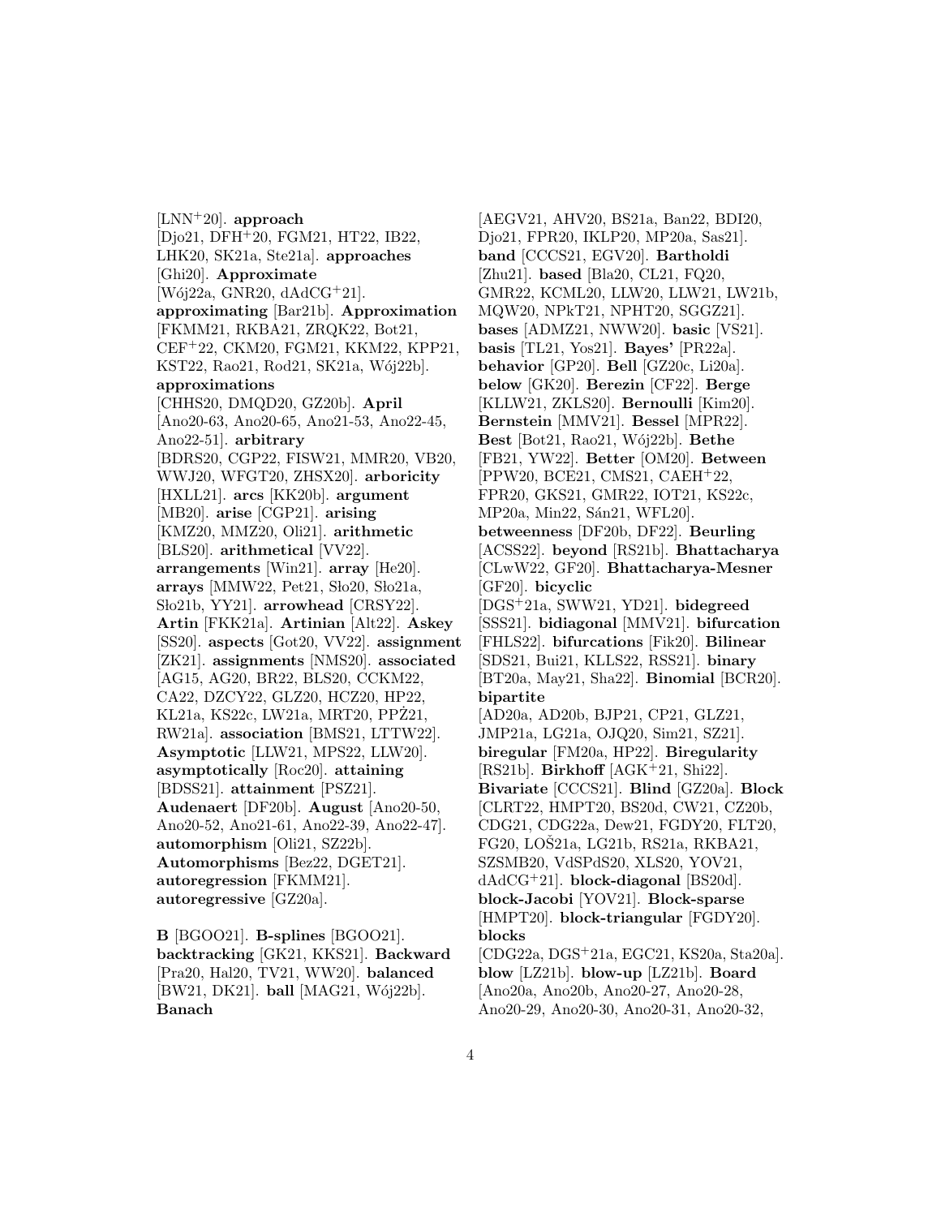[LNN[+]20]. **approach** [Djo21, DFH[+]20, FGM21, HT22, IB22, LHK20, SK21a, Ste21a]. **approaches** [Ghi20]. **Approximate** [Wój22a, GNR20, dAdCG[+]21]. **approximating** [Bar21b]. **Approximation** [FKMM21, RKBA21, ZRQK22, Bot21, CEF[+]22, CKM20, FGM21, KKM22, KPP21, KST22, Rao21, Rod21, SK21a, Wój22b]. **approximations** [CHHS20, DMQD20, GZ20b]. **April** [Ano20-63, Ano20-65, Ano21-53, Ano22-45, Ano22-51]. **arbitrary** [BDRS20, CGP22, FISW21, MMR20, VB20, WWJ20, WFGT20, ZHSX20]. **arboricity** [HXLL21]. **arcs** [KK20b]. **argument** [MB20]. **arise** [CGP21]. **arising** [KMZ20, MMZ20, Oli21]. **arithmetic** [BLS20]. **arithmetical** [VV22]. **arrangements** [Win21]. **array** [He20]. **arrays** [MMW22, Pet21, Sło20, Sło21a, Sło21b, YY21]. **arrowhead** [CRSY22]. **Artin** [FKK21a]. **Artinian** [Alt22]. **Askey** [SS20]. **aspects** [Got20, VV22]. **assignment** [ZK21]. **assignments** [NMS20]. **associated** [AG15, AG20, BR22, BLS20, CCKM22, CA22, DZCY22, GLZ20, HCZ20, HP22, KL21a, KS22c, LW21a, MRT20, PPŻ21, RW21a]. **association** [BMS21, LTTW22]. **Asymptotic** [LLW21, MPS22, LLW20]. **asymptotically** [Roc20]. **attaining** [BDSS21]. **attainment** [PSZ21]. **Audenaert** [DF20b]. **August** [Ano20-50, Ano20-52, Ano21-61, Ano22-39, Ano22-47]. **automorphism** [Oli21, SZ22b]. **Automorphisms** [Bez22, DGET21]. **autoregression** [FKMM21]. **autoregressive** [GZ20a].

**B** [BGOO21]. **B-splines** [BGOO21]. **backtracking** [GK21, KKS21]. **Backward** [Pra20, Hal20, TV21, WW20]. **balanced** [BW21, DK21]. **ball** [MAG21, Wój22b]. **Banach** [AEGV21, AHV20, BS21a, Ban22, BDI20, Djo21, FPR20, IKLP20, MP20a, Sas21]. **band** [CCCS21, EGV20]. **Bartholdi** [Zhu21]. **based** [Bla20, CL21, FQ20, GMR22, KCML20, LLW20, LLW21, LW21b, MQW20, NPkT21, NPHT20, SGGZ21]. **bases** [ADMZ21, NWW20]. **basic** [VS21]. **basis** [TL21, Yos21]. **Bayes'** [PR22a]. **behavior** [GP20]. **Bell** [GZ20c, Li20a]. **below** [GK20]. **Berezin** [CF22]. **Berge** [KLLW21, ZKLS20]. **Bernoulli** [Kim20]. **Bernstein** [MMV21]. **Bessel** [MPR22]. **Best** [Bot21, Rao21, Wój22b]. **Bethe** [FB21, YW22]. **Better** [OM20]. **Between** [PPW20, BCE21, CMS21, CAEH[+]22, FPR20, GKS21, GMR22, IOT21, KS22c, MP20a, Min22, Sán21, WFL20]. **betweenness** [DF20b, DF22]. **Beurling** [ACSS22]. **beyond** [RS21b]. **Bhattacharya** [CLwW22, GF20]. **Bhattacharya-Mesner** [GF20]. **bicyclic** [DGS[+]21a, SWW21, YD21]. **bidegreed** [SSS21]. **bidiagonal** [MMV21]. **bifurcation** [FHLS22]. **bifurcations** [Fik20]. **Bilinear** [SDS21, Bui21, KLLS22, RSS21]. **binary** [BT20a, May21, Sha22]. **Binomial** [BCR20]. **bipartite** [AD20a, AD20b, BJP21, CP21, GLZ21, JMP21a, LG21a, OJQ20, Sim21, SZ21]. **biregular** [FM20a, HP22]. **Biregularity** [RS21b]. **Birkhoff** [AGK[+]21, Shi22]. **Bivariate** [CCCS21]. **Blind** [GZ20a]. **Block** [CLRT22, HMPT20, BS20d, CW21, CZ20b, CDG21, CDG22a, Dew21, FGDY20, FLT20, FG20, LOŠ21a, LG21b, RS21a, RKBA21, SZSMB20, VdSPdS20, XLS20, YOV21, dAdCG[+]21]. **block-diagonal** [BS20d]. **block-Jacobi** [YOV21]. **Block-sparse** [HMPT20]. **block-triangular** [FGDY20]. **blocks** [CDG22a, DGS[+]21a, EGC21, KS20a, Sta20a]. **blow** [LZ21b]. **blow-up** [LZ21b]. **Board** [Ano20a, Ano20b, Ano20-27, Ano20-28, Ano20-29, Ano20-30, Ano20-31, Ano20-32,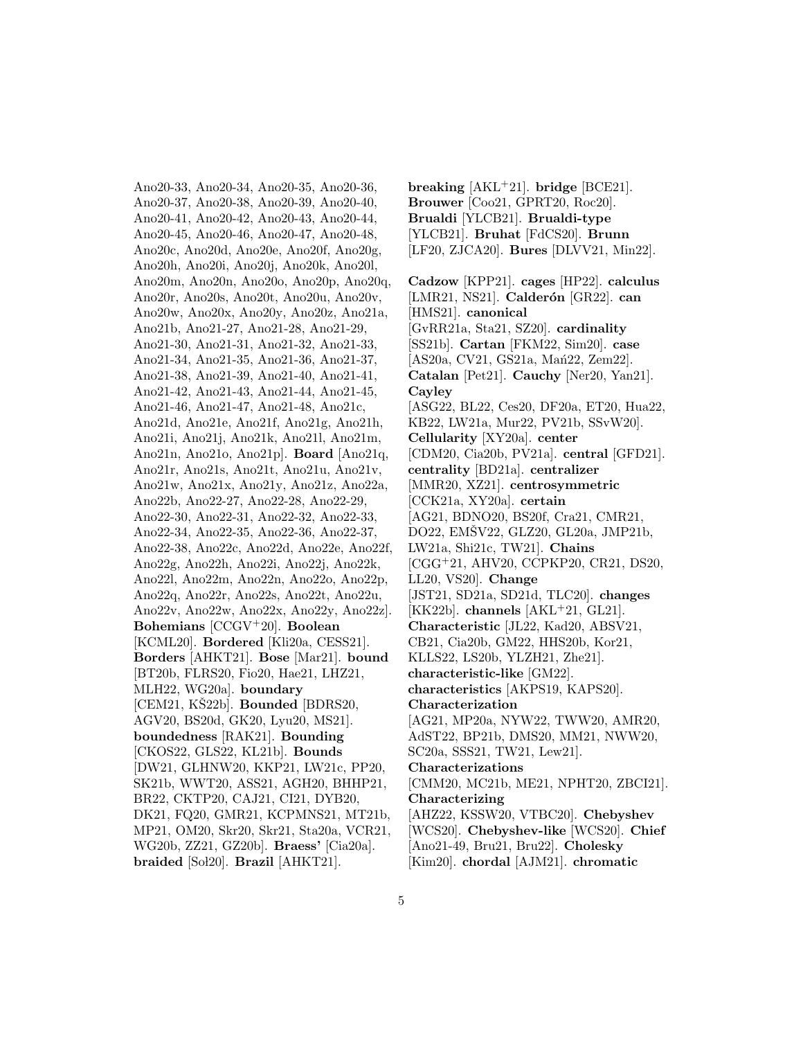Ano20-33, Ano20-34, Ano20-35, Ano20-36, Ano20-37, Ano20-38, Ano20-39, Ano20-40, Ano20-41, Ano20-42, Ano20-43, Ano20-44, Ano20-45, Ano20-46, Ano20-47, Ano20-48, Ano20c, Ano20d, Ano20e, Ano20f, Ano20g, Ano20h, Ano20i, Ano20j, Ano20k, Ano20l, Ano20m, Ano20n, Ano20o, Ano20p, Ano20q, Ano20r, Ano20s, Ano20t, Ano20u, Ano20v, Ano20w, Ano20x, Ano20y, Ano20z, Ano21a, Ano21b, Ano21-27, Ano21-28, Ano21-29, Ano21-30, Ano21-31, Ano21-32, Ano21-33, Ano21-34, Ano21-35, Ano21-36, Ano21-37, Ano21-38, Ano21-39, Ano21-40, Ano21-41, Ano21-42, Ano21-43, Ano21-44, Ano21-45, Ano21-46, Ano21-47, Ano21-48, Ano21c, Ano21d, Ano21e, Ano21f, Ano21g, Ano21h, Ano21i, Ano21j, Ano21k, Ano21l, Ano21m, Ano21n, Ano21o, Ano21p]. **Board** [Ano21q, Ano21r, Ano21s, Ano21t, Ano21u, Ano21v, Ano21w, Ano21x, Ano21y, Ano21z, Ano22a, Ano22b, Ano22-27, Ano22-28, Ano22-29, Ano22-30, Ano22-31, Ano22-32, Ano22-33, Ano22-34, Ano22-35, Ano22-36, Ano22-37, Ano22-38, Ano22c, Ano22d, Ano22e, Ano22f, Ano22g, Ano22h, Ano22i, Ano22j, Ano22k, Ano22l, Ano22m, Ano22n, Ano22o, Ano22p, Ano22q, Ano22r, Ano22s, Ano22t, Ano22u, Ano22v, Ano22w, Ano22x, Ano22y, Ano22z]. **Bohemians** [CCGV+20]. **Boolean** [KCML20]. **Bordered** [Kli20a, CESS21]. **Borders** [AHKT21]. **Bose** [Mar21]. **bound** [BT20b, FLRS20, Fio20, Hae21, LHZ21, MLH22, WG20a]. **boundary** [CEM21, KŠ22b]. **Bounded** [BDRS20, AGV20, BS20d, GK20, Lyu20, MS21]. **boundedness** [RAK21]. **Bounding** [CKOS22, GLS22, KL21b]. **Bounds** [DW21, GLHNW20, KKP21, LW21c, PP20, SK21b, WWT20, ASS21, AGH20, BHHP21, BR22, CKTP20, CAJ21, CI21, DYB20, DK21, FQ20, GMR21, KCPMNS21, MT21b, MP21, OM20, Skr20, Skr21, Sta20a, VCR21, WG20b, ZZ21, GZ20b]. **Braess'** [Cia20a]. **braided** [Soł20]. **Brazil** [AHKT21].

**breaking** [AKL+21]. **bridge** [BCE21]. **Brouwer** [Coo21, GPRT20, Roc20]. **Brualdi** [YLCB21]. **Brualdi-type** [YLCB21]. **Bruhat** [FdCS20]. **Brunn** [LF20, ZJCA20]. **Bures** [DLVV21, Min22].

**Cadzow** [KPP21]. **cages** [HP22]. **calculus** [LMR21, NS21]. **Calderón** [GR22]. **can** [HMS21]. **canonical** [GvRR21a, Sta21, SZ20]. **cardinality** [SS21b]. **Cartan** [FKM22, Sim20]. **case** [AS20a, CV21, GS21a, Mań22, Zem22]. **Catalan** [Pet21]. **Cauchy** [Ner20, Yan21]. **Cayley** [ASG22, BL22, Ces20, DF20a, ET20, Hua22, KB22, LW21a, Mur22, PV21b, SSvW20]. **Cellularity** [XY20a]. **center** [CDM20, Cia20b, PV21a]. **central** [GFD21]. **centrality** [BD21a]. **centralizer** [MMR20, XZ21]. **centrosymmetric** [CCK21a, XY20a]. **certain** [AG21, BDNO20, BS20f, Cra21, CMR21, DO22, EMŠV22, GLZ20, GL20a, JMP21b, LW21a, Shi21c, TW21]. **Chains** [CGG+21, AHV20, CCPKP20, CR21, DS20, LL20, VS20]. **Change** [JST21, SD21a, SD21d, TLC20]. **changes** [KK22b]. **channels** [AKL+21, GL21]. **Characteristic** [JL22, Kad20, ABSV21, CB21, Cia20b, GM22, HHS20b, Kor21, KLLS22, LS20b, YLZH21, Zhe21]. **characteristic-like** [GM22]. **characteristics** [AKPS19, KAPS20]. **Characterization** [AG21, MP20a, NYW22, TWW20, AMR20, AdST22, BP21b, DMS20, MM21, NWW20, SC20a, SSS21, TW21, Lew21]. **Characterizations** [CMM20, MC21b, ME21, NPHT20, ZBCI21]. **Characterizing** [AHZ22, KSSW20, VTBC20]. **Chebyshev** [WCS20]. **Chebyshev-like** [WCS20]. **Chief** [Ano21-49, Bru21, Bru22]. **Cholesky** [Kim20]. **chordal** [AJM21]. **chromatic**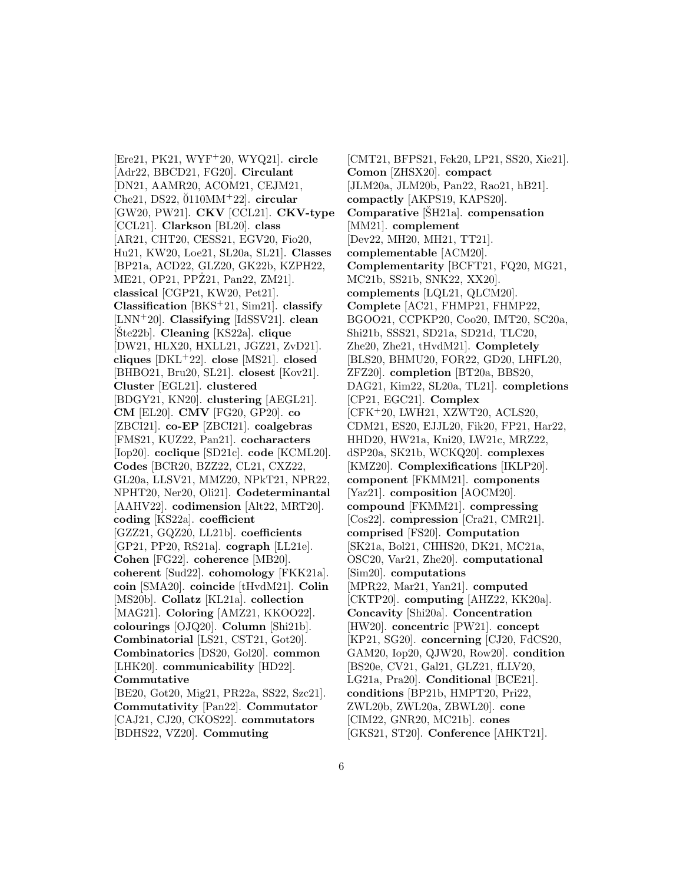[Ere21, PK21, WYF+20, WYQ21]. **circle** [Adr22, BBCD21, FG20]. **Circulant** [DN21, AAMR20, ACOM21, CEJM21, Che21, DS22, 0̆110MM+22]. **circular** [GW20, PW21]. **CKV** [CCL21]. **CKV-type** [CCL21]. **Clarkson** [BL20]. **class** [AR21, CHT20, CESS21, EGV20, Fio20, Hu21, KW20, Loe21, SL20a, SL21]. **Classes** [BP21a, ACD22, GLZ20, GK22b, KZPH22, ME21, OP21, PPŻ21, Pan22, ZM21]. **classical** [CGP21, KW20, Pet21]. **Classification** [BKS+21, Sim21]. **classify** [LNN+20]. **Classifying** [IdSSV21]. **clean** [Šte22b]. **Cleaning** [KS22a]. **clique** [DW21, HLX20, HXLL21, JGZ21, ZvD21]. **cliques** [DKL+22]. **close** [MS21]. **closed** [BHBO21, Bru20, SL21]. **closest** [Kov21]. **Cluster** [EGL21]. **clustered** [BDGY21, KN20]. **clustering** [AEGL21]. **CM** [EL20]. **CMV** [FG20, GP20]. **co** [ZBCI21]. **co-EP** [ZBCI21]. **coalgebras** [FMS21, KUZ22, Pan21]. **cocharacters** [Iop20]. **coclique** [SD21c]. **code** [KCML20]. **Codes** [BCR20, BZZ22, CL21, CXZ22, GL20a, LLSV21, MMZ20, NPkT21, NPR22, NPHT20, Ner20, Oli21]. **Codeterminantal** [AAHV22]. **codimension** [Alt22, MRT20]. **coding** [KS22a]. **coefficient** [GZZ21, GQZ20, LL21b]. **coefficients** [GP21, PP20, RS21a]. **cograph** [LL21e]. **Cohen** [FG22]. **coherence** [MB20]. **coherent** [Sud22]. **cohomology** [FKK21a]. **coin** [SMA20]. **coincide** [tHvdM21]. **Colin** [MS20b]. **Collatz** [KL21a]. **collection** [MAG21]. **Coloring** [AMZ21, KKOO22]. **colourings** [OJQ20]. **Column** [Shi21b]. **Combinatorial** [LS21, CST21, Got20]. **Combinatorics** [DS20, Gol20]. **common** [LHK20]. **communicability** [HD22]. **Commutative** [BE20, Got20, Mig21, PR22a, SS22, Szc21]. **Commutativity** [Pan22]. **Commutator** [CAJ21, CJ20, CKOS22]. **commutators** [BDHS22, VZ20]. **Commuting** [CMT21, BFPS21, Fek20, LP21, SS20, Xie21]. **Comon** [ZHSX20]. **compact** [JLM20a, JLM20b, Pan22, Rao21, hB21]. **compactly** [AKPS19, KAPS20]. **Comparative** [ŠH21a]. **compensation** [MM21]. **complement** [Dev22, MH20, MH21, TT21]. **complementable** [ACM20]. **Complementarity** [BCFT21, FQ20, MG21, MC21b, SS21b, SNK22, XX20]. **complements** [LQL21, QLCM20]. **Complete** [AC21, FHMP21, FHMP22, BGOO21, CCPKP20, Coo20, IMT20, SC20a, Shi21b, SSS21, SD21a, SD21d, TLC20, Zhe20, Zhe21, tHvdM21]. **Completely** [BLS20, BHMU20, FOR22, GD20, LHFL20, ZFZ20]. **completion** [BT20a, BBS20, DAG21, Kim22, SL20a, TL21]. **completions** [CP21, EGC21]. **Complex** [CFK+20, LWH21, XZWT20, ACLS20, CDM21, ES20, EJJL20, Fik20, FP21, Har22, HHD20, HW21a, Kni20, LW21c, MRZ22, dSP20a, SK21b, WCKQ20]. **complexes** [KMZ20]. **Complexifications** [IKLP20]. **component** [FKMM21]. **components** [Yaz21]. **composition** [AOCM20]. **compound** [FKMM21]. **compressing** [Cos22]. **compression** [Cra21, CMR21]. **comprised** [FS20]. **Computation** [SK21a, Bol21, CHHS20, DK21, MC21a, OSC20, Var21, Zhe20]. **computational** [Sim20]. **computations** [MPR22, Mar21, Yan21]. **computed** [CKTP20]. **computing** [AHZ22, KK20a]. **Concavity** [Shi20a]. **Concentration** [HW20]. **concentric** [PW21]. **concept** [KP21, SG20]. **concerning** [CJ20, FdCS20, GAM20, Iop20, QJW20, Row20]. **condition** [BS20e, CV21, Gal21, GLZ21, fLLV20, LG21a, Pra20]. **Conditional** [BCE21]. **conditions** [BP21b, HMPT20, Pri22, ZWL20b, ZWL20a, ZBWL20]. **cone** [CIM22, GNR20, MC21b]. **cones** [GKS21, ST20]. **Conference** [AHKT21].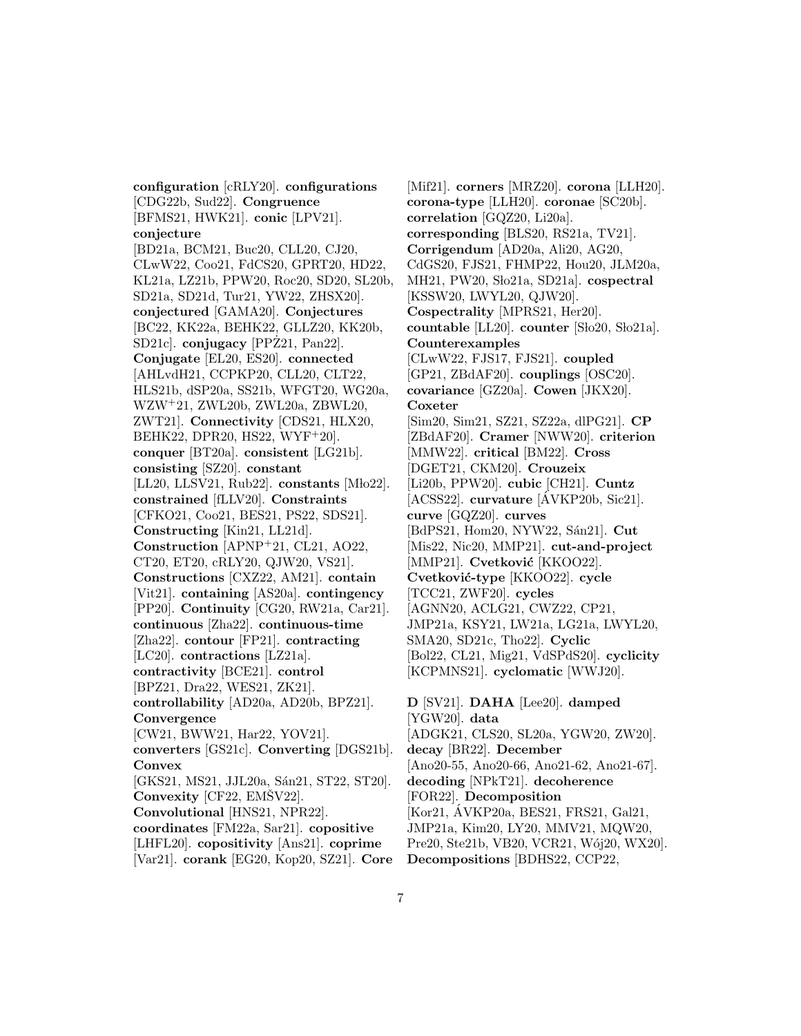**configuration** [cRLY20]. **configurations** [CDG22b, Sud22]. **Congruence** [BFMS21, HWK21]. **conic** [LPV21]. **conjecture** [BD21a, BCM21, Buc20, CLL20, CJ20, CLwW22, Coo21, FdCS20, GPRT20, HD22, KL21a, LZ21b, PPW20, Roc20, SD20, SL20b, SD21a, SD21d, Tur21, YW22, ZHSX20]. **conjectured** [GAMA20]. **Conjectures** [BC22, KK22a, BEHK22, GLLZ20, KK20b, SD21c]. **conjugacy** [PPŻ21, Pan22]. **Conjugate** [EL20, ES20]. **connected** [AHLvdH21, CCPKP20, CLL20, CLT22, HLS21b, dSP20a, SS21b, WFGT20, WG20a, WZW+21, ZWL20b, ZWL20a, ZBWL20, ZWT21]. **Connectivity** [CDS21, HLX20, BEHK22, DPR20, HS22, WYF+20]. **conquer** [BT20a]. **consistent** [LG21b]. **consisting** [SZ20]. **constant** [LL20, LLSV21, Rub22]. **constants** [Mło22]. **constrained** [fLLV20]. **Constraints** [CFKO21, Coo21, BES21, PS22, SDS21]. **Constructing** [Kin21, LL21d]. **Construction** [APNP+21, CL21, AO22, CT20, ET20, cRLY20, QJW20, VS21]. **Constructions** [CXZ22, AM21]. **contain** [Vit21]. **containing** [AS20a]. **contingency** [PP20]. **Continuity** [CG20, RW21a, Car21]. **continuous** [Zha22]. **continuous-time** [Zha22]. **contour** [FP21]. **contracting** [LC20]. **contractions** [LZ21a]. **contractivity** [BCE21]. **control** [BPZ21, Dra22, WES21, ZK21]. **controllability** [AD20a, AD20b, BPZ21]. **Convergence** [CW21, BWW21, Har22, YOV21]. **converters** [GS21c]. **Converting** [DGS21b]. **Convex** [GKS21, MS21, JJL20a, Sán21, ST22, ST20]. **Convexity** [CF22, EMŠV22]. **Convolutional** [HNS21, NPR22]. **coordinates** [FM22a, Sar21]. **copositive** [LHFL20]. **copositivity** [Ans21]. **coprime** [Var21]. **corank** [EG20, Kop20, SZ21]. **Core** [Mif21]. **corners** [MRZ20]. **corona** [LLH20]. **corona-type** [LLH20]. **coronae** [SC20b]. **correlation** [GQZ20, Li20a]. **corresponding** [BLS20, RS21a, TV21]. **Corrigendum** [AD20a, Ali20, AG20, CdGS20, FJS21, FHMP22, Hou20, JLM20a, MH21, PW20, Sło21a, SD21a]. **cospectral** [KSSW20, LWYL20, QJW20]. **Cospectrality** [MPRS21, Her20]. **countable** [LL20]. **counter** [Sło20, Sło21a]. **Counterexamples** [CLwW22, FJS17, FJS21]. **coupled** [GP21, ZBdAF20]. **couplings** [OSC20]. **covariance** [GZ20a]. **Cowen** [JKX20]. **Coxeter** [Sim20, Sim21, SZ21, SZ22a, dlPG21]. **CP** [ZBdAF20]. **Cramer** [NWW20]. **criterion** [MMW22]. **critical** [BM22]. **Cross** [DGET21, CKM20]. **Crouzeix** [Li20b, PPW20]. **cubic** [CH21]. **Cuntz** [ACSS22]. **curvature** [ÁVKP20b, Sic21]. **curve** [GQZ20]. **curves** [BdPS21, Hom20, NYW22, Sán21]. **Cut** [Mis22, Nic20, MMP21]. **cut-and-project** [MMP21]. **Cvetković** [KKOO22]. **Cvetković-type** [KKOO22]. **cycle** [TCC21, ZWF20]. **cycles** [AGNN20, ACLG21, CWZ22, CP21, JMP21a, KSY21, LW21a, LG21a, LWYL20, SMA20, SD21c, Tho22]. **Cyclic** [Bol22, CL21, Mig21, VdSPdS20]. **cyclicity** [KCPMNS21]. **cyclomatic** [WWJ20].

**D** [SV21]. **DAHA** [Lee20]. **damped** [YGW20]. **data** [ADGK21, CLS20, SL20a, YGW20, ZW20]. **decay** [BR22]. **December** [Ano20-55, Ano20-66, Ano21-62, Ano21-67]. **decoding** [NPkT21]. **decoherence** [FOR22]. **Decomposition** [Kor21, ÁVKP20a, BES21, FRS21, Gal21, JMP21a, Kim20, LY20, MMV21, MQW20, Pre20, Ste21b, VB20, VCR21, Wój20, WX20]. **Decompositions** [BDHS22, CCP22,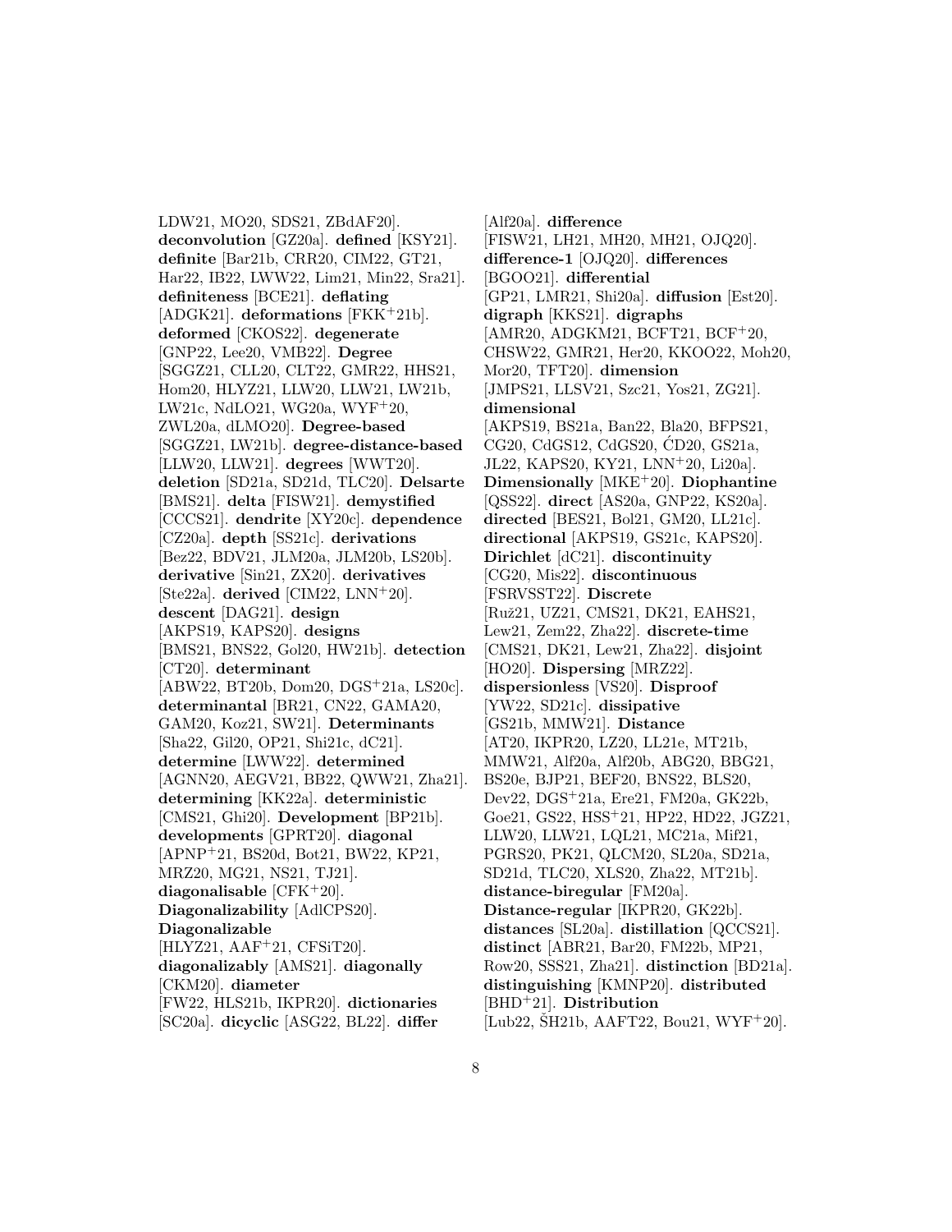LDW21, MO20, SDS21, ZBdAF20]. **deconvolution** [GZ20a]. **defined** [KSY21]. **definite** [Bar21b, CRR20, CIM22, GT21, Har22, IB22, LWW22, Lim21, Min22, Sra21]. **definiteness** [BCE21]. **deflating** [ADGK21]. **deformations** [FKK+21b]. **deformed** [CKOS22]. **degenerate** [GNP22, Lee20, VMB22]. **Degree** [SGGZ21, CLL20, CLT22, GMR22, HHS21, Hom20, HLYZ21, LLW20, LLW21, LW21b, LW21c, NdLO21, WG20a, WYF+20, ZWL20a, dLMO20]. **Degree-based** [SGGZ21, LW21b]. **degree-distance-based** [LLW20, LLW21]. **degrees** [WWT20]. **deletion** [SD21a, SD21d, TLC20]. **Delsarte** [BMS21]. **delta** [FISW21]. **demystified** [CCCS21]. **dendrite** [XY20c]. **dependence** [CZ20a]. **depth** [SS21c]. **derivations** [Bez22, BDV21, JLM20a, JLM20b, LS20b]. **derivative** [Sin21, ZX20]. **derivatives** [Ste22a]. **derived** [CIM22, LNN+20]. **descent** [DAG21]. **design** [AKPS19, KAPS20]. **designs** [BMS21, BNS22, Gol20, HW21b]. **detection** [CT20]. **determinant** [ABW22, BT20b, Dom20, DGS+21a, LS20c]. **determinantal** [BR21, CN22, GAMA20, GAM20, Koz21, SW21]. **Determinants** [Sha22, Gil20, OP21, Shi21c, dC21]. **determine** [LWW22]. **determined** [AGNN20, AEGV21, BB22, QWW21, Zha21]. **determining** [KK22a]. **deterministic** [CMS21, Ghi20]. **Development** [BP21b]. **developments** [GPRT20]. **diagonal** [APNP+21, BS20d, Bot21, BW22, KP21, MRZ20, MG21, NS21, TJ21]. **diagonalisable** [CFK+20]. **Diagonalizability** [AdlCPS20]. **Diagonalizable** [HLYZ21, AAF+21, CFSiT20]. **diagonalizably** [AMS21]. **diagonally** [CKM20]. **diameter** [FW22, HLS21b, IKPR20]. **dictionaries** [SC20a]. **dicyclic** [ASG22, BL22]. **differ** [Alf20a]. **difference** [FISW21, LH21, MH20, MH21, OJQ20]. **difference-1** [OJQ20]. **differences** [BGOO21]. **differential** [GP21, LMR21, Shi20a]. **diffusion** [Est20]. **digraph** [KKS21]. **digraphs** [AMR20, ADGKM21, BCFT21, BCF+20, CHSW22, GMR21, Her20, KKOO22, Moh20, Mor20, TFT20]. **dimension** [JMPS21, LLSV21, Szc21, Yos21, ZG21]. **dimensional** [AKPS19, BS21a, Ban22, Bla20, BFPS21, CG20, CdGS12, CdGS20, ĆD20, GS21a, JL22, KAPS20, KY21, LNN+20, Li20a]. **Dimensionally** [MKE+20]. **Diophantine** [QSS22]. **direct** [AS20a, GNP22, KS20a]. **directed** [BES21, Bol21, GM20, LL21c]. **directional** [AKPS19, GS21c, KAPS20]. **Dirichlet** [dC21]. **discontinuity** [CG20, Mis22]. **discontinuous** [FSRVSST22]. **Discrete** [Ruž21, UZ21, CMS21, DK21, EAHS21, Lew21, Zem22, Zha22]. **discrete-time** [CMS21, DK21, Lew21, Zha22]. **disjoint** [HO20]. **Dispersing** [MRZ22]. **dispersionless** [VS20]. **Disproof** [YW22, SD21c]. **dissipative** [GS21b, MMW21]. **Distance** [AT20, IKPR20, LZ20, LL21e, MT21b, MMW21, Alf20a, Alf20b, ABG20, BBG21, BS20e, BJP21, BEF20, BNS22, BLS20, Dev22, DGS+21a, Ere21, FM20a, GK22b, Goe21, GS22, HSS+21, HP22, HD22, JGZ21, LLW20, LLW21, LQL21, MC21a, Mif21, PGRS20, PK21, QLCM20, SL20a, SD21a, SD21d, TLC20, XLS20, Zha22, MT21b]. **distance-biregular** [FM20a]. **Distance-regular** [IKPR20, GK22b]. **distances** [SL20a]. **distillation** [QCCS21]. **distinct** [ABR21, Bar20, FM22b, MP21, Row20, SSS21, Zha21]. **distinction** [BD21a]. **distinguishing** [KMNP20]. **distributed** [BHD+21]. **Distribution** [Lub22, ŠH21b, AAFT22, Bou21, WYF+20].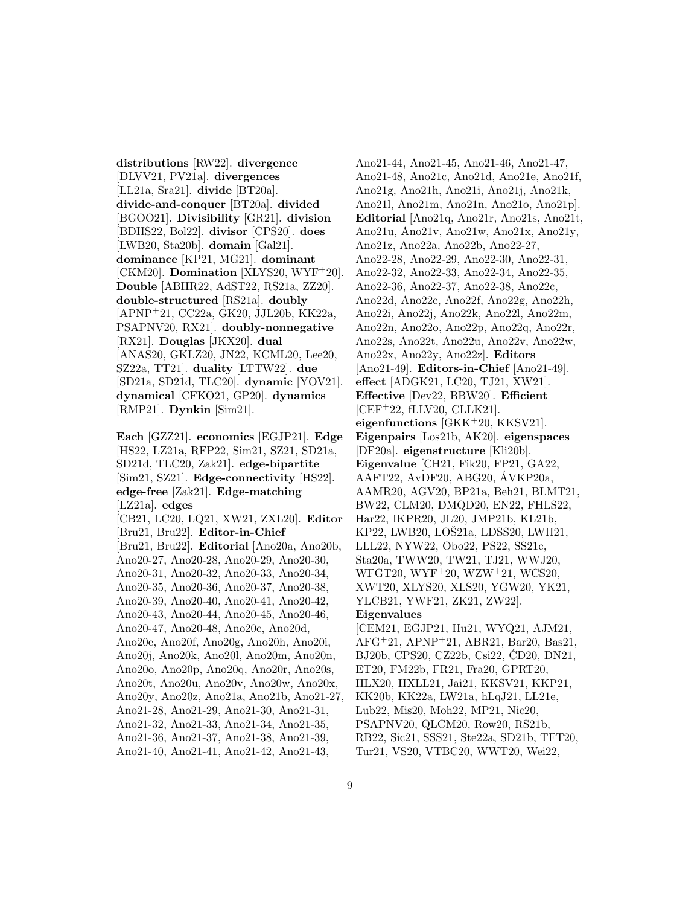**distributions** [RW22]. **divergence** [DLVV21, PV21a]. **divergences** [LL21a, Sra21]. **divide** [BT20a]. **divide-and-conquer** [BT20a]. **divided** [BGOO21]. **Divisibility** [GR21]. **division** [BDHS22, Bol22]. **divisor** [CPS20]. **does** [LWB20, Sta20b]. **domain** [Gal21]. **dominance** [KP21, MG21]. **dominant** [CKM20]. **Domination** [XLYS20, WYF+20]. **Double** [ABHR22, AdST22, RS21a, ZZ20]. **double-structured** [RS21a]. **doubly** [APNP+21, CC22a, GK20, JJL20b, KK22a, PSAPNV20, RX21]. **doubly-nonnegative** [RX21]. **Douglas** [JKX20]. **dual** [ANAS20, GKLZ20, JN22, KCML20, Lee20, SZ22a, TT21]. **duality** [LTTW22]. **due** [SD21a, SD21d, TLC20]. **dynamic** [YOV21]. **dynamical** [CFKO21, GP20]. **dynamics** [RMP21]. **Dynkin** [Sim21].

**Each** [GZZ21]. **economics** [EGJP21]. **Edge** [HS22, LZ21a, RFP22, Sim21, SZ21, SD21a, SD21d, TLC20, Zak21]. **edge-bipartite** [Sim21, SZ21]. **Edge-connectivity** [HS22]. **edge-free** [Zak21]. **Edge-matching** [LZ21a]. **edges** [CB21, LC20, LQ21, XW21, ZXL20]. **Editor** [Bru21, Bru22]. **Editor-in-Chief** [Bru21, Bru22]. **Editorial** [Ano20a, Ano20b, Ano20-27, Ano20-28, Ano20-29, Ano20-30, Ano20-31, Ano20-32, Ano20-33, Ano20-34, Ano20-35, Ano20-36, Ano20-37, Ano20-38, Ano20-39, Ano20-40, Ano20-41, Ano20-42, Ano20-43, Ano20-44, Ano20-45, Ano20-46, Ano20-47, Ano20-48, Ano20c, Ano20d, Ano20e, Ano20f, Ano20g, Ano20h, Ano20i, Ano20j, Ano20k, Ano20l, Ano20m, Ano20n, Ano20o, Ano20p, Ano20q, Ano20r, Ano20s, Ano20t, Ano20u, Ano20v, Ano20w, Ano20x, Ano20y, Ano20z, Ano21a, Ano21b, Ano21-27, Ano21-28, Ano21-29, Ano21-30, Ano21-31, Ano21-32, Ano21-33, Ano21-34, Ano21-35, Ano21-36, Ano21-37, Ano21-38, Ano21-39, Ano21-40, Ano21-41, Ano21-42, Ano21-43, Ano21-44, Ano21-45, Ano21-46, Ano21-47, Ano21-48, Ano21c, Ano21d, Ano21e, Ano21f, Ano21g, Ano21h, Ano21i, Ano21j, Ano21k, Ano21l, Ano21m, Ano21n, Ano21o, Ano21p]. **Editorial** [Ano21q, Ano21r, Ano21s, Ano21t, Ano21u, Ano21v, Ano21w, Ano21x, Ano21y, Ano21z, Ano22a, Ano22b, Ano22-27, Ano22-28, Ano22-29, Ano22-30, Ano22-31, Ano22-32, Ano22-33, Ano22-34, Ano22-35, Ano22-36, Ano22-37, Ano22-38, Ano22c, Ano22d, Ano22e, Ano22f, Ano22g, Ano22h, Ano22i, Ano22j, Ano22k, Ano22l, Ano22m, Ano22n, Ano22o, Ano22p, Ano22q, Ano22r, Ano22s, Ano22t, Ano22u, Ano22v, Ano22w, Ano22x, Ano22y, Ano22z]. **Editors** [Ano21-49]. **Editors-in-Chief** [Ano21-49]. **effect** [ADGK21, LC20, TJ21, XW21]. **Effective** [Dev22, BBW20]. **Efficient** [CEF+22, fLLV20, CLLK21]. **eigenfunctions** [GKK+20, KKSV21]. **Eigenpairs** [Los21b, AK20]. **eigenspaces** [DF20a]. **eigenstructure** [Kli20b]. **Eigenvalue** [CH21, Fik20, FP21, GA22, AAFT22, AvDF20, ABG20, ÁVKP20a, AAMR20, AGV20, BP21a, Beh21, BLMT21, BW22, CLM20, DMQD20, EN22, FHLS22, Har22, IKPR20, JL20, JMP21b, KL21b, KP22, LWB20, LOŠ21a, LDSS20, LWH21, LLL22, NYW22, Obo22, PS22, SS21c, Sta20a, TWW20, TW21, TJ21, WWJ20, WFGT20, WYF+20, WZW+21, WCS20, XWT20, XLYS20, XLS20, YGW20, YK21, YLCB21, YWF21, ZK21, ZW22]. **Eigenvalues** [CEM21, EGJP21, Hu21, WYQ21, AJM21, AFG+21, APNP+21, ABR21, Bar20, Bas21, BJ20b, CPS20, CZ22b, Csi22, ĆD20, DN21, ET20, FM22b, FR21, Fra20, GPRT20, HLX20, HXLL21, Jai21, KKSV21, KKP21, KK20b, KK22a, LW21a, hLqJ21, LL21e, Lub22, Mis20, Moh22, MP21, Nic20, PSAPNV20, QLCM20, Row20, RS21b, RB22, Sic21, SSS21, Ste22a, SD21b, TFT20, Tur21, VS20, VTBC20, WWT20, Wei22,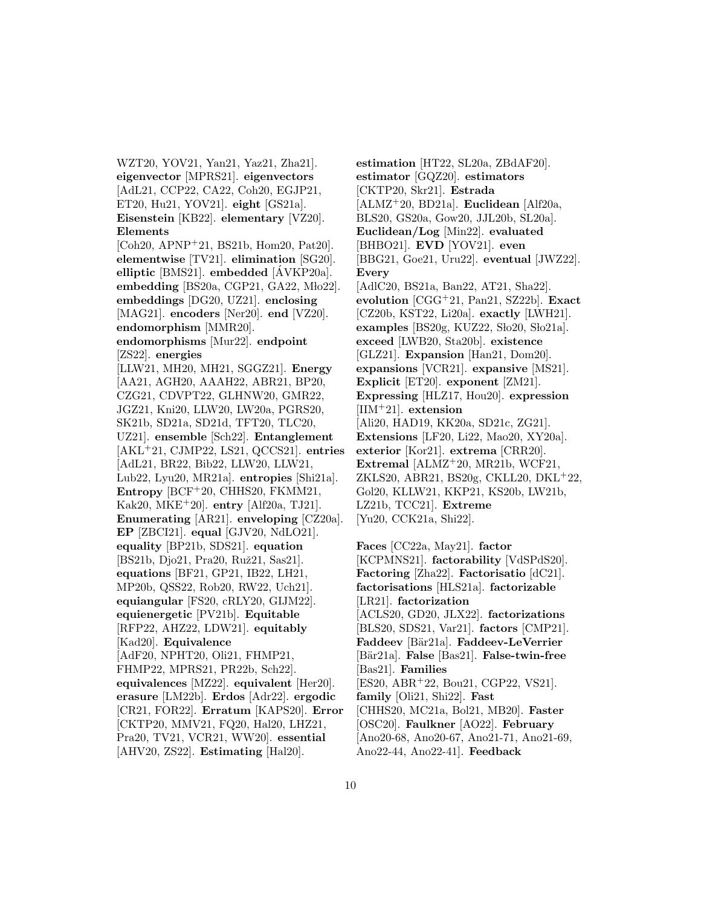WZT20, YOV21, Yan21, Yaz21, Zha21]. **eigenvector** [MPRS21]. **eigenvectors** [AdL21, CCP22, CA22, Coh20, EGJP21, ET20, Hu21, YOV21]. **eight** [GS21a]. **Eisenstein** [KB22]. **elementary** [VZ20]. **Elements** [Coh20, APNP+21, BS21b, Hom20, Pat20]. **elementwise** [TV21]. **elimination** [SG20]. **elliptic** [BMS21]. **embedded** [ÁVKP20a]. **embedding** [BS20a, CGP21, GA22, Mło22]. **embeddings** [DG20, UZ21]. **enclosing** [MAG21]. **encoders** [Ner20]. **end** [VZ20]. **endomorphism** [MMR20]. **endomorphisms** [Mur22]. **endpoint** [ZS22]. **energies** [LLW21, MH20, MH21, SGGZ21]. **Energy** [AA21, AGH20, AAAH22, ABR21, BP20, CZG21, CDVPT22, GLHNW20, GMR22, JGZ21, Kni20, LLW20, LW20a, PGRS20, SK21b, SD21a, SD21d, TFT20, TLC20, UZ21]. **ensemble** [Sch22]. **Entanglement** [AKL+21, CJMP22, LS21, QCCS21]. **entries** [AdL21, BR22, Bib22, LLW20, LLW21, Lub22, Lyu20, MR21a]. **entropies** [Shi21a]. **Entropy** [BCF+20, CHHS20, FKMM21, Kak20, MKE+20]. **entry** [Alf20a, TJ21]. **Enumerating** [AR21]. **enveloping** [CZ20a]. **EP** [ZBCI21]. **equal** [GJV20, NdLO21]. **equality** [BP21b, SDS21]. **equation** [BS21b, Djo21, Pra20, Ruž21, Sas21]. **equations** [BF21, GP21, IB22, LH21, MP20b, QSS22, Rob20, RW22, Uch21]. **equiangular** [FS20, cRLY20, GIJM22]. **equienergetic** [PV21b]. **Equitable** [RFP22, AHZ22, LDW21]. **equitably** [Kad20]. **Equivalence** [AdF20, NPHT20, Oli21, FHMP21, FHMP22, MPRS21, PR22b, Sch22]. **equivalences** [MZ22]. **equivalent** [Her20]. **erasure** [LM22b]. **Erdos** [Adr22]. **ergodic** [CR21, FOR22]. **Erratum** [KAPS20]. **Error** [CKTP20, MMV21, FQ20, Hal20, LHZ21, Pra20, TV21, VCR21, WW20]. **essential** [AHV20, ZS22]. **Estimating** [Hal20]. **estimation** [HT22, SL20a, ZBdAF20]. **estimator** [GQZ20]. **estimators** [CKTP20, Skr21]. **Estrada** [ALMZ+20, BD21a]. **Euclidean** [Alf20a, BLS20, GS20a, Gow20, JJL20b, SL20a]. **Euclidean/Log** [Min22]. **evaluated** [BHBO21]. **EVD** [YOV21]. **even** [BBG21, Goe21, Uru22]. **eventual** [JWZ22]. **Every** [AdlC20, BS21a, Ban22, AT21, Sha22]. **evolution** [CGG+21, Pan21, SZ22b]. **Exact** [CZ20b, KST22, Li20a]. **exactly** [LWH21]. **examples** [BS20g, KUZ22, Sło20, Sło21a]. **exceed** [LWB20, Sta20b]. **existence** [GLZ21]. **Expansion** [Han21, Dom20]. **expansions** [VCR21]. **expansive** [MS21]. **Explicit** [ET20]. **exponent** [ZM21]. **Expressing** [HLZ17, Hou20]. **expression** [IIM+21]. **extension** [Ali20, HAD19, KK20a, SD21c, ZG21]. **Extensions** [LF20, Li22, Mao20, XY20a]. **exterior** [Kor21]. **extrema** [CRR20]. **Extremal** [ALMZ+20, MR21b, WCF21, ZKLS20, ABR21, BS20g, CKLL20, DKL+22, Gol20, KLLW21, KKP21, KS20b, LW21b, LZ21b, TCC21]. **Extreme** [Yu20, CCK21a, Shi22].

**Faces** [CC22a, May21]. **factor** [KCPMNS21]. **factorability** [VdSPdS20]. **Factoring** [Zha22]. **Factorisatio** [dC21]. **factorisations** [HLS21a]. **factorizable** [LR21]. **factorization** [ACLS20, GD20, JLX22]. **factorizations** [BLS20, SDS21, Var21]. **factors** [CMP21]. **Faddeev** [Bär21a]. **Faddeev-LeVerrier** [Bär21a]. **False** [Bas21]. **False-twin-free** [Bas21]. **Families** [ES20, ABR+22, Bou21, CGP22, VS21]. **family** [Oli21, Shi22]. **Fast** [CHHS20, MC21a, Bol21, MB20]. **Faster** [OSC20]. **Faulkner** [AO22]. **February** [Ano20-68, Ano20-67, Ano21-71, Ano21-69, Ano22-44, Ano22-41]. **Feedback**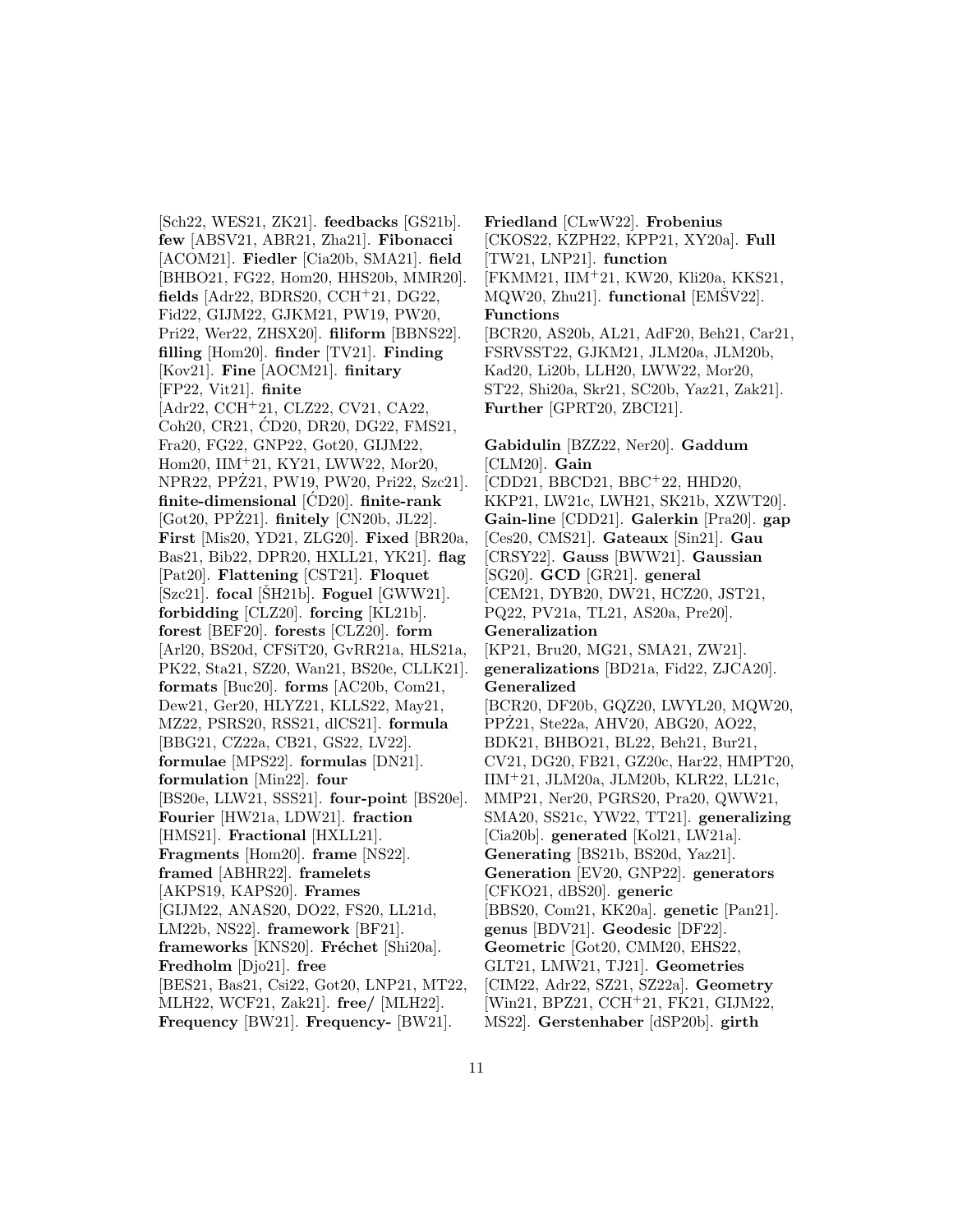[Sch22, WES21, ZK21]. **feedbacks** [GS21b]. **few** [ABSV21, ABR21, Zha21]. **Fibonacci** [ACOM21]. **Fiedler** [Cia20b, SMA21]. **field** [BHBO21, FG22, Hom20, HHS20b, MMR20]. **fields** [Adr22, BDRS20, CCH+21, DG22, Fid22, GIJM22, GJKM21, PW19, PW20, Pri22, Wer22, ZHSX20]. **filiform** [BBNS22]. **filling** [Hom20]. **finder** [TV21]. **Finding** [Kov21]. **Fine** [AOCM21]. **finitary** [FP22, Vit21]. **finite** [Adr22, CCH+21, CLZ22, CV21, CA22, Coh20, CR21, ĆD20, DR20, DG22, FMS21, Fra20, FG22, GNP22, Got20, GIJM22, Hom20, IIM+21, KY21, LWW22, Mor20, NPR22, PPŻ21, PW19, PW20, Pri22, Szc21]. **finite-dimensional** [ĆD20]. **finite-rank** [Got20, PPŻ21]. **finitely** [CN20b, JL22]. **First** [Mis20, YD21, ZLG20]. **Fixed** [BR20a, Bas21, Bib22, DPR20, HXLL21, YK21]. **flag** [Pat20]. **Flattening** [CST21]. **Floquet** [Szc21]. **focal** [ŠH21b]. **Foguel** [GWW21]. **forbidding** [CLZ20]. **forcing** [KL21b]. **forest** [BEF20]. **forests** [CLZ20]. **form** [Arl20, BS20d, CFSiT20, GvRR21a, HLS21a, PK22, Sta21, SZ20, Wan21, BS20e, CLLK21]. **formats** [Buc20]. **forms** [AC20b, Com21, Dew21, Ger20, HLYZ21, KLLS22, May21, MZ22, PSRS20, RSS21, dlCS21]. **formula** [BBG21, CZ22a, CB21, GS22, LV22]. **formulae** [MPS22]. **formulas** [DN21]. **formulation** [Min22]. **four** [BS20e, LLW21, SSS21]. **four-point** [BS20e]. **Fourier** [HW21a, LDW21]. **fraction** [HMS21]. **Fractional** [HXLL21]. **Fragments** [Hom20]. **frame** [NS22]. **framed** [ABHR22]. **framelets** [AKPS19, KAPS20]. **Frames** [GIJM22, ANAS20, DO22, FS20, LL21d, LM22b, NS22]. **framework** [BF21]. **frameworks** [KNS20]. **Fréchet** [Shi20a]. **Fredholm** [Djo21]. **free** [BES21, Bas21, Csi22, Got20, LNP21, MT22, MLH22, WCF21, Zak21]. **free/** [MLH22]. **Frequency** [BW21]. **Frequency-** [BW21].

**Friedland** [CLwW22]. **Frobenius** [CKOS22, KZPH22, KPP21, XY20a]. **Full** [TW21, LNP21]. **function** [FKMM21, IIM+21, KW20, Kli20a, KKS21, MQW20, Zhu21]. **functional** [EMŠV22]. **Functions** [BCR20, AS20b, AL21, AdF20, Beh21, Car21, FSRVSST22, GJKM21, JLM20a, JLM20b, Kad20, Li20b, LLH20, LWW22, Mor20, ST22, Shi20a, Skr21, SC20b, Yaz21, Zak21]. **Further** [GPRT20, ZBCI21].

**Gabidulin** [BZZ22, Ner20]. **Gaddum** [CLM20]. **Gain** [CDD21, BBCD21, BBC+22, HHD20, KKP21, LW21c, LWH21, SK21b, XZWT20]. **Gain-line** [CDD21]. **Galerkin** [Pra20]. **gap** [Ces20, CMS21]. **Gateaux** [Sin21]. **Gau** [CRSY22]. **Gauss** [BWW21]. **Gaussian** [SG20]. **GCD** [GR21]. **general** [CEM21, DYB20, DW21, HCZ20, JST21, PQ22, PV21a, TL21, AS20a, Pre20]. **Generalization** [KP21, Bru20, MG21, SMA21, ZW21]. **generalizations** [BD21a, Fid22, ZJCA20]. **Generalized** [BCR20, DF20b, GQZ20, LWYL20, MQW20, PPŻ21, Ste22a, AHV20, ABG20, AO22, BDK21, BHBO21, BL22, Beh21, Bur21, CV21, DG20, FB21, GZ20c, Har22, HMPT20, IIM+21, JLM20a, JLM20b, KLR22, LL21c, MMP21, Ner20, PGRS20, Pra20, QWW21, SMA20, SS21c, YW22, TT21]. **generalizing** [Cia20b]. **generated** [Kol21, LW21a]. **Generating** [BS21b, BS20d, Yaz21]. **Generation** [EV20, GNP22]. **generators** [CFKO21, dBS20]. **generic** [BBS20, Com21, KK20a]. **genetic** [Pan21]. **genus** [BDV21]. **Geodesic** [DF22]. **Geometric** [Got20, CMM20, EHS22, GLT21, LMW21, TJ21]. **Geometries** [CIM22, Adr22, SZ21, SZ22a]. **Geometry** [Win21, BPZ21, CCH+21, FK21, GIJM22, MS22]. **Gerstenhaber** [dSP20b]. **girth**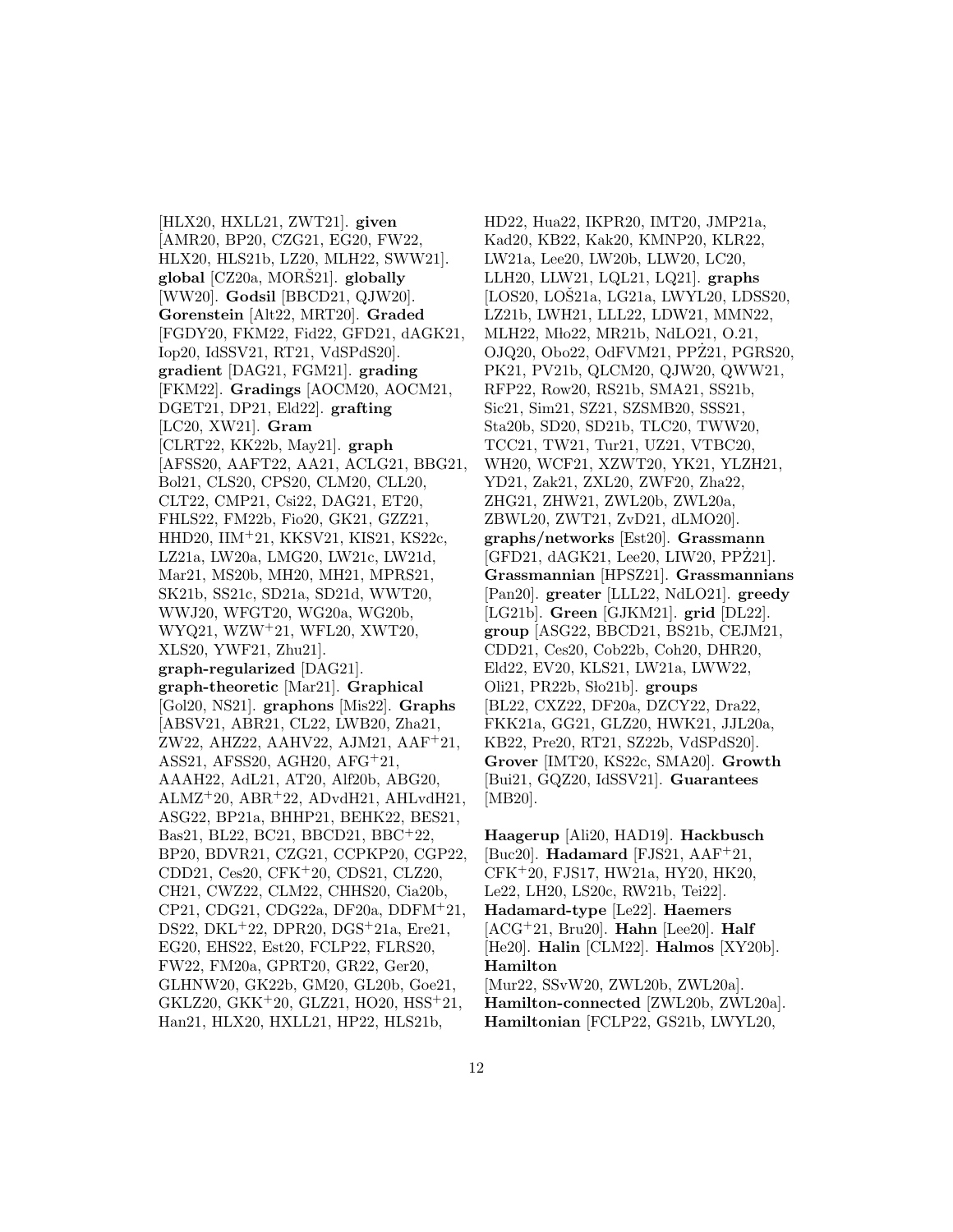[HLX20, HXLL21, ZWT21]. **given** [AMR20, BP20, CZG21, EG20, FW22, HLX20, HLS21b, LZ20, MLH22, SWW21]. **global** [CZ20a, MORŠ21]. **globally** [WW20]. **Godsil** [BBCD21, QJW20]. **Gorenstein** [Alt22, MRT20]. **Graded** [FGDY20, FKM22, Fid22, GFD21, dAGK21, Iop20, IdSSV21, RT21, VdSPdS20]. **gradient** [DAG21, FGM21]. **grading** [FKM22]. **Gradings** [AOCM20, AOCM21, DGET21, DP21, Eld22]. **grafting** [LC20, XW21]. **Gram** [CLRT22, KK22b, May21]. **graph** [AFSS20, AAFT22, AA21, ACLG21, BBG21, Bol21, CLS20, CPS20, CLM20, CLL20, CLT22, CMP21, Csi22, DAG21, ET20, FHLS22, FM22b, Fio20, GK21, GZZ21, HHD20, IIM+21, KKSV21, KIS21, KS22c, LZ21a, LW20a, LMG20, LW21c, LW21d, Mar21, MS20b, MH20, MH21, MPRS21, SK21b, SS21c, SD21a, SD21d, WWT20, WWJ20, WFGT20, WG20a, WG20b, WYQ21, WZW+21, WFL20, XWT20, XLS20, YWF21, Zhu21]. **graph-regularized** [DAG21]. **graph-theoretic** [Mar21]. **Graphical** [Gol20, NS21]. **graphons** [Mis22]. **Graphs** [ABSV21, ABR21, CL22, LWB20, Zha21, ZW22, AHZ22, AAHV22, AJM21, AAF+21, ASS21, AFSS20, AGH20, AFG+21, AAAH22, AdL21, AT20, Alf20b, ABG20, ALMZ+20, ABR+22, ADvdH21, AHLvdH21, ASG22, BP21a, BHHP21, BEHK22, BES21, Bas21, BL22, BC21, BBCD21, BBC+22, BP20, BDVR21, CZG21, CCPKP20, CGP22, CDD21, Ces20, CFK+20, CDS21, CLZ20, CH21, CWZ22, CLM22, CHHS20, Cia20b, CP21, CDG21, CDG22a, DF20a, DDFM+21, DS22, DKL+22, DPR20, DGS+21a, Ere21, EG20, EHS22, Est20, FCLP22, FLRS20, FW22, FM20a, GPRT20, GR22, Ger20, GLHNW20, GK22b, GM20, GL20b, Goe21, GKLZ20, GKK+20, GLZ21, HO20, HSS+21, Han21, HLX20, HXLL21, HP22, HLS21b, HD22, Hua22, IKPR20, IMT20, JMP21a, Kad20, KB22, Kak20, KMNP20, KLR22, LW21a, Lee20, LW20b, LLW20, LC20, LLH20, LLW21, LQL21, LQ21]. **graphs** [LOS20, LOŠ21a, LG21a, LWYL20, LDSS20, LZ21b, LWH21, LLL22, LDW21, MMN22, MLH22, Mło22, MR21b, NdLO21, O.21, OJQ20, Obo22, OdFVM21, PPŻ21, PGRS20, PK21, PV21b, QLCM20, QJW20, QWW21, RFP22, Row20, RS21b, SMA21, SS21b, Sic21, Sim21, SZ21, SZSMB20, SSS21, Sta20b, SD20, SD21b, TLC20, TWW20, TCC21, TW21, Tur21, UZ21, VTBC20, WH20, WCF21, XZWT20, YK21, YLZH21, YD21, Zak21, ZXL20, ZWF20, Zha22, ZHG21, ZHW21, ZWL20b, ZWL20a, ZBWL20, ZWT21, ZvD21, dLMO20]. **graphs/networks** [Est20]. **Grassmann** [GFD21, dAGK21, Lee20, LIW20, PPŹ21]. **Grassmannian** [HPSZ21]. **Grassmannians** [Pan20]. **greater** [LLL22, NdLO21]. **greedy** [LG21b]. **Green** [GJKM21]. **grid** [DL22]. **group** [ASG22, BBCD21, BS21b, CEJM21, CDD21, Ces20, Cob22b, Coh20, DHR20, Eld22, EV20, KLS21, LW21a, LWW22, Oli21, PR22b, Sło21b]. **groups** [BL22, CXZ22, DF20a, DZCY22, Dra22, FKK21a, GG21, GLZ20, HWK21, JJL20a, KB22, Pre20, RT21, SZ22b, VdSPdS20]. **Grover** [IMT20, KS22c, SMA20]. **Growth** [Bui21, GQZ20, IdSSV21]. **Guarantees** [MB20].

**Haagerup** [Ali20, HAD19]. **Hackbusch** [Buc20]. **Hadamard** [FJS21, AAF+21, CFK+20, FJS17, HW21a, HY20, HK20, Le22, LH20, LS20c, RW21b, Tei22]. **Hadamard-type** [Le22]. **Haemers** [ACG+21, Bru20]. **Hahn** [Lee20]. **Half** [He20]. **Halin** [CLM22]. **Halmos** [XY20b]. **Hamilton** [Mur22, SSvW20, ZWL20b, ZWL20a]. **Hamilton-connected** [ZWL20b, ZWL20a]. **Hamiltonian** [FCLP22, GS21b, LWYL20,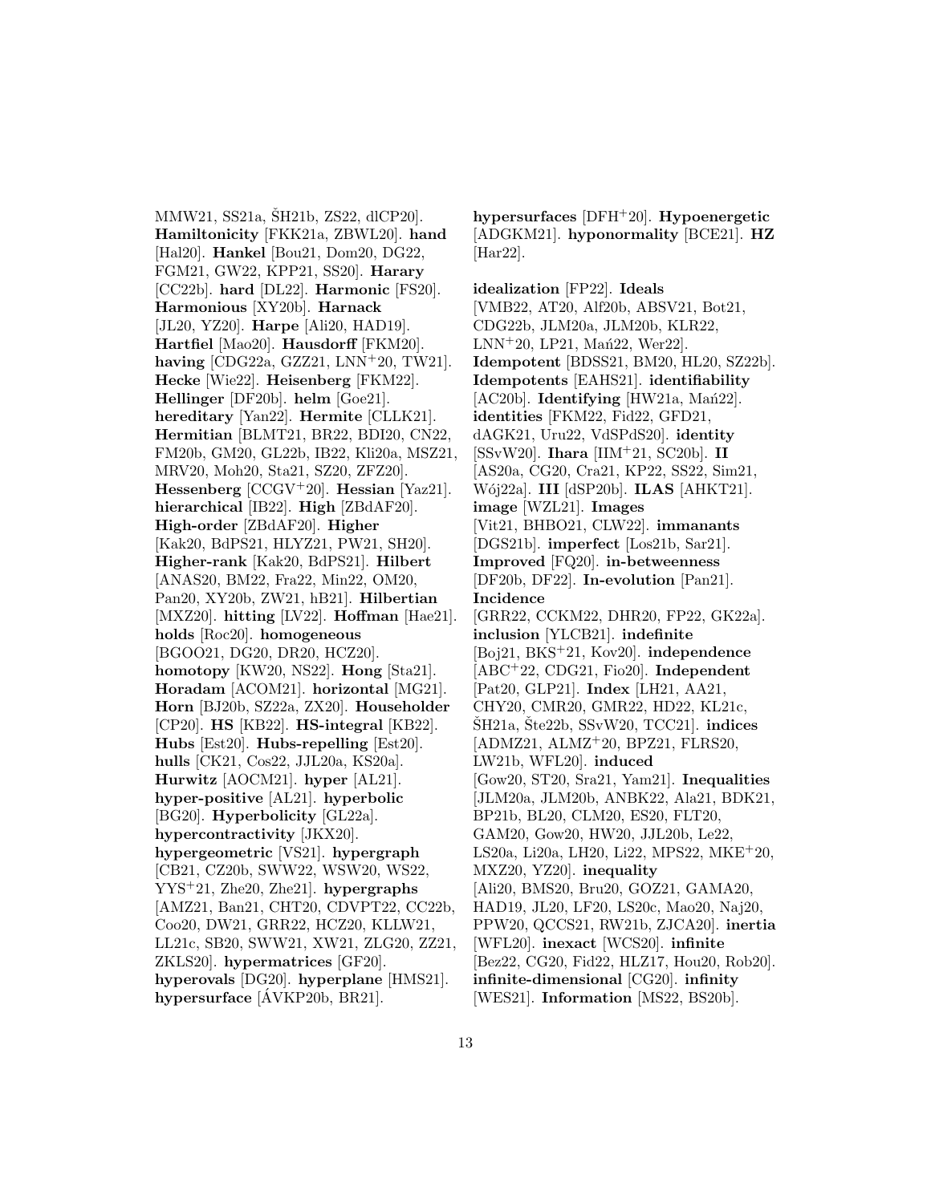MMW21, SS21a, ŠH21b, ZS22, dlCP20]. **Hamiltonicity** [FKK21a, ZBWL20]. **hand** [Hal20]. **Hankel** [Bou21, Dom20, DG22, FGM21, GW22, KPP21, SS20]. **Harary** [CC22b]. **hard** [DL22]. **Harmonic** [FS20]. **Harmonious** [XY20b]. **Harnack** [JL20, YZ20]. **Harpe** [Ali20, HAD19]. **Hartfiel** [Mao20]. **Hausdorff** [FKM20]. **having** [CDG22a, GZZ21, LNN+20, TW21]. **Hecke** [Wie22]. **Heisenberg** [FKM22]. **Hellinger** [DF20b]. **helm** [Goe21]. **hereditary** [Yan22]. **Hermite** [CLLK21]. **Hermitian** [BLMT21, BR22, BDI20, CN22, FM20b, GM20, GL22b, IB22, Kli20a, MSZ21, MRV20, Moh20, Sta21, SZ20, ZFZ20]. **Hessenberg** [CCGV+20]. **Hessian** [Yaz21]. **hierarchical** [IB22]. **High** [ZBdAF20]. **High-order** [ZBdAF20]. **Higher** [Kak20, BdPS21, HLYZ21, PW21, SH20]. **Higher-rank** [Kak20, BdPS21]. **Hilbert** [ANAS20, BM22, Fra22, Min22, OM20, Pan20, XY20b, ZW21, hB21]. **Hilbertian** [MXZ20]. **hitting** [LV22]. **Hoffman** [Hae21]. **holds** [Roc20]. **homogeneous** [BGOO21, DG20, DR20, HCZ20]. **homotopy** [KW20, NS22]. **Hong** [Sta21]. **Horadam** [ACOM21]. **horizontal** [MG21]. **Horn** [BJ20b, SZ22a, ZX20]. **Householder** [CP20]. **HS** [KB22]. **HS-integral** [KB22]. **Hubs** [Est20]. **Hubs-repelling** [Est20]. **hulls** [CK21, Cos22, JJL20a, KS20a]. **Hurwitz** [AOCM21]. **hyper** [AL21]. **hyper-positive** [AL21]. **hyperbolic** [BG20]. **Hyperbolicity** [GL22a]. **hypercontractivity** [JKX20]. **hypergeometric** [VS21]. **hypergraph** [CB21, CZ20b, SWW22, WSW20, WS22, YYS+21, Zhe20, Zhe21]. **hypergraphs** [AMZ21, Ban21, CHT20, CDVPT22, CC22b, Coo20, DW21, GRR22, HCZ20, KLLW21, LL21c, SB20, SWW21, XW21, ZLG20, ZZ21, ZKLS20]. **hypermatrices** [GF20]. **hyperovals** [DG20]. **hyperplane** [HMS21]. **hypersurface** [ÁVKP20b, BR21]. **hypersurfaces** [DFH+20]. **Hypoenergetic** [ADGKM21]. **hyponormality** [BCE21]. **HZ** [Har22].

**idealization** [FP22]. **Ideals** [VMB22, AT20, Alf20b, ABSV21, Bot21, CDG22b, JLM20a, JLM20b, KLR22, LNN+20, LP21, Mań22, Wer22]. **Idempotent** [BDSS21, BM20, HL20, SZ22b]. **Idempotents** [EAHS21]. **identifiability** [AC20b]. **Identifying** [HW21a, Mań22]. **identities** [FKM22, Fid22, GFD21, dAGK21, Uru22, VdSPdS20]. **identity** [SSvW20]. **Ihara** [IIM+21, SC20b]. **II** [AS20a, CG20, Cra21, KP22, SS22, Sim21, Wój22a]. **III** [dSP20b]. **ILAS** [AHKT21]. **image** [WZL21]. **Images** [Vit21, BHBO21, CLW22]. **immanants** [DGS21b]. **imperfect** [Los21b, Sar21]. **Improved** [FQ20]. **in-betweenness** [DF20b, DF22]. **In-evolution** [Pan21]. **Incidence** [GRR22, CCKM22, DHR20, FP22, GK22a]. **inclusion** [YLCB21]. **indefinite** [Boj21, BKS+21, Kov20]. **independence** [ABC+22, CDG21, Fio20]. **Independent** [Pat20, GLP21]. **Index** [LH21, AA21, CHY20, CMR20, GMR22, HD22, KL21c, ŠH21a, Šte22b, SSvW20, TCC21]. **indices** [ADMZ21, ALMZ+20, BPZ21, FLRS20, LW21b, WFL20]. **induced** [Gow20, ST20, Sra21, Yam21]. **Inequalities** [JLM20a, JLM20b, ANBK22, Ala21, BDK21, BP21b, BL20, CLM20, ES20, FLT20, GAM20, Gow20, HW20, JJL20b, Le22, LS20a, Li20a, LH20, Li22, MPS22, MKE+20, MXZ20, YZ20]. **inequality** [Ali20, BMS20, Bru20, GOZ21, GAMA20, HAD19, JL20, LF20, LS20c, Mao20, Naj20, PPW20, QCCS21, RW21b, ZJCA20]. **inertia** [WFL20]. **inexact** [WCS20]. **infinite** [Bez22, CG20, Fid22, HLZ17, Hou20, Rob20]. **infinite-dimensional** [CG20]. **infinity** [WES21]. **Information** [MS22, BS20b].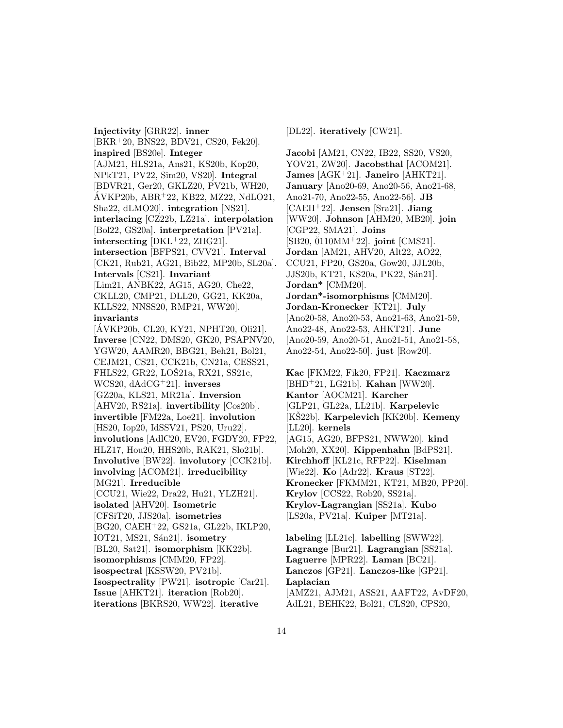**Injectivity** [GRR22]. **inner** [BKR+20, BNS22, BDV21, CS20, Fek20]. **inspired** [BS20e]. **Integer** [AJM21, HLS21a, Ans21, KS20b, Kop20, NPkT21, PV22, Sim20, VS20]. **Integral** [BDVR21, Ger20, GKLZ20, PV21b, WH20, ÁVKP20b, ABR+22, KB22, MZ22, NdLO21, Sha22, dLMO20]. **integration** [NS21]. **interlacing** [CZ22b, LZ21a]. **interpolation** [Bol22, GS20a]. **interpretation** [PV21a]. **intersecting** [DKL+22, ZHG21]. **intersection** [BFPS21, CVV21]. **Interval** [CK21, Rub21, AG21, Bib22, MP20b, SL20a]. **Intervals** [CS21]. **Invariant** [Lim21, ANBK22, AG15, AG20, Che22, CKLL20, CMP21, DLL20, GG21, KK20a, KLLS22, NNSS20, RMP21, WW20]. **invariants** [ÁVKP20b, CL20, KY21, NPHT20, Oli21]. **Inverse** [CN22, DMS20, GK20, PSAPNV20, YGW20, AAMR20, BBG21, Beh21, Bol21, CEJM21, CS21, CCK21b, CN21a, CESS21, FHLS22, GR22, LOŠ21a, RX21, SS21c, WCS20, dAdCG+21]. **inverses** [GZ20a, KLS21, MR21a]. **Inversion** [AHV20, RS21a]. **invertibility** [Cos20b]. **invertible** [FM22a, Loe21]. **involution** [HS20, Iop20, IdSSV21, PS20, Uru22]. **involutions** [AdlC20, EV20, FGDY20, FP22, HLZ17, Hou20, HHS20b, RAK21, Sło21b]. **Involutive** [BW22]. **involutory** [CCK21b]. **involving** [ACOM21]. **irreducibility** [MG21]. **Irreducible** [CCU21, Wie22, Dra22, Hu21, YLZH21]. **isolated** [AHV20]. **Isometric** [CFSiT20, JJS20a]. **isometries** [BG20, CAEH+22, GS21a, GL22b, IKLP20, IOT21, MS21, Sán21]. **isometry** [BL20, Sat21]. **isomorphism** [KK22b]. **isomorphisms** [CMM20, FP22]. **isospectral** [KSSW20, PV21b]. **Isospectrality** [PW21]. **isotropic** [Car21]. **Issue** [AHKT21]. **iteration** [Rob20]. **iterations** [BKRS20, WW22]. **iterative** [DL22]. **iteratively** [CW21].

**Jacobi** [AM21, CN22, IB22, SS20, VS20, YOV21, ZW20]. **Jacobsthal** [ACOM21]. **James** [AGK+21]. **Janeiro** [AHKT21]. **January** [Ano20-69, Ano20-56, Ano21-68, Ano21-70, Ano22-55, Ano22-56]. **JB** [CAEH+22]. **Jensen** [Sra21]. **Jiang** [WW20]. **Johnson** [AHM20, MB20]. **join** [CGP22, SMA21]. **Joins** [SB20, Ŏ110MM+22]. **joint** [CMS21]. **Jordan** [AM21, AHV20, Alt22, AO22, CCU21, FP20, GS20a, Gow20, JJL20b, JJS20b, KT21, KS20a, PK22, Sán21]. **Jordan*** [CMM20]. **Jordan*-isomorphisms** [CMM20]. **Jordan-Kronecker** [KT21]. **July** [Ano20-58, Ano20-53, Ano21-63, Ano21-59, Ano22-48, Ano22-53, AHKT21]. **June** [Ano20-59, Ano20-51, Ano21-51, Ano21-58, Ano22-54, Ano22-50]. **just** [Row20].

**Kac** [FKM22, Fik20, FP21]. **Kaczmarz** [BHD+21, LG21b]. **Kahan** [WW20]. **Kantor** [AOCM21]. **Karcher** [GLP21, GL22a, LL21b]. **Karpelevic** [KŠ22b]. **Karpelevich** [KK20b]. **Kemeny** [LL20]. **kernels** [AG15, AG20, BFPS21, NWW20]. **kind** [Moh20, XX20]. **Kippenhahn** [BdPS21]. **Kirchhoff** [KL21c, RFP22]. **Kiselman** [Wie22]. **Ko** [Adr22]. **Kraus** [ST22]. **Kronecker** [FKMM21, KT21, MB20, PP20]. **Krylov** [CCS22, Rob20, SS21a]. **Krylov-Lagrangian** [SS21a]. **Kubo** [LS20a, PV21a]. **Kuiper** [MT21a].

**labeling** [LL21c]. **labelling** [SWW22]. **Lagrange** [Bur21]. **Lagrangian** [SS21a]. **Laguerre** [MPR22]. **Laman** [BC21]. **Lanczos** [GP21]. **Lanczos-like** [GP21]. **Laplacian** [AMZ21, AJM21, ASS21, AAFT22, AvDF20, AdL21, BEHK22, Bol21, CLS20, CPS20,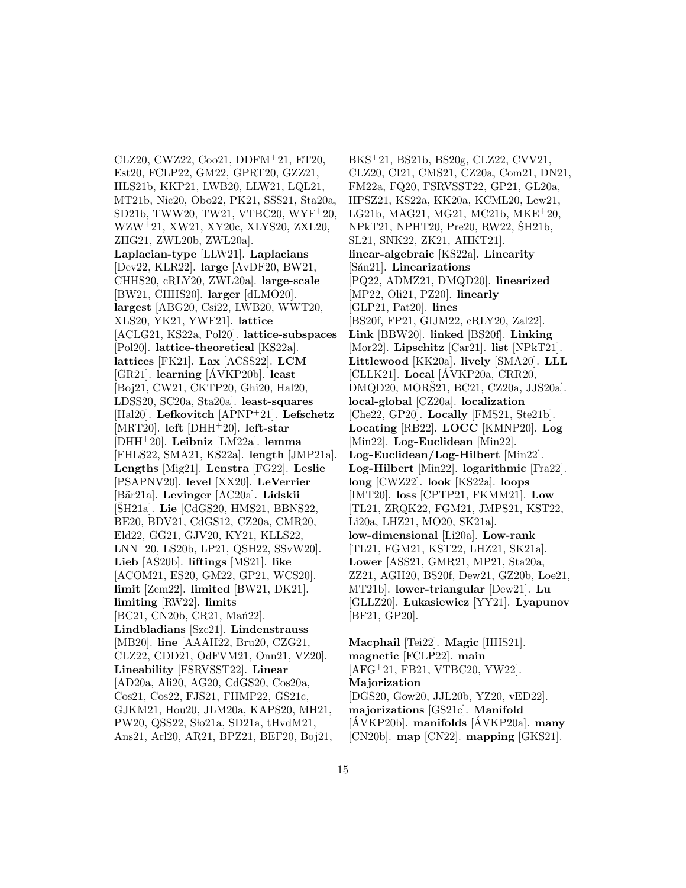CLZ20, CWZ22, Coo21, DDFM+21, ET20, Est20, FCLP22, GM22, GPRT20, GZZ21, HLS21b, KKP21, LWB20, LLW21, LQL21, MT21b, Nic20, Obo22, PK21, SSS21, Sta20a, SD21b, TWW20, TW21, VTBC20, WYF+20, WZW+21, XW21, XY20c, XLYS20, ZXL20, ZHG21, ZWL20b, ZWL20a]. **Laplacian-type** [LLW21]. **Laplacians** [Dev22, KLR22]. **large** [AvDF20, BW21, CHHS20, cRLY20, ZWL20a]. **large-scale** [BW21, CHHS20]. **larger** [dLMO20]. **largest** [ABG20, Csi22, LWB20, WWT20, XLS20, YK21, YWF21]. **lattice** [ACLG21, KS22a, Pol20]. **lattice-subspaces** [Pol20]. **lattice-theoretical** [KS22a]. **lattices** [FK21]. **Lax** [ACSS22]. **LCM** [GR21]. **learning** [ÁVKP20b]. **least** [Boj21, CW21, CKTP20, Ghi20, Hal20, LDSS20, SC20a, Sta20a]. **least-squares** [Hal20]. **Lefkovitch** [APNP+21]. **Lefschetz** [MRT20]. **left** [DHH+20]. **left-star** [DHH+20]. **Leibniz** [LM22a]. **lemma** [FHLS22, SMA21, KS22a]. **length** [JMP21a]. **Lengths** [Mig21]. **Lenstra** [FG22]. **Leslie** [PSAPNV20]. **level** [XX20]. **LeVerrier** [Bär21a]. **Levinger** [AC20a]. **Lidskii** [ŠH21a]. **Lie** [CdGS20, HMS21, BBNS22, BE20, BDV21, CdGS12, CZ20a, CMR20, Eld22, GG21, GJV20, KY21, KLLS22, LNN+20, LS20b, LP21, QSH22, SSvW20]. **Lieb** [AS20b]. **liftings** [MS21]. **like** [ACOM21, ES20, GM22, GP21, WCS20]. **limit** [Zem22]. **limited** [BW21, DK21]. **limiting** [RW22]. **limits** [BC21, CN20b, CR21, Mań22]. **Lindbladians** [Szc21]. **Lindenstrauss** [MB20]. **line** [AAAH22, Bru20, CZG21, CLZ22, CDD21, OdFVM21, Onn21, VZ20]. **Lineability** [FSRVSST22]. **Linear** [AD20a, Ali20, AG20, CdGS20, Cos20a, Cos21, Cos22, FJS21, FHMP22, GS21c, GJKM21, Hou20, JLM20a, KAPS20, MH21, PW20, QSS22, Sło21a, SD21a, tHvdM21, Ans21, Arl20, AR21, BPZ21, BEF20, Boj21, BKS+21, BS21b, BS20g, CLZ22, CVV21, CLZ20, CI21, CMS21, CZ20a, Com21, DN21, FM22a, FQ20, FSRVSST22, GP21, GL20a, HPSZ21, KS22a, KK20a, KCML20, Lew21, LG21b, MAG21, MG21, MC21b, MKE+20, NPkT21, NPHT20, Pre20, RW22, ŠH21b, SL21, SNK22, ZK21, AHKT21]. **linear-algebraic** [KS22a]. **Linearity** [Sán21]. **Linearizations** [PQ22, ADMZ21, DMQD20]. **linearized** [MP22, Oli21, PZ20]. **linearly** [GLP21, Pat20]. **lines** [BS20f, FP21, GIJM22, cRLY20, Zal22]. **Link** [BBW20]. **linked** [BS20f]. **Linking** [Mor22]. **Lipschitz** [Car21]. **list** [NPkT21]. **Littlewood** [KK20a]. **lively** [SMA20]. **LLL** [CLLK21]. **Local** [ÁVKP20a, CRR20, DMQD20, MORŠ21, BC21, CZ20a, JJS20a]. **local-global** [CZ20a]. **localization** [Che22, GP20]. **Locally** [FMS21, Ste21b]. **Locating** [RB22]. **LOCC** [KMNP20]. **Log** [Min22]. **Log-Euclidean** [Min22]. **Log-Euclidean/Log-Hilbert** [Min22]. **Log-Hilbert** [Min22]. **logarithmic** [Fra22]. **long** [CWZ22]. **look** [KS22a]. **loops** [IMT20]. **loss** [CPTP21, FKMM21]. **Low** [TL21, ZRQK22, FGM21, JMPS21, KST22, Li20a, LHZ21, MO20, SK21a]. **low-dimensional** [Li20a]. **Low-rank** [TL21, FGM21, KST22, LHZ21, SK21a]. **Lower** [ASS21, GMR21, MP21, Sta20a, ZZ21, AGH20, BS20f, Dew21, GZ20b, Loe21, MT21b]. **lower-triangular** [Dew21]. **Lu** [GLLZ20]. **Łukasiewicz** [YY21]. **Lyapunov** [BF21, GP20].

**Macphail** [Tei22]. **Magic** [HHS21]. **magnetic** [FCLP22]. **main** [AFG+21, FB21, VTBC20, YW22]. **Majorization** [DGS20, Gow20, JJL20b, YZ20, vED22]. **majorizations** [GS21c]. **Manifold** [ÁVKP20b]. **manifolds** [ÁVKP20a]. **many** [CN20b]. **map** [CN22]. **mapping** [GKS21].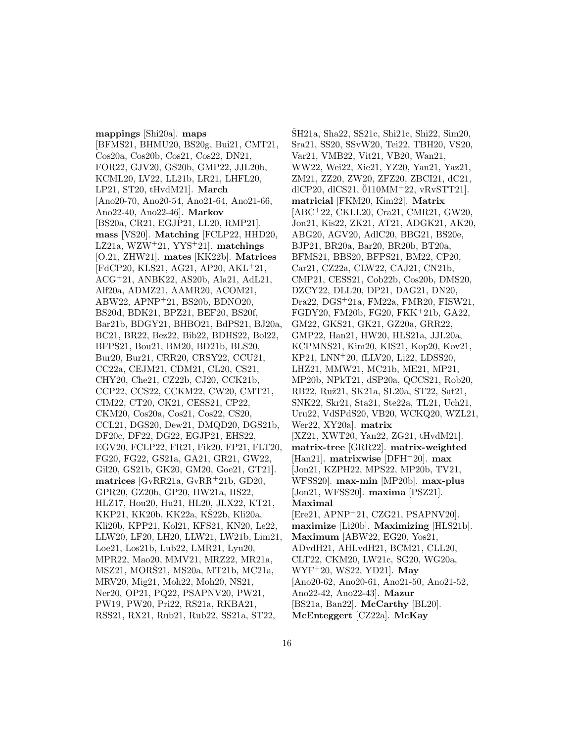**mappings** [Shi20a]. **maps** [BFMS21, BHMU20, BS20g, Bui21, CMT21, Cos20a, Cos20b, Cos21, Cos22, DN21, FOR22, GJV20, GS20b, GMP22, JJL20b, KCML20, LV22, LL21b, LR21, LHFL20, LP21, ST20, tHvdM21]. **March** [Ano20-70, Ano20-54, Ano21-64, Ano21-66, Ano22-40, Ano22-46]. **Markov** [BS20a, CR21, EGJP21, LL20, RMP21]. **mass** [VS20]. **Matching** [FCLP22, HHD20, LZ21a, WZW+21, YYS+21]. **matchings** [O.21, ZHW21]. **mates** [KK22b]. **Matrices** [FdCP20, KLS21, AG21, AP20, AKL+21, ACG+21, ANBK22, AS20b, Ala21, AdL21, Alf20a, ADMZ21, AAMR20, ACOM21, ABW22, APNP+21, BS20b, BDNO20, BS20d, BDK21, BPZ21, BEF20, BS20f, Bar21b, BDGY21, BHBO21, BdPS21, BJ20a, BC21, BR22, Bez22, Bib22, BDHS22, Bol22, BFPS21, Bou21, BM20, BD21b, BLS20, Bur20, Bur21, CRR20, CRSY22, CCU21, CC22a, CEJM21, CDM21, CL20, CS21, CHY20, Che21, CZ22b, CJ20, CCK21b, CCP22, CCS22, CCKM22, CW20, CMT21, CIM22, CT20, CK21, CESS21, CP22, CKM20, Cos20a, Cos21, Cos22, CS20, CCL21, DGS20, Dew21, DMQD20, DGS21b, DF20c, DF22, DG22, EGJP21, EHS22, EGV20, FCLP22, FR21, Fik20, FP21, FLT20, FG20, FG22, GS21a, GA21, GR21, GW22, Gil20, GS21b, GK20, GM20, Goe21, GT21]. **matrices** [GvRR21a, GvRR+21b, GD20, GPR20, GZ20b, GP20, HW21a, HS22, HLZ17, Hou20, Hu21, HL20, JLX22, KT21, KKP21, KK20b, KK22a, KŠ22b, Kli20a, Kli20b, KPP21, Kol21, KFS21, KN20, Le22, LLW20, LF20, LH20, LLW21, LW21b, Lim21, Loe21, Los21b, Lub22, LMR21, Lyu20, MPR22, Mao20, MMV21, MRZ22, MR21a, MSZ21, MORŠ21, MS20a, MT21b, MC21a, MRV20, Mig21, Moh22, Moh20, NS21, Ner20, OP21, PQ22, PSAPNV20, PW21, PW19, PW20, Pri22, RS21a, RKBA21, RSS21, RX21, Rub21, Rub22, SS21a, ST22, ŠH21a, Sha22, SS21c, Shi21c, Shi22, Sim20, Sra21, SS20, SSvW20, Tei22, TBH20, VS20, Var21, VMB22, Vit21, VB20, Wan21, WW22, Wei22, Xie21, YZ20, Yan21, Yaz21, ZM21, ZZ20, ZW20, ZFZ20, ZBCI21, dC21, dlCP20, dlCS21, ŏ110MM+22, vRvSTT21]. **matricial** [FKM20, Kim22]. **Matrix** [ABC+22, CKLL20, Cra21, CMR21, GW20, Jon21, Kis22, ZK21, AT21, ADGK21, AK20, ABG20, AGV20, AdlC20, BBG21, BS20e, BJP21, BR20a, Bar20, BR20b, BT20a, BFMS21, BBS20, BFPS21, BM22, CP20, Car21, CZ22a, CLW22, CAJ21, CN21b, CMP21, CESS21, Cob22b, Cos20b, DMS20, DZCY22, DLL20, DP21, DAG21, DN20, Dra22, DGS+21a, FM22a, FMR20, FISW21, FGDY20, FM20b, FG20, FKK+21b, GA22, GM22, GKS21, GK21, GZ20a, GRR22, GMP22, Han21, HW20, HLS21a, JJL20a, KCPMNS21, Kim20, KIS21, Kop20, Kov21, KP21, LNN+20, fLLV20, Li22, LDSS20, LHZ21, MMW21, MC21b, ME21, MP21, MP20b, NPkT21, dSP20a, QCCS21, Rob20, RB22, Ruž21, SK21a, SL20a, ST22, Sat21, SNK22, Skr21, Sta21, Ste22a, TL21, Uch21, Uru22, VdSPdS20, VB20, WCKQ20, WZL21, Wer22, XY20a]. **matrix** [XZ21, XWT20, Yan22, ZG21, tHvdM21]. **matrix-tree** [GRR22]. **matrix-weighted** [Han21]. **matrixwise** [DFH+20]. **max** [Jon21, KZPH22, MPS22, MP20b, TV21, WFSS20]. **max-min** [MP20b]. **max-plus** [Jon21, WFSS20]. **maxima** [PSZ21]. **Maximal** [Ere21, APNP+21, CZG21, PSAPNV20]. **maximize** [Li20b]. **Maximizing** [HLS21b]. **Maximum** [ABW22, EG20, Yos21, ADvdH21, AHLvdH21, BCM21, CLL20, CLT22, CKM20, LW21c, SG20, WG20a, WYF+20, WS22, YD21]. **May** [Ano20-62, Ano20-61, Ano21-50, Ano21-52, Ano22-42, Ano22-43]. **Mazur** [BS21a, Ban22]. **McCarthy** [BL20]. **McEnteggert** [CZ22a]. **McKay**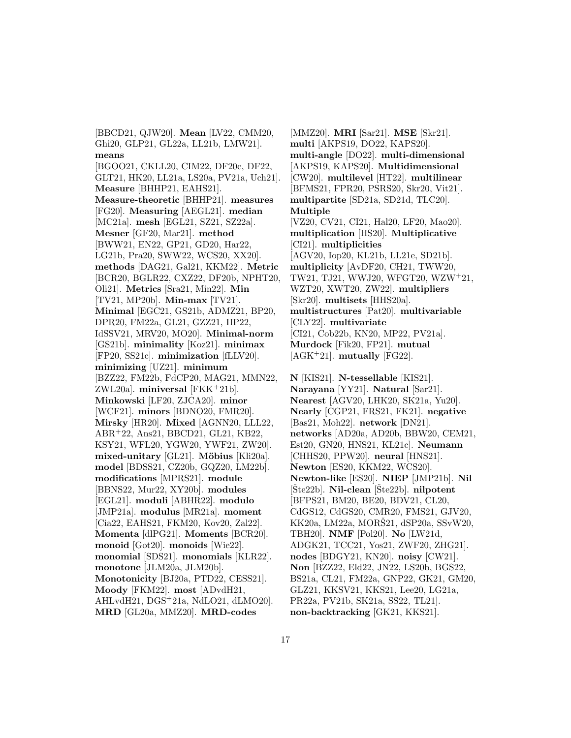[BBCD21, QJW20]. **Mean** [LV22, CMM20, Ghi20, GLP21, GL22a, LL21b, LMW21]. **means** [BGOO21, CKLL20, CIM22, DF20c, DF22, GLT21, HK20, LL21a, LS20a, PV21a, Uch21]. **Measure** [BHHP21, EAHS21]. **Measure-theoretic** [BHHP21]. **measures** [FG20]. **Measuring** [AEGL21]. **median** [MC21a]. **mesh** [EGL21, SZ21, SZ22a]. **Mesner** [GF20, Mar21]. **method** [BWW21, EN22, GP21, GD20, Har22, LG21b, Pra20, SWW22, WCS20, XX20]. **methods** [DAG21, Gal21, KKM22]. **Metric** [BCR20, BGLR22, CXZ22, DF20b, NPHT20, Oli21]. **Metrics** [Sra21, Min22]. **Min** [TV21, MP20b]. **Min-max** [TV21]. **Minimal** [EGC21, GS21b, ADMZ21, BP20, DPR20, FM22a, GL21, GZZ21, HP22, IdSSV21, MRV20, MO20]. **Minimal-norm** [GS21b]. **minimality** [Koz21]. **minimax** [FP20, SS21c]. **minimization** [fLLV20]. **minimizing** [UZ21]. **minimum** [BZZ22, FM22b, FdCP20, MAG21, MMN22, ZWL20a]. **miniversal** [FKK+21b]. **Minkowski** [LF20, ZJCA20]. **minor** [WCF21]. **minors** [BDNO20, FMR20]. **Mirsky** [HR20]. **Mixed** [AGNN20, LLL22, ABR+22, Ans21, BBCD21, GL21, KB22, KSY21, WFL20, YGW20, YWF21, ZW20]. **mixed-unitary** [GL21]. **Möbius** [Kli20a]. **model** [BDSS21, CZ20b, GQZ20, LM22b]. **modifications** [MPRS21]. **module** [BBNS22, Mur22, XY20b]. **modules** [EGL21]. **moduli** [ABHR22]. **modulo** [JMP21a]. **modulus** [MR21a]. **moment** [Cia22, EAHS21, FKM20, Kov20, Zal22]. **Momenta** [dlPG21]. **Moments** [BCR20]. **monoid** [Got20]. **monoids** [Wie22]. **monomial** [SDS21]. **monomials** [KLR22]. **monotone** [JLM20a, JLM20b]. **Monotonicity** [BJ20a, PTD22, CESS21]. **Moody** [FKM22]. **most** [ADvdH21, AHLvdH21, DGS+21a, NdLO21, dLMO20]. **MRD** [GL20a, MMZ20]. **MRD-codes** [MMZ20]. **MRI** [Sar21]. **MSE** [Skr21]. **multi** [AKPS19, DO22, KAPS20]. **multi-angle** [DO22]. **multi-dimensional** [AKPS19, KAPS20]. **Multidimensional** [CW20]. **multilevel** [HT22]. **multilinear** [BFMS21, FPR20, PSRS20, Skr20, Vit21]. **multipartite** [SD21a, SD21d, TLC20]. **Multiple** [VZ20, CV21, CI21, Hal20, LF20, Mao20]. **multiplication** [HS20]. **Multiplicative** [CI21]. **multiplicities** [AGV20, Iop20, KL21b, LL21e, SD21b]. **multiplicity** [AvDF20, CH21, TWW20, TW21, TJ21, WWJ20, WFGT20, WZW+21, WZT20, XWT20, ZW22]. **multipliers** [Skr20]. **multisets** [HHS20a]. **multistructures** [Pat20]. **multivariable** [CLY22]. **multivariate** [CI21, Cob22b, KN20, MP22, PV21a]. **Murdock** [Fik20, FP21]. **mutual** [AGK+21]. **mutually** [FG22].

**N** [KIS21]. **N-tessellable** [KIS21]. **Narayana** [YY21]. **Natural** [Sar21]. **Nearest** [AGV20, LHK20, SK21a, Yu20]. **Nearly** [CGP21, FRS21, FK21]. **negative** [Bas21, Moh22]. **network** [DN21]. **networks** [AD20a, AD20b, BBW20, CEM21, Est20, GN20, HNS21, KL21c]. **Neumann** [CHHS20, PPW20]. **neural** [HNS21]. **Newton** [ES20, KKM22, WCS20]. **Newton-like** [ES20]. **NIEP** [JMP21b]. **Nil** [Šte22b]. **Nil-clean** [Šte22b]. **nilpotent** [BFPS21, BM20, BE20, BDV21, CL20, CdGS12, CdGS20, CMR20, FMS21, GJV20, KK20a, LM22a, MORŠ21, dSP20a, SSvW20, TBH20]. **NMF** [Pol20]. **No** [LW21d, ADGK21, TCC21, Yos21, ZWF20, ZHG21]. **nodes** [BDGY21, KN20]. **noisy** [CW21]. **Non** [BZZ22, Eld22, JN22, LS20b, BGS22, BS21a, CL21, FM22a, GNP22, GK21, GM20, GLZ21, KKSV21, KKS21, Lee20, LG21a, PR22a, PV21b, SK21a, SS22, TL21]. **non-backtracking** [GK21, KKS21].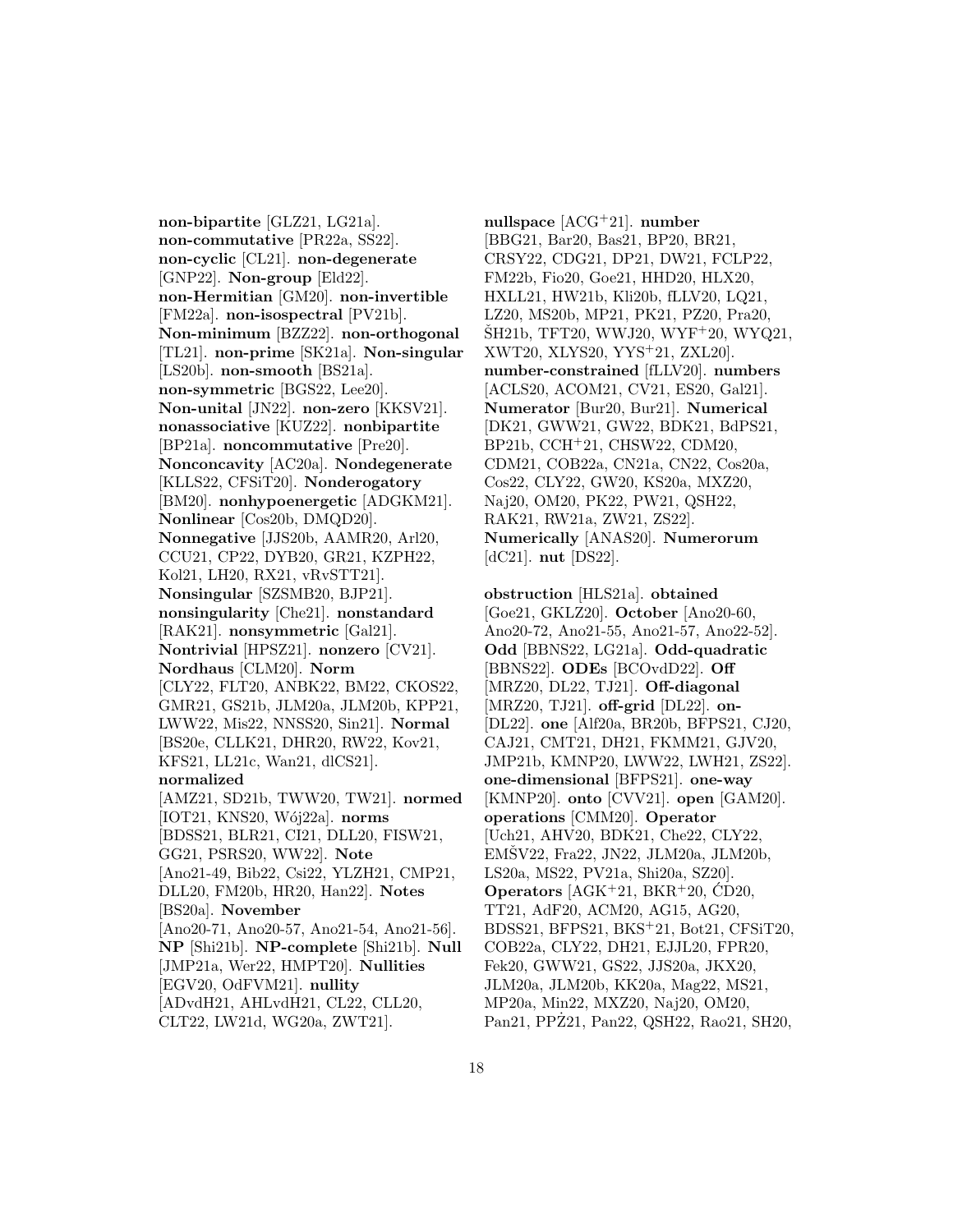**non-bipartite** [GLZ21, LG21a]. **non-commutative** [PR22a, SS22]. **non-cyclic** [CL21]. **non-degenerate** [GNP22]. **Non-group** [Eld22]. **non-Hermitian** [GM20]. **non-invertible** [FM22a]. **non-isospectral** [PV21b]. **Non-minimum** [BZZ22]. **non-orthogonal** [TL21]. **non-prime** [SK21a]. **Non-singular** [LS20b]. **non-smooth** [BS21a]. **non-symmetric** [BGS22, Lee20]. **Non-unital** [JN22]. **non-zero** [KKSV21]. **nonassociative** [KUZ22]. **nonbipartite** [BP21a]. **noncommutative** [Pre20]. **Nonconcavity** [AC20a]. **Nondegenerate** [KLLS22, CFSiT20]. **Nonderogatory** [BM20]. **nonhypoenergetic** [ADGKM21]. **Nonlinear** [Cos20b, DMQD20]. **Nonnegative** [JJS20b, AAMR20, Arl20, CCU21, CP22, DYB20, GR21, KZPH22, Kol21, LH20, RX21, vRvSTT21]. **Nonsingular** [SZSMB20, BJP21]. **nonsingularity** [Che21]. **nonstandard** [RAK21]. **nonsymmetric** [Gal21]. **Nontrivial** [HPSZ21]. **nonzero** [CV21]. **Nordhaus** [CLM20]. **Norm** [CLY22, FLT20, ANBK22, BM22, CKOS22, GMR21, GS21b, JLM20a, JLM20b, KPP21, LWW22, Mis22, NNSS20, Sin21]. **Normal** [BS20e, CLLK21, DHR20, RW22, Kov21, KFS21, LL21c, Wan21, dlCS21]. **normalized** [AMZ21, SD21b, TWW20, TW21]. **normed** [IOT21, KNS20, Wój22a]. **norms** [BDSS21, BLR21, CI21, DLL20, FISW21, GG21, PSRS20, WW22]. **Note** [Ano21-49, Bib22, Csi22, YLZH21, CMP21, DLL20, FM20b, HR20, Han22]. **Notes** [BS20a]. **November** [Ano20-71, Ano20-57, Ano21-54, Ano21-56]. **NP** [Shi21b]. **NP-complete** [Shi21b]. **Null** [JMP21a, Wer22, HMPT20]. **Nullities** [EGV20, OdFVM21]. **nullity** [ADvdH21, AHLvdH21, CL22, CLL20, CLT22, LW21d, WG20a, ZWT21].

**nullspace** [ACG+21]. **number** [BBG21, Bar20, Bas21, BP20, BR21, CRSY22, CDG21, DP21, DW21, FCLP22, FM22b, Fio20, Goe21, HHD20, HLX20, HXLL21, HW21b, Kli20b, fLLV20, LQ21, LZ20, MS20b, MP21, PK21, PZ20, Pra20, ŠH21b, TFT20, WWJ20, WYF+20, WYQ21, XWT20, XLYS20, YYS+21, ZXL20]. **number-constrained** [fLLV20]. **numbers** [ACLS20, ACOM21, CV21, ES20, Gal21]. **Numerator** [Bur20, Bur21]. **Numerical** [DK21, GWW21, GW22, BDK21, BdPS21, BP21b, CCH+21, CHSW22, CDM20, CDM21, COB22a, CN21a, CN22, Cos20a, Cos22, CLY22, GW20, KS20a, MXZ20, Naj20, OM20, PK22, PW21, QSH22, RAK21, RW21a, ZW21, ZS22]. **Numerically** [ANAS20]. **Numerorum** [dC21]. **nut** [DS22].

**obstruction** [HLS21a]. **obtained** [Goe21, GKLZ20]. **October** [Ano20-60, Ano20-72, Ano21-55, Ano21-57, Ano22-52]. **Odd** [BBNS22, LG21a]. **Odd-quadratic** [BBNS22]. **ODEs** [BCOvdD22]. **Off** [MRZ20, DL22, TJ21]. **Off-diagonal** [MRZ20, TJ21]. **off-grid** [DL22]. **on-** [DL22]. **one** [Alf20a, BR20b, BFPS21, CJ20, CAJ21, CMT21, DH21, FKMM21, GJV20, JMP21b, KMNP20, LWW22, LWH21, ZS22]. **one-dimensional** [BFPS21]. **one-way** [KMNP20]. **onto** [CVV21]. **open** [GAM20]. **operations** [CMM20]. **Operator** [Uch21, AHV20, BDK21, Che22, CLY22, EMŠV22, Fra22, JN22, JLM20a, JLM20b, LS20a, MS22, PV21a, Shi20a, SZ20]. **Operators** [AGK+21, BKR+20, ĆD20, TT21, AdF20, ACM20, AG15, AG20, BDSS21, BFPS21, BKS+21, Bot21, CFSiT20, COB22a, CLY22, DH21, EJJL20, FPR20, Fek20, GWW21, GS22, JJS20a, JKX20, JLM20a, JLM20b, KK20a, Mag22, MS21, MP20a, Min22, MXZ20, Naj20, OM20, Pan21, PPŻ21, Pan22, QSH22, Rao21, SH20,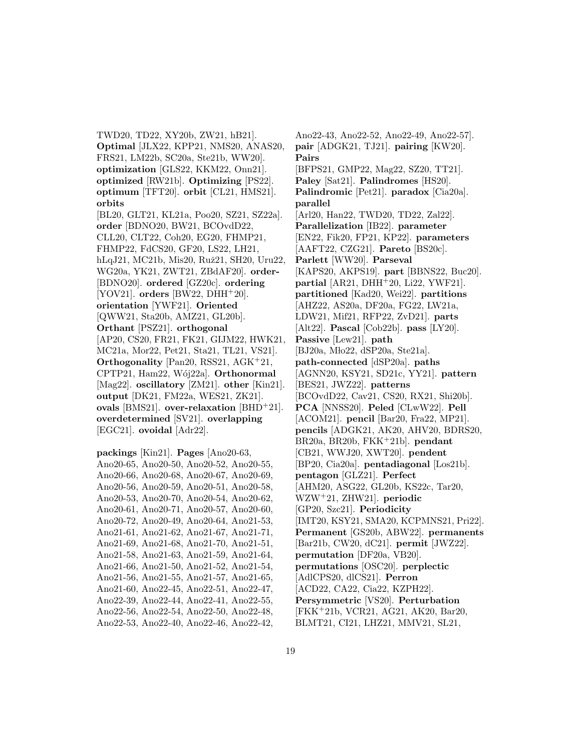TWD20, TD22, XY20b, ZW21, hB21]. **Optimal** [JLX22, KPP21, NMS20, ANAS20, FRS21, LM22b, SC20a, Ste21b, WW20]. **optimization** [GLS22, KKM22, Onn21]. **optimized** [RW21b]. **Optimizing** [PS22]. **optimum** [TFT20]. **orbit** [CL21, HMS21]. **orbits** [BL20, GLT21, KL21a, Poo20, SZ21, SZ22a]. **order** [BDNO20, BW21, BCOvdD22, CLL20, CLT22, Coh20, EG20, FHMP21, FHMP22, FdCS20, GF20, LS22, LH21, hLqJ21, MC21b, Mis20, Ruž21, SH20, Uru22, WG20a, YK21, ZWT21, ZBdAF20]. **order-** [BDNO20]. **ordered** [GZ20c]. **ordering** [YOV21]. **orders** [BW22, DHH+20]. **orientation** [YWF21]. **Oriented** [QWW21, Sta20b, AMZ21, GL20b]. **Orthant** [PSZ21]. **orthogonal** [AP20, CS20, FR21, FK21, GIJM22, HWK21, MC21a, Mor22, Pet21, Sta21, TL21, VS21]. **Orthogonality** [Pan20, RSS21, AGK+21, CPTP21, Ham22, Wój22a]. **Orthonormal** [Mag22]. **oscillatory** [ZM21]. **other** [Kin21]. **output** [DK21, FM22a, WES21, ZK21]. **ovals** [BMS21]. **over-relaxation** [BHD+21]. **overdetermined** [SV21]. **overlapping** [EGC21]. **ovoidal** [Adr22].

**packings** [Kin21]. **Pages** [Ano20-63, Ano20-65, Ano20-50, Ano20-52, Ano20-55, Ano20-66, Ano20-68, Ano20-67, Ano20-69, Ano20-56, Ano20-59, Ano20-51, Ano20-58, Ano20-53, Ano20-70, Ano20-54, Ano20-62, Ano20-61, Ano20-71, Ano20-57, Ano20-60, Ano20-72, Ano20-49, Ano20-64, Ano21-53, Ano21-61, Ano21-62, Ano21-67, Ano21-71, Ano21-69, Ano21-68, Ano21-70, Ano21-51, Ano21-58, Ano21-63, Ano21-59, Ano21-64, Ano21-66, Ano21-50, Ano21-52, Ano21-54, Ano21-56, Ano21-55, Ano21-57, Ano21-65, Ano21-60, Ano22-45, Ano22-51, Ano22-47, Ano22-39, Ano22-44, Ano22-41, Ano22-55, Ano22-56, Ano22-54, Ano22-50, Ano22-48, Ano22-53, Ano22-40, Ano22-46, Ano22-42, Ano22-43, Ano22-52, Ano22-49, Ano22-57]. **pair** [ADGK21, TJ21]. **pairing** [KW20]. **Pairs** [BFPS21, GMP22, Mag22, SZ20, TT21]. **Paley** [Sat21]. **Palindromes** [HS20]. **Palindromic** [Pet21]. **paradox** [Cia20a]. **parallel** [Arl20, Han22, TWD20, TD22, Zal22]. **Parallelization** [IB22]. **parameter** [EN22, Fik20, FP21, KP22]. **parameters** [AAFT22, CZG21]. **Pareto** [BS20c]. **Parlett** [WW20]. **Parseval** [KAPS20, AKPS19]. **part** [BBNS22, Buc20]. **partial** [AR21, DHH+20, Li22, YWF21]. **partitioned** [Kad20, Wei22]. **partitions** [AHZ22, AS20a, DF20a, FG22, LW21a, LDW21, Mif21, RFP22, ZvD21]. **parts** [Alt22]. **Pascal** [Cob22b]. **pass** [LY20]. **Passive** [Lew21]. **path** [BJ20a, Mło22, dSP20a, Ste21a]. **path-connected** [dSP20a]. **paths** [AGNN20, KSY21, SD21c, YY21]. **pattern** [BES21, JWZ22]. **patterns** [BCOvdD22, Cav21, CS20, RX21, Shi20b]. **PCA** [NNSS20]. **Peled** [CLwW22]. **Pell** [ACOM21]. **pencil** [Bar20, Fra22, MP21]. **pencils** [ADGK21, AK20, AHV20, BDRS20, BR20a, BR20b, FKK+21b]. **pendant** [CB21, WWJ20, XWT20]. **pendent** [BP20, Cia20a]. **pentadiagonal** [Los21b]. **pentagon** [GLZ21]. **Perfect** [AHM20, ASG22, GL20b, KS22c, Tar20, WZW+21, ZHW21]. **periodic** [GP20, Szc21]. **Periodicity** [IMT20, KSY21, SMA20, KCPMNS21, Pri22]. **Permanent** [GS20b, ABW22]. **permanents** [Bar21b, CW20, dC21]. **permit** [JWZ22]. **permutation** [DF20a, VB20]. **permutations** [OSC20]. **perplectic** [AdlCPS20, dlCS21]. **Perron** [ACD22, CA22, Cia22, KZPH22]. **Persymmetric** [VS20]. **Perturbation** [FKK+21b, VCR21, AG21, AK20, Bar20, BLMT21, CI21, LHZ21, MMV21, SL21,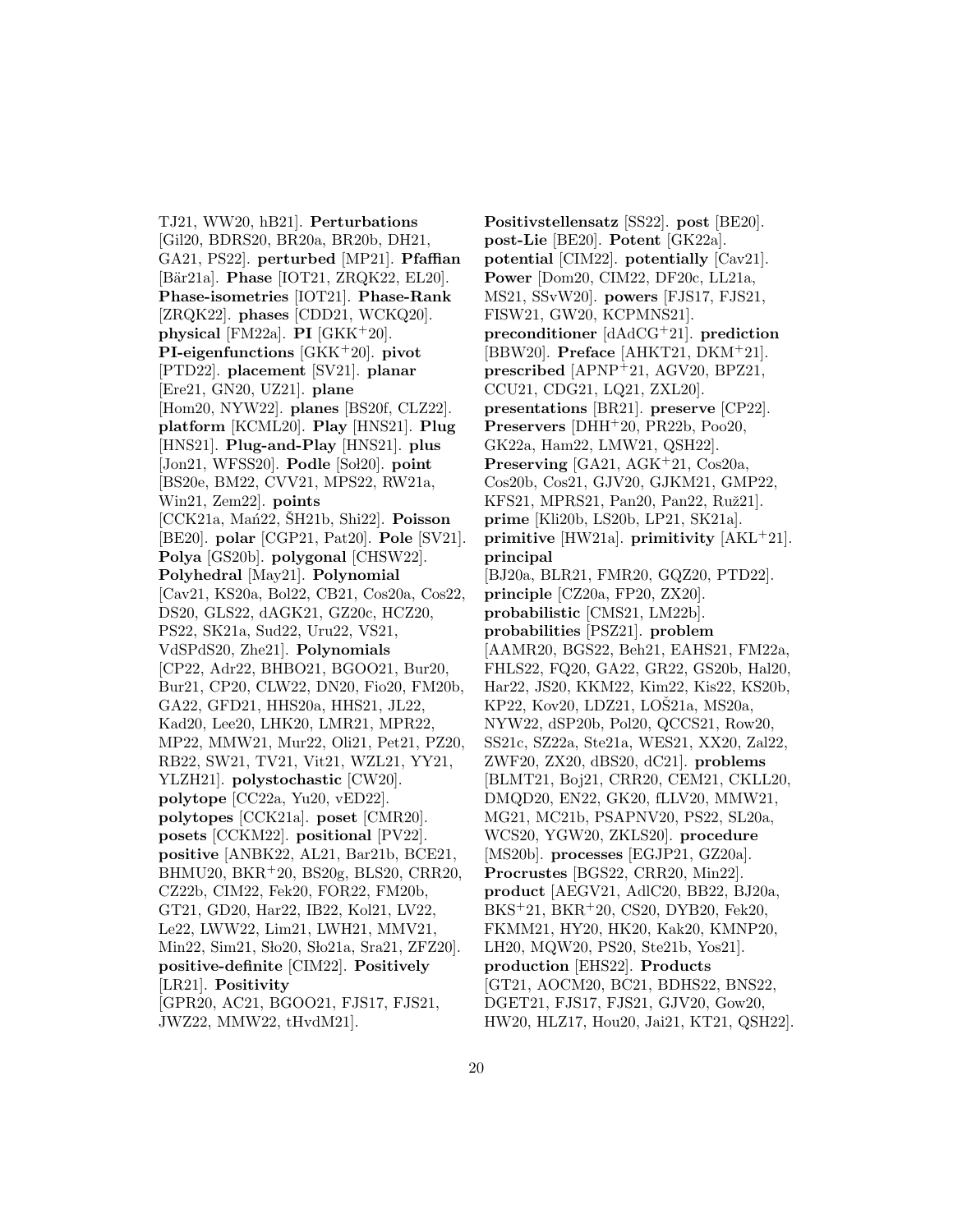TJ21, WW20, hB21]. **Perturbations** [Gil20, BDRS20, BR20a, BR20b, DH21, GA21, PS22]. **perturbed** [MP21]. **Pfaffian** [Bär21a]. **Phase** [IOT21, ZRQK22, EL20]. **Phase-isometries** [IOT21]. **Phase-Rank** [ZRQK22]. **phases** [CDD21, WCKQ20]. **physical** [FM22a]. **PI** [GKK+20]. **PI-eigenfunctions** [GKK+20]. **pivot** [PTD22]. **placement** [SV21]. **planar** [Ere21, GN20, UZ21]. **plane** [Hom20, NYW22]. **planes** [BS20f, CLZ22]. **platform** [KCML20]. **Play** [HNS21]. **Plug** [HNS21]. **Plug-and-Play** [HNS21]. **plus** [Jon21, WFSS20]. **Podle** [Sol20]. **point** [BS20e, BM22, CVV21, MPS22, RW21a, Win21, Zem22]. **points** [CCK21a, Mań22, ŠH21b, Shi22]. **Poisson** [BE20]. **polar** [CGP21, Pat20]. **Pole** [SV21]. **Polya** [GS20b]. **polygonal** [CHSW22]. **Polyhedral** [May21]. **Polynomial** [Cav21, KS20a, Bol22, CB21, Cos20a, Cos22, DS20, GLS22, dAGK21, GZ20c, HCZ20, PS22, SK21a, Sud22, Uru22, VS21, VdSPdS20, Zhe21]. **Polynomials** [CP22, Adr22, BHBO21, BGOO21, Bur20, Bur21, CP20, CLW22, DN20, Fio20, FM20b, GA22, GFD21, HHS20a, HHS21, JL22, Kad20, Lee20, LHK20, LMR21, MPR22, MP22, MMW21, Mur22, Oli21, Pet21, PZ20, RB22, SW21, TV21, Vit21, WZL21, YY21, YLZH21]. **polystochastic** [CW20]. **polytope** [CC22a, Yu20, vED22]. **polytopes** [CCK21a]. **poset** [CMR20]. **posets** [CCKM22]. **positional** [PV22]. **positive** [ANBK22, AL21, Bar21b, BCE21, BHMU20, BKR+20, BS20g, BLS20, CRR20, CZ22b, CIM22, Fek20, FOR22, FM20b, GT21, GD20, Har22, IB22, Kol21, LV22, Le22, LWW22, Lim21, LWH21, MMV21, Min22, Sim21, Sło20, Sło21a, Sra21, ZFZ20]. **positive-definite** [CIM22]. **Positively** [LR21]. **Positivity** [GPR20, AC21, BGOO21, FJS17, FJS21, JWZ22, MMW22, tHvdM21]. **Positivstellensatz** [SS22]. **post** [BE20]. **post-Lie** [BE20]. **Potent** [GK22a]. **potential** [CIM22]. **potentially** [Cav21]. **Power** [Dom20, CIM22, DF20c, LL21a, MS21, SSvW20]. **powers** [FJS17, FJS21, FISW21, GW20, KCPMNS21]. **preconditioner** [dAdCG+21]. **prediction** [BBW20]. **Preface** [AHKT21, DKM+21]. **prescribed** [APNP+21, AGV20, BPZ21, CCU21, CDG21, LQ21, ZXL20]. **presentations** [BR21]. **preserve** [CP22]. **Preservers** [DHH+20, PR22b, Poo20, GK22a, Ham22, LMW21, QSH22]. **Preserving** [GA21, AGK+21, Cos20a, Cos20b, Cos21, GJV20, GJKM21, GMP22, KFS21, MPRS21, Pan20, Pan22, Ruž21]. **prime** [Kli20b, LS20b, LP21, SK21a]. **primitive** [HW21a]. **primitivity** [AKL+21]. **principal** [BJ20a, BLR21, FMR20, GQZ20, PTD22]. **principle** [CZ20a, FP20, ZX20]. **probabilistic** [CMS21, LM22b]. **probabilities** [PSZ21]. **problem** [AAMR20, BGS22, Beh21, EAHS21, FM22a, FHLS22, FQ20, GA22, GR22, GS20b, Hal20, Har22, JS20, KKM22, Kim22, Kis22, KS20b, KP22, Kov20, LDZ21, LOŠ21a, MS20a, NYW22, dSP20b, Pol20, QCCS21, Row20, SS21c, SZ22a, Ste21a, WES21, XX20, Zal22, ZWF20, ZX20, dBS20, dC21]. **problems** [BLMT21, Boj21, CRR20, CEM21, CKLL20, DMQD20, EN22, GK20, fLLV20, MMW21, MG21, MC21b, PSAPNV20, PS22, SL20a, WCS20, YGW20, ZKLS20]. **procedure** [MS20b]. **processes** [EGJP21, GZ20a]. **Procrustes** [BGS22, CRR20, Min22]. **product** [AEGV21, AdlC20, BB22, BJ20a, BKS+21, BKR+20, CS20, DYB20, Fek20, FKMM21, HY20, HK20, Kak20, KMNP20, LH20, MQW20, PS20, Ste21b, Yos21]. **production** [EHS22]. **Products** [GT21, AOCM20, BC21, BDHS22, BNS22, DGET21, FJS17, FJS21, GJV20, Gow20, HW20, HLZ17, Hou20, Jai21, KT21, QSH22].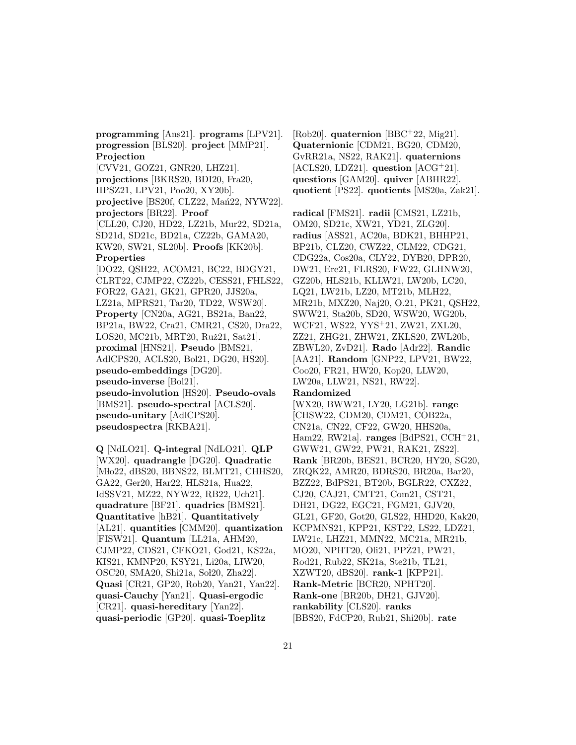**programming** [Ans21]. **programs** [LPV21]. **progression** [BLS20]. **project** [MMP21]. **Projection** [CVV21, GOZ21, GNR20, LHZ21]. **projections** [BKRS20, BDI20, Fra20, HPSZ21, LPV21, Poo20, XY20b]. **projective** [BS20f, CLZ22, Mań22, NYW22]. **projectors** [BR22]. **Proof** [CLL20, CJ20, HD22, LZ21b, Mur22, SD21a, SD21d, SD21c, BD21a, CZ22b, GAMA20, KW20, SW21, SL20b]. **Proofs** [KK20b]. **Properties** [DO22, QSH22, ACOM21, BC22, BDGY21, CLRT22, CJMP22, CZ22b, CESS21, FHLS22, FOR22, GA21, GK21, GPR20, JJS20a, LZ21a, MPRS21, Tar20, TD22, WSW20]. **Property** [CN20a, AG21, BS21a, Ban22, BP21a, BW22, Cra21, CMR21, CS20, Dra22, LOS20, MC21b, MRT20, Ruż21, Sat21]. **proximal** [HNS21]. **Pseudo** [BMS21, AdlCPS20, ACLS20, Bol21, DG20, HS20]. **pseudo-embeddings** [DG20]. **pseudo-inverse** [Bol21]. **pseudo-involution** [HS20]. **Pseudo-ovals** [BMS21]. **pseudo-spectral** [ACLS20]. **pseudo-unitary** [AdlCPS20]. **pseudospectra** [RKBA21].

**Q** [NdLO21]. **Q-integral** [NdLO21]. **QLP** [WX20]. **quadrangle** [DG20]. **Quadratic** [Mło22, dBS20, BBNS22, BLMT21, CHHS20, GA22, Ger20, Har22, HLS21a, Hua22, IdSSV21, MZ22, NYW22, RB22, Uch21]. **quadrature** [BF21]. **quadrics** [BMS21]. **Quantitative** [hB21]. **Quantitatively** [AL21]. **quantities** [CMM20]. **quantization** [FISW21]. **Quantum** [LL21a, AHM20, CJMP22, CDS21, CFKO21, God21, KS22a, KIS21, KMNP20, KSY21, Li20a, LIW20, OSC20, SMA20, Shi21a, Soł20, Zha22]. **Quasi** [CR21, GP20, Rob20, Yan21, Yan22]. **quasi-Cauchy** [Yan21]. **Quasi-ergodic** [CR21]. **quasi-hereditary** [Yan22]. **quasi-periodic** [GP20]. **quasi-Toeplitz** [Rob20]. **quaternion** [BBC+22, Mig21]. **Quaternionic** [CDM21, BG20, CDM20, GvRR21a, NS22, RAK21]. **quaternions** [ACLS20, LDZ21]. **question** [ACG+21]. **questions** [GAM20]. **quiver** [ABHR22]. **quotient** [PS22]. **quotients** [MS20a, Zak21].

**radical** [FMS21]. **radii** [CMS21, LZ21b, OM20, SD21c, XW21, YD21, ZLG20]. **radius** [ASS21, AC20a, BDK21, BHHP21, BP21b, CLZ20, CWZ22, CLM22, CDG21, CDG22a, Cos20a, CLY22, DYB20, DPR20, DW21, Ere21, FLRS20, FW22, GLHNW20, GZ20b, HLS21b, KLLW21, LW20b, LC20, LQ21, LW21b, LZ20, MT21b, MLH22, MR21b, MXZ20, Naj20, O.21, PK21, QSH22, SWW21, Sta20b, SD20, WSW20, WG20b, WCF21, WS22, YYS+21, ZW21, ZXL20, ZZ21, ZHG21, ZHW21, ZKLS20, ZWL20b, ZBWL20, ZvD21]. **Rado** [Adr22]. **Randic** [AA21]. **Random** [GNP22, LPV21, BW22, Coo20, FR21, HW20, Kop20, LLW20, LW20a, LLW21, NS21, RW22]. **Randomized** [WX20, BWW21, LY20, LG21b]. **range** [CHSW22, CDM20, CDM21, COB22a, CN21a, CN22, CF22, GW20, HHS20a, Ham22, RW21a]. **ranges** [BdPS21, CCH+21, GWW21, GW22, PW21, RAK21, ZS22]. **Rank** [BR20b, BES21, BCR20, HY20, SG20, ZRQK22, AMR20, BDRS20, BR20a, Bar20, BZZ22, BdPS21, BT20b, BGLR22, CXZ22, CJ20, CAJ21, CMT21, Com21, CST21, DH21, DG22, EGC21, FGM21, GJV20, GL21, GF20, Got20, GLS22, HHD20, Kak20, KCPMNS21, KPP21, KST22, LS22, LDZ21, LW21c, LHZ21, MMN22, MC21a, MR21b, MO20, NPHT20, Oli21, PPŻ21, PW21, Rod21, Rub22, SK21a, Ste21b, TL21, XZWT20, dBS20]. **rank-1** [KPP21]. **Rank-Metric** [BCR20, NPHT20]. **Rank-one** [BR20b, DH21, GJV20]. **rankability** [CLS20]. **ranks** [BBS20, FdCP20, Rub21, Shi20b]. **rate**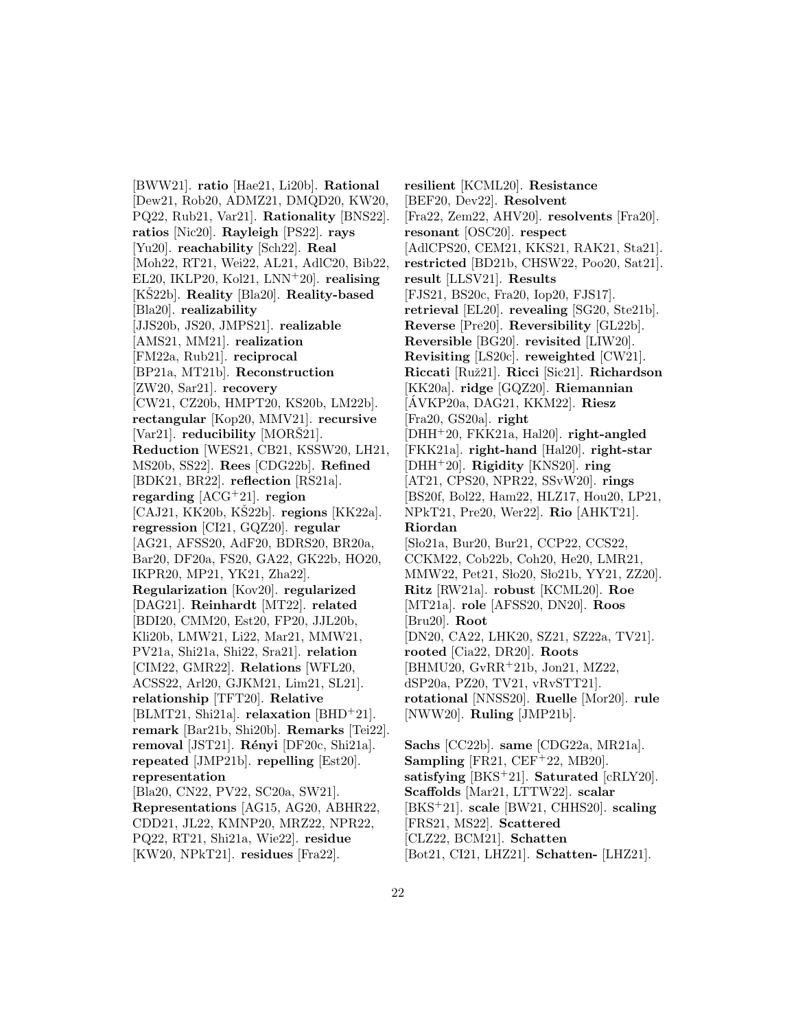[BWW21]. **ratio** [Hae21, Li20b]. **Rational** [Dew21, Rob20, ADMZ21, DMQD20, KW20, PQ22, Rub21, Var21]. **Rationality** [BNS22]. **ratios** [Nic20]. **Rayleigh** [PS22]. **rays** [Yu20]. **reachability** [Sch22]. **Real** [Moh22, RT21, Wei22, AL21, AdlC20, Bib22, EL20, IKLP20, Kol21, LNN+20]. **realising** [KŠ22b]. **Reality** [Bla20]. **Reality-based** [Bla20]. **realizability** [JJS20b, JS20, JMPS21]. **realizable** [AMS21, MM21]. **realization** [FM22a, Rub21]. **reciprocal** [BP21a, MT21b]. **Reconstruction** [ZW20, Sar21]. **recovery** [CW21, CZ20b, HMPT20, KS20b, LM22b]. **rectangular** [Kop20, MMV21]. **recursive** [Var21]. **reducibility** [MORŠ21]. **Reduction** [WES21, CB21, KSSW20, LH21, MS20b, SS22]. **Rees** [CDG22b]. **Refined** [BDK21, BR22]. **reflection** [RS21a]. **regarding** [ACG+21]. **region** [CAJ21, KK20b, KŠ22b]. **regions** [KK22a]. **regression** [CI21, GQZ20]. **regular** [AG21, AFSS20, AdF20, BDRS20, BR20a, Bar20, DF20a, FS20, GA22, GK22b, HO20, IKPR20, MP21, YK21, Zha22]. **Regularization** [Kov20]. **regularized** [DAG21]. **Reinhardt** [MT22]. **related** [BDI20, CMM20, Est20, FP20, JJL20b, Kli20b, LMW21, Li22, Mar21, MMW21, PV21a, Shi21a, Shi22, Sra21]. **relation** [CIM22, GMR22]. **Relations** [WFL20, ACSS22, Arl20, GJKM21, Lim21, SL21]. **relationship** [TFT20]. **Relative** [BLMT21, Shi21a]. **relaxation** [BHD+21]. **remark** [Bar21b, Shi20b]. **Remarks** [Tei22]. **removal** [JST21]. **Rényi** [DF20c, Shi21a]. **repeated** [JMP21b]. **repelling** [Est20]. **representation** [Bla20, CN22, PV22, SC20a, SW21]. **Representations** [AG15, AG20, ABHR22, CDD21, JL22, KMNP20, MRZ22, NPR22, PQ22, RT21, Shi21a, Wie22]. **residue** [KW20, NPkT21]. **residues** [Fra22]. **resilient** [KCML20]. **Resistance** [BEF20, Dev22]. **Resolvent** [Fra22, Zem22, AHV20]. **resolvents** [Fra20]. **resonant** [OSC20]. **respect** [AdlCPS20, CEM21, KKS21, RAK21, Sta21]. **restricted** [BD21b, CHSW22, Poo20, Sat21]. **result** [LLSV21]. **Results** [FJS21, BS20c, Fra20, Iop20, FJS17]. **retrieval** [EL20]. **revealing** [SG20, Ste21b]. **Reverse** [Pre20]. **Reversibility** [GL22b]. **Reversible** [BG20]. **revisited** [LIW20]. **Revisiting** [LS20c]. **reweighted** [CW21]. **Riccati** [Ruž21]. **Ricci** [Sic21]. **Richardson** [KK20a]. **ridge** [GQZ20]. **Riemannian** [ÁVKP20a, DAG21, KKM22]. **Riesz** [Fra20, GS20a]. **right** [DHH+20, FKK21a, Hal20]. **right-angled** [FKK21a]. **right-hand** [Hal20]. **right-star** [DHH+20]. **Rigidity** [KNS20]. **ring** [AT21, CPS20, NPR22, SSvW20]. **rings** [BS20f, Bol22, Ham22, HLZ17, Hou20, LP21, NPkT21, Pre20, Wer22]. **Rio** [AHKT21]. **Riordan** [Sło21a, Bur20, Bur21, CCP22, CCS22, CCKM22, Cob22b, Coh20, He20, LMR21, MMW22, Pet21, Sło20, Sło21b, YY21, ZZ20]. **Ritz** [RW21a]. **robust** [KCML20]. **Roe** [MT21a]. **role** [AFSS20, DN20]. **Roos** [Bru20]. **Root** [DN20, CA22, LHK20, SZ21, SZ22a, TV21]. **rooted** [Cia22, DR20]. **Roots** [BHMU20, GvRR+21b, Jon21, MZ22, dSP20a, PZ20, TV21, vRvSTT21]. **rotational** [NNSS20]. **Ruelle** [Mor20]. **rule** [NWW20]. **Ruling** [JMP21b].

**Sachs** [CC22b]. **same** [CDG22a, MR21a]. **Sampling** [FR21, CEF+22, MB20]. **satisfying** [BKS+21]. **Saturated** [cRLY20]. **Scaffolds** [Mar21, LTTW22]. **scalar** [BKS+21]. **scale** [BW21, CHHS20]. **scaling** [FRS21, MS22]. **Scattered** [CLZ22, BCM21]. **Schatten** [Bot21, CI21, LHZ21]. **Schatten-** [LHZ21].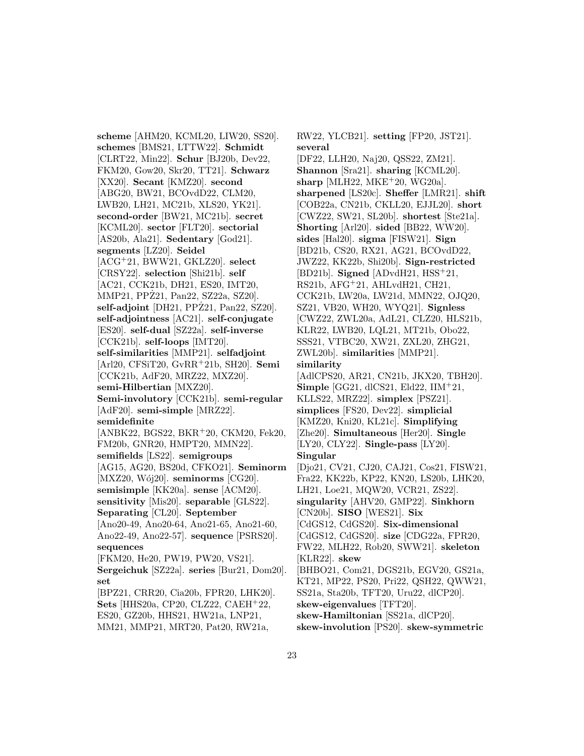**scheme** [AHM20, KCML20, LIW20, SS20]. **schemes** [BMS21, LTTW22]. **Schmidt** [CLRT22, Min22]. **Schur** [BJ20b, Dev22, FKM20, Gow20, Skr20, TT21]. **Schwarz** [XX20]. **Secant** [KMZ20]. **second** [ABG20, BW21, BCOvdD22, CLM20, LWB20, LH21, MC21b, XLS20, YK21]. **second-order** [BW21, MC21b]. **secret** [KCML20]. **sector** [FLT20]. **sectorial** [AS20b, Ala21]. **Sedentary** [God21]. **segments** [LZ20]. **Seidel** [ACG+21, BWW21, GKLZ20]. **select** [CRSY22]. **selection** [Shi21b]. **self** [AC21, CCK21b, DH21, ES20, IMT20, MMP21, PPŻ21, Pan22, SZ22a, SZ20]. **self-adjoint** [DH21, PPŻ21, Pan22, SZ20]. **self-adjointness** [AC21]. **self-conjugate** [ES20]. **self-dual** [SZ22a]. **self-inverse** [CCK21b]. **self-loops** [IMT20]. **self-similarities** [MMP21]. **selfadjoint** [Arl20, CFSiT20, GvRR+21b, SH20]. **Semi** [CCK21b, AdF20, MRZ22, MXZ20]. **semi-Hilbertian** [MXZ20]. **Semi-involutory** [CCK21b]. **semi-regular** [AdF20]. **semi-simple** [MRZ22]. **semidefinite** [ANBK22, BGS22, BKR+20, CKM20, Fek20, FM20b, GNR20, HMPT20, MMN22]. **semifields** [LS22]. **semigroups** [AG15, AG20, BS20d, CFKO21]. **Seminorm** [MXZ20, Wój20]. **seminorms** [CG20]. **semisimple** [KK20a]. **sense** [ACM20]. **sensitivity** [Mis20]. **separable** [GLS22]. **Separating** [CL20]. **September** [Ano20-49, Ano20-64, Ano21-65, Ano21-60, Ano22-49, Ano22-57]. **sequence** [PSRS20]. **sequences** [FKM20, He20, PW19, PW20, VS21]. **Sergeichuk** [SZ22a]. **series** [Bur21, Dom20]. **set** [BPZ21, CRR20, Cia20b, FPR20, LHK20]. **Sets** [HHS20a, CP20, CLZ22, CAEH+22, ES20, GZ20b, HHS21, HW21a, LNP21, MM21, MMP21, MRT20, Pat20, RW21a, RW22, YLCB21]. **setting** [FP20, JST21]. **several** [DF22, LLH20, Naj20, QSS22, ZM21]. **Shannon** [Sra21]. **sharing** [KCML20]. **sharp** [MLH22, MKE+20, WG20a]. **sharpened** [LS20c]. **Sheffer** [LMR21]. **shift** [COB22a, CN21b, CKLL20, EJJL20]. **short** [CWZ22, SW21, SL20b]. **shortest** [Ste21a]. **Shorting** [Arl20]. **sided** [BB22, WW20]. **sides** [Hal20]. **sigma** [FISW21]. **Sign** [BD21b, CS20, RX21, AG21, BCOvdD22, JWZ22, KK22b, Shi20b]. **Sign-restricted** [BD21b]. **Signed** [ADvdH21, HSS+21, RS21b, AFG+21, AHLvdH21, CH21, CCK21b, LW20a, LW21d, MMN22, OJQ20, SZ21, VB20, WH20, WYQ21]. **Signless** [CWZ22, ZWL20a, AdL21, CLZ20, HLS21b, KLR22, LWB20, LQL21, MT21b, Obo22, SSS21, VTBC20, XW21, ZXL20, ZHG21, ZWL20b]. **similarities** [MMP21]. **similarity** [AdlCPS20, AR21, CN21b, JKX20, TBH20]. **Simple** [GG21, dlCS21, Eld22, IIM+21, KLLS22, MRZ22]. **simplex** [PSZ21]. **simplices** [FS20, Dev22]. **simplicial** [KMZ20, Kni20, KL21c]. **Simplifying** [Zhe20]. **Simultaneous** [Her20]. **Single** [LY20, CLY22]. **Single-pass** [LY20]. **Singular** [Djo21, CV21, CJ20, CAJ21, Cos21, FISW21, Fra22, KK22b, KP22, KN20, LS20b, LHK20, LH21, Loe21, MQW20, VCR21, ZS22]. **singularity** [AHV20, GMP22]. **Sinkhorn** [CN20b]. **SISO** [WES21]. **Six** [CdGS12, CdGS20]. **Six-dimensional** [CdGS12, CdGS20]. **size** [CDG22a, FPR20, FW22, MLH22, Rob20, SWW21]. **skeleton** [KLR22]. **skew** [BHBO21, Com21, DGS21b, EGV20, GS21a, KT21, MP22, PS20, Pri22, QSH22, QWW21, SS21a, Sta20b, TFT20, Uru22, dlCP20]. **skew-eigenvalues** [TFT20]. **skew-Hamiltonian** [SS21a, dlCP20]. **skew-involution** [PS20]. **skew-symmetric**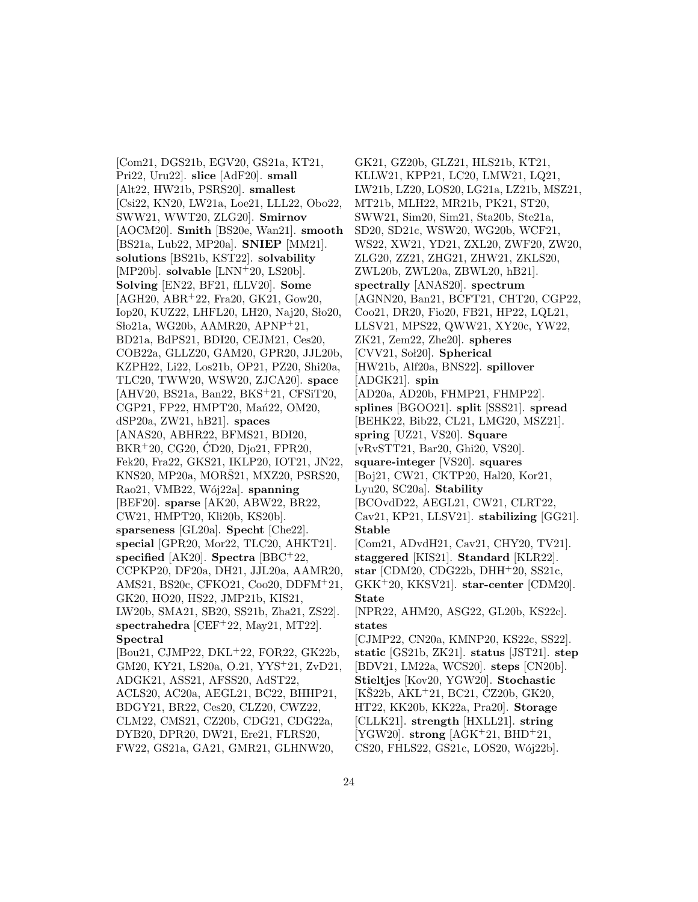[Com21, DGS21b, EGV20, GS21a, KT21, Pri22, Uru22]. **slice** [AdF20]. **small** [Alt22, HW21b, PSRS20]. **smallest** [Csi22, KN20, LW21a, Loe21, LLL22, Obo22, SWW21, WWT20, ZLG20]. **Smirnov** [AOCM20]. **Smith** [BS20e, Wan21]. **smooth** [BS21a, Lub22, MP20a]. **SNIEP** [MM21]. **solutions** [BS21b, KST22]. **solvability** [MP20b]. **solvable** [LNN+20, LS20b]. **Solving** [EN22, BF21, fLLV20]. **Some** [AGH20, ABR+22, Fra20, GK21, Gow20, Iop20, KUZ22, LHFL20, LH20, Naj20, Sło20, Sło21a, WG20b, AAMR20, APNP+21, BD21a, BdPS21, BDI20, CEJM21, Ces20, COB22a, GLLZ20, GAM20, GPR20, JJL20b, KZPH22, Li22, Los21b, OP21, PZ20, Shi20a, TLC20, TWW20, WSW20, ZJCA20]. **space** [AHV20, BS21a, Ban22, BKS+21, CFSiT20, CGP21, FP22, HMPT20, Mań22, OM20, dSP20a, ZW21, hB21]. **spaces** [ANAS20, ABHR22, BFMS21, BDI20, BKR+20, CG20, ĆD20, Djo21, FPR20, Fek20, Fra22, GKS21, IKLP20, IOT21, JN22, KNS20, MP20a, MORŠ21, MXZ20, PSRS20, Rao21, VMB22, Wój22a]. **spanning** [BEF20]. **sparse** [AK20, ABW22, BR22, CW21, HMPT20, Kli20b, KS20b]. **sparseness** [GL20a]. **Specht** [Che22]. **special** [GPR20, Mor22, TLC20, AHKT21]. **specified** [AK20]. **Spectra** [BBC+22, CCPKP20, DF20a, DH21, JJL20a, AAMR20, AMS21, BS20c, CFKO21, Coo20, DDFM+21, GK20, HO20, HS22, JMP21b, KIS21, LW20b, SMA21, SB20, SS21b, Zha21, ZS22]. **spectrahedra** [CEF+22, May21, MT22]. **Spectral** [Bou21, CJMP22, DKL+22, FOR22, GK22b, GM20, KY21, LS20a, O.21, YYS+21, ZvD21, ADGK21, ASS21, AFSS20, AdST22, ACLS20, AC20a, AEGL21, BC22, BHHP21, BDGY21, BR22, Ces20, CLZ20, CWZ22, CLM22, CMS21, CZ20b, CDG21, CDG22a, DYB20, DPR20, DW21, Ere21, FLRS20, FW22, GS21a, GA21, GMR21, GLHNW20, GK21, GZ20b, GLZ21, HLS21b, KT21, KLLW21, KPP21, LC20, LMW21, LQ21, LW21b, LZ20, LOS20, LG21a, LZ21b, MSZ21, MT21b, MLH22, MR21b, PK21, ST20, SWW21, Sim20, Sim21, Sta20b, Ste21a, SD20, SD21c, WSW20, WG20b, WCF21, WS22, XW21, YD21, ZXL20, ZWF20, ZW20, ZLG20, ZZ21, ZHG21, ZHW21, ZKLS20, ZWL20b, ZWL20a, ZBWL20, hB21]. **spectrally** [ANAS20]. **spectrum** [AGNN20, Ban21, BCFT21, CHT20, CGP22, Coo21, DR20, Fio20, FB21, HP22, LQL21, LLSV21, MPS22, QWW21, XY20c, YW22, ZK21, Zem22, Zhe20]. **spheres** [CVV21, Soł20]. **Spherical** [HW21b, Alf20a, BNS22]. **spillover** [ADGK21]. **spin** [AD20a, AD20b, FHMP21, FHMP22]. **splines** [BGOO21]. **split** [SSS21]. **spread** [BEHK22, Bib22, CL21, LMG20, MSZ21]. **spring** [UZ21, VS20]. **Square** [vRvSTT21, Bar20, Ghi20, VS20]. **square-integer** [VS20]. **squares** [Boj21, CW21, CKTP20, Hal20, Kor21, Lyu20, SC20a]. **Stability** [BCOvdD22, AEGL21, CW21, CLRT22, Cav21, KP21, LLSV21]. **stabilizing** [GG21]. **Stable** [Com21, ADvdH21, Cav21, CHY20, TV21]. **staggered** [KIS21]. **Standard** [KLR22]. **star** [CDM20, CDG22b, DHH+20, SS21c, GKK+20, KKSV21]. **star-center** [CDM20]. **State** [NPR22, AHM20, ASG22, GL20b, KS22c]. **states** [CJMP22, CN20a, KMNP20, KS22c, SS22]. **static** [GS21b, ZK21]. **status** [JST21]. **step** [BDV21, LM22a, WCS20]. **steps** [CN20b]. **Stieltjes** [Kov20, YGW20]. **Stochastic** [KŠ22b, AKL+21, BC21, CZ20b, GK20, HT22, KK20b, KK22a, Pra20]. **Storage** [CLLK21]. **strength** [HXLL21]. **string** [YGW20]. **strong** [AGK+21, BHD+21, CS20, FHLS22, GS21c, LOS20, Wój22b].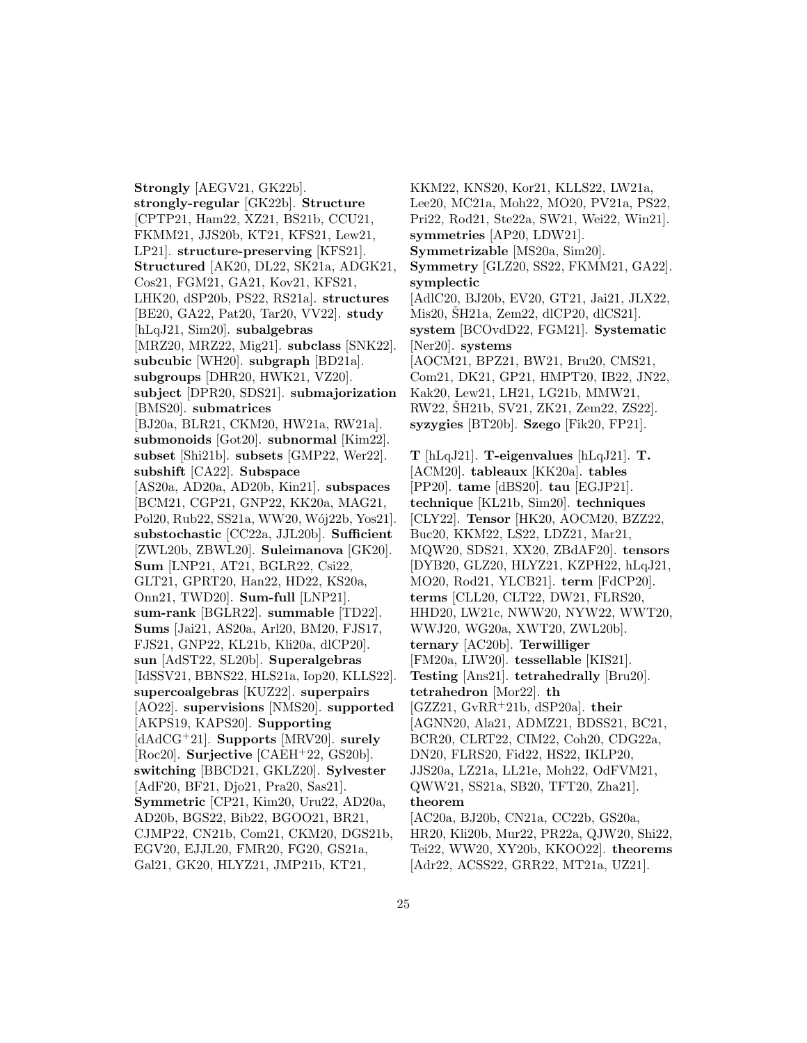**Strongly** [AEGV21, GK22b]. **strongly-regular** [GK22b]. **Structure** [CPTP21, Ham22, XZ21, BS21b, CCU21, FKMM21, JJS20b, KT21, KFS21, Lew21, LP21]. **structure-preserving** [KFS21]. **Structured** [AK20, DL22, SK21a, ADGK21, Cos21, FGM21, GA21, Kov21, KFS21, LHK20, dSP20b, PS22, RS21a]. **structures** [BE20, GA22, Pat20, Tar20, VV22]. **study** [hLqJ21, Sim20]. **subalgebras** [MRZ20, MRZ22, Mig21]. **subclass** [SNK22]. **subcubic** [WH20]. **subgraph** [BD21a]. **subgroups** [DHR20, HWK21, VZ20]. **subject** [DPR20, SDS21]. **submajorization** [BMS20]. **submatrices** [BJ20a, BLR21, CKM20, HW21a, RW21a]. **submonoids** [Got20]. **subnormal** [Kim22]. **subset** [Shi21b]. **subsets** [GMP22, Wer22]. **subshift** [CA22]. **Subspace** [AS20a, AD20a, AD20b, Kin21]. **subspaces** [BCM21, CGP21, GNP22, KK20a, MAG21, Pol20, Rub22, SS21a, WW20, Wój22b, Yos21]. **substochastic** [CC22a, JJL20b]. **Sufficient** [ZWL20b, ZBWL20]. **Suleimanova** [GK20]. **Sum** [LNP21, AT21, BGLR22, Csi22, GLT21, GPRT20, Han22, HD22, KS20a, Onn21, TWD20]. **Sum-full** [LNP21]. **sum-rank** [BGLR22]. **summable** [TD22]. **Sums** [Jai21, AS20a, Arl20, BM20, FJS17, FJS21, GNP22, KL21b, Kli20a, dlCP20]. **sun** [AdST22, SL20b]. **Superalgebras** [IdSSV21, BBNS22, HLS21a, Iop20, KLLS22]. **supercoalgebras** [KUZ22]. **superpairs** [AO22]. **supervisions** [NMS20]. **supported** [AKPS19, KAPS20]. **Supporting** [dAdCG+21]. **Supports** [MRV20]. **surely** [Roc20]. **Surjective** [CAEH+22, GS20b]. **switching** [BBCD21, GKLZ20]. **Sylvester** [AdF20, BF21, Djo21, Pra20, Sas21]. **Symmetric** [CP21, Kim20, Uru22, AD20a, AD20b, BGS22, Bib22, BGOO21, BR21, CJMP22, CN21b, Com21, CKM20, DGS21b, EGV20, EJJL20, FMR20, FG20, GS21a, Gal21, GK20, HLYZ21, JMP21b, KT21, KKM22, KNS20, Kor21, KLLS22, LW21a, Lee20, MC21a, Moh22, MO20, PV21a, PS22, Pri22, Rod21, Ste22a, SW21, Wei22, Win21]. **symmetries** [AP20, LDW21]. **Symmetrizable** [MS20a, Sim20]. **Symmetry** [GLZ20, SS22, FKMM21, GA22]. **symplectic** [AdlC20, BJ20b, EV20, GT21, Jai21, JLX22, Mis20, ŠH21a, Zem22, dlCP20, dlCS21]. **system** [BCOvdD22, FGM21]. **Systematic** [Ner20]. **systems** [AOCM21, BPZ21, BW21, Bru20, CMS21, Com21, DK21, GP21, HMPT20, IB22, JN22, Kak20, Lew21, LH21, LG21b, MMW21, RW22, ŠH21b, SV21, ZK21, Zem22, ZS22]. **syzygies** [BT20b]. **Szego** [Fik20, FP21].

**T** [hLqJ21]. **T-eigenvalues** [hLqJ21]. **T.** [ACM20]. **tableaux** [KK20a]. **tables** [PP20]. **tame** [dBS20]. **tau** [EGJP21]. **technique** [KL21b, Sim20]. **techniques** [CLY22]. **Tensor** [HK20, AOCM20, BZZ22, Buc20, KKM22, LS22, LDZ21, Mar21, MQW20, SDS21, XX20, ZBdAF20]. **tensors** [DYB20, GLZ20, HLYZ21, KZPH22, hLqJ21, MO20, Rod21, YLCB21]. **term** [FdCP20]. **terms** [CLL20, CLT22, DW21, FLRS20, HHD20, LW21c, NWW20, NYW22, WWT20, WWJ20, WG20a, XWT20, ZWL20b]. **ternary** [AC20b]. **Terwilliger** [FM20a, LIW20]. **tessellable** [KIS21]. **Testing** [Ans21]. **tetrahedrally** [Bru20]. **tetrahedron** [Mor22]. **th** [GZZ21, GvRR+21b, dSP20a]. **their** [AGNN20, Ala21, ADMZ21, BDSS21, BC21, BCR20, CLRT22, CIM22, Coh20, CDG22a, DN20, FLRS20, Fid22, HS22, IKLP20, JJS20a, LZ21a, LL21e, Moh22, OdFVM21, QWW21, SS21a, SB20, TFT20, Zha21]. **theorem** [AC20a, BJ20b, CN21a, CC22b, GS20a, HR20, Kli20b, Mur22, PR22a, QJW20, Shi22, Tei22, WW20, XY20b, KKOO22]. **theorems** [Adr22, ACSS22, GRR22, MT21a, UZ21].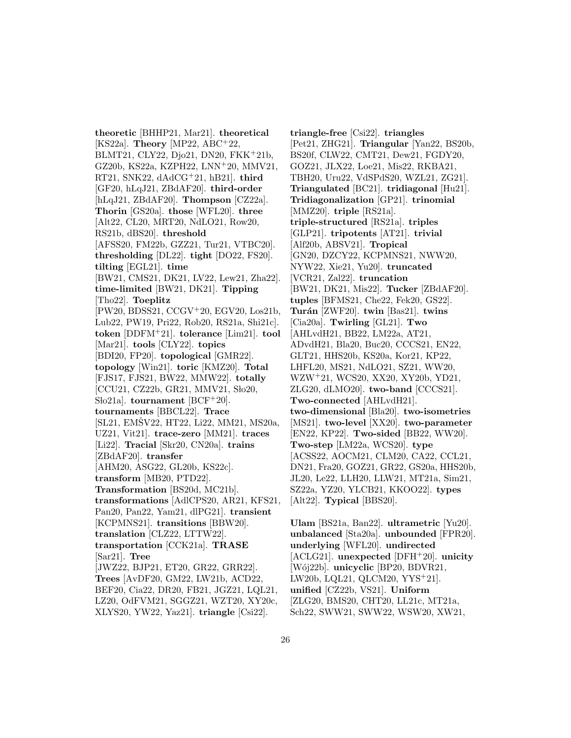**theoretic** [BHHP21, Mar21]. **theoretical** [KS22a]. **Theory** [MP22, ABC+22, BLMT21, CLY22, Djo21, DN20, FKK+21b, GZ20b, KS22a, KZPH22, LNN+20, MMV21, RT21, SNK22, dAdCG+21, hB21]. **third** [GF20, hLqJ21, ZBdAF20]. **third-order** [hLqJ21, ZBdAF20]. **Thompson** [CZ22a]. **Thorin** [GS20a]. **those** [WFL20]. **three** [Alt22, CL20, MRT20, NdLO21, Row20, RS21b, dBS20]. **threshold** [AFSS20, FM22b, GZZ21, Tur21, VTBC20]. **thresholding** [DL22]. **tight** [DO22, FS20]. **tilting** [EGL21]. **time** [BW21, CMS21, DK21, LV22, Lew21, Zha22]. **time-limited** [BW21, DK21]. **Tipping** [Tho22]. **Toeplitz** [PW20, BDSS21, CCGV+20, EGV20, Los21b, Lub22, PW19, Pri22, Rob20, RS21a, Shi21c]. **token** [DDFM+21]. **tolerance** [Lim21]. **tool** [Mar21]. **tools** [CLY22]. **topics** [BDI20, FP20]. **topological** [GMR22]. **topology** [Win21]. **toric** [KMZ20]. **Total** [FJS17, FJS21, BW22, MMW22]. **totally** [CCU21, CZ22b, GR21, MMV21, Sło20, Sło21a]. **tournament** [BCF+20]. **tournaments** [BBCL22]. **Trace** [SL21, EMŠV22, HT22, Li22, MM21, MS20a, UZ21, Vit21]. **trace-zero** [MM21]. **traces** [Li22]. **Tracial** [Skr20, CN20a]. **trains** [ZBdAF20]. **transfer** [AHM20, ASG22, GL20b, KS22c]. **transform** [MB20, PTD22]. **Transformation** [BS20d, MC21b]. **transformations** [AdlCPS20, AR21, KFS21, Pan20, Pan22, Yam21, dlPG21]. **transient** [KCPMNS21]. **transitions** [BBW20]. **translation** [CLZ22, LTTW22]. **transportation** [CCK21a]. **TRASE** [Sar21]. **Tree** [JWZ22, BJP21, ET20, GR22, GRR22]. **Trees** [AvDF20, GM22, LW21b, ACD22, BEF20, Cia22, DR20, FB21, JGZ21, LQL21, LZ20, OdFVM21, SGGZ21, WZT20, XY20c, XLYS20, YW22, Yaz21]. **triangle** [Csi22]. **triangle-free** [Csi22]. **triangles** [Pet21, ZHG21]. **Triangular** [Yan22, BS20b, BS20f, CLW22, CMT21, Dew21, FGDY20, GOZ21, JLX22, Loe21, Mis22, RKBA21, TBH20, Uru22, VdSPdS20, WZL21, ZG21]. **Triangulated** [BC21]. **tridiagonal** [Hu21]. **Tridiagonalization** [GP21]. **trinomial** [MMZ20]. **triple** [RS21a]. **triple-structured** [RS21a]. **triples** [GLP21]. **tripotents** [AT21]. **trivial** [Alf20b, ABSV21]. **Tropical** [GN20, DZCY22, KCPMNS21, NWW20, NYW22, Xie21, Yu20]. **truncated** [VCR21, Zal22]. **truncation** [BW21, DK21, Mis22]. **Tucker** [ZBdAF20]. **tuples** [BFMS21, Che22, Fek20, GS22]. **Turán** [ZWF20]. **twin** [Bas21]. **twins** [Cia20a]. **Twirling** [GL21]. **Two** [AHLvdH21, BB22, LM22a, AT21, ADvdH21, Bla20, Buc20, CCCS21, EN22, GLT21, HHS20b, KS20a, Kor21, KP22, LHFL20, MS21, NdLO21, SZ21, WW20, WZW+21, WCS20, XX20, XY20b, YD21, ZLG20, dLMO20]. **two-band** [CCCS21]. **Two-connected** [AHLvdH21]. **two-dimensional** [Bla20]. **two-isometries** [MS21]. **two-level** [XX20]. **two-parameter** [EN22, KP22]. **Two-sided** [BB22, WW20]. **Two-step** [LM22a, WCS20]. **type** [ACSS22, AOCM21, CLM20, CA22, CCL21, DN21, Fra20, GOZ21, GR22, GS20a, HHS20b, JL20, Le22, LLH20, LLW21, MT21a, Sim21, SZ22a, YZ20, YLCB21, KKOO22]. **types** [Alt22]. **Typical** [BBS20].

**Ulam** [BS21a, Ban22]. **ultrametric** [Yu20]. **unbalanced** [Sta20a]. **unbounded** [FPR20]. **underlying** [WFL20]. **undirected** [ACLG21]. **unexpected** [DFH+20]. **unicity** [Wój22b]. **unicyclic** [BP20, BDVR21, LW20b, LQL21, QLCM20, YYS+21]. **unified** [CZ22b, VS21]. **Uniform** [ZLG20, BMS20, CHT20, LL21c, MT21a, Sch22, SWW21, SWW22, WSW20, XW21,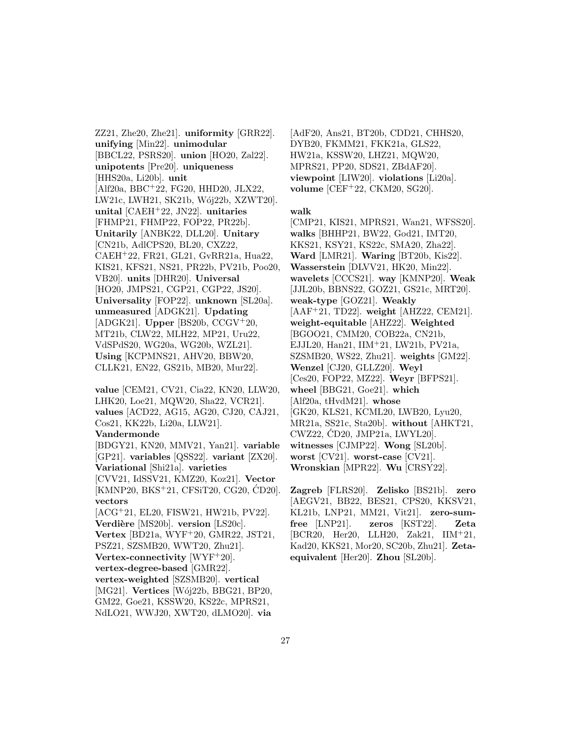ZZ21, Zhe20, Zhe21]. **uniformity** [GRR22]. **unifying** [Min22]. **unimodular** [BBCL22, PSRS20]. **union** [HO20, Zal22]. **unipotents** [Pre20]. **uniqueness** [HHS20a, Li20b]. **unit** [Alf20a, BBC+22, FG20, HHD20, JLX22, LW21c, LWH21, SK21b, Wój22b, XZWT20]. **unital** [CAEH+22, JN22]. **unitaries** [FHMP21, FHMP22, FOP22, PR22b]. **Unitarily** [ANBK22, DLL20]. **Unitary** [CN21b, AdlCPS20, BL20, CXZ22, CAEH+22, FR21, GL21, GvRR21a, Hua22, KIS21, KFS21, NS21, PR22b, PV21b, Poo20, VB20]. **units** [DHR20]. **Universal** [HO20, JMPS21, CGP21, CGP22, JS20]. **Universality** [FOP22]. **unknown** [SL20a]. **unmeasured** [ADGK21]. **Updating** [ADGK21]. **Upper** [BS20b, CCGV+20, MT21b, CLW22, MLH22, MP21, Uru22, VdSPdS20, WG20a, WG20b, WZL21]. **Using** [KCPMNS21, AHV20, BBW20, CLLK21, EN22, GS21b, MB20, Mur22].

**value** [CEM21, CV21, Cia22, KN20, LLW20, LHK20, Loe21, MQW20, Sha22, VCR21]. **values** [ACD22, AG15, AG20, CJ20, CAJ21, Cos21, KK22b, Li20a, LLW21]. **Vandermonde** [BDGY21, KN20, MMV21, Yan21]. **variable** [GP21]. **variables** [QSS22]. **variant** [ZX20]. **Variational** [Shi21a]. **varieties** [CVV21, IdSSV21, KMZ20, Koz21]. **Vector** [KMNP20, BKS+21, CFSiT20, CG20, ĆD20]. **vectors** [ACG+21, EL20, FISW21, HW21b, PV22]. **Verdière** [MS20b]. **version** [LS20c]. **Vertex** [BD21a, WYF+20, GMR22, JST21, PSZ21, SZSMB20, WWT20, Zhu21]. **Vertex-connectivity** [WYF+20]. **vertex-degree-based** [GMR22]. **vertex-weighted** [SZSMB20]. **vertical** [MG21]. **Vertices** [Wój22b, BBG21, BP20, GM22, Goe21, KSSW20, KS22c, MPRS21, NdLO21, WWJ20, XWT20, dLMO20]. **via** [AdF20, Ans21, BT20b, CDD21, CHHS20, DYB20, FKMM21, FKK21a, GLS22, HW21a, KSSW20, LHZ21, MQW20, MPRS21, PP20, SDS21, ZBdAF20]. **viewpoint** [LIW20]. **violations** [Li20a]. **volume** [CEF+22, CKM20, SG20].

**walk** [CMP21, KIS21, MPRS21, Wan21, WFSS20]. **walks** [BHHP21, BW22, God21, IMT20, KKS21, KSY21, KS22c, SMA20, Zha22]. **Ward** [LMR21]. **Waring** [BT20b, Kis22]. **Wasserstein** [DLVV21, HK20, Min22]. **wavelets** [CCCS21]. **way** [KMNP20]. **Weak** [JJL20b, BBNS22, GOZ21, GS21c, MRT20]. **weak-type** [GOZ21]. **Weakly** [AAF+21, TD22]. **weight** [AHZ22, CEM21]. **weight-equitable** [AHZ22]. **Weighted** [BGOO21, CMM20, COB22a, CN21b, EJJL20, Han21, IIM+21, LW21b, PV21a, SZSMB20, WS22, Zhu21]. **weights** [GM22]. **Wenzel** [CJ20, GLLZ20]. **Weyl** [Ces20, FOP22, MZ22]. **Weyr** [BFPS21]. **wheel** [BBG21, Goe21]. **which** [Alf20a, tHvdM21]. **whose** [GK20, KLS21, KCML20, LWB20, Lyu20, MR21a, SS21c, Sta20b]. **without** [AHKT21, CWZ22, ĆD20, JMP21a, LWYL20]. **witnesses** [CJMP22]. **Wong** [SL20b]. **worst** [CV21]. **worst-case** [CV21]. **Wronskian** [MPR22]. **Wu** [CRSY22].

**Zagreb** [FLRS20]. **Zelisko** [BS21b]. **zero** [AEGV21, BB22, BES21, CPS20, KKSV21, KL21b, LNP21, MM21, Vit21]. **zero-sum-free** [LNP21]. **zeros** [KST22]. **Zeta** [BCR20, Her20, LLH20, Zak21, IIM+21, Kad20, KKS21, Mor20, SC20b, Zhu21]. **Zeta-equivalent** [Her20]. **Zhou** [SL20b].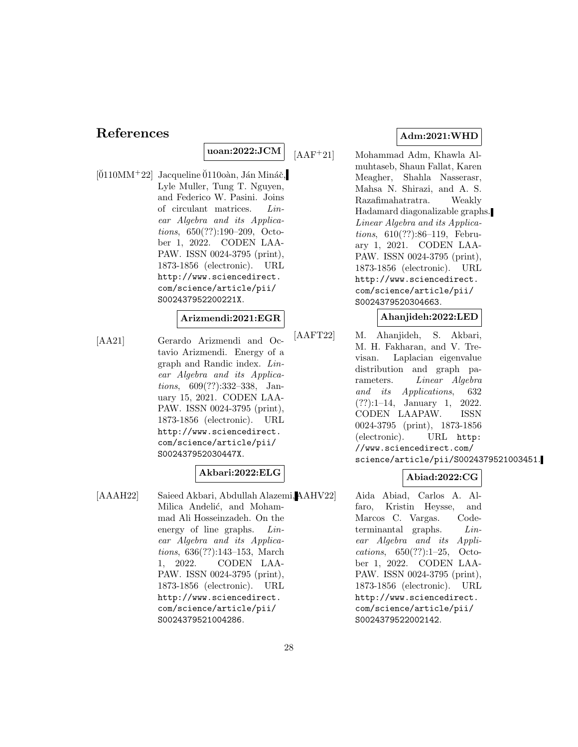# References

**uoan:2022:JCM**

[ 0110MM+22] Jacqueline 0110oàn, Ján Mináč, Lyle Muller, Tung T. Nguyen, and Federico W. Pasini. Joins of circulant matrices. *Linear Algebra and its Applications*, 650(??):190–209, October 1, 2022. CODEN LAAPAW. ISSN 0024-3795 (print), 1873-1856 (electronic). URL http://www.sciencedirect.com/science/article/pii/S002437952200221X.

**Arizmendi:2021:EGR**

[AA21] Gerardo Arizmendi and Octavio Arizmendi. Energy of a graph and Randic index. *Linear Algebra and its Applications*, 609(??):332–338, January 15, 2021. CODEN LAAPAW. ISSN 0024-3795 (print), 1873-1856 (electronic). URL http://www.sciencedirect.com/science/article/pii/S002437952030447X.

**Akbari:2022:ELG**

[AAAH22] Saieed Akbari, Abdullah Alazemi, Milica Anđelić, and Mohammad Ali Hosseinzadeh. On the energy of line graphs. *Linear Algebra and its Applications*, 636(??):143–153, March 1, 2022. CODEN LAAPAW. ISSN 0024-3795 (print), 1873-1856 (electronic). URL http://www.sciencedirect.com/science/article/pii/S0024379521004286.

**Adm:2021:WHD**

[AAF+21] Mohammad Adm, Khawla Almuhtaseb, Shaun Fallat, Karen Meagher, Shahla Nasserasr, Mahsa N. Shirazi, and A. S. Razafimahatratra. Weakly Hadamard diagonalizable graphs. *Linear Algebra and its Applications*, 610(??):86–119, February 1, 2021. CODEN LAAPAW. ISSN 0024-3795 (print), 1873-1856 (electronic). URL http://www.sciencedirect.com/science/article/pii/S0024379520304663.

**Ahanjideh:2022:LED**

[AAFT22] M. Ahanjideh, S. Akbari, M. H. Fakharan, and V. Trevisan. Laplacian eigenvalue distribution and graph parameters. *Linear Algebra and its Applications*, 632(??):1–14, January 1, 2022. CODEN LAAPAW. ISSN 0024-3795 (print), 1873-1856 (electronic). URL http://www.sciencedirect.com/science/article/pii/S0024379521003451.

**Abiad:2022:CG**

[AAHV22] Aida Abiad, Carlos A. Alfaro, Kristin Heysse, and Marcos C. Vargas. Codeterminantal graphs. *Linear Algebra and its Applications*, 650(??):1–25, October 1, 2022. CODEN LAAPAW. ISSN 0024-3795 (print), 1873-1856 (electronic). URL http://www.sciencedirect.com/science/article/pii/S0024379522002142.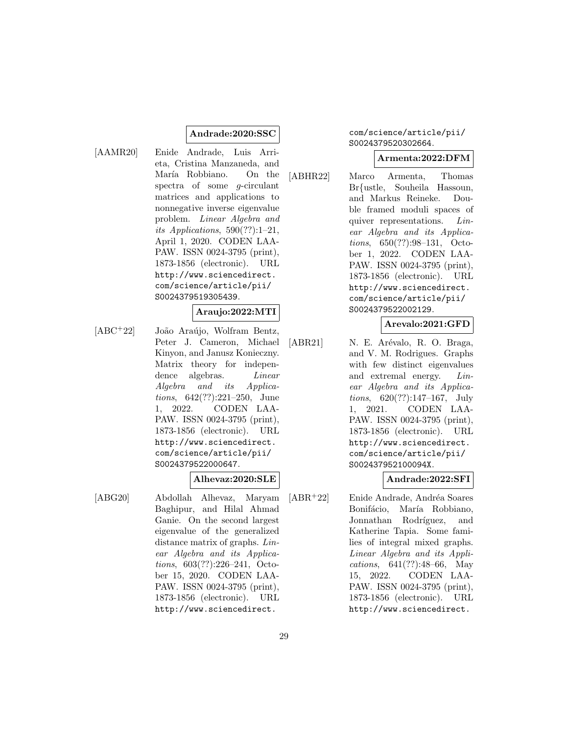**Andrade:2020:SSC**

[AAMR20] Enide Andrade, Luis Arrieta, Cristina Manzaneda, and María Robbiano. On the spectra of some $g$-circulant matrices and applications to nonnegative inverse eigenvalue problem. *Linear Algebra and its Applications*, 590(??):1–21, April 1, 2020. CODEN LAAPAW. ISSN 0024-3795 (print), 1873-1856 (electronic). URL http://www.sciencedirect.com/science/article/pii/S0024379519305439.

**Araujo:2022:MTI**

[ABC+22] João Araújo, Wolfram Bentz, Peter J. Cameron, Michael Kinyon, and Janusz Konieczny. Matrix theory for independence algebras. *Linear Algebra and its Applications*, 642(??):221–250, June 1, 2022. CODEN LAAPAW. ISSN 0024-3795 (print), 1873-1856 (electronic). URL http://www.sciencedirect.com/science/article/pii/S0024379522000647.

**Alhevaz:2020:SLE**

[ABG20] Abdollah Alhevaz, Maryam Baghipur, and Hilal Ahmad Ganie. On the second largest eigenvalue of the generalized distance matrix of graphs. *Linear Algebra and its Applications*, 603(??):226–241, October 15, 2020. CODEN LAAPAW. ISSN 0024-3795 (print), 1873-1856 (electronic). URL http://www.sciencedirect.com/science/article/pii/S0024379520302664.

**Armenta:2022:DFM**

[ABHR22] Marco Armenta, Thomas Br{ustle, Souheila Hassoun, and Markus Reineke. Double framed moduli spaces of quiver representations. *Linear Algebra and its Applications*, 650(??):98–131, October 1, 2022. CODEN LAAPAW. ISSN 0024-3795 (print), 1873-1856 (electronic). URL http://www.sciencedirect.com/science/article/pii/S0024379522002129.

**Arevalo:2021:GFD**

[ABR21] N. E. Arévalo, R. O. Braga, and V. M. Rodrigues. Graphs with few distinct eigenvalues and extremal energy. *Linear Algebra and its Applications*, 620(??):147–167, July 1, 2021. CODEN LAAPAW. ISSN 0024-3795 (print), 1873-1856 (electronic). URL http://www.sciencedirect.com/science/article/pii/S002437952100094X.

**Andrade:2022:SFI**

[ABR+22] Enide Andrade, Andréa Soares Bonifácio, María Robbiano, Jonnathan Rodríguez, and Katherine Tapia. Some families of integral mixed graphs. *Linear Algebra and its Applications*, 641(??):48–66, May 15, 2022. CODEN LAAPAW. ISSN 0024-3795 (print), 1873-1856 (electronic). URL http://www.sciencedirect.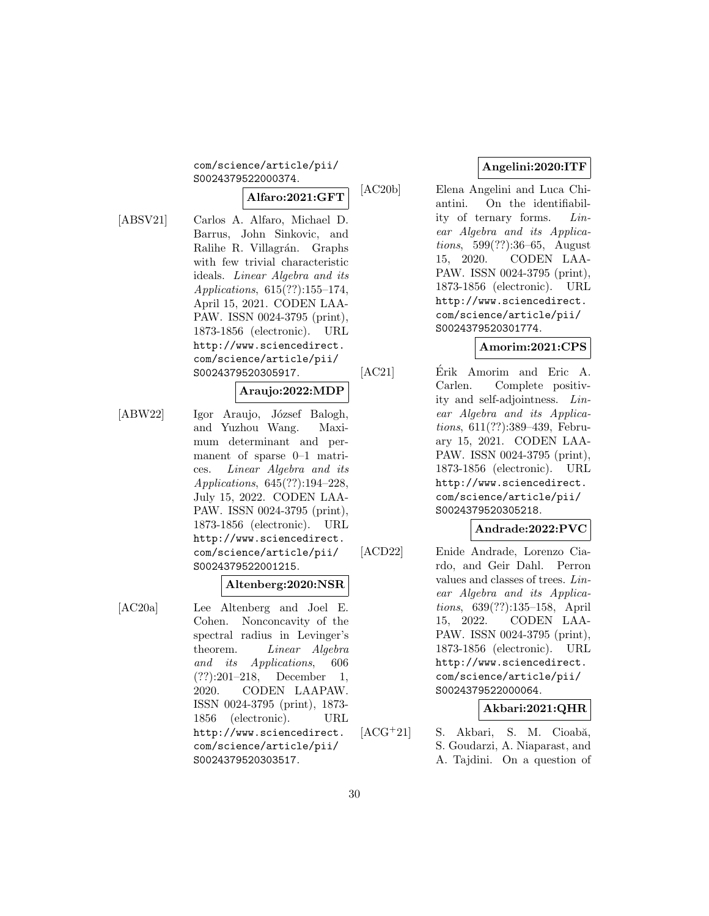com/science/article/pii/S0024379522000374.

**Alfaro:2021:GFT**

[ABSV21] Carlos A. Alfaro, Michael D. Barrus, John Sinkovic, and Ralihe R. Villagrán. Graphs with few trivial characteristic ideals. *Linear Algebra and its Applications*, 615(??):155–174, April 15, 2021. CODEN LAAPAW. ISSN 0024-3795 (print), 1873-1856 (electronic). URL http://www.sciencedirect.com/science/article/pii/S0024379520305917.

**Araujo:2022:MDP**

[ABW22] Igor Araujo, József Balogh, and Yuzhou Wang. Maximum determinant and permanent of sparse 0–1 matrices. *Linear Algebra and its Applications*, 645(??):194–228, July 15, 2022. CODEN LAAPAW. ISSN 0024-3795 (print), 1873-1856 (electronic). URL http://www.sciencedirect.com/science/article/pii/S0024379522001215.

**Altenberg:2020:NSR**

[AC20a] Lee Altenberg and Joel E. Cohen. Nonconcavity of the spectral radius in Levinger's theorem. *Linear Algebra and its Applications*, 606 (??):201–218, December 1, 2020. CODEN LAAPAW. ISSN 0024-3795 (print), 1873-1856 (electronic). URL http://www.sciencedirect.com/science/article/pii/S0024379520303517.

**Angelini:2020:ITF**

[AC20b] Elena Angelini and Luca Chiantini. On the identifiability of ternary forms. *Linear Algebra and its Applications*, 599(??):36–65, August 15, 2020. CODEN LAAPAW. ISSN 0024-3795 (print), 1873-1856 (electronic). URL http://www.sciencedirect.com/science/article/pii/S0024379520301774.

**Amorim:2021:CPS**

[AC21] Érik Amorim and Eric A. Carlen. Complete positivity and self-adjointness. *Linear Algebra and its Applications*, 611(??):389–439, February 15, 2021. CODEN LAAPAW. ISSN 0024-3795 (print), 1873-1856 (electronic). URL http://www.sciencedirect.com/science/article/pii/S0024379520305218.

**Andrade:2022:PVC**

[ACD22] Enide Andrade, Lorenzo Ciardo, and Geir Dahl. Perron values and classes of trees. *Linear Algebra and its Applications*, 639(??):135–158, April 15, 2022. CODEN LAAPAW. ISSN 0024-3795 (print), 1873-1856 (electronic). URL http://www.sciencedirect.com/science/article/pii/S0024379522000064.

**Akbari:2021:QHR**

[ACG+21] S. Akbari, S. M. Cioabă, S. Goudarzi, A. Niaparast, and A. Tajdini. On a question of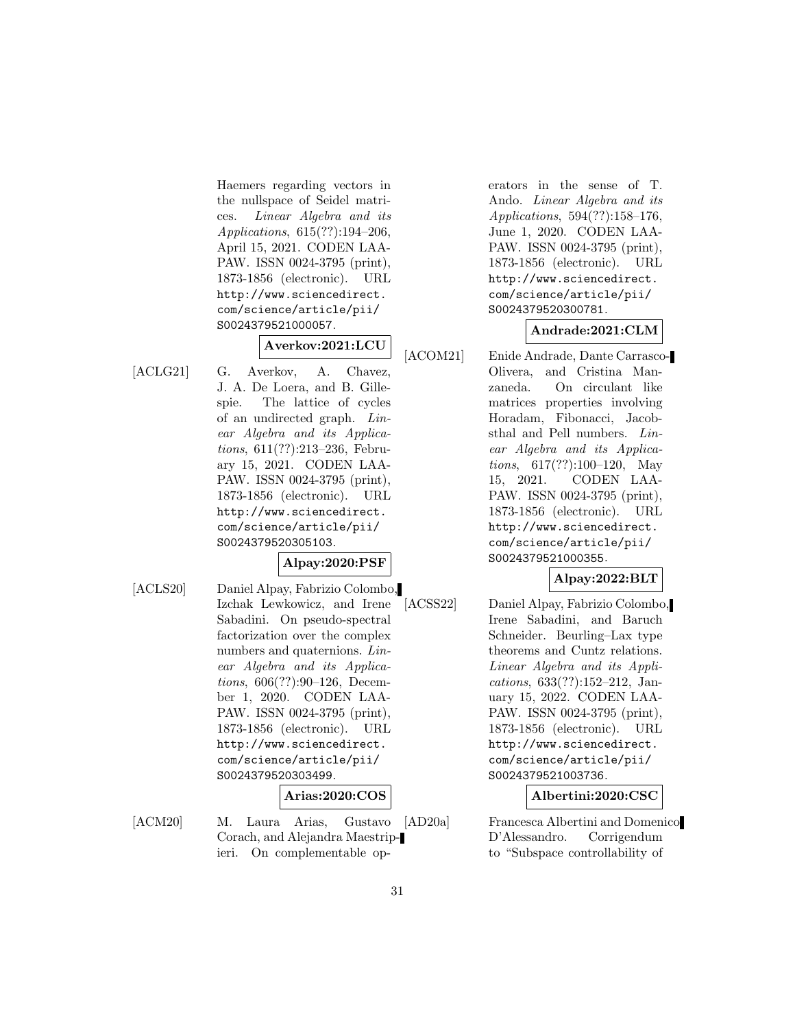Haemers regarding vectors in the nullspace of Seidel matrices. *Linear Algebra and its Applications*, 615(??):194–206, April 15, 2021. CODEN LAAPAW. ISSN 0024-3795 (print), 1873-1856 (electronic). URL http://www.sciencedirect.com/science/article/pii/S0024379521000057.

**Averkov:2021:LCU**

[ACLG21] G. Averkov, A. Chavez, J. A. De Loera, and B. Gillespie. The lattice of cycles of an undirected graph. *Linear Algebra and its Applications*, 611(??):213–236, February 15, 2021. CODEN LAAPAW. ISSN 0024-3795 (print), 1873-1856 (electronic). URL http://www.sciencedirect.com/science/article/pii/S0024379520305103.

**Alpay:2020:PSF**

[ACLS20] Daniel Alpay, Fabrizio Colombo, Izchak Lewkowicz, and Irene Sabadini. On pseudo-spectral factorization over the complex numbers and quaternions. *Linear Algebra and its Applications*, 606(??):90–126, December 1, 2020. CODEN LAAPAW. ISSN 0024-3795 (print), 1873-1856 (electronic). URL http://www.sciencedirect.com/science/article/pii/S0024379520303499.

**Arias:2020:COS**

[ACM20] M. Laura Arias, Gustavo Corach, and Alejandra Maestripieri. On complementable operators in the sense of T. Ando. *Linear Algebra and its Applications*, 594(??):158–176, June 1, 2020. CODEN LAAPAW. ISSN 0024-3795 (print), 1873-1856 (electronic). URL http://www.sciencedirect.com/science/article/pii/S0024379520300781.

**Andrade:2021:CLM**

[ACOM21] Enide Andrade, Dante Carrasco-Olivera, and Cristina Manzaneda. On circulant like matrices properties involving Horadam, Fibonacci, Jacobsthal and Pell numbers. *Linear Algebra and its Applications*, 617(??):100–120, May 15, 2021. CODEN LAAPAW. ISSN 0024-3795 (print), 1873-1856 (electronic). URL http://www.sciencedirect.com/science/article/pii/S0024379521000355.

**Alpay:2022:BLT**

[ACSS22] Daniel Alpay, Fabrizio Colombo, Irene Sabadini, and Baruch Schneider. Beurling–Lax type theorems and Cuntz relations. *Linear Algebra and its Applications*, 633(??):152–212, January 15, 2022. CODEN LAAPAW. ISSN 0024-3795 (print), 1873-1856 (electronic). URL http://www.sciencedirect.com/science/article/pii/S0024379521003736.

**Albertini:2020:CSC**

[AD20a] Francesca Albertini and Domenico D'Alessandro. Corrigendum to "Subspace controllability of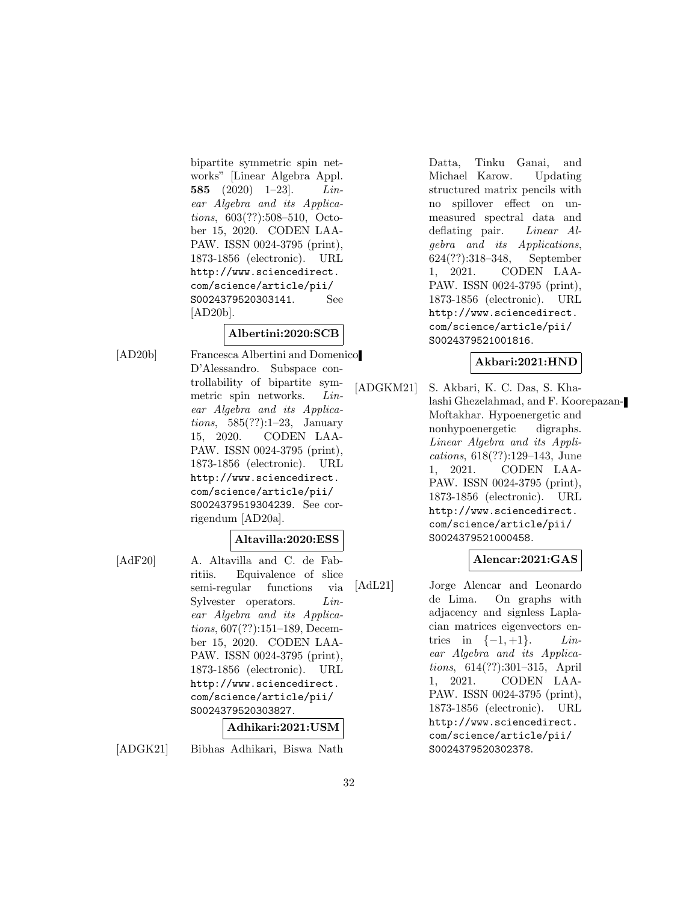bipartite symmetric spin networks" [Linear Algebra Appl. **585** (2020) 1–23]. *Linear Algebra and its Applications*, 603(??):508–510, October 15, 2020. CODEN LAAPAW. ISSN 0024-3795 (print), 1873-1856 (electronic). URL http://www.sciencedirect.com/science/article/pii/S0024379520303141. See [AD20b].

**Albertini:2020:SCB**

[AD20b] Francesca Albertini and Domenico D'Alessandro. Subspace controllability of bipartite symmetric spin networks. *Linear Algebra and its Applications*, 585(??):1–23, January 15, 2020. CODEN LAAPAW. ISSN 0024-3795 (print), 1873-1856 (electronic). URL http://www.sciencedirect.com/science/article/pii/S0024379519304239. See corrigendum [AD20a].

**Altavilla:2020:ESS**

[AdF20] A. Altavilla and C. de Fabritiis. Equivalence of slice semi-regular functions via Sylvester operators. *Linear Algebra and its Applications*, 607(??):151–189, December 15, 2020. CODEN LAAPAW. ISSN 0024-3795 (print), 1873-1856 (electronic). URL http://www.sciencedirect.com/science/article/pii/S0024379520303827.

**Adhikari:2021:USM**

[ADGK21] Bibhas Adhikari, Biswa Nath Datta, Tinku Ganai, and Michael Karow. Updating structured matrix pencils with no spillover effect on unmeasured spectral data and deflating pair. *Linear Algebra and its Applications*, 624(??):318–348, September 1, 2021. CODEN LAAPAW. ISSN 0024-3795 (print), 1873-1856 (electronic). URL http://www.sciencedirect.com/science/article/pii/S0024379521001816.

**Akbari:2021:HND**

[ADGKM21] S. Akbari, K. C. Das, S. Khalashi Ghezelahmad, and F. Koorepazan-Moftakhar. Hypoenergetic and nonhypoenergetic digraphs. *Linear Algebra and its Applications*, 618(??):129–143, June 1, 2021. CODEN LAAPAW. ISSN 0024-3795 (print), 1873-1856 (electronic). URL http://www.sciencedirect.com/science/article/pii/S0024379521000458.

**Alencar:2021:GAS**

[AdL21] Jorge Alencar and Leonardo de Lima. On graphs with adjacency and signless Laplacian matrices eigenvectors entries in $\{-1, +1\}$. *Linear Algebra and its Applications*, 614(??):301–315, April 1, 2021. CODEN LAAPAW. ISSN 0024-3795 (print), 1873-1856 (electronic). URL http://www.sciencedirect.com/science/article/pii/S0024379520302378.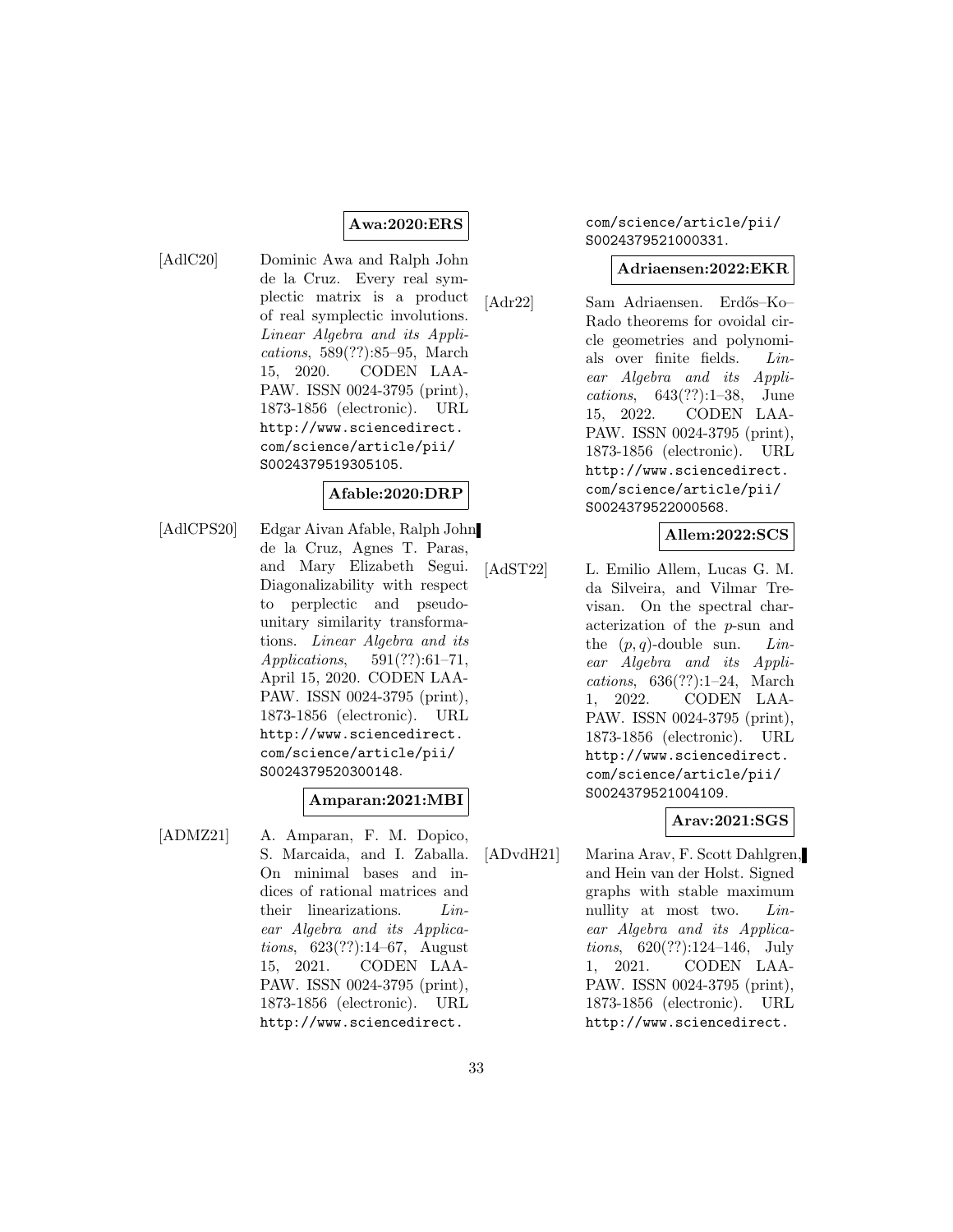**Awa:2020:ERS**

[AdlC20] Dominic Awa and Ralph John de la Cruz. Every real symplectic matrix is a product of real symplectic involutions. *Linear Algebra and its Applications*, 589(??):85–95, March 15, 2020. CODEN LAAPAW. ISSN 0024-3795 (print), 1873-1856 (electronic). URL `http://www.sciencedirect.com/science/article/pii/S0024379519305105`.

**Afable:2020:DRP**

[AdlCPS20] Edgar Aivan Afable, Ralph John de la Cruz, Agnes T. Paras, and Mary Elizabeth Segui. Diagonalizability with respect to perplectic and pseudo-unitary similarity transformations. *Linear Algebra and its Applications*, 591(??):61–71, April 15, 2020. CODEN LAAPAW. ISSN 0024-3795 (print), 1873-1856 (electronic). URL `http://www.sciencedirect.com/science/article/pii/S0024379520300148`.

**Amparan:2021:MBI**

[ADMZ21] A. Amparan, F. M. Dopico, S. Marcaida, and I. Zaballa. On minimal bases and indices of rational matrices and their linearizations. *Linear Algebra and its Applications*, 623(??):14–67, August 15, 2021. CODEN LAAPAW. ISSN 0024-3795 (print), 1873-1856 (electronic). URL `http://www.sciencedirect.com/science/article/pii/S0024379521000331`.

**Adriaensen:2022:EKR**

[Adr22] Sam Adriaensen. Erdős–Ko–Rado theorems for ovoidal circle geometries and polynomials over finite fields. *Linear Algebra and its Applications*, 643(??):1–38, June 15, 2022. CODEN LAAPAW. ISSN 0024-3795 (print), 1873-1856 (electronic). URL `http://www.sciencedirect.com/science/article/pii/S0024379522000568`.

**Allem:2022:SCS**

[AdST22] L. Emilio Allem, Lucas G. M. da Silveira, and Vilmar Trevisan. On the spectral characterization of the $p$-sun and the $(p, q)$-double sun. *Linear Algebra and its Applications*, 636(??):1–24, March 1, 2022. CODEN LAAPAW. ISSN 0024-3795 (print), 1873-1856 (electronic). URL `http://www.sciencedirect.com/science/article/pii/S0024379521004109`.

**Arav:2021:SGS**

[ADvdH21] Marina Arav, F. Scott Dahlgren, and Hein van der Holst. Signed graphs with stable maximum nullity at most two. *Linear Algebra and its Applications*, 620(??):124–146, July 1, 2021. CODEN LAAPAW. ISSN 0024-3795 (print), 1873-1856 (electronic). URL `http://www.sciencedirect.`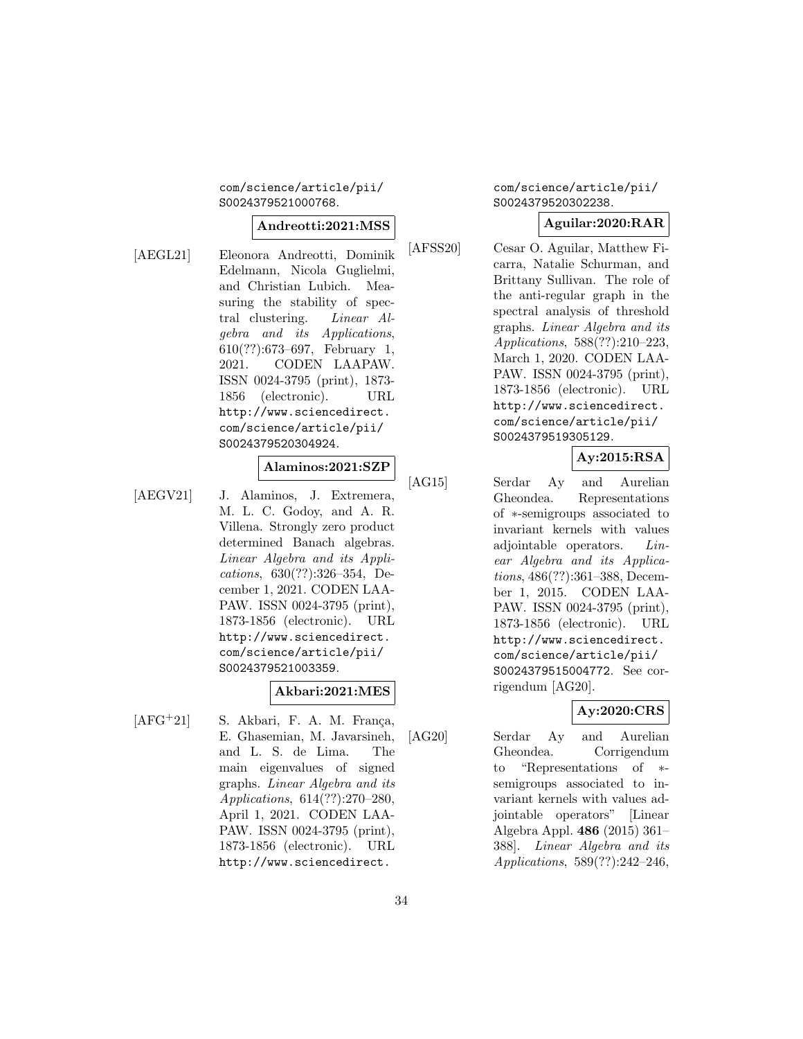com/science/article/pii/S0024379521000768.

**Andreotti:2021:MSS**

[AEGL21] Eleonora Andreotti, Dominik Edelmann, Nicola Guglielmi, and Christian Lubich. Measuring the stability of spectral clustering. *Linear Algebra and its Applications*, 610(??):673–697, February 1, 2021. CODEN LAAPAW. ISSN 0024-3795 (print), 1873-1856 (electronic). URL http://www.sciencedirect.com/science/article/pii/S0024379520304924.

**Alaminos:2021:SZP**

[AEGV21] J. Alaminos, J. Extremera, M. L. C. Godoy, and A. R. Villena. Strongly zero product determined Banach algebras. *Linear Algebra and its Applications*, 630(??):326–354, December 1, 2021. CODEN LAAPAW. ISSN 0024-3795 (print), 1873-1856 (electronic). URL http://www.sciencedirect.com/science/article/pii/S0024379521003359.

**Akbari:2021:MES**

[AFG+21] S. Akbari, F. A. M. França, E. Ghasemian, M. Javarsineh, and L. S. de Lima. The main eigenvalues of signed graphs. *Linear Algebra and its Applications*, 614(??):270–280, April 1, 2021. CODEN LAAPAW. ISSN 0024-3795 (print), 1873-1856 (electronic). URL http://www.sciencedirect.com/science/article/pii/S0024379520302238.

**Aguilar:2020:RAR**

[AFSS20] Cesar O. Aguilar, Matthew Ficarra, Natalie Schurman, and Brittany Sullivan. The role of the anti-regular graph in the spectral analysis of threshold graphs. *Linear Algebra and its Applications*, 588(??):210–223, March 1, 2020. CODEN LAAPAW. ISSN 0024-3795 (print), 1873-1856 (electronic). URL http://www.sciencedirect.com/science/article/pii/S0024379519305129.

**Ay:2015:RSA**

[AG15] Serdar Ay and Aurelian Gheondea. Representations of $*$-semigroups associated to invariant kernels with values adjointable operators. *Linear Algebra and its Applications*, 486(??):361–388, December 1, 2015. CODEN LAAPAW. ISSN 0024-3795 (print), 1873-1856 (electronic). URL http://www.sciencedirect.com/science/article/pii/S0024379515004772. See corrigendum [AG20].

**Ay:2020:CRS**

[AG20] Serdar Ay and Aurelian Gheondea. Corrigendum to "Representations of $*$-semigroups associated to invariant kernels with values adjointable operators" [Linear Algebra Appl. **486** (2015) 361–388]. *Linear Algebra and its Applications*, 589(??):242–246,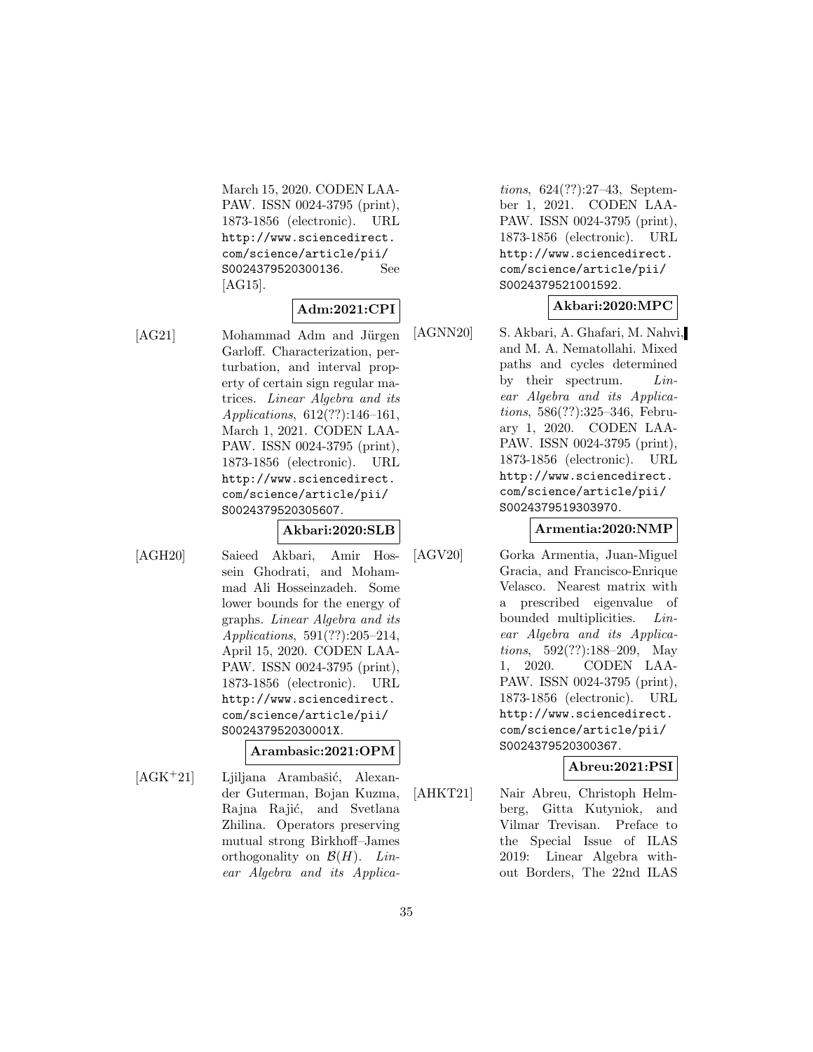March 15, 2020. CODEN LAAPAW. ISSN 0024-3795 (print), 1873-1856 (electronic). URL http://www.sciencedirect.com/science/article/pii/S0024379520300136. See [AG15].

**Adm:2021:CPI**

[AG21] Mohammad Adm and Jürgen Garloff. Characterization, perturbation, and interval property of certain sign regular matrices. *Linear Algebra and its Applications*, 612(??):146–161, March 1, 2021. CODEN LAAPAW. ISSN 0024-3795 (print), 1873-1856 (electronic). URL http://www.sciencedirect.com/science/article/pii/S0024379520305607.

**Akbari:2020:SLB**

[AGH20] Saieed Akbari, Amir Hossein Ghodrati, and Mohammad Ali Hosseinzadeh. Some lower bounds for the energy of graphs. *Linear Algebra and its Applications*, 591(??):205–214, April 15, 2020. CODEN LAAPAW. ISSN 0024-3795 (print), 1873-1856 (electronic). URL http://www.sciencedirect.com/science/article/pii/S002437952030001X.

**Arambasic:2021:OPM**

[AGK+21] Ljiljana Arambašić, Alexander Guterman, Bojan Kuzma, Rajna Rajić, and Svetlana Zhilina. Operators preserving mutual strong Birkhoff–James orthogonality on $\mathcal{B}(H)$. *Linear Algebra and its Applications*, 624(??):27–43, September 1, 2021. CODEN LAAPAW. ISSN 0024-3795 (print), 1873-1856 (electronic). URL http://www.sciencedirect.com/science/article/pii/S0024379521001592.

**Akbari:2020:MPC**

[AGNN20] S. Akbari, A. Ghafari, M. Nahvi, and M. A. Nematollahi. Mixed paths and cycles determined by their spectrum. *Linear Algebra and its Applications*, 586(??):325–346, February 1, 2020. CODEN LAAPAW. ISSN 0024-3795 (print), 1873-1856 (electronic). URL http://www.sciencedirect.com/science/article/pii/S0024379519303970.

**Armentia:2020:NMP**

[AGV20] Gorka Armentia, Juan-Miguel Gracia, and Francisco-Enrique Velasco. Nearest matrix with a prescribed eigenvalue of bounded multiplicities. *Linear Algebra and its Applications*, 592(??):188–209, May 1, 2020. CODEN LAAPAW. ISSN 0024-3795 (print), 1873-1856 (electronic). URL http://www.sciencedirect.com/science/article/pii/S0024379520300367.

**Abreu:2021:PSI**

[AHKT21] Nair Abreu, Christoph Helmberg, Gitta Kutyniok, and Vilmar Trevisan. Preface to the Special Issue of ILAS 2019: Linear Algebra without Borders, The 22nd ILAS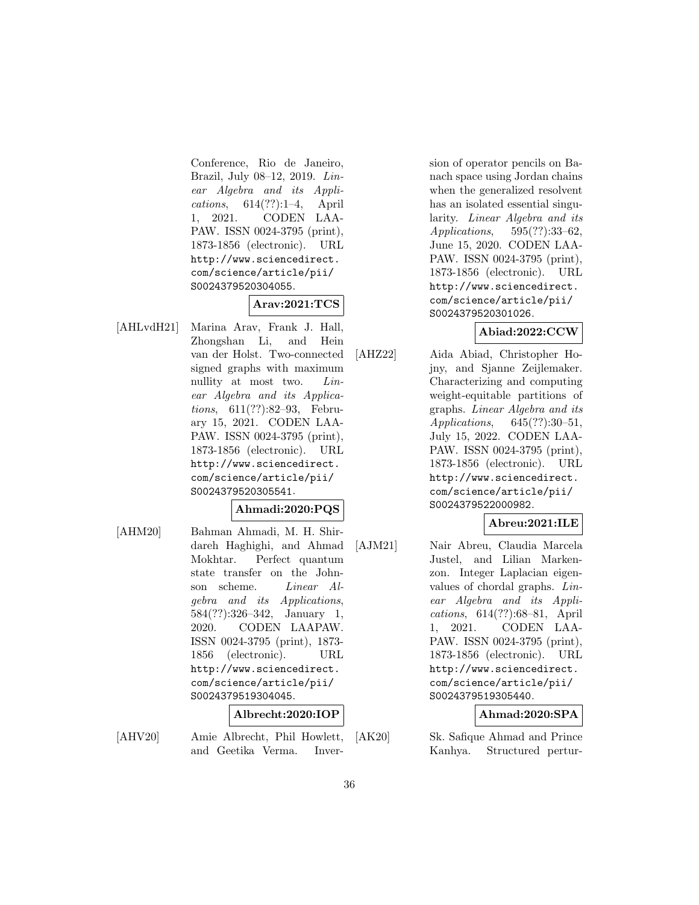Conference, Rio de Janeiro, Brazil, July 08–12, 2019. *Linear Algebra and its Applications*, 614(??):1–4, April 1, 2021. CODEN LAAPAW. ISSN 0024-3795 (print), 1873-1856 (electronic). URL http://www.sciencedirect.com/science/article/pii/S0024379520304055.

**Arav:2021:TCS**

[AHLvdH21] Marina Arav, Frank J. Hall, Zhongshan Li, and Hein van der Holst. Two-connected signed graphs with maximum nullity at most two. *Linear Algebra and its Applications*, 611(??):82–93, February 15, 2021. CODEN LAAPAW. ISSN 0024-3795 (print), 1873-1856 (electronic). URL http://www.sciencedirect.com/science/article/pii/S0024379520305541.

**Ahmadi:2020:PQS**

[AHM20] Bahman Ahmadi, M. H. Shirdareh Haghighi, and Ahmad Mokhtar. Perfect quantum state transfer on the Johnson scheme. *Linear Algebra and its Applications*, 584(??):326–342, January 1, 2020. CODEN LAAPAW. ISSN 0024-3795 (print), 1873-1856 (electronic). URL http://www.sciencedirect.com/science/article/pii/S0024379519304045.

**Albrecht:2020:IOP**

[AHV20] Amie Albrecht, Phil Howlett, and Geetika Verma. Inversion of operator pencils on Banach space using Jordan chains when the generalized resolvent has an isolated essential singularity. *Linear Algebra and its Applications*, 595(??):33–62, June 15, 2020. CODEN LAAPAW. ISSN 0024-3795 (print), 1873-1856 (electronic). URL http://www.sciencedirect.com/science/article/pii/S0024379520301026.

**Abiad:2022:CCW**

[AHZ22] Aida Abiad, Christopher Hojny, and Sjanne Zeijlemaker. Characterizing and computing weight-equitable partitions of graphs. *Linear Algebra and its Applications*, 645(??):30–51, July 15, 2022. CODEN LAAPAW. ISSN 0024-3795 (print), 1873-1856 (electronic). URL http://www.sciencedirect.com/science/article/pii/S0024379522000982.

**Abreu:2021:ILE**

[AJM21] Nair Abreu, Claudia Marcela Justel, and Lilian Markenzon. Integer Laplacian eigenvalues of chordal graphs. *Linear Algebra and its Applications*, 614(??):68–81, April 1, 2021. CODEN LAAPAW. ISSN 0024-3795 (print), 1873-1856 (electronic). URL http://www.sciencedirect.com/science/article/pii/S0024379519305440.

**Ahmad:2020:SPA**

[AK20] Sk. Safique Ahmad and Prince Kanhya. Structured pertur-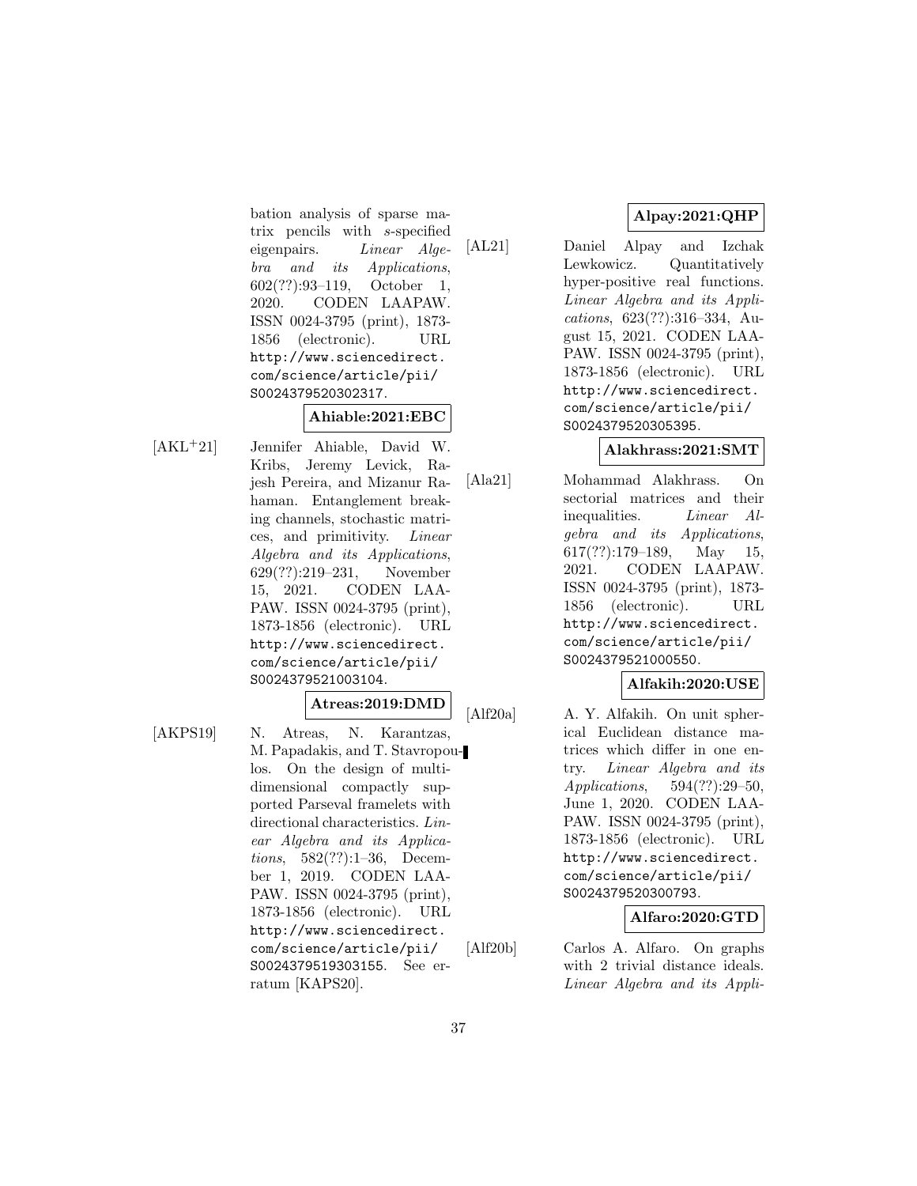bation analysis of sparse matrix pencils with $s$-specified eigenpairs. *Linear Algebra and its Applications*, 602(??):93–119, October 1, 2020. CODEN LAAPAW. ISSN 0024-3795 (print), 1873-1856 (electronic). URL http://www.sciencedirect.com/science/article/pii/S0024379520302317.

**Ahiable:2021:EBC**

[AKL+21] Jennifer Ahiable, David W. Kribs, Jeremy Levick, Rajesh Pereira, and Mizanur Rahaman. Entanglement breaking channels, stochastic matrices, and primitivity. *Linear Algebra and its Applications*, 629(??):219–231, November 15, 2021. CODEN LAAPAW. ISSN 0024-3795 (print), 1873-1856 (electronic). URL http://www.sciencedirect.com/science/article/pii/S0024379521003104.

**Atreas:2019:DMD**

[AKPS19] N. Atreas, N. Karantzas, M. Papadakis, and T. Stavropoulos. On the design of multidimensional compactly supported Parseval framelets with directional characteristics. *Linear Algebra and its Applications*, 582(??):1–36, December 1, 2019. CODEN LAAPAW. ISSN 0024-3795 (print), 1873-1856 (electronic). URL http://www.sciencedirect.com/science/article/pii/S0024379519303155. See erratum [KAPS20].

**Alpay:2021:QHP**

[AL21] Daniel Alpay and Izchak Lewkowicz. Quantitatively hyper-positive real functions. *Linear Algebra and its Applications*, 623(??):316–334, August 15, 2021. CODEN LAAPAW. ISSN 0024-3795 (print), 1873-1856 (electronic). URL http://www.sciencedirect.com/science/article/pii/S0024379520305395.

**Alakhrass:2021:SMT**

[Ala21] Mohammad Alakhrass. On sectorial matrices and their inequalities. *Linear Algebra and its Applications*, 617(??):179–189, May 15, 2021. CODEN LAAPAW. ISSN 0024-3795 (print), 1873-1856 (electronic). URL http://www.sciencedirect.com/science/article/pii/S0024379521000550.

**Alfakih:2020:USE**

[Alf20a] A. Y. Alfakih. On unit spherical Euclidean distance matrices which differ in one entry. *Linear Algebra and its Applications*, 594(??):29–50, June 1, 2020. CODEN LAAPAW. ISSN 0024-3795 (print), 1873-1856 (electronic). URL http://www.sciencedirect.com/science/article/pii/S0024379520300793.

**Alfaro:2020:GTD**

[Alf20b] Carlos A. Alfaro. On graphs with 2 trivial distance ideals. *Linear Algebra and its Appli-*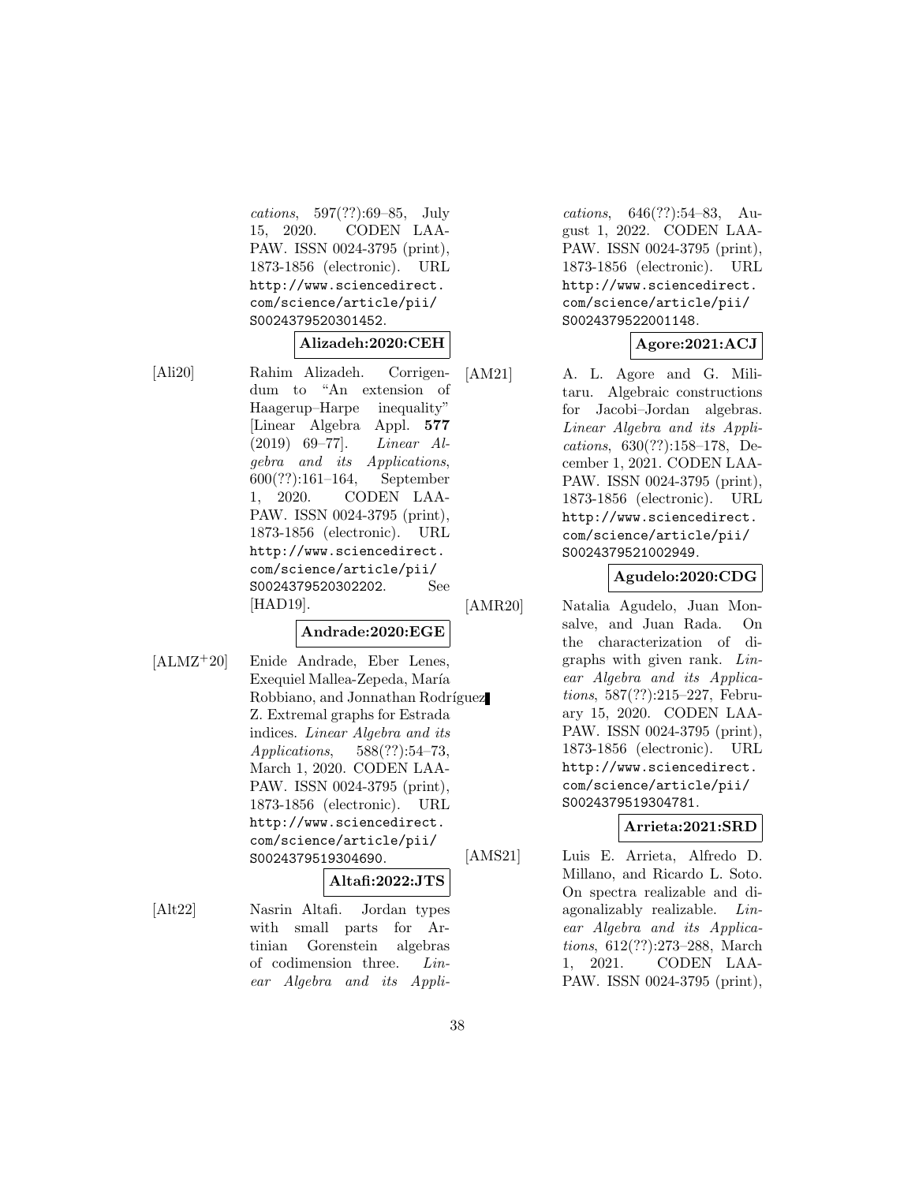*cations*, 597(??):69–85, July 15, 2020. CODEN LAAPAW. ISSN 0024-3795 (print), 1873-1856 (electronic). URL http://www.sciencedirect.com/science/article/pii/S0024379520301452.

**Alizadeh:2020:CEH**

[Ali20] Rahim Alizadeh. Corrigendum to "An extension of Haagerup–Harpe inequality" [Linear Algebra Appl. **577** (2019) 69–77]. *Linear Algebra and its Applications*, 600(??):161–164, September 1, 2020. CODEN LAAPAW. ISSN 0024-3795 (print), 1873-1856 (electronic). URL http://www.sciencedirect.com/science/article/pii/S0024379520302202. See [HAD19].

**Andrade:2020:EGE**

[ALMZ+20] Enide Andrade, Eber Lenes, Exequiel Mallea-Zepeda, María Robbiano, and Jonnathan Rodríguez Z. Extremal graphs for Estrada indices. *Linear Algebra and its Applications*, 588(??):54–73, March 1, 2020. CODEN LAAPAW. ISSN 0024-3795 (print), 1873-1856 (electronic). URL http://www.sciencedirect.com/science/article/pii/S0024379519304690.

**Altafi:2022:JTS**

[Alt22] Nasrin Altafi. Jordan types with small parts for Artinian Gorenstein algebras of codimension three. *Linear Algebra and its Applications*, 646(??):54–83, August 1, 2022. CODEN LAAPAW. ISSN 0024-3795 (print), 1873-1856 (electronic). URL http://www.sciencedirect.com/science/article/pii/S0024379522001148.

**Agore:2021:ACJ**

[AM21] A. L. Agore and G. Militaru. Algebraic constructions for Jacobi–Jordan algebras. *Linear Algebra and its Applications*, 630(??):158–178, December 1, 2021. CODEN LAAPAW. ISSN 0024-3795 (print), 1873-1856 (electronic). URL http://www.sciencedirect.com/science/article/pii/S0024379521002949.

**Agudelo:2020:CDG**

[AMR20] Natalia Agudelo, Juan Monsalve, and Juan Rada. On the characterization of digraphs with given rank. *Linear Algebra and its Applications*, 587(??):215–227, February 15, 2020. CODEN LAAPAW. ISSN 0024-3795 (print), 1873-1856 (electronic). URL http://www.sciencedirect.com/science/article/pii/S0024379519304781.

**Arrieta:2021:SRD**

[AMS21] Luis E. Arrieta, Alfredo D. Millano, and Ricardo L. Soto. On spectra realizable and diagonalizably realizable. *Linear Algebra and its Applications*, 612(??):273–288, March 1, 2021. CODEN LAAPAW. ISSN 0024-3795 (print),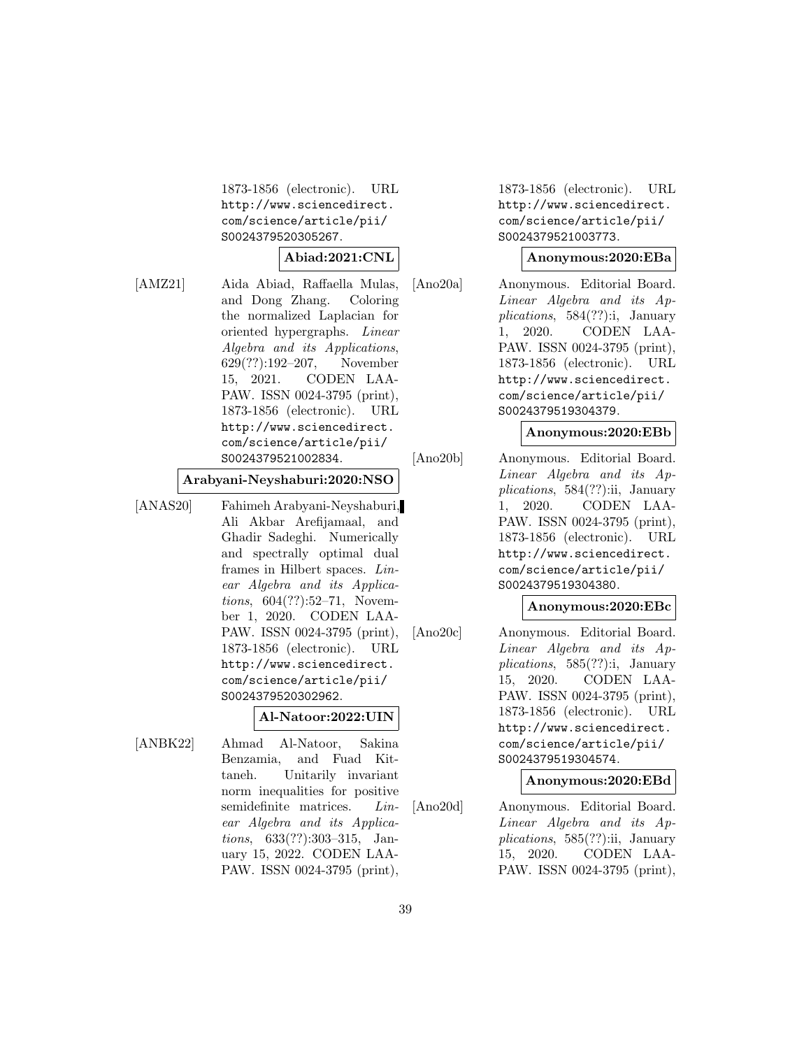1873-1856 (electronic). URL http://www.sciencedirect.com/science/article/pii/S0024379520305267.

**Abiad:2021:CNL**

[AMZ21] Aida Abiad, Raffaella Mulas, and Dong Zhang. Coloring the normalized Laplacian for oriented hypergraphs. *Linear Algebra and its Applications*, 629(??):192–207, November 15, 2021. CODEN LAAPAW. ISSN 0024-3795 (print), 1873-1856 (electronic). URL http://www.sciencedirect.com/science/article/pii/S0024379521002834.

**Arabyani-Neyshaburi:2020:NSO**

[ANAS20] Fahimeh Arabyani-Neyshaburi, Ali Akbar Arefijamaal, and Ghadir Sadeghi. Numerically and spectrally optimal dual frames in Hilbert spaces. *Linear Algebra and its Applications*, 604(??):52–71, November 1, 2020. CODEN LAAPAW. ISSN 0024-3795 (print), 1873-1856 (electronic). URL http://www.sciencedirect.com/science/article/pii/S0024379520302962.

**Al-Natoor:2022:UIN**

[ANBK22] Ahmad Al-Natoor, Sakina Benzamia, and Fuad Kittaneh. Unitarily invariant norm inequalities for positive semidefinite matrices. *Linear Algebra and its Applications*, 633(??):303–315, January 15, 2022. CODEN LAAPAW. ISSN 0024-3795 (print), 1873-1856 (electronic). URL http://www.sciencedirect.com/science/article/pii/S0024379521003773.

**Anonymous:2020:EBa**

[Ano20a] Anonymous. Editorial Board. *Linear Algebra and its Applications*, 584(??):i, January 1, 2020. CODEN LAAPAW. ISSN 0024-3795 (print), 1873-1856 (electronic). URL http://www.sciencedirect.com/science/article/pii/S0024379519304379.

**Anonymous:2020:EBb**

[Ano20b] Anonymous. Editorial Board. *Linear Algebra and its Applications*, 584(??):ii, January 1, 2020. CODEN LAAPAW. ISSN 0024-3795 (print), 1873-1856 (electronic). URL http://www.sciencedirect.com/science/article/pii/S0024379519304380.

**Anonymous:2020:EBc**

[Ano20c] Anonymous. Editorial Board. *Linear Algebra and its Applications*, 585(??):i, January 15, 2020. CODEN LAAPAW. ISSN 0024-3795 (print), 1873-1856 (electronic). URL http://www.sciencedirect.com/science/article/pii/S0024379519304574.

**Anonymous:2020:EBd**

[Ano20d] Anonymous. Editorial Board. *Linear Algebra and its Applications*, 585(??):ii, January 15, 2020. CODEN LAAPAW. ISSN 0024-3795 (print),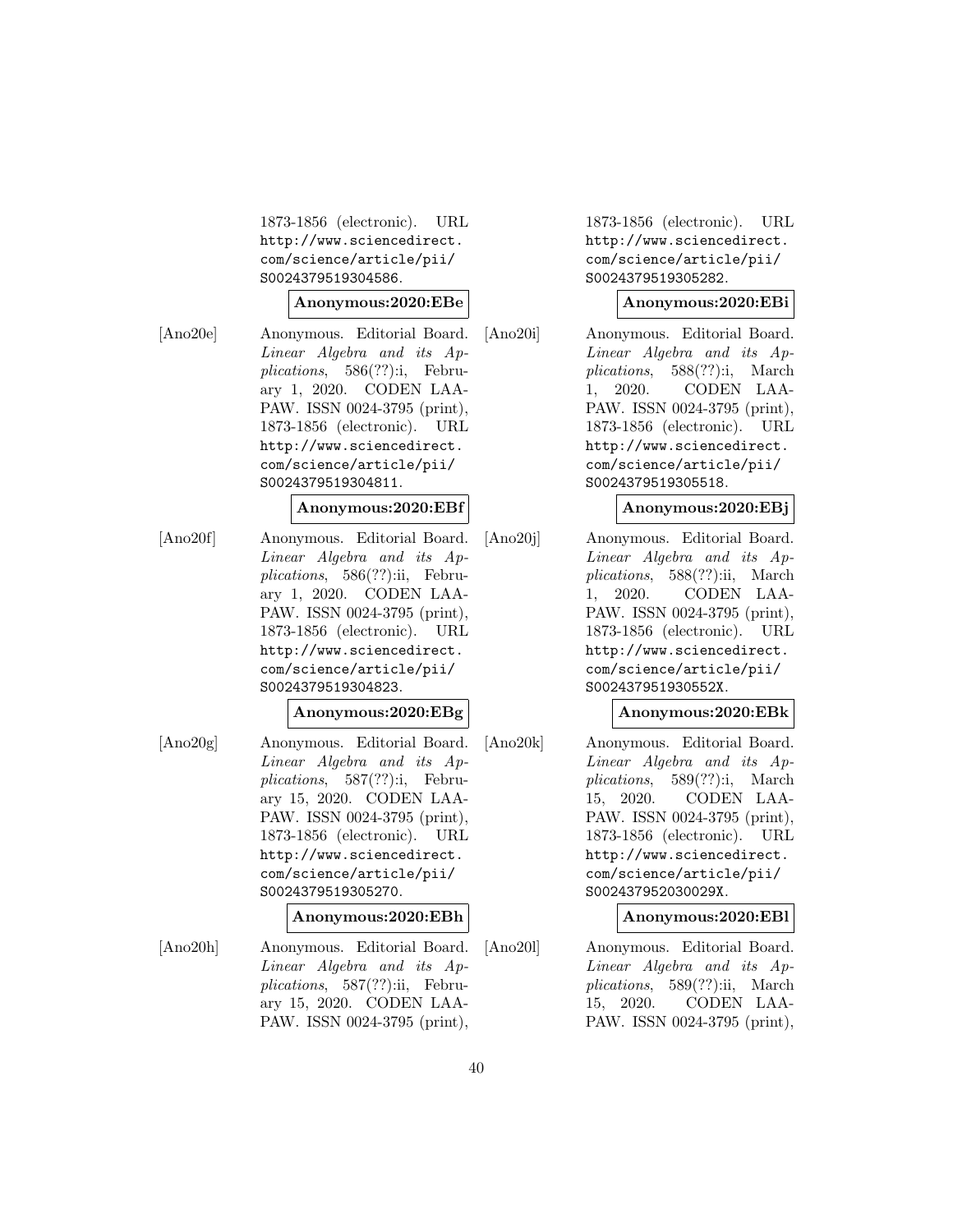1873-1856 (electronic). URL http://www.sciencedirect.com/science/article/pii/S0024379519304586.

**Anonymous:2020:EBe**

[Ano20e] Anonymous. Editorial Board. *Linear Algebra and its Applications*, 586(??):i, February 1, 2020. CODEN LAAPAW. ISSN 0024-3795 (print), 1873-1856 (electronic). URL http://www.sciencedirect.com/science/article/pii/S0024379519304811.

**Anonymous:2020:EBf**

[Ano20f] Anonymous. Editorial Board. *Linear Algebra and its Applications*, 586(??):ii, February 1, 2020. CODEN LAAPAW. ISSN 0024-3795 (print), 1873-1856 (electronic). URL http://www.sciencedirect.com/science/article/pii/S0024379519304823.

**Anonymous:2020:EBg**

[Ano20g] Anonymous. Editorial Board. *Linear Algebra and its Applications*, 587(??):i, February 15, 2020. CODEN LAAPAW. ISSN 0024-3795 (print), 1873-1856 (electronic). URL http://www.sciencedirect.com/science/article/pii/S0024379519305270.

**Anonymous:2020:EBh**

[Ano20h] Anonymous. Editorial Board. *Linear Algebra and its Applications*, 587(??):ii, February 15, 2020. CODEN LAAPAW. ISSN 0024-3795 (print), 1873-1856 (electronic). URL http://www.sciencedirect.com/science/article/pii/S0024379519305282.

**Anonymous:2020:EBi**

[Ano20i] Anonymous. Editorial Board. *Linear Algebra and its Applications*, 588(??):i, March 1, 2020. CODEN LAAPAW. ISSN 0024-3795 (print), 1873-1856 (electronic). URL http://www.sciencedirect.com/science/article/pii/S0024379519305518.

**Anonymous:2020:EBj**

[Ano20j] Anonymous. Editorial Board. *Linear Algebra and its Applications*, 588(??):ii, March 1, 2020. CODEN LAAPAW. ISSN 0024-3795 (print), 1873-1856 (electronic). URL http://www.sciencedirect.com/science/article/pii/S002437951930552X.

**Anonymous:2020:EBk**

[Ano20k] Anonymous. Editorial Board. *Linear Algebra and its Applications*, 589(??):i, March 15, 2020. CODEN LAAPAW. ISSN 0024-3795 (print), 1873-1856 (electronic). URL http://www.sciencedirect.com/science/article/pii/S002437952030029X.

**Anonymous:2020:EBl**

[Ano20l] Anonymous. Editorial Board. *Linear Algebra and its Applications*, 589(??):ii, March 15, 2020. CODEN LAAPAW. ISSN 0024-3795 (print),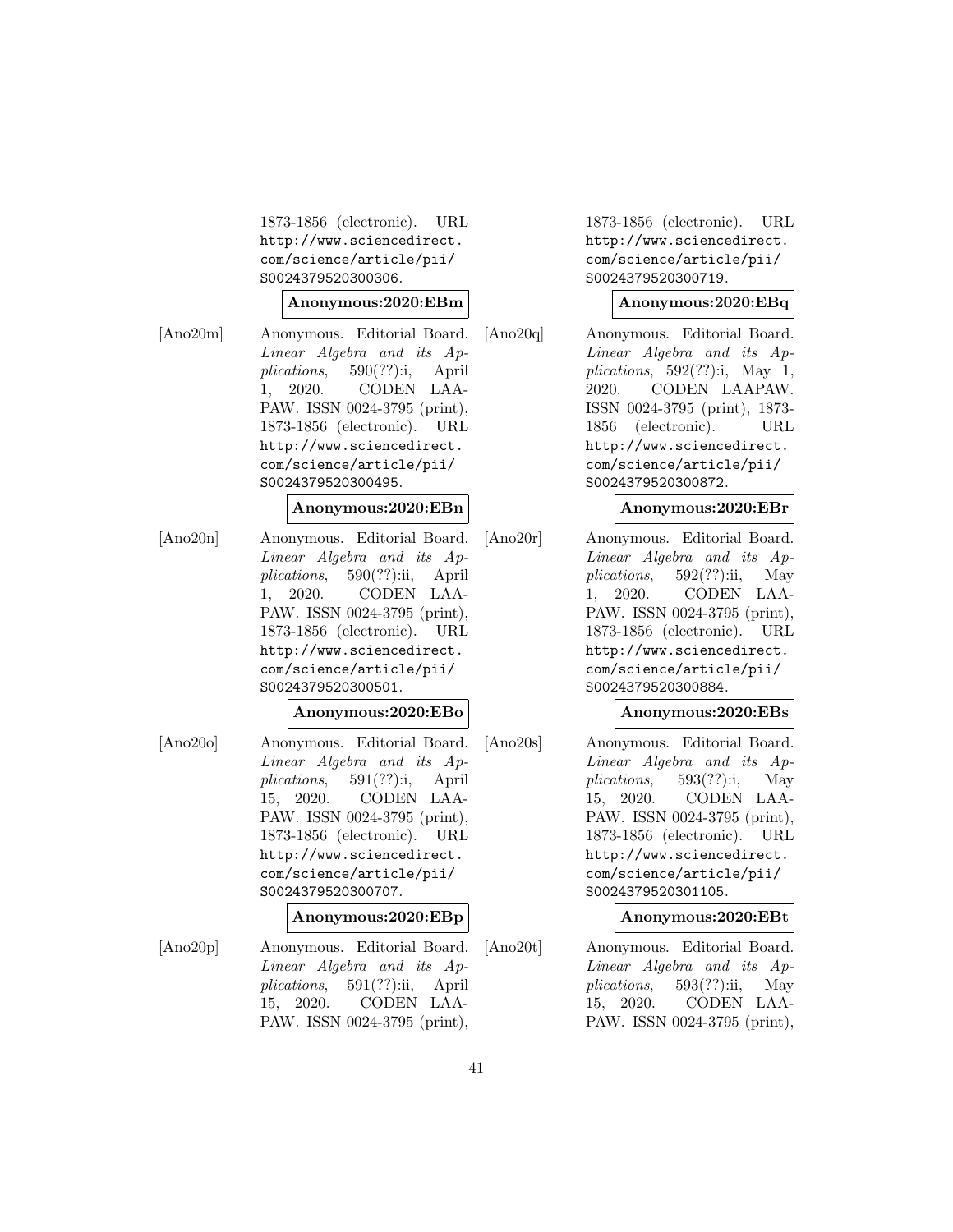1873-1856 (electronic). URL http://www.sciencedirect.com/science/article/pii/S0024379520300306.

**Anonymous:2020:EBm**

[Ano20m] Anonymous. Editorial Board. *Linear Algebra and its Applications*, 590(??):i, April 1, 2020. CODEN LAAPAW. ISSN 0024-3795 (print), 1873-1856 (electronic). URL http://www.sciencedirect.com/science/article/pii/S0024379520300495.

**Anonymous:2020:EBn**

[Ano20n] Anonymous. Editorial Board. *Linear Algebra and its Applications*, 590(??):ii, April 1, 2020. CODEN LAAPAW. ISSN 0024-3795 (print), 1873-1856 (electronic). URL http://www.sciencedirect.com/science/article/pii/S0024379520300501.

**Anonymous:2020:EBo**

[Ano20o] Anonymous. Editorial Board. *Linear Algebra and its Applications*, 591(??):i, April 15, 2020. CODEN LAAPAW. ISSN 0024-3795 (print), 1873-1856 (electronic). URL http://www.sciencedirect.com/science/article/pii/S0024379520300707.

**Anonymous:2020:EBp**

[Ano20p] Anonymous. Editorial Board. *Linear Algebra and its Applications*, 591(??):ii, April 15, 2020. CODEN LAAPAW. ISSN 0024-3795 (print), 1873-1856 (electronic). URL http://www.sciencedirect.com/science/article/pii/S0024379520300719.

**Anonymous:2020:EBq**

[Ano20q] Anonymous. Editorial Board. *Linear Algebra and its Applications*, 592(??):i, May 1, 2020. CODEN LAAPAW. ISSN 0024-3795 (print), 1873-1856 (electronic). URL http://www.sciencedirect.com/science/article/pii/S0024379520300872.

**Anonymous:2020:EBr**

[Ano20r] Anonymous. Editorial Board. *Linear Algebra and its Applications*, 592(??):ii, May 1, 2020. CODEN LAAPAW. ISSN 0024-3795 (print), 1873-1856 (electronic). URL http://www.sciencedirect.com/science/article/pii/S0024379520300884.

**Anonymous:2020:EBs**

[Ano20s] Anonymous. Editorial Board. *Linear Algebra and its Applications*, 593(??):i, May 15, 2020. CODEN LAAPAW. ISSN 0024-3795 (print), 1873-1856 (electronic). URL http://www.sciencedirect.com/science/article/pii/S0024379520301105.

**Anonymous:2020:EBt**

[Ano20t] Anonymous. Editorial Board. *Linear Algebra and its Applications*, 593(??):ii, May 15, 2020. CODEN LAAPAW. ISSN 0024-3795 (print),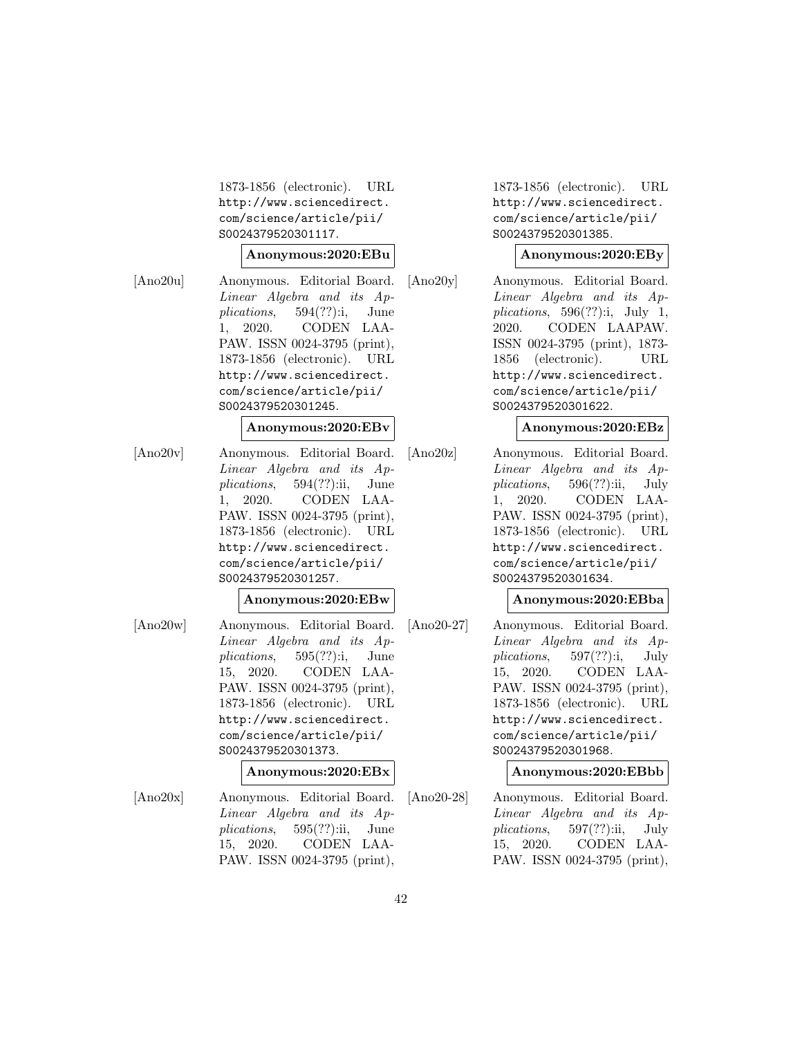1873-1856 (electronic). URL http://www.sciencedirect.com/science/article/pii/S0024379520301117.

**Anonymous:2020:EBu**

[Ano20u] Anonymous. Editorial Board. *Linear Algebra and its Applications*, 594(??):i, June 1, 2020. CODEN LAAPAW. ISSN 0024-3795 (print), 1873-1856 (electronic). URL http://www.sciencedirect.com/science/article/pii/S0024379520301245.

**Anonymous:2020:EBv**

[Ano20v] Anonymous. Editorial Board. *Linear Algebra and its Applications*, 594(??):ii, June 1, 2020. CODEN LAAPAW. ISSN 0024-3795 (print), 1873-1856 (electronic). URL http://www.sciencedirect.com/science/article/pii/S0024379520301257.

**Anonymous:2020:EBw**

[Ano20w] Anonymous. Editorial Board. *Linear Algebra and its Applications*, 595(??):i, June 15, 2020. CODEN LAAPAW. ISSN 0024-3795 (print), 1873-1856 (electronic). URL http://www.sciencedirect.com/science/article/pii/S0024379520301373.

**Anonymous:2020:EBx**

[Ano20x] Anonymous. Editorial Board. *Linear Algebra and its Applications*, 595(??):ii, June 15, 2020. CODEN LAAPAW. ISSN 0024-3795 (print), 1873-1856 (electronic). URL http://www.sciencedirect.com/science/article/pii/S0024379520301385.

**Anonymous:2020:EBy**

[Ano20y] Anonymous. Editorial Board. *Linear Algebra and its Applications*, 596(??):i, July 1, 2020. CODEN LAAPAW. ISSN 0024-3795 (print), 1873-1856 (electronic). URL http://www.sciencedirect.com/science/article/pii/S0024379520301622.

**Anonymous:2020:EBz**

[Ano20z] Anonymous. Editorial Board. *Linear Algebra and its Applications*, 596(??):ii, July 1, 2020. CODEN LAAPAW. ISSN 0024-3795 (print), 1873-1856 (electronic). URL http://www.sciencedirect.com/science/article/pii/S0024379520301634.

**Anonymous:2020:EBba**

[Ano20-27] Anonymous. Editorial Board. *Linear Algebra and its Applications*, 597(??):i, July 15, 2020. CODEN LAAPAW. ISSN 0024-3795 (print), 1873-1856 (electronic). URL http://www.sciencedirect.com/science/article/pii/S0024379520301968.

**Anonymous:2020:EBbb**

[Ano20-28] Anonymous. Editorial Board. *Linear Algebra and its Applications*, 597(??):ii, July 15, 2020. CODEN LAAPAW. ISSN 0024-3795 (print),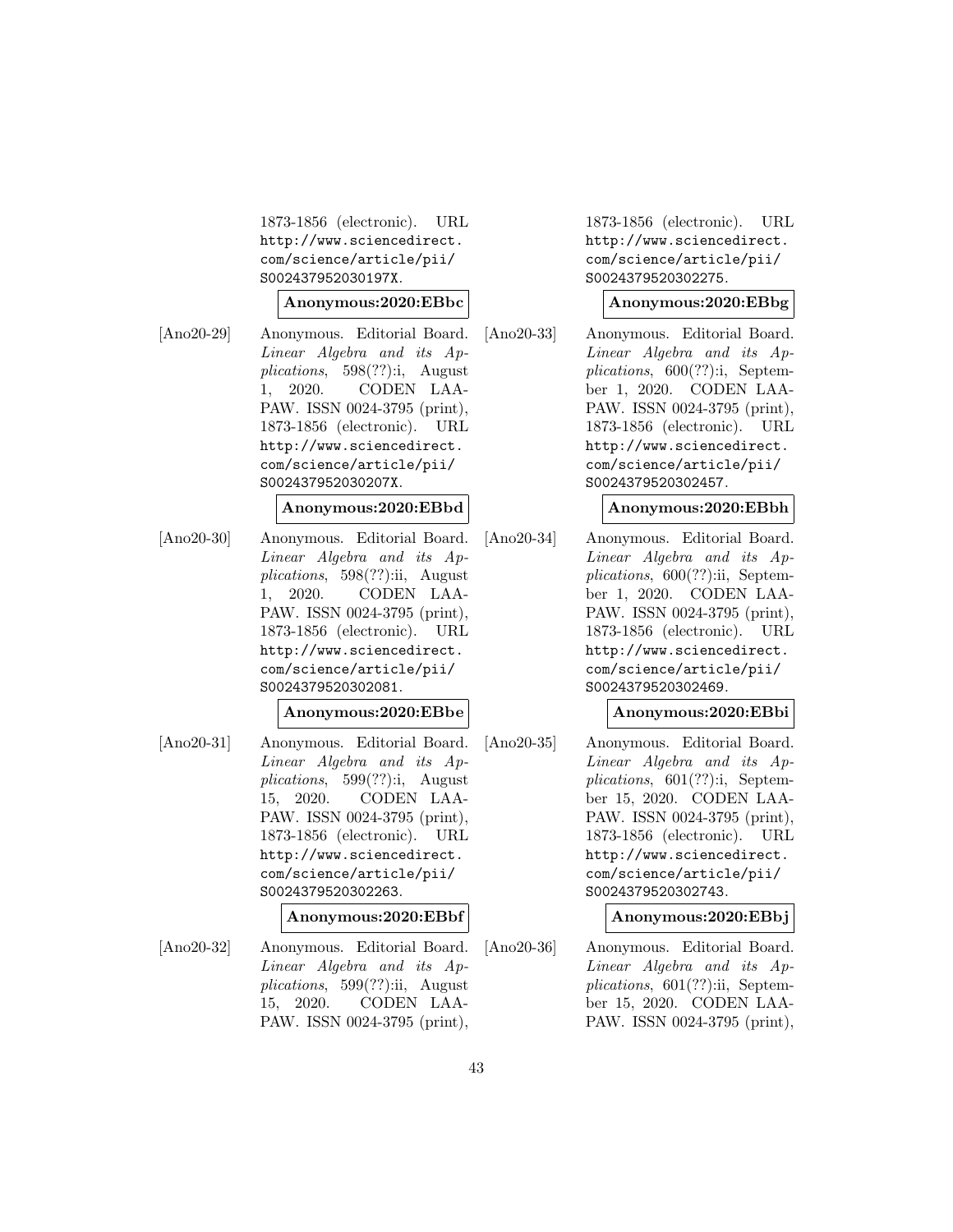1873-1856 (electronic). URL http://www.sciencedirect.com/science/article/pii/S002437952030197X.

**Anonymous:2020:EBbc**

[Ano20-29] Anonymous. Editorial Board. *Linear Algebra and its Applications*, 598(??):i, August 1, 2020. CODEN LAAPAW. ISSN 0024-3795 (print), 1873-1856 (electronic). URL http://www.sciencedirect.com/science/article/pii/S002437952030207X.

**Anonymous:2020:EBbd**

[Ano20-30] Anonymous. Editorial Board. *Linear Algebra and its Applications*, 598(??):ii, August 1, 2020. CODEN LAAPAW. ISSN 0024-3795 (print), 1873-1856 (electronic). URL http://www.sciencedirect.com/science/article/pii/S0024379520302081.

**Anonymous:2020:EBbe**

[Ano20-31] Anonymous. Editorial Board. *Linear Algebra and its Applications*, 599(??):i, August 15, 2020. CODEN LAAPAW. ISSN 0024-3795 (print), 1873-1856 (electronic). URL http://www.sciencedirect.com/science/article/pii/S0024379520302263.

**Anonymous:2020:EBbf**

[Ano20-32] Anonymous. Editorial Board. *Linear Algebra and its Applications*, 599(??):ii, August 15, 2020. CODEN LAAPAW. ISSN 0024-3795 (print), 1873-1856 (electronic). URL http://www.sciencedirect.com/science/article/pii/S0024379520302275.

**Anonymous:2020:EBbg**

[Ano20-33] Anonymous. Editorial Board. *Linear Algebra and its Applications*, 600(??):i, September 1, 2020. CODEN LAAPAW. ISSN 0024-3795 (print), 1873-1856 (electronic). URL http://www.sciencedirect.com/science/article/pii/S0024379520302457.

**Anonymous:2020:EBbh**

[Ano20-34] Anonymous. Editorial Board. *Linear Algebra and its Applications*, 600(??):ii, September 1, 2020. CODEN LAAPAW. ISSN 0024-3795 (print), 1873-1856 (electronic). URL http://www.sciencedirect.com/science/article/pii/S0024379520302469.

**Anonymous:2020:EBbi**

[Ano20-35] Anonymous. Editorial Board. *Linear Algebra and its Applications*, 601(??):i, September 15, 2020. CODEN LAAPAW. ISSN 0024-3795 (print), 1873-1856 (electronic). URL http://www.sciencedirect.com/science/article/pii/S0024379520302743.

**Anonymous:2020:EBbj**

[Ano20-36] Anonymous. Editorial Board. *Linear Algebra and its Applications*, 601(??):ii, September 15, 2020. CODEN LAAPAW. ISSN 0024-3795 (print),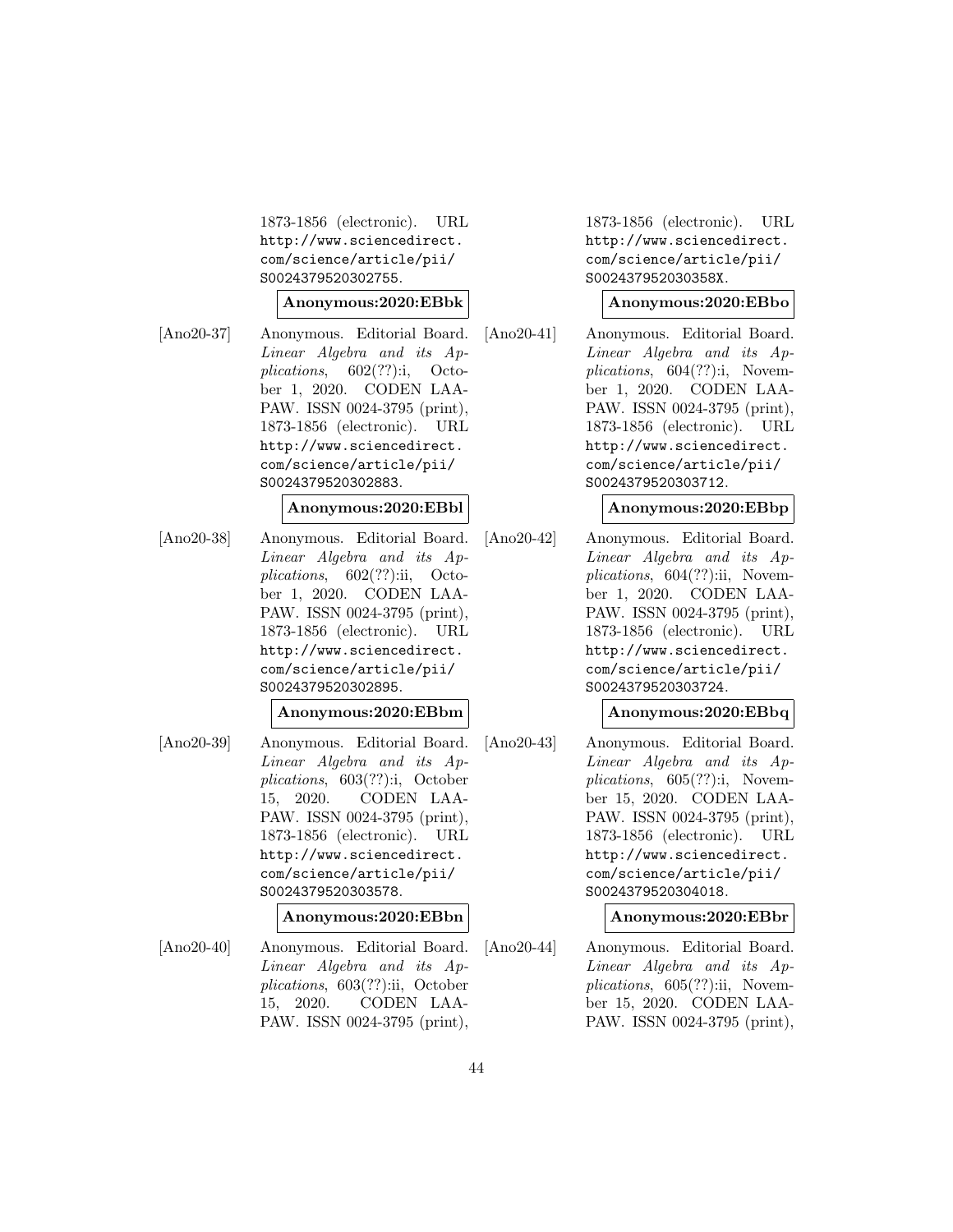1873-1856 (electronic). URL http://www.sciencedirect.com/science/article/pii/S0024379520302755.

**Anonymous:2020:EBbk**

[Ano20-37] Anonymous. Editorial Board. *Linear Algebra and its Applications*, 602(??):i, October 1, 2020. CODEN LAAPAW. ISSN 0024-3795 (print), 1873-1856 (electronic). URL http://www.sciencedirect.com/science/article/pii/S0024379520302883.

**Anonymous:2020:EBbl**

[Ano20-38] Anonymous. Editorial Board. *Linear Algebra and its Applications*, 602(??):ii, October 1, 2020. CODEN LAAPAW. ISSN 0024-3795 (print), 1873-1856 (electronic). URL http://www.sciencedirect.com/science/article/pii/S0024379520302895.

**Anonymous:2020:EBbm**

[Ano20-39] Anonymous. Editorial Board. *Linear Algebra and its Applications*, 603(??):i, October 15, 2020. CODEN LAAPAW. ISSN 0024-3795 (print), 1873-1856 (electronic). URL http://www.sciencedirect.com/science/article/pii/S0024379520303578.

**Anonymous:2020:EBbn**

[Ano20-40] Anonymous. Editorial Board. *Linear Algebra and its Applications*, 603(??):ii, October 15, 2020. CODEN LAAPAW. ISSN 0024-3795 (print), 1873-1856 (electronic). URL http://www.sciencedirect.com/science/article/pii/S002437952030358X.

**Anonymous:2020:EBbo**

[Ano20-41] Anonymous. Editorial Board. *Linear Algebra and its Applications*, 604(??):i, November 1, 2020. CODEN LAAPAW. ISSN 0024-3795 (print), 1873-1856 (electronic). URL http://www.sciencedirect.com/science/article/pii/S0024379520303712.

**Anonymous:2020:EBbp**

[Ano20-42] Anonymous. Editorial Board. *Linear Algebra and its Applications*, 604(??):ii, November 1, 2020. CODEN LAAPAW. ISSN 0024-3795 (print), 1873-1856 (electronic). URL http://www.sciencedirect.com/science/article/pii/S0024379520303724.

**Anonymous:2020:EBbq**

[Ano20-43] Anonymous. Editorial Board. *Linear Algebra and its Applications*, 605(??):i, November 15, 2020. CODEN LAAPAW. ISSN 0024-3795 (print), 1873-1856 (electronic). URL http://www.sciencedirect.com/science/article/pii/S0024379520304018.

**Anonymous:2020:EBbr**

[Ano20-44] Anonymous. Editorial Board. *Linear Algebra and its Applications*, 605(??):ii, November 15, 2020. CODEN LAAPAW. ISSN 0024-3795 (print),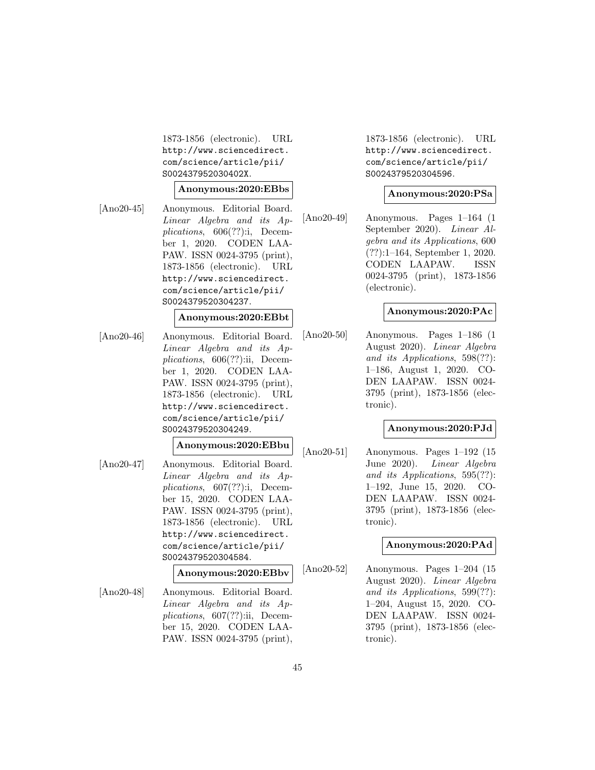1873-1856 (electronic). URL http://www.sciencedirect.com/science/article/pii/S002437952030402X.

**Anonymous:2020:EBbs**

[Ano20-45] Anonymous. Editorial Board. *Linear Algebra and its Applications*, 606(??):i, December 1, 2020. CODEN LAAPAW. ISSN 0024-3795 (print), 1873-1856 (electronic). URL http://www.sciencedirect.com/science/article/pii/S0024379520304237.

**Anonymous:2020:EBbt**

[Ano20-46] Anonymous. Editorial Board. *Linear Algebra and its Applications*, 606(??):ii, December 1, 2020. CODEN LAAPAW. ISSN 0024-3795 (print), 1873-1856 (electronic). URL http://www.sciencedirect.com/science/article/pii/S0024379520304249.

**Anonymous:2020:EBbu**

[Ano20-47] Anonymous. Editorial Board. *Linear Algebra and its Applications*, 607(??):i, December 15, 2020. CODEN LAAPAW. ISSN 0024-3795 (print), 1873-1856 (electronic). URL http://www.sciencedirect.com/science/article/pii/S0024379520304584.

**Anonymous:2020:EBbv**

[Ano20-48] Anonymous. Editorial Board. *Linear Algebra and its Applications*, 607(??):ii, December 15, 2020. CODEN LAAPAW. ISSN 0024-3795 (print), 1873-1856 (electronic). URL http://www.sciencedirect.com/science/article/pii/S0024379520304596.

**Anonymous:2020:PSa**

[Ano20-49] Anonymous. Pages 1–164 (1 September 2020). *Linear Algebra and its Applications*, 600 (??):1–164, September 1, 2020. CODEN LAAPAW. ISSN 0024-3795 (print), 1873-1856 (electronic).

**Anonymous:2020:PAc**

[Ano20-50] Anonymous. Pages 1–186 (1 August 2020). *Linear Algebra and its Applications*, 598(??): 1–186, August 1, 2020. CODEN LAAPAW. ISSN 0024-3795 (print), 1873-1856 (electronic).

**Anonymous:2020:PJd**

[Ano20-51] Anonymous. Pages 1–192 (15 June 2020). *Linear Algebra and its Applications*, 595(??): 1–192, June 15, 2020. CODEN LAAPAW. ISSN 0024-3795 (print), 1873-1856 (electronic).

**Anonymous:2020:PAd**

[Ano20-52] Anonymous. Pages 1–204 (15 August 2020). *Linear Algebra and its Applications*, 599(??): 1–204, August 15, 2020. CODEN LAAPAW. ISSN 0024-3795 (print), 1873-1856 (electronic).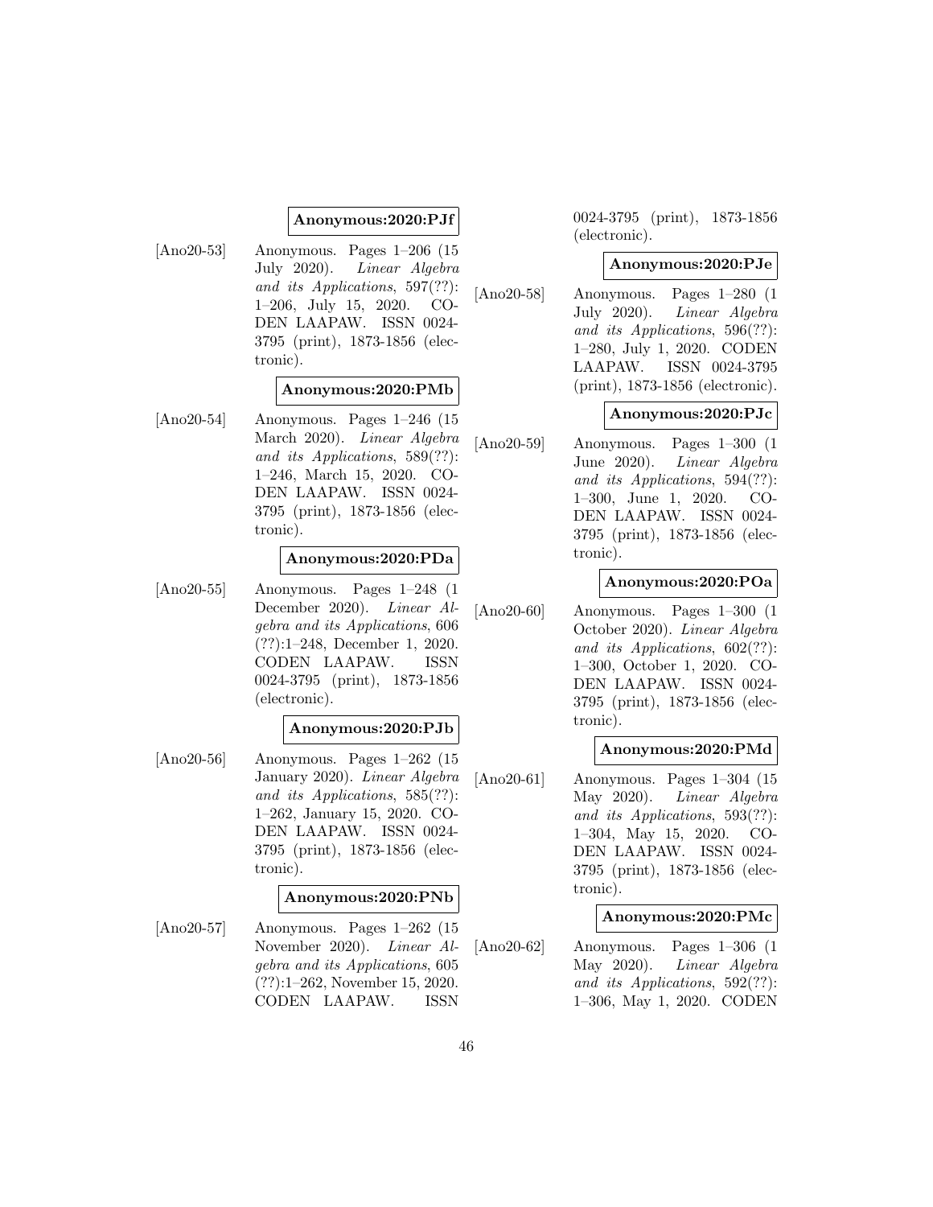**Anonymous:2020:PJf**

[Ano20-53] Anonymous. Pages 1–206 (15 July 2020). *Linear Algebra and its Applications*, 597(??): 1–206, July 15, 2020. CODEN LAAPAW. ISSN 0024-3795 (print), 1873-1856 (electronic).

**Anonymous:2020:PMb**

[Ano20-54] Anonymous. Pages 1–246 (15 March 2020). *Linear Algebra and its Applications*, 589(??): 1–246, March 15, 2020. CODEN LAAPAW. ISSN 0024-3795 (print), 1873-1856 (electronic).

**Anonymous:2020:PDa**

[Ano20-55] Anonymous. Pages 1–248 (1 December 2020). *Linear Algebra and its Applications*, 606 (??):1–248, December 1, 2020. CODEN LAAPAW. ISSN 0024-3795 (print), 1873-1856 (electronic).

**Anonymous:2020:PJb**

[Ano20-56] Anonymous. Pages 1–262 (15 January 2020). *Linear Algebra and its Applications*, 585(??): 1–262, January 15, 2020. CODEN LAAPAW. ISSN 0024-3795 (print), 1873-1856 (electronic).

**Anonymous:2020:PNb**

[Ano20-57] Anonymous. Pages 1–262 (15 November 2020). *Linear Algebra and its Applications*, 605 (??):1–262, November 15, 2020. CODEN LAAPAW. ISSN 0024-3795 (print), 1873-1856 (electronic).

**Anonymous:2020:PJe**

[Ano20-58] Anonymous. Pages 1–280 (1 July 2020). *Linear Algebra and its Applications*, 596(??): 1–280, July 1, 2020. CODEN LAAPAW. ISSN 0024-3795 (print), 1873-1856 (electronic).

**Anonymous:2020:PJc**

[Ano20-59] Anonymous. Pages 1–300 (1 June 2020). *Linear Algebra and its Applications*, 594(??): 1–300, June 1, 2020. CODEN LAAPAW. ISSN 0024-3795 (print), 1873-1856 (electronic).

**Anonymous:2020:POa**

[Ano20-60] Anonymous. Pages 1–300 (1 October 2020). *Linear Algebra and its Applications*, 602(??): 1–300, October 1, 2020. CODEN LAAPAW. ISSN 0024-3795 (print), 1873-1856 (electronic).

**Anonymous:2020:PMd**

[Ano20-61] Anonymous. Pages 1–304 (15 May 2020). *Linear Algebra and its Applications*, 593(??): 1–304, May 15, 2020. CODEN LAAPAW. ISSN 0024-3795 (print), 1873-1856 (electronic).

**Anonymous:2020:PMc**

[Ano20-62] Anonymous. Pages 1–306 (1 May 2020). *Linear Algebra and its Applications*, 592(??): 1–306, May 1, 2020. CODEN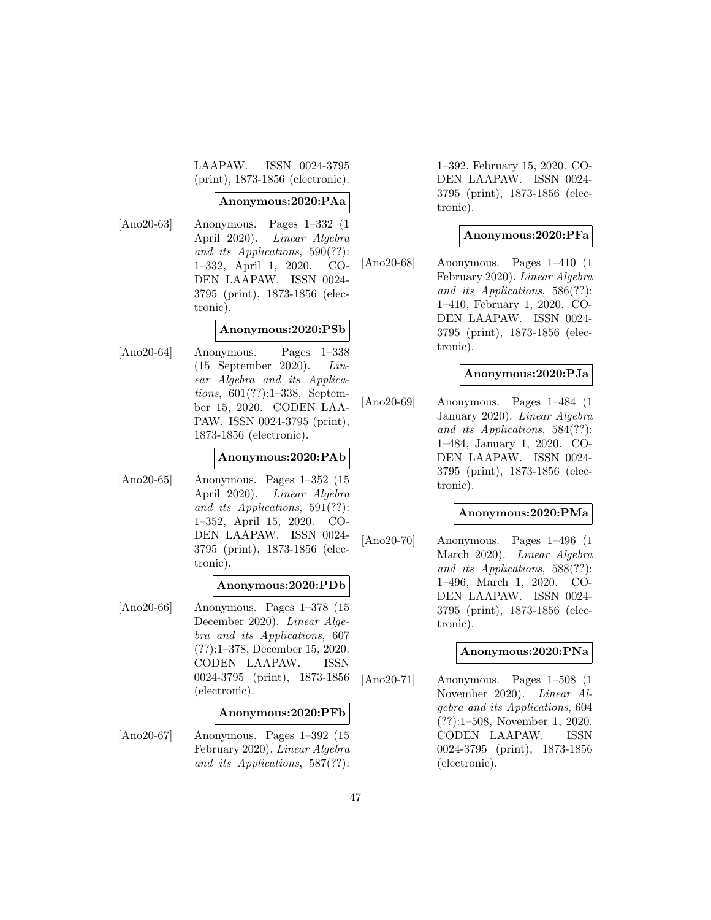LAAPAW. ISSN 0024-3795 (print), 1873-1856 (electronic).

**Anonymous:2020:PAa**

[Ano20-63] Anonymous. Pages 1–332 (1 April 2020). *Linear Algebra and its Applications*, 590(??): 1–332, April 1, 2020. CODEN LAAPAW. ISSN 0024-3795 (print), 1873-1856 (electronic).

**Anonymous:2020:PSb**

[Ano20-64] Anonymous. Pages 1–338 (15 September 2020). *Linear Algebra and its Applications*, 601(??):1–338, September 15, 2020. CODEN LAAPAW. ISSN 0024-3795 (print), 1873-1856 (electronic).

**Anonymous:2020:PAb**

[Ano20-65] Anonymous. Pages 1–352 (15 April 2020). *Linear Algebra and its Applications*, 591(??): 1–352, April 15, 2020. CODEN LAAPAW. ISSN 0024-3795 (print), 1873-1856 (electronic).

**Anonymous:2020:PDb**

[Ano20-66] Anonymous. Pages 1–378 (15 December 2020). *Linear Algebra and its Applications*, 607 (??):1–378, December 15, 2020. CODEN LAAPAW. ISSN 0024-3795 (print), 1873-1856 (electronic).

**Anonymous:2020:PFb**

[Ano20-67] Anonymous. Pages 1–392 (15 February 2020). *Linear Algebra and its Applications*, 587(??): 1–392, February 15, 2020. CODEN LAAPAW. ISSN 0024-3795 (print), 1873-1856 (electronic).

**Anonymous:2020:PFa**

[Ano20-68] Anonymous. Pages 1–410 (1 February 2020). *Linear Algebra and its Applications*, 586(??): 1–410, February 1, 2020. CODEN LAAPAW. ISSN 0024-3795 (print), 1873-1856 (electronic).

**Anonymous:2020:PJa**

[Ano20-69] Anonymous. Pages 1–484 (1 January 2020). *Linear Algebra and its Applications*, 584(??): 1–484, January 1, 2020. CODEN LAAPAW. ISSN 0024-3795 (print), 1873-1856 (electronic).

**Anonymous:2020:PMa**

[Ano20-70] Anonymous. Pages 1–496 (1 March 2020). *Linear Algebra and its Applications*, 588(??): 1–496, March 1, 2020. CODEN LAAPAW. ISSN 0024-3795 (print), 1873-1856 (electronic).

**Anonymous:2020:PNa**

[Ano20-71] Anonymous. Pages 1–508 (1 November 2020). *Linear Algebra and its Applications*, 604 (??):1–508, November 1, 2020. CODEN LAAPAW. ISSN 0024-3795 (print), 1873-1856 (electronic).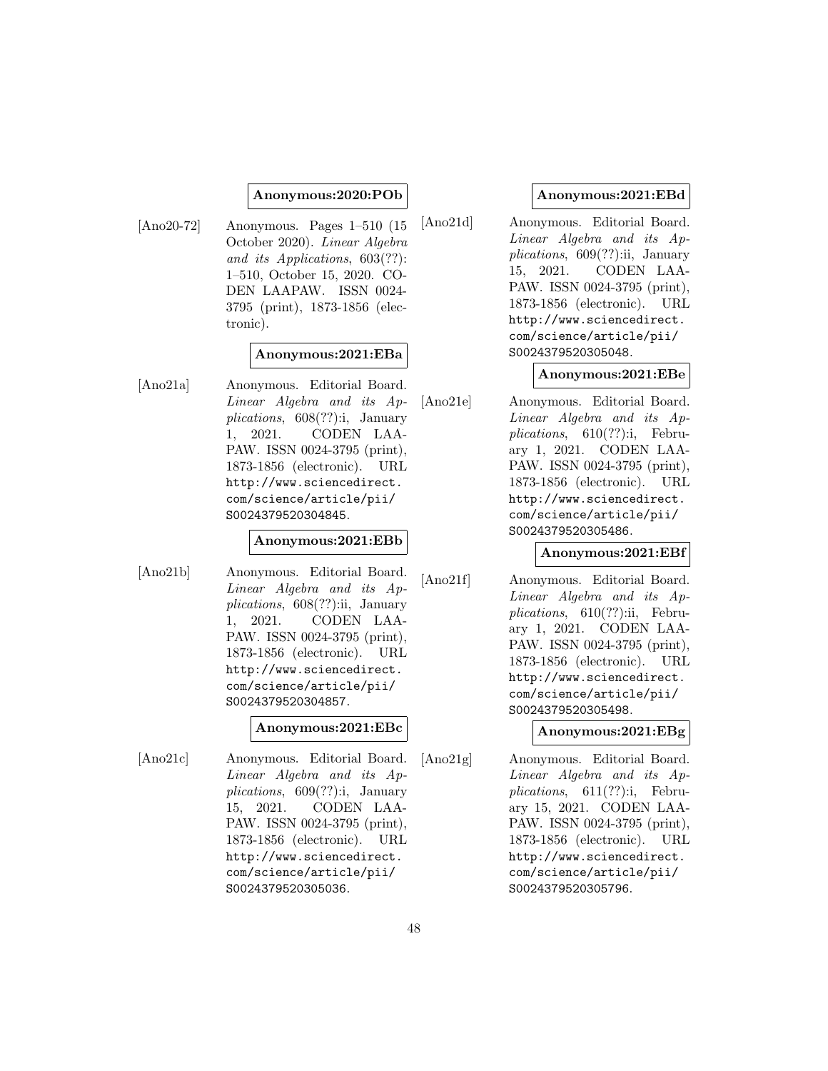**Anonymous:2020:POb**

[Ano20-72] Anonymous. Pages 1–510 (15 October 2020). *Linear Algebra and its Applications*, 603(??): 1–510, October 15, 2020. CODEN LAAPAW. ISSN 0024-3795 (print), 1873-1856 (electronic).

**Anonymous:2021:EBa**

[Ano21a] Anonymous. Editorial Board. *Linear Algebra and its Applications*, 608(??):i, January 1, 2021. CODEN LAAPAW. ISSN 0024-3795 (print), 1873-1856 (electronic). URL http://www.sciencedirect.com/science/article/pii/S0024379520304845.

**Anonymous:2021:EBb**

[Ano21b] Anonymous. Editorial Board. *Linear Algebra and its Applications*, 608(??):ii, January 1, 2021. CODEN LAAPAW. ISSN 0024-3795 (print), 1873-1856 (electronic). URL http://www.sciencedirect.com/science/article/pii/S0024379520304857.

**Anonymous:2021:EBc**

[Ano21c] Anonymous. Editorial Board. *Linear Algebra and its Applications*, 609(??):i, January 15, 2021. CODEN LAAPAW. ISSN 0024-3795 (print), 1873-1856 (electronic). URL http://www.sciencedirect.com/science/article/pii/S0024379520305036.

**Anonymous:2021:EBd**

[Ano21d] Anonymous. Editorial Board. *Linear Algebra and its Applications*, 609(??):ii, January 15, 2021. CODEN LAAPAW. ISSN 0024-3795 (print), 1873-1856 (electronic). URL http://www.sciencedirect.com/science/article/pii/S0024379520305048.

**Anonymous:2021:EBe**

[Ano21e] Anonymous. Editorial Board. *Linear Algebra and its Applications*, 610(??):i, February 1, 2021. CODEN LAAPAW. ISSN 0024-3795 (print), 1873-1856 (electronic). URL http://www.sciencedirect.com/science/article/pii/S0024379520305486.

**Anonymous:2021:EBf**

[Ano21f] Anonymous. Editorial Board. *Linear Algebra and its Applications*, 610(??):ii, February 1, 2021. CODEN LAAPAW. ISSN 0024-3795 (print), 1873-1856 (electronic). URL http://www.sciencedirect.com/science/article/pii/S0024379520305498.

**Anonymous:2021:EBg**

[Ano21g] Anonymous. Editorial Board. *Linear Algebra and its Applications*, 611(??):i, February 15, 2021. CODEN LAAPAW. ISSN 0024-3795 (print), 1873-1856 (electronic). URL http://www.sciencedirect.com/science/article/pii/S0024379520305796.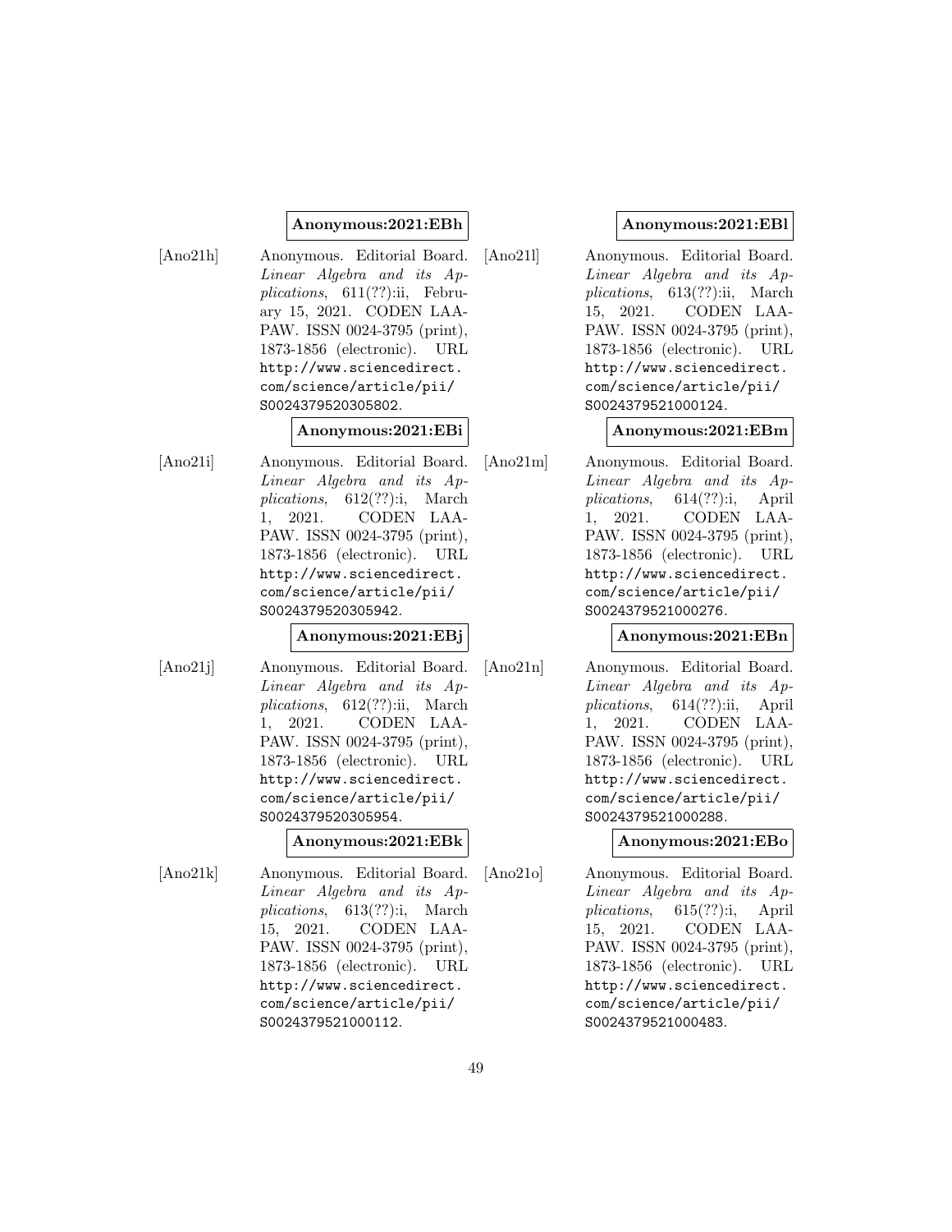**Anonymous:2021:EBh**

[Ano21h] Anonymous. Editorial Board. *Linear Algebra and its Applications*, 611(??):ii, February 15, 2021. CODEN LAAPAW. ISSN 0024-3795 (print), 1873-1856 (electronic). URL http://www.sciencedirect.com/science/article/pii/S0024379520305802.

**Anonymous:2021:EBi**

[Ano21i] Anonymous. Editorial Board. *Linear Algebra and its Applications*, 612(??):i, March 1, 2021. CODEN LAAPAW. ISSN 0024-3795 (print), 1873-1856 (electronic). URL http://www.sciencedirect.com/science/article/pii/S0024379520305942.

**Anonymous:2021:EBj**

[Ano21j] Anonymous. Editorial Board. *Linear Algebra and its Applications*, 612(??):ii, March 1, 2021. CODEN LAAPAW. ISSN 0024-3795 (print), 1873-1856 (electronic). URL http://www.sciencedirect.com/science/article/pii/S0024379520305954.

**Anonymous:2021:EBk**

[Ano21k] Anonymous. Editorial Board. *Linear Algebra and its Applications*, 613(??):i, March 15, 2021. CODEN LAAPAW. ISSN 0024-3795 (print), 1873-1856 (electronic). URL http://www.sciencedirect.com/science/article/pii/S0024379521000112.

**Anonymous:2021:EBl**

[Ano21l] Anonymous. Editorial Board. *Linear Algebra and its Applications*, 613(??):ii, March 15, 2021. CODEN LAAPAW. ISSN 0024-3795 (print), 1873-1856 (electronic). URL http://www.sciencedirect.com/science/article/pii/S0024379521000124.

**Anonymous:2021:EBm**

[Ano21m] Anonymous. Editorial Board. *Linear Algebra and its Applications*, 614(??):i, April 1, 2021. CODEN LAAPAW. ISSN 0024-3795 (print), 1873-1856 (electronic). URL http://www.sciencedirect.com/science/article/pii/S0024379521000276.

**Anonymous:2021:EBn**

[Ano21n] Anonymous. Editorial Board. *Linear Algebra and its Applications*, 614(??):ii, April 1, 2021. CODEN LAAPAW. ISSN 0024-3795 (print), 1873-1856 (electronic). URL http://www.sciencedirect.com/science/article/pii/S0024379521000288.

**Anonymous:2021:EBo**

[Ano21o] Anonymous. Editorial Board. *Linear Algebra and its Applications*, 615(??):i, April 15, 2021. CODEN LAAPAW. ISSN 0024-3795 (print), 1873-1856 (electronic). URL http://www.sciencedirect.com/science/article/pii/S0024379521000483.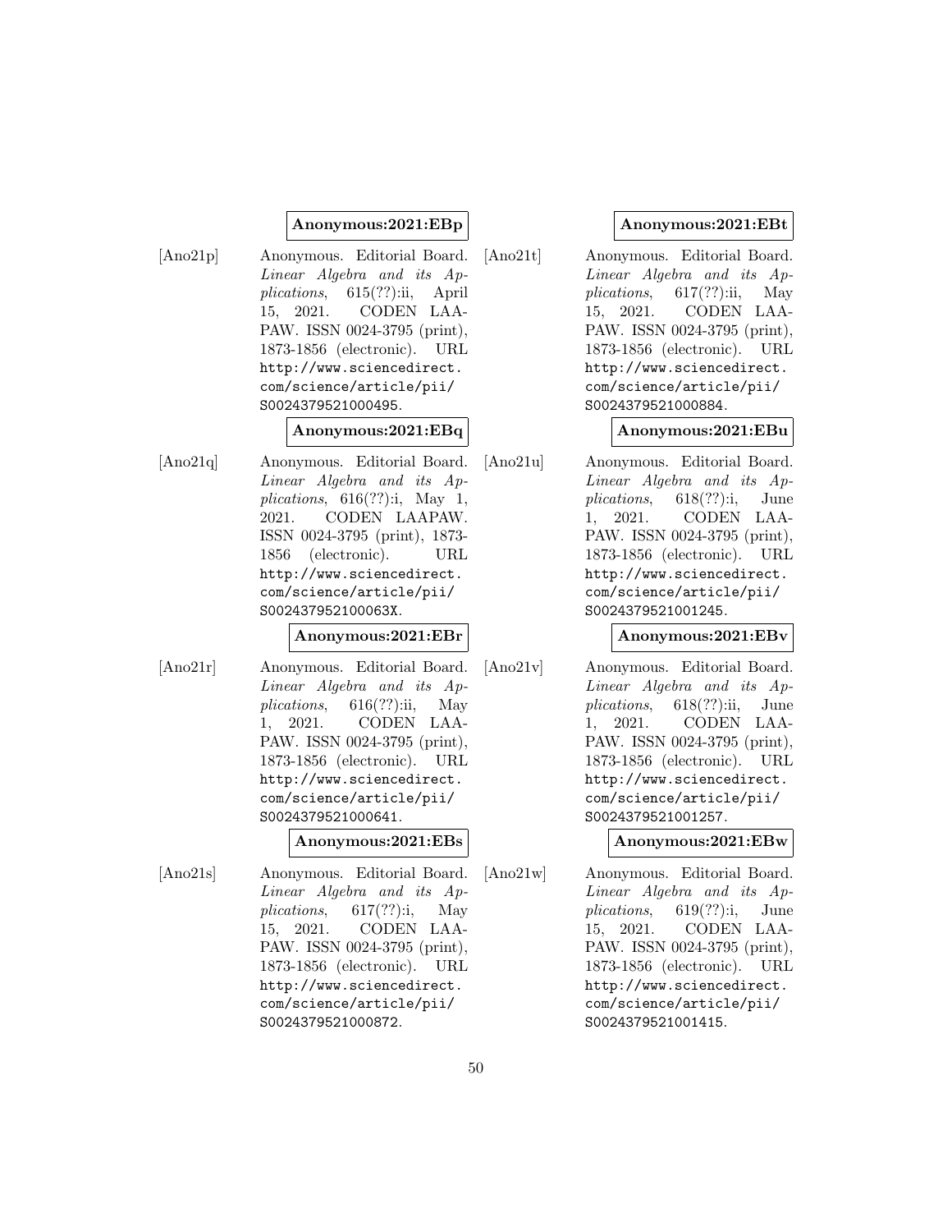**Anonymous:2021:EBp**

[Ano21p] Anonymous. Editorial Board. *Linear Algebra and its Applications*, 615(??):ii, April 15, 2021. CODEN LAAPAW. ISSN 0024-3795 (print), 1873-1856 (electronic). URL http://www.sciencedirect.com/science/article/pii/S0024379521000495.

**Anonymous:2021:EBq**

[Ano21q] Anonymous. Editorial Board. *Linear Algebra and its Applications*, 616(??):i, May 1, 2021. CODEN LAAPAW. ISSN 0024-3795 (print), 1873-1856 (electronic). URL http://www.sciencedirect.com/science/article/pii/S002437952100063X.

**Anonymous:2021:EBr**

[Ano21r] Anonymous. Editorial Board. *Linear Algebra and its Applications*, 616(??):ii, May 1, 2021. CODEN LAAPAW. ISSN 0024-3795 (print), 1873-1856 (electronic). URL http://www.sciencedirect.com/science/article/pii/S0024379521000641.

**Anonymous:2021:EBs**

[Ano21s] Anonymous. Editorial Board. *Linear Algebra and its Applications*, 617(??):i, May 15, 2021. CODEN LAAPAW. ISSN 0024-3795 (print), 1873-1856 (electronic). URL http://www.sciencedirect.com/science/article/pii/S0024379521000872.

**Anonymous:2021:EBt**

[Ano21t] Anonymous. Editorial Board. *Linear Algebra and its Applications*, 617(??):ii, May 15, 2021. CODEN LAAPAW. ISSN 0024-3795 (print), 1873-1856 (electronic). URL http://www.sciencedirect.com/science/article/pii/S0024379521000884.

**Anonymous:2021:EBu**

[Ano21u] Anonymous. Editorial Board. *Linear Algebra and its Applications*, 618(??):i, June 1, 2021. CODEN LAAPAW. ISSN 0024-3795 (print), 1873-1856 (electronic). URL http://www.sciencedirect.com/science/article/pii/S0024379521001245.

**Anonymous:2021:EBv**

[Ano21v] Anonymous. Editorial Board. *Linear Algebra and its Applications*, 618(??):ii, June 1, 2021. CODEN LAAPAW. ISSN 0024-3795 (print), 1873-1856 (electronic). URL http://www.sciencedirect.com/science/article/pii/S0024379521001257.

**Anonymous:2021:EBw**

[Ano21w] Anonymous. Editorial Board. *Linear Algebra and its Applications*, 619(??):i, June 15, 2021. CODEN LAAPAW. ISSN 0024-3795 (print), 1873-1856 (electronic). URL http://www.sciencedirect.com/science/article/pii/S0024379521001415.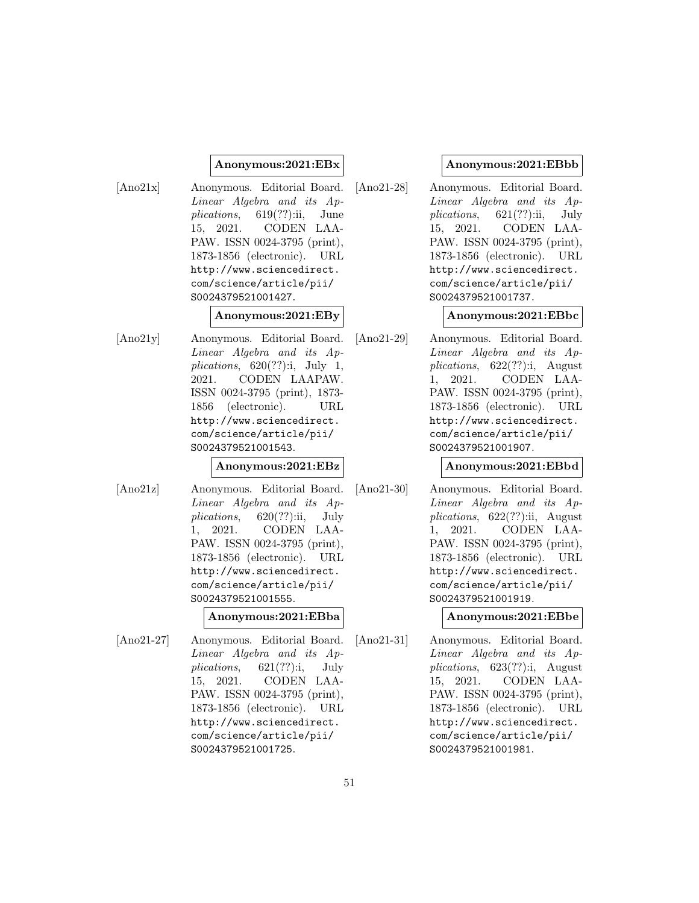**Anonymous:2021:EBx**

[Ano21x] Anonymous. Editorial Board. *Linear Algebra and its Applications*, 619(??):ii, June 15, 2021. CODEN LAAPAW. ISSN 0024-3795 (print), 1873-1856 (electronic). URL http://www.sciencedirect.com/science/article/pii/S0024379521001427.

**Anonymous:2021:EBy**

[Ano21y] Anonymous. Editorial Board. *Linear Algebra and its Applications*, 620(??):i, July 1, 2021. CODEN LAAPAW. ISSN 0024-3795 (print), 1873-1856 (electronic). URL http://www.sciencedirect.com/science/article/pii/S0024379521001543.

**Anonymous:2021:EBz**

[Ano21z] Anonymous. Editorial Board. *Linear Algebra and its Applications*, 620(??):ii, July 1, 2021. CODEN LAAPAW. ISSN 0024-3795 (print), 1873-1856 (electronic). URL http://www.sciencedirect.com/science/article/pii/S0024379521001555.

**Anonymous:2021:EBba**

[Ano21-27] Anonymous. Editorial Board. *Linear Algebra and its Applications*, 621(??):i, July 15, 2021. CODEN LAAPAW. ISSN 0024-3795 (print), 1873-1856 (electronic). URL http://www.sciencedirect.com/science/article/pii/S0024379521001725.

**Anonymous:2021:EBbb**

[Ano21-28] Anonymous. Editorial Board. *Linear Algebra and its Applications*, 621(??):ii, July 15, 2021. CODEN LAAPAW. ISSN 0024-3795 (print), 1873-1856 (electronic). URL http://www.sciencedirect.com/science/article/pii/S0024379521001737.

**Anonymous:2021:EBbc**

[Ano21-29] Anonymous. Editorial Board. *Linear Algebra and its Applications*, 622(??):i, August 1, 2021. CODEN LAAPAW. ISSN 0024-3795 (print), 1873-1856 (electronic). URL http://www.sciencedirect.com/science/article/pii/S0024379521001907.

**Anonymous:2021:EBbd**

[Ano21-30] Anonymous. Editorial Board. *Linear Algebra and its Applications*, 622(??):ii, August 1, 2021. CODEN LAAPAW. ISSN 0024-3795 (print), 1873-1856 (electronic). URL http://www.sciencedirect.com/science/article/pii/S0024379521001919.

**Anonymous:2021:EBbe**

[Ano21-31] Anonymous. Editorial Board. *Linear Algebra and its Applications*, 623(??):i, August 15, 2021. CODEN LAAPAW. ISSN 0024-3795 (print), 1873-1856 (electronic). URL http://www.sciencedirect.com/science/article/pii/S0024379521001981.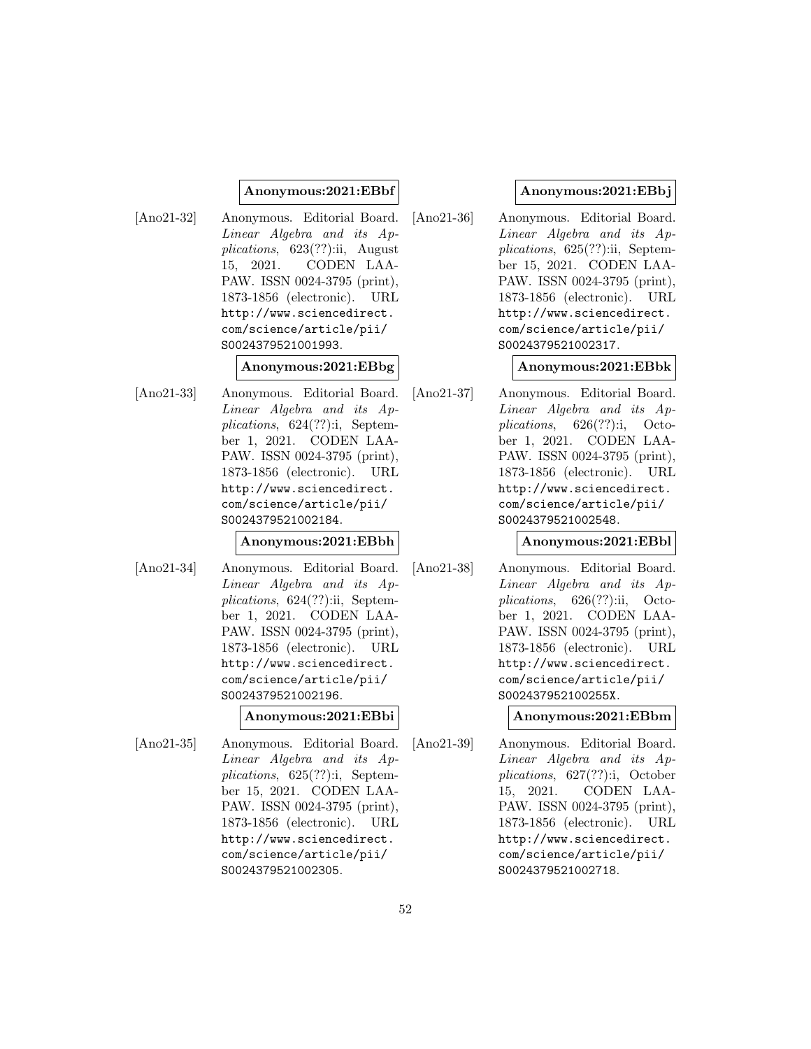**Anonymous:2021:EBbf**

[Ano21-32] Anonymous. Editorial Board. *Linear Algebra and its Applications*, 623(??):ii, August 15, 2021. CODEN LAAPAW. ISSN 0024-3795 (print), 1873-1856 (electronic). URL http://www.sciencedirect.com/science/article/pii/S0024379521001993.

**Anonymous:2021:EBbg**

[Ano21-33] Anonymous. Editorial Board. *Linear Algebra and its Applications*, 624(??):i, September 1, 2021. CODEN LAAPAW. ISSN 0024-3795 (print), 1873-1856 (electronic). URL http://www.sciencedirect.com/science/article/pii/S0024379521002184.

**Anonymous:2021:EBbh**

[Ano21-34] Anonymous. Editorial Board. *Linear Algebra and its Applications*, 624(??):ii, September 1, 2021. CODEN LAAPAW. ISSN 0024-3795 (print), 1873-1856 (electronic). URL http://www.sciencedirect.com/science/article/pii/S0024379521002196.

**Anonymous:2021:EBbi**

[Ano21-35] Anonymous. Editorial Board. *Linear Algebra and its Applications*, 625(??):i, September 15, 2021. CODEN LAAPAW. ISSN 0024-3795 (print), 1873-1856 (electronic). URL http://www.sciencedirect.com/science/article/pii/S0024379521002305.

**Anonymous:2021:EBbj**

[Ano21-36] Anonymous. Editorial Board. *Linear Algebra and its Applications*, 625(??):ii, September 15, 2021. CODEN LAAPAW. ISSN 0024-3795 (print), 1873-1856 (electronic). URL http://www.sciencedirect.com/science/article/pii/S0024379521002317.

**Anonymous:2021:EBbk**

[Ano21-37] Anonymous. Editorial Board. *Linear Algebra and its Applications*, 626(??):i, October 1, 2021. CODEN LAAPAW. ISSN 0024-3795 (print), 1873-1856 (electronic). URL http://www.sciencedirect.com/science/article/pii/S0024379521002548.

**Anonymous:2021:EBbl**

[Ano21-38] Anonymous. Editorial Board. *Linear Algebra and its Applications*, 626(??):ii, October 1, 2021. CODEN LAAPAW. ISSN 0024-3795 (print), 1873-1856 (electronic). URL http://www.sciencedirect.com/science/article/pii/S002437952100255X.

**Anonymous:2021:EBbm**

[Ano21-39] Anonymous. Editorial Board. *Linear Algebra and its Applications*, 627(??):i, October 15, 2021. CODEN LAAPAW. ISSN 0024-3795 (print), 1873-1856 (electronic). URL http://www.sciencedirect.com/science/article/pii/S0024379521002718.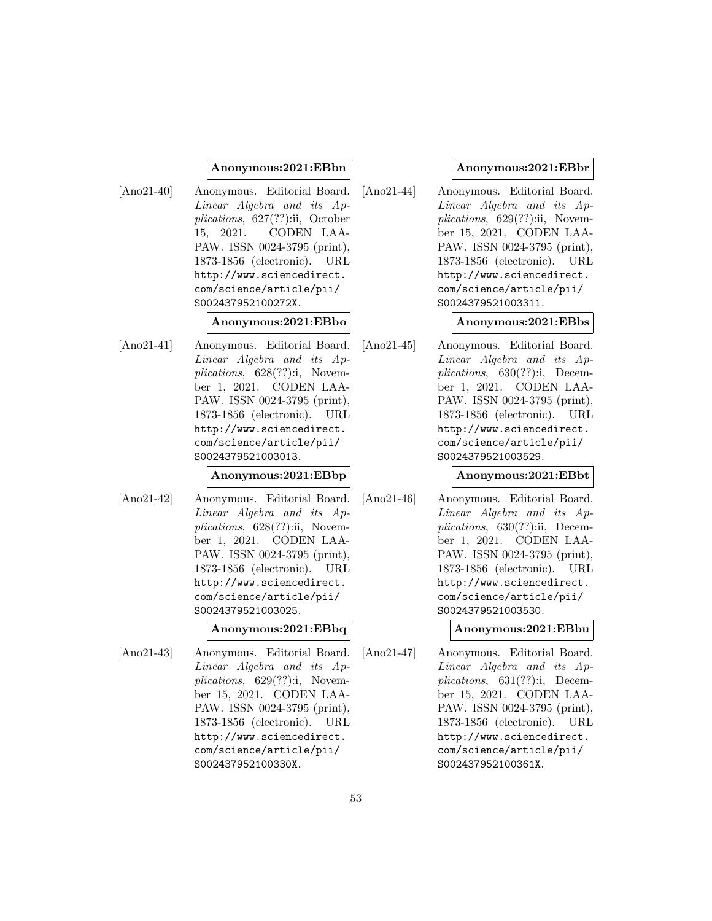**Anonymous:2021:EBbn**

[Ano21-40] Anonymous. Editorial Board. *Linear Algebra and its Applications*, 627(??):ii, October 15, 2021. CODEN LAAPAW. ISSN 0024-3795 (print), 1873-1856 (electronic). URL http://www.sciencedirect.com/science/article/pii/S002437952100272X.

**Anonymous:2021:EBbo**

[Ano21-41] Anonymous. Editorial Board. *Linear Algebra and its Applications*, 628(??):i, November 1, 2021. CODEN LAAPAW. ISSN 0024-3795 (print), 1873-1856 (electronic). URL http://www.sciencedirect.com/science/article/pii/S0024379521003013.

**Anonymous:2021:EBbp**

[Ano21-42] Anonymous. Editorial Board. *Linear Algebra and its Applications*, 628(??):ii, November 1, 2021. CODEN LAAPAW. ISSN 0024-3795 (print), 1873-1856 (electronic). URL http://www.sciencedirect.com/science/article/pii/S0024379521003025.

**Anonymous:2021:EBbq**

[Ano21-43] Anonymous. Editorial Board. *Linear Algebra and its Applications*, 629(??):i, November 15, 2021. CODEN LAAPAW. ISSN 0024-3795 (print), 1873-1856 (electronic). URL http://www.sciencedirect.com/science/article/pii/S002437952100330X.

**Anonymous:2021:EBbr**

[Ano21-44] Anonymous. Editorial Board. *Linear Algebra and its Applications*, 629(??):ii, November 15, 2021. CODEN LAAPAW. ISSN 0024-3795 (print), 1873-1856 (electronic). URL http://www.sciencedirect.com/science/article/pii/S0024379521003311.

**Anonymous:2021:EBbs**

[Ano21-45] Anonymous. Editorial Board. *Linear Algebra and its Applications*, 630(??):i, December 1, 2021. CODEN LAAPAW. ISSN 0024-3795 (print), 1873-1856 (electronic). URL http://www.sciencedirect.com/science/article/pii/S0024379521003529.

**Anonymous:2021:EBbt**

[Ano21-46] Anonymous. Editorial Board. *Linear Algebra and its Applications*, 630(??):ii, December 1, 2021. CODEN LAAPAW. ISSN 0024-3795 (print), 1873-1856 (electronic). URL http://www.sciencedirect.com/science/article/pii/S0024379521003530.

**Anonymous:2021:EBbu**

[Ano21-47] Anonymous. Editorial Board. *Linear Algebra and its Applications*, 631(??):i, December 15, 2021. CODEN LAAPAW. ISSN 0024-3795 (print), 1873-1856 (electronic). URL http://www.sciencedirect.com/science/article/pii/S002437952100361X.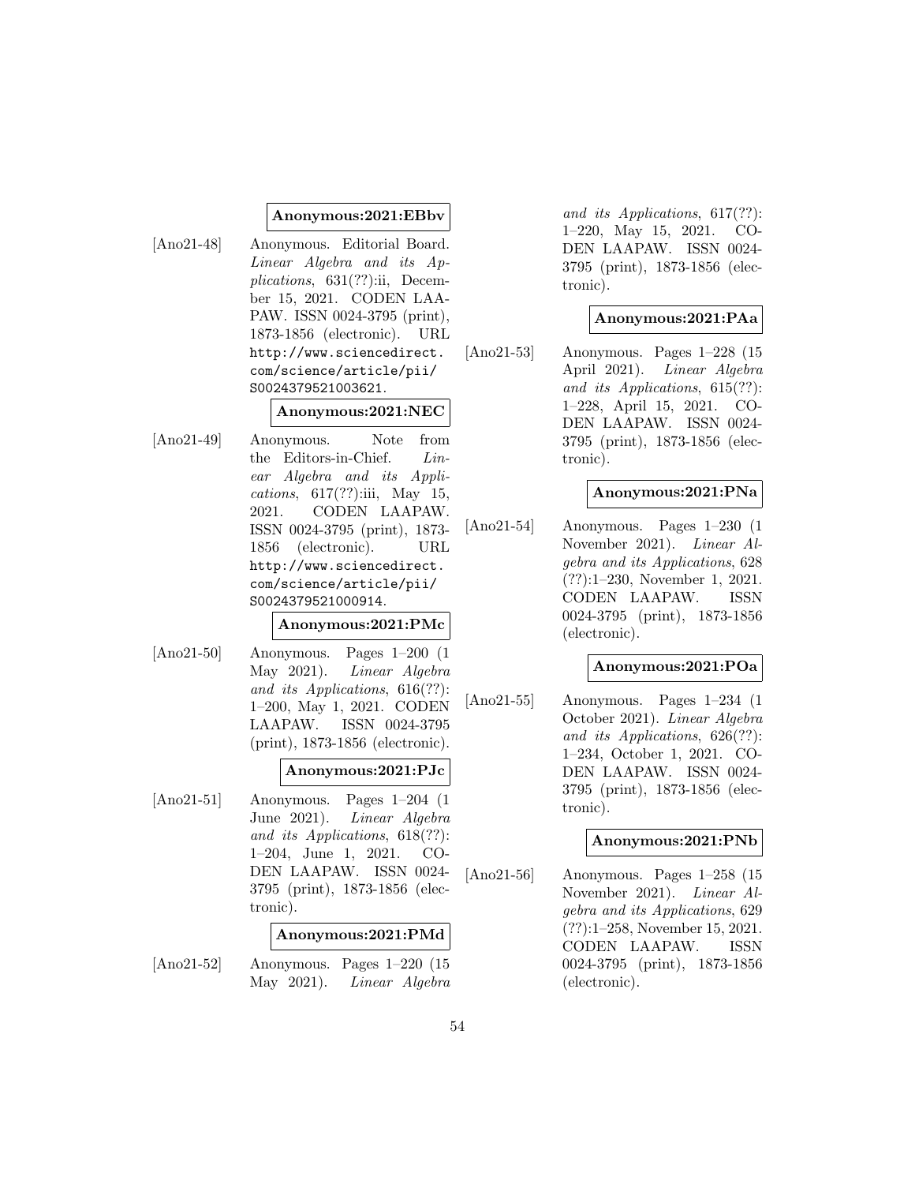**Anonymous:2021:EBbv**

[Ano21-48] Anonymous. Editorial Board. *Linear Algebra and its Applications*, 631(??):ii, December 15, 2021. CODEN LAAPAW. ISSN 0024-3795 (print), 1873-1856 (electronic). URL http://www.sciencedirect.com/science/article/pii/S0024379521003621.

**Anonymous:2021:NEC**

[Ano21-49] Anonymous. Note from the Editors-in-Chief. *Linear Algebra and its Applications*, 617(??):iii, May 15, 2021. CODEN LAAPAW. ISSN 0024-3795 (print), 1873-1856 (electronic). URL http://www.sciencedirect.com/science/article/pii/S0024379521000914.

**Anonymous:2021:PMc**

[Ano21-50] Anonymous. Pages 1–200 (1 May 2021). *Linear Algebra and its Applications*, 616(??):1–200, May 1, 2021. CODEN LAAPAW. ISSN 0024-3795 (print), 1873-1856 (electronic).

**Anonymous:2021:PJc**

[Ano21-51] Anonymous. Pages 1–204 (1 June 2021). *Linear Algebra and its Applications*, 618(??):1–204, June 1, 2021. CODEN LAAPAW. ISSN 0024-3795 (print), 1873-1856 (electronic).

**Anonymous:2021:PMd**

[Ano21-52] Anonymous. Pages 1–220 (15 May 2021). *Linear Algebra and its Applications*, 617(??):1–220, May 15, 2021. CODEN LAAPAW. ISSN 0024-3795 (print), 1873-1856 (electronic).

**Anonymous:2021:PAa**

[Ano21-53] Anonymous. Pages 1–228 (15 April 2021). *Linear Algebra and its Applications*, 615(??):1–228, April 15, 2021. CODEN LAAPAW. ISSN 0024-3795 (print), 1873-1856 (electronic).

**Anonymous:2021:PNa**

[Ano21-54] Anonymous. Pages 1–230 (1 November 2021). *Linear Algebra and its Applications*, 628 (??):1–230, November 1, 2021. CODEN LAAPAW. ISSN 0024-3795 (print), 1873-1856 (electronic).

**Anonymous:2021:POa**

[Ano21-55] Anonymous. Pages 1–234 (1 October 2021). *Linear Algebra and its Applications*, 626(??):1–234, October 1, 2021. CODEN LAAPAW. ISSN 0024-3795 (print), 1873-1856 (electronic).

**Anonymous:2021:PNb**

[Ano21-56] Anonymous. Pages 1–258 (15 November 2021). *Linear Algebra and its Applications*, 629 (??):1–258, November 15, 2021. CODEN LAAPAW. ISSN 0024-3795 (print), 1873-1856 (electronic).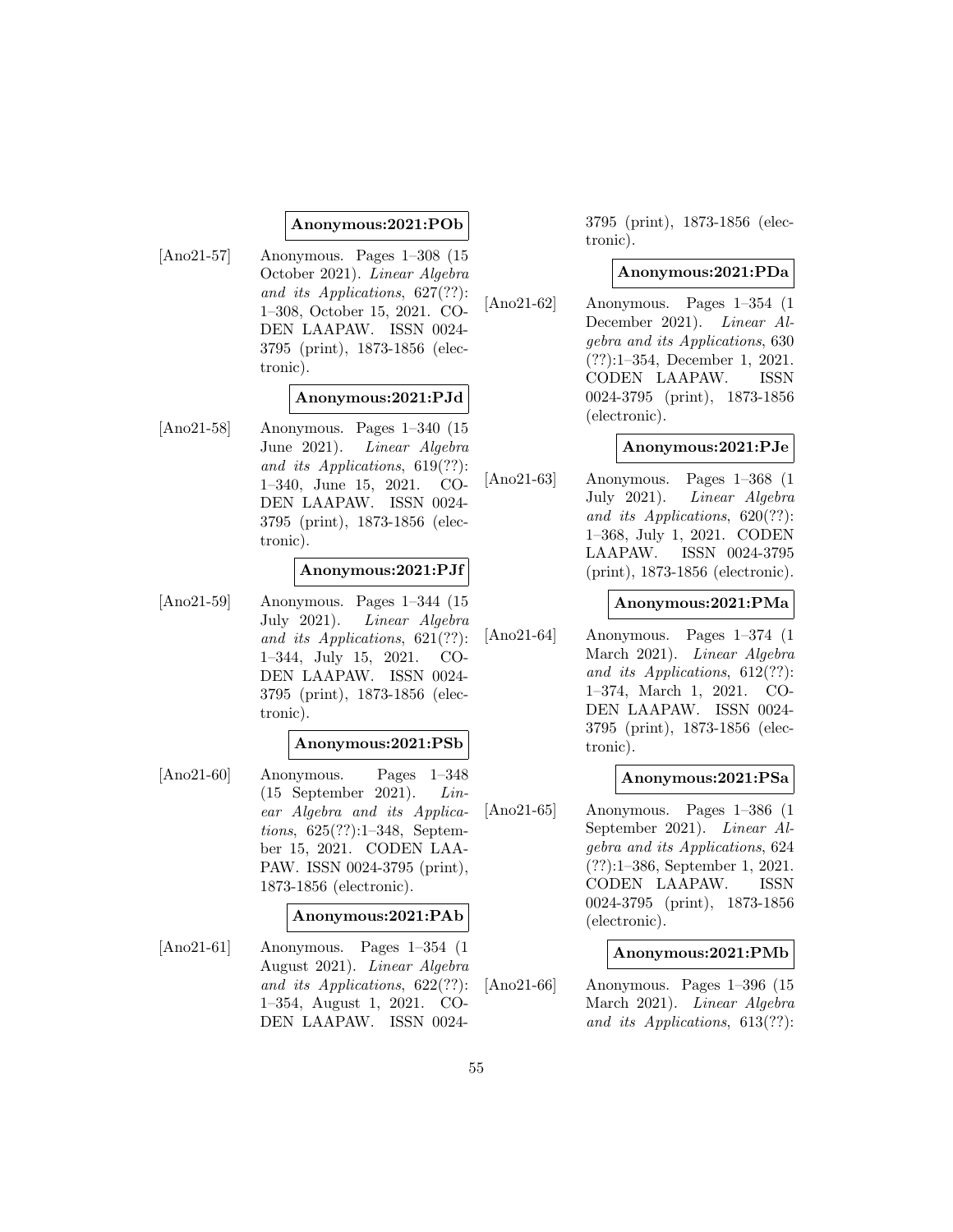**Anonymous:2021:POb**

[Ano21-57] Anonymous. Pages 1–308 (15 October 2021). *Linear Algebra and its Applications*, 627(??): 1–308, October 15, 2021. CODEN LAAPAW. ISSN 0024-3795 (print), 1873-1856 (electronic).

**Anonymous:2021:PJd**

[Ano21-58] Anonymous. Pages 1–340 (15 June 2021). *Linear Algebra and its Applications*, 619(??): 1–340, June 15, 2021. CODEN LAAPAW. ISSN 0024-3795 (print), 1873-1856 (electronic).

**Anonymous:2021:PJf**

[Ano21-59] Anonymous. Pages 1–344 (15 July 2021). *Linear Algebra and its Applications*, 621(??): 1–344, July 15, 2021. CODEN LAAPAW. ISSN 0024-3795 (print), 1873-1856 (electronic).

**Anonymous:2021:PSb**

[Ano21-60] Anonymous. Pages 1–348 (15 September 2021). *Linear Algebra and its Applications*, 625(??):1–348, September 15, 2021. CODEN LAAPAW. ISSN 0024-3795 (print), 1873-1856 (electronic).

**Anonymous:2021:PAb**

[Ano21-61] Anonymous. Pages 1–354 (1 August 2021). *Linear Algebra and its Applications*, 622(??): 1–354, August 1, 2021. CODEN LAAPAW. ISSN 0024-3795 (print), 1873-1856 (electronic).

**Anonymous:2021:PDa**

[Ano21-62] Anonymous. Pages 1–354 (1 December 2021). *Linear Algebra and its Applications*, 630 (??):1–354, December 1, 2021. CODEN LAAPAW. ISSN 0024-3795 (print), 1873-1856 (electronic).

**Anonymous:2021:PJe**

[Ano21-63] Anonymous. Pages 1–368 (1 July 2021). *Linear Algebra and its Applications*, 620(??): 1–368, July 1, 2021. CODEN LAAPAW. ISSN 0024-3795 (print), 1873-1856 (electronic).

**Anonymous:2021:PMa**

[Ano21-64] Anonymous. Pages 1–374 (1 March 2021). *Linear Algebra and its Applications*, 612(??): 1–374, March 1, 2021. CODEN LAAPAW. ISSN 0024-3795 (print), 1873-1856 (electronic).

**Anonymous:2021:PSa**

[Ano21-65] Anonymous. Pages 1–386 (1 September 2021). *Linear Algebra and its Applications*, 624 (??):1–386, September 1, 2021. CODEN LAAPAW. ISSN 0024-3795 (print), 1873-1856 (electronic).

**Anonymous:2021:PMb**

[Ano21-66] Anonymous. Pages 1–396 (15 March 2021). *Linear Algebra and its Applications*, 613(??):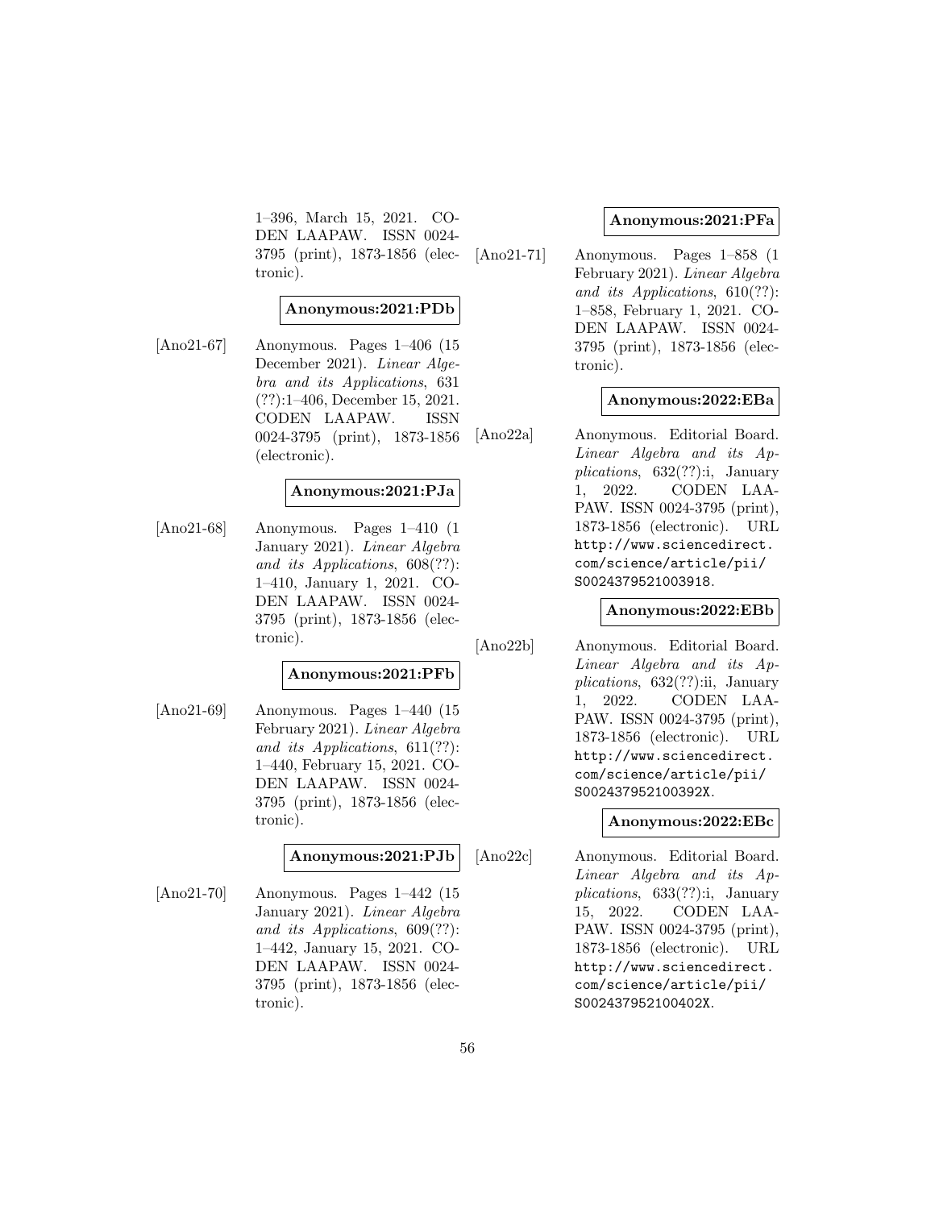1–396, March 15, 2021. CODEN LAAPAW. ISSN 0024-3795 (print), 1873-1856 (electronic).

**Anonymous:2021:PDb**

[Ano21-67] Anonymous. Pages 1–406 (15 December 2021). *Linear Algebra and its Applications*, 631 (??):1–406, December 15, 2021. CODEN LAAPAW. ISSN 0024-3795 (print), 1873-1856 (electronic).

**Anonymous:2021:PJa**

[Ano21-68] Anonymous. Pages 1–410 (1 January 2021). *Linear Algebra and its Applications*, 608(??): 1–410, January 1, 2021. CODEN LAAPAW. ISSN 0024-3795 (print), 1873-1856 (electronic).

**Anonymous:2021:PFb**

[Ano21-69] Anonymous. Pages 1–440 (15 February 2021). *Linear Algebra and its Applications*, 611(??): 1–440, February 15, 2021. CODEN LAAPAW. ISSN 0024-3795 (print), 1873-1856 (electronic).

**Anonymous:2021:PJb**

[Ano21-70] Anonymous. Pages 1–442 (15 January 2021). *Linear Algebra and its Applications*, 609(??): 1–442, January 15, 2021. CODEN LAAPAW. ISSN 0024-3795 (print), 1873-1856 (electronic).

**Anonymous:2021:PFa**

[Ano21-71] Anonymous. Pages 1–858 (1 February 2021). *Linear Algebra and its Applications*, 610(??): 1–858, February 1, 2021. CODEN LAAPAW. ISSN 0024-3795 (print), 1873-1856 (electronic).

**Anonymous:2022:EBa**

[Ano22a] Anonymous. Editorial Board. *Linear Algebra and its Applications*, 632(??):i, January 1, 2022. CODEN LAAPAW. ISSN 0024-3795 (print), 1873-1856 (electronic). URL http://www.sciencedirect.com/science/article/pii/S0024379521003918.

**Anonymous:2022:EBb**

[Ano22b] Anonymous. Editorial Board. *Linear Algebra and its Applications*, 632(??):ii, January 1, 2022. CODEN LAAPAW. ISSN 0024-3795 (print), 1873-1856 (electronic). URL http://www.sciencedirect.com/science/article/pii/S002437952100392X.

**Anonymous:2022:EBc**

[Ano22c] Anonymous. Editorial Board. *Linear Algebra and its Applications*, 633(??):i, January 15, 2022. CODEN LAAPAW. ISSN 0024-3795 (print), 1873-1856 (electronic). URL http://www.sciencedirect.com/science/article/pii/S002437952100402X.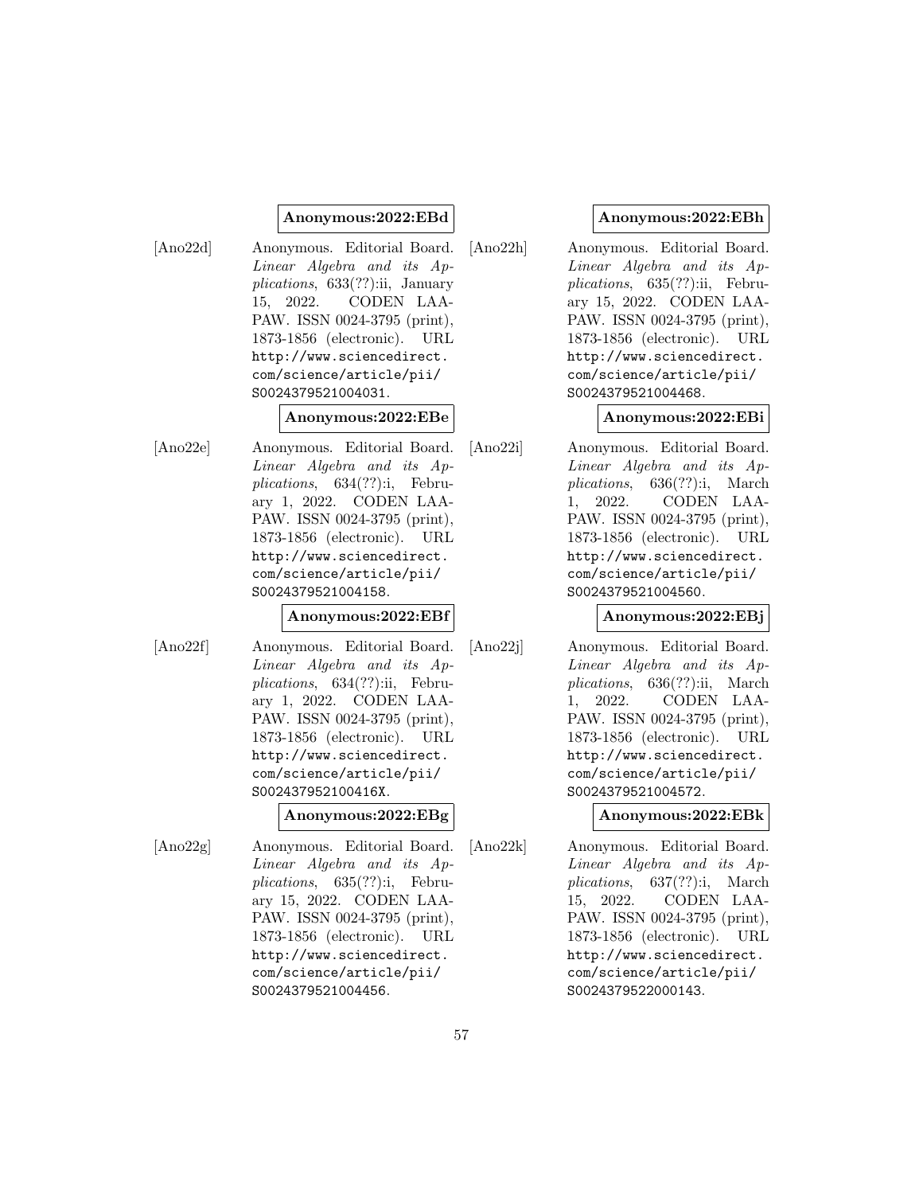**Anonymous:2022:EBd**

[Ano22d] Anonymous. Editorial Board. *Linear Algebra and its Applications*, 633(??):ii, January 15, 2022. CODEN LAAPAW. ISSN 0024-3795 (print), 1873-1856 (electronic). URL http://www.sciencedirect.com/science/article/pii/S0024379521004031.

**Anonymous:2022:EBe**

[Ano22e] Anonymous. Editorial Board. *Linear Algebra and its Applications*, 634(??):i, February 1, 2022. CODEN LAAPAW. ISSN 0024-3795 (print), 1873-1856 (electronic). URL http://www.sciencedirect.com/science/article/pii/S0024379521004158.

**Anonymous:2022:EBf**

[Ano22f] Anonymous. Editorial Board. *Linear Algebra and its Applications*, 634(??):ii, February 1, 2022. CODEN LAAPAW. ISSN 0024-3795 (print), 1873-1856 (electronic). URL http://www.sciencedirect.com/science/article/pii/S002437952100416X.

**Anonymous:2022:EBg**

[Ano22g] Anonymous. Editorial Board. *Linear Algebra and its Applications*, 635(??):i, February 15, 2022. CODEN LAAPAW. ISSN 0024-3795 (print), 1873-1856 (electronic). URL http://www.sciencedirect.com/science/article/pii/S0024379521004456.

**Anonymous:2022:EBh**

[Ano22h] Anonymous. Editorial Board. *Linear Algebra and its Applications*, 635(??):ii, February 15, 2022. CODEN LAAPAW. ISSN 0024-3795 (print), 1873-1856 (electronic). URL http://www.sciencedirect.com/science/article/pii/S0024379521004468.

**Anonymous:2022:EBi**

[Ano22i] Anonymous. Editorial Board. *Linear Algebra and its Applications*, 636(??):i, March 1, 2022. CODEN LAAPAW. ISSN 0024-3795 (print), 1873-1856 (electronic). URL http://www.sciencedirect.com/science/article/pii/S0024379521004560.

**Anonymous:2022:EBj**

[Ano22j] Anonymous. Editorial Board. *Linear Algebra and its Applications*, 636(??):ii, March 1, 2022. CODEN LAAPAW. ISSN 0024-3795 (print), 1873-1856 (electronic). URL http://www.sciencedirect.com/science/article/pii/S0024379521004572.

**Anonymous:2022:EBk**

[Ano22k] Anonymous. Editorial Board. *Linear Algebra and its Applications*, 637(??):i, March 15, 2022. CODEN LAAPAW. ISSN 0024-3795 (print), 1873-1856 (electronic). URL http://www.sciencedirect.com/science/article/pii/S0024379522000143.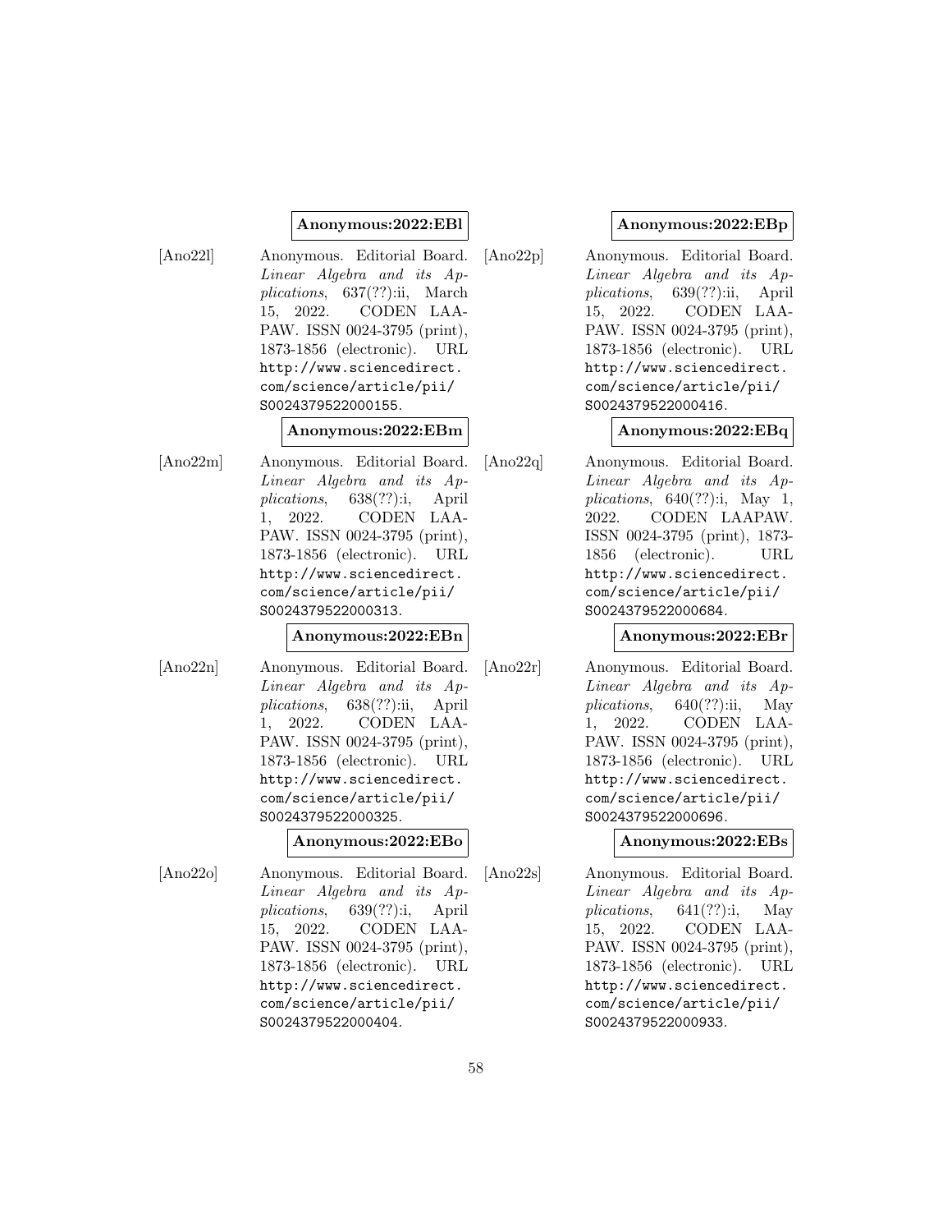**Anonymous:2022:EBl**

[Ano22l] Anonymous. Editorial Board. *Linear Algebra and its Applications*, 637(??):ii, March 15, 2022. CODEN LAAPAW. ISSN 0024-3795 (print), 1873-1856 (electronic). URL `http://www.sciencedirect.com/science/article/pii/S0024379522000155`.

**Anonymous:2022:EBm**

[Ano22m] Anonymous. Editorial Board. *Linear Algebra and its Applications*, 638(??):i, April 1, 2022. CODEN LAAPAW. ISSN 0024-3795 (print), 1873-1856 (electronic). URL `http://www.sciencedirect.com/science/article/pii/S0024379522000313`.

**Anonymous:2022:EBn**

[Ano22n] Anonymous. Editorial Board. *Linear Algebra and its Applications*, 638(??):ii, April 1, 2022. CODEN LAAPAW. ISSN 0024-3795 (print), 1873-1856 (electronic). URL `http://www.sciencedirect.com/science/article/pii/S0024379522000325`.

**Anonymous:2022:EBo**

[Ano22o] Anonymous. Editorial Board. *Linear Algebra and its Applications*, 639(??):i, April 15, 2022. CODEN LAAPAW. ISSN 0024-3795 (print), 1873-1856 (electronic). URL `http://www.sciencedirect.com/science/article/pii/S0024379522000404`.

**Anonymous:2022:EBp**

[Ano22p] Anonymous. Editorial Board. *Linear Algebra and its Applications*, 639(??):ii, April 15, 2022. CODEN LAAPAW. ISSN 0024-3795 (print), 1873-1856 (electronic). URL `http://www.sciencedirect.com/science/article/pii/S0024379522000416`.

**Anonymous:2022:EBq**

[Ano22q] Anonymous. Editorial Board. *Linear Algebra and its Applications*, 640(??):i, May 1, 2022. CODEN LAAPAW. ISSN 0024-3795 (print), 1873-1856 (electronic). URL `http://www.sciencedirect.com/science/article/pii/S0024379522000684`.

**Anonymous:2022:EBr**

[Ano22r] Anonymous. Editorial Board. *Linear Algebra and its Applications*, 640(??):ii, May 1, 2022. CODEN LAAPAW. ISSN 0024-3795 (print), 1873-1856 (electronic). URL `http://www.sciencedirect.com/science/article/pii/S0024379522000696`.

**Anonymous:2022:EBs**

[Ano22s] Anonymous. Editorial Board. *Linear Algebra and its Applications*, 641(??):i, May 15, 2022. CODEN LAAPAW. ISSN 0024-3795 (print), 1873-1856 (electronic). URL `http://www.sciencedirect.com/science/article/pii/S0024379522000933`.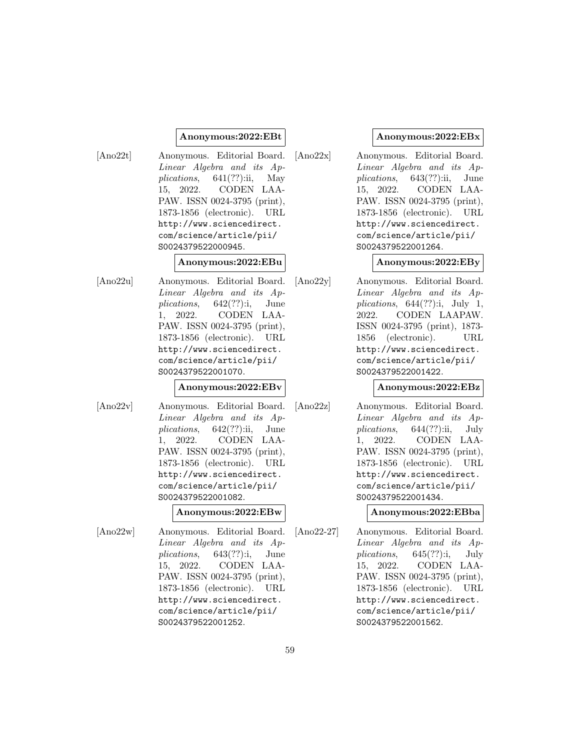**Anonymous:2022:EBt**

[Ano22t] Anonymous. Editorial Board. *Linear Algebra and its Applications*, 641(??):ii, May 15, 2022. CODEN LAAPAW. ISSN 0024-3795 (print), 1873-1856 (electronic). URL http://www.sciencedirect.com/science/article/pii/S0024379522000945.

**Anonymous:2022:EBu**

[Ano22u] Anonymous. Editorial Board. *Linear Algebra and its Applications*, 642(??):i, June 1, 2022. CODEN LAAPAW. ISSN 0024-3795 (print), 1873-1856 (electronic). URL http://www.sciencedirect.com/science/article/pii/S0024379522001070.

**Anonymous:2022:EBv**

[Ano22v] Anonymous. Editorial Board. *Linear Algebra and its Applications*, 642(??):ii, June 1, 2022. CODEN LAAPAW. ISSN 0024-3795 (print), 1873-1856 (electronic). URL http://www.sciencedirect.com/science/article/pii/S0024379522001082.

**Anonymous:2022:EBw**

[Ano22w] Anonymous. Editorial Board. *Linear Algebra and its Applications*, 643(??):i, June 15, 2022. CODEN LAAPAW. ISSN 0024-3795 (print), 1873-1856 (electronic). URL http://www.sciencedirect.com/science/article/pii/S0024379522001252.

**Anonymous:2022:EBx**

[Ano22x] Anonymous. Editorial Board. *Linear Algebra and its Applications*, 643(??):ii, June 15, 2022. CODEN LAAPAW. ISSN 0024-3795 (print), 1873-1856 (electronic). URL http://www.sciencedirect.com/science/article/pii/S0024379522001264.

**Anonymous:2022:EBy**

[Ano22y] Anonymous. Editorial Board. *Linear Algebra and its Applications*, 644(??):i, July 1, 2022. CODEN LAAPAW. ISSN 0024-3795 (print), 1873-1856 (electronic). URL http://www.sciencedirect.com/science/article/pii/S0024379522001422.

**Anonymous:2022:EBz**

[Ano22z] Anonymous. Editorial Board. *Linear Algebra and its Applications*, 644(??):ii, July 1, 2022. CODEN LAAPAW. ISSN 0024-3795 (print), 1873-1856 (electronic). URL http://www.sciencedirect.com/science/article/pii/S0024379522001434.

**Anonymous:2022:EBba**

[Ano22-27] Anonymous. Editorial Board. *Linear Algebra and its Applications*, 645(??):i, July 15, 2022. CODEN LAAPAW. ISSN 0024-3795 (print), 1873-1856 (electronic). URL http://www.sciencedirect.com/science/article/pii/S0024379522001562.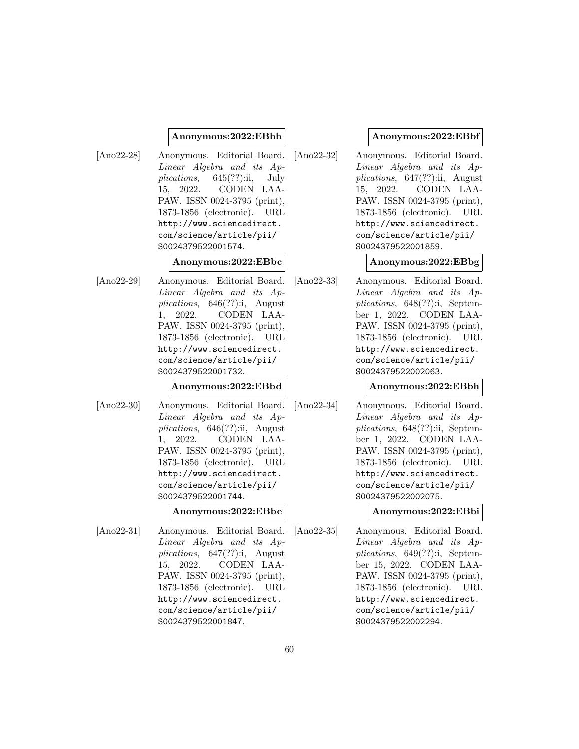**Anonymous:2022:EBbb**

[Ano22-28] Anonymous. Editorial Board. *Linear Algebra and its Applications*, 645(??):ii, July 15, 2022. CODEN LAAPAW. ISSN 0024-3795 (print), 1873-1856 (electronic). URL http://www.sciencedirect.com/science/article/pii/S0024379522001574.

**Anonymous:2022:EBbc**

[Ano22-29] Anonymous. Editorial Board. *Linear Algebra and its Applications*, 646(??):i, August 1, 2022. CODEN LAAPAW. ISSN 0024-3795 (print), 1873-1856 (electronic). URL http://www.sciencedirect.com/science/article/pii/S0024379522001732.

**Anonymous:2022:EBbd**

[Ano22-30] Anonymous. Editorial Board. *Linear Algebra and its Applications*, 646(??):ii, August 1, 2022. CODEN LAAPAW. ISSN 0024-3795 (print), 1873-1856 (electronic). URL http://www.sciencedirect.com/science/article/pii/S0024379522001744.

**Anonymous:2022:EBbe**

[Ano22-31] Anonymous. Editorial Board. *Linear Algebra and its Applications*, 647(??):i, August 15, 2022. CODEN LAAPAW. ISSN 0024-3795 (print), 1873-1856 (electronic). URL http://www.sciencedirect.com/science/article/pii/S0024379522001847.

**Anonymous:2022:EBbf**

[Ano22-32] Anonymous. Editorial Board. *Linear Algebra and its Applications*, 647(??):ii, August 15, 2022. CODEN LAAPAW. ISSN 0024-3795 (print), 1873-1856 (electronic). URL http://www.sciencedirect.com/science/article/pii/S0024379522001859.

**Anonymous:2022:EBbg**

[Ano22-33] Anonymous. Editorial Board. *Linear Algebra and its Applications*, 648(??):i, September 1, 2022. CODEN LAAPAW. ISSN 0024-3795 (print), 1873-1856 (electronic). URL http://www.sciencedirect.com/science/article/pii/S0024379522002063.

**Anonymous:2022:EBbh**

[Ano22-34] Anonymous. Editorial Board. *Linear Algebra and its Applications*, 648(??):ii, September 1, 2022. CODEN LAAPAW. ISSN 0024-3795 (print), 1873-1856 (electronic). URL http://www.sciencedirect.com/science/article/pii/S0024379522002075.

**Anonymous:2022:EBbi**

[Ano22-35] Anonymous. Editorial Board. *Linear Algebra and its Applications*, 649(??):i, September 15, 2022. CODEN LAAPAW. ISSN 0024-3795 (print), 1873-1856 (electronic). URL http://www.sciencedirect.com/science/article/pii/S0024379522002294.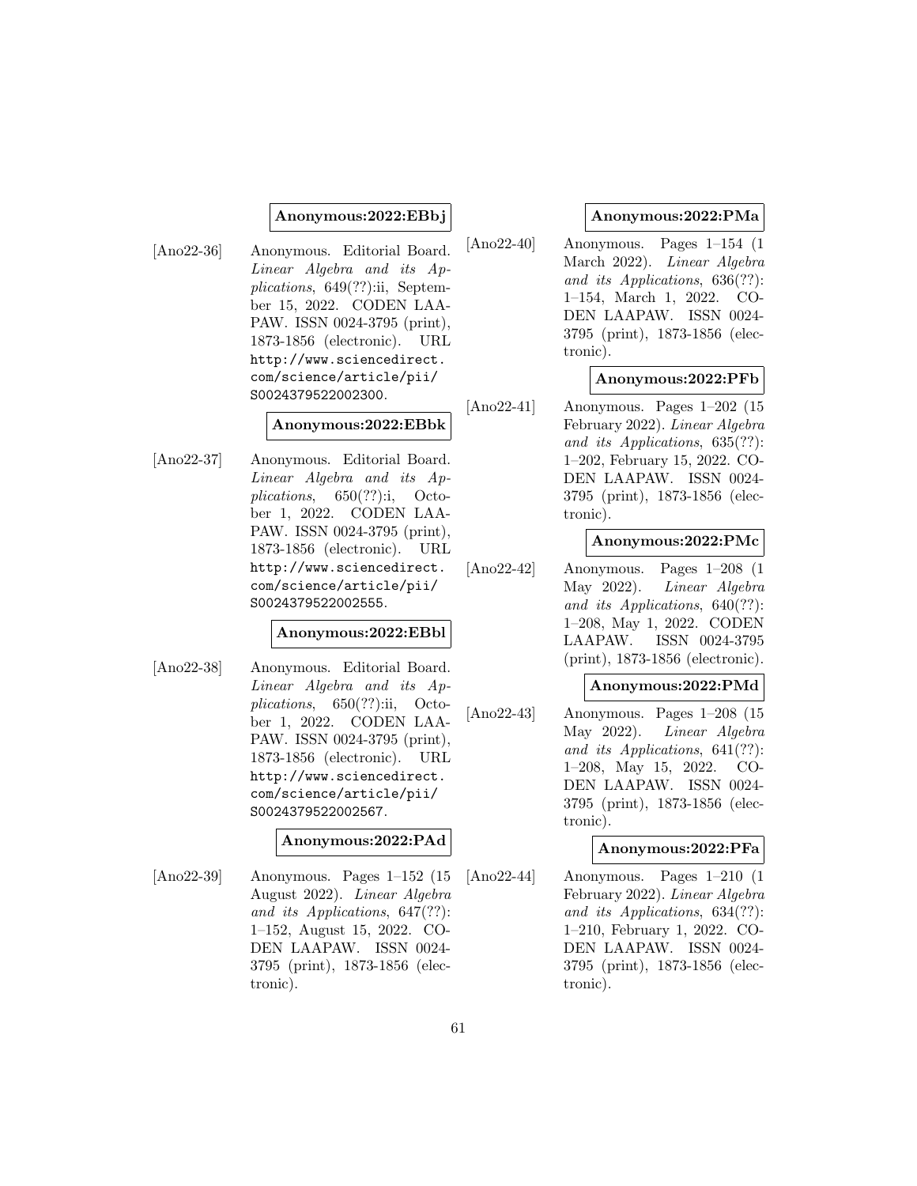**Anonymous:2022:EBbj**

[Ano22-36] Anonymous. Editorial Board. *Linear Algebra and its Applications*, 649(??):ii, September 15, 2022. CODEN LAAPAW. ISSN 0024-3795 (print), 1873-1856 (electronic). URL `http://www.sciencedirect.com/science/article/pii/S0024379522002300`.

**Anonymous:2022:EBbk**

[Ano22-37] Anonymous. Editorial Board. *Linear Algebra and its Applications*, 650(??):i, October 1, 2022. CODEN LAAPAW. ISSN 0024-3795 (print), 1873-1856 (electronic). URL `http://www.sciencedirect.com/science/article/pii/S0024379522002555`.

**Anonymous:2022:EBbl**

[Ano22-38] Anonymous. Editorial Board. *Linear Algebra and its Applications*, 650(??):ii, October 1, 2022. CODEN LAAPAW. ISSN 0024-3795 (print), 1873-1856 (electronic). URL `http://www.sciencedirect.com/science/article/pii/S0024379522002567`.

**Anonymous:2022:PAd**

[Ano22-39] Anonymous. Pages 1–152 (15 August 2022). *Linear Algebra and its Applications*, 647(??): 1–152, August 15, 2022. CODEN LAAPAW. ISSN 0024-3795 (print), 1873-1856 (electronic).

**Anonymous:2022:PMa**

[Ano22-40] Anonymous. Pages 1–154 (1 March 2022). *Linear Algebra and its Applications*, 636(??): 1–154, March 1, 2022. CODEN LAAPAW. ISSN 0024-3795 (print), 1873-1856 (electronic).

**Anonymous:2022:PFb**

[Ano22-41] Anonymous. Pages 1–202 (15 February 2022). *Linear Algebra and its Applications*, 635(??): 1–202, February 15, 2022. CODEN LAAPAW. ISSN 0024-3795 (print), 1873-1856 (electronic).

**Anonymous:2022:PMc**

[Ano22-42] Anonymous. Pages 1–208 (1 May 2022). *Linear Algebra and its Applications*, 640(??): 1–208, May 1, 2022. CODEN LAAPAW. ISSN 0024-3795 (print), 1873-1856 (electronic).

**Anonymous:2022:PMd**

[Ano22-43] Anonymous. Pages 1–208 (15 May 2022). *Linear Algebra and its Applications*, 641(??): 1–208, May 15, 2022. CODEN LAAPAW. ISSN 0024-3795 (print), 1873-1856 (electronic).

**Anonymous:2022:PFa**

[Ano22-44] Anonymous. Pages 1–210 (1 February 2022). *Linear Algebra and its Applications*, 634(??): 1–210, February 1, 2022. CODEN LAAPAW. ISSN 0024-3795 (print), 1873-1856 (electronic).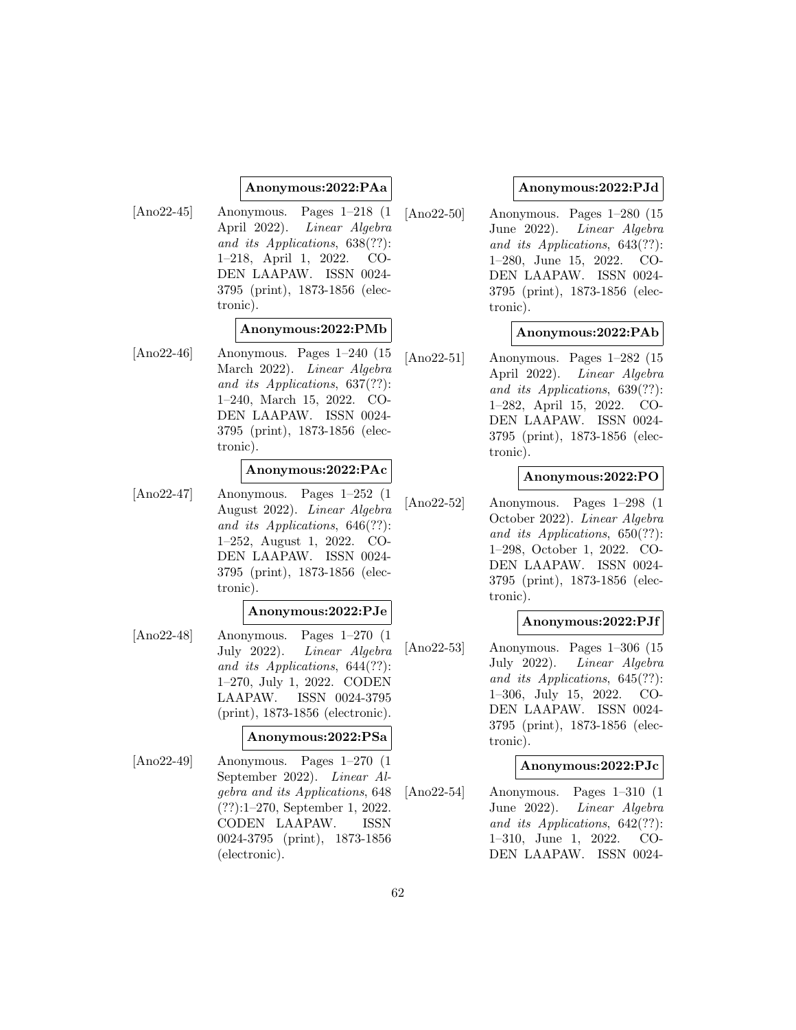**Anonymous:2022:PAa**

[Ano22-45] Anonymous. Pages 1–218 (1 April 2022). *Linear Algebra and its Applications*, 638(??): 1–218, April 1, 2022. CODEN LAAPAW. ISSN 0024-3795 (print), 1873-1856 (electronic).

**Anonymous:2022:PMb**

[Ano22-46] Anonymous. Pages 1–240 (15 March 2022). *Linear Algebra and its Applications*, 637(??): 1–240, March 15, 2022. CODEN LAAPAW. ISSN 0024-3795 (print), 1873-1856 (electronic).

**Anonymous:2022:PAc**

[Ano22-47] Anonymous. Pages 1–252 (1 August 2022). *Linear Algebra and its Applications*, 646(??): 1–252, August 1, 2022. CODEN LAAPAW. ISSN 0024-3795 (print), 1873-1856 (electronic).

**Anonymous:2022:PJe**

[Ano22-48] Anonymous. Pages 1–270 (1 July 2022). *Linear Algebra and its Applications*, 644(??): 1–270, July 1, 2022. CODEN LAAPAW. ISSN 0024-3795 (print), 1873-1856 (electronic).

**Anonymous:2022:PSa**

[Ano22-49] Anonymous. Pages 1–270 (1 September 2022). *Linear Algebra and its Applications*, 648 (??):1–270, September 1, 2022. CODEN LAAPAW. ISSN 0024-3795 (print), 1873-1856 (electronic).

**Anonymous:2022:PJd**

[Ano22-50] Anonymous. Pages 1–280 (15 June 2022). *Linear Algebra and its Applications*, 643(??): 1–280, June 15, 2022. CODEN LAAPAW. ISSN 0024-3795 (print), 1873-1856 (electronic).

**Anonymous:2022:PAb**

[Ano22-51] Anonymous. Pages 1–282 (15 April 2022). *Linear Algebra and its Applications*, 639(??): 1–282, April 15, 2022. CODEN LAAPAW. ISSN 0024-3795 (print), 1873-1856 (electronic).

**Anonymous:2022:PO**

[Ano22-52] Anonymous. Pages 1–298 (1 October 2022). *Linear Algebra and its Applications*, 650(??): 1–298, October 1, 2022. CODEN LAAPAW. ISSN 0024-3795 (print), 1873-1856 (electronic).

**Anonymous:2022:PJf**

[Ano22-53] Anonymous. Pages 1–306 (15 July 2022). *Linear Algebra and its Applications*, 645(??): 1–306, July 15, 2022. CODEN LAAPAW. ISSN 0024-3795 (print), 1873-1856 (electronic).

**Anonymous:2022:PJc**

[Ano22-54] Anonymous. Pages 1–310 (1 June 2022). *Linear Algebra and its Applications*, 642(??): 1–310, June 1, 2022. CODEN LAAPAW. ISSN 0024-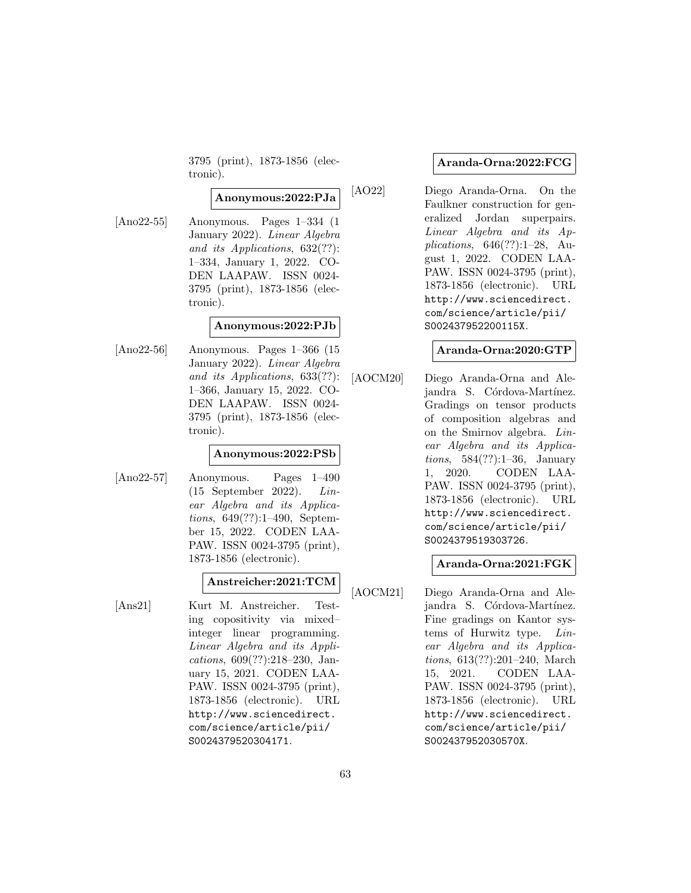3795 (print), 1873-1856 (electronic).

**Anonymous:2022:PJa**

[Ano22-55] Anonymous. Pages 1–334 (1 January 2022). *Linear Algebra and its Applications*, 632(??): 1–334, January 1, 2022. CODEN LAAPAW. ISSN 0024-3795 (print), 1873-1856 (electronic).

**Anonymous:2022:PJb**

[Ano22-56] Anonymous. Pages 1–366 (15 January 2022). *Linear Algebra and its Applications*, 633(??): 1–366, January 15, 2022. CODEN LAAPAW. ISSN 0024-3795 (print), 1873-1856 (electronic).

**Anonymous:2022:PSb**

[Ano22-57] Anonymous. Pages 1–490 (15 September 2022). *Linear Algebra and its Applications*, 649(??):1–490, September 15, 2022. CODEN LAAPAW. ISSN 0024-3795 (print), 1873-1856 (electronic).

**Anstreicher:2021:TCM**

[Ans21] Kurt M. Anstreicher. Testing copositivity via mixed–integer linear programming. *Linear Algebra and its Applications*, 609(??):218–230, January 15, 2021. CODEN LAAPAW. ISSN 0024-3795 (print), 1873-1856 (electronic). URL http://www.sciencedirect.com/science/article/pii/S0024379520304171.

**Aranda-Orna:2022:FCG**

[AO22] Diego Aranda-Orna. On the Faulkner construction for generalized Jordan superpairs. *Linear Algebra and its Applications*, 646(??):1–28, August 1, 2022. CODEN LAAPAW. ISSN 0024-3795 (print), 1873-1856 (electronic). URL http://www.sciencedirect.com/science/article/pii/S002437952200115X.

**Aranda-Orna:2020:GTP**

[AOCM20] Diego Aranda-Orna and Alejandra S. Córdova-Martínez. Gradings on tensor products of composition algebras and on the Smirnov algebra. *Linear Algebra and its Applications*, 584(??):1–36, January 1, 2020. CODEN LAAPAW. ISSN 0024-3795 (print), 1873-1856 (electronic). URL http://www.sciencedirect.com/science/article/pii/S0024379519303726.

**Aranda-Orna:2021:FGK**

[AOCM21] Diego Aranda-Orna and Alejandra S. Córdova-Martínez. Fine gradings on Kantor systems of Hurwitz type. *Linear Algebra and its Applications*, 613(??):201–240, March 15, 2021. CODEN LAAPAW. ISSN 0024-3795 (print), 1873-1856 (electronic). URL http://www.sciencedirect.com/science/article/pii/S002437952030570X.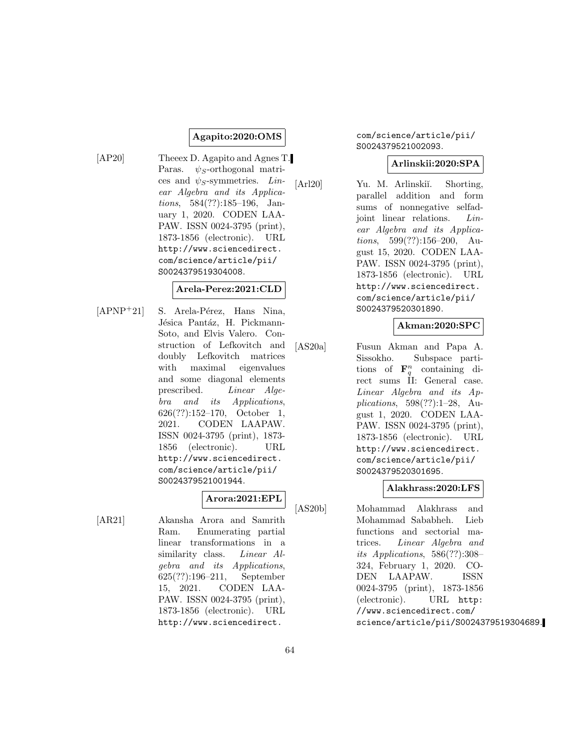**Agapito:2020:OMS**

[AP20] Theeex D. Agapito and Agnes T. Paras. $\psi_S$-orthogonal matrices and $\psi_S$-symmetries. *Linear Algebra and its Applications*, 584(??):185–196, January 1, 2020. CODEN LAAPAW. ISSN 0024-3795 (print), 1873-1856 (electronic). URL http://www.sciencedirect.com/science/article/pii/S0024379519304008.

**Arela-Perez:2021:CLD**

[APNP+21] S. Arela-Pérez, Hans Nina, Jésica Pantáz, H. Pickmann-Soto, and Elvis Valero. Construction of Lefkovitch and doubly Lefkovitch matrices with maximal eigenvalues and some diagonal elements prescribed. *Linear Algebra and its Applications*, 626(??):152–170, October 1, 2021. CODEN LAAPAW. ISSN 0024-3795 (print), 1873-1856 (electronic). URL http://www.sciencedirect.com/science/article/pii/S0024379521001944.

**Arora:2021:EPL**

[AR21] Akansha Arora and Samrith Ram. Enumerating partial linear transformations in a similarity class. *Linear Algebra and its Applications*, 625(??):196–211, September 15, 2021. CODEN LAAPAW. ISSN 0024-3795 (print), 1873-1856 (electronic). URL http://www.sciencedirect.com/science/article/pii/S0024379521002093.

**Arlinskii:2020:SPA**

[Arl20] Yu. M. Arlinskiĭ. Shorting, parallel addition and form sums of nonnegative selfadjoint linear relations. *Linear Algebra and its Applications*, 599(??):156–200, August 15, 2020. CODEN LAAPAW. ISSN 0024-3795 (print), 1873-1856 (electronic). URL http://www.sciencedirect.com/science/article/pii/S0024379520301890.

**Akman:2020:SPC**

[AS20a] Fusun Akman and Papa A. Sissokho. Subspace partitions of $\mathbf{F}_q^n$ containing direct sums II: General case. *Linear Algebra and its Applications*, 598(??):1–28, August 1, 2020. CODEN LAAPAW. ISSN 0024-3795 (print), 1873-1856 (electronic). URL http://www.sciencedirect.com/science/article/pii/S0024379520301695.

**Alakhrass:2020:LFS**

[AS20b] Mohammad Alakhrass and Mohammad Sababheh. Lieb functions and sectorial matrices. *Linear Algebra and its Applications*, 586(??):308–324, February 1, 2020. CODEN LAAPAW. ISSN 0024-3795 (print), 1873-1856 (electronic). URL http://www.sciencedirect.com/science/article/pii/S0024379519304689.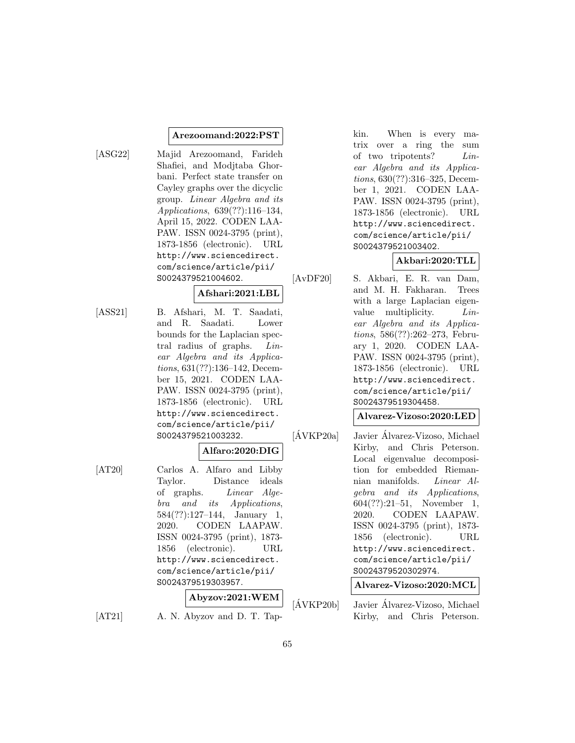**Arezoomand:2022:PST**

[ASG22] Majid Arezoomand, Farideh Shafiei, and Modjtaba Ghorbani. Perfect state transfer on Cayley graphs over the dicyclic group. *Linear Algebra and its Applications*, 639(??):116–134, April 15, 2022. CODEN LAAPAW. ISSN 0024-3795 (print), 1873-1856 (electronic). URL http://www.sciencedirect.com/science/article/pii/S0024379521004602.

**Afshari:2021:LBL**

[ASS21] B. Afshari, M. T. Saadati, and R. Saadati. Lower bounds for the Laplacian spectral radius of graphs. *Linear Algebra and its Applications*, 631(??):136–142, December 15, 2021. CODEN LAAPAW. ISSN 0024-3795 (print), 1873-1856 (electronic). URL http://www.sciencedirect.com/science/article/pii/S0024379521003232.

**Alfaro:2020:DIG**

[AT20] Carlos A. Alfaro and Libby Taylor. Distance ideals of graphs. *Linear Algebra and its Applications*, 584(??):127–144, January 1, 2020. CODEN LAAPAW. ISSN 0024-3795 (print), 1873-1856 (electronic). URL http://www.sciencedirect.com/science/article/pii/S0024379519303957.

**Abyzov:2021:WEM**

[AT21] A. N. Abyzov and D. T. Tapkin. When is every matrix over a ring the sum of two tripotents? *Linear Algebra and its Applications*, 630(??):316–325, December 1, 2021. CODEN LAAPAW. ISSN 0024-3795 (print), 1873-1856 (electronic). URL http://www.sciencedirect.com/science/article/pii/S0024379521003402.

**Akbari:2020:TLL**

[AvDF20] S. Akbari, E. R. van Dam, and M. H. Fakharan. Trees with a large Laplacian eigenvalue multiplicity. *Linear Algebra and its Applications*, 586(??):262–273, February 1, 2020. CODEN LAAPAW. ISSN 0024-3795 (print), 1873-1856 (electronic). URL http://www.sciencedirect.com/science/article/pii/S0024379519304458.

**Alvarez-Vizoso:2020:LED**

[ÁVKP20a] Javier Álvarez-Vizoso, Michael Kirby, and Chris Peterson. Local eigenvalue decomposition for embedded Riemannian manifolds. *Linear Algebra and its Applications*, 604(??):21–51, November 1, 2020. CODEN LAAPAW. ISSN 0024-3795 (print), 1873-1856 (electronic). URL http://www.sciencedirect.com/science/article/pii/S0024379520302974.

**Alvarez-Vizoso:2020:MCL**

[ÁVKP20b] Javier Álvarez-Vizoso, Michael Kirby, and Chris Peterson.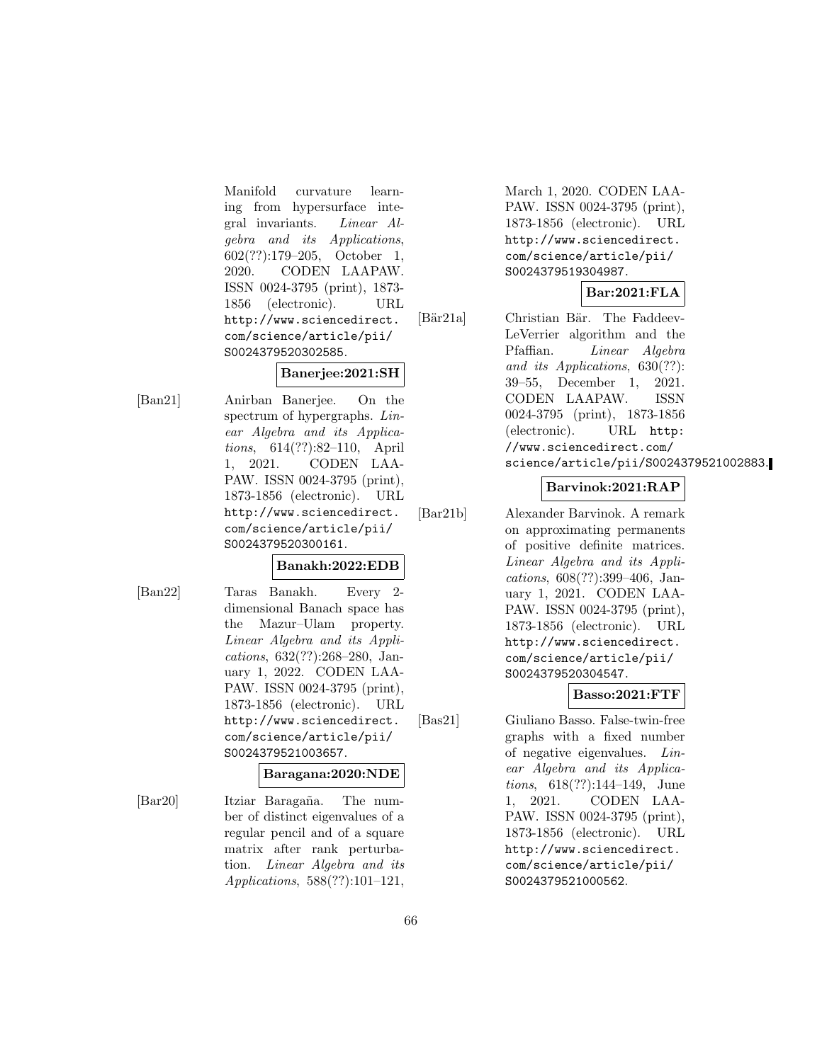Manifold curvature learning from hypersurface integral invariants. *Linear Algebra and its Applications*, 602(??):179–205, October 1, 2020. CODEN LAAPAW. ISSN 0024-3795 (print), 1873-1856 (electronic). URL http://www.sciencedirect.com/science/article/pii/S0024379520302585.

**Banerjee:2021:SH**

[Ban21] Anirban Banerjee. On the spectrum of hypergraphs. *Linear Algebra and its Applications*, 614(??):82–110, April 1, 2021. CODEN LAAPAW. ISSN 0024-3795 (print), 1873-1856 (electronic). URL http://www.sciencedirect.com/science/article/pii/S0024379520300161.

**Banakh:2022:EDB**

[Ban22] Taras Banakh. Every 2-dimensional Banach space has the Mazur–Ulam property. *Linear Algebra and its Applications*, 632(??):268–280, January 1, 2022. CODEN LAAPAW. ISSN 0024-3795 (print), 1873-1856 (electronic). URL http://www.sciencedirect.com/science/article/pii/S0024379521003657.

**Baragana:2020:NDE**

[Bar20] Itziar Baragaña. The number of distinct eigenvalues of a regular pencil and of a square matrix after rank perturbation. *Linear Algebra and its Applications*, 588(??):101–121, March 1, 2020. CODEN LAAPAW. ISSN 0024-3795 (print), 1873-1856 (electronic). URL http://www.sciencedirect.com/science/article/pii/S0024379519304987.

**Bar:2021:FLA**

[Bär21a] Christian Bär. The Faddeev-LeVerrier algorithm and the Pfaffian. *Linear Algebra and its Applications*, 630(??):39–55, December 1, 2021. CODEN LAAPAW. ISSN 0024-3795 (print), 1873-1856 (electronic). URL http://www.sciencedirect.com/science/article/pii/S0024379521002883.

**Barvinok:2021:RAP**

[Bar21b] Alexander Barvinok. A remark on approximating permanents of positive definite matrices. *Linear Algebra and its Applications*, 608(??):399–406, January 1, 2021. CODEN LAAPAW. ISSN 0024-3795 (print), 1873-1856 (electronic). URL http://www.sciencedirect.com/science/article/pii/S0024379520304547.

**Basso:2021:FTF**

[Bas21] Giuliano Basso. False-twin-free graphs with a fixed number of negative eigenvalues. *Linear Algebra and its Applications*, 618(??):144–149, June 1, 2021. CODEN LAAPAW. ISSN 0024-3795 (print), 1873-1856 (electronic). URL http://www.sciencedirect.com/science/article/pii/S0024379521000562.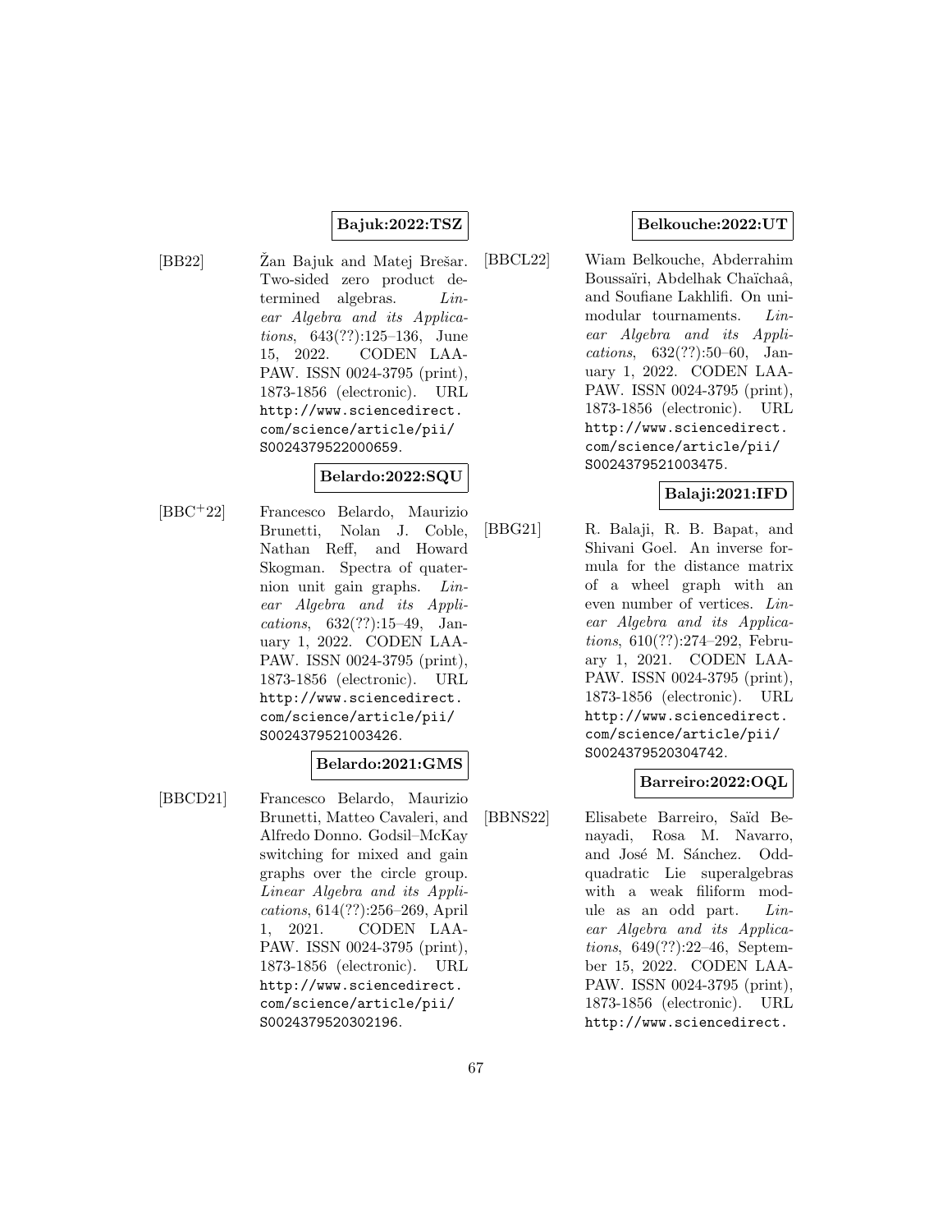**Bajuk:2022:TSZ**

[BB22] Žan Bajuk and Matej Brešar. Two-sided zero product determined algebras. *Linear Algebra and its Applications*, 643(??):125–136, June 15, 2022. CODEN LAAPAW. ISSN 0024-3795 (print), 1873-1856 (electronic). URL http://www.sciencedirect.com/science/article/pii/S0024379522000659.

**Belardo:2022:SQU**

[BBC+22] Francesco Belardo, Maurizio Brunetti, Nolan J. Coble, Nathan Reff, and Howard Skogman. Spectra of quaternion unit gain graphs. *Linear Algebra and its Applications*, 632(??):15–49, January 1, 2022. CODEN LAAPAW. ISSN 0024-3795 (print), 1873-1856 (electronic). URL http://www.sciencedirect.com/science/article/pii/S0024379521003426.

**Belardo:2021:GMS**

[BBCD21] Francesco Belardo, Maurizio Brunetti, Matteo Cavaleri, and Alfredo Donno. Godsil–McKay switching for mixed and gain graphs over the circle group. *Linear Algebra and its Applications*, 614(??):256–269, April 1, 2021. CODEN LAAPAW. ISSN 0024-3795 (print), 1873-1856 (electronic). URL http://www.sciencedirect.com/science/article/pii/S0024379520302196.

**Belkouche:2022:UT**

[BBCL22] Wiam Belkouche, Abderrahim Boussaïri, Abdelhak Chaïchaâ, and Soufiane Lakhlifi. On unimodular tournaments. *Linear Algebra and its Applications*, 632(??):50–60, January 1, 2022. CODEN LAAPAW. ISSN 0024-3795 (print), 1873-1856 (electronic). URL http://www.sciencedirect.com/science/article/pii/S0024379521003475.

**Balaji:2021:IFD**

[BBG21] R. Balaji, R. B. Bapat, and Shivani Goel. An inverse formula for the distance matrix of a wheel graph with an even number of vertices. *Linear Algebra and its Applications*, 610(??):274–292, February 1, 2021. CODEN LAAPAW. ISSN 0024-3795 (print), 1873-1856 (electronic). URL http://www.sciencedirect.com/science/article/pii/S0024379520304742.

**Barreiro:2022:OQL**

[BBNS22] Elisabete Barreiro, Saïd Benayadi, Rosa M. Navarro, and José M. Sánchez. Odd-quadratic Lie superalgebras with a weak filiform module as an odd part. *Linear Algebra and its Applications*, 649(??):22–46, September 15, 2022. CODEN LAAPAW. ISSN 0024-3795 (print), 1873-1856 (electronic). URL http://www.sciencedirect.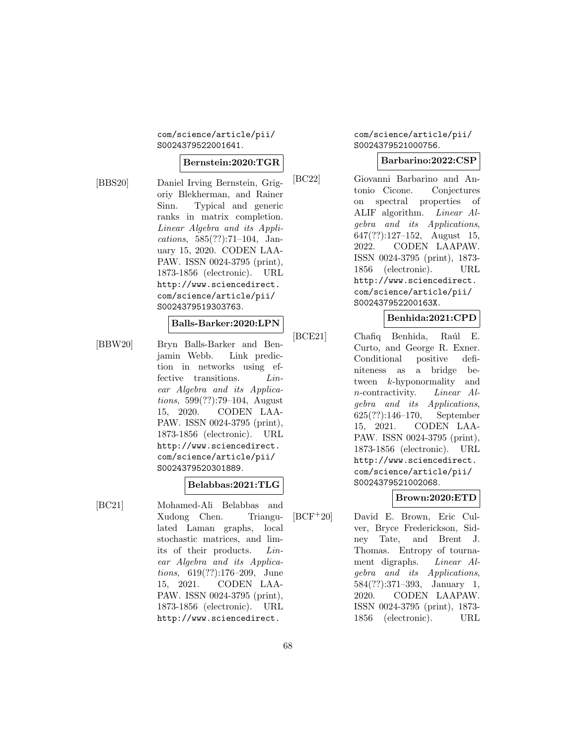com/science/article/pii/S0024379522001641.

**Bernstein:2020:TGR**

[BBS20] Daniel Irving Bernstein, Grigoriy Blekherman, and Rainer Sinn. Typical and generic ranks in matrix completion. *Linear Algebra and its Applications*, 585(??):71–104, January 15, 2020. CODEN LAAPAW. ISSN 0024-3795 (print), 1873-1856 (electronic). URL http://www.sciencedirect.com/science/article/pii/S0024379519303763.

**Balls-Barker:2020:LPN**

[BBW20] Bryn Balls-Barker and Benjamin Webb. Link prediction in networks using effective transitions. *Linear Algebra and its Applications*, 599(??):79–104, August 15, 2020. CODEN LAAPAW. ISSN 0024-3795 (print), 1873-1856 (electronic). URL http://www.sciencedirect.com/science/article/pii/S0024379520301889.

**Belabbas:2021:TLG**

[BC21] Mohamed-Ali Belabbas and Xudong Chen. Triangulated Laman graphs, local stochastic matrices, and limits of their products. *Linear Algebra and its Applications*, 619(??):176–209, June 15, 2021. CODEN LAAPAW. ISSN 0024-3795 (print), 1873-1856 (electronic). URL http://www.sciencedirect.com/science/article/pii/S0024379521000756.

**Barbarino:2022:CSP**

[BC22] Giovanni Barbarino and Antonio Cicone. Conjectures on spectral properties of ALIF algorithm. *Linear Algebra and its Applications*, 647(??):127–152, August 15, 2022. CODEN LAAPAW. ISSN 0024-3795 (print), 1873-1856 (electronic). URL http://www.sciencedirect.com/science/article/pii/S002437952200163X.

**Benhida:2021:CPD**

[BCE21] Chafiq Benhida, Raúl E. Curto, and George R. Exner. Conditional positive definiteness as a bridge between $k$-hyponormality and $n$-contractivity. *Linear Algebra and its Applications*, 625(??):146–170, September 15, 2021. CODEN LAAPAW. ISSN 0024-3795 (print), 1873-1856 (electronic). URL http://www.sciencedirect.com/science/article/pii/S0024379521002068.

**Brown:2020:ETD**

[BCF+20] David E. Brown, Eric Culver, Bryce Frederickson, Sidney Tate, and Brent J. Thomas. Entropy of tournament digraphs. *Linear Algebra and its Applications*, 584(??):371–393, January 1, 2020. CODEN LAAPAW. ISSN 0024-3795 (print), 1873-1856 (electronic). URL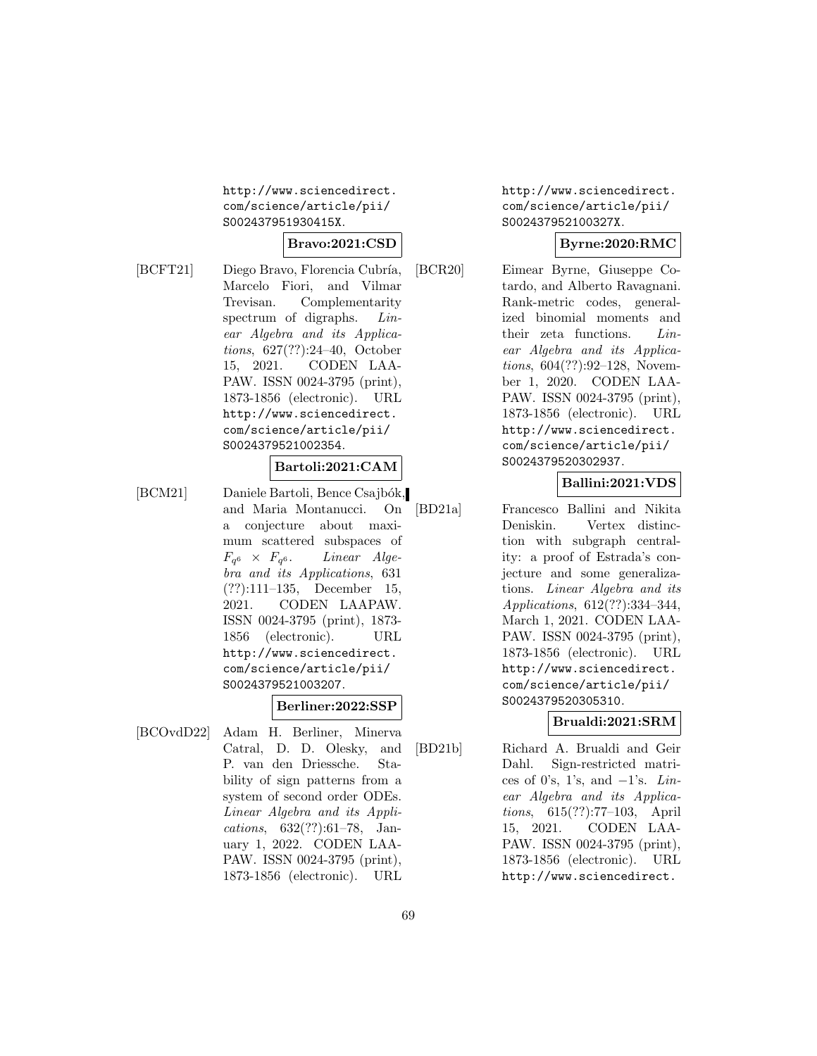http://www.sciencedirect.com/science/article/pii/S002437951930415X.

**Bravo:2021:CSD**

[BCFT21] Diego Bravo, Florencia Cubría, Marcelo Fiori, and Vilmar Trevisan. Complementarity spectrum of digraphs. *Linear Algebra and its Applications*, 627(??):24–40, October 15, 2021. CODEN LAAPAW. ISSN 0024-3795 (print), 1873-1856 (electronic). URL http://www.sciencedirect.com/science/article/pii/S0024379521002354.

**Bartoli:2021:CAM**

[BCM21] Daniele Bartoli, Bence Csajbók, and Maria Montanucci. On a conjecture about maximum scattered subspaces of $F_{q^6} \times F_{q^6}$. *Linear Algebra and its Applications*, 631 (??):111–135, December 15, 2021. CODEN LAAPAW. ISSN 0024-3795 (print), 1873-1856 (electronic). URL http://www.sciencedirect.com/science/article/pii/S0024379521003207.

**Berliner:2022:SSP**

[BCOvdD22] Adam H. Berliner, Minerva Catral, D. D. Olesky, and P. van den Driessche. Stability of sign patterns from a system of second order ODEs. *Linear Algebra and its Applications*, 632(??):61–78, January 1, 2022. CODEN LAAPAW. ISSN 0024-3795 (print), 1873-1856 (electronic). URL http://www.sciencedirect.com/science/article/pii/S002437952100327X.

**Byrne:2020:RMC**

[BCR20] Eimear Byrne, Giuseppe Cotardo, and Alberto Ravagnani. Rank-metric codes, generalized binomial moments and their zeta functions. *Linear Algebra and its Applications*, 604(??):92–128, November 1, 2020. CODEN LAAPAW. ISSN 0024-3795 (print), 1873-1856 (electronic). URL http://www.sciencedirect.com/science/article/pii/S0024379520302937.

**Ballini:2021:VDS**

[BD21a] Francesco Ballini and Nikita Deniskin. Vertex distinction with subgraph centrality: a proof of Estrada's conjecture and some generalizations. *Linear Algebra and its Applications*, 612(??):334–344, March 1, 2021. CODEN LAAPAW. ISSN 0024-3795 (print), 1873-1856 (electronic). URL http://www.sciencedirect.com/science/article/pii/S0024379520305310.

**Brualdi:2021:SRM**

[BD21b] Richard A. Brualdi and Geir Dahl. Sign-restricted matrices of 0's, 1's, and −1's. *Linear Algebra and its Applications*, 615(??):77–103, April 15, 2021. CODEN LAAPAW. ISSN 0024-3795 (print), 1873-1856 (electronic). URL http://www.sciencedirect.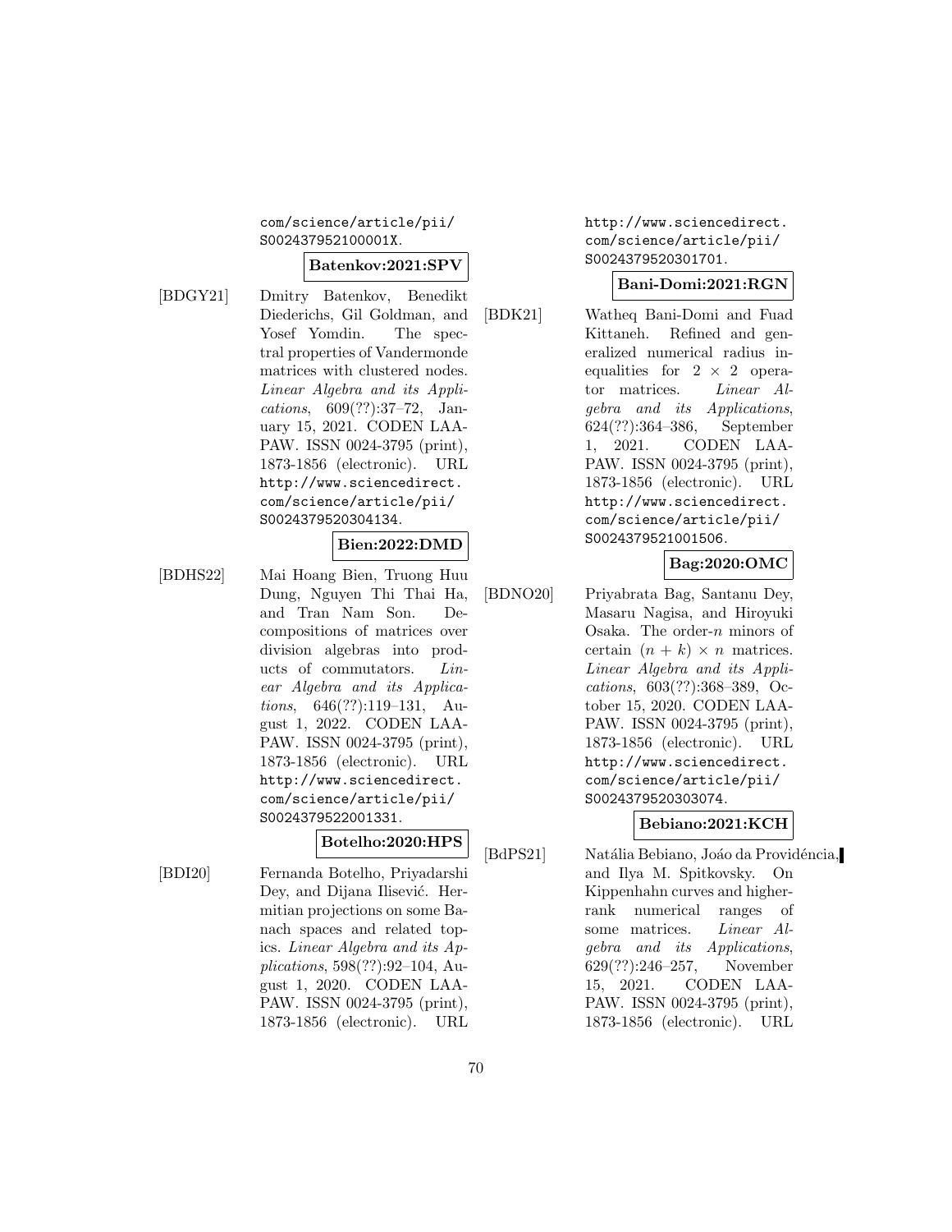com/science/article/pii/S002437952100001X.

**Batenkov:2021:SPV**

[BDGY21] Dmitry Batenkov, Benedikt Diederichs, Gil Goldman, and Yosef Yomdin. The spectral properties of Vandermonde matrices with clustered nodes. *Linear Algebra and its Applications*, 609(??):37–72, January 15, 2021. CODEN LAAPAW. ISSN 0024-3795 (print), 1873-1856 (electronic). URL http://www.sciencedirect.com/science/article/pii/S0024379520304134.

**Bien:2022:DMD**

[BDHS22] Mai Hoang Bien, Truong Huu Dung, Nguyen Thi Thai Ha, and Tran Nam Son. Decompositions of matrices over division algebras into products of commutators. *Linear Algebra and its Applications*, 646(??):119–131, August 1, 2022. CODEN LAAPAW. ISSN 0024-3795 (print), 1873-1856 (electronic). URL http://www.sciencedirect.com/science/article/pii/S0024379522001331.

**Botelho:2020:HPS**

[BDI20] Fernanda Botelho, Priyadarshi Dey, and Dijana Ilisević. Hermitian projections on some Banach spaces and related topics. *Linear Algebra and its Applications*, 598(??):92–104, August 1, 2020. CODEN LAAPAW. ISSN 0024-3795 (print), 1873-1856 (electronic). URL http://www.sciencedirect.com/science/article/pii/S0024379520301701.

**Bani-Domi:2021:RGN**

[BDK21] Watheq Bani-Domi and Fuad Kittaneh. Refined and generalized numerical radius inequalities for $2 \times 2$ operator matrices. *Linear Algebra and its Applications*, 624(??):364–386, September 1, 2021. CODEN LAAPAW. ISSN 0024-3795 (print), 1873-1856 (electronic). URL http://www.sciencedirect.com/science/article/pii/S0024379521001506.

**Bag:2020:OMC**

[BDNO20] Priyabrata Bag, Santanu Dey, Masaru Nagisa, and Hiroyuki Osaka. The order-$n$ minors of certain $(n + k) \times n$ matrices. *Linear Algebra and its Applications*, 603(??):368–389, October 15, 2020. CODEN LAAPAW. ISSN 0024-3795 (print), 1873-1856 (electronic). URL http://www.sciencedirect.com/science/article/pii/S0024379520303074.

**Bebiano:2021:KCH**

[BdPS21] Natália Bebiano, João da Providência, and Ilya M. Spitkovsky. On Kippenhahn curves and higher-rank numerical ranges of some matrices. *Linear Algebra and its Applications*, 629(??):246–257, November 15, 2021. CODEN LAAPAW. ISSN 0024-3795 (print), 1873-1856 (electronic). URL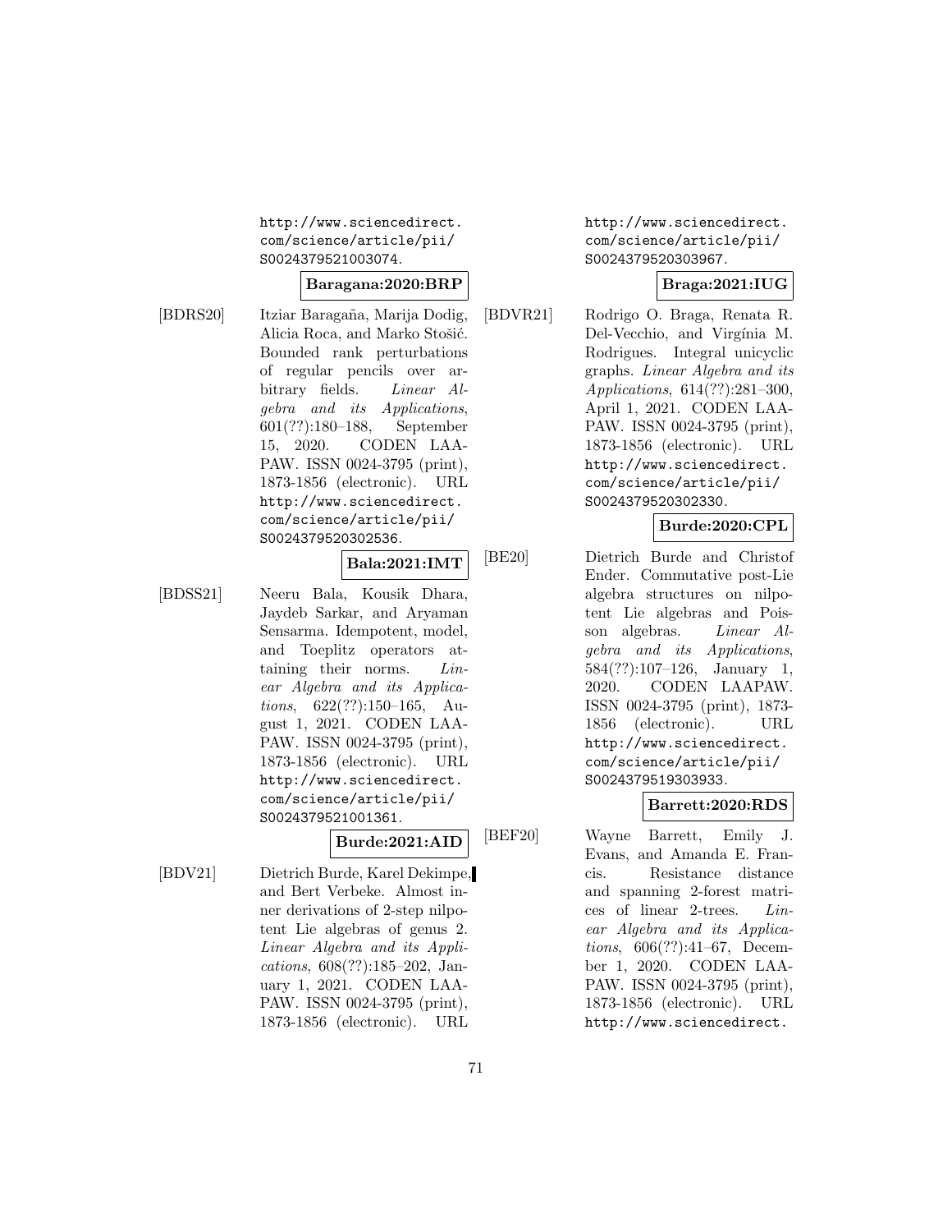http://www.sciencedirect.com/science/article/pii/S0024379521003074.

**Baragana:2020:BRP**

[BDRS20] Itziar Baragaña, Marija Dodig, Alicia Roca, and Marko Stošić. Bounded rank perturbations of regular pencils over arbitrary fields. *Linear Algebra and its Applications*, 601(??):180–188, September 15, 2020. CODEN LAAPAW. ISSN 0024-3795 (print), 1873-1856 (electronic). URL http://www.sciencedirect.com/science/article/pii/S0024379520302536.

**Bala:2021:IMT**

[BDSS21] Neeru Bala, Kousik Dhara, Jaydeb Sarkar, and Aryaman Sensarma. Idempotent, model, and Toeplitz operators attaining their norms. *Linear Algebra and its Applications*, 622(??):150–165, August 1, 2021. CODEN LAAPAW. ISSN 0024-3795 (print), 1873-1856 (electronic). URL http://www.sciencedirect.com/science/article/pii/S0024379521001361.

**Burde:2021:AID**

[BDV21] Dietrich Burde, Karel Dekimpe, and Bert Verbeke. Almost inner derivations of 2-step nilpotent Lie algebras of genus 2. *Linear Algebra and its Applications*, 608(??):185–202, January 1, 2021. CODEN LAAPAW. ISSN 0024-3795 (print), 1873-1856 (electronic). URL http://www.sciencedirect.com/science/article/pii/S0024379520303967.

**Braga:2021:IUG**

[BDVR21] Rodrigo O. Braga, Renata R. Del-Vecchio, and Virgínia M. Rodrigues. Integral unicyclic graphs. *Linear Algebra and its Applications*, 614(??):281–300, April 1, 2021. CODEN LAAPAW. ISSN 0024-3795 (print), 1873-1856 (electronic). URL http://www.sciencedirect.com/science/article/pii/S0024379520302330.

**Burde:2020:CPL**

[BE20] Dietrich Burde and Christof Ender. Commutative post-Lie algebra structures on nilpotent Lie algebras and Poisson algebras. *Linear Algebra and its Applications*, 584(??):107–126, January 1, 2020. CODEN LAAPAW. ISSN 0024-3795 (print), 1873-1856 (electronic). URL http://www.sciencedirect.com/science/article/pii/S0024379519303933.

**Barrett:2020:RDS**

[BEF20] Wayne Barrett, Emily J. Evans, and Amanda E. Francis. Resistance distance and spanning 2-forest matrices of linear 2-trees. *Linear Algebra and its Applications*, 606(??):41–67, December 1, 2020. CODEN LAAPAW. ISSN 0024-3795 (print), 1873-1856 (electronic). URL http://www.sciencedirect.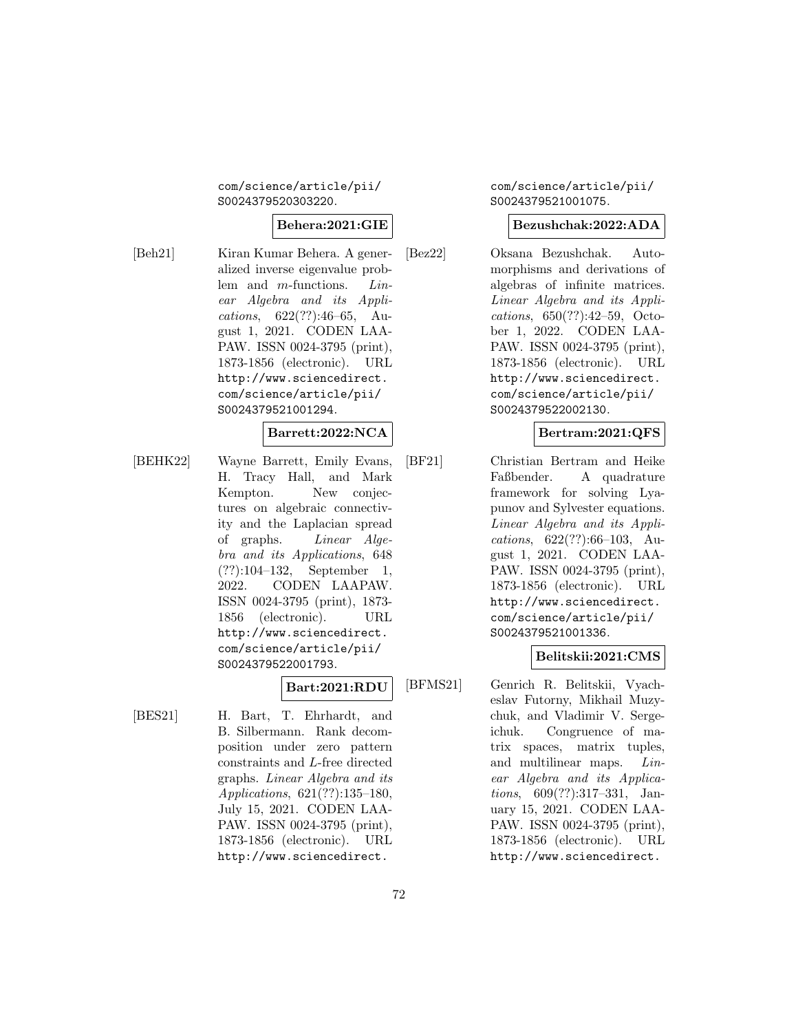com/science/article/pii/S0024379520303220.

**Behera:2021:GIE**

[Beh21] Kiran Kumar Behera. A generalized inverse eigenvalue problem and $m$-functions. *Linear Algebra and its Applications*, 622(??):46–65, August 1, 2021. CODEN LAAPAW. ISSN 0024-3795 (print), 1873-1856 (electronic). URL http://www.sciencedirect.com/science/article/pii/S0024379521001294.

**Barrett:2022:NCA**

[BEHK22] Wayne Barrett, Emily Evans, H. Tracy Hall, and Mark Kempton. New conjectures on algebraic connectivity and the Laplacian spread of graphs. *Linear Algebra and its Applications*, 648 (??):104–132, September 1, 2022. CODEN LAAPAW. ISSN 0024-3795 (print), 1873-1856 (electronic). URL http://www.sciencedirect.com/science/article/pii/S0024379522001793.

**Bart:2021:RDU**

[BES21] H. Bart, T. Ehrhardt, and B. Silbermann. Rank decomposition under zero pattern constraints and $L$-free directed graphs. *Linear Algebra and its Applications*, 621(??):135–180, July 15, 2021. CODEN LAAPAW. ISSN 0024-3795 (print), 1873-1856 (electronic). URL http://www.sciencedirect.com/science/article/pii/S0024379521001075.

**Bezushchak:2022:ADA**

[Bez22] Oksana Bezushchak. Automorphisms and derivations of algebras of infinite matrices. *Linear Algebra and its Applications*, 650(??):42–59, October 1, 2022. CODEN LAAPAW. ISSN 0024-3795 (print), 1873-1856 (electronic). URL http://www.sciencedirect.com/science/article/pii/S0024379522002130.

**Bertram:2021:QFS**

[BF21] Christian Bertram and Heike Faßbender. A quadrature framework for solving Lyapunov and Sylvester equations. *Linear Algebra and its Applications*, 622(??):66–103, August 1, 2021. CODEN LAAPAW. ISSN 0024-3795 (print), 1873-1856 (electronic). URL http://www.sciencedirect.com/science/article/pii/S0024379521001336.

**Belitskii:2021:CMS**

[BFMS21] Genrich R. Belitskii, Vyacheslav Futorny, Mikhail Muzychuk, and Vladimir V. Sergeichuk. Congruence of matrix spaces, matrix tuples, and multilinear maps. *Linear Algebra and its Applications*, 609(??):317–331, January 15, 2021. CODEN LAAPAW. ISSN 0024-3795 (print), 1873-1856 (electronic). URL http://www.sciencedirect.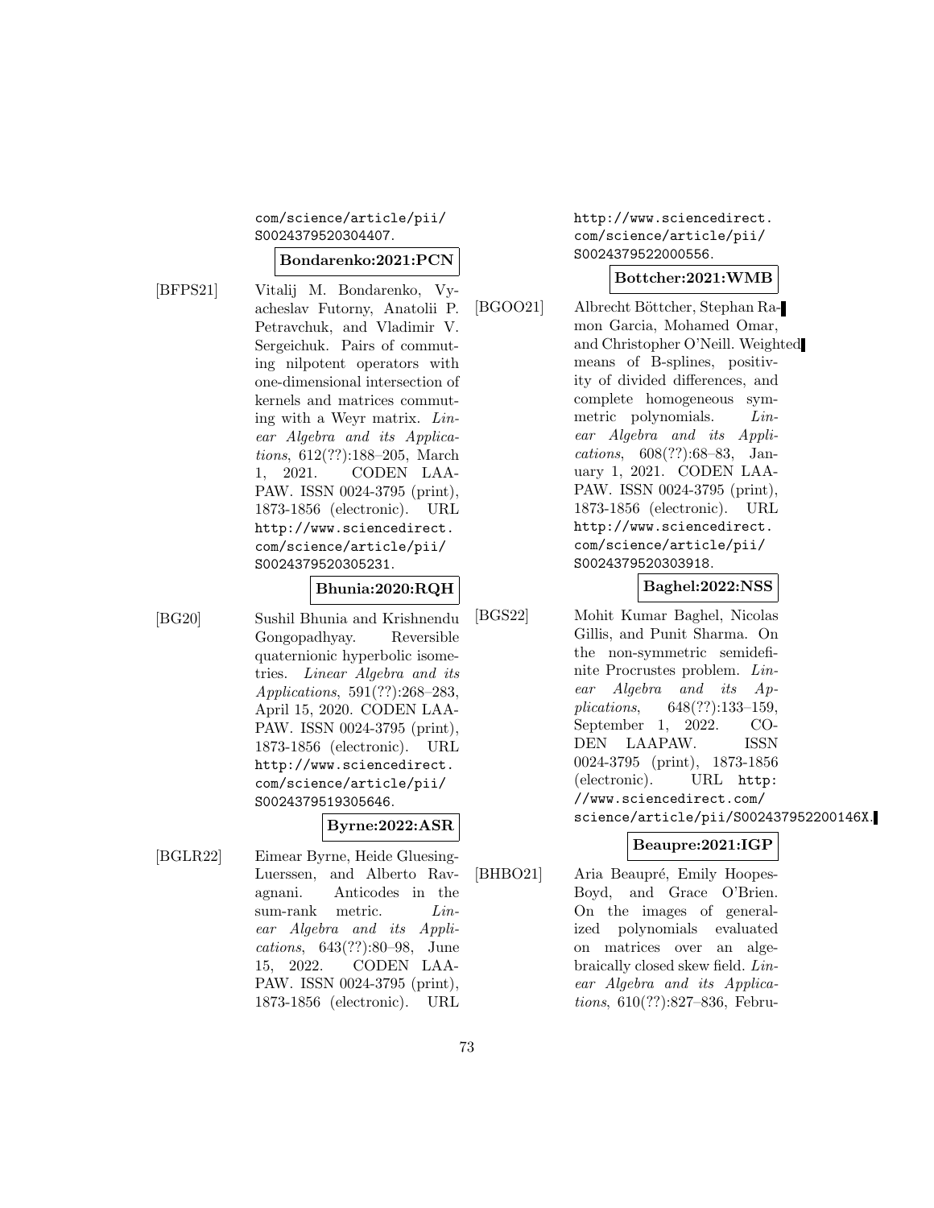com/science/article/pii/S0024379520304407.

**Bondarenko:2021:PCN**

[BFPS21] Vitalij M. Bondarenko, Vyacheslav Futorny, Anatolii P. Petravchuk, and Vladimir V. Sergeichuk. Pairs of commuting nilpotent operators with one-dimensional intersection of kernels and matrices commuting with a Weyr matrix. *Linear Algebra and its Applications*, 612(??):188–205, March 1, 2021. CODEN LAAPAW. ISSN 0024-3795 (print), 1873-1856 (electronic). URL http://www.sciencedirect.com/science/article/pii/S0024379520305231.

**Bhunia:2020:RQH**

[BG20] Sushil Bhunia and Krishnendu Gongopadhyay. Reversible quaternionic hyperbolic isometries. *Linear Algebra and its Applications*, 591(??):268–283, April 15, 2020. CODEN LAAPAW. ISSN 0024-3795 (print), 1873-1856 (electronic). URL http://www.sciencedirect.com/science/article/pii/S0024379519305646.

**Byrne:2022:ASR**

[BGLR22] Eimear Byrne, Heide Gluesing-Luerssen, and Alberto Ravagnani. Anticodes in the sum-rank metric. *Linear Algebra and its Applications*, 643(??):80–98, June 15, 2022. CODEN LAAPAW. ISSN 0024-3795 (print), 1873-1856 (electronic). URL http://www.sciencedirect.com/science/article/pii/S0024379522000556.

**Bottcher:2021:WMB**

[BGOO21] Albrecht Böttcher, Stephan Ramon Garcia, Mohamed Omar, and Christopher O'Neill. Weighted means of B-splines, positivity of divided differences, and complete homogeneous symmetric polynomials. *Linear Algebra and its Applications*, 608(??):68–83, January 1, 2021. CODEN LAAPAW. ISSN 0024-3795 (print), 1873-1856 (electronic). URL http://www.sciencedirect.com/science/article/pii/S0024379520303918.

**Baghel:2022:NSS**

[BGS22] Mohit Kumar Baghel, Nicolas Gillis, and Punit Sharma. On the non-symmetric semidefinite Procrustes problem. *Linear Algebra and its Applications*, 648(??):133–159, September 1, 2022. CODEN LAAPAW. ISSN 0024-3795 (print), 1873-1856 (electronic). URL http://www.sciencedirect.com/science/article/pii/S002437952200146X.

**Beaupre:2021:IGP**

[BHBO21] Aria Beaupré, Emily Hoopes-Boyd, and Grace O'Brien. On the images of generalized polynomials evaluated on matrices over an algebraically closed skew field. *Linear Algebra and its Applications*, 610(??):827–836, Febru-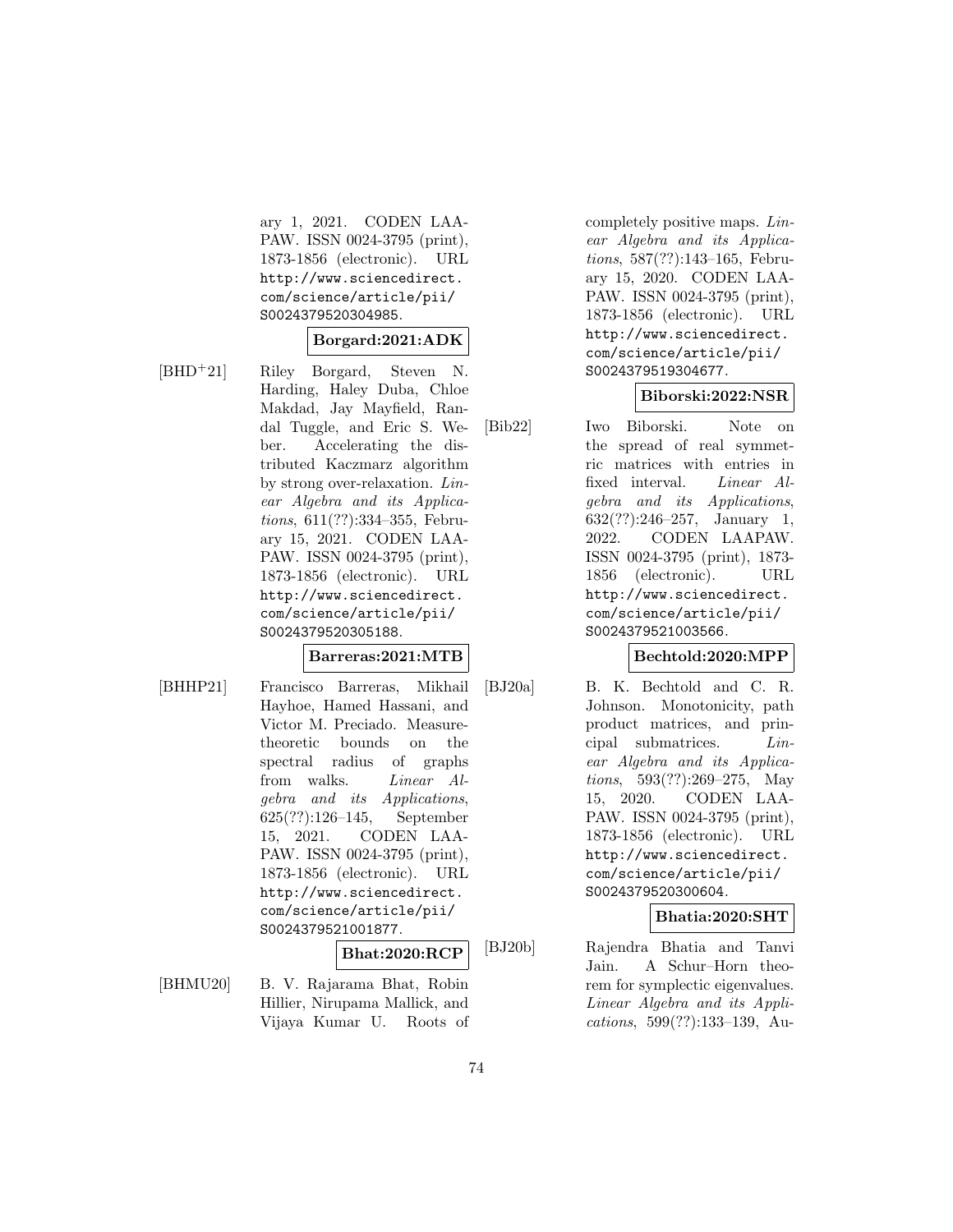ary 1, 2021. CODEN LAAPAW. ISSN 0024-3795 (print), 1873-1856 (electronic). URL http://www.sciencedirect.com/science/article/pii/S0024379520304985.

**Borgard:2021:ADK**

[BHD+21] Riley Borgard, Steven N. Harding, Haley Duba, Chloe Makdad, Jay Mayfield, Randal Tuggle, and Eric S. Weber. Accelerating the distributed Kaczmarz algorithm by strong over-relaxation. *Linear Algebra and its Applications*, 611(??):334–355, February 15, 2021. CODEN LAAPAW. ISSN 0024-3795 (print), 1873-1856 (electronic). URL http://www.sciencedirect.com/science/article/pii/S0024379520305188.

**Barreras:2021:MTB**

[BHHP21] Francisco Barreras, Mikhail Hayhoe, Hamed Hassani, and Victor M. Preciado. Measure-theoretic bounds on the spectral radius of graphs from walks. *Linear Algebra and its Applications*, 625(??):126–145, September 15, 2021. CODEN LAAPAW. ISSN 0024-3795 (print), 1873-1856 (electronic). URL http://www.sciencedirect.com/science/article/pii/S0024379521001877.

**Bhat:2020:RCP**

[BHMU20] B. V. Rajarama Bhat, Robin Hillier, Nirupama Mallick, and Vijaya Kumar U. Roots of completely positive maps. *Linear Algebra and its Applications*, 587(??):143–165, February 15, 2020. CODEN LAAPAW. ISSN 0024-3795 (print), 1873-1856 (electronic). URL http://www.sciencedirect.com/science/article/pii/S0024379519304677.

**Biborski:2022:NSR**

[Bib22] Iwo Biborski. Note on the spread of real symmetric matrices with entries in fixed interval. *Linear Algebra and its Applications*, 632(??):246–257, January 1, 2022. CODEN LAAPAW. ISSN 0024-3795 (print), 1873-1856 (electronic). URL http://www.sciencedirect.com/science/article/pii/S0024379521003566.

**Bechtold:2020:MPP**

[BJ20a] B. K. Bechtold and C. R. Johnson. Monotonicity, path product matrices, and principal submatrices. *Linear Algebra and its Applications*, 593(??):269–275, May 15, 2020. CODEN LAAPAW. ISSN 0024-3795 (print), 1873-1856 (electronic). URL http://www.sciencedirect.com/science/article/pii/S0024379520300604.

**Bhatia:2020:SHT**

[BJ20b] Rajendra Bhatia and Tanvi Jain. A Schur–Horn theorem for symplectic eigenvalues. *Linear Algebra and its Applications*, 599(??):133–139, Au-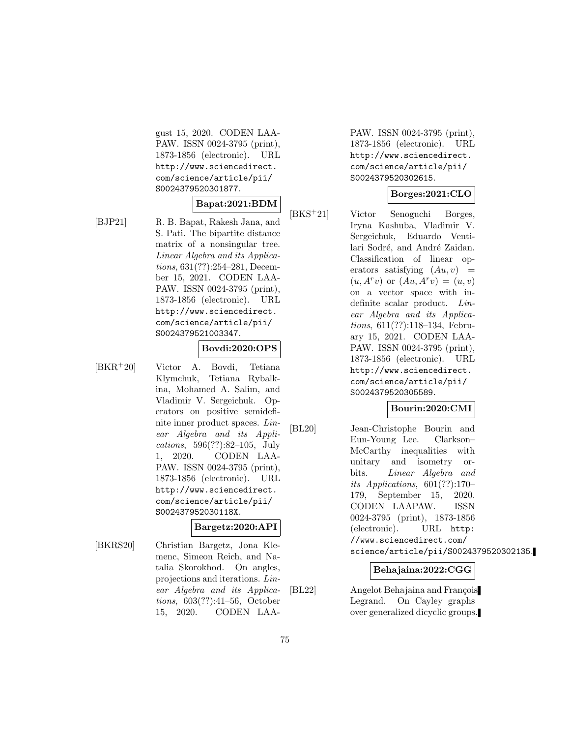gust 15, 2020. CODEN LAAPAW. ISSN 0024-3795 (print), 1873-1856 (electronic). URL http://www.sciencedirect.com/science/article/pii/S0024379520301877.

**Bapat:2021:BDM**

[BJP21] R. B. Bapat, Rakesh Jana, and S. Pati. The bipartite distance matrix of a nonsingular tree. *Linear Algebra and its Applications*, 631(??):254–281, December 15, 2021. CODEN LAAPAW. ISSN 0024-3795 (print), 1873-1856 (electronic). URL http://www.sciencedirect.com/science/article/pii/S0024379521003347.

**Bovdi:2020:OPS**

[BKR+20] Victor A. Bovdi, Tetiana Klymchuk, Tetiana Rybalkina, Mohamed A. Salim, and Vladimir V. Sergeichuk. Operators on positive semidefinite inner product spaces. *Linear Algebra and its Applications*, 596(??):82–105, July 1, 2020. CODEN LAAPAW. ISSN 0024-3795 (print), 1873-1856 (electronic). URL http://www.sciencedirect.com/science/article/pii/S002437952030118X.

**Bargetz:2020:API**

[BKRS20] Christian Bargetz, Jona Klemenc, Simeon Reich, and Natalia Skorokhod. On angles, projections and iterations. *Linear Algebra and its Applications*, 603(??):41–56, October 15, 2020. CODEN LAAPAW. ISSN 0024-3795 (print), 1873-1856 (electronic). URL http://www.sciencedirect.com/science/article/pii/S0024379520302615.

**Borges:2021:CLO**

[BKS+21] Victor Senoguchi Borges, Iryna Kashuba, Vladimir V. Sergeichuk, Eduardo Ventilari Sodré, and André Zaidan. Classification of linear operators satisfying $(Au, v) = (u, A^r v)$ or $(Au, A^r v) = (u, v)$ on a vector space with indefinite scalar product. *Linear Algebra and its Applications*, 611(??):118–134, February 15, 2021. CODEN LAAPAW. ISSN 0024-3795 (print), 1873-1856 (electronic). URL http://www.sciencedirect.com/science/article/pii/S0024379520305589.

**Bourin:2020:CMI**

[BL20] Jean-Christophe Bourin and Eun-Young Lee. Clarkson–McCarthy inequalities with unitary and isometry orbits. *Linear Algebra and its Applications*, 601(??):170–179, September 15, 2020. CODEN LAAPAW. ISSN 0024-3795 (print), 1873-1856 (electronic). URL http://www.sciencedirect.com/science/article/pii/S0024379520302135.

**Behajaina:2022:CGG**

[BL22] Angelot Behajaina and François Legrand. On Cayley graphs over generalized dicyclic groups.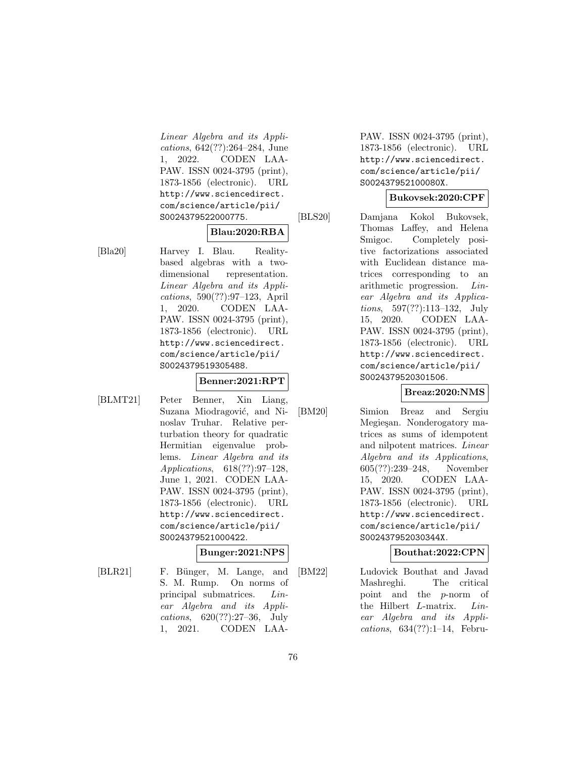Linear Algebra and its Applications, 642(??):264–284, June 1, 2022. CODEN LAAPAW. ISSN 0024-3795 (print), 1873-1856 (electronic). URL http://www.sciencedirect.com/science/article/pii/S0024379522000775.

**Blau:2020:RBA**

[Bla20] Harvey I. Blau. Reality-based algebras with a two-dimensional representation. *Linear Algebra and its Applications*, 590(??):97–123, April 1, 2020. CODEN LAAPAW. ISSN 0024-3795 (print), 1873-1856 (electronic). URL http://www.sciencedirect.com/science/article/pii/S0024379519305488.

**Benner:2021:RPT**

[BLMT21] Peter Benner, Xin Liang, Suzana Miodragović, and Ninoslav Truhar. Relative perturbation theory for quadratic Hermitian eigenvalue problems. *Linear Algebra and its Applications*, 618(??):97–128, June 1, 2021. CODEN LAAPAW. ISSN 0024-3795 (print), 1873-1856 (electronic). URL http://www.sciencedirect.com/science/article/pii/S0024379521000422.

**Bunger:2021:NPS**

[BLR21] F. Bünger, M. Lange, and S. M. Rump. On norms of principal submatrices. *Linear Algebra and its Applications*, 620(??):27–36, July 1, 2021. CODEN LAAPAW. ISSN 0024-3795 (print), 1873-1856 (electronic). URL http://www.sciencedirect.com/science/article/pii/S002437952100080X.

**Bukovsek:2020:CPF**

[BLS20] Damjana Kokol Bukovsek, Thomas Laffey, and Helena Smigoc. Completely positive factorizations associated with Euclidean distance matrices corresponding to an arithmetic progression. *Linear Algebra and its Applications*, 597(??):113–132, July 15, 2020. CODEN LAAPAW. ISSN 0024-3795 (print), 1873-1856 (electronic). URL http://www.sciencedirect.com/science/article/pii/S0024379520301506.

**Breaz:2020:NMS**

[BM20] Simion Breaz and Sergiu Megieşan. Nonderogatory matrices as sums of idempotent and nilpotent matrices. *Linear Algebra and its Applications*, 605(??):239–248, November 15, 2020. CODEN LAAPAW. ISSN 0024-3795 (print), 1873-1856 (electronic). URL http://www.sciencedirect.com/science/article/pii/S002437952030344X.

**Bouthat:2022:CPN**

[BM22] Ludovick Bouthat and Javad Mashreghi. The critical point and the $p$-norm of the Hilbert $L$-matrix. *Linear Algebra and its Applications*, 634(??):1–14, Febru-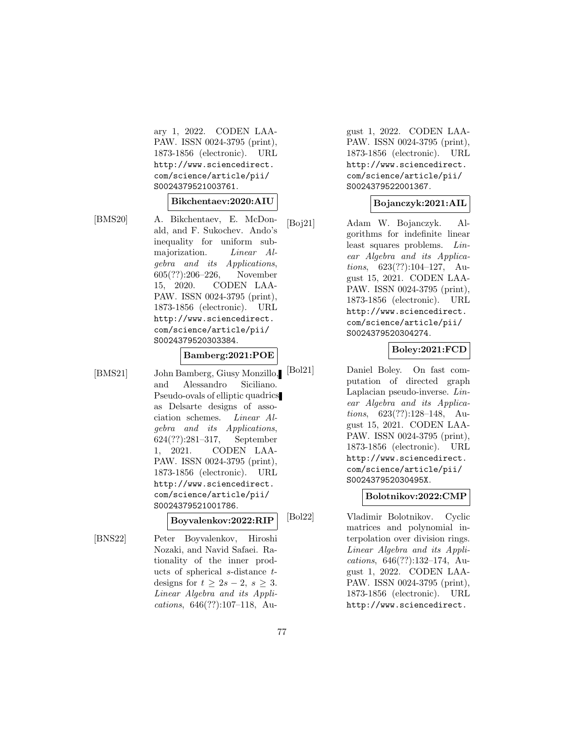ary 1, 2022. CODEN LAA-PAW. ISSN 0024-3795 (print), 1873-1856 (electronic). URL http://www.sciencedirect.com/science/article/pii/S0024379521003761.

**Bikchentaev:2020:AIU**

[BMS20] A. Bikchentaev, E. McDonald, and F. Sukochev. Ando's inequality for uniform submajorization. *Linear Algebra and its Applications*, 605(??):206–226, November 15, 2020. CODEN LAA-PAW. ISSN 0024-3795 (print), 1873-1856 (electronic). URL http://www.sciencedirect.com/science/article/pii/S0024379520303384.

**Bamberg:2021:POE**

[BMS21] John Bamberg, Giusy Monzillo, and Alessandro Siciliano. Pseudo-ovals of elliptic quadrics as Delsarte designs of association schemes. *Linear Algebra and its Applications*, 624(??):281–317, September 1, 2021. CODEN LAA-PAW. ISSN 0024-3795 (print), 1873-1856 (electronic). URL http://www.sciencedirect.com/science/article/pii/S0024379521001786.

**Boyvalenkov:2022:RIP**

[BNS22] Peter Boyvalenkov, Hiroshi Nozaki, and Navid Safaei. Rationality of the inner products of spherical $s$-distance $t$-designs for $t \geq 2s-2$, $s \geq 3$. *Linear Algebra and its Applications*, 646(??):107–118, August 1, 2022. CODEN LAA-PAW. ISSN 0024-3795 (print), 1873-1856 (electronic). URL http://www.sciencedirect.com/science/article/pii/S0024379522001367.

**Bojanczyk:2021:AIL**

[Boj21] Adam W. Bojanczyk. Algorithms for indefinite linear least squares problems. *Linear Algebra and its Applications*, 623(??):104–127, August 15, 2021. CODEN LAA-PAW. ISSN 0024-3795 (print), 1873-1856 (electronic). URL http://www.sciencedirect.com/science/article/pii/S0024379520304274.

**Boley:2021:FCD**

[Bol21] Daniel Boley. On fast computation of directed graph Laplacian pseudo-inverse. *Linear Algebra and its Applications*, 623(??):128–148, August 15, 2021. CODEN LAA-PAW. ISSN 0024-3795 (print), 1873-1856 (electronic). URL http://www.sciencedirect.com/science/article/pii/S002437952030495X.

**Bolotnikov:2022:CMP**

[Bol22] Vladimir Bolotnikov. Cyclic matrices and polynomial interpolation over division rings. *Linear Algebra and its Applications*, 646(??):132–174, August 1, 2022. CODEN LAA-PAW. ISSN 0024-3795 (print), 1873-1856 (electronic). URL http://www.sciencedirect.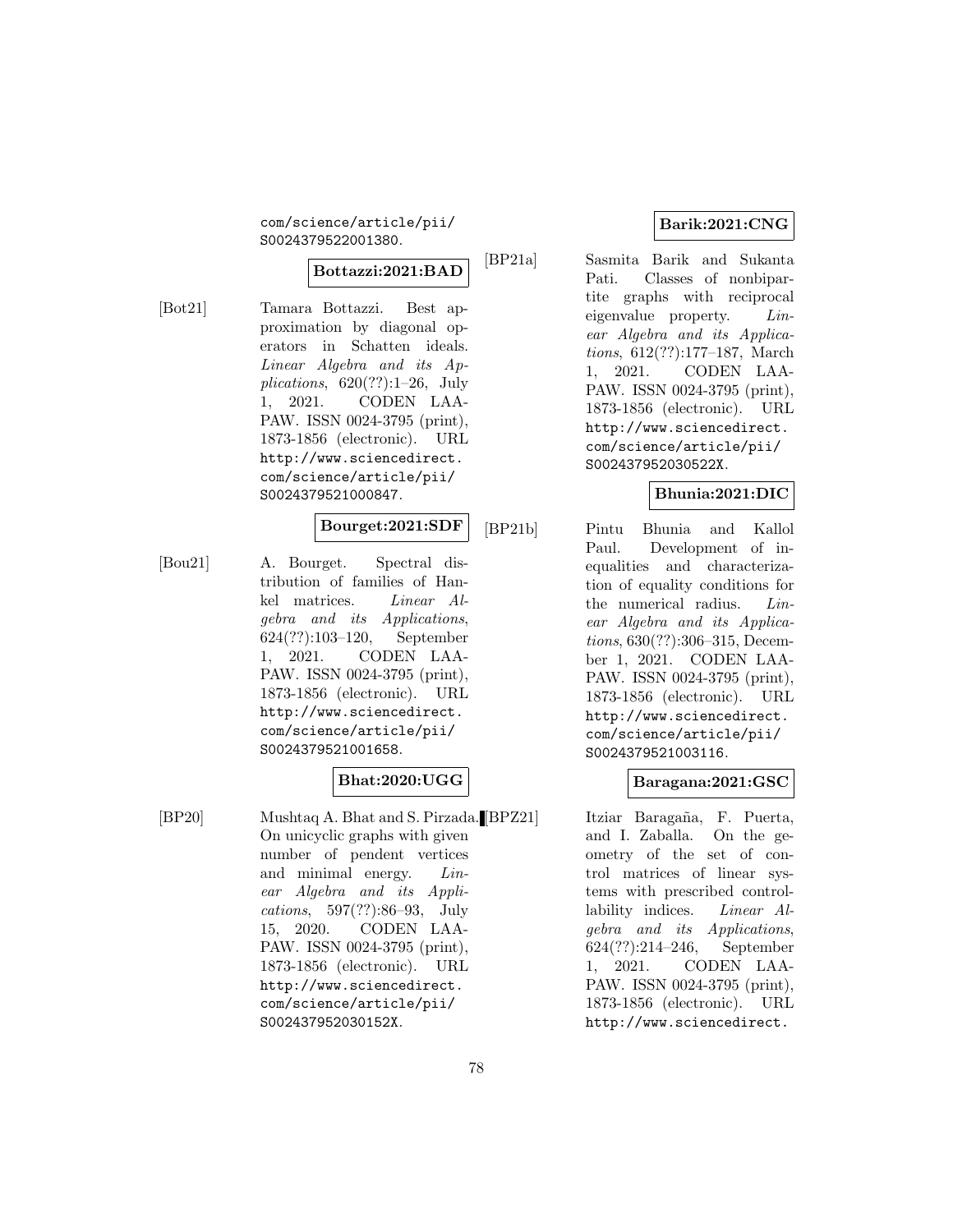com/science/article/pii/S0024379522001380.

**Bottazzi:2021:BAD**

[Bot21] Tamara Bottazzi. Best approximation by diagonal operators in Schatten ideals. *Linear Algebra and its Applications*, 620(??):1–26, July 1, 2021. CODEN LAAPAW. ISSN 0024-3795 (print), 1873-1856 (electronic). URL http://www.sciencedirect.com/science/article/pii/S0024379521000847.

**Bourget:2021:SDF**

[Bou21] A. Bourget. Spectral distribution of families of Hankel matrices. *Linear Algebra and its Applications*, 624(??):103–120, September 1, 2021. CODEN LAAPAW. ISSN 0024-3795 (print), 1873-1856 (electronic). URL http://www.sciencedirect.com/science/article/pii/S0024379521001658.

**Bhat:2020:UGG**

[BP20] Mushtaq A. Bhat and S. Pirzada. On unicyclic graphs with given number of pendent vertices and minimal energy. *Linear Algebra and its Applications*, 597(??):86–93, July 15, 2020. CODEN LAAPAW. ISSN 0024-3795 (print), 1873-1856 (electronic). URL http://www.sciencedirect.com/science/article/pii/S002437952030152X.

**Barik:2021:CNG**

[BP21a] Sasmita Barik and Sukanta Pati. Classes of nonbipartite graphs with reciprocal eigenvalue property. *Linear Algebra and its Applications*, 612(??):177–187, March 1, 2021. CODEN LAAPAW. ISSN 0024-3795 (print), 1873-1856 (electronic). URL http://www.sciencedirect.com/science/article/pii/S002437952030522X.

**Bhunia:2021:DIC**

[BP21b] Pintu Bhunia and Kallol Paul. Development of inequalities and characterization of equality conditions for the numerical radius. *Linear Algebra and its Applications*, 630(??):306–315, December 1, 2021. CODEN LAAPAW. ISSN 0024-3795 (print), 1873-1856 (electronic). URL http://www.sciencedirect.com/science/article/pii/S0024379521003116.

**Baragana:2021:GSC**

[BPZ21] Itziar Baragaña, F. Puerta, and I. Zaballa. On the geometry of the set of control matrices of linear systems with prescribed controllability indices. *Linear Algebra and its Applications*, 624(??):214–246, September 1, 2021. CODEN LAAPAW. ISSN 0024-3795 (print), 1873-1856 (electronic). URL http://www.sciencedirect.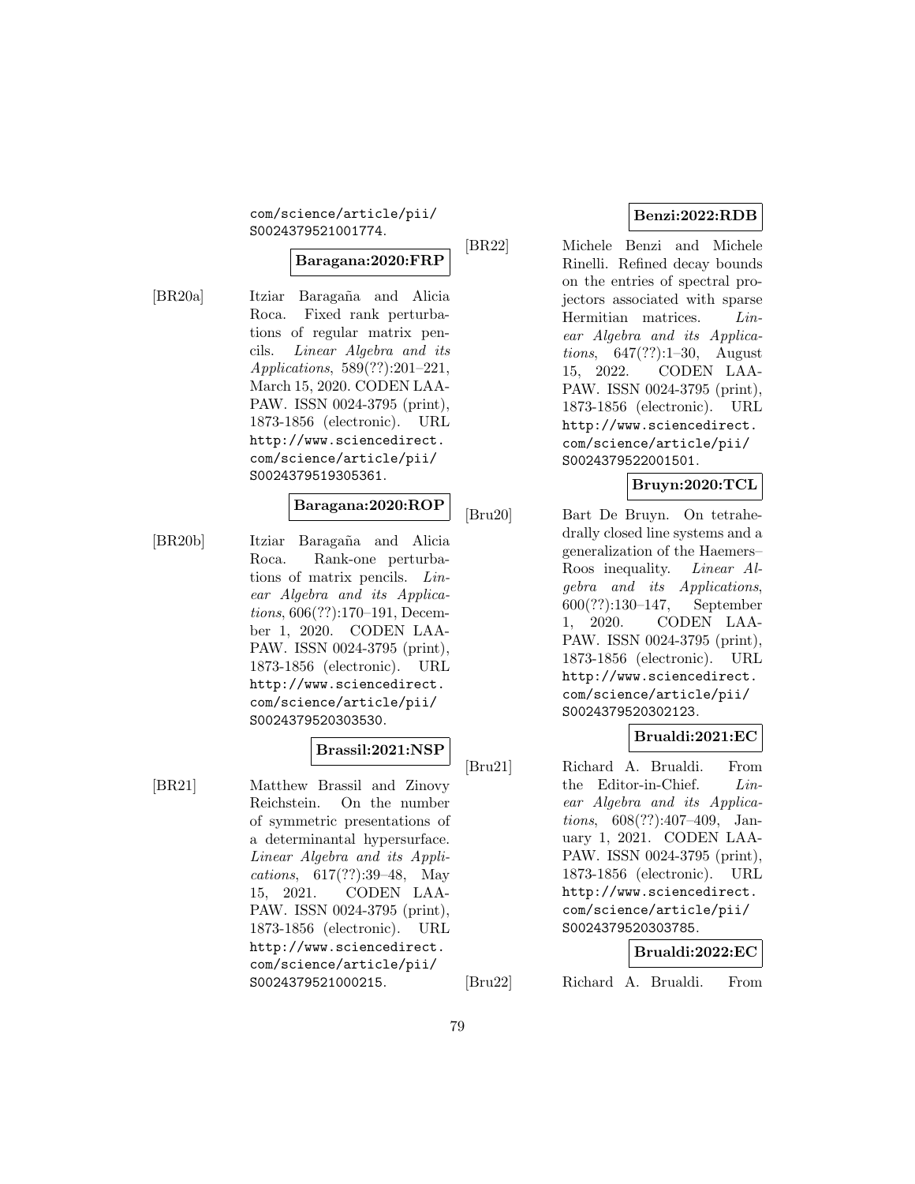com/science/article/pii/S0024379521001774.

**Baragana:2020:FRP**

[BR20a] Itziar Baragaña and Alicia Roca. Fixed rank perturbations of regular matrix pencils. *Linear Algebra and its Applications*, 589(??):201–221, March 15, 2020. CODEN LAAPAW. ISSN 0024-3795 (print), 1873-1856 (electronic). URL http://www.sciencedirect.com/science/article/pii/S0024379519305361.

**Baragana:2020:ROP**

[BR20b] Itziar Baragaña and Alicia Roca. Rank-one perturbations of matrix pencils. *Linear Algebra and its Applications*, 606(??):170–191, December 1, 2020. CODEN LAAPAW. ISSN 0024-3795 (print), 1873-1856 (electronic). URL http://www.sciencedirect.com/science/article/pii/S0024379520303530.

**Brassil:2021:NSP**

[BR21] Matthew Brassil and Zinovy Reichstein. On the number of symmetric presentations of a determinantal hypersurface. *Linear Algebra and its Applications*, 617(??):39–48, May 15, 2021. CODEN LAAPAW. ISSN 0024-3795 (print), 1873-1856 (electronic). URL http://www.sciencedirect.com/science/article/pii/S0024379521000215.

**Benzi:2022:RDB**

[BR22] Michele Benzi and Michele Rinelli. Refined decay bounds on the entries of spectral projectors associated with sparse Hermitian matrices. *Linear Algebra and its Applications*, 647(??):1–30, August 15, 2022. CODEN LAAPAW. ISSN 0024-3795 (print), 1873-1856 (electronic). URL http://www.sciencedirect.com/science/article/pii/S0024379522001501.

**Bruyn:2020:TCL**

[Bru20] Bart De Bruyn. On tetrahedrally closed line systems and a generalization of the Haemers–Roos inequality. *Linear Algebra and its Applications*, 600(??):130–147, September 1, 2020. CODEN LAAPAW. ISSN 0024-3795 (print), 1873-1856 (electronic). URL http://www.sciencedirect.com/science/article/pii/S0024379520302123.

**Brualdi:2021:EC**

[Bru21] Richard A. Brualdi. From the Editor-in-Chief. *Linear Algebra and its Applications*, 608(??):407–409, January 1, 2021. CODEN LAAPAW. ISSN 0024-3795 (print), 1873-1856 (electronic). URL http://www.sciencedirect.com/science/article/pii/S0024379520303785.

**Brualdi:2022:EC**

[Bru22] Richard A. Brualdi. From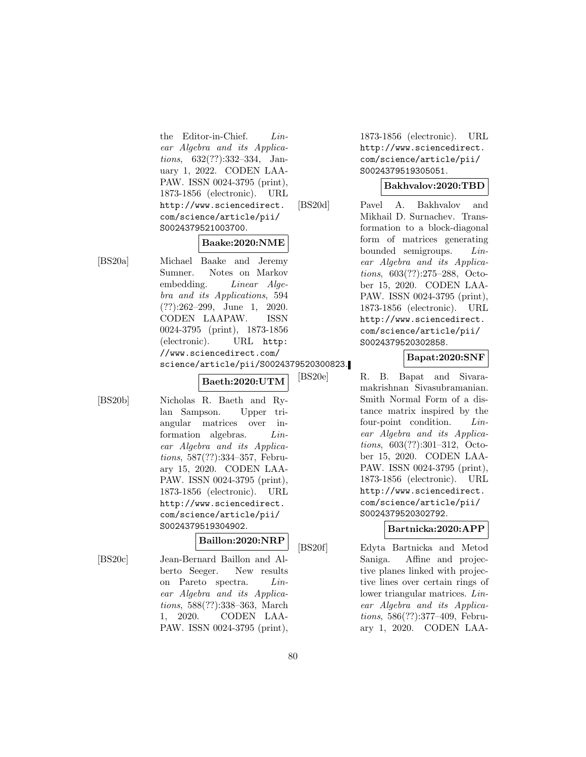the Editor-in-Chief. *Linear Algebra and its Applications*, 632(??):332–334, January 1, 2022. CODEN LAAPAW. ISSN 0024-3795 (print), 1873-1856 (electronic). URL http://www.sciencedirect.com/science/article/pii/S0024379521003700.

**Baake:2020:NME**

[BS20a] Michael Baake and Jeremy Sumner. Notes on Markov embedding. *Linear Algebra and its Applications*, 594 (??):262–299, June 1, 2020. CODEN LAAPAW. ISSN 0024-3795 (print), 1873-1856 (electronic). URL http://www.sciencedirect.com/science/article/pii/S0024379520300823.

**Baeth:2020:UTM**

[BS20b] Nicholas R. Baeth and Rylan Sampson. Upper triangular matrices over information algebras. *Linear Algebra and its Applications*, 587(??):334–357, February 15, 2020. CODEN LAAPAW. ISSN 0024-3795 (print), 1873-1856 (electronic). URL http://www.sciencedirect.com/science/article/pii/S0024379519304902.

**Baillon:2020:NRP**

[BS20c] Jean-Bernard Baillon and Alberto Seeger. New results on Pareto spectra. *Linear Algebra and its Applications*, 588(??):338–363, March 1, 2020. CODEN LAAPAW. ISSN 0024-3795 (print), 1873-1856 (electronic). URL http://www.sciencedirect.com/science/article/pii/S0024379519305051.

**Bakhvalov:2020:TBD**

[BS20d] Pavel A. Bakhvalov and Mikhail D. Surnachev. Transformation to a block-diagonal form of matrices generating bounded semigroups. *Linear Algebra and its Applications*, 603(??):275–288, October 15, 2020. CODEN LAAPAW. ISSN 0024-3795 (print), 1873-1856 (electronic). URL http://www.sciencedirect.com/science/article/pii/S0024379520302858.

**Bapat:2020:SNF**

[BS20e] R. B. Bapat and Sivaramakrishnan Sivasubramanian. Smith Normal Form of a distance matrix inspired by the four-point condition. *Linear Algebra and its Applications*, 603(??):301–312, October 15, 2020. CODEN LAAPAW. ISSN 0024-3795 (print), 1873-1856 (electronic). URL http://www.sciencedirect.com/science/article/pii/S0024379520302792.

**Bartnicka:2020:APP**

[BS20f] Edyta Bartnicka and Metod Saniga. Affine and projective planes linked with projective lines over certain rings of lower triangular matrices. *Linear Algebra and its Applications*, 586(??):377–409, February 1, 2020. CODEN LAA-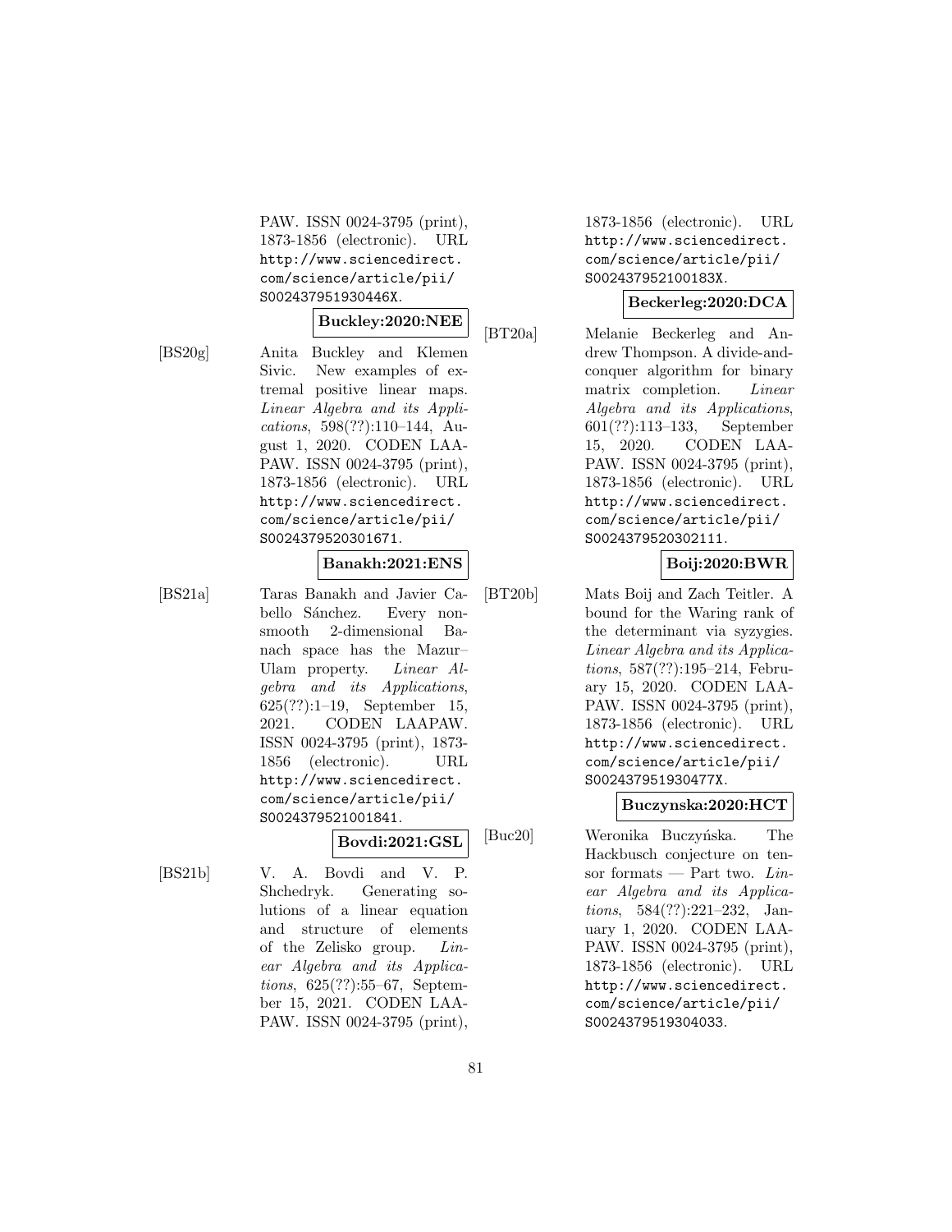PAW. ISSN 0024-3795 (print), 1873-1856 (electronic). URL http://www.sciencedirect.com/science/article/pii/S002437951930446X.

**Buckley:2020:NEE**

[BS20g] Anita Buckley and Klemen Sivic. New examples of extremal positive linear maps. *Linear Algebra and its Applications*, 598(??):110–144, August 1, 2020. CODEN LAAPAW. ISSN 0024-3795 (print), 1873-1856 (electronic). URL http://www.sciencedirect.com/science/article/pii/S0024379520301671.

**Banakh:2021:ENS**

[BS21a] Taras Banakh and Javier Cabello Sánchez. Every non-smooth 2-dimensional Banach space has the Mazur–Ulam property. *Linear Algebra and its Applications*, 625(??):1–19, September 15, 2021. CODEN LAAPAW. ISSN 0024-3795 (print), 1873-1856 (electronic). URL http://www.sciencedirect.com/science/article/pii/S0024379521001841.

**Bovdi:2021:GSL**

[BS21b] V. A. Bovdi and V. P. Shchedryk. Generating solutions of a linear equation and structure of elements of the Zelisko group. *Linear Algebra and its Applications*, 625(??):55–67, September 15, 2021. CODEN LAAPAW. ISSN 0024-3795 (print), 1873-1856 (electronic). URL http://www.sciencedirect.com/science/article/pii/S002437952100183X.

**Beckerleg:2020:DCA**

[BT20a] Melanie Beckerleg and Andrew Thompson. A divide-and-conquer algorithm for binary matrix completion. *Linear Algebra and its Applications*, 601(??):113–133, September 15, 2020. CODEN LAAPAW. ISSN 0024-3795 (print), 1873-1856 (electronic). URL http://www.sciencedirect.com/science/article/pii/S0024379520302111.

**Boij:2020:BWR**

[BT20b] Mats Boij and Zach Teitler. A bound for the Waring rank of the determinant via syzygies. *Linear Algebra and its Applications*, 587(??):195–214, February 15, 2020. CODEN LAAPAW. ISSN 0024-3795 (print), 1873-1856 (electronic). URL http://www.sciencedirect.com/science/article/pii/S002437951930477X.

**Buczynska:2020:HCT**

[Buc20] Weronika Buczyńska. The Hackbusch conjecture on tensor formats — Part two. *Linear Algebra and its Applications*, 584(??):221–232, January 1, 2020. CODEN LAAPAW. ISSN 0024-3795 (print), 1873-1856 (electronic). URL http://www.sciencedirect.com/science/article/pii/S0024379519304033.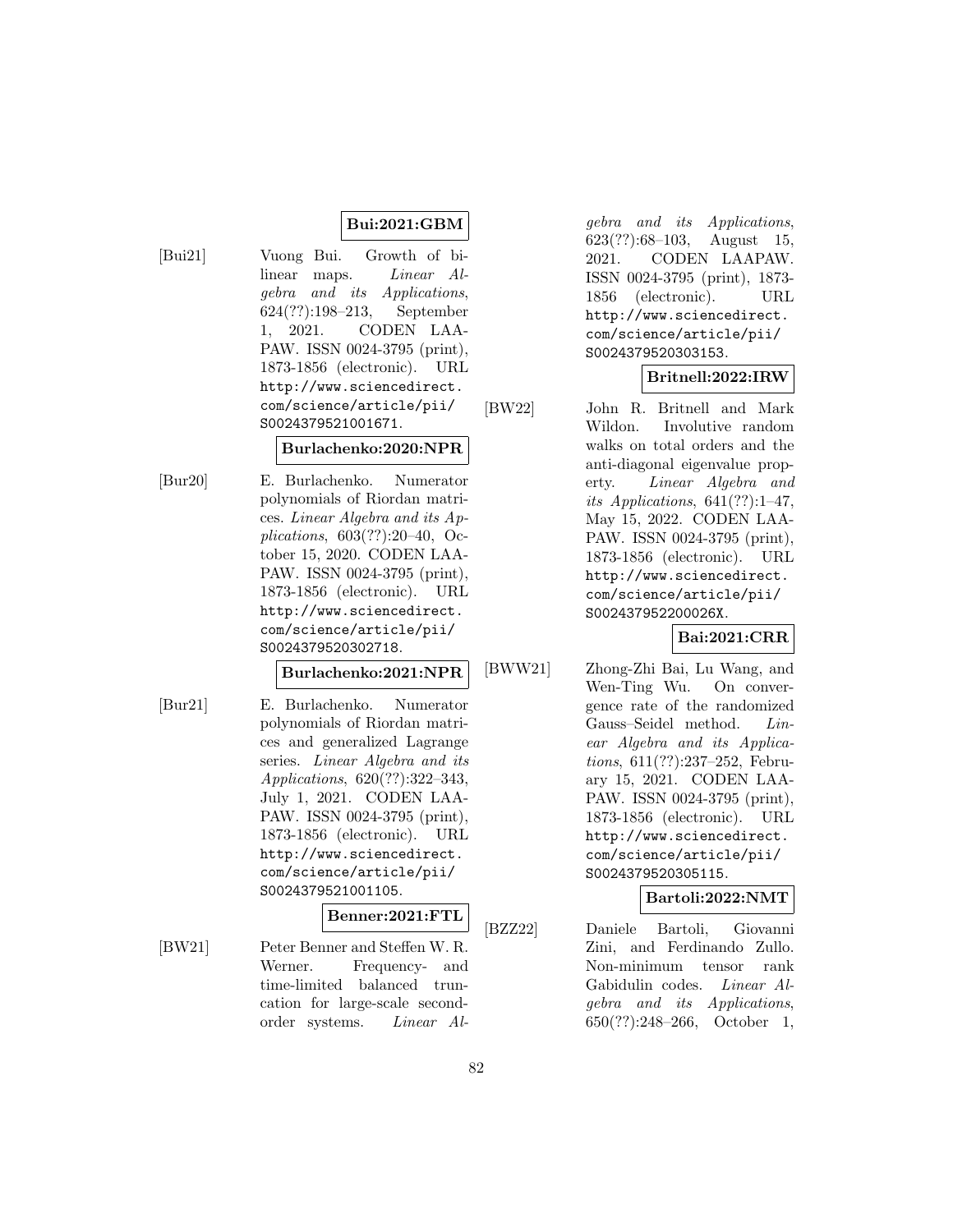**Bui:2021:GBM**

[Bui21] Vuong Bui. Growth of bilinear maps. *Linear Algebra and its Applications*, 624(??):198–213, September 1, 2021. CODEN LAAPAW. ISSN 0024-3795 (print), 1873-1856 (electronic). URL http://www.sciencedirect.com/science/article/pii/S0024379521001671.

**Burlachenko:2020:NPR**

[Bur20] E. Burlachenko. Numerator polynomials of Riordan matrices. *Linear Algebra and its Applications*, 603(??):20–40, October 15, 2020. CODEN LAAPAW. ISSN 0024-3795 (print), 1873-1856 (electronic). URL http://www.sciencedirect.com/science/article/pii/S0024379520302718.

**Burlachenko:2021:NPR**

[Bur21] E. Burlachenko. Numerator polynomials of Riordan matrices and generalized Lagrange series. *Linear Algebra and its Applications*, 620(??):322–343, July 1, 2021. CODEN LAAPAW. ISSN 0024-3795 (print), 1873-1856 (electronic). URL http://www.sciencedirect.com/science/article/pii/S0024379521001105.

**Benner:2021:FTL**

[BW21] Peter Benner and Steffen W. R. Werner. Frequency- and time-limited balanced truncation for large-scale second-order systems. *Linear Algebra and its Applications*, 623(??):68–103, August 15, 2021. CODEN LAAPAW. ISSN 0024-3795 (print), 1873-1856 (electronic). URL http://www.sciencedirect.com/science/article/pii/S0024379520303153.

**Britnell:2022:IRW**

[BW22] John R. Britnell and Mark Wildon. Involutive random walks on total orders and the anti-diagonal eigenvalue property. *Linear Algebra and its Applications*, 641(??):1–47, May 15, 2022. CODEN LAAPAW. ISSN 0024-3795 (print), 1873-1856 (electronic). URL http://www.sciencedirect.com/science/article/pii/S002437952200026X.

**Bai:2021:CRR**

[BWW21] Zhong-Zhi Bai, Lu Wang, and Wen-Ting Wu. On convergence rate of the randomized Gauss–Seidel method. *Linear Algebra and its Applications*, 611(??):237–252, February 15, 2021. CODEN LAAPAW. ISSN 0024-3795 (print), 1873-1856 (electronic). URL http://www.sciencedirect.com/science/article/pii/S0024379520305115.

**Bartoli:2022:NMT**

[BZZ22] Daniele Bartoli, Giovanni Zini, and Ferdinando Zullo. Non-minimum tensor rank Gabidulin codes. *Linear Algebra and its Applications*, 650(??):248–266, October 1,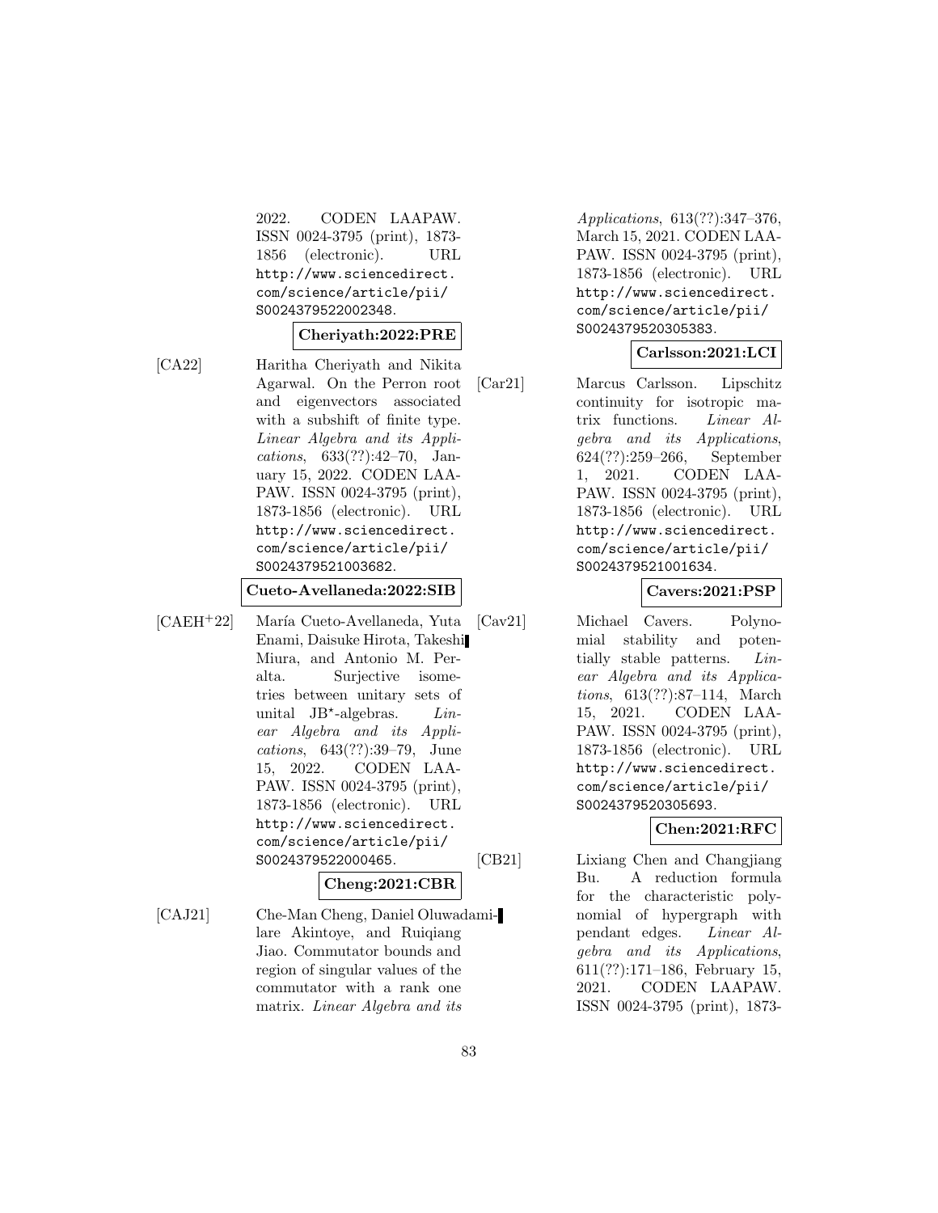2022. CODEN LAAPAW. ISSN 0024-3795 (print), 1873-1856 (electronic). URL http://www.sciencedirect.com/science/article/pii/S0024379522002348.

**Cheriyath:2022:PRE**

[CA22] Haritha Cheriyath and Nikita Agarwal. On the Perron root and eigenvectors associated with a subshift of finite type. *Linear Algebra and its Applications*, 633(??):42–70, January 15, 2022. CODEN LAAPAW. ISSN 0024-3795 (print), 1873-1856 (electronic). URL http://www.sciencedirect.com/science/article/pii/S0024379521003682.

**Cueto-Avellaneda:2022:SIB**

[CAEH+22] María Cueto-Avellaneda, Yuta Enami, Daisuke Hirota, Takeshi Miura, and Antonio M. Peralta. Surjective isometries between unitary sets of unital JB$^\star$-algebras. *Linear Algebra and its Applications*, 643(??):39–79, June 15, 2022. CODEN LAAPAW. ISSN 0024-3795 (print), 1873-1856 (electronic). URL http://www.sciencedirect.com/science/article/pii/S0024379522000465.

**Cheng:2021:CBR**

[CAJ21] Che-Man Cheng, Daniel Oluwadamilare Akintoye, and Ruiqiang Jiao. Commutator bounds and region of singular values of the commutator with a rank one matrix. *Linear Algebra and its Applications*, 613(??):347–376, March 15, 2021. CODEN LAAPAW. ISSN 0024-3795 (print), 1873-1856 (electronic). URL http://www.sciencedirect.com/science/article/pii/S0024379520305383.

**Carlsson:2021:LCI**

[Car21] Marcus Carlsson. Lipschitz continuity for isotropic matrix functions. *Linear Algebra and its Applications*, 624(??):259–266, September 1, 2021. CODEN LAAPAW. ISSN 0024-3795 (print), 1873-1856 (electronic). URL http://www.sciencedirect.com/science/article/pii/S0024379521001634.

**Cavers:2021:PSP**

[Cav21] Michael Cavers. Polynomial stability and potentially stable patterns. *Linear Algebra and its Applications*, 613(??):87–114, March 15, 2021. CODEN LAAPAW. ISSN 0024-3795 (print), 1873-1856 (electronic). URL http://www.sciencedirect.com/science/article/pii/S0024379520305693.

**Chen:2021:RFC**

[CB21] Lixiang Chen and Changjiang Bu. A reduction formula for the characteristic polynomial of hypergraph with pendant edges. *Linear Algebra and its Applications*, 611(??):171–186, February 15, 2021. CODEN LAAPAW. ISSN 0024-3795 (print), 1873-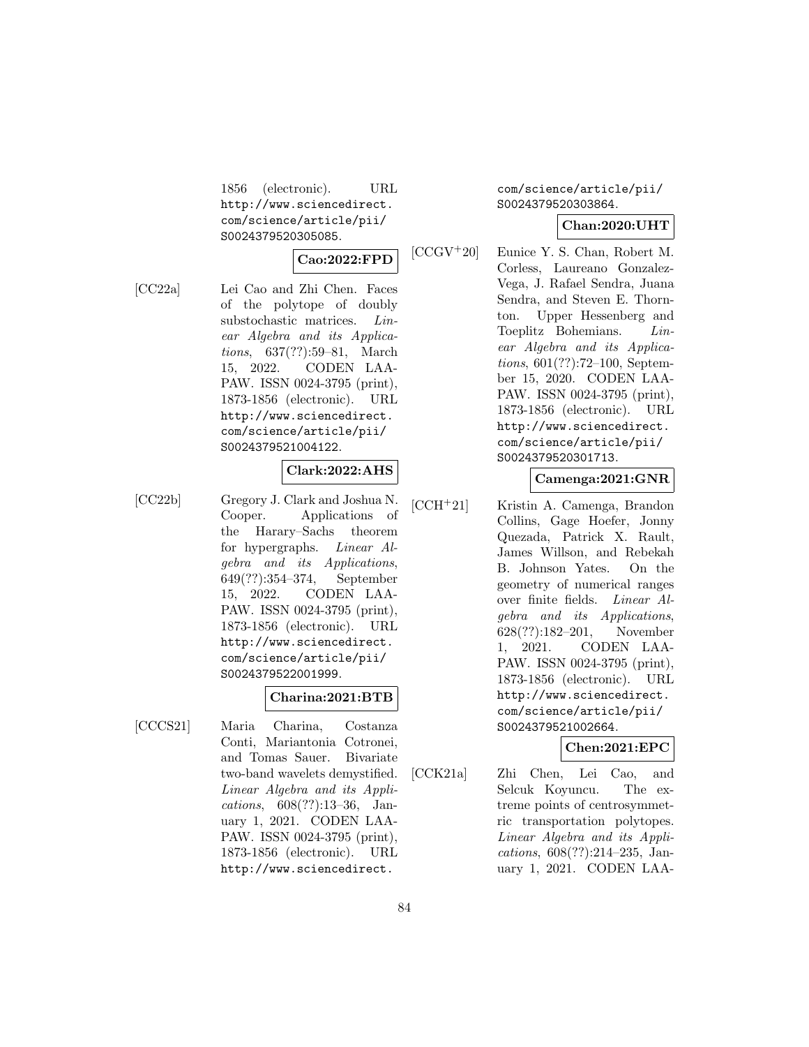1856 (electronic). URL http://www.sciencedirect.com/science/article/pii/S0024379520305085.

**Cao:2022:FPD**

[CC22a] Lei Cao and Zhi Chen. Faces of the polytope of doubly substochastic matrices. *Linear Algebra and its Applications*, 637(??):59–81, March 15, 2022. CODEN LAAPAW. ISSN 0024-3795 (print), 1873-1856 (electronic). URL http://www.sciencedirect.com/science/article/pii/S0024379521004122.

**Clark:2022:AHS**

[CC22b] Gregory J. Clark and Joshua N. Cooper. Applications of the Harary–Sachs theorem for hypergraphs. *Linear Algebra and its Applications*, 649(??):354–374, September 15, 2022. CODEN LAAPAW. ISSN 0024-3795 (print), 1873-1856 (electronic). URL http://www.sciencedirect.com/science/article/pii/S0024379522001999.

**Charina:2021:BTB**

[CCCS21] Maria Charina, Costanza Conti, Mariantonia Cotronei, and Tomas Sauer. Bivariate two-band wavelets demystified. *Linear Algebra and its Applications*, 608(??):13–36, January 1, 2021. CODEN LAAPAW. ISSN 0024-3795 (print), 1873-1856 (electronic). URL http://www.sciencedirect.com/science/article/pii/S0024379520303864.

**Chan:2020:UHT**

[CCGV+20] Eunice Y. S. Chan, Robert M. Corless, Laureano Gonzalez-Vega, J. Rafael Sendra, Juana Sendra, and Steven E. Thornton. Upper Hessenberg and Toeplitz Bohemians. *Linear Algebra and its Applications*, 601(??):72–100, September 15, 2020. CODEN LAAPAW. ISSN 0024-3795 (print), 1873-1856 (electronic). URL http://www.sciencedirect.com/science/article/pii/S0024379520301713.

**Camenga:2021:GNR**

[CCH+21] Kristin A. Camenga, Brandon Collins, Gage Hoefer, Jonny Quezada, Patrick X. Rault, James Willson, and Rebekah B. Johnson Yates. On the geometry of numerical ranges over finite fields. *Linear Algebra and its Applications*, 628(??):182–201, November 1, 2021. CODEN LAAPAW. ISSN 0024-3795 (print), 1873-1856 (electronic). URL http://www.sciencedirect.com/science/article/pii/S0024379521002664.

**Chen:2021:EPC**

[CCK21a] Zhi Chen, Lei Cao, and Selcuk Koyuncu. The extreme points of centrosymmetric transportation polytopes. *Linear Algebra and its Applications*, 608(??):214–235, January 1, 2021. CODEN LAA-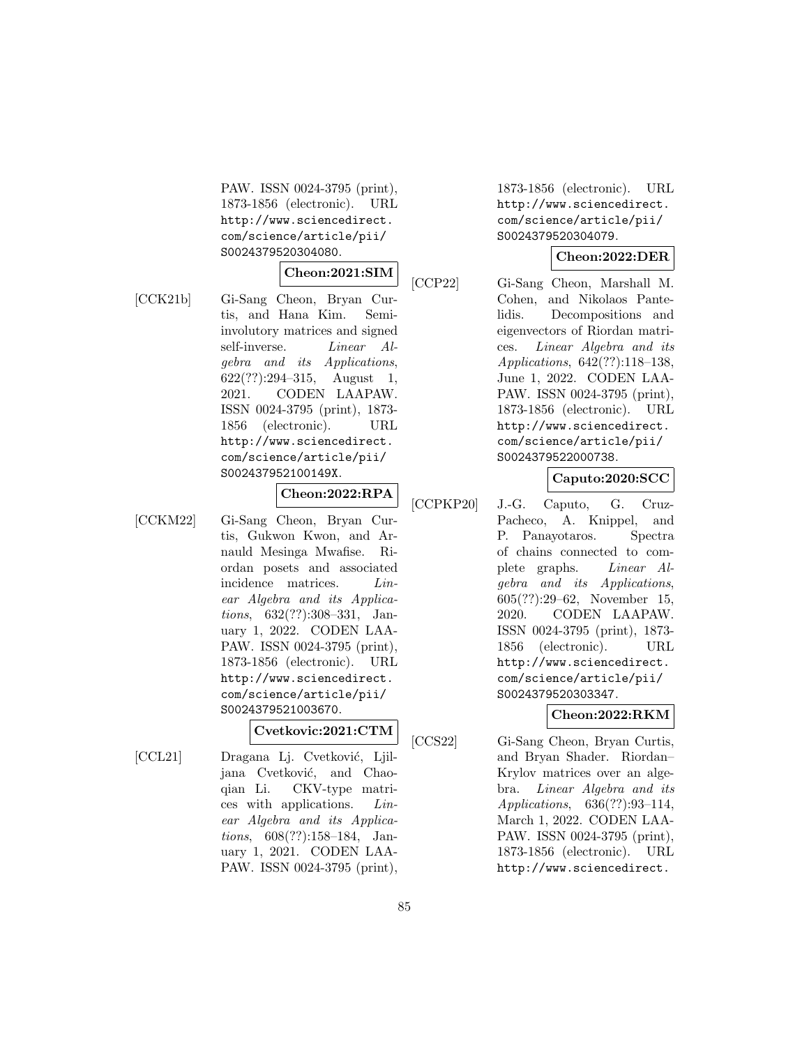PAW. ISSN 0024-3795 (print), 1873-1856 (electronic). URL http://www.sciencedirect.com/science/article/pii/S0024379520304080.

**Cheon:2021:SIM**

[CCK21b] Gi-Sang Cheon, Bryan Curtis, and Hana Kim. Semi-involutory matrices and signed self-inverse. *Linear Algebra and its Applications*, 622(??):294–315, August 1, 2021. CODEN LAAPAW. ISSN 0024-3795 (print), 1873-1856 (electronic). URL http://www.sciencedirect.com/science/article/pii/S002437952100149X.

**Cheon:2022:RPA**

[CCKM22] Gi-Sang Cheon, Bryan Curtis, Gukwon Kwon, and Arnauld Mesinga Mwafise. Riordan posets and associated incidence matrices. *Linear Algebra and its Applications*, 632(??):308–331, January 1, 2022. CODEN LAAPAW. ISSN 0024-3795 (print), 1873-1856 (electronic). URL http://www.sciencedirect.com/science/article/pii/S0024379521003670.

**Cvetkovic:2021:CTM**

[CCL21] Dragana Lj. Cvetković, Ljiljana Cvetković, and Chaoqian Li. CKV-type matrices with applications. *Linear Algebra and its Applications*, 608(??):158–184, January 1, 2021. CODEN LAAPAW. ISSN 0024-3795 (print), 1873-1856 (electronic). URL http://www.sciencedirect.com/science/article/pii/S0024379520304079.

**Cheon:2022:DER**

[CCP22] Gi-Sang Cheon, Marshall M. Cohen, and Nikolaos Pantelidis. Decompositions and eigenvectors of Riordan matrices. *Linear Algebra and its Applications*, 642(??):118–138, June 1, 2022. CODEN LAAPAW. ISSN 0024-3795 (print), 1873-1856 (electronic). URL http://www.sciencedirect.com/science/article/pii/S0024379522000738.

**Caputo:2020:SCC**

[CCPKP20] J.-G. Caputo, G. Cruz-Pacheco, A. Knippel, and P. Panayotaros. Spectra of chains connected to complete graphs. *Linear Algebra and its Applications*, 605(??):29–62, November 15, 2020. CODEN LAAPAW. ISSN 0024-3795 (print), 1873-1856 (electronic). URL http://www.sciencedirect.com/science/article/pii/S0024379520303347.

**Cheon:2022:RKM**

[CCS22] Gi-Sang Cheon, Bryan Curtis, and Bryan Shader. Riordan–Krylov matrices over an algebra. *Linear Algebra and its Applications*, 636(??):93–114, March 1, 2022. CODEN LAAPAW. ISSN 0024-3795 (print), 1873-1856 (electronic). URL http://www.sciencedirect.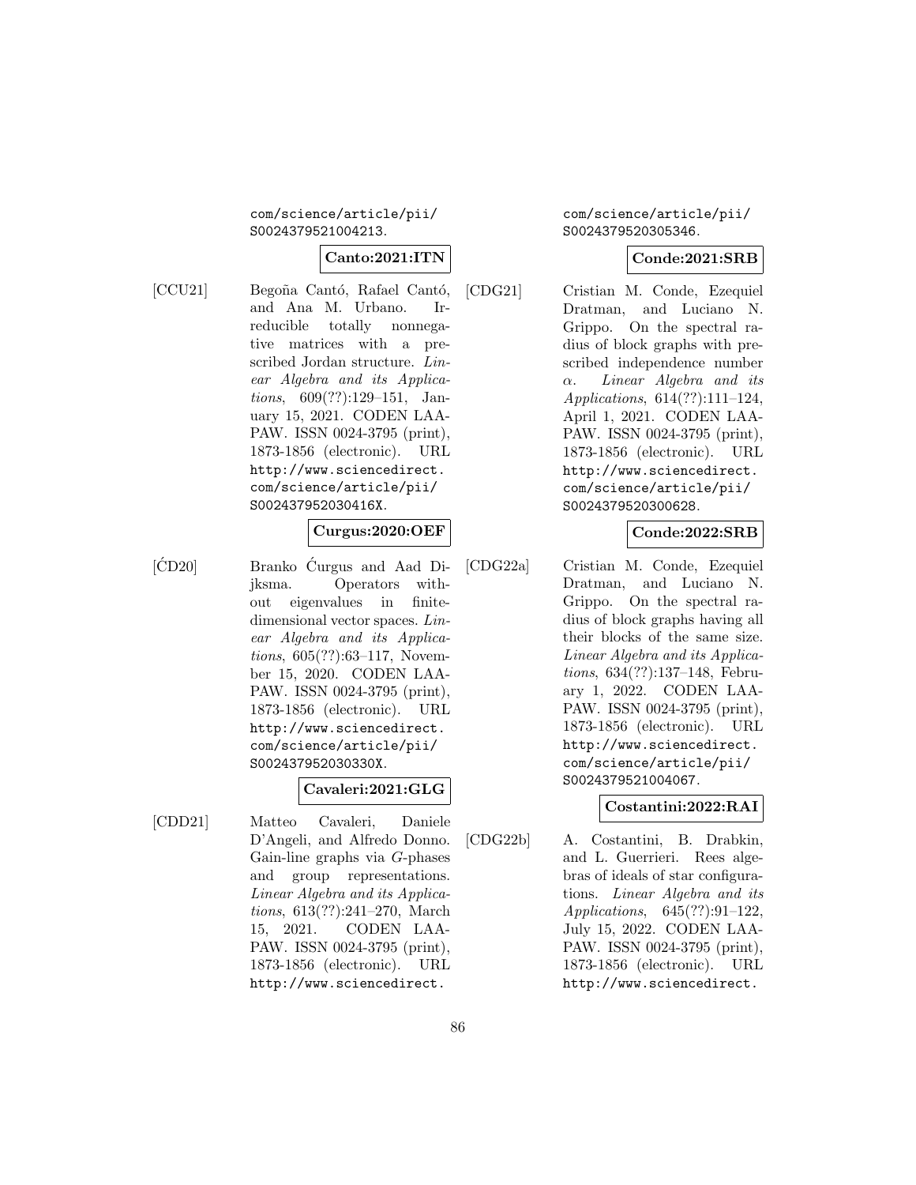com/science/article/pii/S0024379521004213.

**Canto:2021:ITN**

[CCU21] Begoña Cantó, Rafael Cantó, and Ana M. Urbano. Irreducible totally nonnegative matrices with a prescribed Jordan structure. *Linear Algebra and its Applications*, 609(??):129–151, January 15, 2021. CODEN LAAPAW. ISSN 0024-3795 (print), 1873-1856 (electronic). URL http://www.sciencedirect.com/science/article/pii/S002437952030416X.

**Curgus:2020:OEF**

[ĆD20] Branko Ćurgus and Aad Dijksma. Operators without eigenvalues in finite-dimensional vector spaces. *Linear Algebra and its Applications*, 605(??):63–117, November 15, 2020. CODEN LAAPAW. ISSN 0024-3795 (print), 1873-1856 (electronic). URL http://www.sciencedirect.com/science/article/pii/S002437952030330X.

**Cavaleri:2021:GLG**

[CDD21] Matteo Cavaleri, Daniele D'Angeli, and Alfredo Donno. Gain-line graphs via $G$-phases and group representations. *Linear Algebra and its Applications*, 613(??):241–270, March 15, 2021. CODEN LAAPAW. ISSN 0024-3795 (print), 1873-1856 (electronic). URL http://www.sciencedirect.com/science/article/pii/S0024379520305346.

**Conde:2021:SRB**

[CDG21] Cristian M. Conde, Ezequiel Dratman, and Luciano N. Grippo. On the spectral radius of block graphs with prescribed independence number $\alpha$. *Linear Algebra and its Applications*, 614(??):111–124, April 1, 2021. CODEN LAAPAW. ISSN 0024-3795 (print), 1873-1856 (electronic). URL http://www.sciencedirect.com/science/article/pii/S0024379520300628.

**Conde:2022:SRB**

[CDG22a] Cristian M. Conde, Ezequiel Dratman, and Luciano N. Grippo. On the spectral radius of block graphs having all their blocks of the same size. *Linear Algebra and its Applications*, 634(??):137–148, February 1, 2022. CODEN LAAPAW. ISSN 0024-3795 (print), 1873-1856 (electronic). URL http://www.sciencedirect.com/science/article/pii/S0024379521004067.

**Costantini:2022:RAI**

[CDG22b] A. Costantini, B. Drabkin, and L. Guerrieri. Rees algebras of ideals of star configurations. *Linear Algebra and its Applications*, 645(??):91–122, July 15, 2022. CODEN LAAPAW. ISSN 0024-3795 (print), 1873-1856 (electronic). URL http://www.sciencedirect.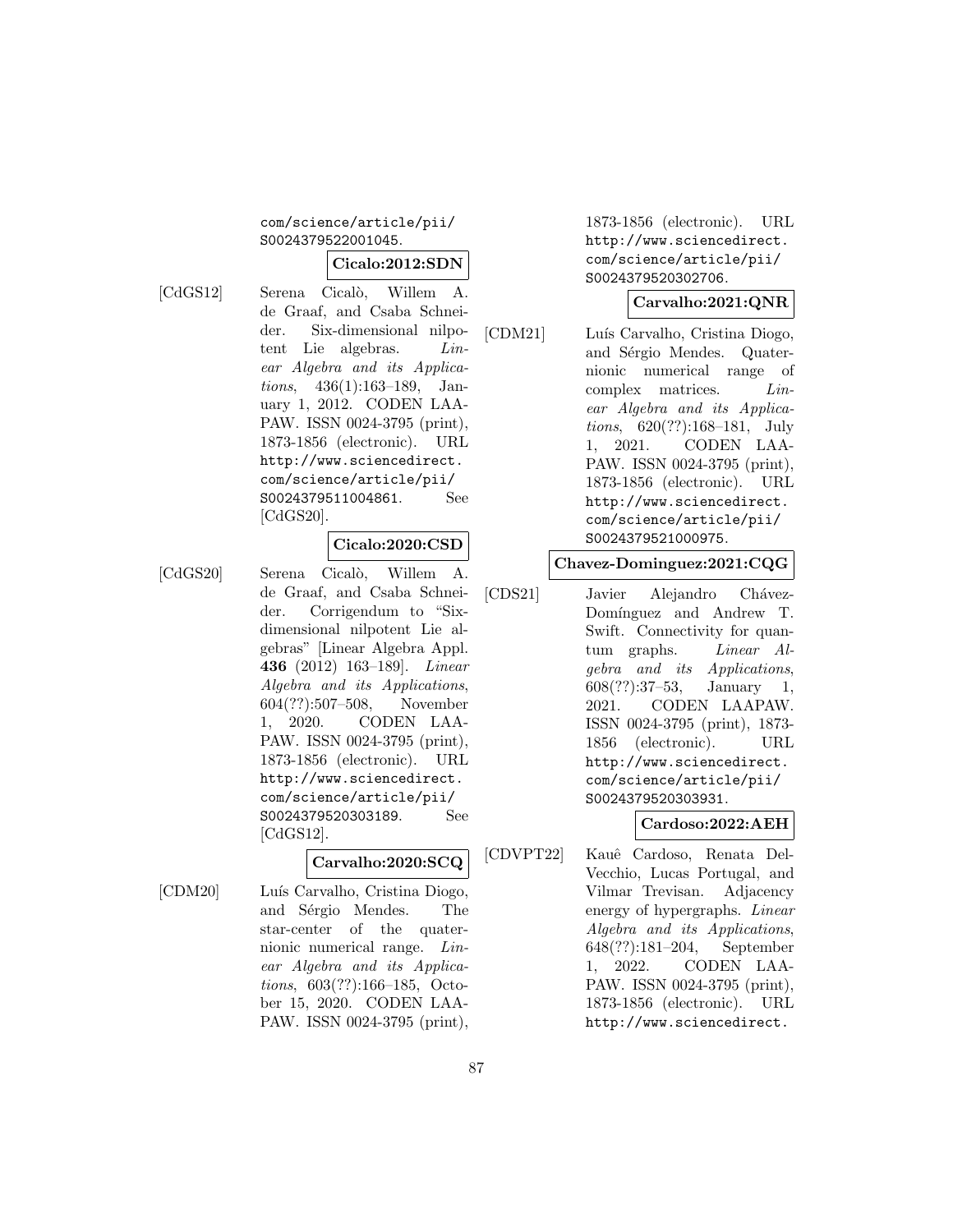com/science/article/pii/S0024379522001045.

**Cicalo:2012:SDN**

[CdGS12] Serena Cicalò, Willem A. de Graaf, and Csaba Schneider. Six-dimensional nilpotent Lie algebras. *Linear Algebra and its Applications*, 436(1):163–189, January 1, 2012. CODEN LAAPAW. ISSN 0024-3795 (print), 1873-1856 (electronic). URL http://www.sciencedirect.com/science/article/pii/S0024379511004861. See [CdGS20].

**Cicalo:2020:CSD**

[CdGS20] Serena Cicalò, Willem A. de Graaf, and Csaba Schneider. Corrigendum to "Six-dimensional nilpotent Lie algebras" [Linear Algebra Appl. **436** (2012) 163–189]. *Linear Algebra and its Applications*, 604(??):507–508, November 1, 2020. CODEN LAAPAW. ISSN 0024-3795 (print), 1873-1856 (electronic). URL http://www.sciencedirect.com/science/article/pii/S0024379520303189. See [CdGS12].

**Carvalho:2020:SCQ**

[CDM20] Luís Carvalho, Cristina Diogo, and Sérgio Mendes. The star-center of the quaternionic numerical range. *Linear Algebra and its Applications*, 603(??):166–185, October 15, 2020. CODEN LAAPAW. ISSN 0024-3795 (print), 1873-1856 (electronic). URL http://www.sciencedirect.com/science/article/pii/S0024379520302706.

**Carvalho:2021:QNR**

[CDM21] Luís Carvalho, Cristina Diogo, and Sérgio Mendes. Quaternionic numerical range of complex matrices. *Linear Algebra and its Applications*, 620(??):168–181, July 1, 2021. CODEN LAAPAW. ISSN 0024-3795 (print), 1873-1856 (electronic). URL http://www.sciencedirect.com/science/article/pii/S0024379521000975.

**Chavez-Dominguez:2021:CQG**

[CDS21] Javier Alejandro Chávez-Domínguez and Andrew T. Swift. Connectivity for quantum graphs. *Linear Algebra and its Applications*, 608(??):37–53, January 1, 2021. CODEN LAAPAW. ISSN 0024-3795 (print), 1873-1856 (electronic). URL http://www.sciencedirect.com/science/article/pii/S0024379520303931.

**Cardoso:2022:AEH**

[CDVPT22] Kauê Cardoso, Renata Del-Vecchio, Lucas Portugal, and Vilmar Trevisan. Adjacency energy of hypergraphs. *Linear Algebra and its Applications*, 648(??):181–204, September 1, 2022. CODEN LAAPAW. ISSN 0024-3795 (print), 1873-1856 (electronic). URL http://www.sciencedirect.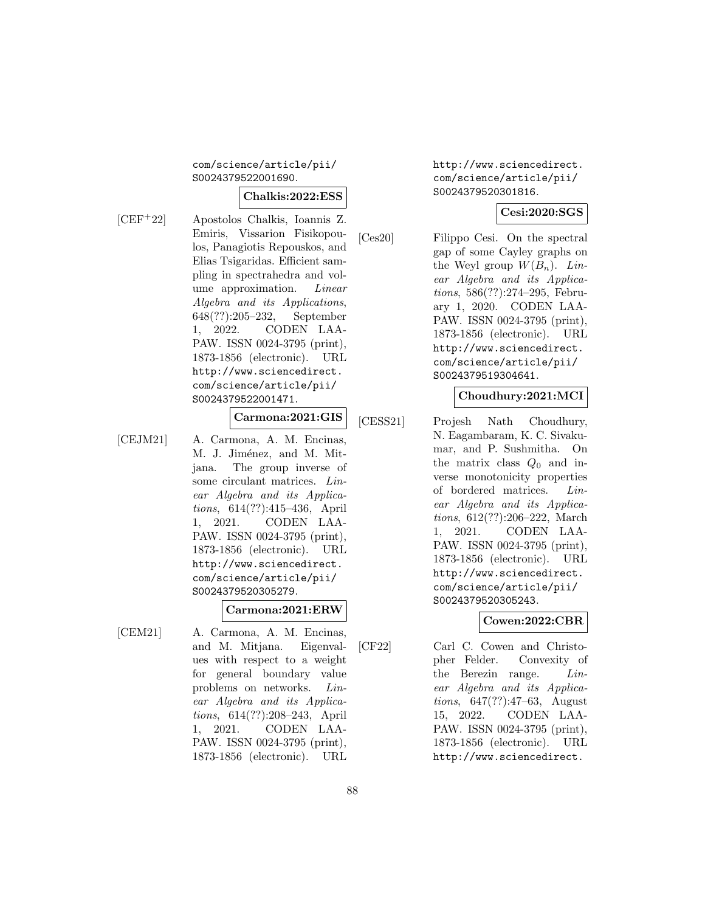com/science/article/pii/S0024379522001690.

**Chalkis:2022:ESS**

[CEF+22] Apostolos Chalkis, Ioannis Z. Emiris, Vissarion Fisikopoulos, Panagiotis Repouskos, and Elias Tsigaridas. Efficient sampling in spectrahedra and volume approximation. *Linear Algebra and its Applications*, 648(??):205–232, September 1, 2022. CODEN LAAPAW. ISSN 0024-3795 (print), 1873-1856 (electronic). URL http://www.sciencedirect.com/science/article/pii/S0024379522001471.

**Carmona:2021:GIS**

[CEJM21] A. Carmona, A. M. Encinas, M. J. Jiménez, and M. Mitjana. The group inverse of some circulant matrices. *Linear Algebra and its Applications*, 614(??):415–436, April 1, 2021. CODEN LAAPAW. ISSN 0024-3795 (print), 1873-1856 (electronic). URL http://www.sciencedirect.com/science/article/pii/S0024379520305279.

**Carmona:2021:ERW**

[CEM21] A. Carmona, A. M. Encinas, and M. Mitjana. Eigenvalues with respect to a weight for general boundary value problems on networks. *Linear Algebra and its Applications*, 614(??):208–243, April 1, 2021. CODEN LAAPAW. ISSN 0024-3795 (print), 1873-1856 (electronic). URL http://www.sciencedirect.com/science/article/pii/S0024379520301816.

**Cesi:2020:SGS**

[Ces20] Filippo Cesi. On the spectral gap of some Cayley graphs on the Weyl group $W(B_n)$. *Linear Algebra and its Applications*, 586(??):274–295, February 1, 2020. CODEN LAAPAW. ISSN 0024-3795 (print), 1873-1856 (electronic). URL http://www.sciencedirect.com/science/article/pii/S0024379519304641.

**Choudhury:2021:MCI**

[CESS21] Projesh Nath Choudhury, N. Eagambaram, K. C. Sivakumar, and P. Sushmitha. On the matrix class $Q_0$ and inverse monotonicity properties of bordered matrices. *Linear Algebra and its Applications*, 612(??):206–222, March 1, 2021. CODEN LAAPAW. ISSN 0024-3795 (print), 1873-1856 (electronic). URL http://www.sciencedirect.com/science/article/pii/S0024379520305243.

**Cowen:2022:CBR**

[CF22] Carl C. Cowen and Christopher Felder. Convexity of the Berezin range. *Linear Algebra and its Applications*, 647(??):47–63, August 15, 2022. CODEN LAAPAW. ISSN 0024-3795 (print), 1873-1856 (electronic). URL http://www.sciencedirect.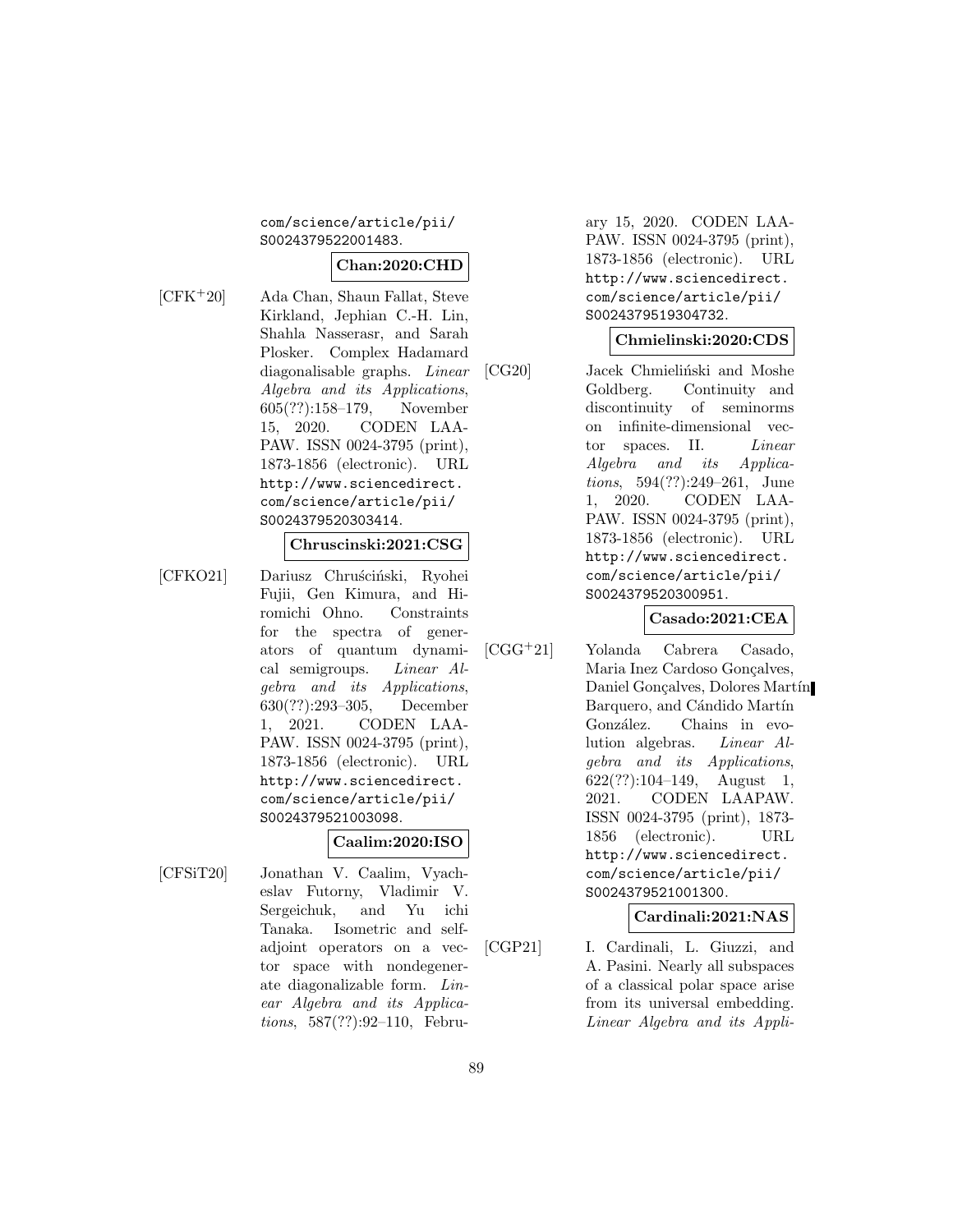com/science/article/pii/S0024379522001483.

**Chan:2020:CHD**

[CFK+20] Ada Chan, Shaun Fallat, Steve Kirkland, Jephian C.-H. Lin, Shahla Nasserasr, and Sarah Plosker. Complex Hadamard diagonalisable graphs. *Linear Algebra and its Applications*, 605(??):158–179, November 15, 2020. CODEN LAAPAW. ISSN 0024-3795 (print), 1873-1856 (electronic). URL http://www.sciencedirect.com/science/article/pii/S0024379520303414.

**Chruscinski:2021:CSG**

[CFKO21] Dariusz Chruściński, Ryohei Fujii, Gen Kimura, and Hiromichi Ohno. Constraints for the spectra of generators of quantum dynamical semigroups. *Linear Algebra and its Applications*, 630(??):293–305, December 1, 2021. CODEN LAAPAW. ISSN 0024-3795 (print), 1873-1856 (electronic). URL http://www.sciencedirect.com/science/article/pii/S0024379521003098.

**Caalim:2020:ISO**

[CFSiT20] Jonathan V. Caalim, Vyacheslav Futorny, Vladimir V. Sergeichuk, and Yu ichi Tanaka. Isometric and self-adjoint operators on a vector space with nondegenerate diagonalizable form. *Linear Algebra and its Applications*, 587(??):92–110, February 15, 2020. CODEN LAAPAW. ISSN 0024-3795 (print), 1873-1856 (electronic). URL http://www.sciencedirect.com/science/article/pii/S0024379519304732.

**Chmielinski:2020:CDS**

[CG20] Jacek Chmieliński and Moshe Goldberg. Continuity and discontinuity of seminorms on infinite-dimensional vector spaces. II. *Linear Algebra and its Applications*, 594(??):249–261, June 1, 2020. CODEN LAAPAW. ISSN 0024-3795 (print), 1873-1856 (electronic). URL http://www.sciencedirect.com/science/article/pii/S0024379520300951.

**Casado:2021:CEA**

[CGG+21] Yolanda Cabrera Casado, Maria Inez Cardoso Gonçalves, Daniel Gonçalves, Dolores Martín Barquero, and Cándido Martín González. Chains in evolution algebras. *Linear Algebra and its Applications*, 622(??):104–149, August 1, 2021. CODEN LAAPAW. ISSN 0024-3795 (print), 1873-1856 (electronic). URL http://www.sciencedirect.com/science/article/pii/S0024379521001300.

**Cardinali:2021:NAS**

[CGP21] I. Cardinali, L. Giuzzi, and A. Pasini. Nearly all subspaces of a classical polar space arise from its universal embedding. *Linear Algebra and its Appli-*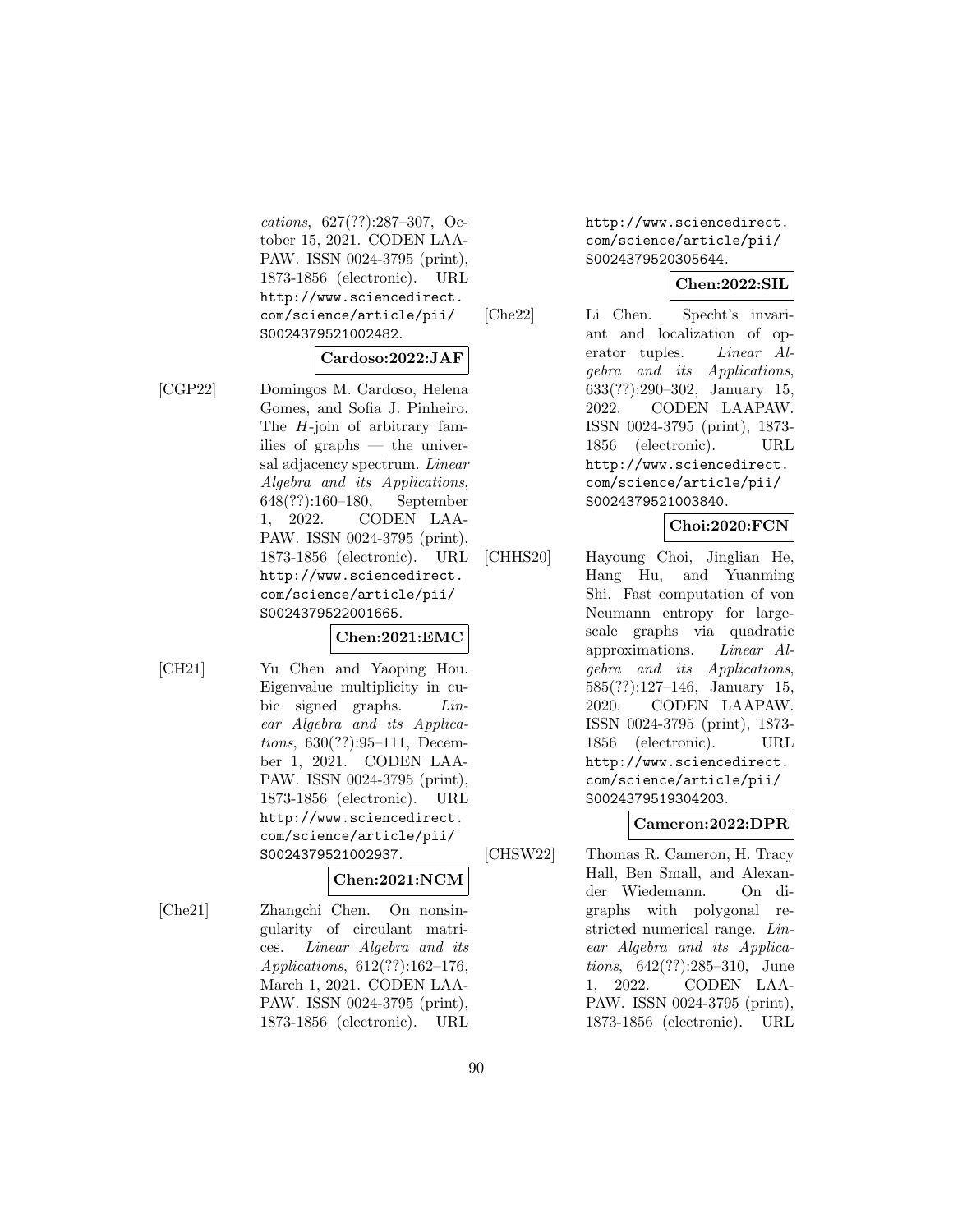*cations*, 627(??):287–307, October 15, 2021. CODEN LAAPAW. ISSN 0024-3795 (print), 1873-1856 (electronic). URL http://www.sciencedirect.com/science/article/pii/S0024379521002482.

**Cardoso:2022:JAF**

[CGP22] Domingos M. Cardoso, Helena Gomes, and Sofia J. Pinheiro. The $H$-join of arbitrary families of graphs — the universal adjacency spectrum. *Linear Algebra and its Applications*, 648(??):160–180, September 1, 2022. CODEN LAAPAW. ISSN 0024-3795 (print), 1873-1856 (electronic). URL http://www.sciencedirect.com/science/article/pii/S0024379522001665.

**Chen:2021:EMC**

[CH21] Yu Chen and Yaoping Hou. Eigenvalue multiplicity in cubic signed graphs. *Linear Algebra and its Applications*, 630(??):95–111, December 1, 2021. CODEN LAAPAW. ISSN 0024-3795 (print), 1873-1856 (electronic). URL http://www.sciencedirect.com/science/article/pii/S0024379521002937.

**Chen:2021:NCM**

[Che21] Zhangchi Chen. On nonsingularity of circulant matrices. *Linear Algebra and its Applications*, 612(??):162–176, March 1, 2021. CODEN LAAPAW. ISSN 0024-3795 (print), 1873-1856 (electronic). URL http://www.sciencedirect.com/science/article/pii/S0024379520305644.

**Chen:2022:SIL**

[Che22] Li Chen. Specht's invariant and localization of operator tuples. *Linear Algebra and its Applications*, 633(??):290–302, January 15, 2022. CODEN LAAPAW. ISSN 0024-3795 (print), 1873-1856 (electronic). URL http://www.sciencedirect.com/science/article/pii/S0024379521003840.

**Choi:2020:FCN**

[CHHS20] Hayoung Choi, Jinglian He, Hang Hu, and Yuanming Shi. Fast computation of von Neumann entropy for large-scale graphs via quadratic approximations. *Linear Algebra and its Applications*, 585(??):127–146, January 15, 2020. CODEN LAAPAW. ISSN 0024-3795 (print), 1873-1856 (electronic). URL http://www.sciencedirect.com/science/article/pii/S0024379519304203.

**Cameron:2022:DPR**

[CHSW22] Thomas R. Cameron, H. Tracy Hall, Ben Small, and Alexander Wiedemann. On digraphs with polygonal restricted numerical range. *Linear Algebra and its Applications*, 642(??):285–310, June 1, 2022. CODEN LAAPAW. ISSN 0024-3795 (print), 1873-1856 (electronic). URL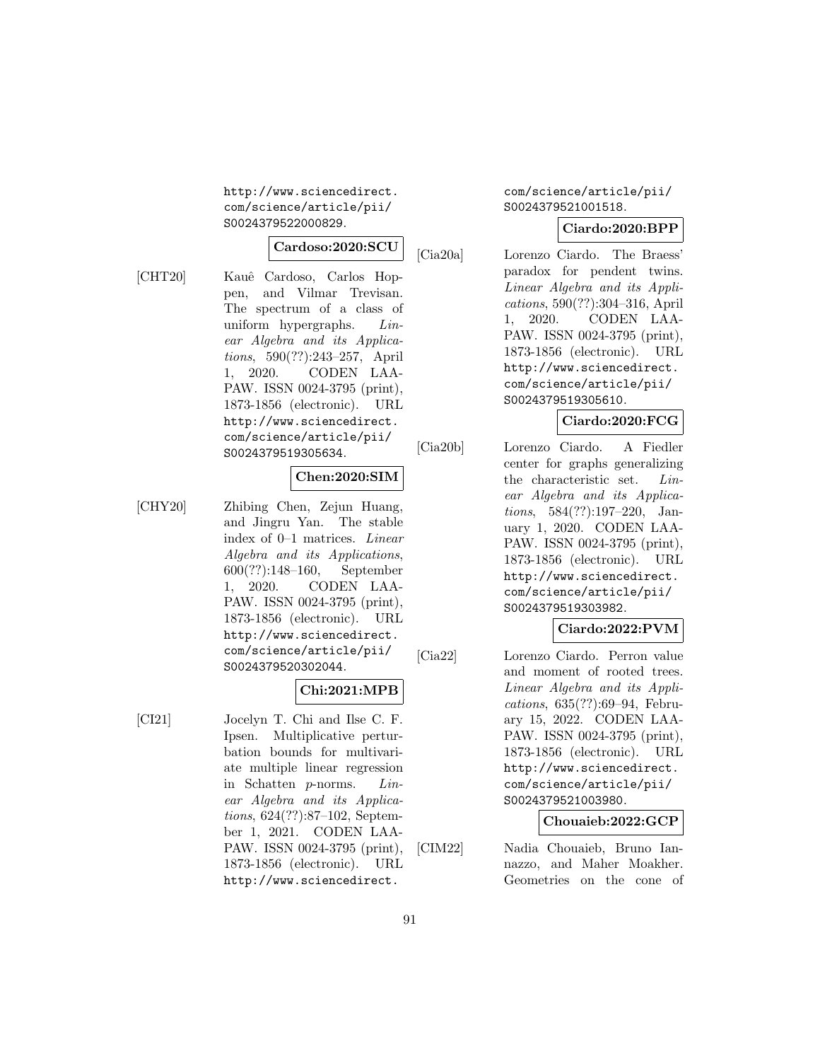http://www.sciencedirect.com/science/article/pii/S0024379522000829.

**Cardoso:2020:SCU**

[CHT20] Kauê Cardoso, Carlos Hoppen, and Vilmar Trevisan. The spectrum of a class of uniform hypergraphs. *Linear Algebra and its Applications*, 590(??):243–257, April 1, 2020. CODEN LAAPAW. ISSN 0024-3795 (print), 1873-1856 (electronic). URL http://www.sciencedirect.com/science/article/pii/S0024379519305634.

**Chen:2020:SIM**

[CHY20] Zhibing Chen, Zejun Huang, and Jingru Yan. The stable index of 0–1 matrices. *Linear Algebra and its Applications*, 600(??):148–160, September 1, 2020. CODEN LAAPAW. ISSN 0024-3795 (print), 1873-1856 (electronic). URL http://www.sciencedirect.com/science/article/pii/S0024379520302044.

**Chi:2021:MPB**

[CI21] Jocelyn T. Chi and Ilse C. F. Ipsen. Multiplicative perturbation bounds for multivariate multiple linear regression in Schatten $p$-norms. *Linear Algebra and its Applications*, 624(??):87–102, September 1, 2021. CODEN LAAPAW. ISSN 0024-3795 (print), 1873-1856 (electronic). URL http://www.sciencedirect.com/science/article/pii/S0024379521001518.

**Ciardo:2020:BPP**

[Cia20a] Lorenzo Ciardo. The Braess' paradox for pendent twins. *Linear Algebra and its Applications*, 590(??):304–316, April 1, 2020. CODEN LAAPAW. ISSN 0024-3795 (print), 1873-1856 (electronic). URL http://www.sciencedirect.com/science/article/pii/S0024379519305610.

**Ciardo:2020:FCG**

[Cia20b] Lorenzo Ciardo. A Fiedler center for graphs generalizing the characteristic set. *Linear Algebra and its Applications*, 584(??):197–220, January 1, 2020. CODEN LAAPAW. ISSN 0024-3795 (print), 1873-1856 (electronic). URL http://www.sciencedirect.com/science/article/pii/S0024379519303982.

**Ciardo:2022:PVM**

[Cia22] Lorenzo Ciardo. Perron value and moment of rooted trees. *Linear Algebra and its Applications*, 635(??):69–94, February 15, 2022. CODEN LAAPAW. ISSN 0024-3795 (print), 1873-1856 (electronic). URL http://www.sciencedirect.com/science/article/pii/S0024379521003980.

**Chouaieb:2022:GCP**

[CIM22] Nadia Chouaieb, Bruno Iannazzo, and Maher Moakher. Geometries on the cone of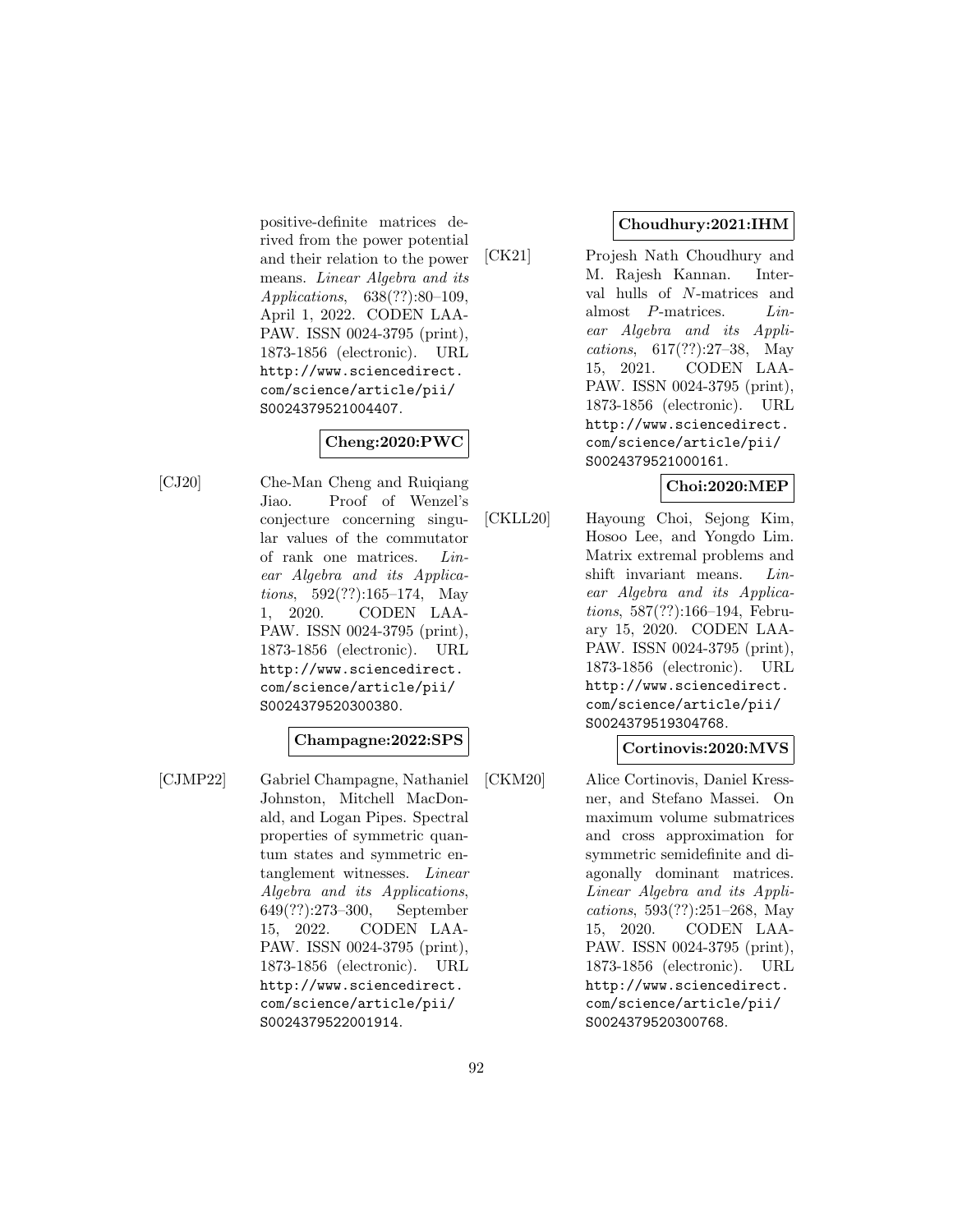positive-definite matrices derived from the power potential and their relation to the power means. *Linear Algebra and its Applications*, 638(??):80–109, April 1, 2022. CODEN LAAPAW. ISSN 0024-3795 (print), 1873-1856 (electronic). URL http://www.sciencedirect.com/science/article/pii/S0024379521004407.

**Cheng:2020:PWC**

[CJ20] Che-Man Cheng and Ruiqiang Jiao. Proof of Wenzel's conjecture concerning singular values of the commutator of rank one matrices. *Linear Algebra and its Applications*, 592(??):165–174, May 1, 2020. CODEN LAAPAW. ISSN 0024-3795 (print), 1873-1856 (electronic). URL http://www.sciencedirect.com/science/article/pii/S0024379520300380.

**Champagne:2022:SPS**

[CJMP22] Gabriel Champagne, Nathaniel Johnston, Mitchell MacDonald, and Logan Pipes. Spectral properties of symmetric quantum states and symmetric entanglement witnesses. *Linear Algebra and its Applications*, 649(??):273–300, September 15, 2022. CODEN LAAPAW. ISSN 0024-3795 (print), 1873-1856 (electronic). URL http://www.sciencedirect.com/science/article/pii/S0024379522001914.

**Choudhury:2021:IHM**

[CK21] Projesh Nath Choudhury and M. Rajesh Kannan. Interval hulls of $N$-matrices and almost $P$-matrices. *Linear Algebra and its Applications*, 617(??):27–38, May 15, 2021. CODEN LAAPAW. ISSN 0024-3795 (print), 1873-1856 (electronic). URL http://www.sciencedirect.com/science/article/pii/S0024379521000161.

**Choi:2020:MEP**

[CKLL20] Hayoung Choi, Sejong Kim, Hosoo Lee, and Yongdo Lim. Matrix extremal problems and shift invariant means. *Linear Algebra and its Applications*, 587(??):166–194, February 15, 2020. CODEN LAAPAW. ISSN 0024-3795 (print), 1873-1856 (electronic). URL http://www.sciencedirect.com/science/article/pii/S0024379519304768.

**Cortinovis:2020:MVS**

[CKM20] Alice Cortinovis, Daniel Kressner, and Stefano Massei. On maximum volume submatrices and cross approximation for symmetric semidefinite and diagonally dominant matrices. *Linear Algebra and its Applications*, 593(??):251–268, May 15, 2020. CODEN LAAPAW. ISSN 0024-3795 (print), 1873-1856 (electronic). URL http://www.sciencedirect.com/science/article/pii/S0024379520300768.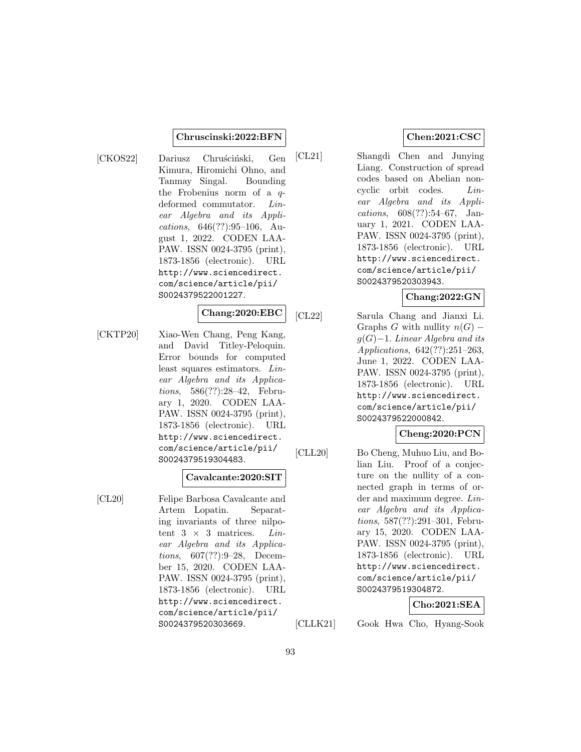**Chruscinski:2022:BFN**

[CKOS22] Dariusz Chruściński, Gen Kimura, Hiromichi Ohno, and Tanmay Singal. Bounding the Frobenius norm of a $q$-deformed commutator. *Linear Algebra and its Applications*, 646(??):95–106, August 1, 2022. CODEN LAAPAW. ISSN 0024-3795 (print), 1873-1856 (electronic). URL http://www.sciencedirect.com/science/article/pii/S0024379522001227.

**Chang:2020:EBC**

[CKTP20] Xiao-Wen Chang, Peng Kang, and David Titley-Peloquin. Error bounds for computed least squares estimators. *Linear Algebra and its Applications*, 586(??):28–42, February 1, 2020. CODEN LAAPAW. ISSN 0024-3795 (print), 1873-1856 (electronic). URL http://www.sciencedirect.com/science/article/pii/S0024379519304483.

**Cavalcante:2020:SIT**

[CL20] Felipe Barbosa Cavalcante and Artem Lopatin. Separating invariants of three nilpotent $3 \times 3$ matrices. *Linear Algebra and its Applications*, 607(??):9–28, December 15, 2020. CODEN LAAPAW. ISSN 0024-3795 (print), 1873-1856 (electronic). URL http://www.sciencedirect.com/science/article/pii/S0024379520303669.

**Chen:2021:CSC**

[CL21] Shangdi Chen and Junying Liang. Construction of spread codes based on Abelian noncyclic orbit codes. *Linear Algebra and its Applications*, 608(??):54–67, January 1, 2021. CODEN LAAPAW. ISSN 0024-3795 (print), 1873-1856 (electronic). URL http://www.sciencedirect.com/science/article/pii/S0024379520303943.

**Chang:2022:GN**

[CL22] Sarula Chang and Jianxi Li. Graphs $G$ with nullity $n(G) - g(G) - 1$. *Linear Algebra and its Applications*, 642(??):251–263, June 1, 2022. CODEN LAAPAW. ISSN 0024-3795 (print), 1873-1856 (electronic). URL http://www.sciencedirect.com/science/article/pii/S0024379522000842.

**Cheng:2020:PCN**

[CLL20] Bo Cheng, Muhuo Liu, and Bolian Liu. Proof of a conjecture on the nullity of a connected graph in terms of order and maximum degree. *Linear Algebra and its Applications*, 587(??):291–301, February 15, 2020. CODEN LAAPAW. ISSN 0024-3795 (print), 1873-1856 (electronic). URL http://www.sciencedirect.com/science/article/pii/S0024379519304872.

**Cho:2021:SEA**

[CLLK21] Gook Hwa Cho, Hyang-Sook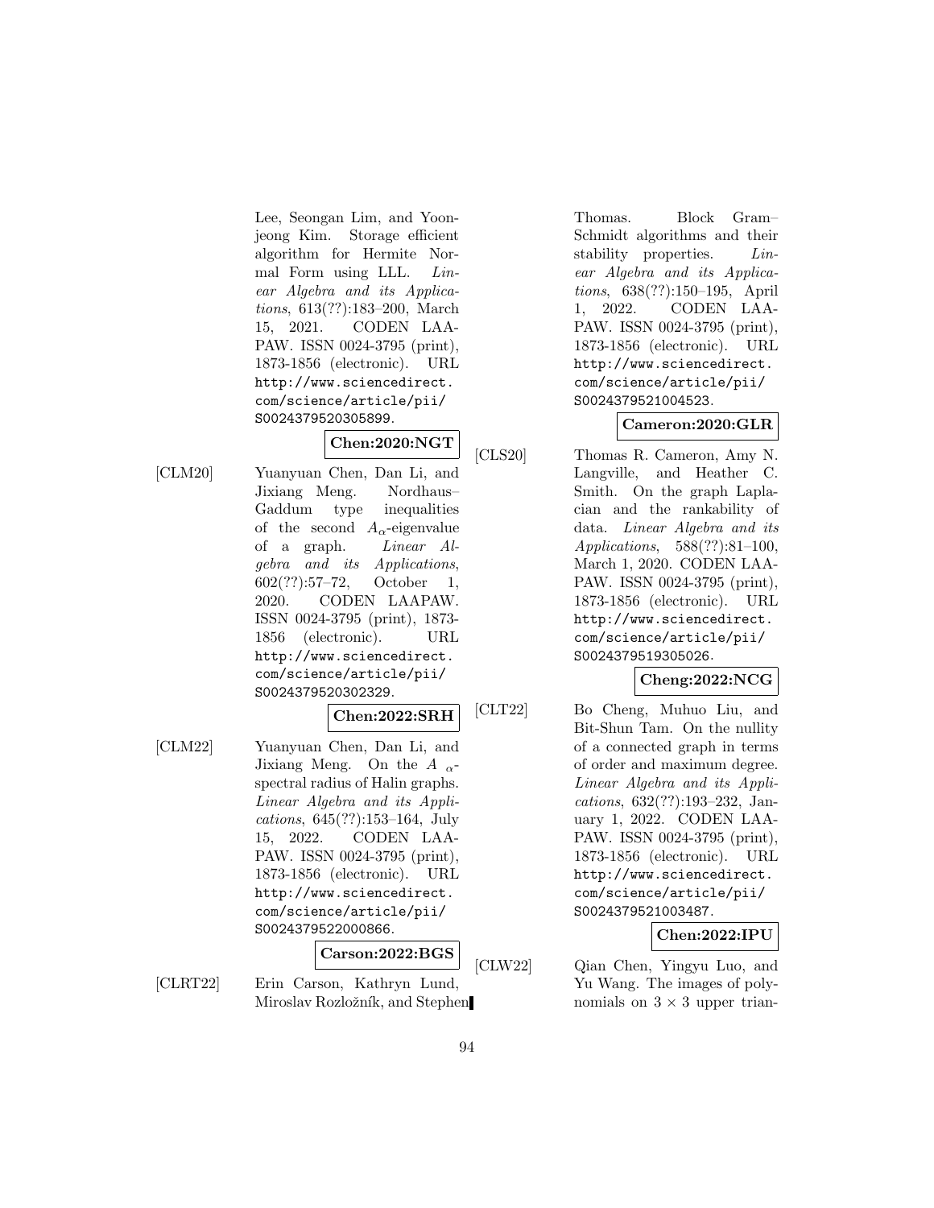Lee, Seongan Lim, and Yoonjeong Kim. Storage efficient algorithm for Hermite Normal Form using LLL. *Linear Algebra and its Applications*, 613(??):183–200, March 15, 2021. CODEN LAAPAW. ISSN 0024-3795 (print), 1873-1856 (electronic). URL http://www.sciencedirect.com/science/article/pii/S0024379520305899.

**Chen:2020:NGT**

[CLM20] Yuanyuan Chen, Dan Li, and Jixiang Meng. Nordhaus–Gaddum type inequalities of the second $A_\alpha$-eigenvalue of a graph. *Linear Algebra and its Applications*, 602(??):57–72, October 1, 2020. CODEN LAAPAW. ISSN 0024-3795 (print), 1873-1856 (electronic). URL http://www.sciencedirect.com/science/article/pii/S0024379520302329.

**Chen:2022:SRH**

[CLM22] Yuanyuan Chen, Dan Li, and Jixiang Meng. On the $A_\alpha$-spectral radius of Halin graphs. *Linear Algebra and its Applications*, 645(??):153–164, July 15, 2022. CODEN LAAPAW. ISSN 0024-3795 (print), 1873-1856 (electronic). URL http://www.sciencedirect.com/science/article/pii/S0024379522000866.

**Carson:2022:BGS**

[CLRT22] Erin Carson, Kathryn Lund, Miroslav Rozložník, and Stephen Thomas. Block Gram–Schmidt algorithms and their stability properties. *Linear Algebra and its Applications*, 638(??):150–195, April 1, 2022. CODEN LAAPAW. ISSN 0024-3795 (print), 1873-1856 (electronic). URL http://www.sciencedirect.com/science/article/pii/S0024379521004523.

**Cameron:2020:GLR**

[CLS20] Thomas R. Cameron, Amy N. Langville, and Heather C. Smith. On the graph Laplacian and the rankability of data. *Linear Algebra and its Applications*, 588(??):81–100, March 1, 2020. CODEN LAAPAW. ISSN 0024-3795 (print), 1873-1856 (electronic). URL http://www.sciencedirect.com/science/article/pii/S0024379519305026.

**Cheng:2022:NCG**

[CLT22] Bo Cheng, Muhuo Liu, and Bit-Shun Tam. On the nullity of a connected graph in terms of order and maximum degree. *Linear Algebra and its Applications*, 632(??):193–232, January 1, 2022. CODEN LAAPAW. ISSN 0024-3795 (print), 1873-1856 (electronic). URL http://www.sciencedirect.com/science/article/pii/S0024379521003487.

**Chen:2022:IPU**

[CLW22] Qian Chen, Yingyu Luo, and Yu Wang. The images of polynomials on $3 \times 3$ upper trian-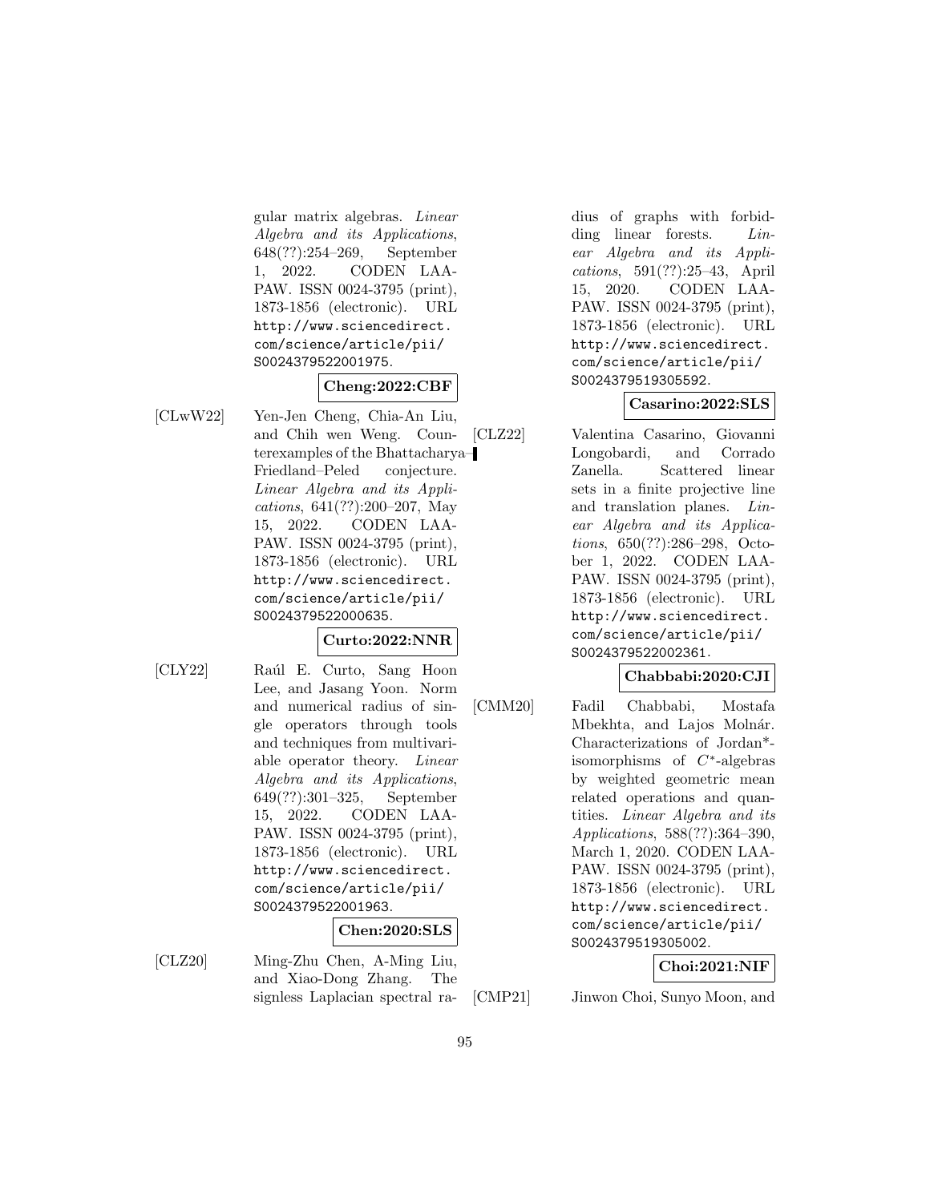gular matrix algebras. *Linear Algebra and its Applications*, 648(??):254–269, September 1, 2022. CODEN LAAPAW. ISSN 0024-3795 (print), 1873-1856 (electronic). URL http://www.sciencedirect.com/science/article/pii/S0024379522001975.

**Cheng:2022:CBF**

[CLwW22] Yen-Jen Cheng, Chia-An Liu, and Chih wen Weng. Counterexamples of the Bhattacharya–Friedland–Peled conjecture. *Linear Algebra and its Applications*, 641(??):200–207, May 15, 2022. CODEN LAAPAW. ISSN 0024-3795 (print), 1873-1856 (electronic). URL http://www.sciencedirect.com/science/article/pii/S0024379522000635.

**Curto:2022:NNR**

[CLY22] Raúl E. Curto, Sang Hoon Lee, and Jasang Yoon. Norm and numerical radius of single operators through tools and techniques from multivariable operator theory. *Linear Algebra and its Applications*, 649(??):301–325, September 15, 2022. CODEN LAAPAW. ISSN 0024-3795 (print), 1873-1856 (electronic). URL http://www.sciencedirect.com/science/article/pii/S0024379522001963.

**Chen:2020:SLS**

[CLZ20] Ming-Zhu Chen, A-Ming Liu, and Xiao-Dong Zhang. The signless Laplacian spectral radius of graphs with forbidding linear forests. *Linear Algebra and its Applications*, 591(??):25–43, April 15, 2020. CODEN LAAPAW. ISSN 0024-3795 (print), 1873-1856 (electronic). URL http://www.sciencedirect.com/science/article/pii/S0024379519305592.

**Casarino:2022:SLS**

[CLZ22] Valentina Casarino, Giovanni Longobardi, and Corrado Zanella. Scattered linear sets in a finite projective line and translation planes. *Linear Algebra and its Applications*, 650(??):286–298, October 1, 2022. CODEN LAAPAW. ISSN 0024-3795 (print), 1873-1856 (electronic). URL http://www.sciencedirect.com/science/article/pii/S0024379522002361.

**Chabbabi:2020:CJI**

[CMM20] Fadil Chabbabi, Mostafa Mbekhta, and Lajos Molnár. Characterizations of Jordan*-isomorphisms of $C^*$-algebras by weighted geometric mean related operations and quantities. *Linear Algebra and its Applications*, 588(??):364–390, March 1, 2020. CODEN LAAPAW. ISSN 0024-3795 (print), 1873-1856 (electronic). URL http://www.sciencedirect.com/science/article/pii/S0024379519305002.

**Choi:2021:NIF**

[CMP21] Jinwon Choi, Sunyo Moon, and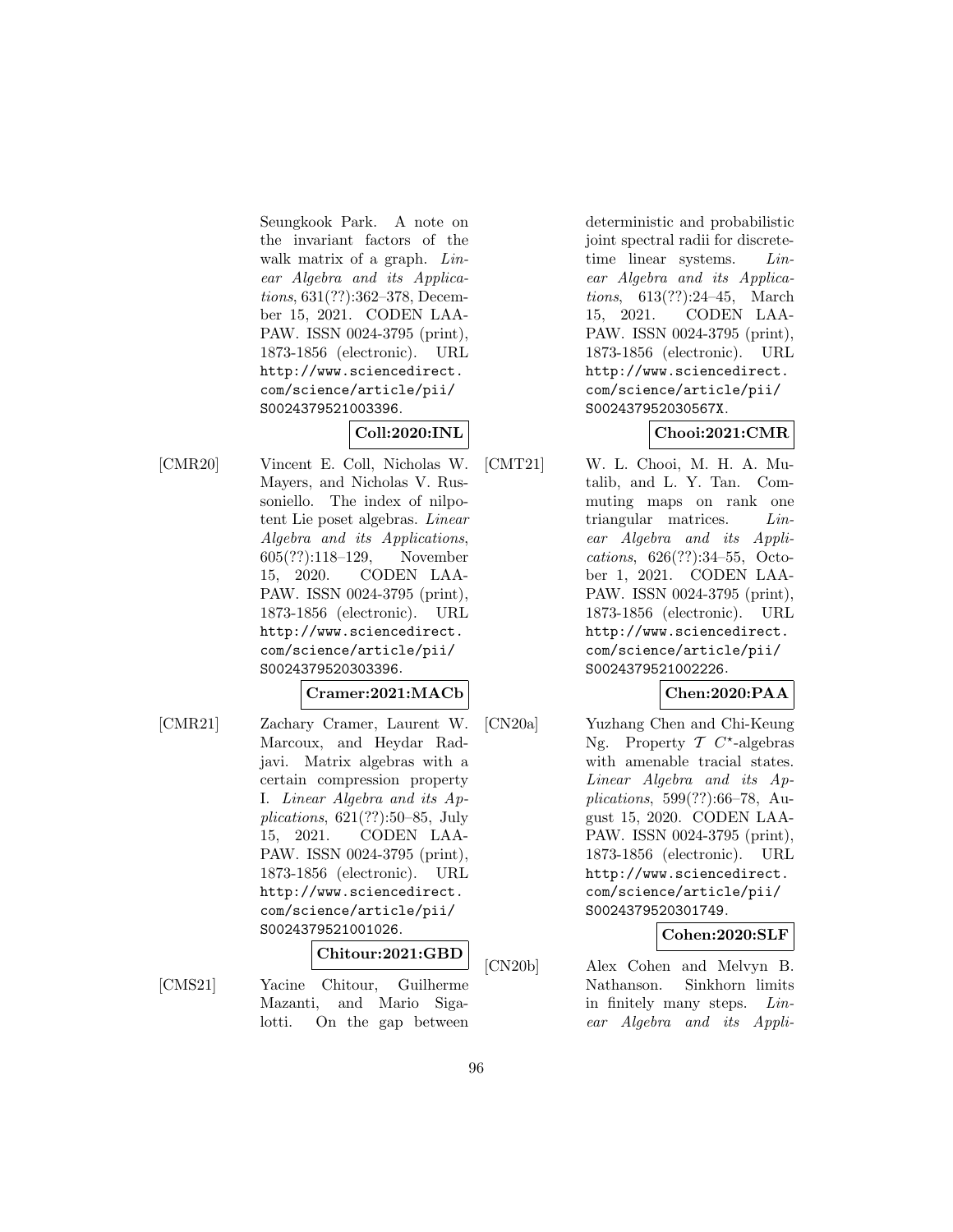Seungkook Park. A note on the invariant factors of the walk matrix of a graph. *Linear Algebra and its Applications*, 631(??):362–378, December 15, 2021. CODEN LAAPAW. ISSN 0024-3795 (print), 1873-1856 (electronic). URL http://www.sciencedirect.com/science/article/pii/S0024379521003396.

**Coll:2020:INL**

[CMR20] Vincent E. Coll, Nicholas W. Mayers, and Nicholas V. Russoniello. The index of nilpotent Lie poset algebras. *Linear Algebra and its Applications*, 605(??):118–129, November 15, 2020. CODEN LAAPAW. ISSN 0024-3795 (print), 1873-1856 (electronic). URL http://www.sciencedirect.com/science/article/pii/S0024379520303396.

**Cramer:2021:MACb**

[CMR21] Zachary Cramer, Laurent W. Marcoux, and Heydar Radjavi. Matrix algebras with a certain compression property I. *Linear Algebra and its Applications*, 621(??):50–85, July 15, 2021. CODEN LAAPAW. ISSN 0024-3795 (print), 1873-1856 (electronic). URL http://www.sciencedirect.com/science/article/pii/S0024379521001026.

**Chitour:2021:GBD**

[CMS21] Yacine Chitour, Guilherme Mazanti, and Mario Sigalotti. On the gap between deterministic and probabilistic joint spectral radii for discrete-time linear systems. *Linear Algebra and its Applications*, 613(??):24–45, March 15, 2021. CODEN LAAPAW. ISSN 0024-3795 (print), 1873-1856 (electronic). URL http://www.sciencedirect.com/science/article/pii/S002437952030567X.

**Chooi:2021:CMR**

[CMT21] W. L. Chooi, M. H. A. Mutalib, and L. Y. Tan. Commuting maps on rank one triangular matrices. *Linear Algebra and its Applications*, 626(??):34–55, October 1, 2021. CODEN LAAPAW. ISSN 0024-3795 (print), 1873-1856 (electronic). URL http://www.sciencedirect.com/science/article/pii/S0024379521002226.

**Chen:2020:PAA**

[CN20a] Yuzhang Chen and Chi-Keung Ng. Property $\mathcal{T}$ $C^{\star}$-algebras with amenable tracial states. *Linear Algebra and its Applications*, 599(??):66–78, August 15, 2020. CODEN LAAPAW. ISSN 0024-3795 (print), 1873-1856 (electronic). URL http://www.sciencedirect.com/science/article/pii/S0024379520301749.

**Cohen:2020:SLF**

[CN20b] Alex Cohen and Melvyn B. Nathanson. Sinkhorn limits in finitely many steps. *Linear Algebra and its Appli-*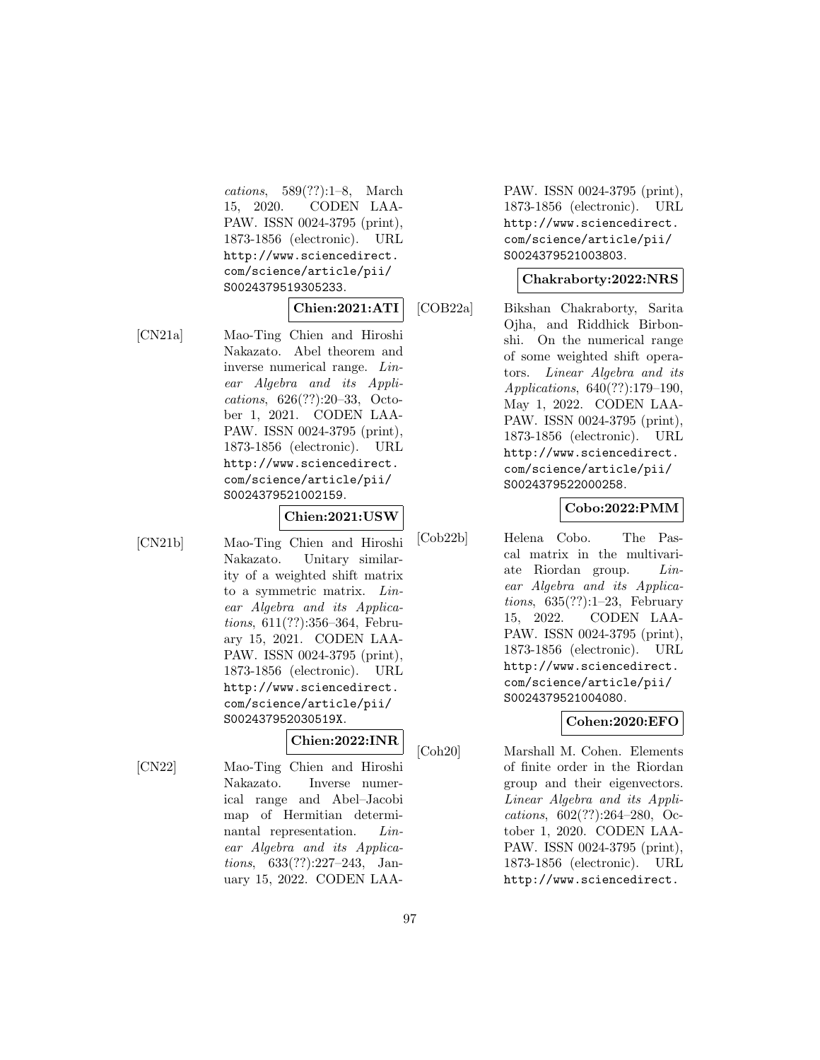*cations*, 589(??):1–8, March 15, 2020. CODEN LAAPAW. ISSN 0024-3795 (print), 1873-1856 (electronic). URL http://www.sciencedirect.com/science/article/pii/S0024379519305233.

**Chien:2021:ATI**

[CN21a] Mao-Ting Chien and Hiroshi Nakazato. Abel theorem and inverse numerical range. *Linear Algebra and its Applications*, 626(??):20–33, October 1, 2021. CODEN LAAPAW. ISSN 0024-3795 (print), 1873-1856 (electronic). URL http://www.sciencedirect.com/science/article/pii/S0024379521002159.

**Chien:2021:USW**

[CN21b] Mao-Ting Chien and Hiroshi Nakazato. Unitary similarity of a weighted shift matrix to a symmetric matrix. *Linear Algebra and its Applications*, 611(??):356–364, February 15, 2021. CODEN LAAPAW. ISSN 0024-3795 (print), 1873-1856 (electronic). URL http://www.sciencedirect.com/science/article/pii/S002437952030519X.

**Chien:2022:INR**

[CN22] Mao-Ting Chien and Hiroshi Nakazato. Inverse numerical range and Abel–Jacobi map of Hermitian determinantal representation. *Linear Algebra and its Applications*, 633(??):227–243, January 15, 2022. CODEN LAAPAW. ISSN 0024-3795 (print), 1873-1856 (electronic). URL http://www.sciencedirect.com/science/article/pii/S0024379521003803.

**Chakraborty:2022:NRS**

[COB22a] Bikshan Chakraborty, Sarita Ojha, and Riddhick Birbonshi. On the numerical range of some weighted shift operators. *Linear Algebra and its Applications*, 640(??):179–190, May 1, 2022. CODEN LAAPAW. ISSN 0024-3795 (print), 1873-1856 (electronic). URL http://www.sciencedirect.com/science/article/pii/S0024379522000258.

**Cobo:2022:PMM**

[Cob22b] Helena Cobo. The Pascal matrix in the multivariate Riordan group. *Linear Algebra and its Applications*, 635(??):1–23, February 15, 2022. CODEN LAAPAW. ISSN 0024-3795 (print), 1873-1856 (electronic). URL http://www.sciencedirect.com/science/article/pii/S0024379521004080.

**Cohen:2020:EFO**

[Coh20] Marshall M. Cohen. Elements of finite order in the Riordan group and their eigenvectors. *Linear Algebra and its Applications*, 602(??):264–280, October 1, 2020. CODEN LAAPAW. ISSN 0024-3795 (print), 1873-1856 (electronic). URL http://www.sciencedirect.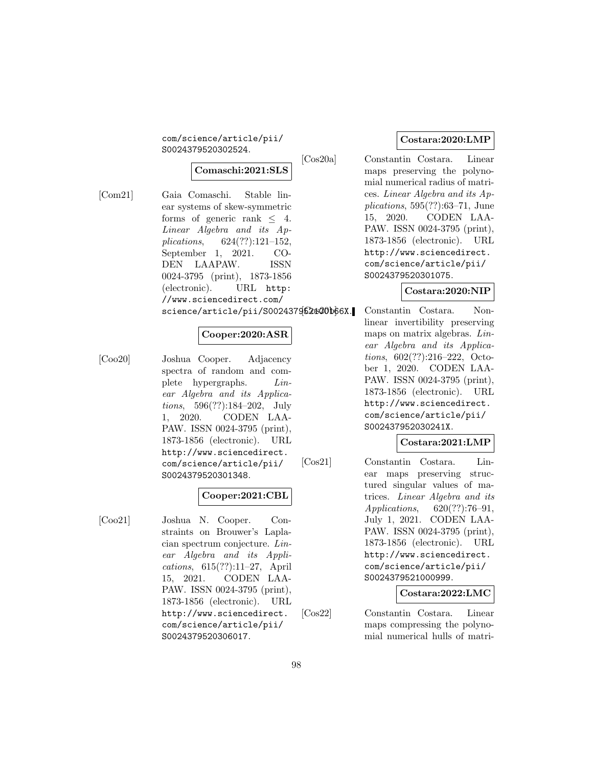com/science/article/pii/S0024379520302524.

**Comaschi:2021:SLS**

[Com21] Gaia Comaschi. Stable linear systems of skew-symmetric forms of generic rank $\leq$ 4. *Linear Algebra and its Applications*, 624(??):121–152, September 1, 2021. CODEN LAAPAW. ISSN 0024-3795 (print), 1873-1856 (electronic). URL http://www.sciencedirect.com/science/article/pii/S002437952100166X.

**Cooper:2020:ASR**

[Coo20] Joshua Cooper. Adjacency spectra of random and complete hypergraphs. *Linear Algebra and its Applications*, 596(??):184–202, July 1, 2020. CODEN LAAPAW. ISSN 0024-3795 (print), 1873-1856 (electronic). URL http://www.sciencedirect.com/science/article/pii/S0024379520301348.

**Cooper:2021:CBL**

[Coo21] Joshua N. Cooper. Constraints on Brouwer's Laplacian spectrum conjecture. *Linear Algebra and its Applications*, 615(??):11–27, April 15, 2021. CODEN LAAPAW. ISSN 0024-3795 (print), 1873-1856 (electronic). URL http://www.sciencedirect.com/science/article/pii/S0024379520306017.

**Costara:2020:LMP**

[Cos20a] Constantin Costara. Linear maps preserving the polynomial numerical radius of matrices. *Linear Algebra and its Applications*, 595(??):63–71, June 15, 2020. CODEN LAAPAW. ISSN 0024-3795 (print), 1873-1856 (electronic). URL http://www.sciencedirect.com/science/article/pii/S0024379520301075.

**Costara:2020:NIP**

[Cos20b] Constantin Costara. Nonlinear invertibility preserving maps on matrix algebras. *Linear Algebra and its Applications*, 602(??):216–222, October 1, 2020. CODEN LAAPAW. ISSN 0024-3795 (print), 1873-1856 (electronic). URL http://www.sciencedirect.com/science/article/pii/S002437952030241X.

**Costara:2021:LMP**

[Cos21] Constantin Costara. Linear maps preserving structured singular values of matrices. *Linear Algebra and its Applications*, 620(??):76–91, July 1, 2021. CODEN LAAPAW. ISSN 0024-3795 (print), 1873-1856 (electronic). URL http://www.sciencedirect.com/science/article/pii/S0024379521000999.

**Costara:2022:LMC**

[Cos22] Constantin Costara. Linear maps compressing the polynomial numerical hulls of matri-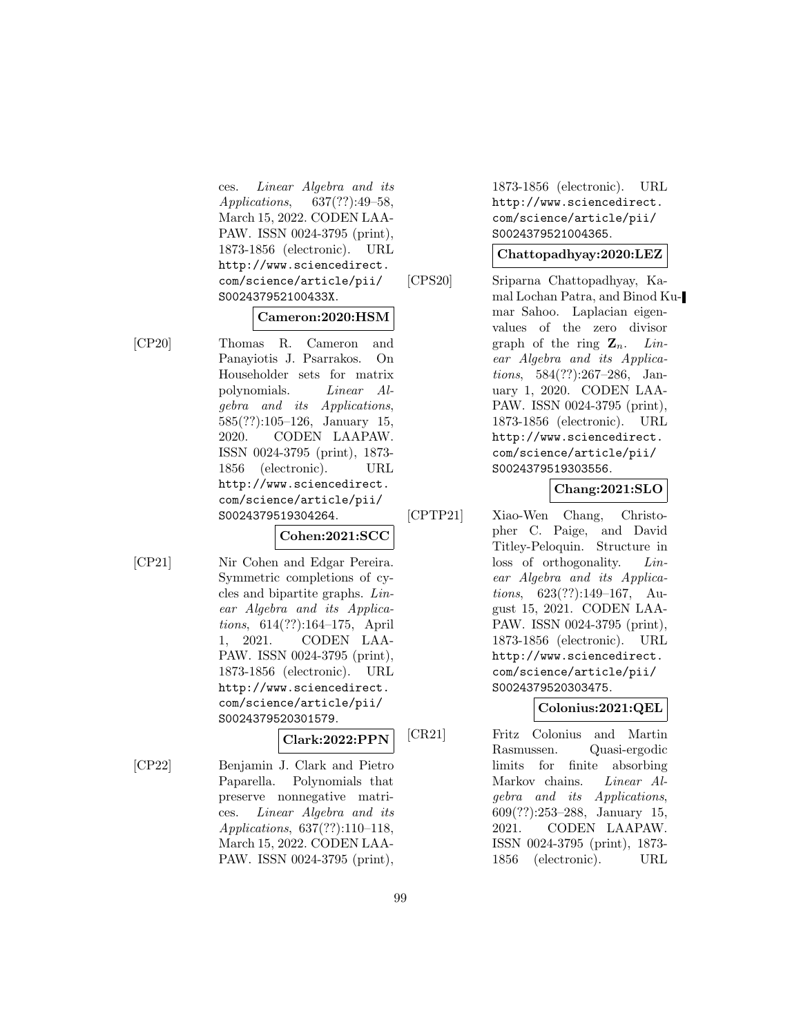ces. *Linear Algebra and its Applications*, 637(??):49–58, March 15, 2022. CODEN LAAPAW. ISSN 0024-3795 (print), 1873-1856 (electronic). URL http://www.sciencedirect.com/science/article/pii/S002437952100433X.

**Cameron:2020:HSM**

[CP20] Thomas R. Cameron and Panayiotis J. Psarrakos. On Householder sets for matrix polynomials. *Linear Algebra and its Applications*, 585(??):105–126, January 15, 2020. CODEN LAAPAW. ISSN 0024-3795 (print), 1873-1856 (electronic). URL http://www.sciencedirect.com/science/article/pii/S0024379519304264.

**Cohen:2021:SCC**

[CP21] Nir Cohen and Edgar Pereira. Symmetric completions of cycles and bipartite graphs. *Linear Algebra and its Applications*, 614(??):164–175, April 1, 2021. CODEN LAAPAW. ISSN 0024-3795 (print), 1873-1856 (electronic). URL http://www.sciencedirect.com/science/article/pii/S0024379520301579.

**Clark:2022:PPN**

[CP22] Benjamin J. Clark and Pietro Paparella. Polynomials that preserve nonnegative matrices. *Linear Algebra and its Applications*, 637(??):110–118, March 15, 2022. CODEN LAAPAW. ISSN 0024-3795 (print), 1873-1856 (electronic). URL http://www.sciencedirect.com/science/article/pii/S0024379521004365.

**Chattopadhyay:2020:LEZ**

[CPS20] Sriparna Chattopadhyay, Kamal Lochan Patra, and Binod Kumar Sahoo. Laplacian eigenvalues of the zero divisor graph of the ring $\mathbf{Z}_n$. *Linear Algebra and its Applications*, 584(??):267–286, January 1, 2020. CODEN LAAPAW. ISSN 0024-3795 (print), 1873-1856 (electronic). URL http://www.sciencedirect.com/science/article/pii/S0024379519303556.

**Chang:2021:SLO**

[CPTP21] Xiao-Wen Chang, Christopher C. Paige, and David Titley-Peloquin. Structure in loss of orthogonality. *Linear Algebra and its Applications*, 623(??):149–167, August 15, 2021. CODEN LAAPAW. ISSN 0024-3795 (print), 1873-1856 (electronic). URL http://www.sciencedirect.com/science/article/pii/S0024379520303475.

**Colonius:2021:QEL**

[CR21] Fritz Colonius and Martin Rasmussen. Quasi-ergodic limits for finite absorbing Markov chains. *Linear Algebra and its Applications*, 609(??):253–288, January 15, 2021. CODEN LAAPAW. ISSN 0024-3795 (print), 1873-1856 (electronic). URL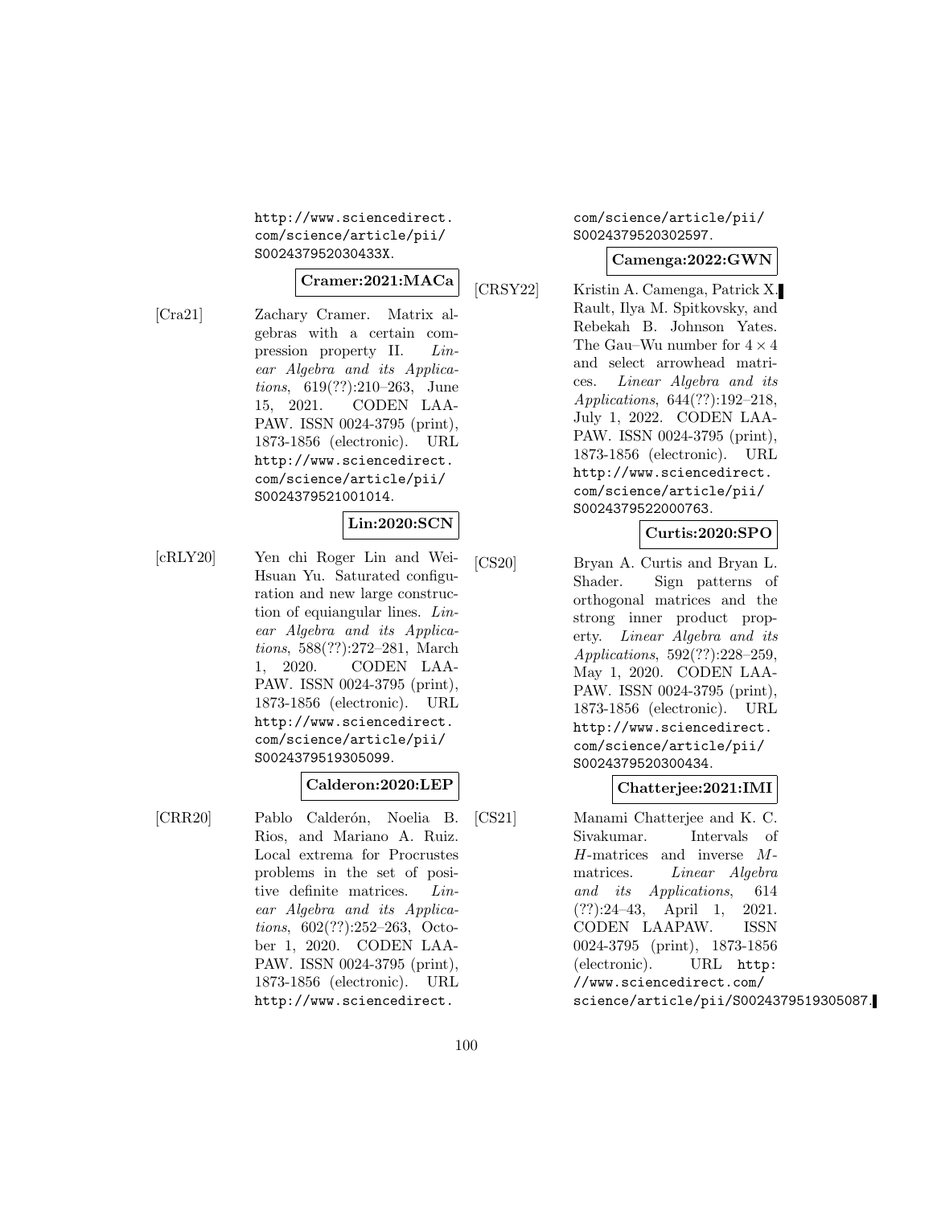http://www.sciencedirect.com/science/article/pii/S002437952030433X.

**Cramer:2021:MACa**

[Cra21] Zachary Cramer. Matrix algebras with a certain compression property II. *Linear Algebra and its Applications*, 619(??):210–263, June 15, 2021. CODEN LAAPAW. ISSN 0024-3795 (print), 1873-1856 (electronic). URL http://www.sciencedirect.com/science/article/pii/S0024379521001014.

**Lin:2020:SCN**

[cRLY20] Yen chi Roger Lin and Wei-Hsuan Yu. Saturated configuration and new large construction of equiangular lines. *Linear Algebra and its Applications*, 588(??):272–281, March 1, 2020. CODEN LAAPAW. ISSN 0024-3795 (print), 1873-1856 (electronic). URL http://www.sciencedirect.com/science/article/pii/S0024379519305099.

**Calderon:2020:LEP**

[CRR20] Pablo Calderón, Noelia B. Rios, and Mariano A. Ruiz. Local extrema for Procrustes problems in the set of positive definite matrices. *Linear Algebra and its Applications*, 602(??):252–263, October 1, 2020. CODEN LAAPAW. ISSN 0024-3795 (print), 1873-1856 (electronic). URL http://www.sciencedirect.com/science/article/pii/S0024379520302597.

**Camenga:2022:GWN**

[CRSY22] Kristin A. Camenga, Patrick X. Rault, Ilya M. Spitkovsky, and Rebekah B. Johnson Yates. The Gau–Wu number for $4 \times 4$ and select arrowhead matrices. *Linear Algebra and its Applications*, 644(??):192–218, July 1, 2022. CODEN LAAPAW. ISSN 0024-3795 (print), 1873-1856 (electronic). URL http://www.sciencedirect.com/science/article/pii/S0024379522000763.

**Curtis:2020:SPO**

[CS20] Bryan A. Curtis and Bryan L. Shader. Sign patterns of orthogonal matrices and the strong inner product property. *Linear Algebra and its Applications*, 592(??):228–259, May 1, 2020. CODEN LAAPAW. ISSN 0024-3795 (print), 1873-1856 (electronic). URL http://www.sciencedirect.com/science/article/pii/S0024379520300434.

**Chatterjee:2021:IMI**

[CS21] Manami Chatterjee and K. C. Sivakumar. Intervals of $H$-matrices and inverse $M$-matrices. *Linear Algebra and its Applications*, 614 (??):24–43, April 1, 2021. CODEN LAAPAW. ISSN 0024-3795 (print), 1873-1856 (electronic). URL http://www.sciencedirect.com/science/article/pii/S0024379519305087.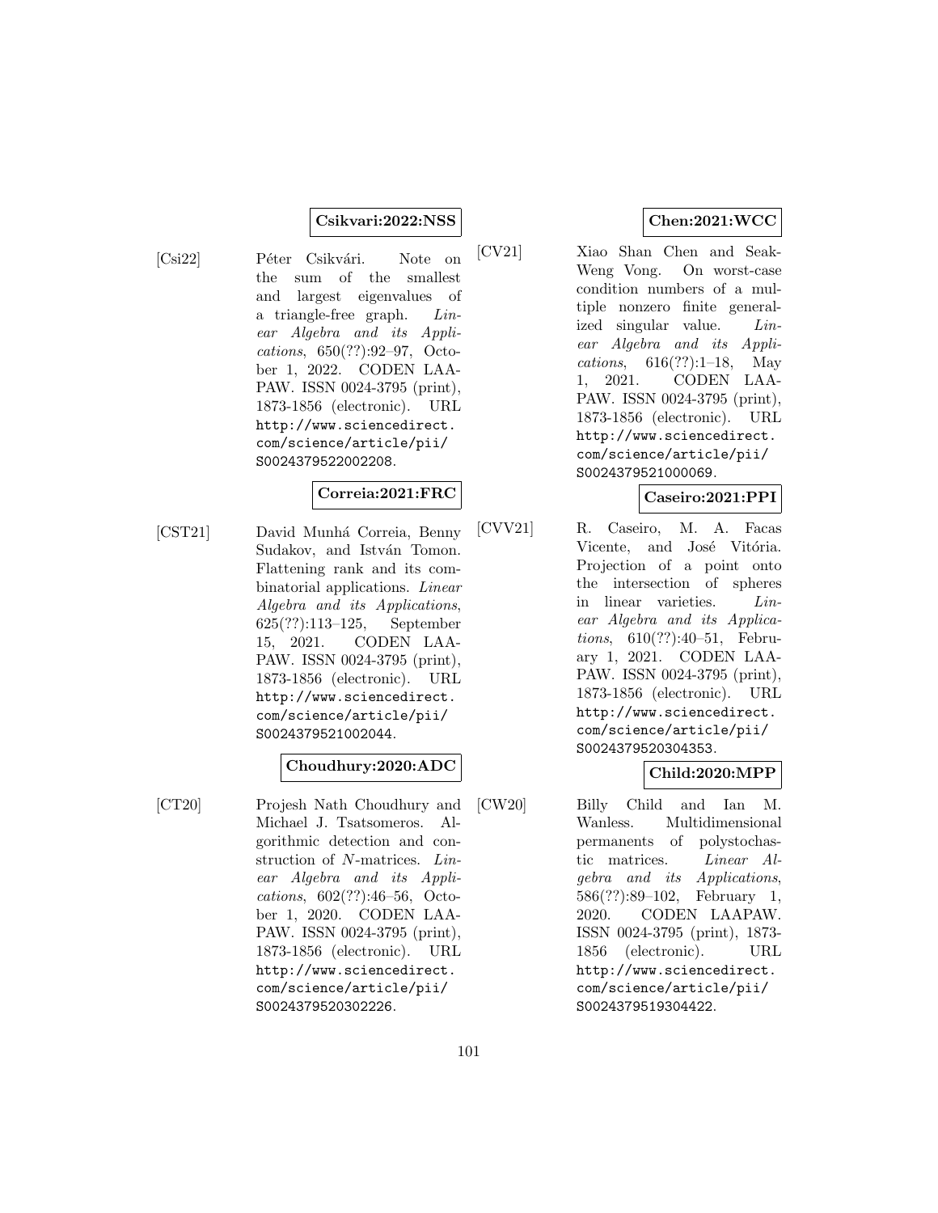**Csikvari:2022:NSS**

[Csi22] Péter Csikvári. Note on the sum of the smallest and largest eigenvalues of a triangle-free graph. *Linear Algebra and its Applications*, 650(??):92–97, October 1, 2022. CODEN LAAPAW. ISSN 0024-3795 (print), 1873-1856 (electronic). URL http://www.sciencedirect.com/science/article/pii/S0024379522002208.

**Correia:2021:FRC**

[CST21] David Munhá Correia, Benny Sudakov, and István Tomon. Flattening rank and its combinatorial applications. *Linear Algebra and its Applications*, 625(??):113–125, September 15, 2021. CODEN LAAPAW. ISSN 0024-3795 (print), 1873-1856 (electronic). URL http://www.sciencedirect.com/science/article/pii/S0024379521002044.

**Choudhury:2020:ADC**

[CT20] Projesh Nath Choudhury and Michael J. Tsatsomeros. Algorithmic detection and construction of $N$-matrices. *Linear Algebra and its Applications*, 602(??):46–56, October 1, 2020. CODEN LAAPAW. ISSN 0024-3795 (print), 1873-1856 (electronic). URL http://www.sciencedirect.com/science/article/pii/S0024379520302226.

**Chen:2021:WCC**

[CV21] Xiao Shan Chen and Seak-Weng Vong. On worst-case condition numbers of a multiple nonzero finite generalized singular value. *Linear Algebra and its Applications*, 616(??):1–18, May 1, 2021. CODEN LAAPAW. ISSN 0024-3795 (print), 1873-1856 (electronic). URL http://www.sciencedirect.com/science/article/pii/S0024379521000069.

**Caseiro:2021:PPI**

[CVV21] R. Caseiro, M. A. Facas Vicente, and José Vitória. Projection of a point onto the intersection of spheres in linear varieties. *Linear Algebra and its Applications*, 610(??):40–51, February 1, 2021. CODEN LAAPAW. ISSN 0024-3795 (print), 1873-1856 (electronic). URL http://www.sciencedirect.com/science/article/pii/S0024379520304353.

**Child:2020:MPP**

[CW20] Billy Child and Ian M. Wanless. Multidimensional permanents of polystochastic matrices. *Linear Algebra and its Applications*, 586(??):89–102, February 1, 2020. CODEN LAAPAW. ISSN 0024-3795 (print), 1873-1856 (electronic). URL http://www.sciencedirect.com/science/article/pii/S0024379519304422.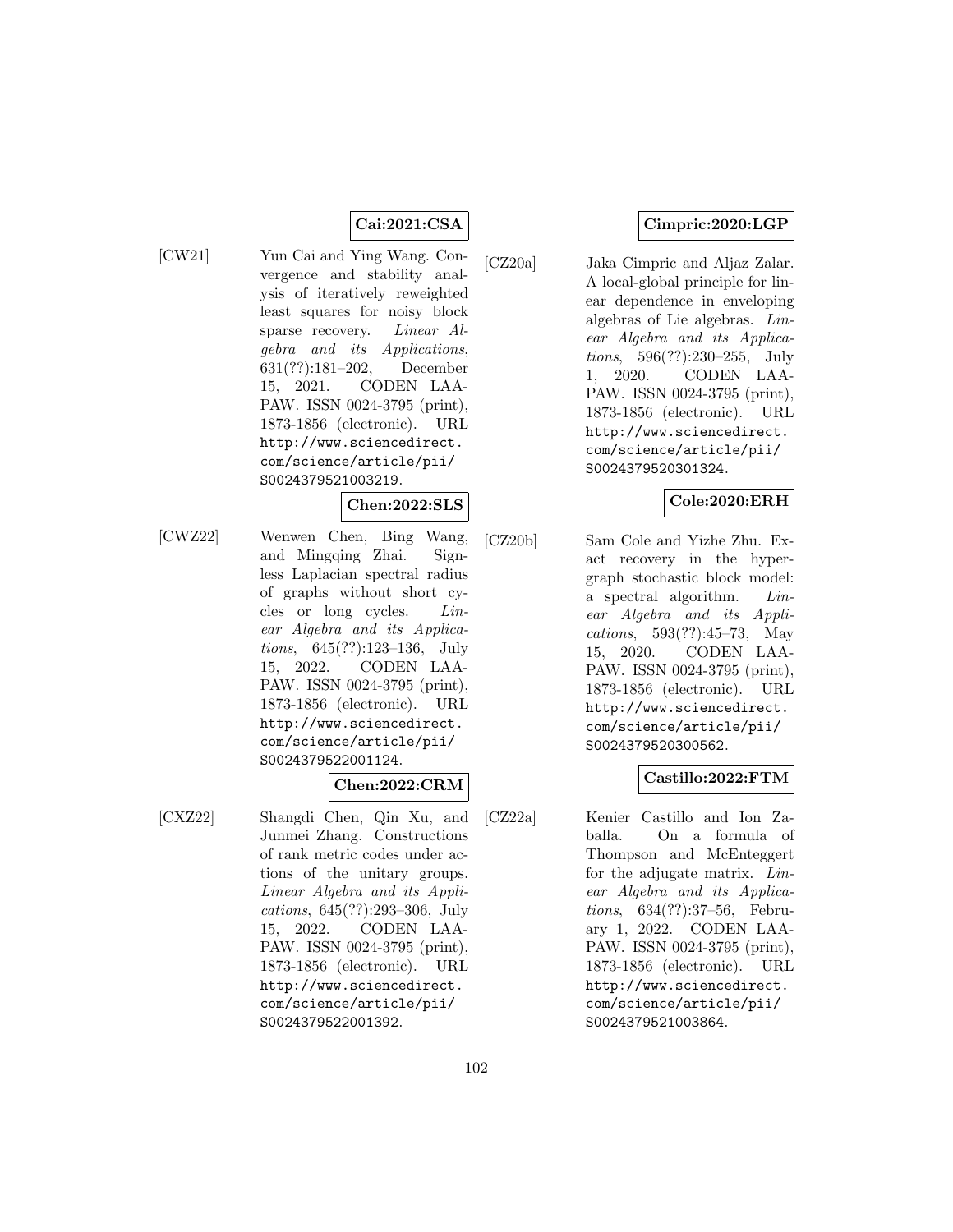**Cai:2021:CSA**

[CW21] Yun Cai and Ying Wang. Convergence and stability analysis of iteratively reweighted least squares for noisy block sparse recovery. *Linear Algebra and its Applications*, 631(??):181–202, December 15, 2021. CODEN LAAPAW. ISSN 0024-3795 (print), 1873-1856 (electronic). URL http://www.sciencedirect.com/science/article/pii/S0024379521003219.

**Chen:2022:SLS**

[CWZ22] Wenwen Chen, Bing Wang, and Mingqing Zhai. Signless Laplacian spectral radius of graphs without short cycles or long cycles. *Linear Algebra and its Applications*, 645(??):123–136, July 15, 2022. CODEN LAAPAW. ISSN 0024-3795 (print), 1873-1856 (electronic). URL http://www.sciencedirect.com/science/article/pii/S0024379522001124.

**Chen:2022:CRM**

[CXZ22] Shangdi Chen, Qin Xu, and Junmei Zhang. Constructions of rank metric codes under actions of the unitary groups. *Linear Algebra and its Applications*, 645(??):293–306, July 15, 2022. CODEN LAAPAW. ISSN 0024-3795 (print), 1873-1856 (electronic). URL http://www.sciencedirect.com/science/article/pii/S0024379522001392.

**Cimpric:2020:LGP**

[CZ20a] Jaka Cimpric and Aljaz Zalar. A local-global principle for linear dependence in enveloping algebras of Lie algebras. *Linear Algebra and its Applications*, 596(??):230–255, July 1, 2020. CODEN LAAPAW. ISSN 0024-3795 (print), 1873-1856 (electronic). URL http://www.sciencedirect.com/science/article/pii/S0024379520301324.

**Cole:2020:ERH**

[CZ20b] Sam Cole and Yizhe Zhu. Exact recovery in the hypergraph stochastic block model: a spectral algorithm. *Linear Algebra and its Applications*, 593(??):45–73, May 15, 2020. CODEN LAAPAW. ISSN 0024-3795 (print), 1873-1856 (electronic). URL http://www.sciencedirect.com/science/article/pii/S0024379520300562.

**Castillo:2022:FTM**

[CZ22a] Kenier Castillo and Ion Zaballa. On a formula of Thompson and McEnteggert for the adjugate matrix. *Linear Algebra and its Applications*, 634(??):37–56, February 1, 2022. CODEN LAAPAW. ISSN 0024-3795 (print), 1873-1856 (electronic). URL http://www.sciencedirect.com/science/article/pii/S0024379521003864.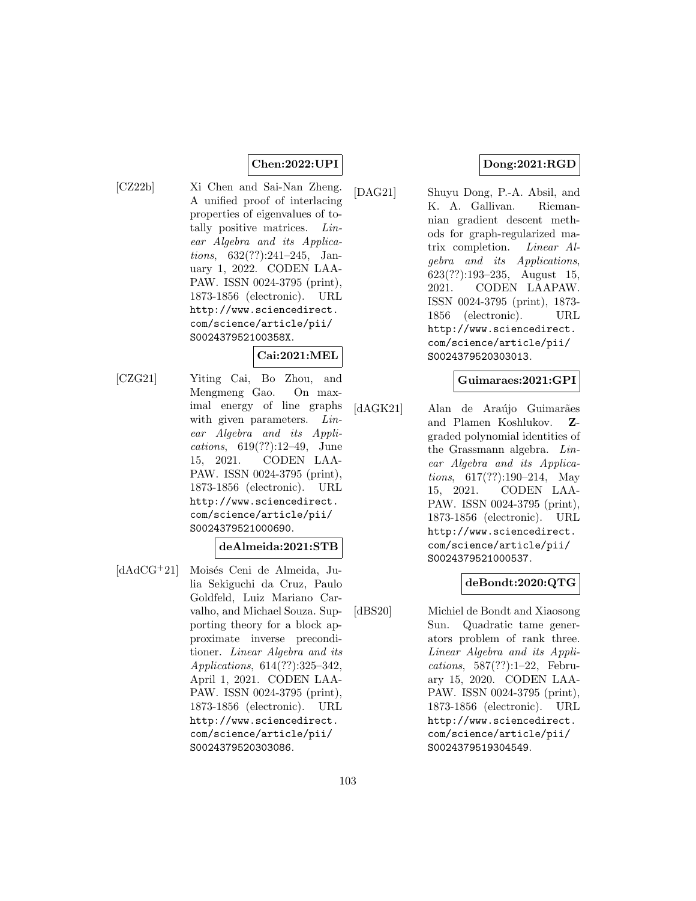**Chen:2022:UPI**

[CZ22b] Xi Chen and Sai-Nan Zheng. A unified proof of interlacing properties of eigenvalues of totally positive matrices. *Linear Algebra and its Applications*, 632(??):241–245, January 1, 2022. CODEN LAAPAW. ISSN 0024-3795 (print), 1873-1856 (electronic). URL `http://www.sciencedirect.com/science/article/pii/S002437952100358X`.

**Cai:2021:MEL**

[CZG21] Yiting Cai, Bo Zhou, and Mengmeng Gao. On maximal energy of line graphs with given parameters. *Linear Algebra and its Applications*, 619(??):12–49, June 15, 2021. CODEN LAAPAW. ISSN 0024-3795 (print), 1873-1856 (electronic). URL `http://www.sciencedirect.com/science/article/pii/S0024379521000690`.

**deAlmeida:2021:STB**

[dAdCG+21] Moisés Ceni de Almeida, Julia Sekiguchi da Cruz, Paulo Goldfeld, Luiz Mariano Carvalho, and Michael Souza. Supporting theory for a block approximate inverse preconditioner. *Linear Algebra and its Applications*, 614(??):325–342, April 1, 2021. CODEN LAAPAW. ISSN 0024-3795 (print), 1873-1856 (electronic). URL `http://www.sciencedirect.com/science/article/pii/S0024379520303086`.

**Dong:2021:RGD**

[DAG21] Shuyu Dong, P.-A. Absil, and K. A. Gallivan. Riemannian gradient descent methods for graph-regularized matrix completion. *Linear Algebra and its Applications*, 623(??):193–235, August 15, 2021. CODEN LAAPAW. ISSN 0024-3795 (print), 1873-1856 (electronic). URL `http://www.sciencedirect.com/science/article/pii/S0024379520303013`.

**Guimaraes:2021:GPI**

[dAGK21] Alan de Araújo Guimarães and Plamen Koshlukov. **Z**-graded polynomial identities of the Grassmann algebra. *Linear Algebra and its Applications*, 617(??):190–214, May 15, 2021. CODEN LAAPAW. ISSN 0024-3795 (print), 1873-1856 (electronic). URL `http://www.sciencedirect.com/science/article/pii/S0024379521000537`.

**deBondt:2020:QTG**

[dBS20] Michiel de Bondt and Xiaosong Sun. Quadratic tame generators problem of rank three. *Linear Algebra and its Applications*, 587(??):1–22, February 15, 2020. CODEN LAAPAW. ISSN 0024-3795 (print), 1873-1856 (electronic). URL `http://www.sciencedirect.com/science/article/pii/S0024379519304549`.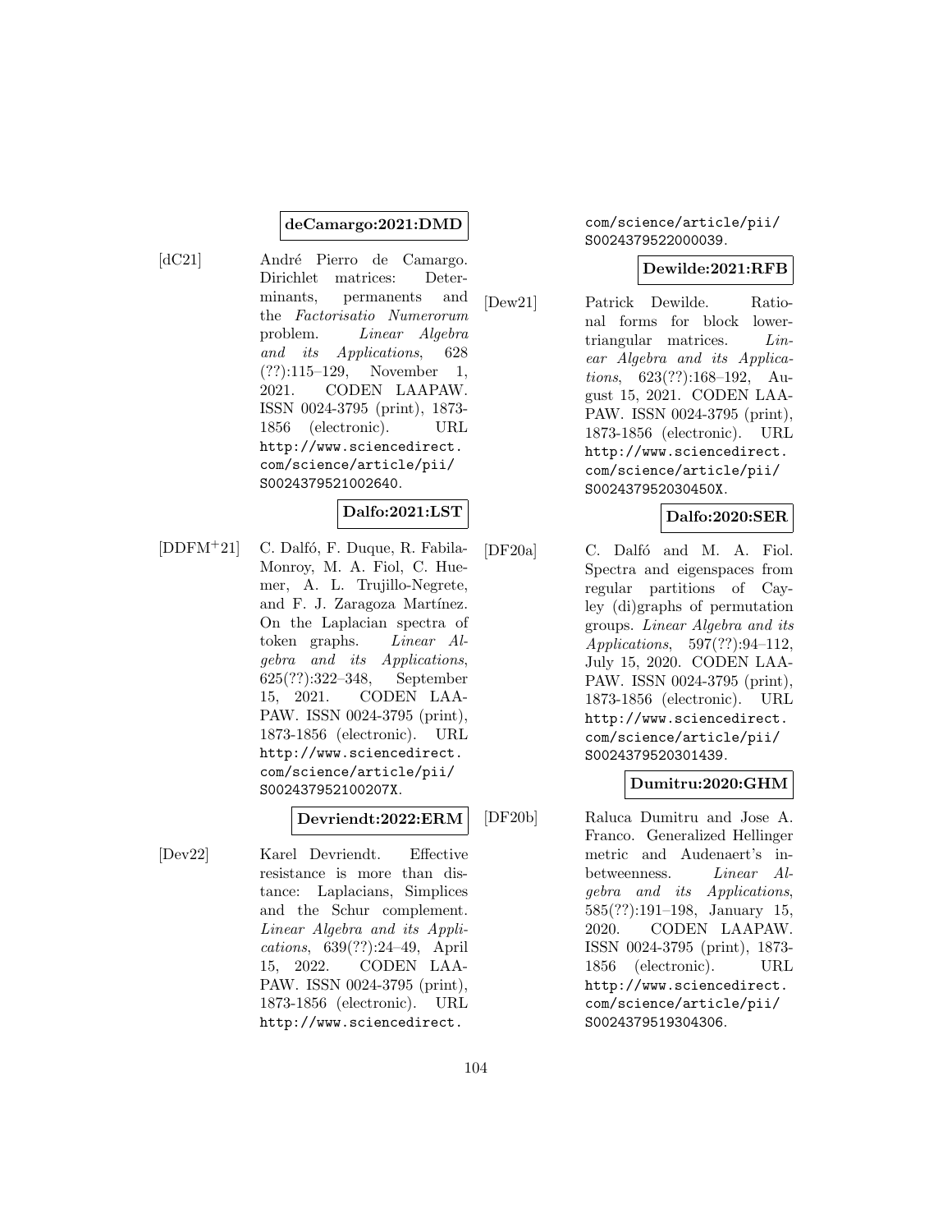**deCamargo:2021:DMD**

[dC21] André Pierro de Camargo. Dirichlet matrices: Determinants, permanents and the *Factorisatio Numerorum* problem. *Linear Algebra and its Applications*, 628 (??):115–129, November 1, 2021. CODEN LAAPAW. ISSN 0024-3795 (print), 1873-1856 (electronic). URL http://www.sciencedirect.com/science/article/pii/S0024379521002640.

**Dalfo:2021:LST**

[DDFM+21] C. Dalfó, F. Duque, R. Fabila-Monroy, M. A. Fiol, C. Huemer, A. L. Trujillo-Negrete, and F. J. Zaragoza Martínez. On the Laplacian spectra of token graphs. *Linear Algebra and its Applications*, 625(??):322–348, September 15, 2021. CODEN LAAPAW. ISSN 0024-3795 (print), 1873-1856 (electronic). URL http://www.sciencedirect.com/science/article/pii/S002437952100207X.

**Devriendt:2022:ERM**

[Dev22] Karel Devriendt. Effective resistance is more than distance: Laplacians, Simplices and the Schur complement. *Linear Algebra and its Applications*, 639(??):24–49, April 15, 2022. CODEN LAAPAW. ISSN 0024-3795 (print), 1873-1856 (electronic). URL http://www.sciencedirect.com/science/article/pii/S0024379522000039.

**Dewilde:2021:RFB**

[Dew21] Patrick Dewilde. Rational forms for block lower-triangular matrices. *Linear Algebra and its Applications*, 623(??):168–192, August 15, 2021. CODEN LAAPAW. ISSN 0024-3795 (print), 1873-1856 (electronic). URL http://www.sciencedirect.com/science/article/pii/S002437952030450X.

**Dalfo:2020:SER**

[DF20a] C. Dalfó and M. A. Fiol. Spectra and eigenspaces from regular partitions of Cayley (di)graphs of permutation groups. *Linear Algebra and its Applications*, 597(??):94–112, July 15, 2020. CODEN LAAPAW. ISSN 0024-3795 (print), 1873-1856 (electronic). URL http://www.sciencedirect.com/science/article/pii/S0024379520301439.

**Dumitru:2020:GHM**

[DF20b] Raluca Dumitru and Jose A. Franco. Generalized Hellinger metric and Audenaert's inbetweenness. *Linear Algebra and its Applications*, 585(??):191–198, January 15, 2020. CODEN LAAPAW. ISSN 0024-3795 (print), 1873-1856 (electronic). URL http://www.sciencedirect.com/science/article/pii/S0024379519304306.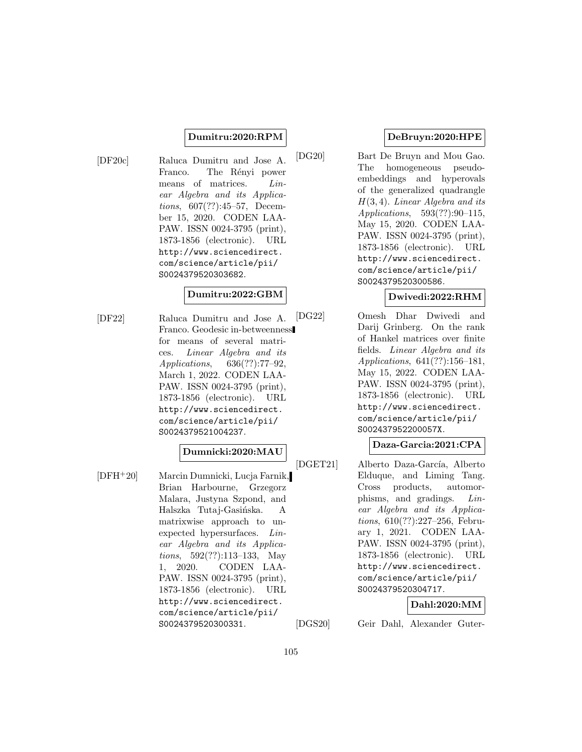**Dumitru:2020:RPM**

[DF20c] Raluca Dumitru and Jose A. Franco. The Rényi power means of matrices. *Linear Algebra and its Applications*, 607(??):45–57, December 15, 2020. CODEN LAAPAW. ISSN 0024-3795 (print), 1873-1856 (electronic). URL http://www.sciencedirect.com/science/article/pii/S0024379520303682.

**Dumitru:2022:GBM**

[DF22] Raluca Dumitru and Jose A. Franco. Geodesic in-betweenness for means of several matrices. *Linear Algebra and its Applications*, 636(??):77–92, March 1, 2022. CODEN LAAPAW. ISSN 0024-3795 (print), 1873-1856 (electronic). URL http://www.sciencedirect.com/science/article/pii/S0024379521004237.

**Dumnicki:2020:MAU**

[DFH+20] Marcin Dumnicki, Lucja Farnik, Brian Harbourne, Grzegorz Malara, Justyna Szpond, and Halszka Tutaj-Gasińska. A matrixwise approach to unexpected hypersurfaces. *Linear Algebra and its Applications*, 592(??):113–133, May 1, 2020. CODEN LAAPAW. ISSN 0024-3795 (print), 1873-1856 (electronic). URL http://www.sciencedirect.com/science/article/pii/S0024379520300331.

**DeBruyn:2020:HPE**

[DG20] Bart De Bruyn and Mou Gao. The homogeneous pseudo-embeddings and hyperovals of the generalized quadrangle $H(3, 4)$. *Linear Algebra and its Applications*, 593(??):90–115, May 15, 2020. CODEN LAAPAW. ISSN 0024-3795 (print), 1873-1856 (electronic). URL http://www.sciencedirect.com/science/article/pii/S0024379520300586.

**Dwivedi:2022:RHM**

[DG22] Omesh Dhar Dwivedi and Darij Grinberg. On the rank of Hankel matrices over finite fields. *Linear Algebra and its Applications*, 641(??):156–181, May 15, 2022. CODEN LAAPAW. ISSN 0024-3795 (print), 1873-1856 (electronic). URL http://www.sciencedirect.com/science/article/pii/S002437952200057X.

**Daza-Garcia:2021:CPA**

[DGET21] Alberto Daza-García, Alberto Elduque, and Liming Tang. Cross products, automorphisms, and gradings. *Linear Algebra and its Applications*, 610(??):227–256, February 1, 2021. CODEN LAAPAW. ISSN 0024-3795 (print), 1873-1856 (electronic). URL http://www.sciencedirect.com/science/article/pii/S0024379520304717.

**Dahl:2020:MM**

[DGS20] Geir Dahl, Alexander Guter-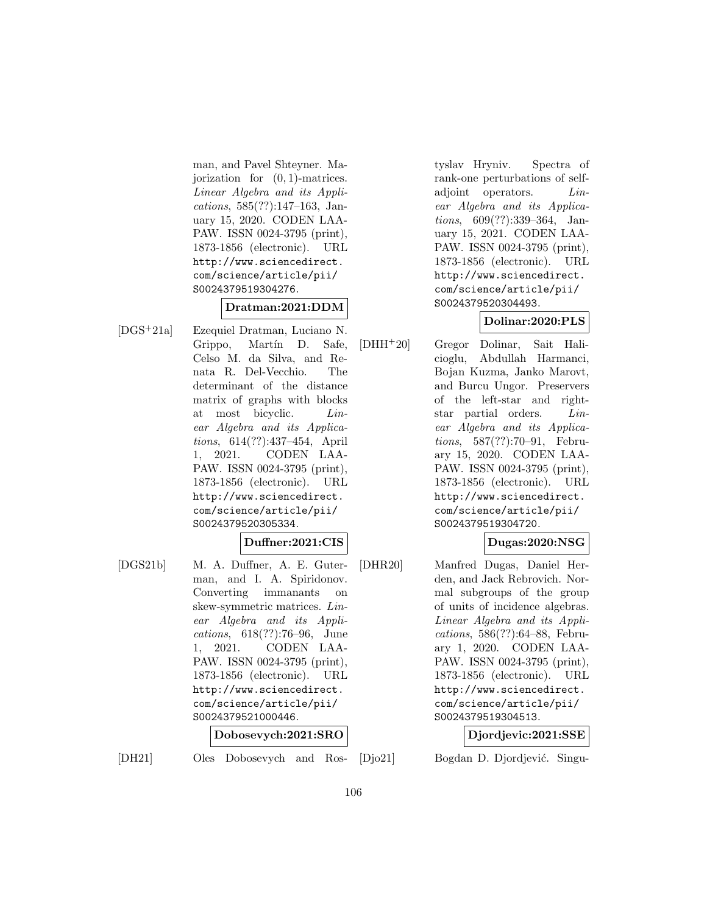man, and Pavel Shteyner. Majorization for $(0,1)$-matrices. *Linear Algebra and its Applications*, 585(??):147–163, January 15, 2020. CODEN LAAPAW. ISSN 0024-3795 (print), 1873-1856 (electronic). URL http://www.sciencedirect.com/science/article/pii/S0024379519304276.

**Dratman:2021:DDM**

[DGS+21a] Ezequiel Dratman, Luciano N. Grippo, Martín D. Safe, Celso M. da Silva, and Renata R. Del-Vecchio. The determinant of the distance matrix of graphs with blocks at most bicyclic. *Linear Algebra and its Applications*, 614(??):437–454, April 1, 2021. CODEN LAAPAW. ISSN 0024-3795 (print), 1873-1856 (electronic). URL http://www.sciencedirect.com/science/article/pii/S0024379520305334.

**Duffner:2021:CIS**

[DGS21b] M. A. Duffner, A. E. Guterman, and I. A. Spiridonov. Converting immanants on skew-symmetric matrices. *Linear Algebra and its Applications*, 618(??):76–96, June 1, 2021. CODEN LAAPAW. ISSN 0024-3795 (print), 1873-1856 (electronic). URL http://www.sciencedirect.com/science/article/pii/S0024379521000446.

**Dobosevych:2021:SRO**

[DH21] Oles Dobosevych and Rostyslav Hryniv. Spectra of rank-one perturbations of self-adjoint operators. *Linear Algebra and its Applications*, 609(??):339–364, January 15, 2021. CODEN LAAPAW. ISSN 0024-3795 (print), 1873-1856 (electronic). URL http://www.sciencedirect.com/science/article/pii/S0024379520304493.

**Dolinar:2020:PLS**

[DHH+20] Gregor Dolinar, Sait Halicioglu, Abdullah Harmanci, Bojan Kuzma, Janko Marovt, and Burcu Ungor. Preservers of the left-star and right-star partial orders. *Linear Algebra and its Applications*, 587(??):70–91, February 15, 2020. CODEN LAAPAW. ISSN 0024-3795 (print), 1873-1856 (electronic). URL http://www.sciencedirect.com/science/article/pii/S0024379519304720.

**Dugas:2020:NSG**

[DHR20] Manfred Dugas, Daniel Herden, and Jack Rebrovich. Normal subgroups of the group of units of incidence algebras. *Linear Algebra and its Applications*, 586(??):64–88, February 1, 2020. CODEN LAAPAW. ISSN 0024-3795 (print), 1873-1856 (electronic). URL http://www.sciencedirect.com/science/article/pii/S0024379519304513.

**Djordjevic:2021:SSE**

[Djo21] Bogdan D. Djordjević. Singu-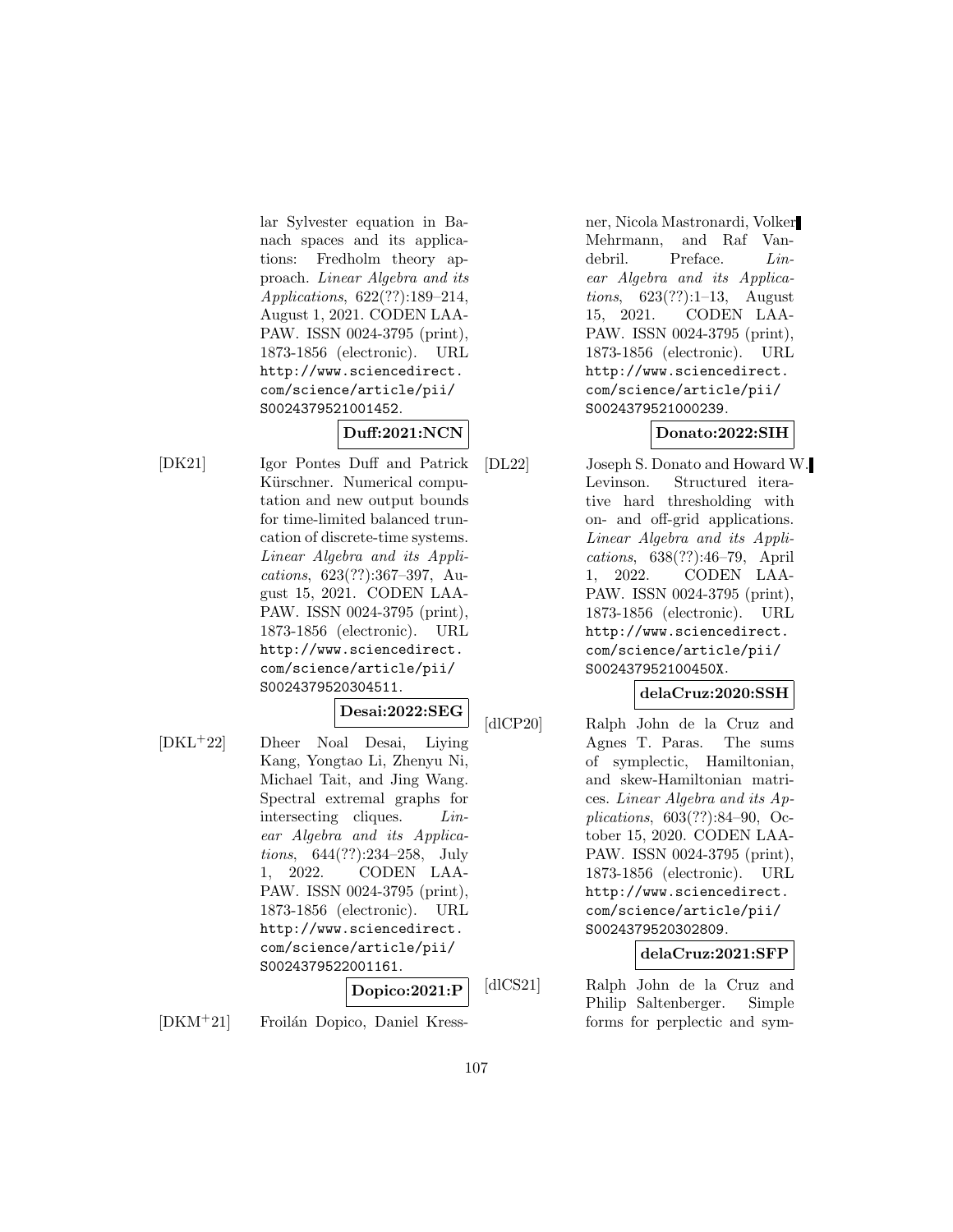lar Sylvester equation in Banach spaces and its applications: Fredholm theory approach. *Linear Algebra and its Applications*, 622(??):189–214, August 1, 2021. CODEN LAAPAW. ISSN 0024-3795 (print), 1873-1856 (electronic). URL http://www.sciencedirect.com/science/article/pii/S0024379521001452.

**Duff:2021:NCN**

[DK21] Igor Pontes Duff and Patrick Kürschner. Numerical computation and new output bounds for time-limited balanced truncation of discrete-time systems. *Linear Algebra and its Applications*, 623(??):367–397, August 15, 2021. CODEN LAAPAW. ISSN 0024-3795 (print), 1873-1856 (electronic). URL http://www.sciencedirect.com/science/article/pii/S0024379520304511.

**Desai:2022:SEG**

[DKL+22] Dheer Noal Desai, Liying Kang, Yongtao Li, Zhenyu Ni, Michael Tait, and Jing Wang. Spectral extremal graphs for intersecting cliques. *Linear Algebra and its Applications*, 644(??):234–258, July 1, 2022. CODEN LAAPAW. ISSN 0024-3795 (print), 1873-1856 (electronic). URL http://www.sciencedirect.com/science/article/pii/S0024379522001161.

**Dopico:2021:P**

[DKM+21] Froilán Dopico, Daniel Kressner, Nicola Mastronardi, Volker Mehrmann, and Raf Vandebril. Preface. *Linear Algebra and its Applications*, 623(??):1–13, August 15, 2021. CODEN LAAPAW. ISSN 0024-3795 (print), 1873-1856 (electronic). URL http://www.sciencedirect.com/science/article/pii/S0024379521000239.

**Donato:2022:SIH**

[DL22] Joseph S. Donato and Howard W. Levinson. Structured iterative hard thresholding with on- and off-grid applications. *Linear Algebra and its Applications*, 638(??):46–79, April 1, 2022. CODEN LAAPAW. ISSN 0024-3795 (print), 1873-1856 (electronic). URL http://www.sciencedirect.com/science/article/pii/S002437952100450X.

**delaCruz:2020:SSH**

[dlCP20] Ralph John de la Cruz and Agnes T. Paras. The sums of symplectic, Hamiltonian, and skew-Hamiltonian matrices. *Linear Algebra and its Applications*, 603(??):84–90, October 15, 2020. CODEN LAAPAW. ISSN 0024-3795 (print), 1873-1856 (electronic). URL http://www.sciencedirect.com/science/article/pii/S0024379520302809.

**delaCruz:2021:SFP**

[dlCS21] Ralph John de la Cruz and Philip Saltenberger. Simple forms for perplectic and sym-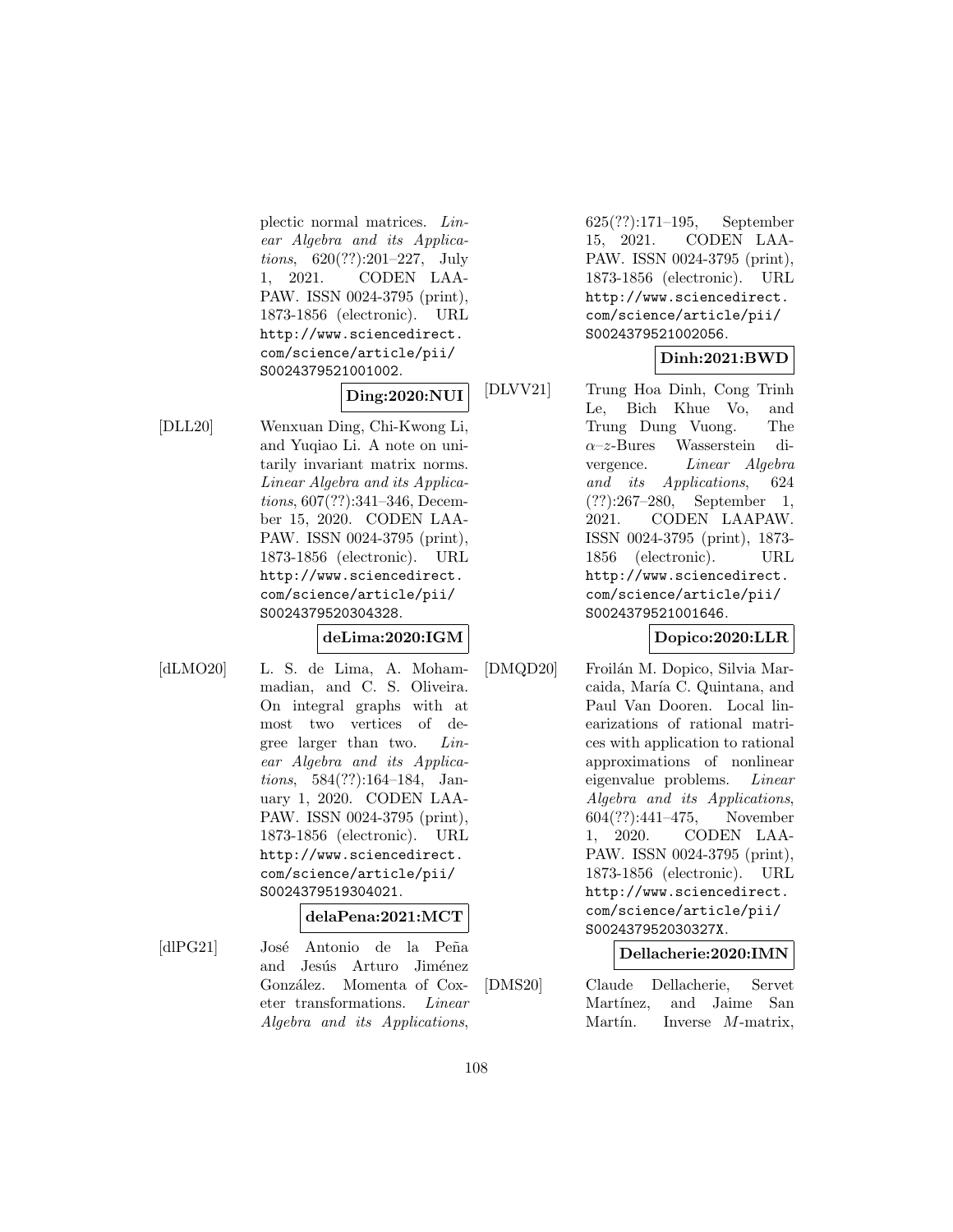plectic normal matrices. *Linear Algebra and its Applications*, 620(??):201–227, July 1, 2021. CODEN LAAPAW. ISSN 0024-3795 (print), 1873-1856 (electronic). URL http://www.sciencedirect.com/science/article/pii/S0024379521001002.

**Ding:2020:NUI**

[DLL20] Wenxuan Ding, Chi-Kwong Li, and Yuqiao Li. A note on unitarily invariant matrix norms. *Linear Algebra and its Applications*, 607(??):341–346, December 15, 2020. CODEN LAAPAW. ISSN 0024-3795 (print), 1873-1856 (electronic). URL http://www.sciencedirect.com/science/article/pii/S0024379520304328.

**deLima:2020:IGM**

[dLMO20] L. S. de Lima, A. Mohammadian, and C. S. Oliveira. On integral graphs with at most two vertices of degree larger than two. *Linear Algebra and its Applications*, 584(??):164–184, January 1, 2020. CODEN LAAPAW. ISSN 0024-3795 (print), 1873-1856 (electronic). URL http://www.sciencedirect.com/science/article/pii/S0024379519304021.

**delaPena:2021:MCT**

[dlPG21] José Antonio de la Peña and Jesús Arturo Jiménez González. Momenta of Coxeter transformations. *Linear Algebra and its Applications*, 625(??):171–195, September 15, 2021. CODEN LAAPAW. ISSN 0024-3795 (print), 1873-1856 (electronic). URL http://www.sciencedirect.com/science/article/pii/S0024379521002056.

**Dinh:2021:BWD**

[DLVV21] Trung Hoa Dinh, Cong Trinh Le, Bich Khue Vo, and Trung Dung Vuong. The $\alpha$–$z$-Bures Wasserstein divergence. *Linear Algebra and its Applications*, 624 (??):267–280, September 1, 2021. CODEN LAAPAW. ISSN 0024-3795 (print), 1873-1856 (electronic). URL http://www.sciencedirect.com/science/article/pii/S0024379521001646.

**Dopico:2020:LLR**

[DMQD20] Froilán M. Dopico, Silvia Marcaida, María C. Quintana, and Paul Van Dooren. Local linearizations of rational matrices with application to rational approximations of nonlinear eigenvalue problems. *Linear Algebra and its Applications*, 604(??):441–475, November 1, 2020. CODEN LAAPAW. ISSN 0024-3795 (print), 1873-1856 (electronic). URL http://www.sciencedirect.com/science/article/pii/S002437952030327X.

**Dellacherie:2020:IMN**

[DMS20] Claude Dellacherie, Servet Martínez, and Jaime San Martín. Inverse $M$-matrix,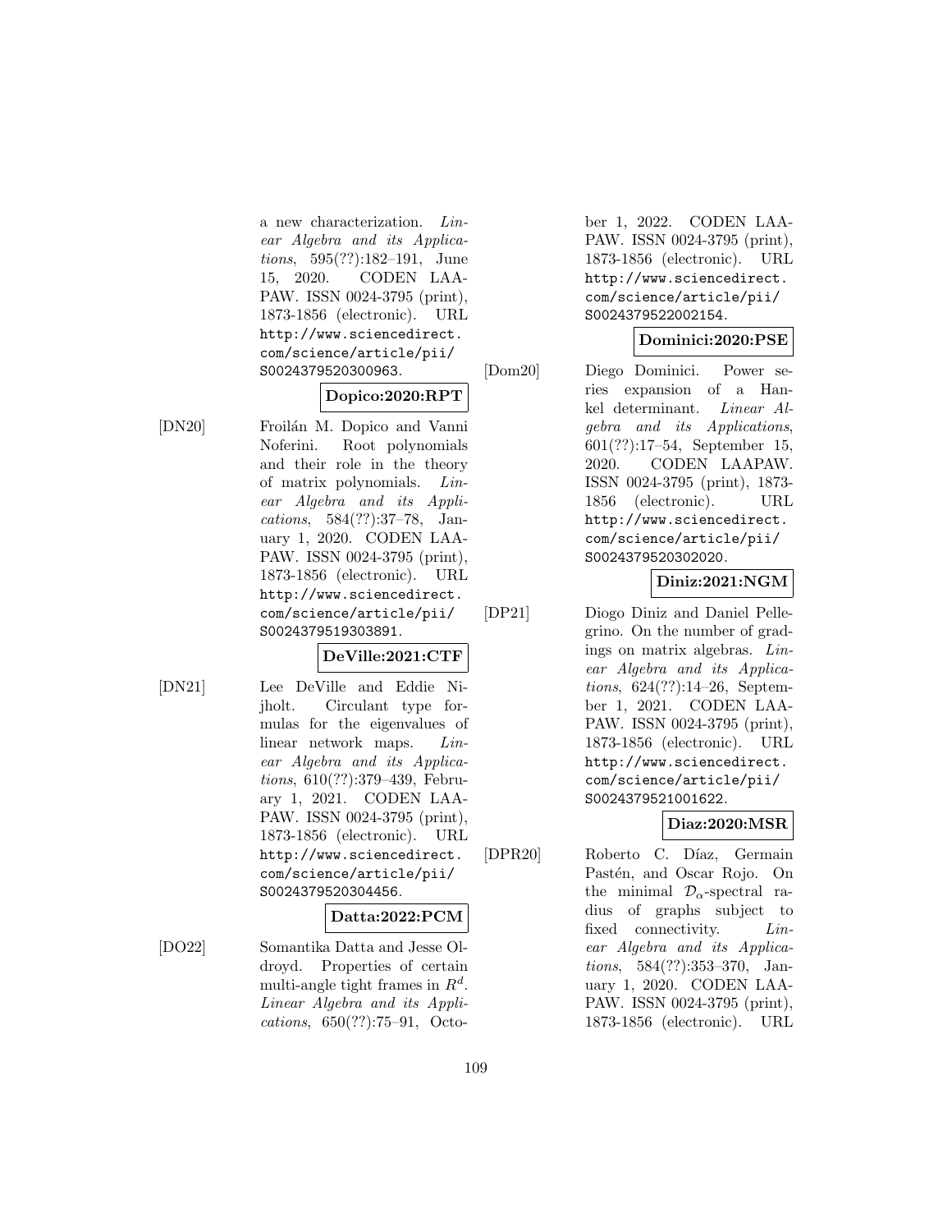a new characterization. *Linear Algebra and its Applications*, 595(??):182–191, June 15, 2020. CODEN LAAPAW. ISSN 0024-3795 (print), 1873-1856 (electronic). URL `http://www.sciencedirect.com/science/article/pii/S0024379520300963`.

**Dopico:2020:RPT**

[DN20] Froilán M. Dopico and Vanni Noferini. Root polynomials and their role in the theory of matrix polynomials. *Linear Algebra and its Applications*, 584(??):37–78, January 1, 2020. CODEN LAAPAW. ISSN 0024-3795 (print), 1873-1856 (electronic). URL `http://www.sciencedirect.com/science/article/pii/S0024379519303891`.

**DeVille:2021:CTF**

[DN21] Lee DeVille and Eddie Nijholt. Circulant type formulas for the eigenvalues of linear network maps. *Linear Algebra and its Applications*, 610(??):379–439, February 1, 2021. CODEN LAAPAW. ISSN 0024-3795 (print), 1873-1856 (electronic). URL `http://www.sciencedirect.com/science/article/pii/S0024379520304456`.

**Datta:2022:PCM**

[DO22] Somantika Datta and Jesse Oldroyd. Properties of certain multi-angle tight frames in $R^d$. *Linear Algebra and its Applications*, 650(??):75–91, October 1, 2022. CODEN LAAPAW. ISSN 0024-3795 (print), 1873-1856 (electronic). URL `http://www.sciencedirect.com/science/article/pii/S0024379522002154`.

**Dominici:2020:PSE**

[Dom20] Diego Dominici. Power series expansion of a Hankel determinant. *Linear Algebra and its Applications*, 601(??):17–54, September 15, 2020. CODEN LAAPAW. ISSN 0024-3795 (print), 1873-1856 (electronic). URL `http://www.sciencedirect.com/science/article/pii/S0024379520302020`.

**Diniz:2021:NGM**

[DP21] Diogo Diniz and Daniel Pellegrino. On the number of gradings on matrix algebras. *Linear Algebra and its Applications*, 624(??):14–26, September 1, 2021. CODEN LAAPAW. ISSN 0024-3795 (print), 1873-1856 (electronic). URL `http://www.sciencedirect.com/science/article/pii/S0024379521001622`.

**Diaz:2020:MSR**

[DPR20] Roberto C. Díaz, Germain Pastén, and Oscar Rojo. On the minimal $\mathcal{D}_\alpha$-spectral radius of graphs subject to fixed connectivity. *Linear Algebra and its Applications*, 584(??):353–370, January 1, 2020. CODEN LAAPAW. ISSN 0024-3795 (print), 1873-1856 (electronic). URL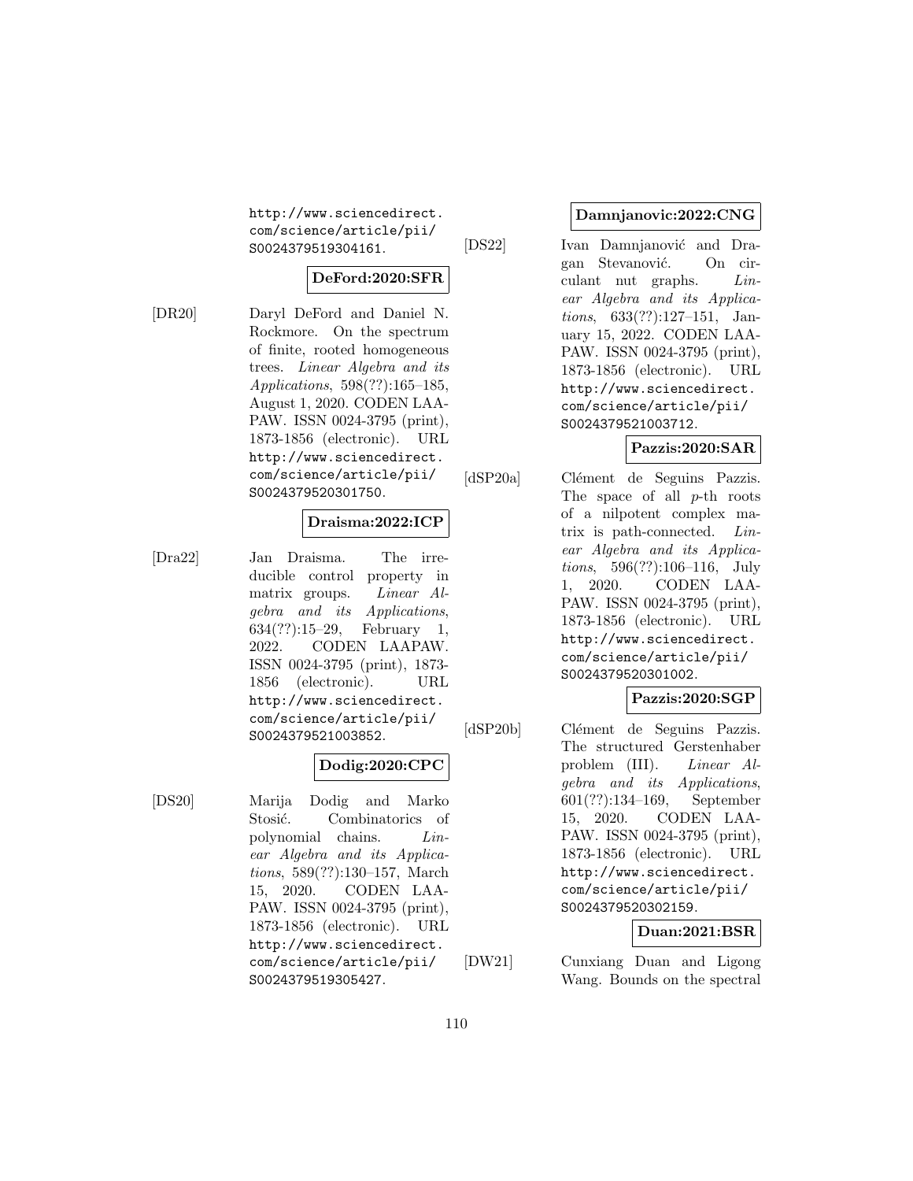http://www.sciencedirect.com/science/article/pii/S0024379519304161.

**DeFord:2020:SFR**

[DR20] Daryl DeFord and Daniel N. Rockmore. On the spectrum of finite, rooted homogeneous trees. *Linear Algebra and its Applications*, 598(??):165–185, August 1, 2020. CODEN LAAPAW. ISSN 0024-3795 (print), 1873-1856 (electronic). URL http://www.sciencedirect.com/science/article/pii/S0024379520301750.

**Draisma:2022:ICP**

[Dra22] Jan Draisma. The irreducible control property in matrix groups. *Linear Algebra and its Applications*, 634(??):15–29, February 1, 2022. CODEN LAAPAW. ISSN 0024-3795 (print), 1873-1856 (electronic). URL http://www.sciencedirect.com/science/article/pii/S0024379521003852.

**Dodig:2020:CPC**

[DS20] Marija Dodig and Marko Stosić. Combinatorics of polynomial chains. *Linear Algebra and its Applications*, 589(??):130–157, March 15, 2020. CODEN LAAPAW. ISSN 0024-3795 (print), 1873-1856 (electronic). URL http://www.sciencedirect.com/science/article/pii/S0024379519305427.

**Damnjanovic:2022:CNG**

[DS22] Ivan Damnjanović and Dragan Stevanović. On circulant nut graphs. *Linear Algebra and its Applications*, 633(??):127–151, January 15, 2022. CODEN LAAPAW. ISSN 0024-3795 (print), 1873-1856 (electronic). URL http://www.sciencedirect.com/science/article/pii/S0024379521003712.

**Pazzis:2020:SAR**

[dSP20a] Clément de Seguins Pazzis. The space of all $p$-th roots of a nilpotent complex matrix is path-connected. *Linear Algebra and its Applications*, 596(??):106–116, July 1, 2020. CODEN LAAPAW. ISSN 0024-3795 (print), 1873-1856 (electronic). URL http://www.sciencedirect.com/science/article/pii/S0024379520301002.

**Pazzis:2020:SGP**

[dSP20b] Clément de Seguins Pazzis. The structured Gerstenhaber problem (III). *Linear Algebra and its Applications*, 601(??):134–169, September 15, 2020. CODEN LAAPAW. ISSN 0024-3795 (print), 1873-1856 (electronic). URL http://www.sciencedirect.com/science/article/pii/S0024379520302159.

**Duan:2021:BSR**

[DW21] Cunxiang Duan and Ligong Wang. Bounds on the spectral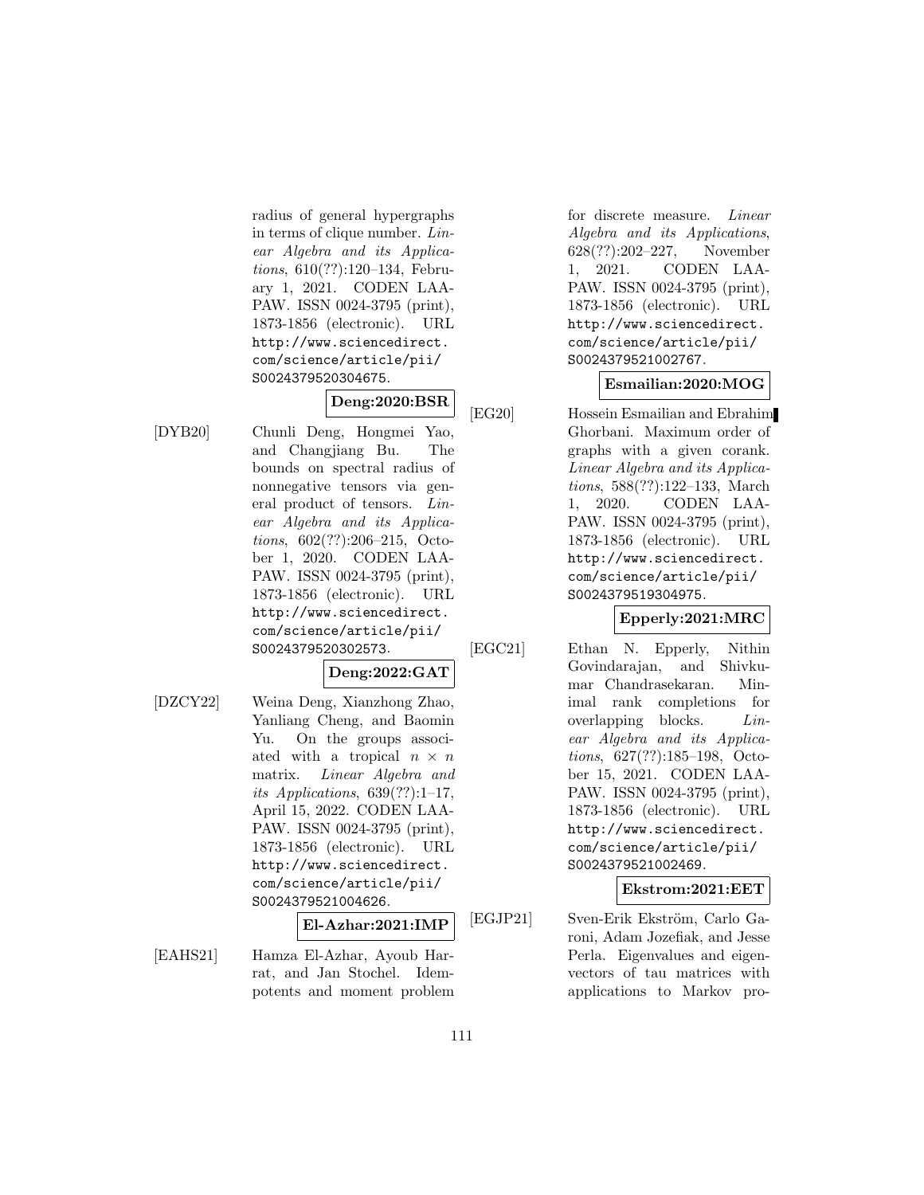radius of general hypergraphs in terms of clique number. *Linear Algebra and its Applications*, 610(??):120–134, February 1, 2021. CODEN LAAPAW. ISSN 0024-3795 (print), 1873-1856 (electronic). URL http://www.sciencedirect.com/science/article/pii/S0024379520304675.

**Deng:2020:BSR**

[DYB20] Chunli Deng, Hongmei Yao, and Changjiang Bu. The bounds on spectral radius of nonnegative tensors via general product of tensors. *Linear Algebra and its Applications*, 602(??):206–215, October 1, 2020. CODEN LAAPAW. ISSN 0024-3795 (print), 1873-1856 (electronic). URL http://www.sciencedirect.com/science/article/pii/S0024379520302573.

**Deng:2022:GAT**

[DZCY22] Weina Deng, Xianzhong Zhao, Yanliang Cheng, and Baomin Yu. On the groups associated with a tropical $n \times n$ matrix. *Linear Algebra and its Applications*, 639(??):1–17, April 15, 2022. CODEN LAAPAW. ISSN 0024-3795 (print), 1873-1856 (electronic). URL http://www.sciencedirect.com/science/article/pii/S0024379521004626.

**El-Azhar:2021:IMP**

[EAHS21] Hamza El-Azhar, Ayoub Harrat, and Jan Stochel. Idempotents and moment problem for discrete measure. *Linear Algebra and its Applications*, 628(??):202–227, November 1, 2021. CODEN LAAPAW. ISSN 0024-3795 (print), 1873-1856 (electronic). URL http://www.sciencedirect.com/science/article/pii/S0024379521002767.

**Esmailian:2020:MOG**

[EG20] Hossein Esmailian and Ebrahim Ghorbani. Maximum order of graphs with a given corank. *Linear Algebra and its Applications*, 588(??):122–133, March 1, 2020. CODEN LAAPAW. ISSN 0024-3795 (print), 1873-1856 (electronic). URL http://www.sciencedirect.com/science/article/pii/S0024379519304975.

**Epperly:2021:MRC**

[EGC21] Ethan N. Epperly, Nithin Govindarajan, and Shivkumar Chandrasekaran. Minimal rank completions for overlapping blocks. *Linear Algebra and its Applications*, 627(??):185–198, October 15, 2021. CODEN LAAPAW. ISSN 0024-3795 (print), 1873-1856 (electronic). URL http://www.sciencedirect.com/science/article/pii/S0024379521002469.

**Ekstrom:2021:EET**

[EGJP21] Sven-Erik Ekström, Carlo Garoni, Adam Jozefiak, and Jesse Perla. Eigenvalues and eigenvectors of tau matrices with applications to Markov pro-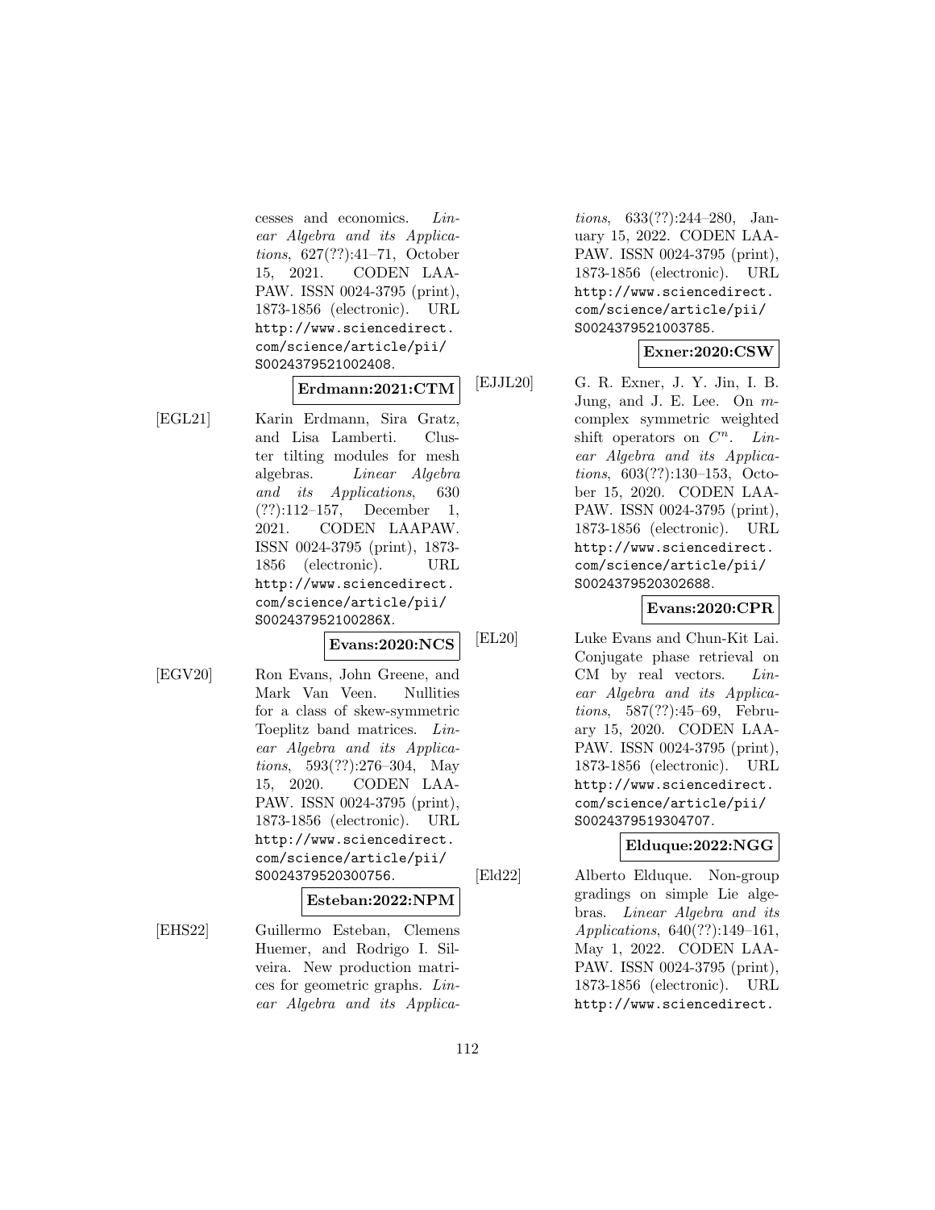cesses and economics. *Linear Algebra and its Applications*, 627(??):41–71, October 15, 2021. CODEN LAAPAW. ISSN 0024-3795 (print), 1873-1856 (electronic). URL http://www.sciencedirect.com/science/article/pii/S0024379521002408.

**Erdmann:2021:CTM**

[EGL21] Karin Erdmann, Sira Gratz, and Lisa Lamberti. Cluster tilting modules for mesh algebras. *Linear Algebra and its Applications*, 630 (??):112–157, December 1, 2021. CODEN LAAPAW. ISSN 0024-3795 (print), 1873-1856 (electronic). URL http://www.sciencedirect.com/science/article/pii/S002437952100286X.

**Evans:2020:NCS**

[EGV20] Ron Evans, John Greene, and Mark Van Veen. Nullities for a class of skew-symmetric Toeplitz band matrices. *Linear Algebra and its Applications*, 593(??):276–304, May 15, 2020. CODEN LAAPAW. ISSN 0024-3795 (print), 1873-1856 (electronic). URL http://www.sciencedirect.com/science/article/pii/S0024379520300756.

**Esteban:2022:NPM**

[EHS22] Guillermo Esteban, Clemens Huemer, and Rodrigo I. Silveira. New production matrices for geometric graphs. *Linear Algebra and its Applications*, 633(??):244–280, January 15, 2022. CODEN LAAPAW. ISSN 0024-3795 (print), 1873-1856 (electronic). URL http://www.sciencedirect.com/science/article/pii/S0024379521003785.

**Exner:2020:CSW**

[EJJL20] G. R. Exner, J. Y. Jin, I. B. Jung, and J. E. Lee. On $m$-complex symmetric weighted shift operators on $C^n$. *Linear Algebra and its Applications*, 603(??):130–153, October 15, 2020. CODEN LAAPAW. ISSN 0024-3795 (print), 1873-1856 (electronic). URL http://www.sciencedirect.com/science/article/pii/S0024379520302688.

**Evans:2020:CPR**

[EL20] Luke Evans and Chun-Kit Lai. Conjugate phase retrieval on CM by real vectors. *Linear Algebra and its Applications*, 587(??):45–69, February 15, 2020. CODEN LAAPAW. ISSN 0024-3795 (print), 1873-1856 (electronic). URL http://www.sciencedirect.com/science/article/pii/S0024379519304707.

**Elduque:2022:NGG**

[Eld22] Alberto Elduque. Non-group gradings on simple Lie algebras. *Linear Algebra and its Applications*, 640(??):149–161, May 1, 2022. CODEN LAAPAW. ISSN 0024-3795 (print), 1873-1856 (electronic). URL http://www.sciencedirect.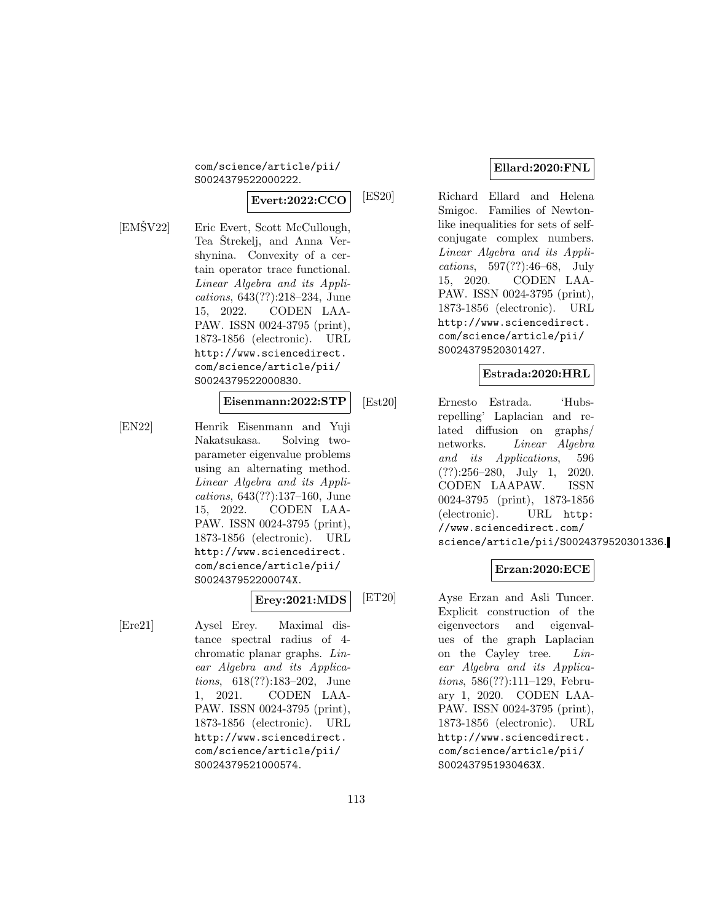com/science/article/pii/S0024379522000222.

**Evert:2022:CCO**

[EMŠV22] Eric Evert, Scott McCullough, Tea Štrekelj, and Anna Vershynina. Convexity of a certain operator trace functional. *Linear Algebra and its Applications*, 643(??):218–234, June 15, 2022. CODEN LAAPAW. ISSN 0024-3795 (print), 1873-1856 (electronic). URL http://www.sciencedirect.com/science/article/pii/S0024379522000830.

**Eisenmann:2022:STP**

[EN22] Henrik Eisenmann and Yuji Nakatsukasa. Solving two-parameter eigenvalue problems using an alternating method. *Linear Algebra and its Applications*, 643(??):137–160, June 15, 2022. CODEN LAAPAW. ISSN 0024-3795 (print), 1873-1856 (electronic). URL http://www.sciencedirect.com/science/article/pii/S002437952200074X.

**Erey:2021:MDS**

[Ere21] Aysel Erey. Maximal distance spectral radius of 4-chromatic planar graphs. *Linear Algebra and its Applications*, 618(??):183–202, June 1, 2021. CODEN LAAPAW. ISSN 0024-3795 (print), 1873-1856 (electronic). URL http://www.sciencedirect.com/science/article/pii/S0024379521000574.

**Ellard:2020:FNL**

[ES20] Richard Ellard and Helena Smigoc. Families of Newton-like inequalities for sets of self-conjugate complex numbers. *Linear Algebra and its Applications*, 597(??):46–68, July 15, 2020. CODEN LAAPAW. ISSN 0024-3795 (print), 1873-1856 (electronic). URL http://www.sciencedirect.com/science/article/pii/S0024379520301427.

**Estrada:2020:HRL**

[Est20] Ernesto Estrada. 'Hubs-repelling' Laplacian and related diffusion on graphs/networks. *Linear Algebra and its Applications*, 596 (??):256–280, July 1, 2020. CODEN LAAPAW. ISSN 0024-3795 (print), 1873-1856 (electronic). URL http://www.sciencedirect.com/science/article/pii/S0024379520301336.

**Erzan:2020:ECE**

[ET20] Ayse Erzan and Asli Tuncer. Explicit construction of the eigenvectors and eigenvalues of the graph Laplacian on the Cayley tree. *Linear Algebra and its Applications*, 586(??):111–129, February 1, 2020. CODEN LAAPAW. ISSN 0024-3795 (print), 1873-1856 (electronic). URL http://www.sciencedirect.com/science/article/pii/S002437951930463X.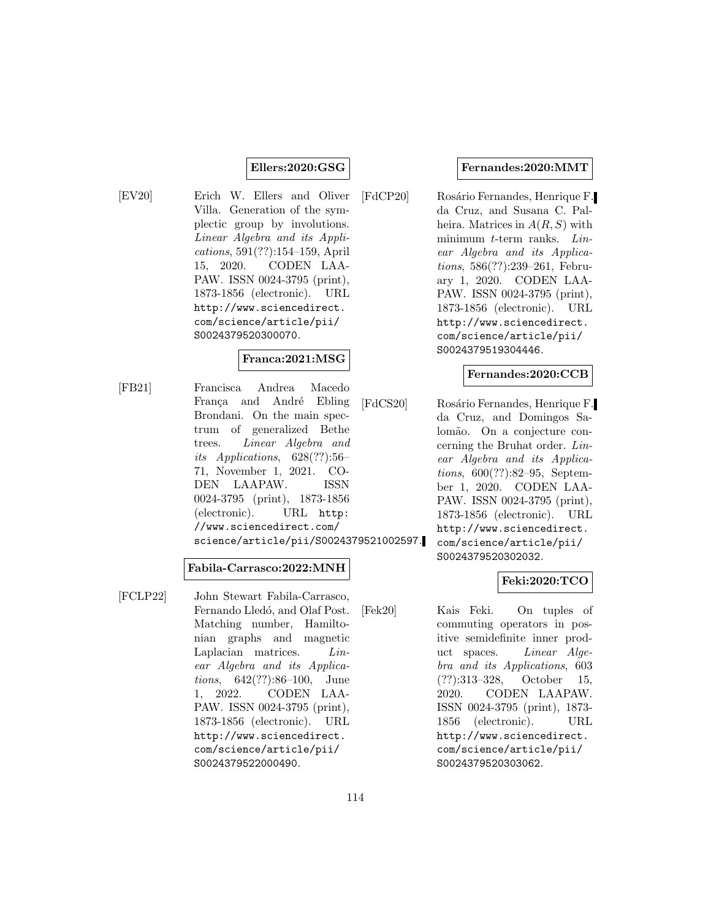**Ellers:2020:GSG**

[EV20] Erich W. Ellers and Oliver Villa. Generation of the symplectic group by involutions. *Linear Algebra and its Applications*, 591(??):154–159, April 15, 2020. CODEN LAAPAW. ISSN 0024-3795 (print), 1873-1856 (electronic). URL http://www.sciencedirect.com/science/article/pii/S0024379520300070.

**Franca:2021:MSG**

[FB21] Francisca Andrea Macedo França and André Ebling Brondani. On the main spectrum of generalized Bethe trees. *Linear Algebra and its Applications*, 628(??):56–71, November 1, 2021. CODEN LAAPAW. ISSN 0024-3795 (print), 1873-1856 (electronic). URL http://www.sciencedirect.com/science/article/pii/S0024379521002597.

**Fabila-Carrasco:2022:MNH**

[FCLP22] John Stewart Fabila-Carrasco, Fernando Lledó, and Olaf Post. Matching number, Hamiltonian graphs and magnetic Laplacian matrices. *Linear Algebra and its Applications*, 642(??):86–100, June 1, 2022. CODEN LAAPAW. ISSN 0024-3795 (print), 1873-1856 (electronic). URL http://www.sciencedirect.com/science/article/pii/S0024379522000490.

**Fernandes:2020:MMT**

[FdCP20] Rosário Fernandes, Henrique F. da Cruz, and Susana C. Palheira. Matrices in $A(R, S)$ with minimum $t$-term ranks. *Linear Algebra and its Applications*, 586(??):239–261, February 1, 2020. CODEN LAAPAW. ISSN 0024-3795 (print), 1873-1856 (electronic). URL http://www.sciencedirect.com/science/article/pii/S0024379519304446.

**Fernandes:2020:CCB**

[FdCS20] Rosário Fernandes, Henrique F. da Cruz, and Domingos Salomão. On a conjecture concerning the Bruhat order. *Linear Algebra and its Applications*, 600(??):82–95, September 1, 2020. CODEN LAAPAW. ISSN 0024-3795 (print), 1873-1856 (electronic). URL http://www.sciencedirect.com/science/article/pii/S0024379520302032.

**Feki:2020:TCO**

[Fek20] Kais Feki. On tuples of commuting operators in positive semidefinite inner product spaces. *Linear Algebra and its Applications*, 603 (??):313–328, October 15, 2020. CODEN LAAPAW. ISSN 0024-3795 (print), 1873-1856 (electronic). URL http://www.sciencedirect.com/science/article/pii/S0024379520303062.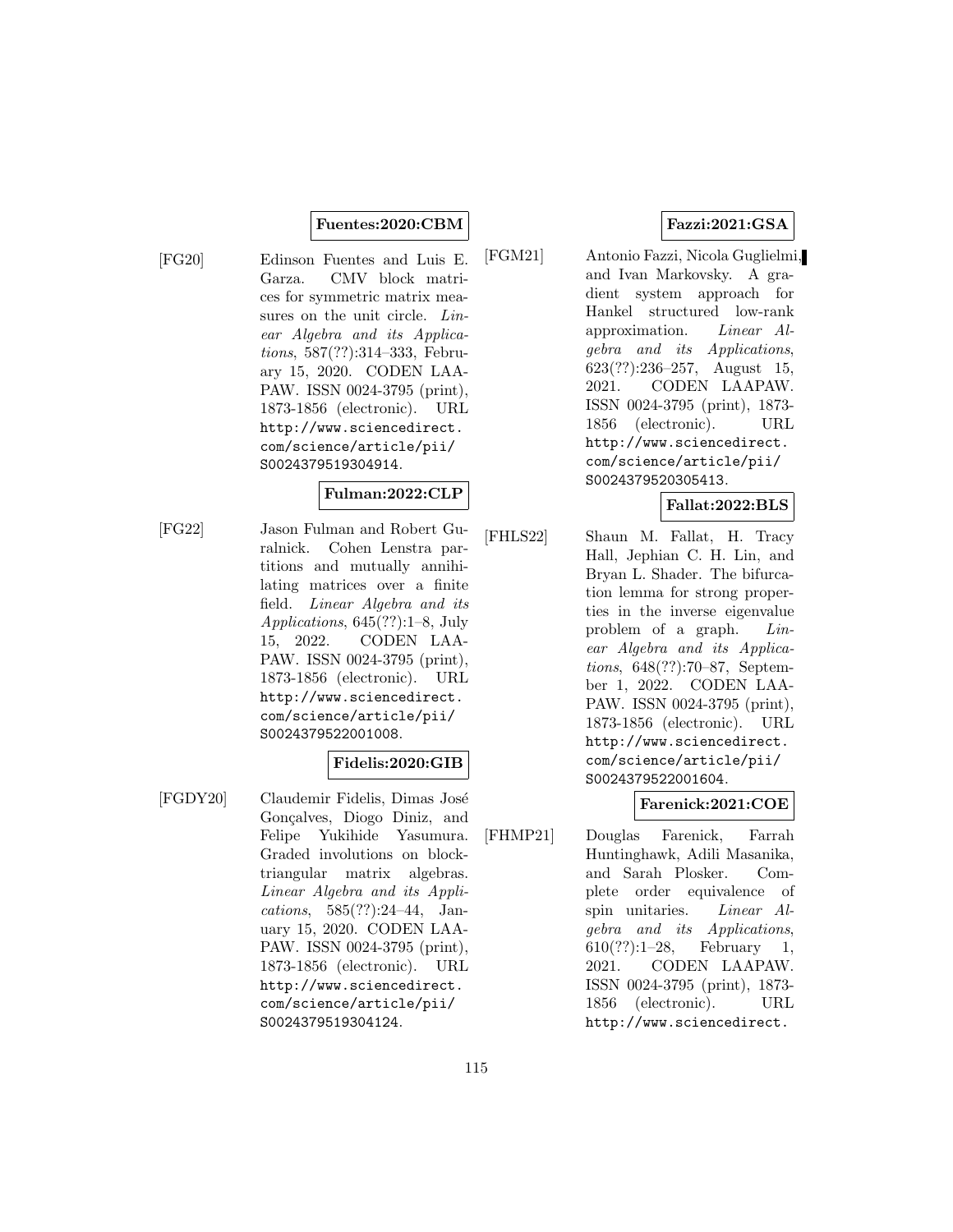**Fuentes:2020:CBM**

[FG20] Edinson Fuentes and Luis E. Garza. CMV block matrices for symmetric matrix measures on the unit circle. *Linear Algebra and its Applications*, 587(??):314–333, February 15, 2020. CODEN LAAPAW. ISSN 0024-3795 (print), 1873-1856 (electronic). URL http://www.sciencedirect.com/science/article/pii/S0024379519304914.

**Fulman:2022:CLP**

[FG22] Jason Fulman and Robert Guralnick. Cohen Lenstra partitions and mutually annihilating matrices over a finite field. *Linear Algebra and its Applications*, 645(??):1–8, July 15, 2022. CODEN LAAPAW. ISSN 0024-3795 (print), 1873-1856 (electronic). URL http://www.sciencedirect.com/science/article/pii/S0024379522001008.

**Fidelis:2020:GIB**

[FGDY20] Claudemir Fidelis, Dimas José Gonçalves, Diogo Diniz, and Felipe Yukihide Yasumura. Graded involutions on block-triangular matrix algebras. *Linear Algebra and its Applications*, 585(??):24–44, January 15, 2020. CODEN LAAPAW. ISSN 0024-3795 (print), 1873-1856 (electronic). URL http://www.sciencedirect.com/science/article/pii/S0024379519304124.

**Fazzi:2021:GSA**

[FGM21] Antonio Fazzi, Nicola Guglielmi, and Ivan Markovsky. A gradient system approach for Hankel structured low-rank approximation. *Linear Algebra and its Applications*, 623(??):236–257, August 15, 2021. CODEN LAAPAW. ISSN 0024-3795 (print), 1873-1856 (electronic). URL http://www.sciencedirect.com/science/article/pii/S0024379520305413.

**Fallat:2022:BLS**

[FHLS22] Shaun M. Fallat, H. Tracy Hall, Jephian C. H. Lin, and Bryan L. Shader. The bifurcation lemma for strong properties in the inverse eigenvalue problem of a graph. *Linear Algebra and its Applications*, 648(??):70–87, September 1, 2022. CODEN LAAPAW. ISSN 0024-3795 (print), 1873-1856 (electronic). URL http://www.sciencedirect.com/science/article/pii/S0024379522001604.

**Farenick:2021:COE**

[FHMP21] Douglas Farenick, Farrah Huntinghawk, Adili Masanika, and Sarah Plosker. Complete order equivalence of spin unitaries. *Linear Algebra and its Applications*, 610(??):1–28, February 1, 2021. CODEN LAAPAW. ISSN 0024-3795 (print), 1873-1856 (electronic). URL http://www.sciencedirect.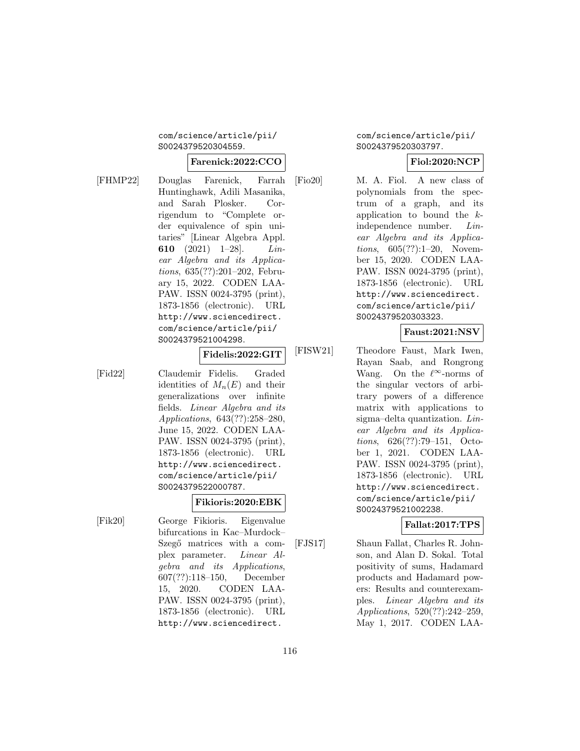com/science/article/pii/S0024379520304559.

**Farenick:2022:CCO**

[FHMP22] Douglas Farenick, Farrah Huntinghawk, Adili Masanika, and Sarah Plosker. Corrigendum to "Complete order equivalence of spin unitaries" [Linear Algebra Appl. **610** (2021) 1–28]. *Linear Algebra and its Applications*, 635(??):201–202, February 15, 2022. CODEN LAAPAW. ISSN 0024-3795 (print), 1873-1856 (electronic). URL http://www.sciencedirect.com/science/article/pii/S0024379521004298.

**Fidelis:2022:GIT**

[Fid22] Claudemir Fidelis. Graded identities of $M_n(E)$ and their generalizations over infinite fields. *Linear Algebra and its Applications*, 643(??):258–280, June 15, 2022. CODEN LAAPAW. ISSN 0024-3795 (print), 1873-1856 (electronic). URL http://www.sciencedirect.com/science/article/pii/S0024379522000787.

**Fikioris:2020:EBK**

[Fik20] George Fikioris. Eigenvalue bifurcations in Kac–Murdock–Szegő matrices with a complex parameter. *Linear Algebra and its Applications*, 607(??):118–150, December 15, 2020. CODEN LAAPAW. ISSN 0024-3795 (print), 1873-1856 (electronic). URL http://www.sciencedirect.com/science/article/pii/S0024379520303797.

**Fiol:2020:NCP**

[Fio20] M. A. Fiol. A new class of polynomials from the spectrum of a graph, and its application to bound the $k$-independence number. *Linear Algebra and its Applications*, 605(??):1–20, November 15, 2020. CODEN LAAPAW. ISSN 0024-3795 (print), 1873-1856 (electronic). URL http://www.sciencedirect.com/science/article/pii/S0024379520303323.

**Faust:2021:NSV**

[FISW21] Theodore Faust, Mark Iwen, Rayan Saab, and Rongrong Wang. On the $\ell^\infty$-norms of the singular vectors of arbitrary powers of a difference matrix with applications to sigma–delta quantization. *Linear Algebra and its Applications*, 626(??):79–151, October 1, 2021. CODEN LAAPAW. ISSN 0024-3795 (print), 1873-1856 (electronic). URL http://www.sciencedirect.com/science/article/pii/S0024379521002238.

**Fallat:2017:TPS**

[FJS17] Shaun Fallat, Charles R. Johnson, and Alan D. Sokal. Total positivity of sums, Hadamard products and Hadamard powers: Results and counterexamples. *Linear Algebra and its Applications*, 520(??):242–259, May 1, 2017. CODEN LAA-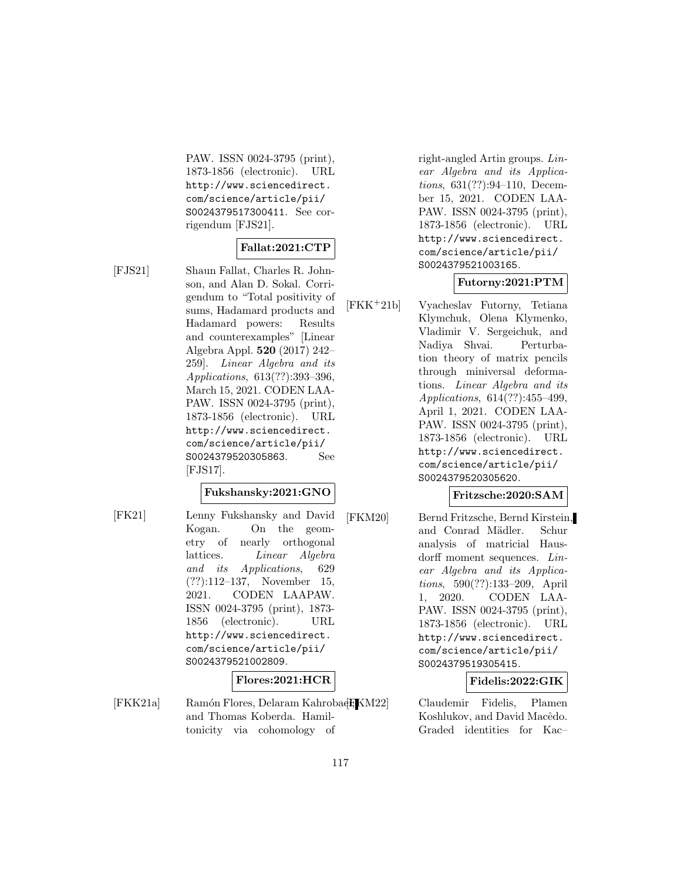PAW. ISSN 0024-3795 (print), 1873-1856 (electronic). URL http://www.sciencedirect.com/science/article/pii/S0024379517300411. See corrigendum [FJS21].

**Fallat:2021:CTP**

[FJS21] Shaun Fallat, Charles R. Johnson, and Alan D. Sokal. Corrigendum to "Total positivity of sums, Hadamard products and Hadamard powers: Results and counterexamples" [Linear Algebra Appl. **520** (2017) 242–259]. *Linear Algebra and its Applications*, 613(??):393–396, March 15, 2021. CODEN LAAPAW. ISSN 0024-3795 (print), 1873-1856 (electronic). URL http://www.sciencedirect.com/science/article/pii/S0024379520305863. See [FJS17].

**Fukshansky:2021:GNO**

[FK21] Lenny Fukshansky and David Kogan. On the geometry of nearly orthogonal lattices. *Linear Algebra and its Applications*, 629 (??):112–137, November 15, 2021. CODEN LAAPAW. ISSN 0024-3795 (print), 1873-1856 (electronic). URL http://www.sciencedirect.com/science/article/pii/S0024379521002809.

**Flores:2021:HCR**

[FKK21a] Ramón Flores, Delaram Kahrobaei, and Thomas Koberda. Hamiltonicity via cohomology of right-angled Artin groups. *Linear Algebra and its Applications*, 631(??):94–110, December 15, 2021. CODEN LAAPAW. ISSN 0024-3795 (print), 1873-1856 (electronic). URL http://www.sciencedirect.com/science/article/pii/S0024379521003165.

**Futorny:2021:PTM**

[FKK+21b] Vyacheslav Futorny, Tetiana Klymchuk, Olena Klymenko, Vladimir V. Sergeichuk, and Nadiya Shvai. Perturbation theory of matrix pencils through miniversal deformations. *Linear Algebra and its Applications*, 614(??):455–499, April 1, 2021. CODEN LAAPAW. ISSN 0024-3795 (print), 1873-1856 (electronic). URL http://www.sciencedirect.com/science/article/pii/S0024379520305620.

**Fritzsche:2020:SAM**

[FKM20] Bernd Fritzsche, Bernd Kirstein, and Conrad Mädler. Schur analysis of matricial Hausdorff moment sequences. *Linear Algebra and its Applications*, 590(??):133–209, April 1, 2020. CODEN LAAPAW. ISSN 0024-3795 (print), 1873-1856 (electronic). URL http://www.sciencedirect.com/science/article/pii/S0024379519305415.

**Fidelis:2022:GIK**

[FKM22] Claudemir Fidelis, Plamen Koshlukov, and David Macêdo. Graded identities for Kac–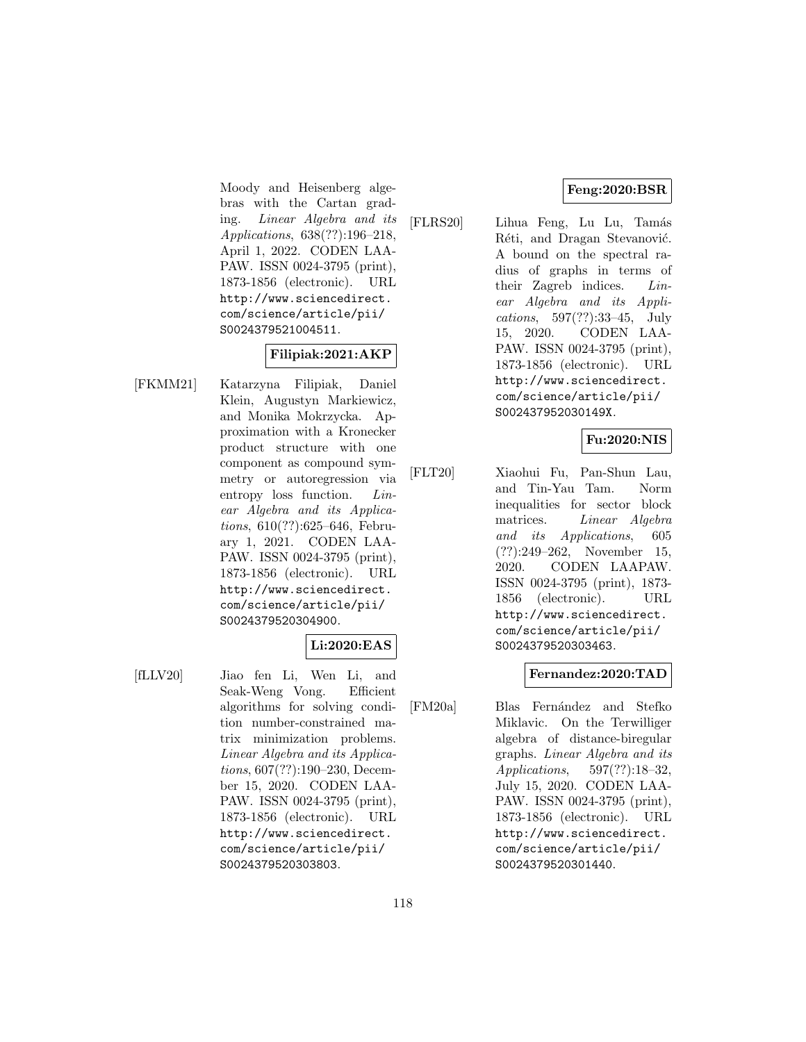Moody and Heisenberg algebras with the Cartan grading. *Linear Algebra and its Applications*, 638(??):196–218, April 1, 2022. CODEN LAAPAW. ISSN 0024-3795 (print), 1873-1856 (electronic). URL http://www.sciencedirect.com/science/article/pii/S0024379521004511.

**Filipiak:2021:AKP**

[FKMM21] Katarzyna Filipiak, Daniel Klein, Augustyn Markiewicz, and Monika Mokrzycka. Approximation with a Kronecker product structure with one component as compound symmetry or autoregression via entropy loss function. *Linear Algebra and its Applications*, 610(??):625–646, February 1, 2021. CODEN LAAPAW. ISSN 0024-3795 (print), 1873-1856 (electronic). URL http://www.sciencedirect.com/science/article/pii/S0024379520304900.

**Li:2020:EAS**

[fLLV20] Jiao fen Li, Wen Li, and Seak-Weng Vong. Efficient algorithms for solving condition number-constrained matrix minimization problems. *Linear Algebra and its Applications*, 607(??):190–230, December 15, 2020. CODEN LAAPAW. ISSN 0024-3795 (print), 1873-1856 (electronic). URL http://www.sciencedirect.com/science/article/pii/S0024379520303803.

**Feng:2020:BSR**

[FLRS20] Lihua Feng, Lu Lu, Tamás Réti, and Dragan Stevanović. A bound on the spectral radius of graphs in terms of their Zagreb indices. *Linear Algebra and its Applications*, 597(??):33–45, July 15, 2020. CODEN LAAPAW. ISSN 0024-3795 (print), 1873-1856 (electronic). URL http://www.sciencedirect.com/science/article/pii/S002437952030149X.

**Fu:2020:NIS**

[FLT20] Xiaohui Fu, Pan-Shun Lau, and Tin-Yau Tam. Norm inequalities for sector block matrices. *Linear Algebra and its Applications*, 605 (??):249–262, November 15, 2020. CODEN LAAPAW. ISSN 0024-3795 (print), 1873-1856 (electronic). URL http://www.sciencedirect.com/science/article/pii/S0024379520303463.

**Fernandez:2020:TAD**

[FM20a] Blas Fernández and Stefko Miklavic. On the Terwilliger algebra of distance-biregular graphs. *Linear Algebra and its Applications*, 597(??):18–32, July 15, 2020. CODEN LAAPAW. ISSN 0024-3795 (print), 1873-1856 (electronic). URL http://www.sciencedirect.com/science/article/pii/S0024379520301440.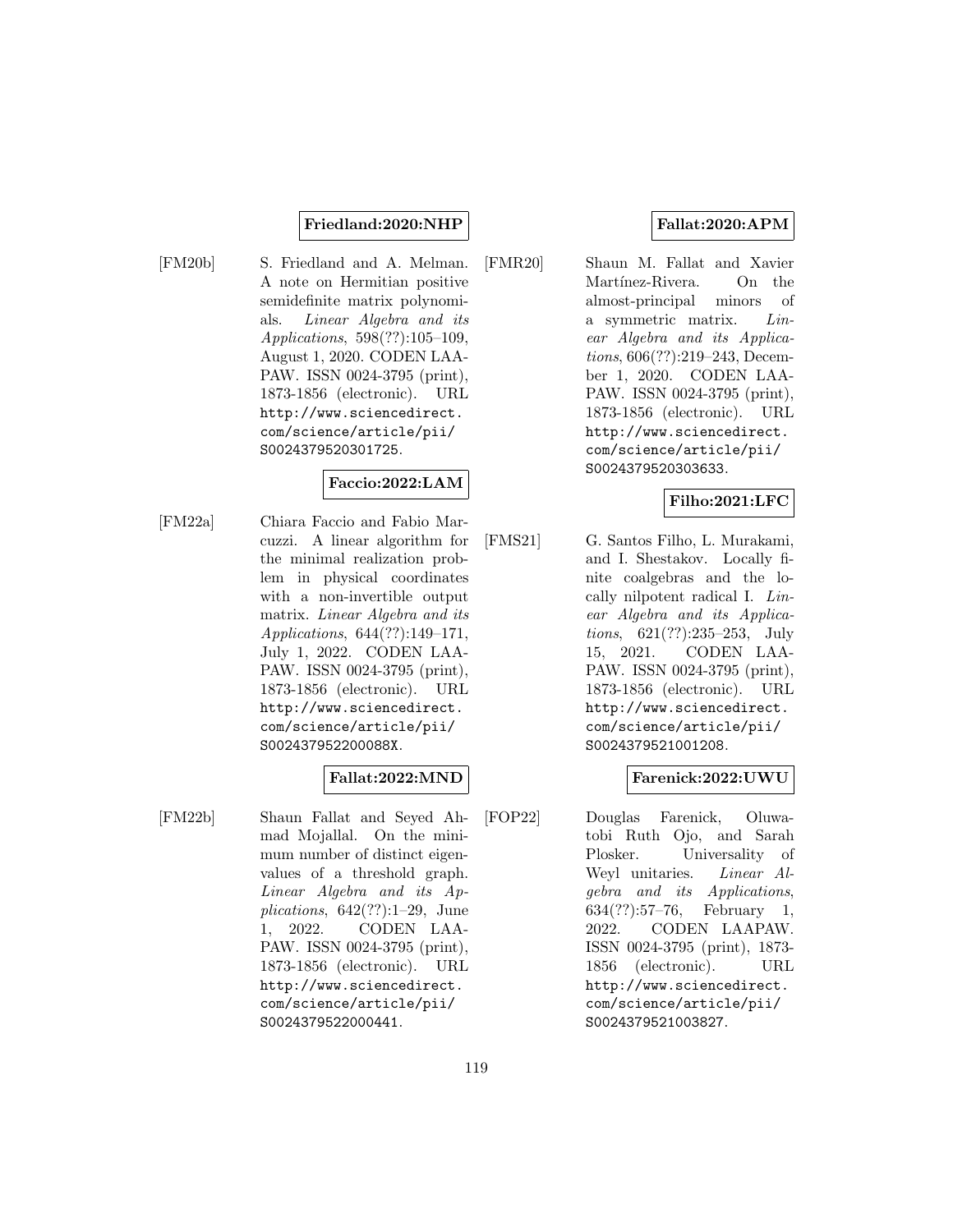**Friedland:2020:NHP**

[FM20b] S. Friedland and A. Melman. A note on Hermitian positive semidefinite matrix polynomials. *Linear Algebra and its Applications*, 598(??):105–109, August 1, 2020. CODEN LAAPAW. ISSN 0024-3795 (print), 1873-1856 (electronic). URL http://www.sciencedirect.com/science/article/pii/S0024379520301725.

**Faccio:2022:LAM**

[FM22a] Chiara Faccio and Fabio Marcuzzi. A linear algorithm for the minimal realization problem in physical coordinates with a non-invertible output matrix. *Linear Algebra and its Applications*, 644(??):149–171, July 1, 2022. CODEN LAAPAW. ISSN 0024-3795 (print), 1873-1856 (electronic). URL http://www.sciencedirect.com/science/article/pii/S002437952200088X.

**Fallat:2022:MND**

[FM22b] Shaun Fallat and Seyed Ahmad Mojallal. On the minimum number of distinct eigenvalues of a threshold graph. *Linear Algebra and its Applications*, 642(??):1–29, June 1, 2022. CODEN LAAPAW. ISSN 0024-3795 (print), 1873-1856 (electronic). URL http://www.sciencedirect.com/science/article/pii/S0024379522000441.

**Fallat:2020:APM**

[FMR20] Shaun M. Fallat and Xavier Martínez-Rivera. On the almost-principal minors of a symmetric matrix. *Linear Algebra and its Applications*, 606(??):219–243, December 1, 2020. CODEN LAAPAW. ISSN 0024-3795 (print), 1873-1856 (electronic). URL http://www.sciencedirect.com/science/article/pii/S0024379520303633.

**Filho:2021:LFC**

[FMS21] G. Santos Filho, L. Murakami, and I. Shestakov. Locally finite coalgebras and the locally nilpotent radical I. *Linear Algebra and its Applications*, 621(??):235–253, July 15, 2021. CODEN LAAPAW. ISSN 0024-3795 (print), 1873-1856 (electronic). URL http://www.sciencedirect.com/science/article/pii/S0024379521001208.

**Farenick:2022:UWU**

[FOP22] Douglas Farenick, Oluwatobi Ruth Ojo, and Sarah Plosker. Universality of Weyl unitaries. *Linear Algebra and its Applications*, 634(??):57–76, February 1, 2022. CODEN LAAPAW. ISSN 0024-3795 (print), 1873-1856 (electronic). URL http://www.sciencedirect.com/science/article/pii/S0024379521003827.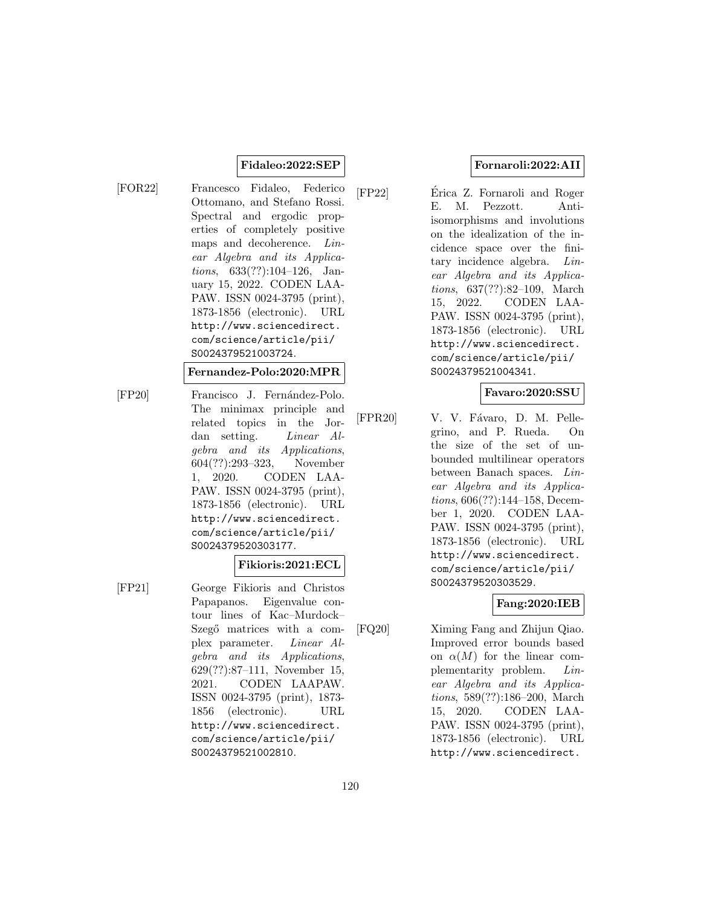**Fidaleo:2022:SEP**

[FOR22] Francesco Fidaleo, Federico Ottomano, and Stefano Rossi. Spectral and ergodic properties of completely positive maps and decoherence. *Linear Algebra and its Applications*, 633(??):104–126, January 15, 2022. CODEN LAAPAW. ISSN 0024-3795 (print), 1873-1856 (electronic). URL `http://www.sciencedirect.com/science/article/pii/S0024379521003724`.

**Fernandez-Polo:2020:MPR**

[FP20] Francisco J. Fernández-Polo. The minimax principle and related topics in the Jordan setting. *Linear Algebra and its Applications*, 604(??):293–323, November 1, 2020. CODEN LAAPAW. ISSN 0024-3795 (print), 1873-1856 (electronic). URL `http://www.sciencedirect.com/science/article/pii/S0024379520303177`.

**Fikioris:2021:ECL**

[FP21] George Fikioris and Christos Papapanos. Eigenvalue contour lines of Kac–Murdock–Szegő matrices with a complex parameter. *Linear Algebra and its Applications*, 629(??):87–111, November 15, 2021. CODEN LAAPAW. ISSN 0024-3795 (print), 1873-1856 (electronic). URL `http://www.sciencedirect.com/science/article/pii/S0024379521002810`.

**Fornaroli:2022:AII**

[FP22] Érica Z. Fornaroli and Roger E. M. Pezzott. Anti-isomorphisms and involutions on the idealization of the incidence space over the finitary incidence algebra. *Linear Algebra and its Applications*, 637(??):82–109, March 15, 2022. CODEN LAAPAW. ISSN 0024-3795 (print), 1873-1856 (electronic). URL `http://www.sciencedirect.com/science/article/pii/S0024379521004341`.

**Favaro:2020:SSU**

[FPR20] V. V. Fávaro, D. M. Pellegrino, and P. Rueda. On the size of the set of unbounded multilinear operators between Banach spaces. *Linear Algebra and its Applications*, 606(??):144–158, December 1, 2020. CODEN LAAPAW. ISSN 0024-3795 (print), 1873-1856 (electronic). URL `http://www.sciencedirect.com/science/article/pii/S0024379520303529`.

**Fang:2020:IEB**

[FQ20] Ximing Fang and Zhijun Qiao. Improved error bounds based on $\alpha(M)$ for the linear complementarity problem. *Linear Algebra and its Applications*, 589(??):186–200, March 15, 2020. CODEN LAAPAW. ISSN 0024-3795 (print), 1873-1856 (electronic). URL `http://www.sciencedirect.`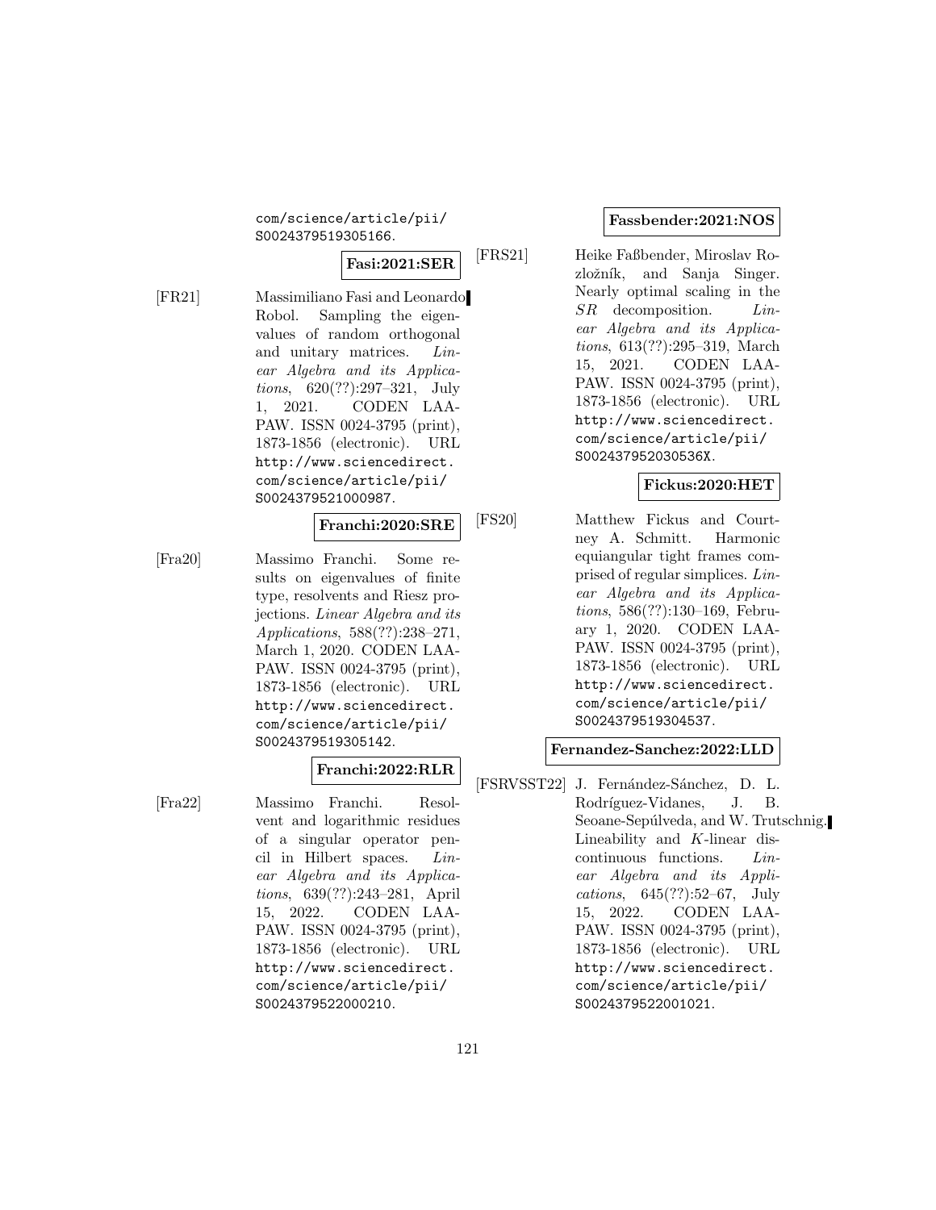com/science/article/pii/S0024379519305166.

**Fasi:2021:SER**

[FR21] Massimiliano Fasi and Leonardo Robol. Sampling the eigenvalues of random orthogonal and unitary matrices. *Linear Algebra and its Applications*, 620(??):297–321, July 1, 2021. CODEN LAAPAW. ISSN 0024-3795 (print), 1873-1856 (electronic). URL http://www.sciencedirect.com/science/article/pii/S0024379521000987.

**Franchi:2020:SRE**

[Fra20] Massimo Franchi. Some results on eigenvalues of finite type, resolvents and Riesz projections. *Linear Algebra and its Applications*, 588(??):238–271, March 1, 2020. CODEN LAAPAW. ISSN 0024-3795 (print), 1873-1856 (electronic). URL http://www.sciencedirect.com/science/article/pii/S0024379519305142.

**Franchi:2022:RLR**

[Fra22] Massimo Franchi. Resolvent and logarithmic residues of a singular operator pencil in Hilbert spaces. *Linear Algebra and its Applications*, 639(??):243–281, April 15, 2022. CODEN LAAPAW. ISSN 0024-3795 (print), 1873-1856 (electronic). URL http://www.sciencedirect.com/science/article/pii/S0024379522000210.

**Fassbender:2021:NOS**

[FRS21] Heike Faßbender, Miroslav Rozložník, and Sanja Singer. Nearly optimal scaling in the $SR$ decomposition. *Linear Algebra and its Applications*, 613(??):295–319, March 15, 2021. CODEN LAAPAW. ISSN 0024-3795 (print), 1873-1856 (electronic). URL http://www.sciencedirect.com/science/article/pii/S002437952030536X.

**Fickus:2020:HET**

[FS20] Matthew Fickus and Courtney A. Schmitt. Harmonic equiangular tight frames comprised of regular simplices. *Linear Algebra and its Applications*, 586(??):130–169, February 1, 2020. CODEN LAAPAW. ISSN 0024-3795 (print), 1873-1856 (electronic). URL http://www.sciencedirect.com/science/article/pii/S0024379519304537.

**Fernandez-Sanchez:2022:LLD**

[FSRVSST22] J. Fernández-Sánchez, D. L. Rodríguez-Vidanes, J. B. Seoane-Sepúlveda, and W. Trutschnig. Lineability and $K$-linear discontinuous functions. *Linear Algebra and its Applications*, 645(??):52–67, July 15, 2022. CODEN LAAPAW. ISSN 0024-3795 (print), 1873-1856 (electronic). URL http://www.sciencedirect.com/science/article/pii/S0024379522001021.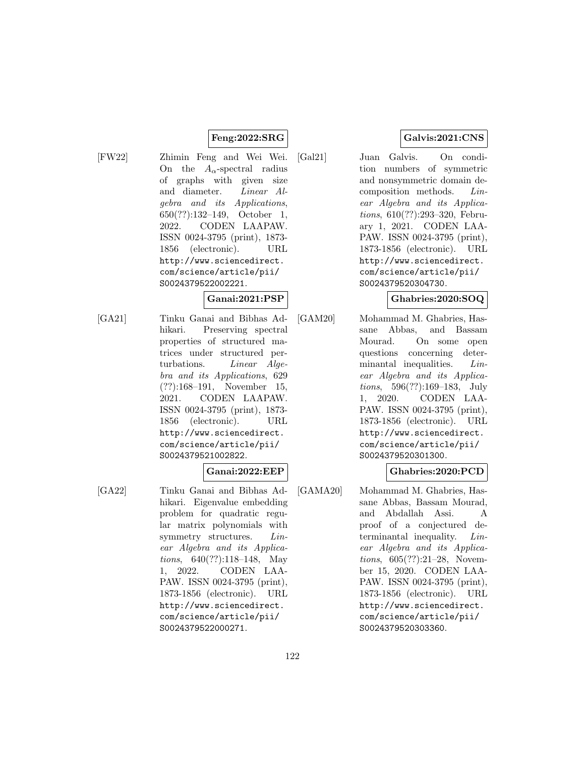**Feng:2022:SRG**

[FW22] Zhimin Feng and Wei Wei. On the $A_\alpha$-spectral radius of graphs with given size and diameter. *Linear Algebra and its Applications*, 650(??):132–149, October 1, 2022. CODEN LAAPAW. ISSN 0024-3795 (print), 1873-1856 (electronic). URL http://www.sciencedirect.com/science/article/pii/S0024379522002221.

**Ganai:2021:PSP**

[GA21] Tinku Ganai and Bibhas Adhikari. Preserving spectral properties of structured matrices under structured perturbations. *Linear Algebra and its Applications*, 629 (??):168–191, November 15, 2021. CODEN LAAPAW. ISSN 0024-3795 (print), 1873-1856 (electronic). URL http://www.sciencedirect.com/science/article/pii/S0024379521002822.

**Ganai:2022:EEP**

[GA22] Tinku Ganai and Bibhas Adhikari. Eigenvalue embedding problem for quadratic regular matrix polynomials with symmetry structures. *Linear Algebra and its Applications*, 640(??):118–148, May 1, 2022. CODEN LAAPAW. ISSN 0024-3795 (print), 1873-1856 (electronic). URL http://www.sciencedirect.com/science/article/pii/S0024379522000271.

**Galvis:2021:CNS**

[Gal21] Juan Galvis. On condition numbers of symmetric and nonsymmetric domain decomposition methods. *Linear Algebra and its Applications*, 610(??):293–320, February 1, 2021. CODEN LAAPAW. ISSN 0024-3795 (print), 1873-1856 (electronic). URL http://www.sciencedirect.com/science/article/pii/S0024379520304730.

**Ghabries:2020:SOQ**

[GAM20] Mohammad M. Ghabries, Hassane Abbas, and Bassam Mourad. On some open questions concerning determinantal inequalities. *Linear Algebra and its Applications*, 596(??):169–183, July 1, 2020. CODEN LAAPAW. ISSN 0024-3795 (print), 1873-1856 (electronic). URL http://www.sciencedirect.com/science/article/pii/S0024379520301300.

**Ghabries:2020:PCD**

[GAMA20] Mohammad M. Ghabries, Hassane Abbas, Bassam Mourad, and Abdallah Assi. A proof of a conjectured determinantal inequality. *Linear Algebra and its Applications*, 605(??):21–28, November 15, 2020. CODEN LAAPAW. ISSN 0024-3795 (print), 1873-1856 (electronic). URL http://www.sciencedirect.com/science/article/pii/S0024379520303360.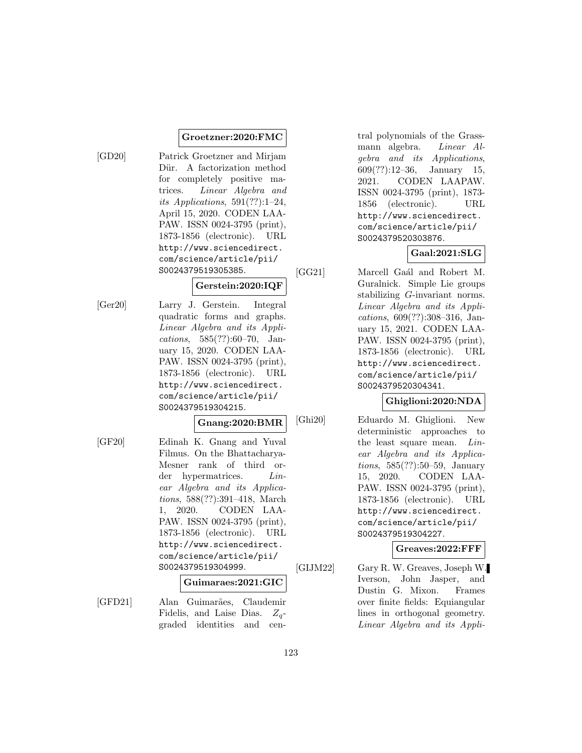**Groetzner:2020:FMC**

[GD20] Patrick Groetzner and Mirjam Dür. A factorization method for completely positive matrices. *Linear Algebra and its Applications*, 591(??):1–24, April 15, 2020. CODEN LAAPAW. ISSN 0024-3795 (print), 1873-1856 (electronic). URL http://www.sciencedirect.com/science/article/pii/S0024379519305385.

**Gerstein:2020:IQF**

[Ger20] Larry J. Gerstein. Integral quadratic forms and graphs. *Linear Algebra and its Applications*, 585(??):60–70, January 15, 2020. CODEN LAAPAW. ISSN 0024-3795 (print), 1873-1856 (electronic). URL http://www.sciencedirect.com/science/article/pii/S0024379519304215.

**Gnang:2020:BMR**

[GF20] Edinah K. Gnang and Yuval Filmus. On the Bhattacharya-Mesner rank of third order hypermatrices. *Linear Algebra and its Applications*, 588(??):391–418, March 1, 2020. CODEN LAAPAW. ISSN 0024-3795 (print), 1873-1856 (electronic). URL http://www.sciencedirect.com/science/article/pii/S0024379519304999.

**Guimaraes:2021:GIC**

[GFD21] Alan Guimarães, Claudemir Fidelis, and Laise Dias. $Z_q$-graded identities and central polynomials of the Grassmann algebra. *Linear Algebra and its Applications*, 609(??):12–36, January 15, 2021. CODEN LAAPAW. ISSN 0024-3795 (print), 1873-1856 (electronic). URL http://www.sciencedirect.com/science/article/pii/S0024379520303876.

**Gaal:2021:SLG**

[GG21] Marcell Gaál and Robert M. Guralnick. Simple Lie groups stabilizing $G$-invariant norms. *Linear Algebra and its Applications*, 609(??):308–316, January 15, 2021. CODEN LAAPAW. ISSN 0024-3795 (print), 1873-1856 (electronic). URL http://www.sciencedirect.com/science/article/pii/S0024379520304341.

**Ghiglioni:2020:NDA**

[Ghi20] Eduardo M. Ghiglioni. New deterministic approaches to the least square mean. *Linear Algebra and its Applications*, 585(??):50–59, January 15, 2020. CODEN LAAPAW. ISSN 0024-3795 (print), 1873-1856 (electronic). URL http://www.sciencedirect.com/science/article/pii/S0024379519304227.

**Greaves:2022:FFF**

[GIJM22] Gary R. W. Greaves, Joseph W. Iverson, John Jasper, and Dustin G. Mixon. Frames over finite fields: Equiangular lines in orthogonal geometry. *Linear Algebra and its Appli-*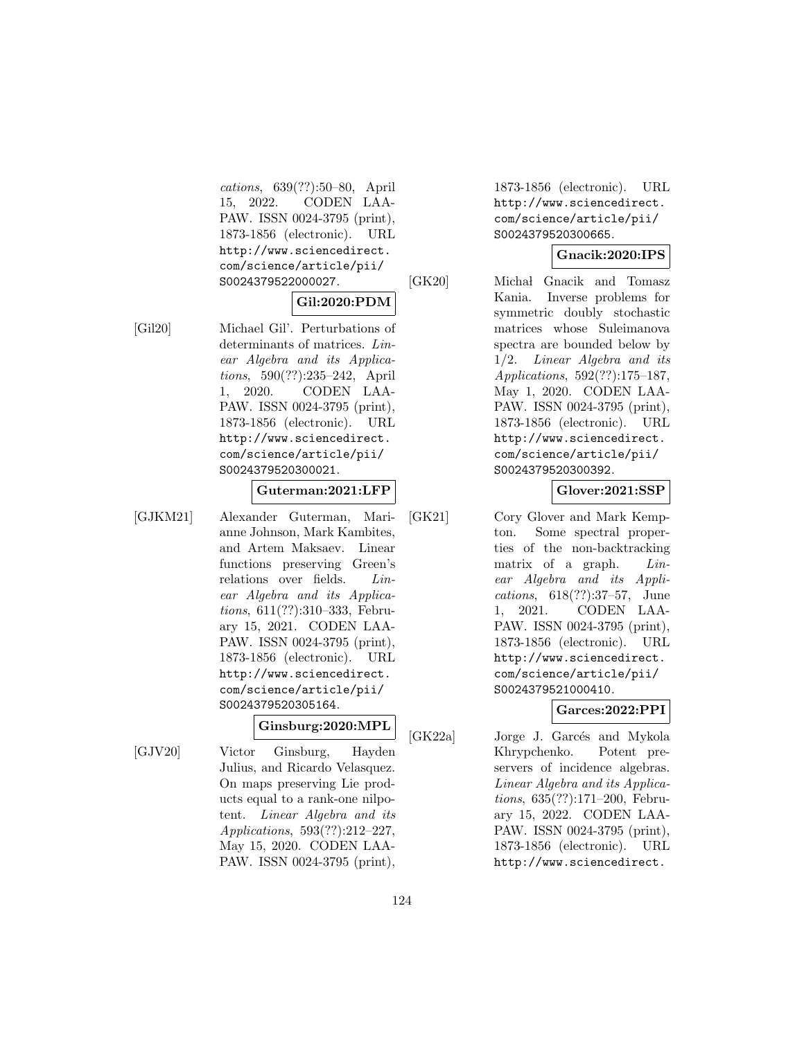*cations*, 639(??):50–80, April 15, 2022. CODEN LAAPAW. ISSN 0024-3795 (print), 1873-1856 (electronic). URL http://www.sciencedirect.com/science/article/pii/S0024379522000027.

**Gil:2020:PDM**

[Gil20] Michael Gil'. Perturbations of determinants of matrices. *Linear Algebra and its Applications*, 590(??):235–242, April 1, 2020. CODEN LAAPAW. ISSN 0024-3795 (print), 1873-1856 (electronic). URL http://www.sciencedirect.com/science/article/pii/S0024379520300021.

**Guterman:2021:LFP**

[GJKM21] Alexander Guterman, Marianne Johnson, Mark Kambites, and Artem Maksaev. Linear functions preserving Green's relations over fields. *Linear Algebra and its Applications*, 611(??):310–333, February 15, 2021. CODEN LAAPAW. ISSN 0024-3795 (print), 1873-1856 (electronic). URL http://www.sciencedirect.com/science/article/pii/S0024379520305164.

**Ginsburg:2020:MPL**

[GJV20] Victor Ginsburg, Hayden Julius, and Ricardo Velasquez. On maps preserving Lie products equal to a rank-one nilpotent. *Linear Algebra and its Applications*, 593(??):212–227, May 15, 2020. CODEN LAAPAW. ISSN 0024-3795 (print), 1873-1856 (electronic). URL http://www.sciencedirect.com/science/article/pii/S0024379520300665.

**Gnacik:2020:IPS**

[GK20] Michał Gnacik and Tomasz Kania. Inverse problems for symmetric doubly stochastic matrices whose Suleimanova spectra are bounded below by 1/2. *Linear Algebra and its Applications*, 592(??):175–187, May 1, 2020. CODEN LAAPAW. ISSN 0024-3795 (print), 1873-1856 (electronic). URL http://www.sciencedirect.com/science/article/pii/S0024379520300392.

**Glover:2021:SSP**

[GK21] Cory Glover and Mark Kempton. Some spectral properties of the non-backtracking matrix of a graph. *Linear Algebra and its Applications*, 618(??):37–57, June 1, 2021. CODEN LAAPAW. ISSN 0024-3795 (print), 1873-1856 (electronic). URL http://www.sciencedirect.com/science/article/pii/S0024379521000410.

**Garces:2022:PPI**

[GK22a] Jorge J. Garcés and Mykola Khrypchenko. Potent preservers of incidence algebras. *Linear Algebra and its Applications*, 635(??):171–200, February 15, 2022. CODEN LAAPAW. ISSN 0024-3795 (print), 1873-1856 (electronic). URL http://www.sciencedirect.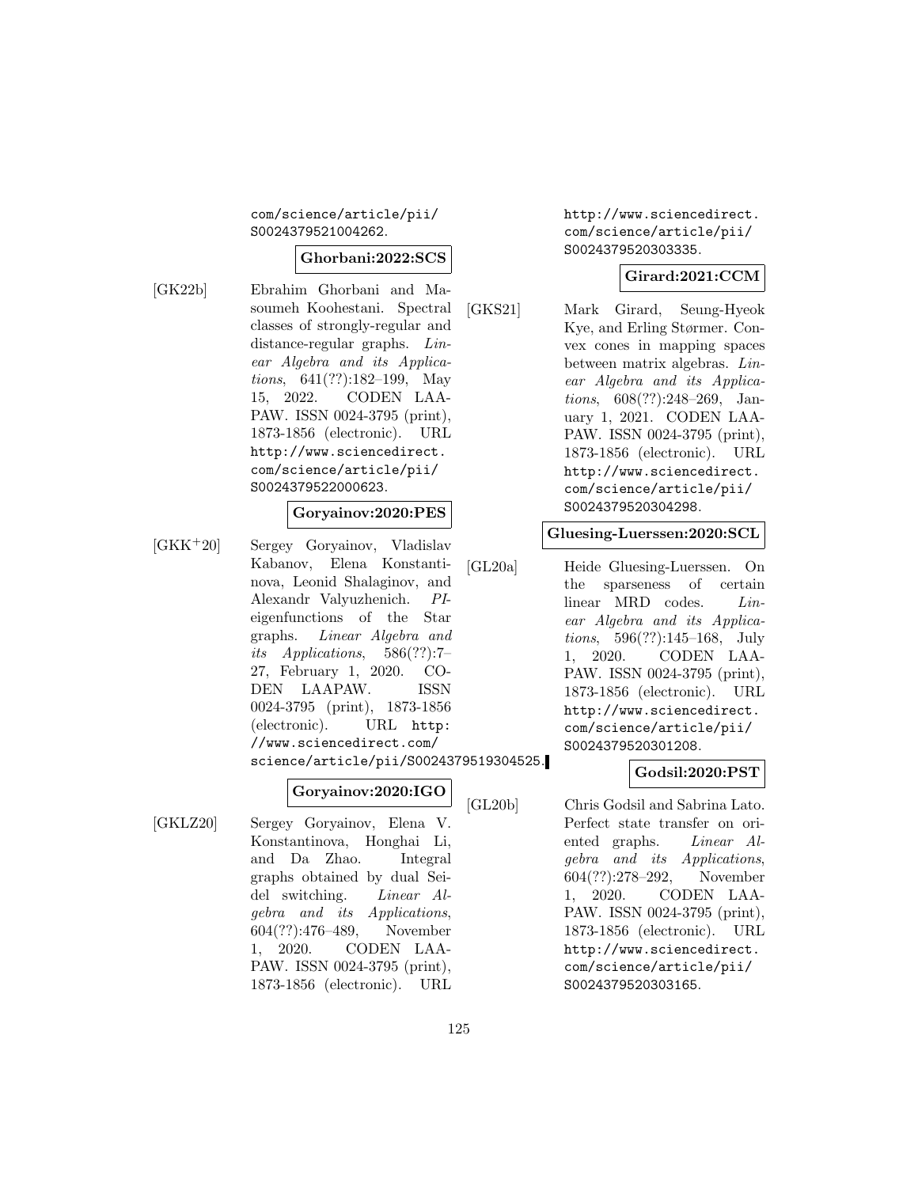com/science/article/pii/S0024379521004262.

**Ghorbani:2022:SCS**

[GK22b] Ebrahim Ghorbani and Masoumeh Koohestani. Spectral classes of strongly-regular and distance-regular graphs. *Linear Algebra and its Applications*, 641(??):182–199, May 15, 2022. CODEN LAAPAW. ISSN 0024-3795 (print), 1873-1856 (electronic). URL http://www.sciencedirect.com/science/article/pii/S0024379522000623.

**Goryainov:2020:PES**

[GKK+20] Sergey Goryainov, Vladislav Kabanov, Elena Konstantinova, Leonid Shalaginov, and Alexandr Valyuzhenich. *PI-eigenfunctions of the Star graphs*. *Linear Algebra and its Applications*, 586(??):7–27, February 1, 2020. CODEN LAAPAW. ISSN 0024-3795 (print), 1873-1856 (electronic). URL http://www.sciencedirect.com/science/article/pii/S0024379519304525.

**Goryainov:2020:IGO**

[GKLZ20] Sergey Goryainov, Elena V. Konstantinova, Honghai Li, and Da Zhao. Integral graphs obtained by dual Seidel switching. *Linear Algebra and its Applications*, 604(??):476–489, November 1, 2020. CODEN LAAPAW. ISSN 0024-3795 (print), 1873-1856 (electronic). URL http://www.sciencedirect.com/science/article/pii/S0024379520303335.

**Girard:2021:CCM**

[GKS21] Mark Girard, Seung-Hyeok Kye, and Erling Størmer. Convex cones in mapping spaces between matrix algebras. *Linear Algebra and its Applications*, 608(??):248–269, January 1, 2021. CODEN LAAPAW. ISSN 0024-3795 (print), 1873-1856 (electronic). URL http://www.sciencedirect.com/science/article/pii/S0024379520304298.

**Gluesing-Luerssen:2020:SCL**

[GL20a] Heide Gluesing-Luerssen. On the sparseness of certain linear MRD codes. *Linear Algebra and its Applications*, 596(??):145–168, July 1, 2020. CODEN LAAPAW. ISSN 0024-3795 (print), 1873-1856 (electronic). URL http://www.sciencedirect.com/science/article/pii/S0024379520301208.

**Godsil:2020:PST**

[GL20b] Chris Godsil and Sabrina Lato. Perfect state transfer on oriented graphs. *Linear Algebra and its Applications*, 604(??):278–292, November 1, 2020. CODEN LAAPAW. ISSN 0024-3795 (print), 1873-1856 (electronic). URL http://www.sciencedirect.com/science/article/pii/S0024379520303165.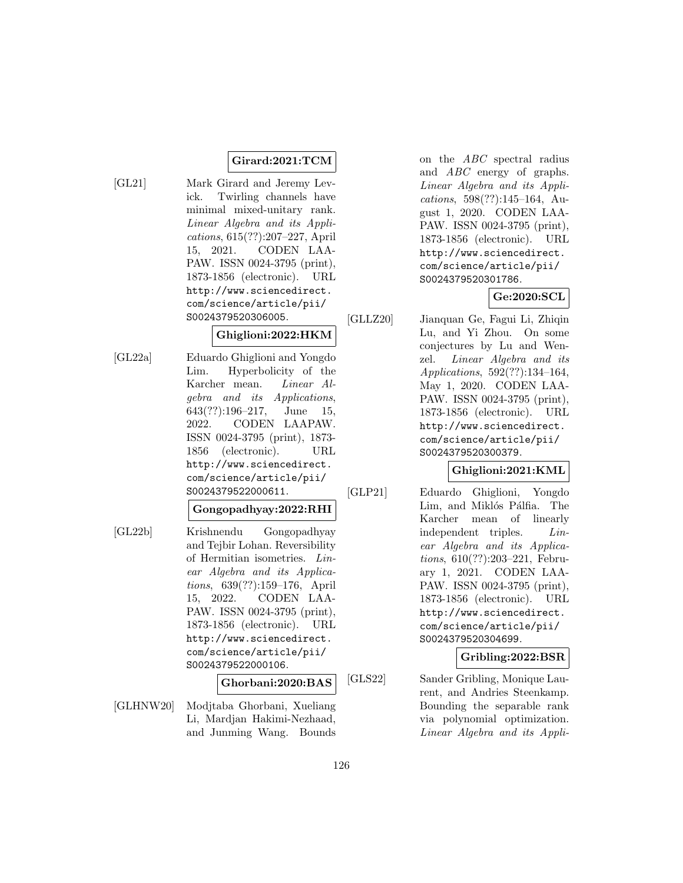**Girard:2021:TCM**

[GL21] Mark Girard and Jeremy Levick. Twirling channels have minimal mixed-unitary rank. *Linear Algebra and its Applications*, 615(??):207–227, April 15, 2021. CODEN LAAPAW. ISSN 0024-3795 (print), 1873-1856 (electronic). URL http://www.sciencedirect.com/science/article/pii/S0024379520306005.

**Ghiglioni:2022:HKM**

[GL22a] Eduardo Ghiglioni and Yongdo Lim. Hyperbolicity of the Karcher mean. *Linear Algebra and its Applications*, 643(??):196–217, June 15, 2022. CODEN LAAPAW. ISSN 0024-3795 (print), 1873-1856 (electronic). URL http://www.sciencedirect.com/science/article/pii/S0024379522000611.

**Gongopadhyay:2022:RHI**

[GL22b] Krishnendu Gongopadhyay and Tejbir Lohan. Reversibility of Hermitian isometries. *Linear Algebra and its Applications*, 639(??):159–176, April 15, 2022. CODEN LAAPAW. ISSN 0024-3795 (print), 1873-1856 (electronic). URL http://www.sciencedirect.com/science/article/pii/S0024379522000106.

**Ghorbani:2020:BAS**

[GLHNW20] Modjtaba Ghorbani, Xueliang Li, Mardjan Hakimi-Nezhaad, and Junming Wang. Bounds on the *ABC* spectral radius and *ABC* energy of graphs. *Linear Algebra and its Applications*, 598(??):145–164, August 1, 2020. CODEN LAAPAW. ISSN 0024-3795 (print), 1873-1856 (electronic). URL http://www.sciencedirect.com/science/article/pii/S0024379520301786.

**Ge:2020:SCL**

[GLLZ20] Jianquan Ge, Fagui Li, Zhiqin Lu, and Yi Zhou. On some conjectures by Lu and Wenzel. *Linear Algebra and its Applications*, 592(??):134–164, May 1, 2020. CODEN LAAPAW. ISSN 0024-3795 (print), 1873-1856 (electronic). URL http://www.sciencedirect.com/science/article/pii/S0024379520300379.

**Ghiglioni:2021:KML**

[GLP21] Eduardo Ghiglioni, Yongdo Lim, and Miklós Pálfia. The Karcher mean of linearly independent triples. *Linear Algebra and its Applications*, 610(??):203–221, February 1, 2021. CODEN LAAPAW. ISSN 0024-3795 (print), 1873-1856 (electronic). URL http://www.sciencedirect.com/science/article/pii/S0024379520304699.

**Gribling:2022:BSR**

[GLS22] Sander Gribling, Monique Laurent, and Andries Steenkamp. Bounding the separable rank via polynomial optimization. *Linear Algebra and its Appli-*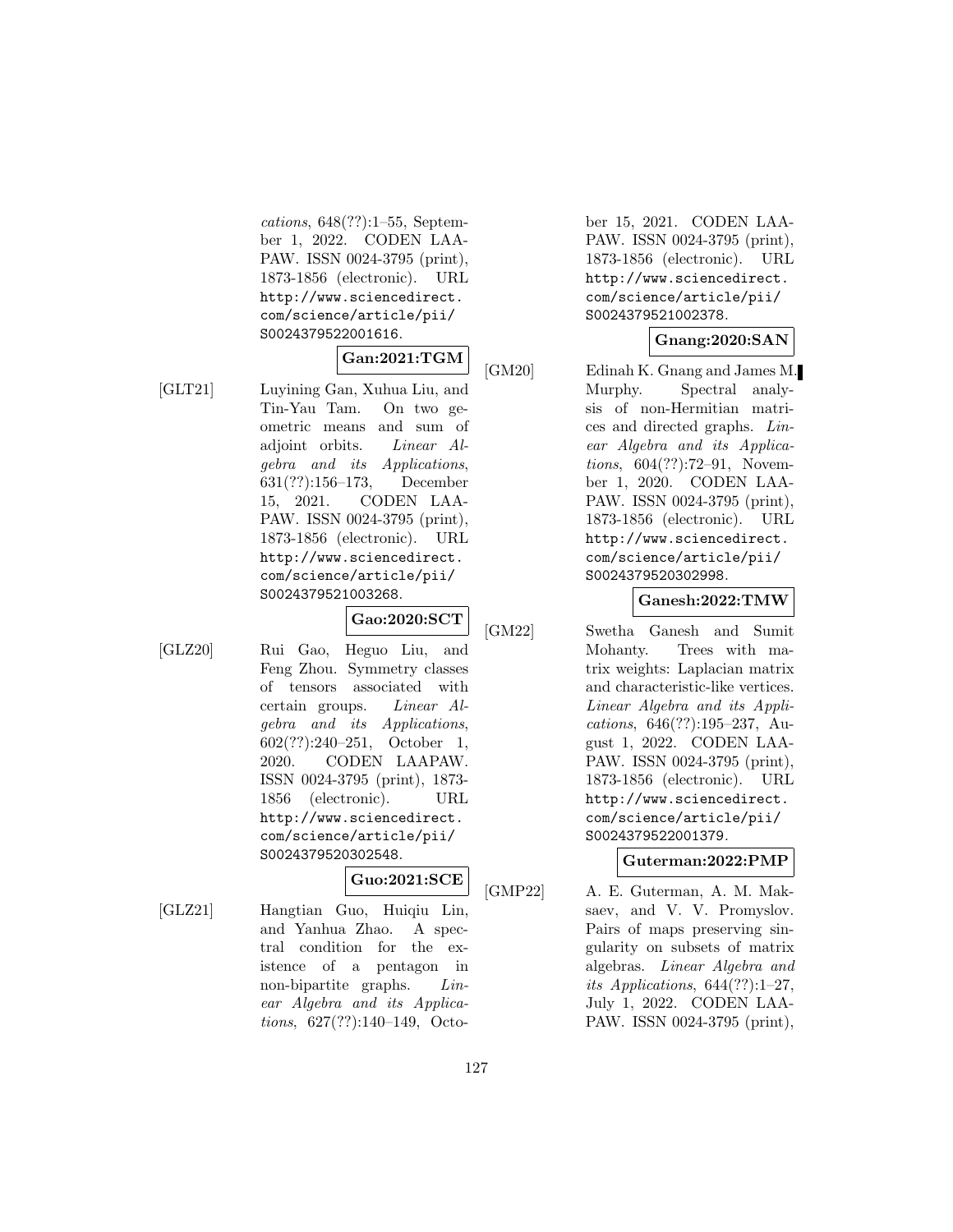*cations*, 648(??):1–55, September 1, 2022. CODEN LAAPAW. ISSN 0024-3795 (print), 1873-1856 (electronic). URL http://www.sciencedirect.com/science/article/pii/S0024379522001616.

**Gan:2021:TGM**

[GLT21] Luyining Gan, Xuhua Liu, and Tin-Yau Tam. On two geometric means and sum of adjoint orbits. *Linear Algebra and its Applications*, 631(??):156–173, December 15, 2021. CODEN LAAPAW. ISSN 0024-3795 (print), 1873-1856 (electronic). URL http://www.sciencedirect.com/science/article/pii/S0024379521003268.

**Gao:2020:SCT**

[GLZ20] Rui Gao, Heguo Liu, and Feng Zhou. Symmetry classes of tensors associated with certain groups. *Linear Algebra and its Applications*, 602(??):240–251, October 1, 2020. CODEN LAAPAW. ISSN 0024-3795 (print), 1873-1856 (electronic). URL http://www.sciencedirect.com/science/article/pii/S0024379520302548.

**Guo:2021:SCE**

[GLZ21] Hangtian Guo, Huiqiu Lin, and Yanhua Zhao. A spectral condition for the existence of a pentagon in non-bipartite graphs. *Linear Algebra and its Applications*, 627(??):140–149, October 15, 2021. CODEN LAAPAW. ISSN 0024-3795 (print), 1873-1856 (electronic). URL http://www.sciencedirect.com/science/article/pii/S0024379521002378.

**Gnang:2020:SAN**

[GM20] Edinah K. Gnang and James M. Murphy. Spectral analysis of non-Hermitian matrices and directed graphs. *Linear Algebra and its Applications*, 604(??):72–91, November 1, 2020. CODEN LAAPAW. ISSN 0024-3795 (print), 1873-1856 (electronic). URL http://www.sciencedirect.com/science/article/pii/S0024379520302998.

**Ganesh:2022:TMW**

[GM22] Swetha Ganesh and Sumit Mohanty. Trees with matrix weights: Laplacian matrix and characteristic-like vertices. *Linear Algebra and its Applications*, 646(??):195–237, August 1, 2022. CODEN LAAPAW. ISSN 0024-3795 (print), 1873-1856 (electronic). URL http://www.sciencedirect.com/science/article/pii/S0024379522001379.

**Guterman:2022:PMP**

[GMP22] A. E. Guterman, A. M. Maksaev, and V. V. Promyslov. Pairs of maps preserving singularity on subsets of matrix algebras. *Linear Algebra and its Applications*, 644(??):1–27, July 1, 2022. CODEN LAAPAW. ISSN 0024-3795 (print),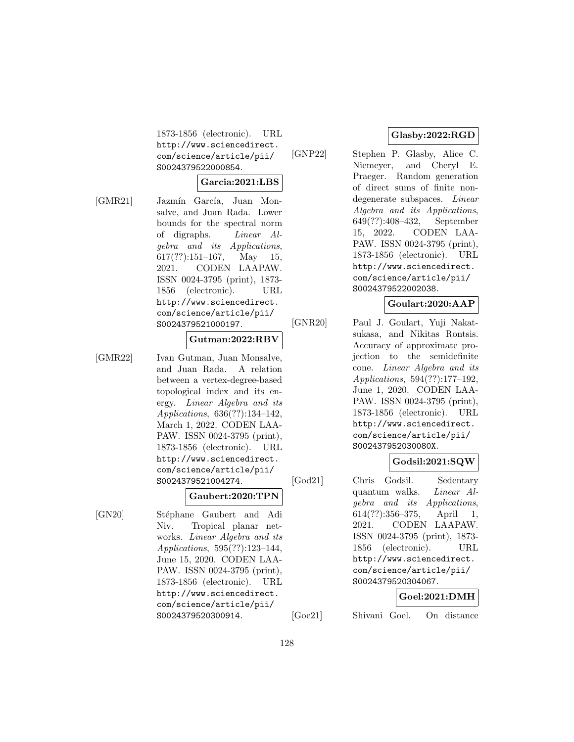1873-1856 (electronic). URL http://www.sciencedirect.com/science/article/pii/S0024379522000854.

**Garcia:2021:LBS**

[GMR21] Jazmín García, Juan Monsalve, and Juan Rada. Lower bounds for the spectral norm of digraphs. *Linear Algebra and its Applications*, 617(??):151–167, May 15, 2021. CODEN LAAPAW. ISSN 0024-3795 (print), 1873-1856 (electronic). URL http://www.sciencedirect.com/science/article/pii/S0024379521000197.

**Gutman:2022:RBV**

[GMR22] Ivan Gutman, Juan Monsalve, and Juan Rada. A relation between a vertex-degree-based topological index and its energy. *Linear Algebra and its Applications*, 636(??):134–142, March 1, 2022. CODEN LAAPAW. ISSN 0024-3795 (print), 1873-1856 (electronic). URL http://www.sciencedirect.com/science/article/pii/S0024379521004274.

**Gaubert:2020:TPN**

[GN20] Stéphane Gaubert and Adi Niv. Tropical planar networks. *Linear Algebra and its Applications*, 595(??):123–144, June 15, 2020. CODEN LAAPAW. ISSN 0024-3795 (print), 1873-1856 (electronic). URL http://www.sciencedirect.com/science/article/pii/S0024379520300914.

**Glasby:2022:RGD**

[GNP22] Stephen P. Glasby, Alice C. Niemeyer, and Cheryl E. Praeger. Random generation of direct sums of finite non-degenerate subspaces. *Linear Algebra and its Applications*, 649(??):408–432, September 15, 2022. CODEN LAAPAW. ISSN 0024-3795 (print), 1873-1856 (electronic). URL http://www.sciencedirect.com/science/article/pii/S0024379522002038.

**Goulart:2020:AAP**

[GNR20] Paul J. Goulart, Yuji Nakatsukasa, and Nikitas Rontsis. Accuracy of approximate projection to the semidefinite cone. *Linear Algebra and its Applications*, 594(??):177–192, June 1, 2020. CODEN LAAPAW. ISSN 0024-3795 (print), 1873-1856 (electronic). URL http://www.sciencedirect.com/science/article/pii/S002437952030080X.

**Godsil:2021:SQW**

[God21] Chris Godsil. Sedentary quantum walks. *Linear Algebra and its Applications*, 614(??):356–375, April 1, 2021. CODEN LAAPAW. ISSN 0024-3795 (print), 1873-1856 (electronic). URL http://www.sciencedirect.com/science/article/pii/S0024379520304067.

**Goel:2021:DMH**

[Goe21] Shivani Goel. On distance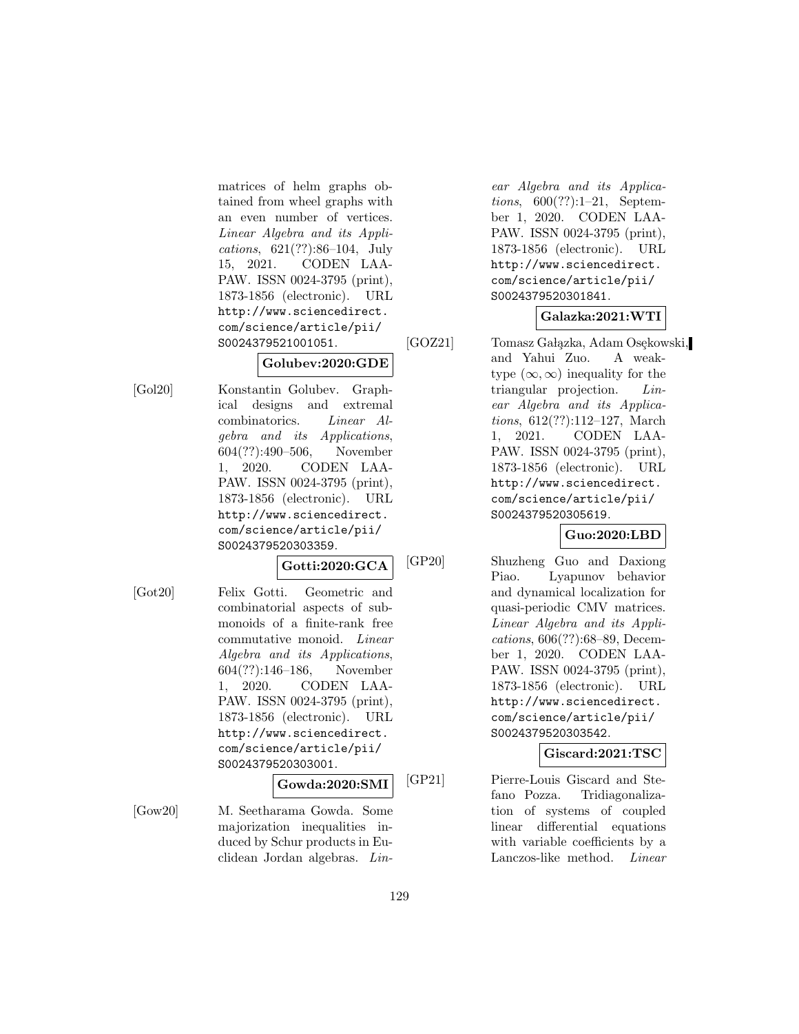matrices of helm graphs obtained from wheel graphs with an even number of vertices. *Linear Algebra and its Applications*, 621(??):86–104, July 15, 2021. CODEN LAAPAW. ISSN 0024-3795 (print), 1873-1856 (electronic). URL http://www.sciencedirect.com/science/article/pii/S0024379521001051.

**Golubev:2020:GDE**

[Gol20] Konstantin Golubev. Graphical designs and extremal combinatorics. *Linear Algebra and its Applications*, 604(??):490–506, November 1, 2020. CODEN LAAPAW. ISSN 0024-3795 (print), 1873-1856 (electronic). URL http://www.sciencedirect.com/science/article/pii/S0024379520303359.

**Gotti:2020:GCA**

[Got20] Felix Gotti. Geometric and combinatorial aspects of submonoids of a finite-rank free commutative monoid. *Linear Algebra and its Applications*, 604(??):146–186, November 1, 2020. CODEN LAAPAW. ISSN 0024-3795 (print), 1873-1856 (electronic). URL http://www.sciencedirect.com/science/article/pii/S0024379520303001.

**Gowda:2020:SMI**

[Gow20] M. Seetharama Gowda. Some majorization inequalities induced by Schur products in Euclidean Jordan algebras. *Linear Algebra and its Applications*, 600(??):1–21, September 1, 2020. CODEN LAAPAW. ISSN 0024-3795 (print), 1873-1856 (electronic). URL http://www.sciencedirect.com/science/article/pii/S0024379520301841.

**Galazka:2021:WTI**

[GOZ21] Tomasz Gałązka, Adam Osękowski, and Yahui Zuo. A weak-type $(\infty, \infty)$ inequality for the triangular projection. *Linear Algebra and its Applications*, 612(??):112–127, March 1, 2021. CODEN LAAPAW. ISSN 0024-3795 (print), 1873-1856 (electronic). URL http://www.sciencedirect.com/science/article/pii/S0024379520305619.

**Guo:2020:LBD**

[GP20] Shuzheng Guo and Daxiong Piao. Lyapunov behavior and dynamical localization for quasi-periodic CMV matrices. *Linear Algebra and its Applications*, 606(??):68–89, December 1, 2020. CODEN LAAPAW. ISSN 0024-3795 (print), 1873-1856 (electronic). URL http://www.sciencedirect.com/science/article/pii/S0024379520303542.

**Giscard:2021:TSC**

[GP21] Pierre-Louis Giscard and Stefano Pozza. Tridiagonalization of systems of coupled linear differential equations with variable coefficients by a Lanczos-like method. *Linear*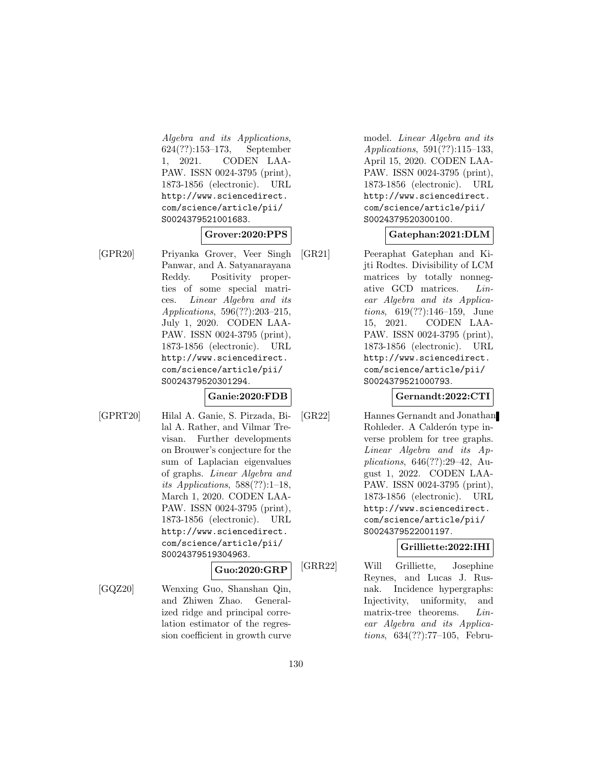*Algebra and its Applications*, 624(??):153–173, September 1, 2021. CODEN LAAPAW. ISSN 0024-3795 (print), 1873-1856 (electronic). URL http://www.sciencedirect.com/science/article/pii/S0024379521001683.

**Grover:2020:PPS**

[GPR20] Priyanka Grover, Veer Singh Panwar, and A. Satyanarayana Reddy. Positivity properties of some special matrices. *Linear Algebra and its Applications*, 596(??):203–215, July 1, 2020. CODEN LAAPAW. ISSN 0024-3795 (print), 1873-1856 (electronic). URL http://www.sciencedirect.com/science/article/pii/S0024379520301294.

**Ganie:2020:FDB**

[GPRT20] Hilal A. Ganie, S. Pirzada, Bilal A. Rather, and Vilmar Trevisan. Further developments on Brouwer's conjecture for the sum of Laplacian eigenvalues of graphs. *Linear Algebra and its Applications*, 588(??):1–18, March 1, 2020. CODEN LAAPAW. ISSN 0024-3795 (print), 1873-1856 (electronic). URL http://www.sciencedirect.com/science/article/pii/S0024379519304963.

**Guo:2020:GRP**

[GQZ20] Wenxing Guo, Shanshan Qin, and Zhiwen Zhao. Generalized ridge and principal correlation estimator of the regression coefficient in growth curve model. *Linear Algebra and its Applications*, 591(??):115–133, April 15, 2020. CODEN LAAPAW. ISSN 0024-3795 (print), 1873-1856 (electronic). URL http://www.sciencedirect.com/science/article/pii/S0024379520300100.

**Gatephan:2021:DLM**

[GR21] Peeraphat Gatephan and Kijti Rodtes. Divisibility of LCM matrices by totally nonnegative GCD matrices. *Linear Algebra and its Applications*, 619(??):146–159, June 15, 2021. CODEN LAAPAW. ISSN 0024-3795 (print), 1873-1856 (electronic). URL http://www.sciencedirect.com/science/article/pii/S0024379521000793.

**Gernandt:2022:CTI**

[GR22] Hannes Gernandt and Jonathan Rohleder. A Calderón type inverse problem for tree graphs. *Linear Algebra and its Applications*, 646(??):29–42, August 1, 2022. CODEN LAAPAW. ISSN 0024-3795 (print), 1873-1856 (electronic). URL http://www.sciencedirect.com/science/article/pii/S0024379522001197.

**Grilliette:2022:IHI**

[GRR22] Will Grilliette, Josephine Reynes, and Lucas J. Rusnak. Incidence hypergraphs: Injectivity, uniformity, and matrix-tree theorems. *Linear Algebra and its Applications*, 634(??):77–105, Febru-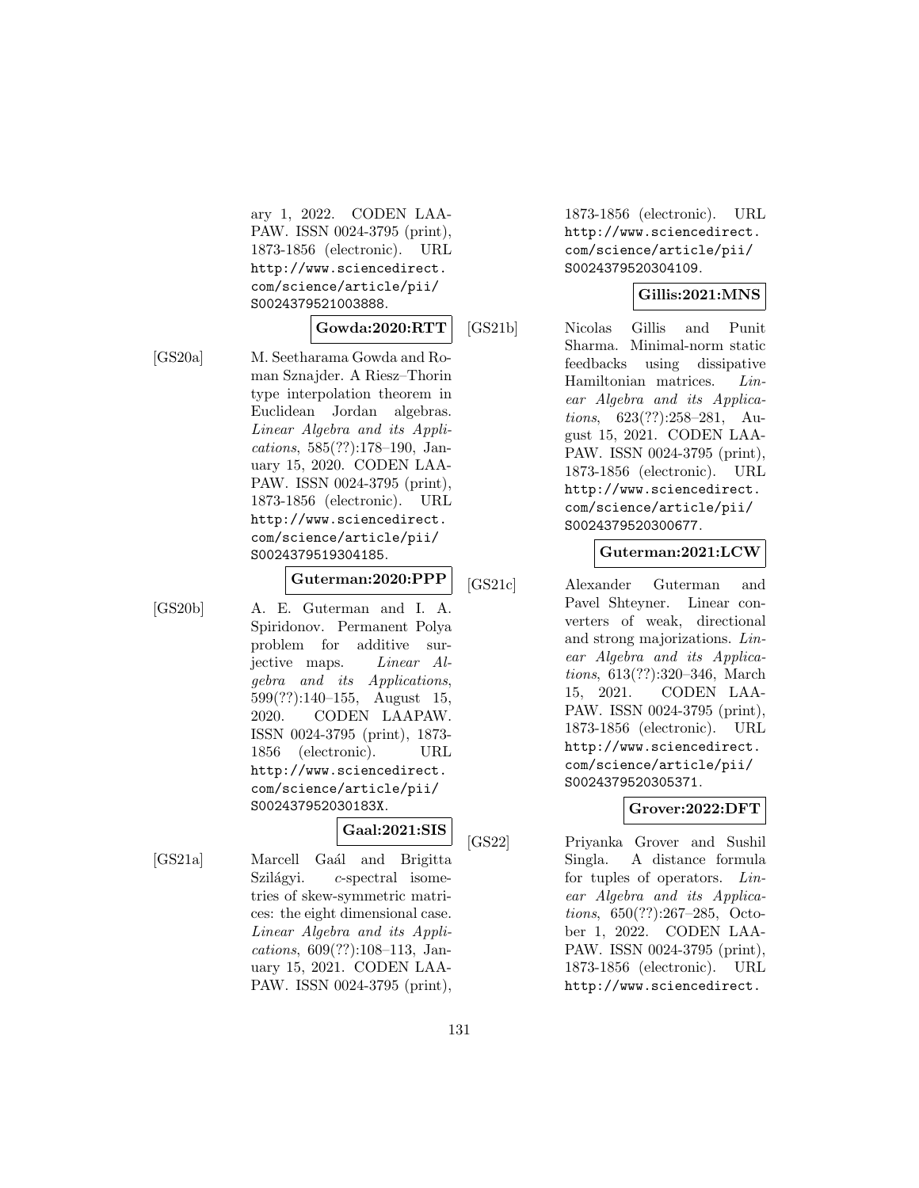ary 1, 2022. CODEN LAAPAW. ISSN 0024-3795 (print), 1873-1856 (electronic). URL http://www.sciencedirect.com/science/article/pii/S0024379521003888.

**Gowda:2020:RTT**

[GS20a] M. Seetharama Gowda and Roman Sznajder. A Riesz–Thorin type interpolation theorem in Euclidean Jordan algebras. *Linear Algebra and its Applications*, 585(??):178–190, January 15, 2020. CODEN LAAPAW. ISSN 0024-3795 (print), 1873-1856 (electronic). URL http://www.sciencedirect.com/science/article/pii/S0024379519304185.

**Guterman:2020:PPP**

[GS20b] A. E. Guterman and I. A. Spiridonov. Permanent Polya problem for additive surjective maps. *Linear Algebra and its Applications*, 599(??):140–155, August 15, 2020. CODEN LAAPAW. ISSN 0024-3795 (print), 1873-1856 (electronic). URL http://www.sciencedirect.com/science/article/pii/S002437952030183X.

**Gaal:2021:SIS**

[GS21a] Marcell Gaál and Brigitta Szilágyi. $c$-spectral isometries of skew-symmetric matrices: the eight dimensional case. *Linear Algebra and its Applications*, 609(??):108–113, January 15, 2021. CODEN LAAPAW. ISSN 0024-3795 (print), 1873-1856 (electronic). URL http://www.sciencedirect.com/science/article/pii/S0024379520304109.

**Gillis:2021:MNS**

[GS21b] Nicolas Gillis and Punit Sharma. Minimal-norm static feedbacks using dissipative Hamiltonian matrices. *Linear Algebra and its Applications*, 623(??):258–281, August 15, 2021. CODEN LAAPAW. ISSN 0024-3795 (print), 1873-1856 (electronic). URL http://www.sciencedirect.com/science/article/pii/S0024379520300677.

**Guterman:2021:LCW**

[GS21c] Alexander Guterman and Pavel Shteyner. Linear converters of weak, directional and strong majorizations. *Linear Algebra and its Applications*, 613(??):320–346, March 15, 2021. CODEN LAAPAW. ISSN 0024-3795 (print), 1873-1856 (electronic). URL http://www.sciencedirect.com/science/article/pii/S0024379520305371.

**Grover:2022:DFT**

[GS22] Priyanka Grover and Sushil Singla. A distance formula for tuples of operators. *Linear Algebra and its Applications*, 650(??):267–285, October 1, 2022. CODEN LAAPAW. ISSN 0024-3795 (print), 1873-1856 (electronic). URL http://www.sciencedirect.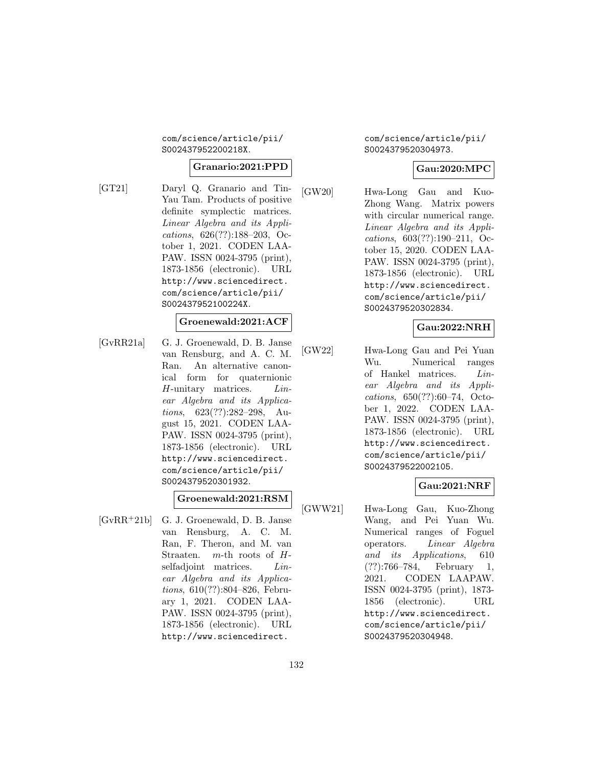com/science/article/pii/S002437952200218X.

**Granario:2021:PPD**

[GT21] Daryl Q. Granario and Tin-Yau Tam. Products of positive definite symplectic matrices. *Linear Algebra and its Applications*, 626(??):188–203, October 1, 2021. CODEN LAAPAW. ISSN 0024-3795 (print), 1873-1856 (electronic). URL http://www.sciencedirect.com/science/article/pii/S002437952100224X.

**Groenewald:2021:ACF**

[GvRR21a] G. J. Groenewald, D. B. Janse van Rensburg, and A. C. M. Ran. An alternative canonical form for quaternionic $H$-unitary matrices. *Linear Algebra and its Applications*, 623(??):282–298, August 15, 2021. CODEN LAAPAW. ISSN 0024-3795 (print), 1873-1856 (electronic). URL http://www.sciencedirect.com/science/article/pii/S0024379520301932.

**Groenewald:2021:RSM**

[GvRR+21b] G. J. Groenewald, D. B. Janse van Rensburg, A. C. M. Ran, F. Theron, and M. van Straaten. $m$-th roots of $H$-selfadjoint matrices. *Linear Algebra and its Applications*, 610(??):804–826, February 1, 2021. CODEN LAAPAW. ISSN 0024-3795 (print), 1873-1856 (electronic). URL http://www.sciencedirect.com/science/article/pii/S0024379520304973.

**Gau:2020:MPC**

[GW20] Hwa-Long Gau and Kuo-Zhong Wang. Matrix powers with circular numerical range. *Linear Algebra and its Applications*, 603(??):190–211, October 15, 2020. CODEN LAAPAW. ISSN 0024-3795 (print), 1873-1856 (electronic). URL http://www.sciencedirect.com/science/article/pii/S0024379520302834.

**Gau:2022:NRH**

[GW22] Hwa-Long Gau and Pei Yuan Wu. Numerical ranges of Hankel matrices. *Linear Algebra and its Applications*, 650(??):60–74, October 1, 2022. CODEN LAAPAW. ISSN 0024-3795 (print), 1873-1856 (electronic). URL http://www.sciencedirect.com/science/article/pii/S0024379522002105.

**Gau:2021:NRF**

[GWW21] Hwa-Long Gau, Kuo-Zhong Wang, and Pei Yuan Wu. Numerical ranges of Foguel operators. *Linear Algebra and its Applications*, 610(??):766–784, February 1, 2021. CODEN LAAPAW. ISSN 0024-3795 (print), 1873-1856 (electronic). URL http://www.sciencedirect.com/science/article/pii/S0024379520304948.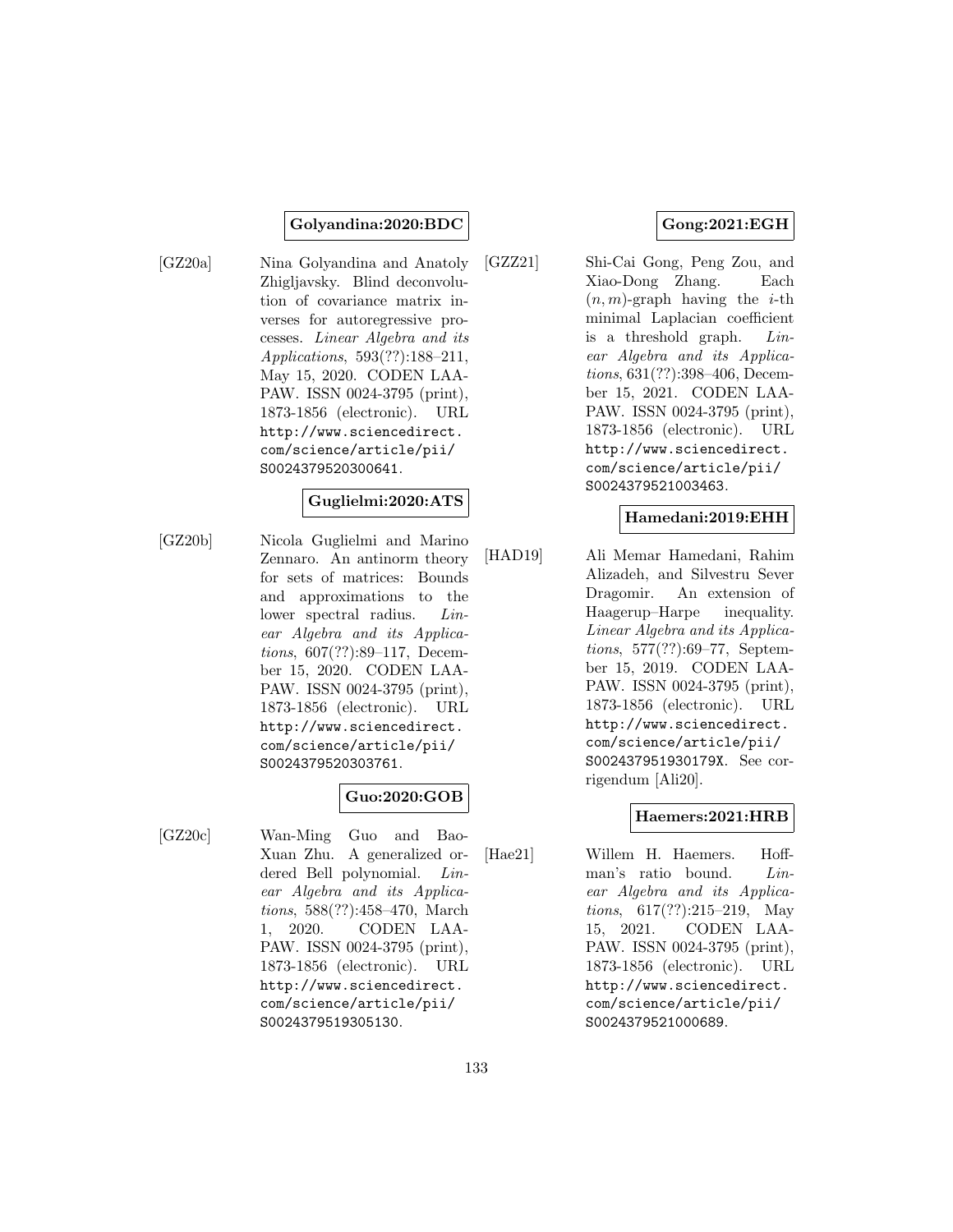**Golyandina:2020:BDC**

[GZ20a] Nina Golyandina and Anatoly Zhigljavsky. Blind deconvolution of covariance matrix inverses for autoregressive processes. *Linear Algebra and its Applications*, 593(??):188–211, May 15, 2020. CODEN LAAPAW. ISSN 0024-3795 (print), 1873-1856 (electronic). URL http://www.sciencedirect.com/science/article/pii/S0024379520300641.

**Guglielmi:2020:ATS**

[GZ20b] Nicola Guglielmi and Marino Zennaro. An antinorm theory for sets of matrices: Bounds and approximations to the lower spectral radius. *Linear Algebra and its Applications*, 607(??):89–117, December 15, 2020. CODEN LAAPAW. ISSN 0024-3795 (print), 1873-1856 (electronic). URL http://www.sciencedirect.com/science/article/pii/S0024379520303761.

**Guo:2020:GOB**

[GZ20c] Wan-Ming Guo and Bao-Xuan Zhu. A generalized ordered Bell polynomial. *Linear Algebra and its Applications*, 588(??):458–470, March 1, 2020. CODEN LAAPAW. ISSN 0024-3795 (print), 1873-1856 (electronic). URL http://www.sciencedirect.com/science/article/pii/S0024379519305130.

**Gong:2021:EGH**

[GZZ21] Shi-Cai Gong, Peng Zou, and Xiao-Dong Zhang. Each $(n,m)$-graph having the $i$-th minimal Laplacian coefficient is a threshold graph. *Linear Algebra and its Applications*, 631(??):398–406, December 15, 2021. CODEN LAAPAW. ISSN 0024-3795 (print), 1873-1856 (electronic). URL http://www.sciencedirect.com/science/article/pii/S0024379521003463.

**Hamedani:2019:EHH**

[HAD19] Ali Memar Hamedani, Rahim Alizadeh, and Silvestru Sever Dragomir. An extension of Haagerup–Harpe inequality. *Linear Algebra and its Applications*, 577(??):69–77, September 15, 2019. CODEN LAAPAW. ISSN 0024-3795 (print), 1873-1856 (electronic). URL http://www.sciencedirect.com/science/article/pii/S002437951930179X. See corrigendum [Ali20].

**Haemers:2021:HRB**

[Hae21] Willem H. Haemers. Hoffman's ratio bound. *Linear Algebra and its Applications*, 617(??):215–219, May 15, 2021. CODEN LAAPAW. ISSN 0024-3795 (print), 1873-1856 (electronic). URL http://www.sciencedirect.com/science/article/pii/S0024379521000689.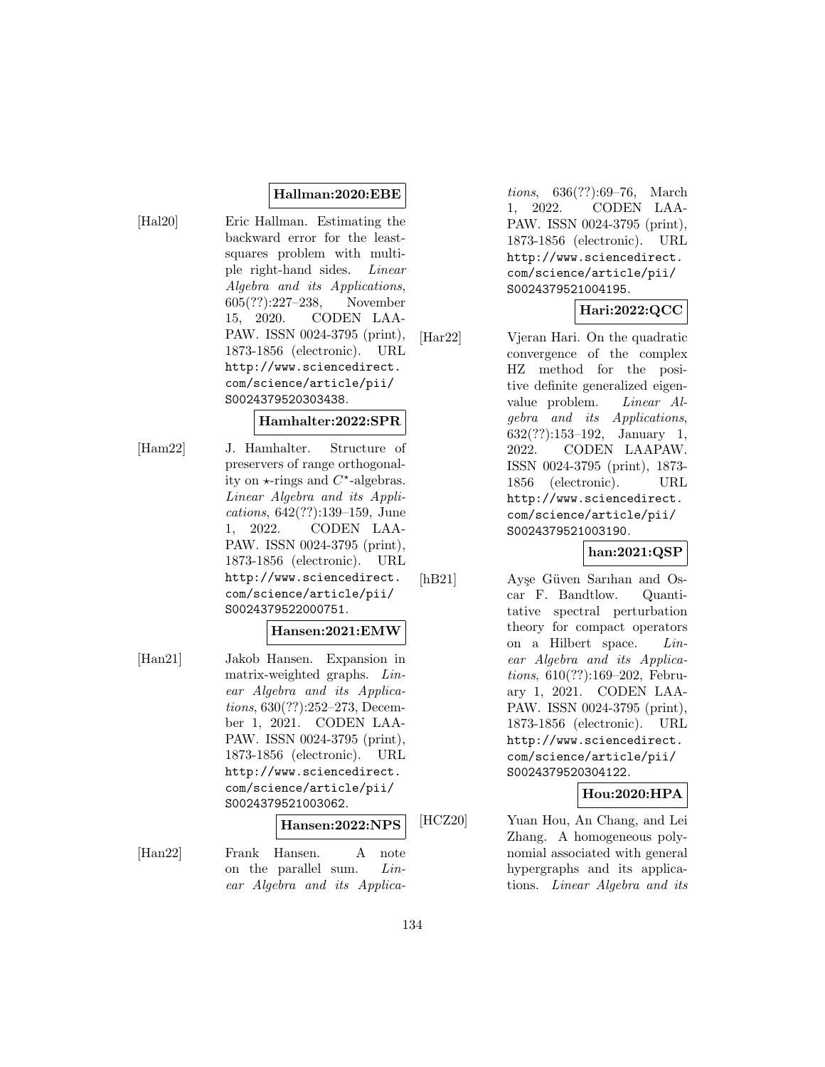**Hallman:2020:EBE**

[Hal20] Eric Hallman. Estimating the backward error for the least-squares problem with multiple right-hand sides. *Linear Algebra and its Applications*, 605(??):227–238, November 15, 2020. CODEN LAAPAW. ISSN 0024-3795 (print), 1873-1856 (electronic). URL http://www.sciencedirect.com/science/article/pii/S0024379520303438.

**Hamhalter:2022:SPR**

[Ham22] J. Hamhalter. Structure of preservers of range orthogonality on $\star$-rings and $C^{\star}$-algebras. *Linear Algebra and its Applications*, 642(??):139–159, June 1, 2022. CODEN LAAPAW. ISSN 0024-3795 (print), 1873-1856 (electronic). URL http://www.sciencedirect.com/science/article/pii/S0024379522000751.

**Hansen:2021:EMW**

[Han21] Jakob Hansen. Expansion in matrix-weighted graphs. *Linear Algebra and its Applications*, 630(??):252–273, December 1, 2021. CODEN LAAPAW. ISSN 0024-3795 (print), 1873-1856 (electronic). URL http://www.sciencedirect.com/science/article/pii/S0024379521003062.

**Hansen:2022:NPS**

[Han22] Frank Hansen. A note on the parallel sum. *Linear Algebra and its Applications*, 636(??):69–76, March 1, 2022. CODEN LAAPAW. ISSN 0024-3795 (print), 1873-1856 (electronic). URL http://www.sciencedirect.com/science/article/pii/S0024379521004195.

**Hari:2022:QCC**

[Har22] Vjeran Hari. On the quadratic convergence of the complex HZ method for the positive definite generalized eigenvalue problem. *Linear Algebra and its Applications*, 632(??):153–192, January 1, 2022. CODEN LAAPAW. ISSN 0024-3795 (print), 1873-1856 (electronic). URL http://www.sciencedirect.com/science/article/pii/S0024379521003190.

**han:2021:QSP**

[hB21] Ayşe Güven Sarıhan and Oscar F. Bandtlow. Quantitative spectral perturbation theory for compact operators on a Hilbert space. *Linear Algebra and its Applications*, 610(??):169–202, February 1, 2021. CODEN LAAPAW. ISSN 0024-3795 (print), 1873-1856 (electronic). URL http://www.sciencedirect.com/science/article/pii/S0024379520304122.

**Hou:2020:HPA**

[HCZ20] Yuan Hou, An Chang, and Lei Zhang. A homogeneous polynomial associated with general hypergraphs and its applications. *Linear Algebra and its*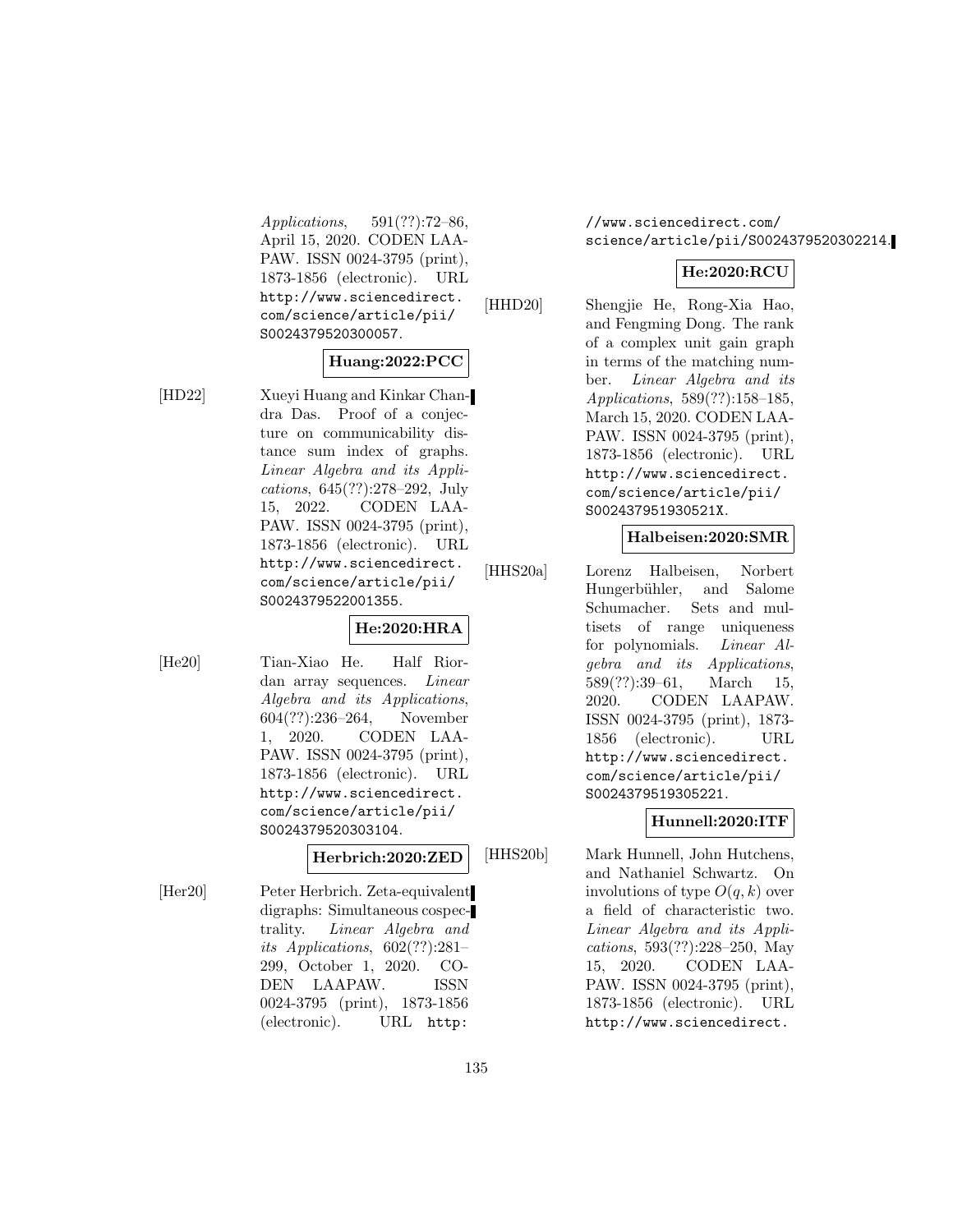*Applications*, 591(??):72–86, April 15, 2020. CODEN LAAPAW. ISSN 0024-3795 (print), 1873-1856 (electronic). URL http://www.sciencedirect.com/science/article/pii/S0024379520300057.

**Huang:2022:PCC**

[HD22] Xueyi Huang and Kinkar Chandra Das. Proof of a conjecture on communicability distance sum index of graphs. *Linear Algebra and its Applications*, 645(??):278–292, July 15, 2022. CODEN LAAPAW. ISSN 0024-3795 (print), 1873-1856 (electronic). URL http://www.sciencedirect.com/science/article/pii/S0024379522001355.

**He:2020:HRA**

[He20] Tian-Xiao He. Half Riordan array sequences. *Linear Algebra and its Applications*, 604(??):236–264, November 1, 2020. CODEN LAAPAW. ISSN 0024-3795 (print), 1873-1856 (electronic). URL http://www.sciencedirect.com/science/article/pii/S0024379520303104.

**Herbrich:2020:ZED**

[Her20] Peter Herbrich. Zeta-equivalent digraphs: Simultaneous cospectrality. *Linear Algebra and its Applications*, 602(??):281–299, October 1, 2020. CODEN LAAPAW. ISSN 0024-3795 (print), 1873-1856 (electronic). URL http://www.sciencedirect.com/science/article/pii/S0024379520302214.

**He:2020:RCU**

[HHD20] Shengjie He, Rong-Xia Hao, and Fengming Dong. The rank of a complex unit gain graph in terms of the matching number. *Linear Algebra and its Applications*, 589(??):158–185, March 15, 2020. CODEN LAAPAW. ISSN 0024-3795 (print), 1873-1856 (electronic). URL http://www.sciencedirect.com/science/article/pii/S002437951930521X.

**Halbeisen:2020:SMR**

[HHS20a] Lorenz Halbeisen, Norbert Hungerbühler, and Salome Schumacher. Sets and multisets of range uniqueness for polynomials. *Linear Algebra and its Applications*, 589(??):39–61, March 15, 2020. CODEN LAAPAW. ISSN 0024-3795 (print), 1873-1856 (electronic). URL http://www.sciencedirect.com/science/article/pii/S0024379519305221.

**Hunnell:2020:ITF**

[HHS20b] Mark Hunnell, John Hutchens, and Nathaniel Schwartz. On involutions of type $O(q, k)$ over a field of characteristic two. *Linear Algebra and its Applications*, 593(??):228–250, May 15, 2020. CODEN LAAPAW. ISSN 0024-3795 (print), 1873-1856 (electronic). URL http://www.sciencedirect.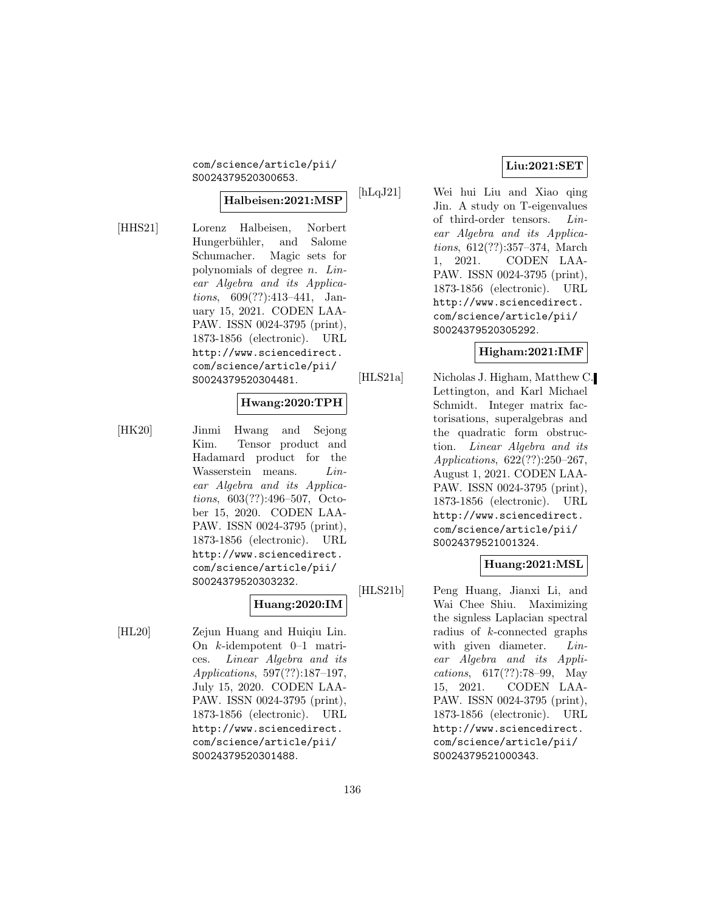com/science/article/pii/S0024379520300653.

**Halbeisen:2021:MSP**

[HHS21] Lorenz Halbeisen, Norbert Hungerbühler, and Salome Schumacher. Magic sets for polynomials of degree $n$. *Linear Algebra and its Applications*, 609(??):413–441, January 15, 2021. CODEN LAAPAW. ISSN 0024-3795 (print), 1873-1856 (electronic). URL http://www.sciencedirect.com/science/article/pii/S0024379520304481.

**Hwang:2020:TPH**

[HK20] Jinmi Hwang and Sejong Kim. Tensor product and Hadamard product for the Wasserstein means. *Linear Algebra and its Applications*, 603(??):496–507, October 15, 2020. CODEN LAAPAW. ISSN 0024-3795 (print), 1873-1856 (electronic). URL http://www.sciencedirect.com/science/article/pii/S0024379520303232.

**Huang:2020:IM**

[HL20] Zejun Huang and Huiqiu Lin. On $k$-idempotent 0–1 matrices. *Linear Algebra and its Applications*, 597(??):187–197, July 15, 2020. CODEN LAAPAW. ISSN 0024-3795 (print), 1873-1856 (electronic). URL http://www.sciencedirect.com/science/article/pii/S0024379520301488.

**Liu:2021:SET**

[hLqJ21] Wei hui Liu and Xiao qing Jin. A study on T-eigenvalues of third-order tensors. *Linear Algebra and its Applications*, 612(??):357–374, March 1, 2021. CODEN LAAPAW. ISSN 0024-3795 (print), 1873-1856 (electronic). URL http://www.sciencedirect.com/science/article/pii/S0024379520305292.

**Higham:2021:IMF**

[HLS21a] Nicholas J. Higham, Matthew C. Lettington, and Karl Michael Schmidt. Integer matrix factorisations, superalgebras and the quadratic form obstruction. *Linear Algebra and its Applications*, 622(??):250–267, August 1, 2021. CODEN LAAPAW. ISSN 0024-3795 (print), 1873-1856 (electronic). URL http://www.sciencedirect.com/science/article/pii/S0024379521001324.

**Huang:2021:MSL**

[HLS21b] Peng Huang, Jianxi Li, and Wai Chee Shiu. Maximizing the signless Laplacian spectral radius of $k$-connected graphs with given diameter. *Linear Algebra and its Applications*, 617(??):78–99, May 15, 2021. CODEN LAAPAW. ISSN 0024-3795 (print), 1873-1856 (electronic). URL http://www.sciencedirect.com/science/article/pii/S0024379521000343.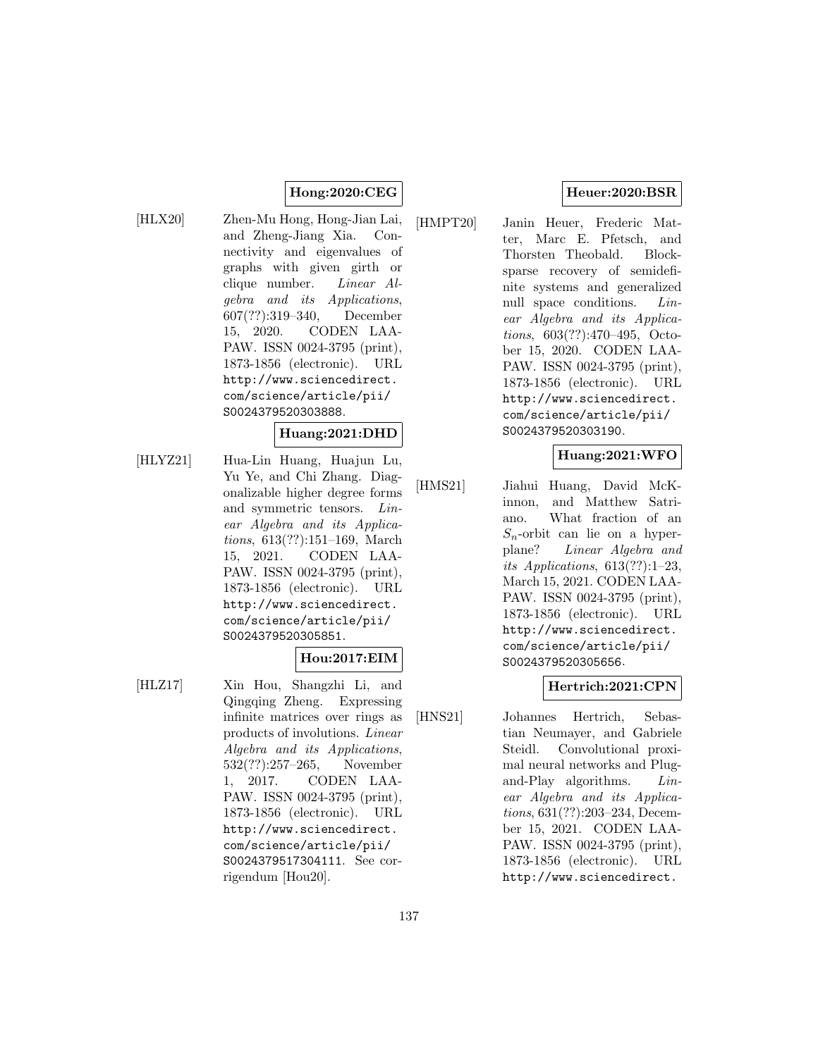**Hong:2020:CEG**

[HLX20] Zhen-Mu Hong, Hong-Jian Lai, and Zheng-Jiang Xia. Connectivity and eigenvalues of graphs with given girth or clique number. *Linear Algebra and its Applications*, 607(??):319–340, December 15, 2020. CODEN LAAPAW. ISSN 0024-3795 (print), 1873-1856 (electronic). URL `http://www.sciencedirect.com/science/article/pii/S0024379520303888`.

**Huang:2021:DHD**

[HLYZ21] Hua-Lin Huang, Huajun Lu, Yu Ye, and Chi Zhang. Diagonalizable higher degree forms and symmetric tensors. *Linear Algebra and its Applications*, 613(??):151–169, March 15, 2021. CODEN LAAPAW. ISSN 0024-3795 (print), 1873-1856 (electronic). URL `http://www.sciencedirect.com/science/article/pii/S0024379520305851`.

**Hou:2017:EIM**

[HLZ17] Xin Hou, Shangzhi Li, and Qingqing Zheng. Expressing infinite matrices over rings as products of involutions. *Linear Algebra and its Applications*, 532(??):257–265, November 1, 2017. CODEN LAAPAW. ISSN 0024-3795 (print), 1873-1856 (electronic). URL `http://www.sciencedirect.com/science/article/pii/S0024379517304111`. See corrigendum [Hou20].

**Heuer:2020:BSR**

[HMPT20] Janin Heuer, Frederic Matter, Marc E. Pfetsch, and Thorsten Theobald. Block-sparse recovery of semidefinite systems and generalized null space conditions. *Linear Algebra and its Applications*, 603(??):470–495, October 15, 2020. CODEN LAAPAW. ISSN 0024-3795 (print), 1873-1856 (electronic). URL `http://www.sciencedirect.com/science/article/pii/S0024379520303190`.

**Huang:2021:WFO**

[HMS21] Jiahui Huang, David McKinnon, and Matthew Satriano. What fraction of an $S_n$-orbit can lie on a hyperplane? *Linear Algebra and its Applications*, 613(??):1–23, March 15, 2021. CODEN LAAPAW. ISSN 0024-3795 (print), 1873-1856 (electronic). URL `http://www.sciencedirect.com/science/article/pii/S0024379520305656`.

**Hertrich:2021:CPN**

[HNS21] Johannes Hertrich, Sebastian Neumayer, and Gabriele Steidl. Convolutional proximal neural networks and Plug-and-Play algorithms. *Linear Algebra and its Applications*, 631(??):203–234, December 15, 2021. CODEN LAAPAW. ISSN 0024-3795 (print), 1873-1856 (electronic). URL `http://www.sciencedirect.`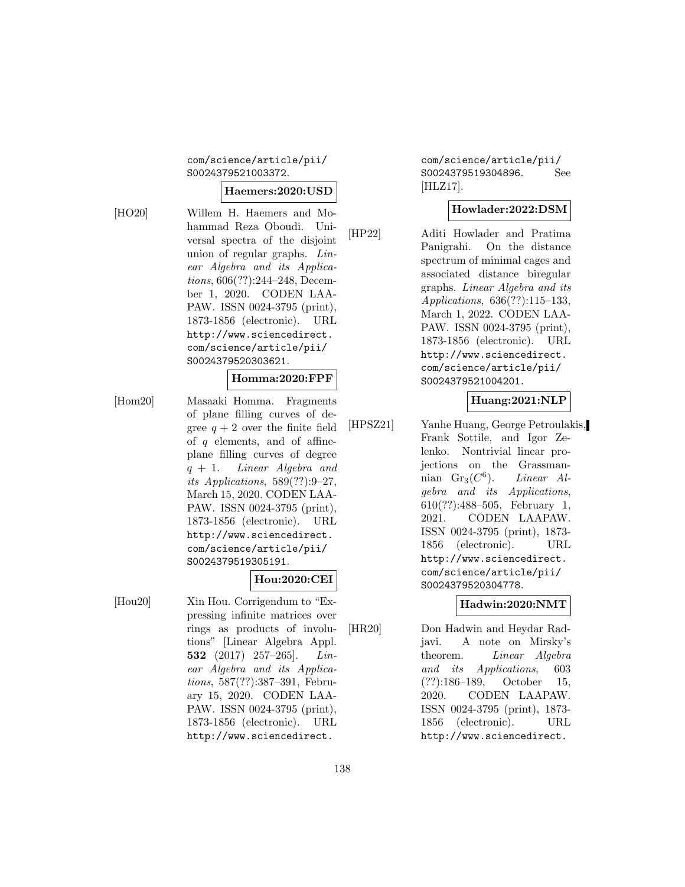com/science/article/pii/S0024379521003372.

**Haemers:2020:USD**

[HO20] Willem H. Haemers and Mohammad Reza Oboudi. Universal spectra of the disjoint union of regular graphs. *Linear Algebra and its Applications*, 606(??):244–248, December 1, 2020. CODEN LAAPAW. ISSN 0024-3795 (print), 1873-1856 (electronic). URL http://www.sciencedirect.com/science/article/pii/S0024379520303621.

**Homma:2020:FPF**

[Hom20] Masaaki Homma. Fragments of plane filling curves of degree $q + 2$ over the finite field of $q$ elements, and of affine-plane filling curves of degree $q + 1$. *Linear Algebra and its Applications*, 589(??):9–27, March 15, 2020. CODEN LAAPAW. ISSN 0024-3795 (print), 1873-1856 (electronic). URL http://www.sciencedirect.com/science/article/pii/S0024379519305191.

**Hou:2020:CEI**

[Hou20] Xin Hou. Corrigendum to "Expressing infinite matrices over rings as products of involutions" [Linear Algebra Appl. **532** (2017) 257–265]. *Linear Algebra and its Applications*, 587(??):387–391, February 15, 2020. CODEN LAAPAW. ISSN 0024-3795 (print), 1873-1856 (electronic). URL http://www.sciencedirect.com/science/article/pii/S0024379519304896. See [HLZ17].

**Howlader:2022:DSM**

[HP22] Aditi Howlader and Pratima Panigrahi. On the distance spectrum of minimal cages and associated distance biregular graphs. *Linear Algebra and its Applications*, 636(??):115–133, March 1, 2022. CODEN LAAPAW. ISSN 0024-3795 (print), 1873-1856 (electronic). URL http://www.sciencedirect.com/science/article/pii/S0024379521004201.

**Huang:2021:NLP**

[HPSZ21] Yanhe Huang, George Petroulakis, Frank Sottile, and Igor Zelenko. Nontrivial linear projections on the Grassmannian $\mathrm{Gr}_3(C^6)$. *Linear Algebra and its Applications*, 610(??):488–505, February 1, 2021. CODEN LAAPAW. ISSN 0024-3795 (print), 1873-1856 (electronic). URL http://www.sciencedirect.com/science/article/pii/S0024379520304778.

**Hadwin:2020:NMT**

[HR20] Don Hadwin and Heydar Radjavi. A note on Mirsky's theorem. *Linear Algebra and its Applications*, 603 (??):186–189, October 15, 2020. CODEN LAAPAW. ISSN 0024-3795 (print), 1873-1856 (electronic). URL http://www.sciencedirect.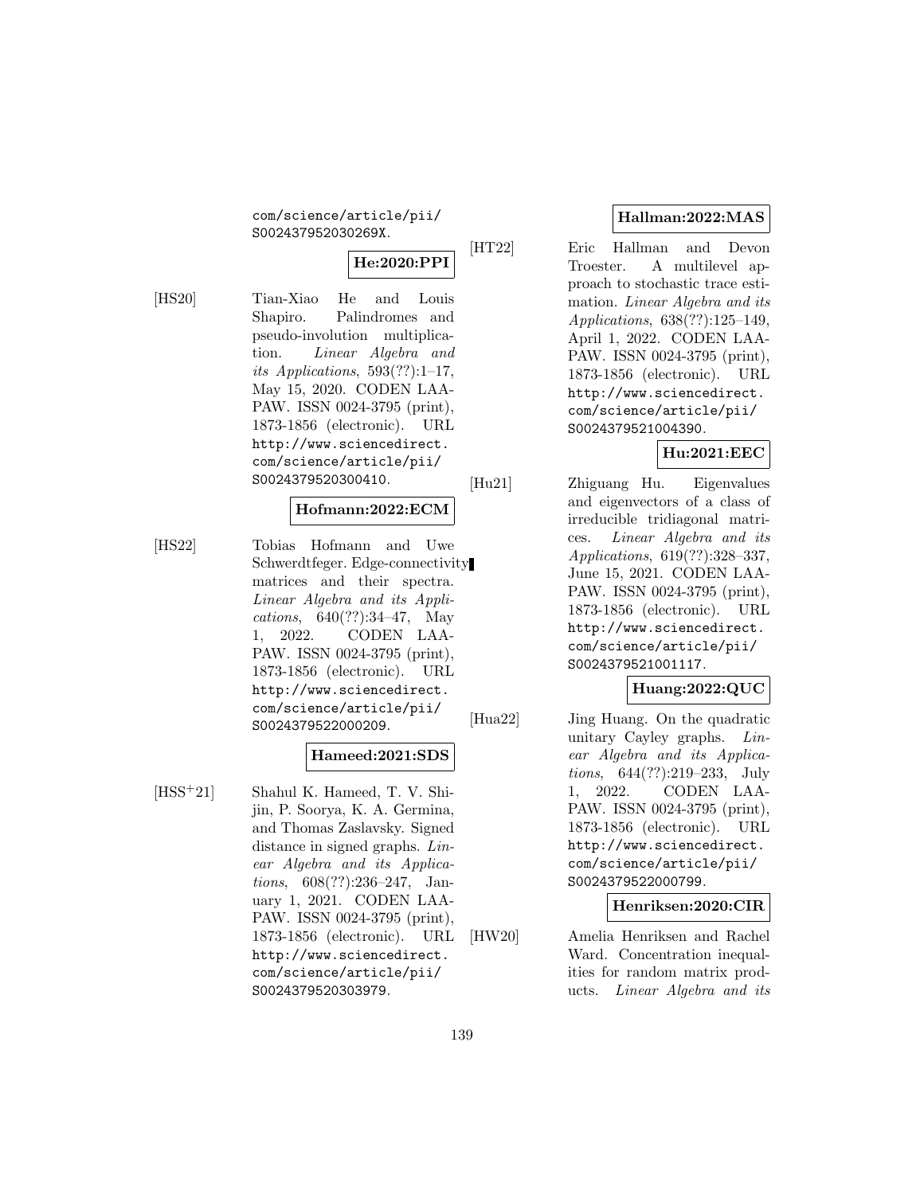com/science/article/pii/S002437952030269X.

**He:2020:PPI**

[HS20] Tian-Xiao He and Louis Shapiro. Palindromes and pseudo-involution multiplication. *Linear Algebra and its Applications*, 593(??):1–17, May 15, 2020. CODEN LAAPAW. ISSN 0024-3795 (print), 1873-1856 (electronic). URL http://www.sciencedirect.com/science/article/pii/S0024379520300410.

**Hofmann:2022:ECM**

[HS22] Tobias Hofmann and Uwe Schwerdtfeger. Edge-connectivity matrices and their spectra. *Linear Algebra and its Applications*, 640(??):34–47, May 1, 2022. CODEN LAAPAW. ISSN 0024-3795 (print), 1873-1856 (electronic). URL http://www.sciencedirect.com/science/article/pii/S0024379522000209.

**Hameed:2021:SDS**

[HSS+21] Shahul K. Hameed, T. V. Shijin, P. Soorya, K. A. Germina, and Thomas Zaslavsky. Signed distance in signed graphs. *Linear Algebra and its Applications*, 608(??):236–247, January 1, 2021. CODEN LAAPAW. ISSN 0024-3795 (print), 1873-1856 (electronic). URL http://www.sciencedirect.com/science/article/pii/S0024379520303979.

**Hallman:2022:MAS**

[HT22] Eric Hallman and Devon Troester. A multilevel approach to stochastic trace estimation. *Linear Algebra and its Applications*, 638(??):125–149, April 1, 2022. CODEN LAAPAW. ISSN 0024-3795 (print), 1873-1856 (electronic). URL http://www.sciencedirect.com/science/article/pii/S0024379521004390.

**Hu:2021:EEC**

[Hu21] Zhiguang Hu. Eigenvalues and eigenvectors of a class of irreducible tridiagonal matrices. *Linear Algebra and its Applications*, 619(??):328–337, June 15, 2021. CODEN LAAPAW. ISSN 0024-3795 (print), 1873-1856 (electronic). URL http://www.sciencedirect.com/science/article/pii/S0024379521001117.

**Huang:2022:QUC**

[Hua22] Jing Huang. On the quadratic unitary Cayley graphs. *Linear Algebra and its Applications*, 644(??):219–233, July 1, 2022. CODEN LAAPAW. ISSN 0024-3795 (print), 1873-1856 (electronic). URL http://www.sciencedirect.com/science/article/pii/S0024379522000799.

**Henriksen:2020:CIR**

[HW20] Amelia Henriksen and Rachel Ward. Concentration inequalities for random matrix products. *Linear Algebra and its*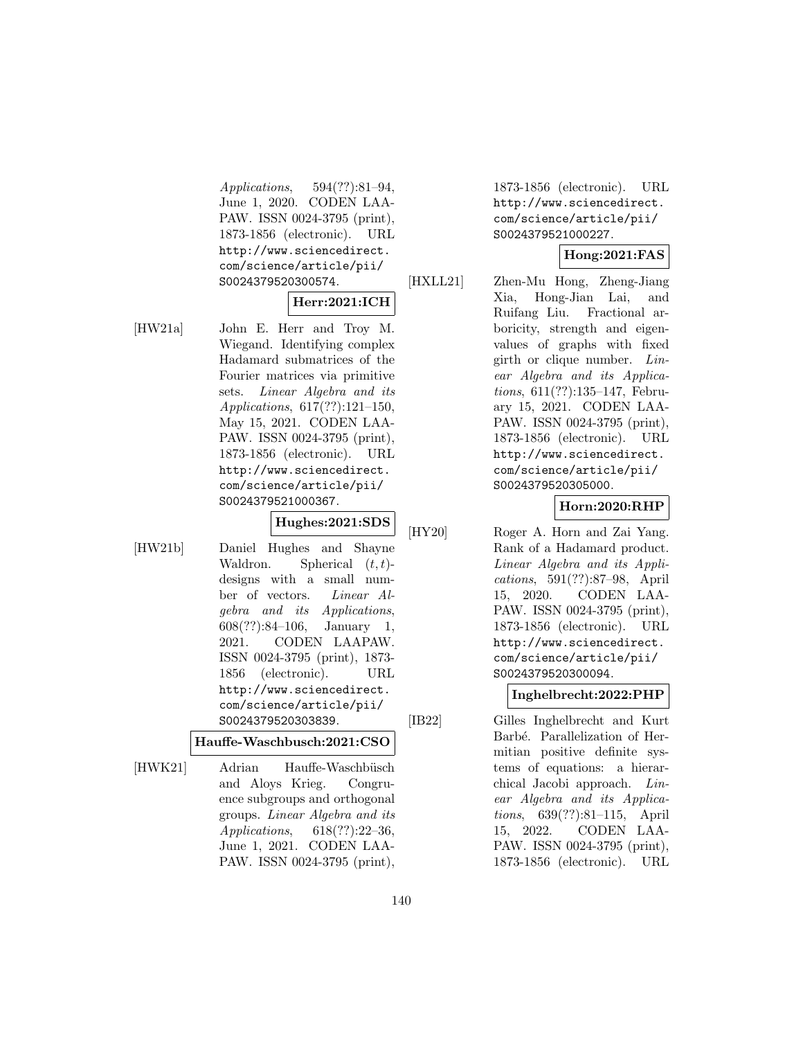*Applications*, 594(??):81–94, June 1, 2020. CODEN LAAPAW. ISSN 0024-3795 (print), 1873-1856 (electronic). URL http://www.sciencedirect.com/science/article/pii/S0024379520300574.

**Herr:2021:ICH**

[HW21a] John E. Herr and Troy M. Wiegand. Identifying complex Hadamard submatrices of the Fourier matrices via primitive sets. *Linear Algebra and its Applications*, 617(??):121–150, May 15, 2021. CODEN LAAPAW. ISSN 0024-3795 (print), 1873-1856 (electronic). URL http://www.sciencedirect.com/science/article/pii/S0024379521000367.

**Hughes:2021:SDS**

[HW21b] Daniel Hughes and Shayne Waldron. Spherical $(t,t)$-designs with a small number of vectors. *Linear Algebra and its Applications*, 608(??):84–106, January 1, 2021. CODEN LAAPAW. ISSN 0024-3795 (print), 1873-1856 (electronic). URL http://www.sciencedirect.com/science/article/pii/S0024379520303839.

**Hauffe-Waschbusch:2021:CSO**

[HWK21] Adrian Hauffe-Waschbüsch and Aloys Krieg. Congruence subgroups and orthogonal groups. *Linear Algebra and its Applications*, 618(??):22–36, June 1, 2021. CODEN LAAPAW. ISSN 0024-3795 (print), 1873-1856 (electronic). URL http://www.sciencedirect.com/science/article/pii/S0024379521000227.

**Hong:2021:FAS**

[HXLL21] Zhen-Mu Hong, Zheng-Jiang Xia, Hong-Jian Lai, and Ruifang Liu. Fractional arboricity, strength and eigenvalues of graphs with fixed girth or clique number. *Linear Algebra and its Applications*, 611(??):135–147, February 15, 2021. CODEN LAAPAW. ISSN 0024-3795 (print), 1873-1856 (electronic). URL http://www.sciencedirect.com/science/article/pii/S0024379520305000.

**Horn:2020:RHP**

[HY20] Roger A. Horn and Zai Yang. Rank of a Hadamard product. *Linear Algebra and its Applications*, 591(??):87–98, April 15, 2020. CODEN LAAPAW. ISSN 0024-3795 (print), 1873-1856 (electronic). URL http://www.sciencedirect.com/science/article/pii/S0024379520300094.

**Inghelbrecht:2022:PHP**

[IB22] Gilles Inghelbrecht and Kurt Barbé. Parallelization of Hermitian positive definite systems of equations: a hierarchical Jacobi approach. *Linear Algebra and its Applications*, 639(??):81–115, April 15, 2022. CODEN LAAPAW. ISSN 0024-3795 (print), 1873-1856 (electronic). URL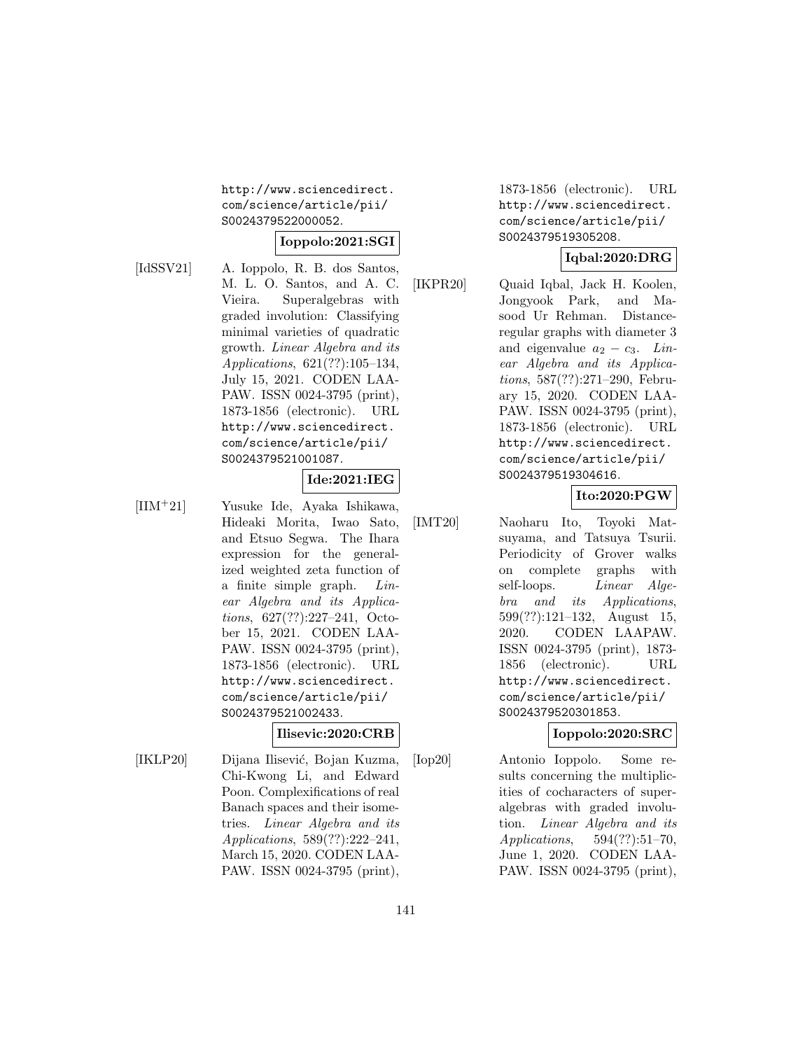http://www.sciencedirect.com/science/article/pii/S0024379522000052.

**Ioppolo:2021:SGI**

[IdSSV21] A. Ioppolo, R. B. dos Santos, M. L. O. Santos, and A. C. Vieira. Superalgebras with graded involution: Classifying minimal varieties of quadratic growth. *Linear Algebra and its Applications*, 621(??):105–134, July 15, 2021. CODEN LAAPAW. ISSN 0024-3795 (print), 1873-1856 (electronic). URL http://www.sciencedirect.com/science/article/pii/S0024379521001087.

**Ide:2021:IEG**

[IIM+21] Yusuke Ide, Ayaka Ishikawa, Hideaki Morita, Iwao Sato, and Etsuo Segwa. The Ihara expression for the generalized weighted zeta function of a finite simple graph. *Linear Algebra and its Applications*, 627(??):227–241, October 15, 2021. CODEN LAAPAW. ISSN 0024-3795 (print), 1873-1856 (electronic). URL http://www.sciencedirect.com/science/article/pii/S0024379521002433.

**Ilisevic:2020:CRB**

[IKLP20] Dijana Ilišević, Bojan Kuzma, Chi-Kwong Li, and Edward Poon. Complexifications of real Banach spaces and their isometries. *Linear Algebra and its Applications*, 589(??):222–241, March 15, 2020. CODEN LAAPAW. ISSN 0024-3795 (print), 1873-1856 (electronic). URL http://www.sciencedirect.com/science/article/pii/S0024379519305208.

**Iqbal:2020:DRG**

[IKPR20] Quaid Iqbal, Jack H. Koolen, Jongyook Park, and Masood Ur Rehman. Distance-regular graphs with diameter 3 and eigenvalue $a_2 - c_3$. *Linear Algebra and its Applications*, 587(??):271–290, February 15, 2020. CODEN LAAPAW. ISSN 0024-3795 (print), 1873-1856 (electronic). URL http://www.sciencedirect.com/science/article/pii/S0024379519304616.

**Ito:2020:PGW**

[IMT20] Naoharu Ito, Toyoki Matsuyama, and Tatsuya Tsurii. Periodicity of Grover walks on complete graphs with self-loops. *Linear Algebra and its Applications*, 599(??):121–132, August 15, 2020. CODEN LAAPAW. ISSN 0024-3795 (print), 1873-1856 (electronic). URL http://www.sciencedirect.com/science/article/pii/S0024379520301853.

**Ioppolo:2020:SRC**

[Iop20] Antonio Ioppolo. Some results concerning the multiplicities of cocharacters of superalgebras with graded involution. *Linear Algebra and its Applications*, 594(??):51–70, June 1, 2020. CODEN LAAPAW. ISSN 0024-3795 (print),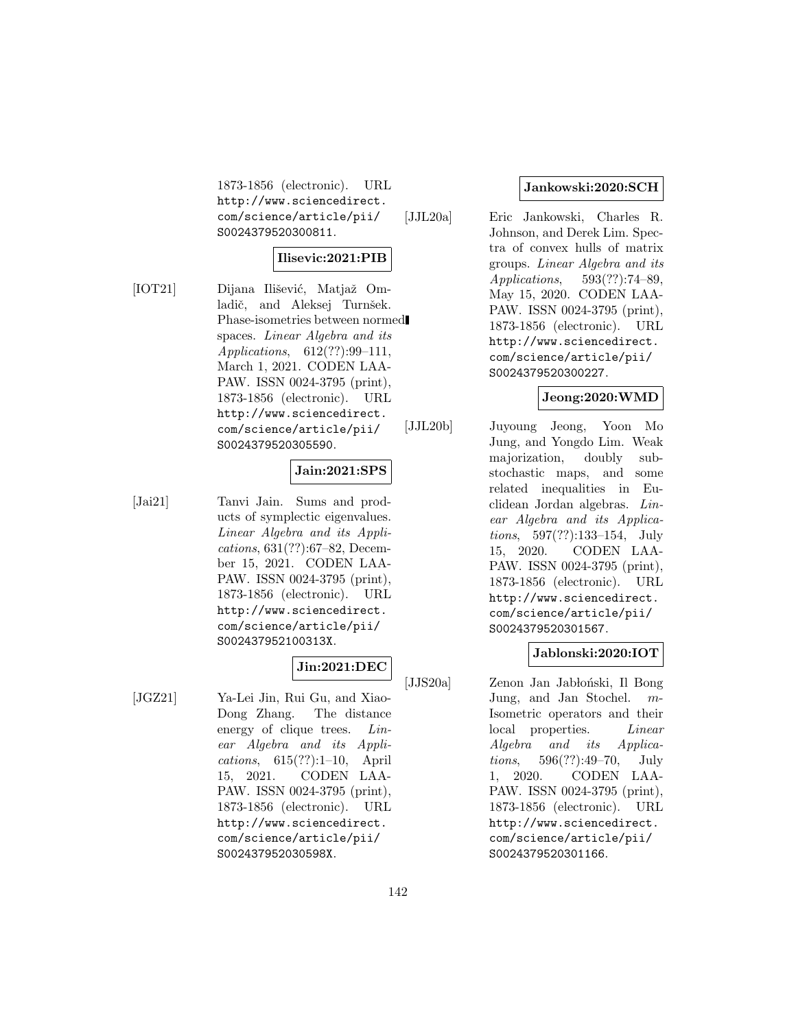1873-1856 (electronic). URL http://www.sciencedirect.com/science/article/pii/S0024379520300811.

**Ilisevic:2021:PIB**

[IOT21] Dijana Ilišević, Matjaž Omladič, and Aleksej Turnšek. Phase-isometries between normed spaces. *Linear Algebra and its Applications*, 612(??):99–111, March 1, 2021. CODEN LAAPAW. ISSN 0024-3795 (print), 1873-1856 (electronic). URL http://www.sciencedirect.com/science/article/pii/S0024379520305590.

**Jain:2021:SPS**

[Jai21] Tanvi Jain. Sums and products of symplectic eigenvalues. *Linear Algebra and its Applications*, 631(??):67–82, December 15, 2021. CODEN LAAPAW. ISSN 0024-3795 (print), 1873-1856 (electronic). URL http://www.sciencedirect.com/science/article/pii/S002437952100313X.

**Jin:2021:DEC**

[JGZ21] Ya-Lei Jin, Rui Gu, and Xiao-Dong Zhang. The distance energy of clique trees. *Linear Algebra and its Applications*, 615(??):1–10, April 15, 2021. CODEN LAAPAW. ISSN 0024-3795 (print), 1873-1856 (electronic). URL http://www.sciencedirect.com/science/article/pii/S002437952030598X.

**Jankowski:2020:SCH**

[JJL20a] Eric Jankowski, Charles R. Johnson, and Derek Lim. Spectra of convex hulls of matrix groups. *Linear Algebra and its Applications*, 593(??):74–89, May 15, 2020. CODEN LAAPAW. ISSN 0024-3795 (print), 1873-1856 (electronic). URL http://www.sciencedirect.com/science/article/pii/S0024379520300227.

**Jeong:2020:WMD**

[JJL20b] Juyoung Jeong, Yoon Mo Jung, and Yongdo Lim. Weak majorization, doubly substochastic maps, and some related inequalities in Euclidean Jordan algebras. *Linear Algebra and its Applications*, 597(??):133–154, July 15, 2020. CODEN LAAPAW. ISSN 0024-3795 (print), 1873-1856 (electronic). URL http://www.sciencedirect.com/science/article/pii/S0024379520301567.

**Jablonski:2020:IOT**

[JJS20a] Zenon Jan Jabłoński, Il Bong Jung, and Jan Stochel. $m$-Isometric operators and their local properties. *Linear Algebra and its Applications*, 596(??):49–70, July 1, 2020. CODEN LAAPAW. ISSN 0024-3795 (print), 1873-1856 (electronic). URL http://www.sciencedirect.com/science/article/pii/S0024379520301166.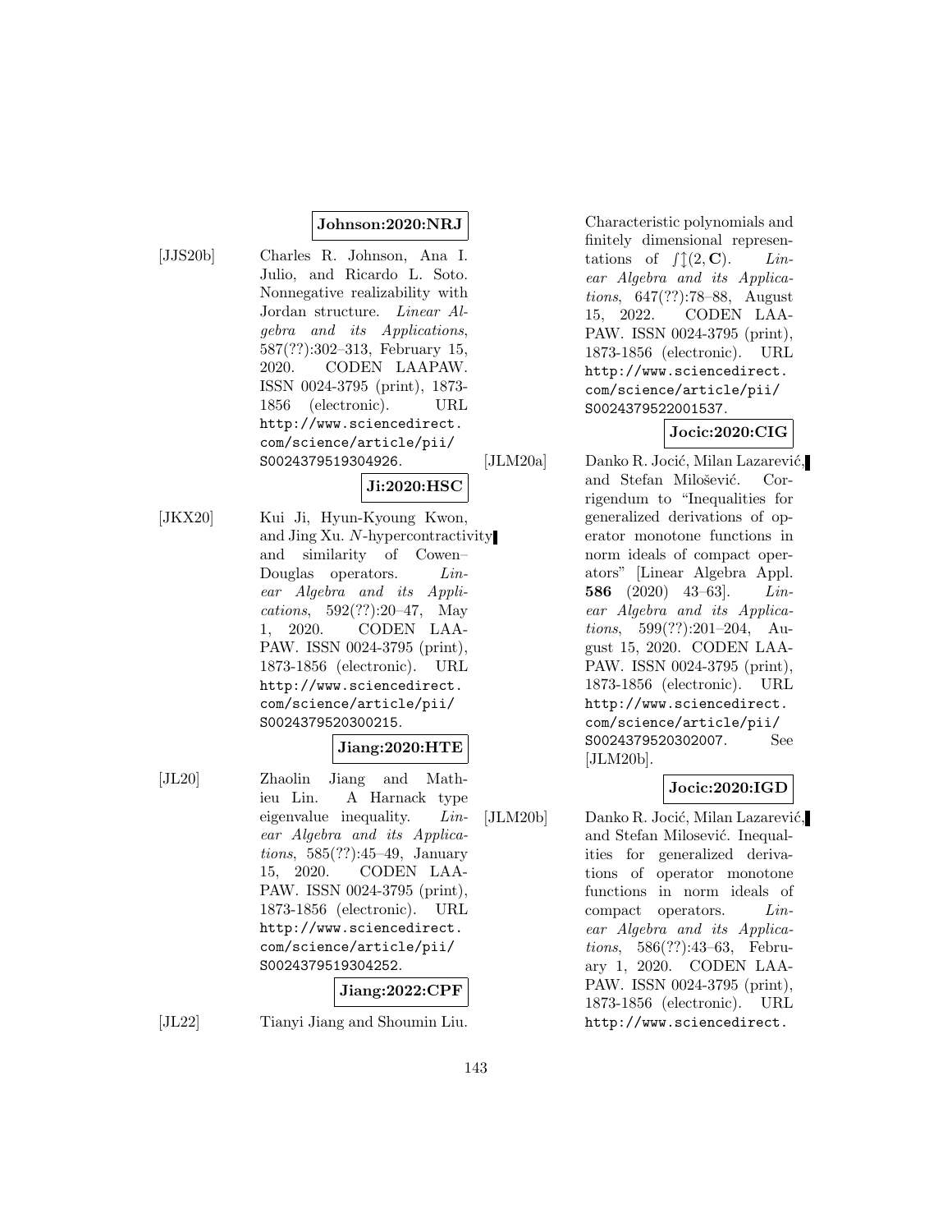**Johnson:2020:NRJ**

[JJS20b] Charles R. Johnson, Ana I. Julio, and Ricardo L. Soto. Nonnegative realizability with Jordan structure. *Linear Algebra and its Applications*, 587(??):302–313, February 15, 2020. CODEN LAAPAW. ISSN 0024-3795 (print), 1873-1856 (electronic). URL http://www.sciencedirect.com/science/article/pii/S0024379519304926.

**Ji:2020:HSC**

[JKX20] Kui Ji, Hyun-Kyoung Kwon, and Jing Xu. $N$-hypercontractivity and similarity of Cowen–Douglas operators. *Linear Algebra and its Applications*, 592(??):20–47, May 1, 2020. CODEN LAAPAW. ISSN 0024-3795 (print), 1873-1856 (electronic). URL http://www.sciencedirect.com/science/article/pii/S0024379520300215.

**Jiang:2020:HTE**

[JL20] Zhaolin Jiang and Mathieu Lin. A Harnack type eigenvalue inequality. *Linear Algebra and its Applications*, 585(??):45–49, January 15, 2020. CODEN LAAPAW. ISSN 0024-3795 (print), 1873-1856 (electronic). URL http://www.sciencedirect.com/science/article/pii/S0024379519304252.

**Jiang:2022:CPF**

[JL22] Tianyi Jiang and Shoumin Liu. Characteristic polynomials and finitely dimensional representations of $\int\updownarrow(2, \mathbf{C})$. *Linear Algebra and its Applications*, 647(??):78–88, August 15, 2022. CODEN LAAPAW. ISSN 0024-3795 (print), 1873-1856 (electronic). URL http://www.sciencedirect.com/science/article/pii/S0024379522001537.

**Jocic:2020:CIG**

[JLM20a] Danko R. Jocić, Milan Lazarević, and Stefan Milošević. Corrigendum to "Inequalities for generalized derivations of operator monotone functions in norm ideals of compact operators" [Linear Algebra Appl. **586** (2020) 43–63]. *Linear Algebra and its Applications*, 599(??):201–204, August 15, 2020. CODEN LAAPAW. ISSN 0024-3795 (print), 1873-1856 (electronic). URL http://www.sciencedirect.com/science/article/pii/S0024379520302007. See [JLM20b].

**Jocic:2020:IGD**

[JLM20b] Danko R. Jocić, Milan Lazarević, and Stefan Milosević. Inequalities for generalized derivations of operator monotone functions in norm ideals of compact operators. *Linear Algebra and its Applications*, 586(??):43–63, February 1, 2020. CODEN LAAPAW. ISSN 0024-3795 (print), 1873-1856 (electronic). URL http://www.sciencedirect.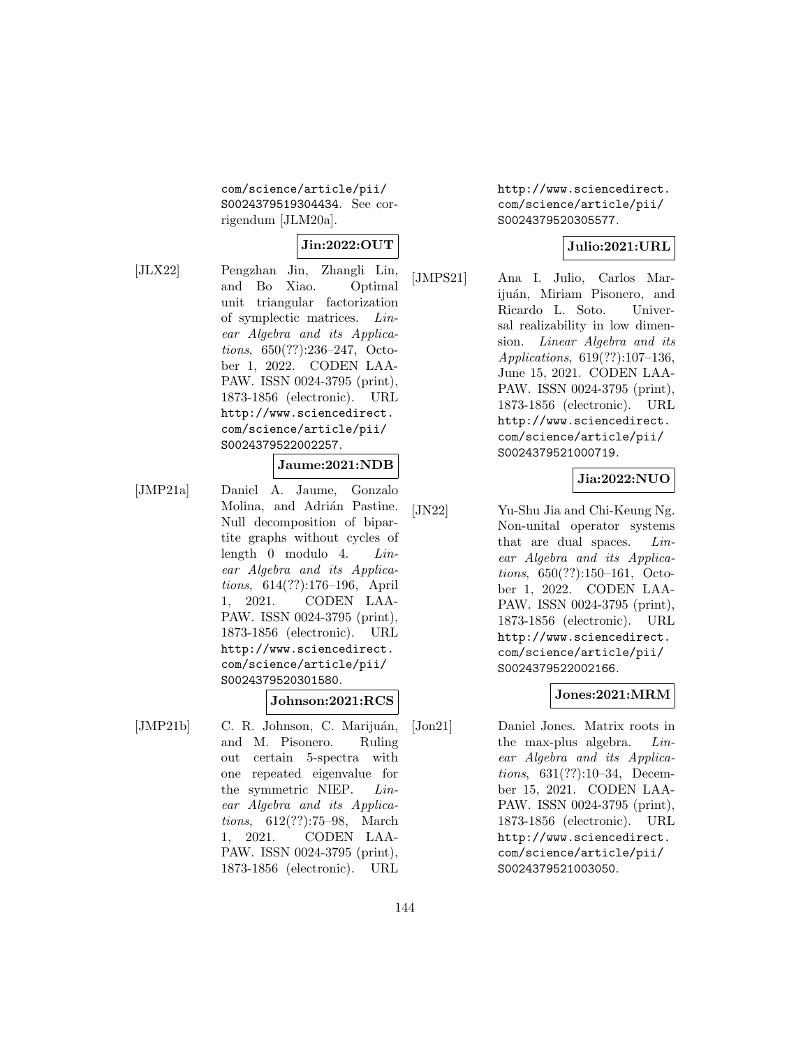com/science/article/pii/S0024379519304434. See corrigendum [JLM20a].

**Jin:2022:OUT**

[JLX22] Pengzhan Jin, Zhangli Lin, and Bo Xiao. Optimal unit triangular factorization of symplectic matrices. *Linear Algebra and its Applications*, 650(??):236–247, October 1, 2022. CODEN LAAPAW. ISSN 0024-3795 (print), 1873-1856 (electronic). URL http://www.sciencedirect.com/science/article/pii/S0024379522002257.

**Jaume:2021:NDB**

[JMP21a] Daniel A. Jaume, Gonzalo Molina, and Adrián Pastine. Null decomposition of bipartite graphs without cycles of length 0 modulo 4. *Linear Algebra and its Applications*, 614(??):176–196, April 1, 2021. CODEN LAAPAW. ISSN 0024-3795 (print), 1873-1856 (electronic). URL http://www.sciencedirect.com/science/article/pii/S0024379520301580.

**Johnson:2021:RCS**

[JMP21b] C. R. Johnson, C. Marijuán, and M. Pisonero. Ruling out certain 5-spectra with one repeated eigenvalue for the symmetric NIEP. *Linear Algebra and its Applications*, 612(??):75–98, March 1, 2021. CODEN LAAPAW. ISSN 0024-3795 (print), 1873-1856 (electronic). URL http://www.sciencedirect.com/science/article/pii/S0024379520305577.

**Julio:2021:URL**

[JMPS21] Ana I. Julio, Carlos Marijuán, Miriam Pisonero, and Ricardo L. Soto. Universal realizability in low dimension. *Linear Algebra and its Applications*, 619(??):107–136, June 15, 2021. CODEN LAAPAW. ISSN 0024-3795 (print), 1873-1856 (electronic). URL http://www.sciencedirect.com/science/article/pii/S0024379521000719.

**Jia:2022:NUO**

[JN22] Yu-Shu Jia and Chi-Keung Ng. Non-unital operator systems that are dual spaces. *Linear Algebra and its Applications*, 650(??):150–161, October 1, 2022. CODEN LAAPAW. ISSN 0024-3795 (print), 1873-1856 (electronic). URL http://www.sciencedirect.com/science/article/pii/S0024379522002166.

**Jones:2021:MRM**

[Jon21] Daniel Jones. Matrix roots in the max-plus algebra. *Linear Algebra and its Applications*, 631(??):10–34, December 15, 2021. CODEN LAAPAW. ISSN 0024-3795 (print), 1873-1856 (electronic). URL http://www.sciencedirect.com/science/article/pii/S0024379521003050.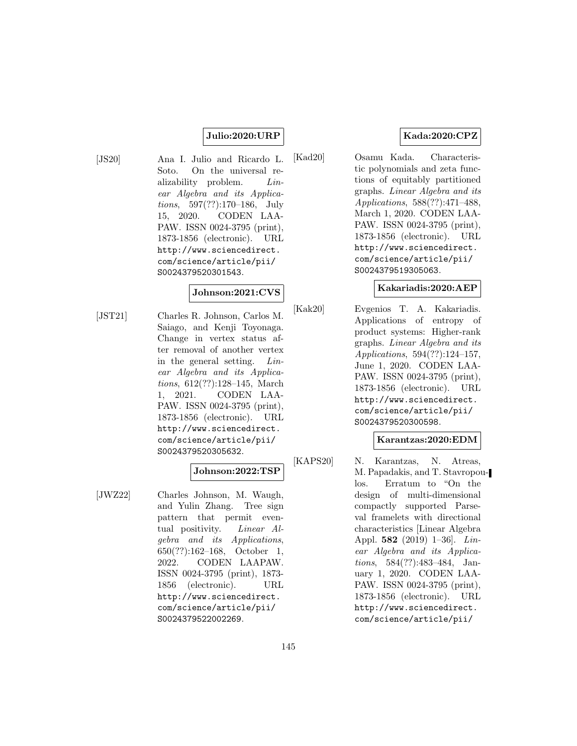**Julio:2020:URP**

[JS20] Ana I. Julio and Ricardo L. Soto. On the universal realizability problem. *Linear Algebra and its Applications*, 597(??):170–186, July 15, 2020. CODEN LAAPAW. ISSN 0024-3795 (print), 1873-1856 (electronic). URL http://www.sciencedirect.com/science/article/pii/S0024379520301543.

**Johnson:2021:CVS**

[JST21] Charles R. Johnson, Carlos M. Saiago, and Kenji Toyonaga. Change in vertex status after removal of another vertex in the general setting. *Linear Algebra and its Applications*, 612(??):128–145, March 1, 2021. CODEN LAAPAW. ISSN 0024-3795 (print), 1873-1856 (electronic). URL http://www.sciencedirect.com/science/article/pii/S0024379520305632.

**Johnson:2022:TSP**

[JWZ22] Charles Johnson, M. Waugh, and Yulin Zhang. Tree sign pattern that permit eventual positivity. *Linear Algebra and its Applications*, 650(??):162–168, October 1, 2022. CODEN LAAPAW. ISSN 0024-3795 (print), 1873-1856 (electronic). URL http://www.sciencedirect.com/science/article/pii/S0024379522002269.

**Kada:2020:CPZ**

[Kad20] Osamu Kada. Characteristic polynomials and zeta functions of equitably partitioned graphs. *Linear Algebra and its Applications*, 588(??):471–488, March 1, 2020. CODEN LAAPAW. ISSN 0024-3795 (print), 1873-1856 (electronic). URL http://www.sciencedirect.com/science/article/pii/S0024379519305063.

**Kakariadis:2020:AEP**

[Kak20] Evgenios T. A. Kakariadis. Applications of entropy of product systems: Higher-rank graphs. *Linear Algebra and its Applications*, 594(??):124–157, June 1, 2020. CODEN LAAPAW. ISSN 0024-3795 (print), 1873-1856 (electronic). URL http://www.sciencedirect.com/science/article/pii/S0024379520300598.

**Karantzas:2020:EDM**

[KAPS20] N. Karantzas, N. Atreas, M. Papadakis, and T. Stavropoulos. Erratum to "On the design of multi-dimensional compactly supported Parseval framelets with directional characteristics [Linear Algebra Appl. **582** (2019) 1–36]. *Linear Algebra and its Applications*, 584(??):483–484, January 1, 2020. CODEN LAAPAW. ISSN 0024-3795 (print), 1873-1856 (electronic). URL http://www.sciencedirect.com/science/article/pii/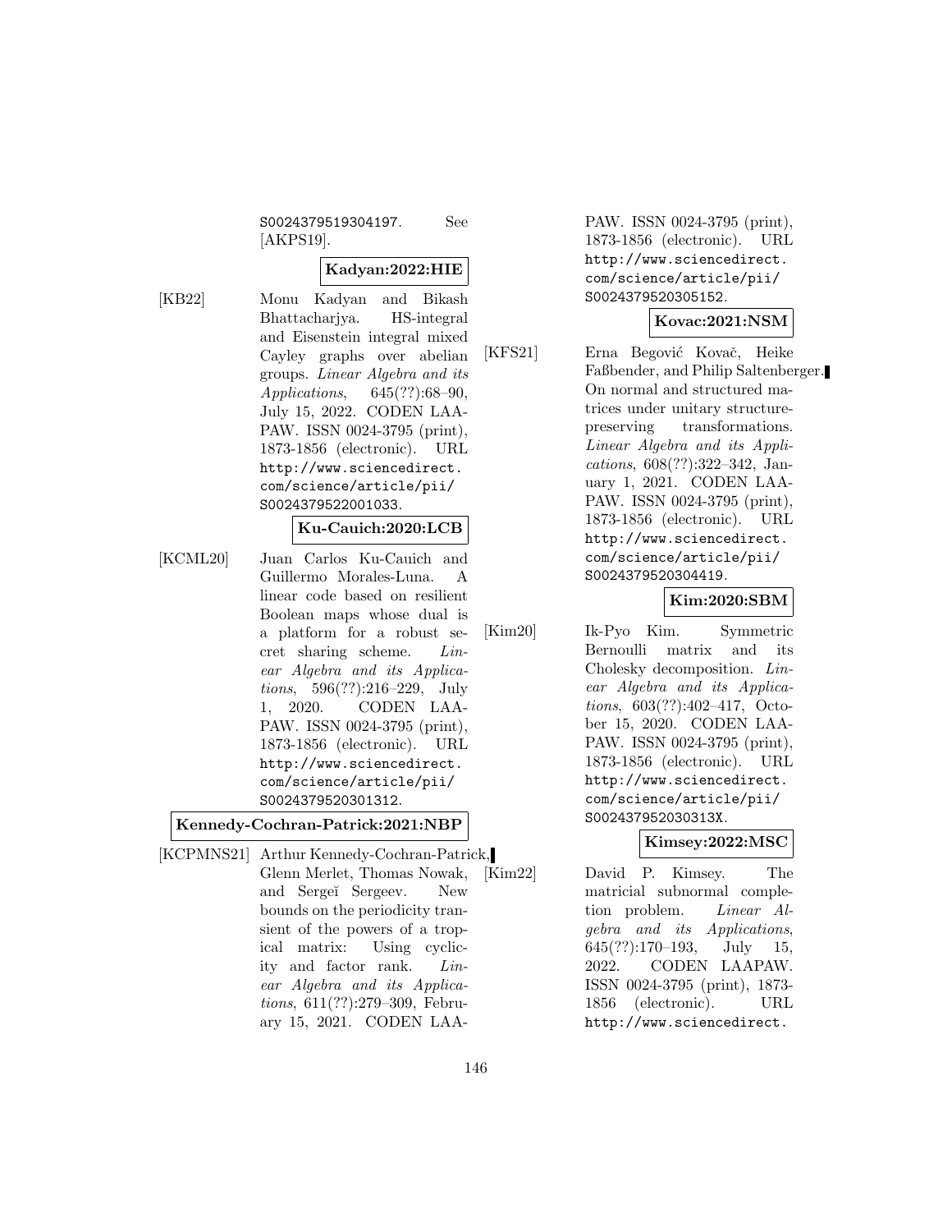S0024379519304197. See [AKPS19].

**Kadyan:2022:HIE**

[KB22] Monu Kadyan and Bikash Bhattacharjya. HS-integral and Eisenstein integral mixed Cayley graphs over abelian groups. *Linear Algebra and its Applications*, 645(??):68–90, July 15, 2022. CODEN LAAPAW. ISSN 0024-3795 (print), 1873-1856 (electronic). URL http://www.sciencedirect.com/science/article/pii/S0024379522001033.

**Ku-Cauich:2020:LCB**

[KCML20] Juan Carlos Ku-Cauich and Guillermo Morales-Luna. A linear code based on resilient Boolean maps whose dual is a platform for a robust secret sharing scheme. *Linear Algebra and its Applications*, 596(??):216–229, July 1, 2020. CODEN LAAPAW. ISSN 0024-3795 (print), 1873-1856 (electronic). URL http://www.sciencedirect.com/science/article/pii/S0024379520301312.

**Kennedy-Cochran-Patrick:2021:NBP**

[KCPMNS21] Arthur Kennedy-Cochran-Patrick, Glenn Merlet, Thomas Nowak, and Sergeĭ Sergeev. New bounds on the periodicity transient of the powers of a tropical matrix: Using cyclicity and factor rank. *Linear Algebra and its Applications*, 611(??):279–309, February 15, 2021. CODEN LAAPAW. ISSN 0024-3795 (print), 1873-1856 (electronic). URL http://www.sciencedirect.com/science/article/pii/S0024379520305152.

**Kovac:2021:NSM**

[KFS21] Erna Begović Kovač, Heike Faßbender, and Philip Saltenberger. On normal and structured matrices under unitary structure-preserving transformations. *Linear Algebra and its Applications*, 608(??):322–342, January 1, 2021. CODEN LAAPAW. ISSN 0024-3795 (print), 1873-1856 (electronic). URL http://www.sciencedirect.com/science/article/pii/S0024379520304419.

**Kim:2020:SBM**

[Kim20] Ik-Pyo Kim. Symmetric Bernoulli matrix and its Cholesky decomposition. *Linear Algebra and its Applications*, 603(??):402–417, October 15, 2020. CODEN LAAPAW. ISSN 0024-3795 (print), 1873-1856 (electronic). URL http://www.sciencedirect.com/science/article/pii/S002437952030313X.

**Kimsey:2022:MSC**

[Kim22] David P. Kimsey. The matricial subnormal completion problem. *Linear Algebra and its Applications*, 645(??):170–193, July 15, 2022. CODEN LAAPAW. ISSN 0024-3795 (print), 1873-1856 (electronic). URL http://www.sciencedirect.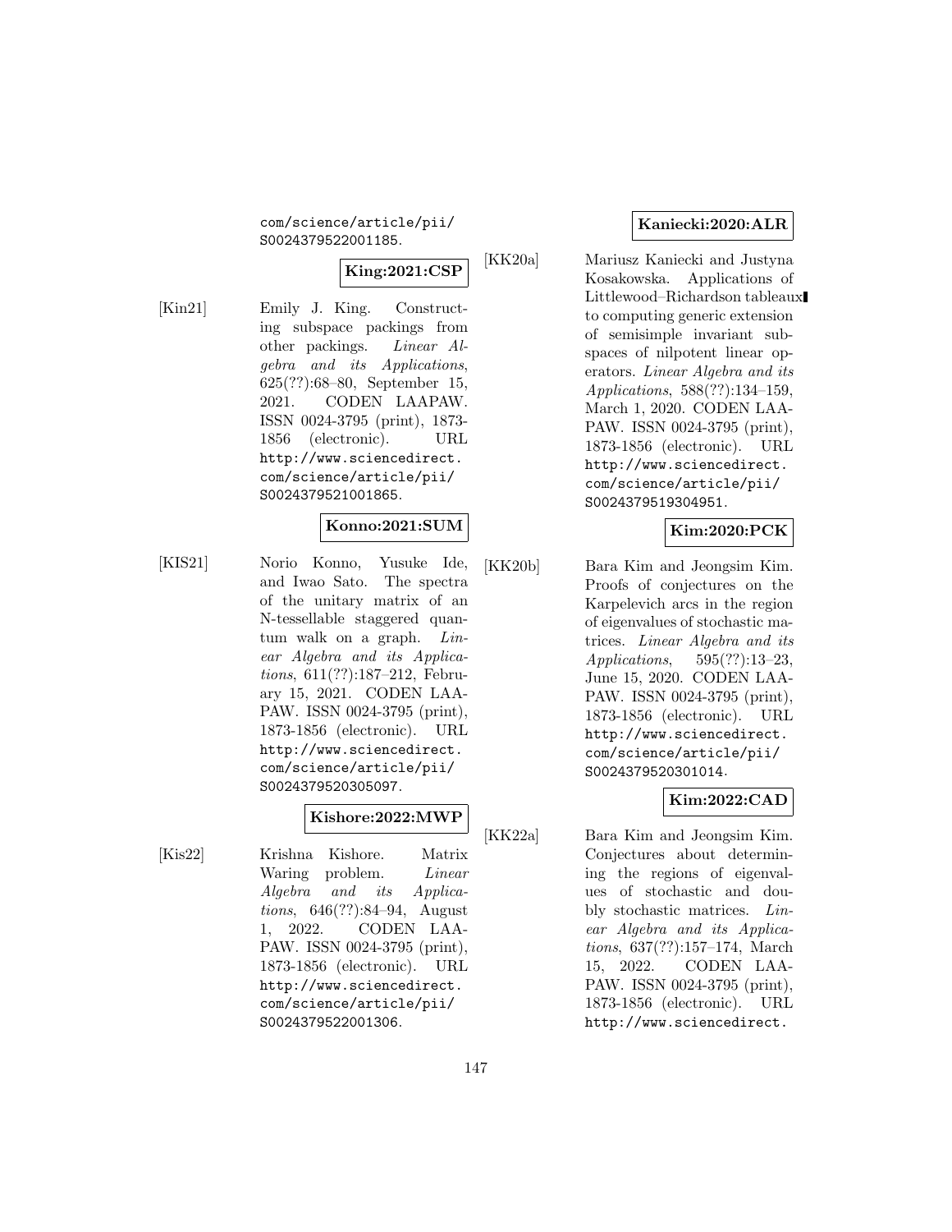com/science/article/pii/S0024379522001185.

**King:2021:CSP**

[Kin21] Emily J. King. Constructing subspace packings from other packings. *Linear Algebra and its Applications*, 625(??):68–80, September 15, 2021. CODEN LAAPAW. ISSN 0024-3795 (print), 1873-1856 (electronic). URL http://www.sciencedirect.com/science/article/pii/S0024379521001865.

**Konno:2021:SUM**

[KIS21] Norio Konno, Yusuke Ide, and Iwao Sato. The spectra of the unitary matrix of an N-tessellable staggered quantum walk on a graph. *Linear Algebra and its Applications*, 611(??):187–212, February 15, 2021. CODEN LAAPAW. ISSN 0024-3795 (print), 1873-1856 (electronic). URL http://www.sciencedirect.com/science/article/pii/S0024379520305097.

**Kishore:2022:MWP**

[Kis22] Krishna Kishore. Matrix Waring problem. *Linear Algebra and its Applications*, 646(??):84–94, August 1, 2022. CODEN LAAPAW. ISSN 0024-3795 (print), 1873-1856 (electronic). URL http://www.sciencedirect.com/science/article/pii/S0024379522001306.

**Kaniecki:2020:ALR**

[KK20a] Mariusz Kaniecki and Justyna Kosakowska. Applications of Littlewood–Richardson tableaux to computing generic extension of semisimple invariant subspaces of nilpotent linear operators. *Linear Algebra and its Applications*, 588(??):134–159, March 1, 2020. CODEN LAAPAW. ISSN 0024-3795 (print), 1873-1856 (electronic). URL http://www.sciencedirect.com/science/article/pii/S0024379519304951.

**Kim:2020:PCK**

[KK20b] Bara Kim and Jeongsim Kim. Proofs of conjectures on the Karpelevich arcs in the region of eigenvalues of stochastic matrices. *Linear Algebra and its Applications*, 595(??):13–23, June 15, 2020. CODEN LAAPAW. ISSN 0024-3795 (print), 1873-1856 (electronic). URL http://www.sciencedirect.com/science/article/pii/S0024379520301014.

**Kim:2022:CAD**

[KK22a] Bara Kim and Jeongsim Kim. Conjectures about determining the regions of eigenvalues of stochastic and doubly stochastic matrices. *Linear Algebra and its Applications*, 637(??):157–174, March 15, 2022. CODEN LAAPAW. ISSN 0024-3795 (print), 1873-1856 (electronic). URL http://www.sciencedirect.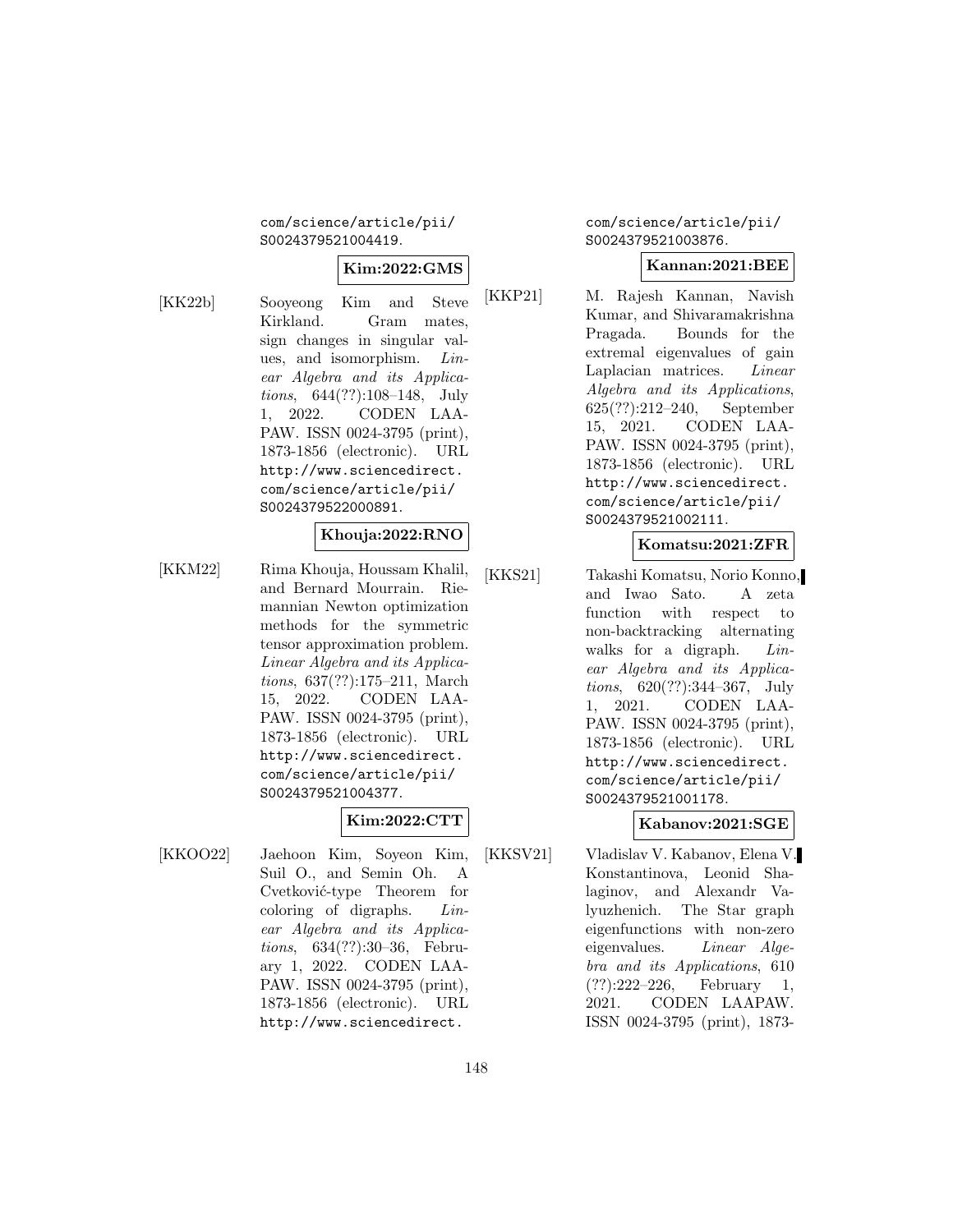com/science/article/pii/S0024379521004419.

**Kim:2022:GMS**

[KK22b] Sooyeong Kim and Steve Kirkland. Gram mates, sign changes in singular values, and isomorphism. *Linear Algebra and its Applications*, 644(??):108–148, July 1, 2022. CODEN LAAPAW. ISSN 0024-3795 (print), 1873-1856 (electronic). URL http://www.sciencedirect.com/science/article/pii/S0024379522000891.

**Khouja:2022:RNO**

[KKM22] Rima Khouja, Houssam Khalil, and Bernard Mourrain. Riemannian Newton optimization methods for the symmetric tensor approximation problem. *Linear Algebra and its Applications*, 637(??):175–211, March 15, 2022. CODEN LAAPAW. ISSN 0024-3795 (print), 1873-1856 (electronic). URL http://www.sciencedirect.com/science/article/pii/S0024379521004377.

**Kim:2022:CTT**

[KKOO22] Jaehoon Kim, Soyeon Kim, Suil O., and Semin Oh. A Cvetković-type Theorem for coloring of digraphs. *Linear Algebra and its Applications*, 634(??):30–36, February 1, 2022. CODEN LAAPAW. ISSN 0024-3795 (print), 1873-1856 (electronic). URL http://www.sciencedirect.com/science/article/pii/S0024379521003876.

**Kannan:2021:BEE**

[KKP21] M. Rajesh Kannan, Navish Kumar, and Shivaramakrishna Pragada. Bounds for the extremal eigenvalues of gain Laplacian matrices. *Linear Algebra and its Applications*, 625(??):212–240, September 15, 2021. CODEN LAAPAW. ISSN 0024-3795 (print), 1873-1856 (electronic). URL http://www.sciencedirect.com/science/article/pii/S0024379521002111.

**Komatsu:2021:ZFR**

[KKS21] Takashi Komatsu, Norio Konno, and Iwao Sato. A zeta function with respect to non-backtracking alternating walks for a digraph. *Linear Algebra and its Applications*, 620(??):344–367, July 1, 2021. CODEN LAAPAW. ISSN 0024-3795 (print), 1873-1856 (electronic). URL http://www.sciencedirect.com/science/article/pii/S0024379521001178.

**Kabanov:2021:SGE**

[KKSV21] Vladislav V. Kabanov, Elena V. Konstantinova, Leonid Shalaginov, and Alexandr Valyuzhenich. The Star graph eigenfunctions with non-zero eigenvalues. *Linear Algebra and its Applications*, 610 (??):222–226, February 1, 2021. CODEN LAAPAW. ISSN 0024-3795 (print), 1873-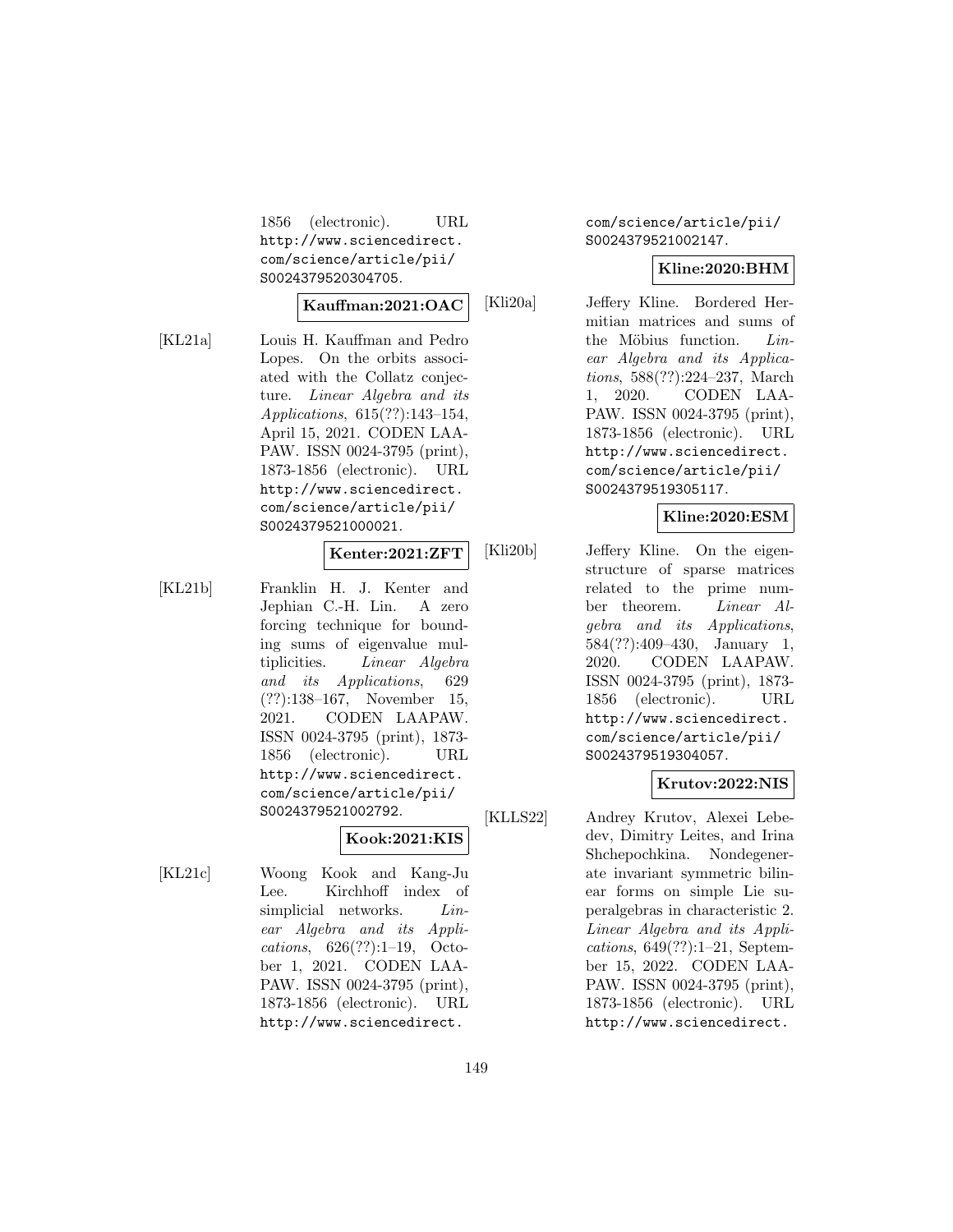1856 (electronic). URL http://www.sciencedirect.com/science/article/pii/S0024379520304705.

**Kauffman:2021:OAC**

[KL21a] Louis H. Kauffman and Pedro Lopes. On the orbits associated with the Collatz conjecture. *Linear Algebra and its Applications*, 615(??):143–154, April 15, 2021. CODEN LAAPAW. ISSN 0024-3795 (print), 1873-1856 (electronic). URL http://www.sciencedirect.com/science/article/pii/S0024379521000021.

**Kenter:2021:ZFT**

[KL21b] Franklin H. J. Kenter and Jephian C.-H. Lin. A zero forcing technique for bounding sums of eigenvalue multiplicities. *Linear Algebra and its Applications*, 629 (??):138–167, November 15, 2021. CODEN LAAPAW. ISSN 0024-3795 (print), 1873-1856 (electronic). URL http://www.sciencedirect.com/science/article/pii/S0024379521002792.

**Kook:2021:KIS**

[KL21c] Woong Kook and Kang-Ju Lee. Kirchhoff index of simplicial networks. *Linear Algebra and its Applications*, 626(??):1–19, October 1, 2021. CODEN LAAPAW. ISSN 0024-3795 (print), 1873-1856 (electronic). URL http://www.sciencedirect.com/science/article/pii/S0024379521002147.

**Kline:2020:BHM**

[Kli20a] Jeffery Kline. Bordered Hermitian matrices and sums of the Möbius function. *Linear Algebra and its Applications*, 588(??):224–237, March 1, 2020. CODEN LAAPAW. ISSN 0024-3795 (print), 1873-1856 (electronic). URL http://www.sciencedirect.com/science/article/pii/S0024379519305117.

**Kline:2020:ESM**

[Kli20b] Jeffery Kline. On the eigenstructure of sparse matrices related to the prime number theorem. *Linear Algebra and its Applications*, 584(??):409–430, January 1, 2020. CODEN LAAPAW. ISSN 0024-3795 (print), 1873-1856 (electronic). URL http://www.sciencedirect.com/science/article/pii/S0024379519304057.

**Krutov:2022:NIS**

[KLLS22] Andrey Krutov, Alexei Lebedev, Dimitry Leites, and Irina Shchepochkina. Nondegenerate invariant symmetric bilinear forms on simple Lie superalgebras in characteristic 2. *Linear Algebra and its Applications*, 649(??):1–21, September 15, 2022. CODEN LAAPAW. ISSN 0024-3795 (print), 1873-1856 (electronic). URL http://www.sciencedirect.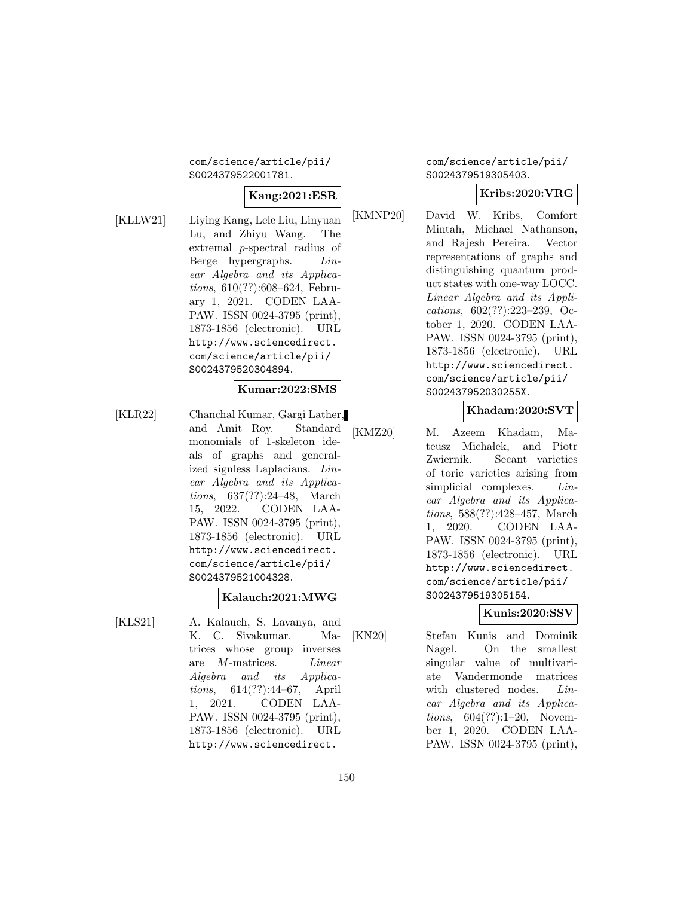com/science/article/pii/S0024379522001781.

**Kang:2021:ESR**

[KLLW21] Liying Kang, Lele Liu, Linyuan Lu, and Zhiyu Wang. The extremal $p$-spectral radius of Berge hypergraphs. *Linear Algebra and its Applications*, 610(??):608–624, February 1, 2021. CODEN LAAPAW. ISSN 0024-3795 (print), 1873-1856 (electronic). URL http://www.sciencedirect.com/science/article/pii/S0024379520304894.

**Kumar:2022:SMS**

[KLR22] Chanchal Kumar, Gargi Lather, and Amit Roy. Standard monomials of 1-skeleton ideals of graphs and generalized signless Laplacians. *Linear Algebra and its Applications*, 637(??):24–48, March 15, 2022. CODEN LAAPAW. ISSN 0024-3795 (print), 1873-1856 (electronic). URL http://www.sciencedirect.com/science/article/pii/S0024379521004328.

**Kalauch:2021:MWG**

[KLS21] A. Kalauch, S. Lavanya, and K. C. Sivakumar. Matrices whose group inverses are $M$-matrices. *Linear Algebra and its Applications*, 614(??):44–67, April 1, 2021. CODEN LAAPAW. ISSN 0024-3795 (print), 1873-1856 (electronic). URL http://www.sciencedirect.com/science/article/pii/S0024379519305403.

**Kribs:2020:VRG**

[KMNP20] David W. Kribs, Comfort Mintah, Michael Nathanson, and Rajesh Pereira. Vector representations of graphs and distinguishing quantum product states with one-way LOCC. *Linear Algebra and its Applications*, 602(??):223–239, October 1, 2020. CODEN LAAPAW. ISSN 0024-3795 (print), 1873-1856 (electronic). URL http://www.sciencedirect.com/science/article/pii/S002437952030255X.

**Khadam:2020:SVT**

[KMZ20] M. Azeem Khadam, Mateusz Michałek, and Piotr Zwiernik. Secant varieties of toric varieties arising from simplicial complexes. *Linear Algebra and its Applications*, 588(??):428–457, March 1, 2020. CODEN LAAPAW. ISSN 0024-3795 (print), 1873-1856 (electronic). URL http://www.sciencedirect.com/science/article/pii/S0024379519305154.

**Kunis:2020:SSV**

[KN20] Stefan Kunis and Dominik Nagel. On the smallest singular value of multivariate Vandermonde matrices with clustered nodes. *Linear Algebra and its Applications*, 604(??):1–20, November 1, 2020. CODEN LAAPAW. ISSN 0024-3795 (print),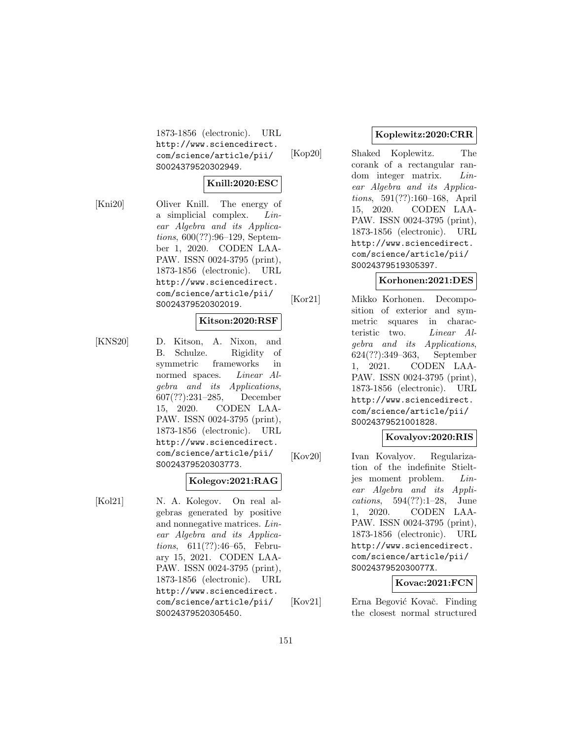1873-1856 (electronic). URL http://www.sciencedirect.com/science/article/pii/S0024379520302949.

**Knill:2020:ESC**

[Kni20] Oliver Knill. The energy of a simplicial complex. *Linear Algebra and its Applications*, 600(??):96–129, September 1, 2020. CODEN LAAPAW. ISSN 0024-3795 (print), 1873-1856 (electronic). URL http://www.sciencedirect.com/science/article/pii/S0024379520302019.

**Kitson:2020:RSF**

[KNS20] D. Kitson, A. Nixon, and B. Schulze. Rigidity of symmetric frameworks in normed spaces. *Linear Algebra and its Applications*, 607(??):231–285, December 15, 2020. CODEN LAAPAW. ISSN 0024-3795 (print), 1873-1856 (electronic). URL http://www.sciencedirect.com/science/article/pii/S0024379520303773.

**Kolegov:2021:RAG**

[Kol21] N. A. Kolegov. On real algebras generated by positive and nonnegative matrices. *Linear Algebra and its Applications*, 611(??):46–65, February 15, 2021. CODEN LAAPAW. ISSN 0024-3795 (print), 1873-1856 (electronic). URL http://www.sciencedirect.com/science/article/pii/S0024379520305450.

**Koplewitz:2020:CRR**

[Kop20] Shaked Koplewitz. The corank of a rectangular random integer matrix. *Linear Algebra and its Applications*, 591(??):160–168, April 15, 2020. CODEN LAAPAW. ISSN 0024-3795 (print), 1873-1856 (electronic). URL http://www.sciencedirect.com/science/article/pii/S0024379519305397.

**Korhonen:2021:DES**

[Kor21] Mikko Korhonen. Decomposition of exterior and symmetric squares in characteristic two. *Linear Algebra and its Applications*, 624(??):349–363, September 1, 2021. CODEN LAAPAW. ISSN 0024-3795 (print), 1873-1856 (electronic). URL http://www.sciencedirect.com/science/article/pii/S0024379521001828.

**Kovalyov:2020:RIS**

[Kov20] Ivan Kovalyov. Regularization of the indefinite Stieltjes moment problem. *Linear Algebra and its Applications*, 594(??):1–28, June 1, 2020. CODEN LAAPAW. ISSN 0024-3795 (print), 1873-1856 (electronic). URL http://www.sciencedirect.com/science/article/pii/S002437952030077X.

**Kovac:2021:FCN**

[Kov21] Erna Begović Kovač. Finding the closest normal structured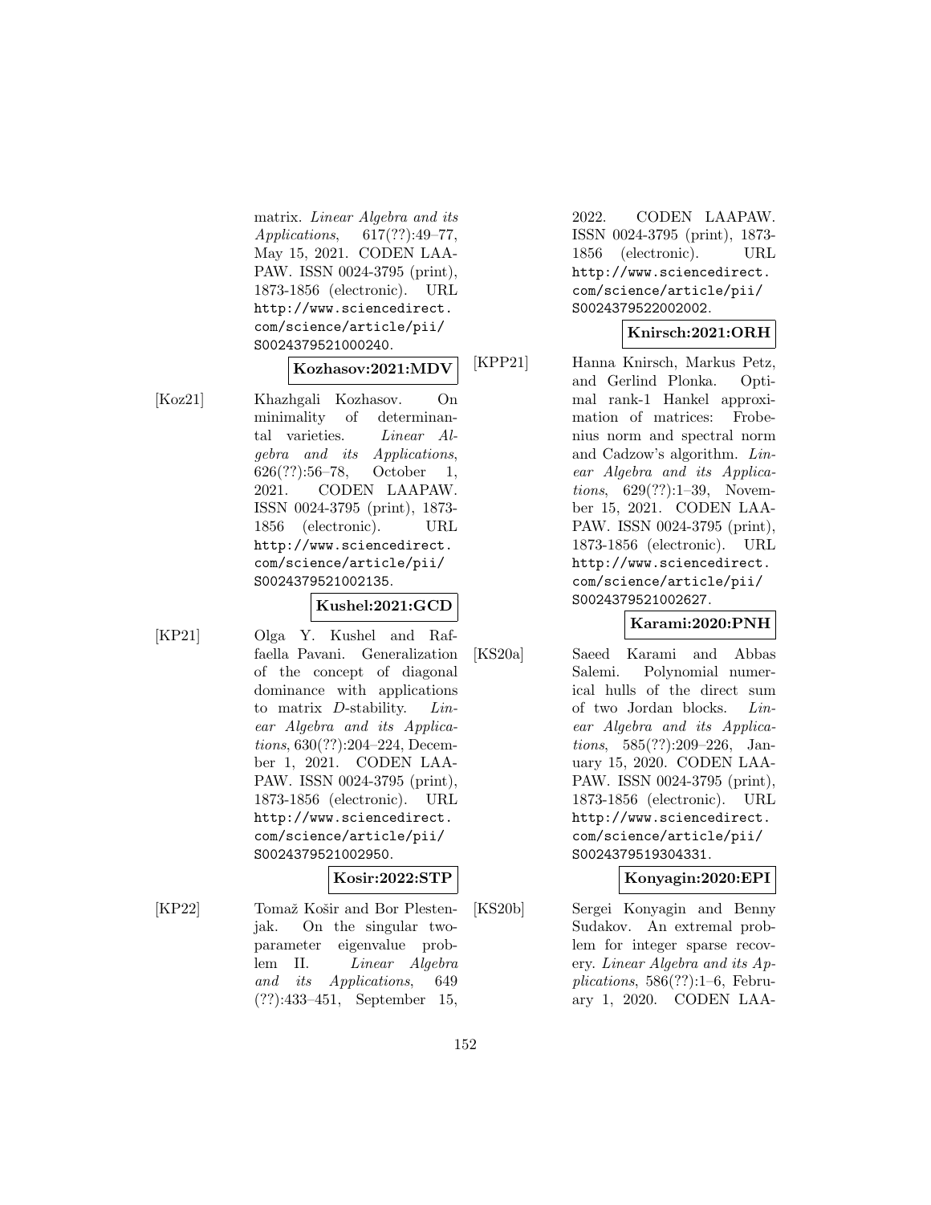matrix. *Linear Algebra and its Applications*, 617(??):49–77, May 15, 2021. CODEN LAAPAW. ISSN 0024-3795 (print), 1873-1856 (electronic). URL http://www.sciencedirect.com/science/article/pii/S0024379521000240.

**Kozhasov:2021:MDV**

[Koz21] Khazhgali Kozhasov. On minimality of determinantal varieties. *Linear Algebra and its Applications*, 626(??):56–78, October 1, 2021. CODEN LAAPAW. ISSN 0024-3795 (print), 1873-1856 (electronic). URL http://www.sciencedirect.com/science/article/pii/S0024379521002135.

**Kushel:2021:GCD**

[KP21] Olga Y. Kushel and Raffaella Pavani. Generalization of the concept of diagonal dominance with applications to matrix $D$-stability. *Linear Algebra and its Applications*, 630(??):204–224, December 1, 2021. CODEN LAAPAW. ISSN 0024-3795 (print), 1873-1856 (electronic). URL http://www.sciencedirect.com/science/article/pii/S0024379521002950.

**Kosir:2022:STP**

[KP22] Tomaž Košir and Bor Plestenjak. On the singular two-parameter eigenvalue problem II. *Linear Algebra and its Applications*, 649 (??):433–451, September 15, 2022. CODEN LAAPAW. ISSN 0024-3795 (print), 1873-1856 (electronic). URL http://www.sciencedirect.com/science/article/pii/S0024379522002002.

**Knirsch:2021:ORH**

[KPP21] Hanna Knirsch, Markus Petz, and Gerlind Plonka. Optimal rank-1 Hankel approximation of matrices: Frobenius norm and spectral norm and Cadzow's algorithm. *Linear Algebra and its Applications*, 629(??):1–39, November 15, 2021. CODEN LAAPAW. ISSN 0024-3795 (print), 1873-1856 (electronic). URL http://www.sciencedirect.com/science/article/pii/S0024379521002627.

**Karami:2020:PNH**

[KS20a] Saeed Karami and Abbas Salemi. Polynomial numerical hulls of the direct sum of two Jordan blocks. *Linear Algebra and its Applications*, 585(??):209–226, January 15, 2020. CODEN LAAPAW. ISSN 0024-3795 (print), 1873-1856 (electronic). URL http://www.sciencedirect.com/science/article/pii/S0024379519304331.

**Konyagin:2020:EPI**

[KS20b] Sergei Konyagin and Benny Sudakov. An extremal problem for integer sparse recovery. *Linear Algebra and its Applications*, 586(??):1–6, February 1, 2020. CODEN LAA-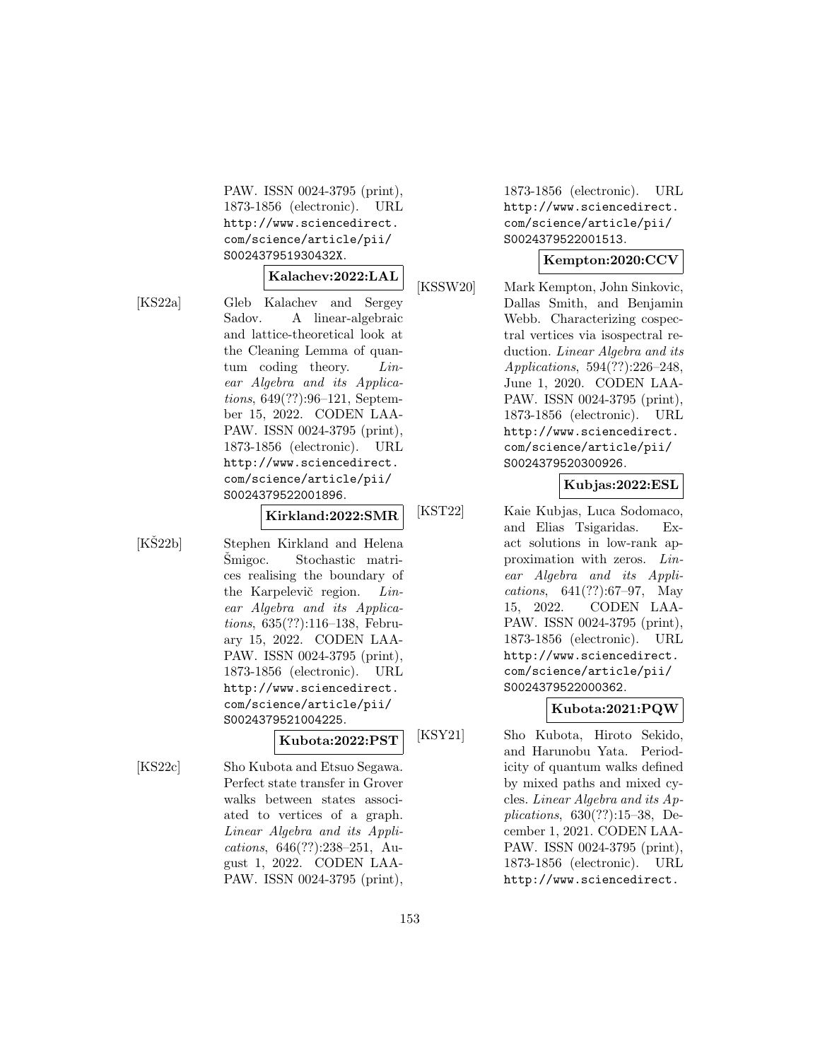PAW. ISSN 0024-3795 (print), 1873-1856 (electronic). URL http://www.sciencedirect.com/science/article/pii/S002437951930432X.

**Kalachev:2022:LAL**

[KS22a] Gleb Kalachev and Sergey Sadov. A linear-algebraic and lattice-theoretical look at the Cleaning Lemma of quantum coding theory. *Linear Algebra and its Applications*, 649(??):96–121, September 15, 2022. CODEN LAAPAW. ISSN 0024-3795 (print), 1873-1856 (electronic). URL http://www.sciencedirect.com/science/article/pii/S0024379522001896.

**Kirkland:2022:SMR**

[KŠ22b] Stephen Kirkland and Helena Šmigoc. Stochastic matrices realising the boundary of the Karpelevič region. *Linear Algebra and its Applications*, 635(??):116–138, February 15, 2022. CODEN LAAPAW. ISSN 0024-3795 (print), 1873-1856 (electronic). URL http://www.sciencedirect.com/science/article/pii/S0024379521004225.

**Kubota:2022:PST**

[KS22c] Sho Kubota and Etsuo Segawa. Perfect state transfer in Grover walks between states associated to vertices of a graph. *Linear Algebra and its Applications*, 646(??):238–251, August 1, 2022. CODEN LAAPAW. ISSN 0024-3795 (print), 1873-1856 (electronic). URL http://www.sciencedirect.com/science/article/pii/S0024379522001513.

**Kempton:2020:CCV**

[KSSW20] Mark Kempton, John Sinkovic, Dallas Smith, and Benjamin Webb. Characterizing cospectral vertices via isospectral reduction. *Linear Algebra and its Applications*, 594(??):226–248, June 1, 2020. CODEN LAAPAW. ISSN 0024-3795 (print), 1873-1856 (electronic). URL http://www.sciencedirect.com/science/article/pii/S0024379520300926.

**Kubjas:2022:ESL**

[KST22] Kaie Kubjas, Luca Sodomaco, and Elias Tsigaridas. Exact solutions in low-rank approximation with zeros. *Linear Algebra and its Applications*, 641(??):67–97, May 15, 2022. CODEN LAAPAW. ISSN 0024-3795 (print), 1873-1856 (electronic). URL http://www.sciencedirect.com/science/article/pii/S0024379522000362.

**Kubota:2021:PQW**

[KSY21] Sho Kubota, Hiroto Sekido, and Harunobu Yata. Periodicity of quantum walks defined by mixed paths and mixed cycles. *Linear Algebra and its Applications*, 630(??):15–38, December 1, 2021. CODEN LAAPAW. ISSN 0024-3795 (print), 1873-1856 (electronic). URL http://www.sciencedirect.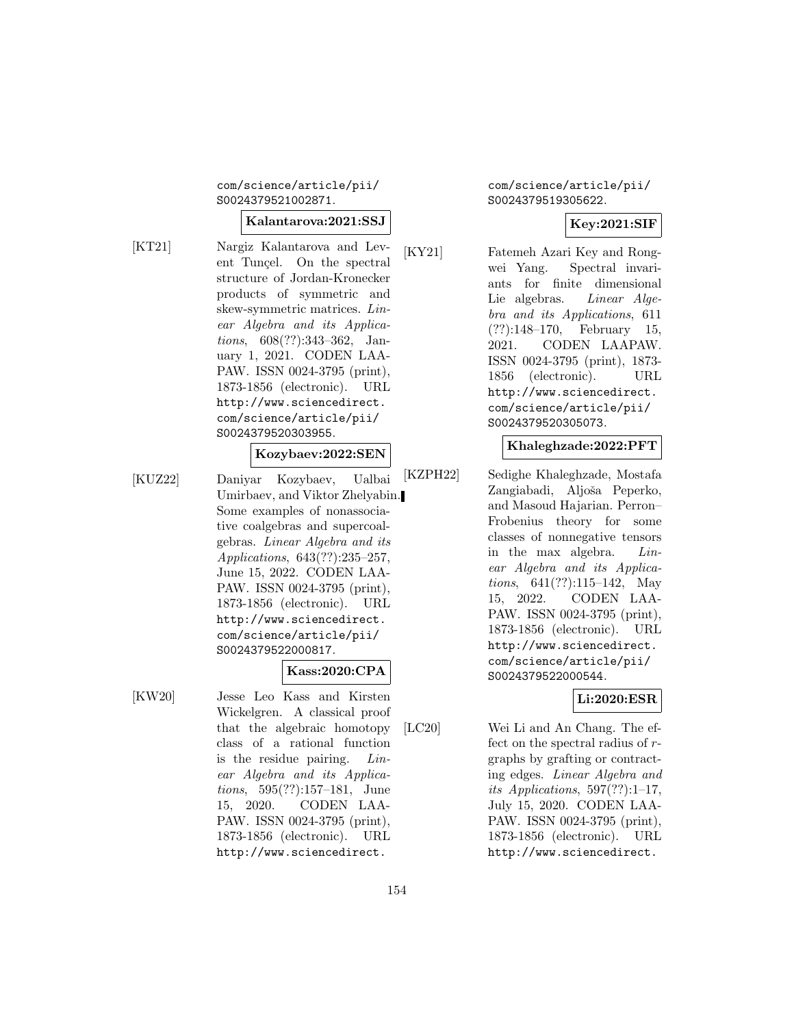com/science/article/pii/S0024379521002871.

**Kalantarova:2021:SSJ**

[KT21] Nargiz Kalantarova and Levent Tunçel. On the spectral structure of Jordan-Kronecker products of symmetric and skew-symmetric matrices. *Linear Algebra and its Applications*, 608(??):343–362, January 1, 2021. CODEN LAAPAW. ISSN 0024-3795 (print), 1873-1856 (electronic). URL http://www.sciencedirect.com/science/article/pii/S0024379520303955.

**Kozybaev:2022:SEN**

[KUZ22] Daniyar Kozybaev, Ualbai Umirbaev, and Viktor Zhelyabin. Some examples of nonassociative coalgebras and supercoalgebras. *Linear Algebra and its Applications*, 643(??):235–257, June 15, 2022. CODEN LAAPAW. ISSN 0024-3795 (print), 1873-1856 (electronic). URL http://www.sciencedirect.com/science/article/pii/S0024379522000817.

**Kass:2020:CPA**

[KW20] Jesse Leo Kass and Kirsten Wickelgren. A classical proof that the algebraic homotopy class of a rational function is the residue pairing. *Linear Algebra and its Applications*, 595(??):157–181, June 15, 2020. CODEN LAAPAW. ISSN 0024-3795 (print), 1873-1856 (electronic). URL http://www.sciencedirect.com/science/article/pii/S0024379519305622.

**Key:2021:SIF**

[KY21] Fatemeh Azari Key and Rongwei Yang. Spectral invariants for finite dimensional Lie algebras. *Linear Algebra and its Applications*, 611 (??):148–170, February 15, 2021. CODEN LAAPAW. ISSN 0024-3795 (print), 1873-1856 (electronic). URL http://www.sciencedirect.com/science/article/pii/S0024379520305073.

**Khaleghzade:2022:PFT**

[KZPH22] Sedighe Khaleghzade, Mostafa Zangiabadi, Aljoša Peperko, and Masoud Hajarian. Perron–Frobenius theory for some classes of nonnegative tensors in the max algebra. *Linear Algebra and its Applications*, 641(??):115–142, May 15, 2022. CODEN LAAPAW. ISSN 0024-3795 (print), 1873-1856 (electronic). URL http://www.sciencedirect.com/science/article/pii/S0024379522000544.

**Li:2020:ESR**

[LC20] Wei Li and An Chang. The effect on the spectral radius of $r$-graphs by grafting or contracting edges. *Linear Algebra and its Applications*, 597(??):1–17, July 15, 2020. CODEN LAAPAW. ISSN 0024-3795 (print), 1873-1856 (electronic). URL http://www.sciencedirect.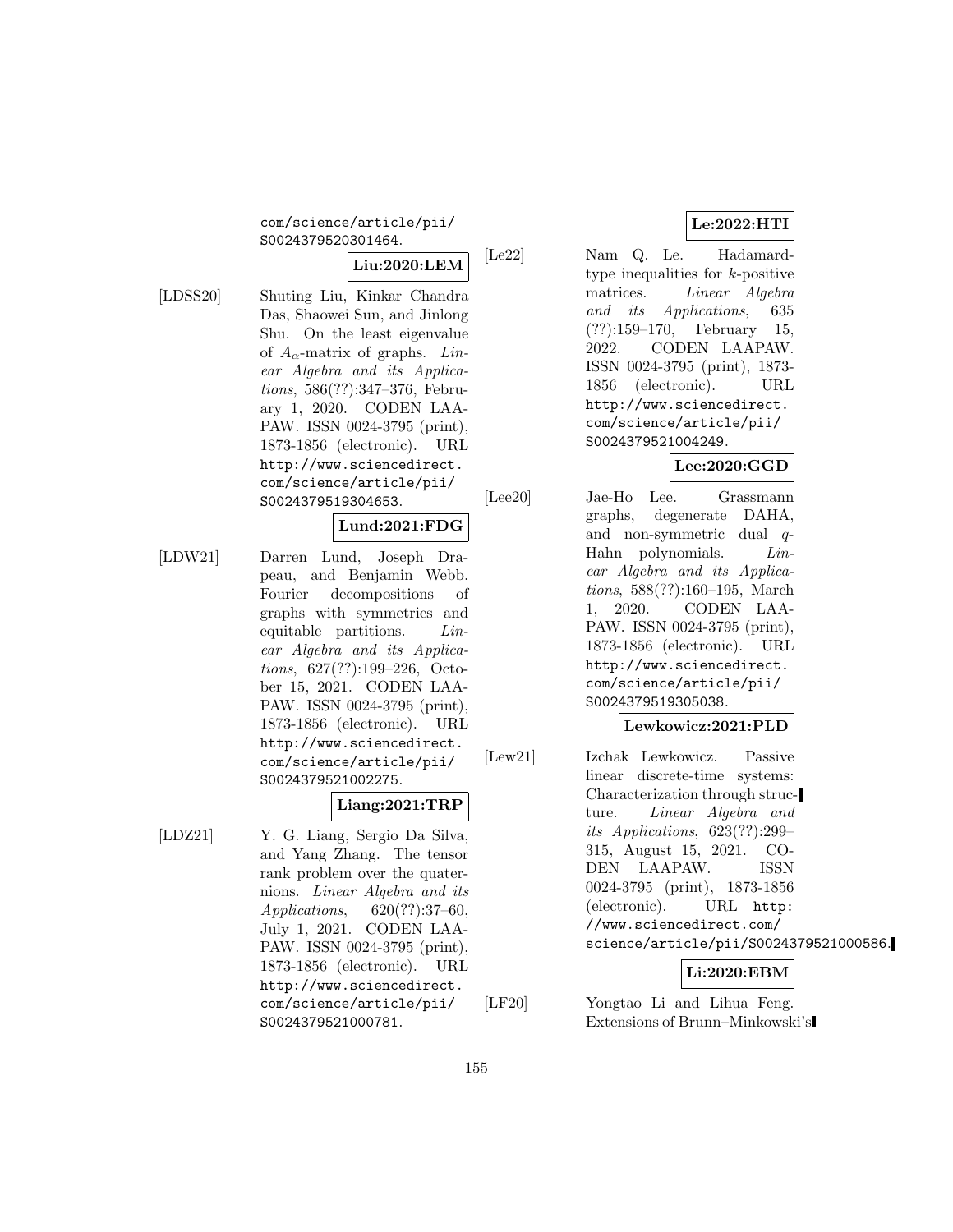com/science/article/pii/S0024379520301464.

**Liu:2020:LEM**

[LDSS20] Shuting Liu, Kinkar Chandra Das, Shaowei Sun, and Jinlong Shu. On the least eigenvalue of $A_\alpha$-matrix of graphs. *Linear Algebra and its Applications*, 586(??):347–376, February 1, 2020. CODEN LAAPAW. ISSN 0024-3795 (print), 1873-1856 (electronic). URL http://www.sciencedirect.com/science/article/pii/S0024379519304653.

**Lund:2021:FDG**

[LDW21] Darren Lund, Joseph Drapeau, and Benjamin Webb. Fourier decompositions of graphs with symmetries and equitable partitions. *Linear Algebra and its Applications*, 627(??):199–226, October 15, 2021. CODEN LAAPAW. ISSN 0024-3795 (print), 1873-1856 (electronic). URL http://www.sciencedirect.com/science/article/pii/S0024379521002275.

**Liang:2021:TRP**

[LDZ21] Y. G. Liang, Sergio Da Silva, and Yang Zhang. The tensor rank problem over the quaternions. *Linear Algebra and its Applications*, 620(??):37–60, July 1, 2021. CODEN LAAPAW. ISSN 0024-3795 (print), 1873-1856 (electronic). URL http://www.sciencedirect.com/science/article/pii/S0024379521000781.

**Le:2022:HTI**

[Le22] Nam Q. Le. Hadamard-type inequalities for $k$-positive matrices. *Linear Algebra and its Applications*, 635 (??):159–170, February 15, 2022. CODEN LAAPAW. ISSN 0024-3795 (print), 1873-1856 (electronic). URL http://www.sciencedirect.com/science/article/pii/S0024379521004249.

**Lee:2020:GGD**

[Lee20] Jae-Ho Lee. Grassmann graphs, degenerate DAHA, and non-symmetric dual $q$-Hahn polynomials. *Linear Algebra and its Applications*, 588(??):160–195, March 1, 2020. CODEN LAAPAW. ISSN 0024-3795 (print), 1873-1856 (electronic). URL http://www.sciencedirect.com/science/article/pii/S0024379519305038.

**Lewkowicz:2021:PLD**

[Lew21] Izchak Lewkowicz. Passive linear discrete-time systems: Characterization through structure. *Linear Algebra and its Applications*, 623(??):299–315, August 15, 2021. CODEN LAAPAW. ISSN 0024-3795 (print), 1873-1856 (electronic). URL http://www.sciencedirect.com/science/article/pii/S0024379521000586.

**Li:2020:EBM**

[LF20] Yongtao Li and Lihua Feng. Extensions of Brunn–Minkowski's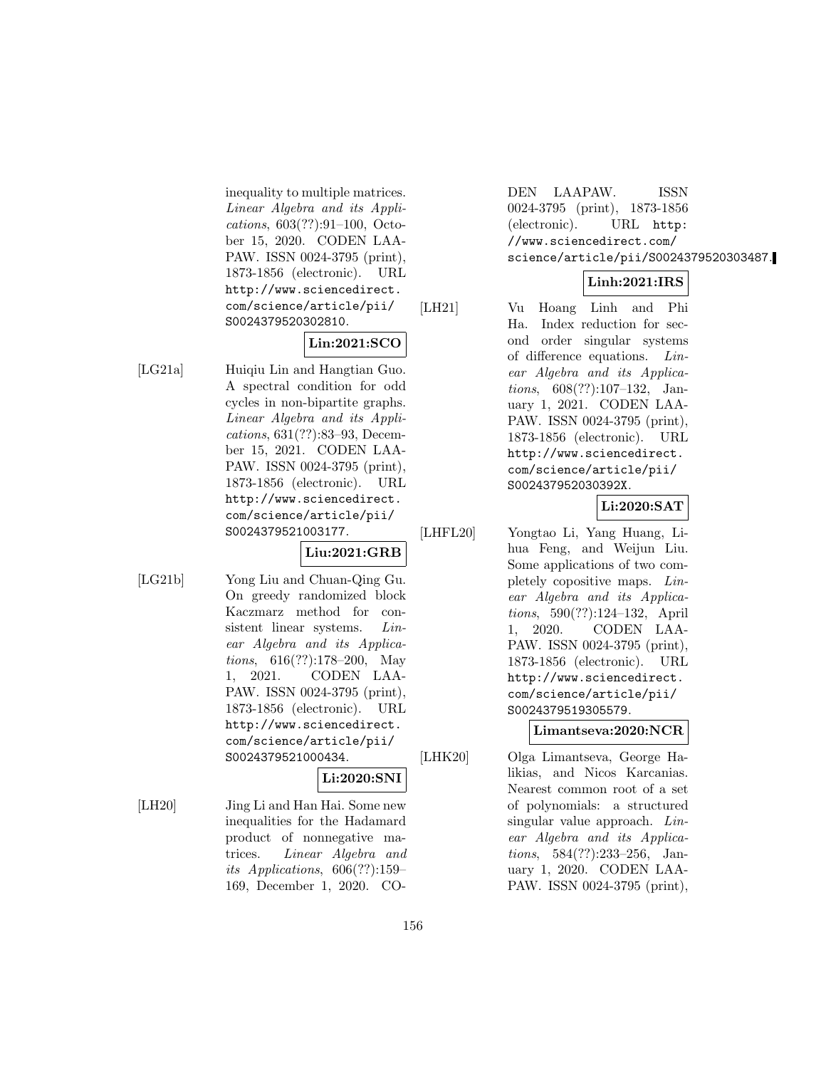inequality to multiple matrices. *Linear Algebra and its Applications*, 603(??):91–100, October 15, 2020. CODEN LAAPAW. ISSN 0024-3795 (print), 1873-1856 (electronic). URL http://www.sciencedirect.com/science/article/pii/S0024379520302810.

**Lin:2021:SCO**

[LG21a] Huiqiu Lin and Hangtian Guo. A spectral condition for odd cycles in non-bipartite graphs. *Linear Algebra and its Applications*, 631(??):83–93, December 15, 2021. CODEN LAAPAW. ISSN 0024-3795 (print), 1873-1856 (electronic). URL http://www.sciencedirect.com/science/article/pii/S0024379521003177.

**Liu:2021:GRB**

[LG21b] Yong Liu and Chuan-Qing Gu. On greedy randomized block Kaczmarz method for consistent linear systems. *Linear Algebra and its Applications*, 616(??):178–200, May 1, 2021. CODEN LAAPAW. ISSN 0024-3795 (print), 1873-1856 (electronic). URL http://www.sciencedirect.com/science/article/pii/S0024379521000434.

**Li:2020:SNI**

[LH20] Jing Li and Han Hai. Some new inequalities for the Hadamard product of nonnegative matrices. *Linear Algebra and its Applications*, 606(??):159–169, December 1, 2020. CODEN LAAPAW. ISSN 0024-3795 (print), 1873-1856 (electronic). URL http://www.sciencedirect.com/science/article/pii/S0024379520303487.

**Linh:2021:IRS**

[LH21] Vu Hoang Linh and Phi Ha. Index reduction for second order singular systems of difference equations. *Linear Algebra and its Applications*, 608(??):107–132, January 1, 2021. CODEN LAAPAW. ISSN 0024-3795 (print), 1873-1856 (electronic). URL http://www.sciencedirect.com/science/article/pii/S002437952030392X.

**Li:2020:SAT**

[LHFL20] Yongtao Li, Yang Huang, Lihua Feng, and Weijun Liu. Some applications of two completely copositive maps. *Linear Algebra and its Applications*, 590(??):124–132, April 1, 2020. CODEN LAAPAW. ISSN 0024-3795 (print), 1873-1856 (electronic). URL http://www.sciencedirect.com/science/article/pii/S0024379519305579.

**Limantseva:2020:NCR**

[LHK20] Olga Limantseva, George Halikias, and Nicos Karcanias. Nearest common root of a set of polynomials: a structured singular value approach. *Linear Algebra and its Applications*, 584(??):233–256, January 1, 2020. CODEN LAAPAW. ISSN 0024-3795 (print),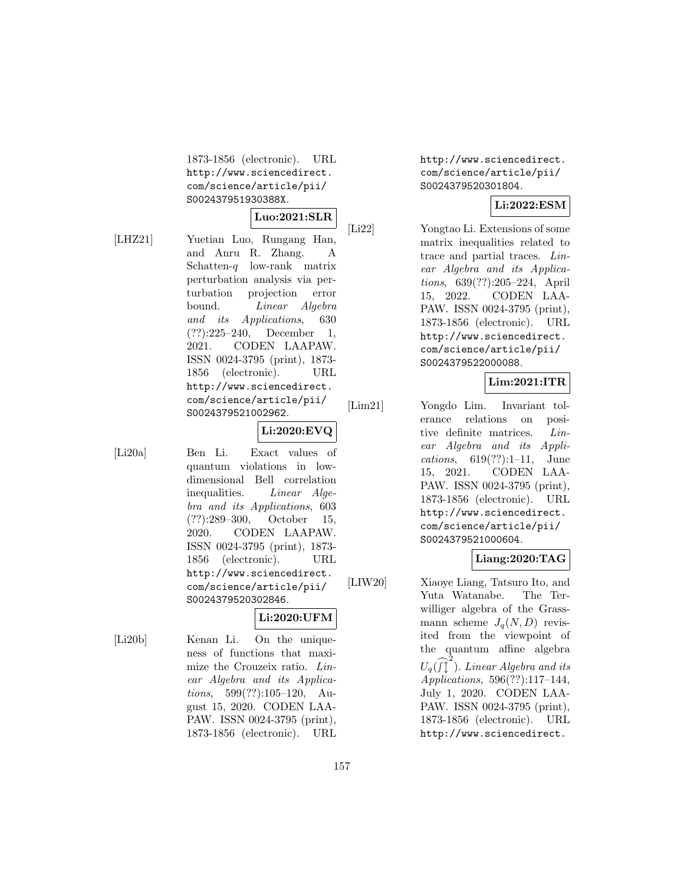1873-1856 (electronic). URL http://www.sciencedirect.com/science/article/pii/S002437951930388X.

**Luo:2021:SLR**

[LHZ21] Yuetian Luo, Rungang Han, and Anru R. Zhang. A Schatten-$q$ low-rank matrix perturbation analysis via perturbation projection error bound. *Linear Algebra and its Applications*, 630 (??):225–240, December 1, 2021. CODEN LAAPAW. ISSN 0024-3795 (print), 1873-1856 (electronic). URL http://www.sciencedirect.com/science/article/pii/S0024379521002962.

**Li:2020:EVQ**

[Li20a] Ben Li. Exact values of quantum violations in low-dimensional Bell correlation inequalities. *Linear Algebra and its Applications*, 603 (??):289–300, October 15, 2020. CODEN LAAPAW. ISSN 0024-3795 (print), 1873-1856 (electronic). URL http://www.sciencedirect.com/science/article/pii/S0024379520302846.

**Li:2020:UFM**

[Li20b] Kenan Li. On the uniqueness of functions that maximize the Crouzeix ratio. *Linear Algebra and its Applications*, 599(??):105–120, August 15, 2020. CODEN LAAPAW. ISSN 0024-3795 (print), 1873-1856 (electronic). URL http://www.sciencedirect.com/science/article/pii/S0024379520301804.

**Li:2022:ESM**

[Li22] Yongtao Li. Extensions of some matrix inequalities related to trace and partial traces. *Linear Algebra and its Applications*, 639(??):205–224, April 15, 2022. CODEN LAAPAW. ISSN 0024-3795 (print), 1873-1856 (electronic). URL http://www.sciencedirect.com/science/article/pii/S0024379522000088.

**Lim:2021:ITR**

[Lim21] Yongdo Lim. Invariant tolerance relations on positive definite matrices. *Linear Algebra and its Applications*, 619(??):1–11, June 15, 2021. CODEN LAAPAW. ISSN 0024-3795 (print), 1873-1856 (electronic). URL http://www.sciencedirect.com/science/article/pii/S0024379521000604.

**Liang:2020:TAG**

[LIW20] Xiaoye Liang, Tatsuro Ito, and Yuta Watanabe. The Terwilliger algebra of the Grassmann scheme $J_q(N,D)$ revisited from the viewpoint of the quantum affine algebra $U_q(\widehat{\int\updownarrow}^2)$. *Linear Algebra and its Applications*, 596(??):117–144, July 1, 2020. CODEN LAAPAW. ISSN 0024-3795 (print), 1873-1856 (electronic). URL http://www.sciencedirect.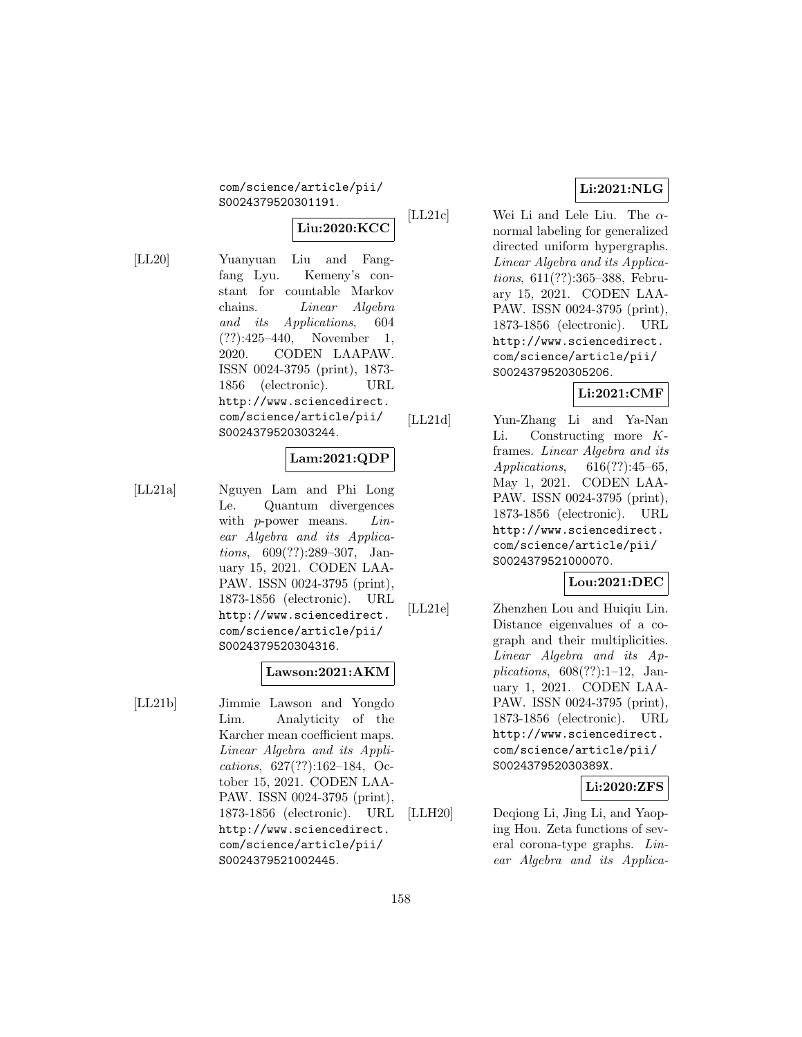com/science/article/pii/S0024379520301191.

**Liu:2020:KCC**

[LL20] Yuanyuan Liu and Fangfang Lyu. Kemeny's constant for countable Markov chains. *Linear Algebra and its Applications*, 604(??):425–440, November 1, 2020. CODEN LAAPAW. ISSN 0024-3795 (print), 1873-1856 (electronic). URL http://www.sciencedirect.com/science/article/pii/S0024379520303244.

**Lam:2021:QDP**

[LL21a] Nguyen Lam and Phi Long Le. Quantum divergences with $p$-power means. *Linear Algebra and its Applications*, 609(??):289–307, January 15, 2021. CODEN LAAPAW. ISSN 0024-3795 (print), 1873-1856 (electronic). URL http://www.sciencedirect.com/science/article/pii/S0024379520304316.

**Lawson:2021:AKM**

[LL21b] Jimmie Lawson and Yongdo Lim. Analyticity of the Karcher mean coefficient maps. *Linear Algebra and its Applications*, 627(??):162–184, October 15, 2021. CODEN LAAPAW. ISSN 0024-3795 (print), 1873-1856 (electronic). URL http://www.sciencedirect.com/science/article/pii/S0024379521002445.

**Li:2021:NLG**

[LL21c] Wei Li and Lele Liu. The $\alpha$-normal labeling for generalized directed uniform hypergraphs. *Linear Algebra and its Applications*, 611(??):365–388, February 15, 2021. CODEN LAAPAW. ISSN 0024-3795 (print), 1873-1856 (electronic). URL http://www.sciencedirect.com/science/article/pii/S0024379520305206.

**Li:2021:CMF**

[LL21d] Yun-Zhang Li and Ya-Nan Li. Constructing more $K$-frames. *Linear Algebra and its Applications*, 616(??):45–65, May 1, 2021. CODEN LAAPAW. ISSN 0024-3795 (print), 1873-1856 (electronic). URL http://www.sciencedirect.com/science/article/pii/S0024379521000070.

**Lou:2021:DEC**

[LL21e] Zhenzhen Lou and Huiqiu Lin. Distance eigenvalues of a cograph and their multiplicities. *Linear Algebra and its Applications*, 608(??):1–12, January 1, 2021. CODEN LAAPAW. ISSN 0024-3795 (print), 1873-1856 (electronic). URL http://www.sciencedirect.com/science/article/pii/S002437952030389X.

**Li:2020:ZFS**

[LLH20] Deqiong Li, Jing Li, and Yaoping Hou. Zeta functions of several corona-type graphs. *Linear Algebra and its Applica-*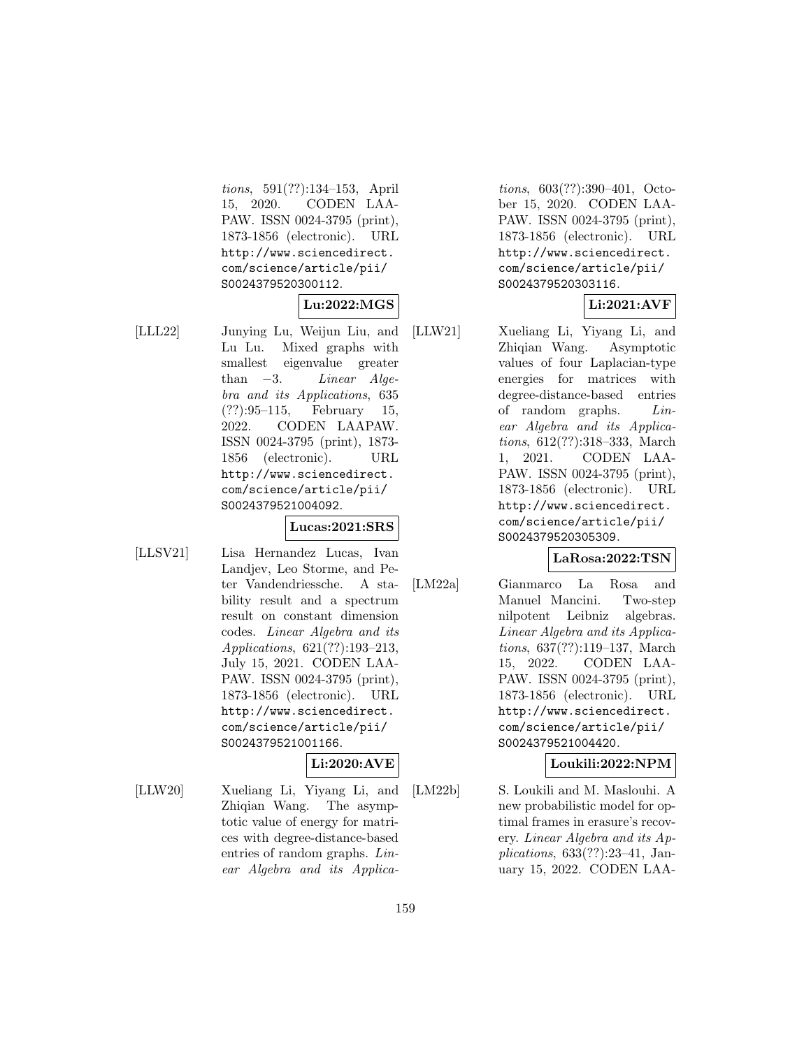*tions*, 591(??):134–153, April 15, 2020. CODEN LAAPAW. ISSN 0024-3795 (print), 1873-1856 (electronic). URL http://www.sciencedirect.com/science/article/pii/S0024379520300112.

**Lu:2022:MGS**

[LLL22] Junying Lu, Weijun Liu, and Lu Lu. Mixed graphs with smallest eigenvalue greater than −3. *Linear Algebra and its Applications*, 635 (??):95–115, February 15, 2022. CODEN LAAPAW. ISSN 0024-3795 (print), 1873-1856 (electronic). URL http://www.sciencedirect.com/science/article/pii/S0024379521004092.

**Lucas:2021:SRS**

[LLSV21] Lisa Hernandez Lucas, Ivan Landjev, Leo Storme, and Peter Vandendriessche. A stability result and a spectrum result on constant dimension codes. *Linear Algebra and its Applications*, 621(??):193–213, July 15, 2021. CODEN LAAPAW. ISSN 0024-3795 (print), 1873-1856 (electronic). URL http://www.sciencedirect.com/science/article/pii/S0024379521001166.

**Li:2020:AVE**

[LLW20] Xueliang Li, Yiyang Li, and Zhiqian Wang. The asymptotic value of energy for matrices with degree-distance-based entries of random graphs. *Linear Algebra and its Applications*, 603(??):390–401, October 15, 2020. CODEN LAAPAW. ISSN 0024-3795 (print), 1873-1856 (electronic). URL http://www.sciencedirect.com/science/article/pii/S0024379520303116.

**Li:2021:AVF**

[LLW21] Xueliang Li, Yiyang Li, and Zhiqian Wang. Asymptotic values of four Laplacian-type energies for matrices with degree-distance-based entries of random graphs. *Linear Algebra and its Applications*, 612(??):318–333, March 1, 2021. CODEN LAAPAW. ISSN 0024-3795 (print), 1873-1856 (electronic). URL http://www.sciencedirect.com/science/article/pii/S0024379520305309.

**LaRosa:2022:TSN**

[LM22a] Gianmarco La Rosa and Manuel Mancini. Two-step nilpotent Leibniz algebras. *Linear Algebra and its Applications*, 637(??):119–137, March 15, 2022. CODEN LAAPAW. ISSN 0024-3795 (print), 1873-1856 (electronic). URL http://www.sciencedirect.com/science/article/pii/S0024379521004420.

**Loukili:2022:NPM**

[LM22b] S. Loukili and M. Maslouhi. A new probabilistic model for optimal frames in erasure's recovery. *Linear Algebra and its Applications*, 633(??):23–41, January 15, 2022. CODEN LAA-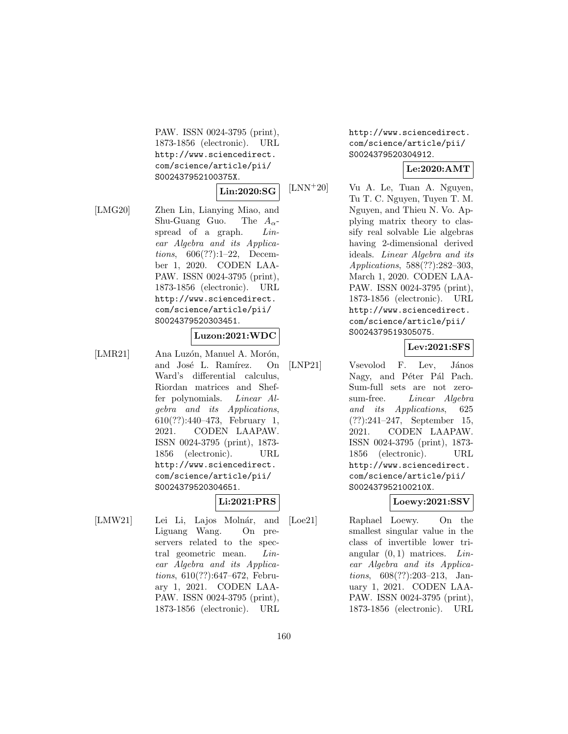PAW. ISSN 0024-3795 (print), 1873-1856 (electronic). URL http://www.sciencedirect.com/science/article/pii/S002437952100375X.

**Lin:2020:SG**

[LMG20] Zhen Lin, Lianying Miao, and Shu-Guang Guo. The $A_\alpha$-spread of a graph. *Linear Algebra and its Applications*, 606(??):1–22, December 1, 2020. CODEN LAAPAW. ISSN 0024-3795 (print), 1873-1856 (electronic). URL http://www.sciencedirect.com/science/article/pii/S0024379520303451.

**Luzon:2021:WDC**

[LMR21] Ana Luzón, Manuel A. Morón, and José L. Ramírez. On Ward's differential calculus, Riordan matrices and Sheffer polynomials. *Linear Algebra and its Applications*, 610(??):440–473, February 1, 2021. CODEN LAAPAW. ISSN 0024-3795 (print), 1873-1856 (electronic). URL http://www.sciencedirect.com/science/article/pii/S0024379520304651.

**Li:2021:PRS**

[LMW21] Lei Li, Lajos Molnár, and Liguang Wang. On preservers related to the spectral geometric mean. *Linear Algebra and its Applications*, 610(??):647–672, February 1, 2021. CODEN LAAPAW. ISSN 0024-3795 (print), 1873-1856 (electronic). URL http://www.sciencedirect.com/science/article/pii/S0024379520304912.

**Le:2020:AMT**

[LNN+20] Vu A. Le, Tuan A. Nguyen, Tu T. C. Nguyen, Tuyen T. M. Nguyen, and Thieu N. Vo. Applying matrix theory to classify real solvable Lie algebras having 2-dimensional derived ideals. *Linear Algebra and its Applications*, 588(??):282–303, March 1, 2020. CODEN LAAPAW. ISSN 0024-3795 (print), 1873-1856 (electronic). URL http://www.sciencedirect.com/science/article/pii/S0024379519305075.

**Lev:2021:SFS**

[LNP21] Vsevolod F. Lev, János Nagy, and Péter Pál Pach. Sum-full sets are not zero-sum-free. *Linear Algebra and its Applications*, 625 (??):241–247, September 15, 2021. CODEN LAAPAW. ISSN 0024-3795 (print), 1873-1856 (electronic). URL http://www.sciencedirect.com/science/article/pii/S002437952100210X.

**Loewy:2021:SSV**

[Loe21] Raphael Loewy. On the smallest singular value in the class of invertible lower triangular $(0,1)$ matrices. *Linear Algebra and its Applications*, 608(??):203–213, January 1, 2021. CODEN LAAPAW. ISSN 0024-3795 (print), 1873-1856 (electronic). URL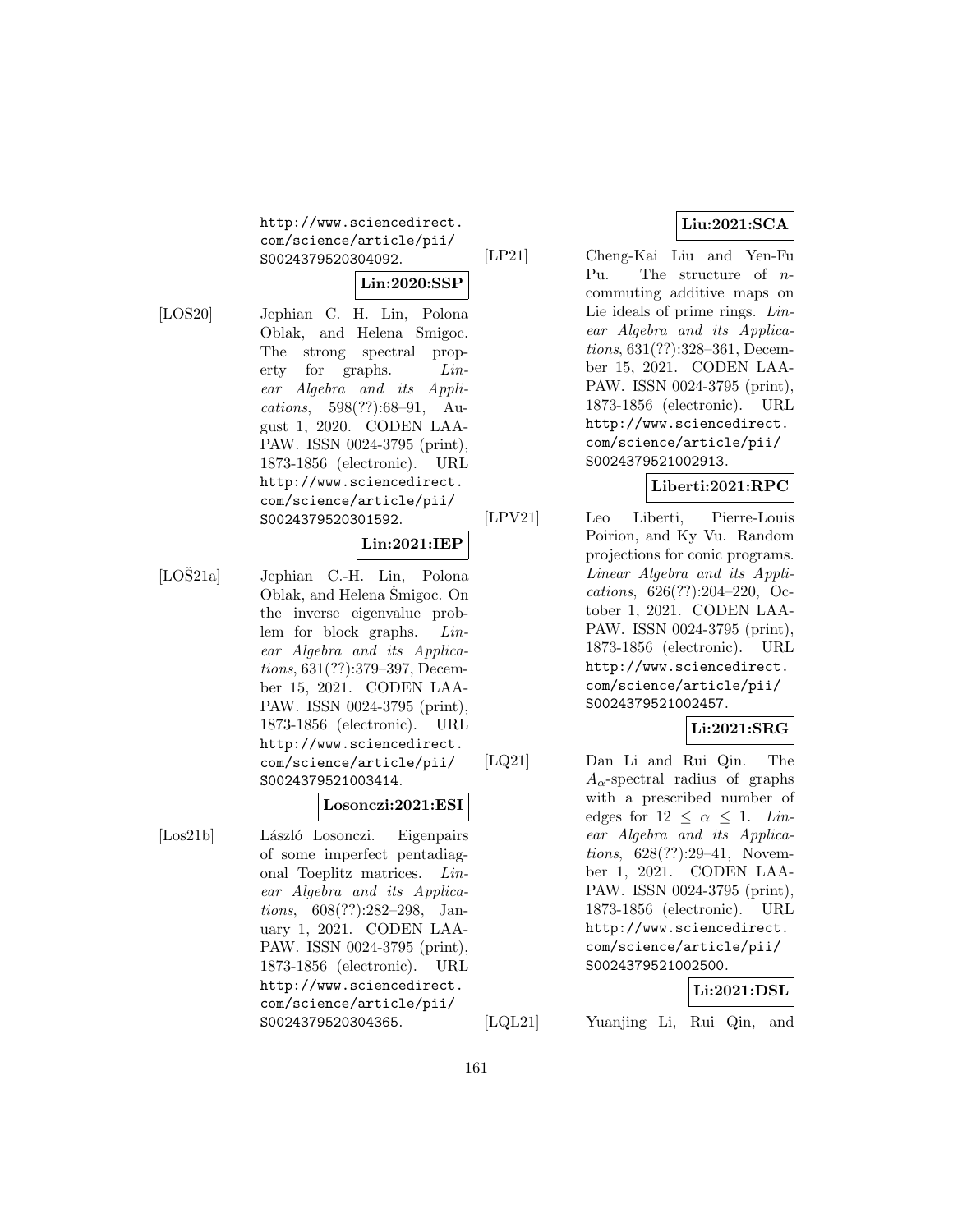http://www.sciencedirect.com/science/article/pii/S0024379520304092.

**Lin:2020:SSP**

[LOS20] Jephian C. H. Lin, Polona Oblak, and Helena Smigoc. The strong spectral property for graphs. *Linear Algebra and its Applications*, 598(??):68–91, August 1, 2020. CODEN LAAPAW. ISSN 0024-3795 (print), 1873-1856 (electronic). URL http://www.sciencedirect.com/science/article/pii/S0024379520301592.

**Lin:2021:IEP**

[LOŠ21a] Jephian C.-H. Lin, Polona Oblak, and Helena Šmigoc. On the inverse eigenvalue problem for block graphs. *Linear Algebra and its Applications*, 631(??):379–397, December 15, 2021. CODEN LAAPAW. ISSN 0024-3795 (print), 1873-1856 (electronic). URL http://www.sciencedirect.com/science/article/pii/S0024379521003414.

**Losonczi:2021:ESI**

[Los21b] László Losonczi. Eigenpairs of some imperfect pentadiagonal Toeplitz matrices. *Linear Algebra and its Applications*, 608(??):282–298, January 1, 2021. CODEN LAAPAW. ISSN 0024-3795 (print), 1873-1856 (electronic). URL http://www.sciencedirect.com/science/article/pii/S0024379520304365.

**Liu:2021:SCA**

[LP21] Cheng-Kai Liu and Yen-Fu Pu. The structure of $n$-commuting additive maps on Lie ideals of prime rings. *Linear Algebra and its Applications*, 631(??):328–361, December 15, 2021. CODEN LAAPAW. ISSN 0024-3795 (print), 1873-1856 (electronic). URL http://www.sciencedirect.com/science/article/pii/S0024379521002913.

**Liberti:2021:RPC**

[LPV21] Leo Liberti, Pierre-Louis Poirion, and Ky Vu. Random projections for conic programs. *Linear Algebra and its Applications*, 626(??):204–220, October 1, 2021. CODEN LAAPAW. ISSN 0024-3795 (print), 1873-1856 (electronic). URL http://www.sciencedirect.com/science/article/pii/S0024379521002457.

**Li:2021:SRG**

[LQ21] Dan Li and Rui Qin. The $A_\alpha$-spectral radius of graphs with a prescribed number of edges for $12 \leq \alpha \leq 1$. *Linear Algebra and its Applications*, 628(??):29–41, November 1, 2021. CODEN LAAPAW. ISSN 0024-3795 (print), 1873-1856 (electronic). URL http://www.sciencedirect.com/science/article/pii/S0024379521002500.

**Li:2021:DSL**

[LQL21] Yuanjing Li, Rui Qin, and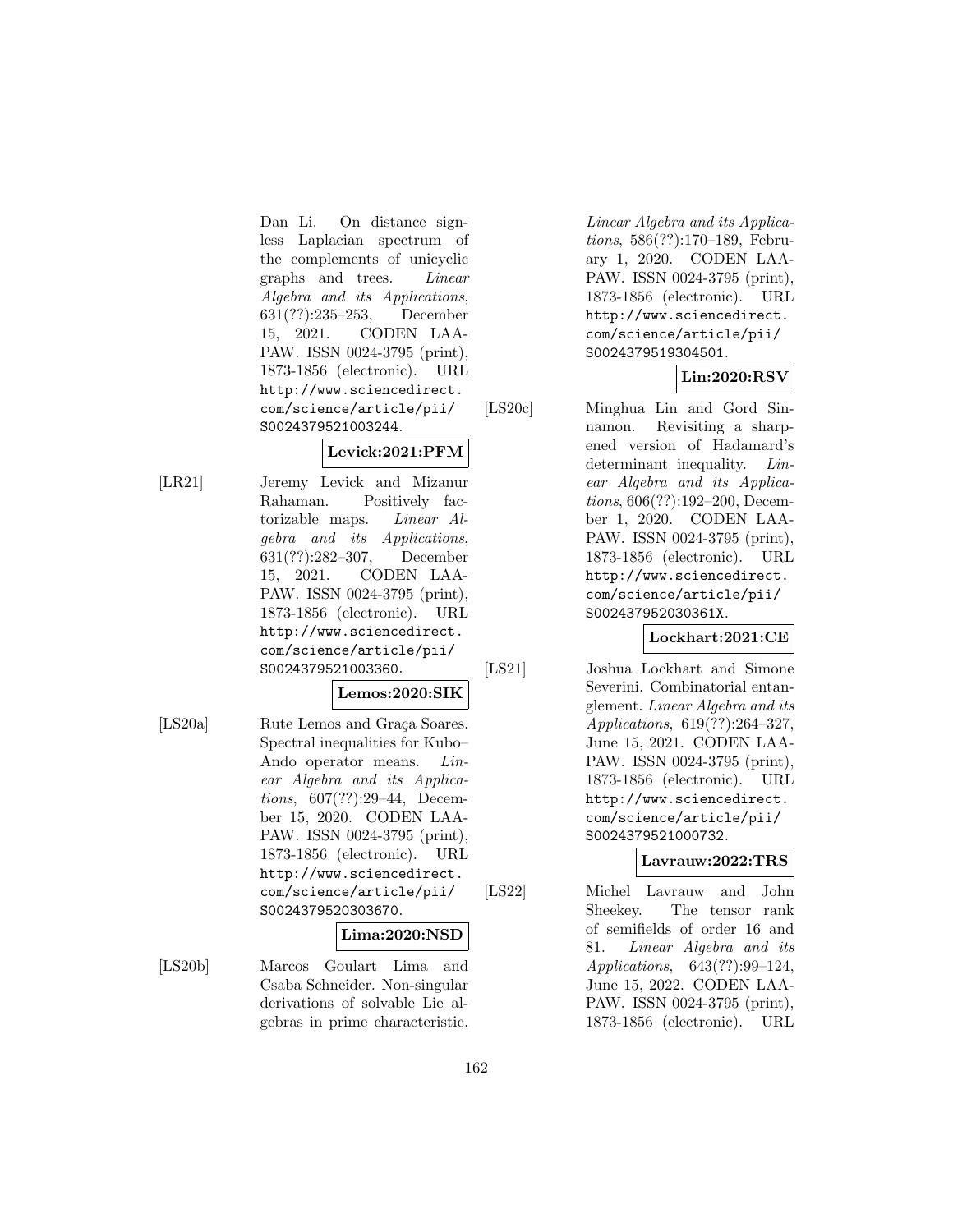Dan Li. On distance signless Laplacian spectrum of the complements of unicyclic graphs and trees. *Linear Algebra and its Applications*, 631(??):235–253, December 15, 2021. CODEN LAAPAW. ISSN 0024-3795 (print), 1873-1856 (electronic). URL http://www.sciencedirect.com/science/article/pii/S0024379521003244.

**Levick:2021:PFM**

[LR21] Jeremy Levick and Mizanur Rahaman. Positively factorizable maps. *Linear Algebra and its Applications*, 631(??):282–307, December 15, 2021. CODEN LAAPAW. ISSN 0024-3795 (print), 1873-1856 (electronic). URL http://www.sciencedirect.com/science/article/pii/S0024379521003360.

**Lemos:2020:SIK**

[LS20a] Rute Lemos and Graça Soares. Spectral inequalities for Kubo–Ando operator means. *Linear Algebra and its Applications*, 607(??):29–44, December 15, 2020. CODEN LAAPAW. ISSN 0024-3795 (print), 1873-1856 (electronic). URL http://www.sciencedirect.com/science/article/pii/S0024379520303670.

**Lima:2020:NSD**

[LS20b] Marcos Goulart Lima and Csaba Schneider. Non-singular derivations of solvable Lie algebras in prime characteristic. *Linear Algebra and its Applications*, 586(??):170–189, February 1, 2020. CODEN LAAPAW. ISSN 0024-3795 (print), 1873-1856 (electronic). URL http://www.sciencedirect.com/science/article/pii/S0024379519304501.

**Lin:2020:RSV**

[LS20c] Minghua Lin and Gord Sinnamon. Revisiting a sharpened version of Hadamard's determinant inequality. *Linear Algebra and its Applications*, 606(??):192–200, December 1, 2020. CODEN LAAPAW. ISSN 0024-3795 (print), 1873-1856 (electronic). URL http://www.sciencedirect.com/science/article/pii/S002437952030361X.

**Lockhart:2021:CE**

[LS21] Joshua Lockhart and Simone Severini. Combinatorial entanglement. *Linear Algebra and its Applications*, 619(??):264–327, June 15, 2021. CODEN LAAPAW. ISSN 0024-3795 (print), 1873-1856 (electronic). URL http://www.sciencedirect.com/science/article/pii/S0024379521000732.

**Lavrauw:2022:TRS**

[LS22] Michel Lavrauw and John Sheekey. The tensor rank of semifields of order 16 and 81. *Linear Algebra and its Applications*, 643(??):99–124, June 15, 2022. CODEN LAAPAW. ISSN 0024-3795 (print), 1873-1856 (electronic). URL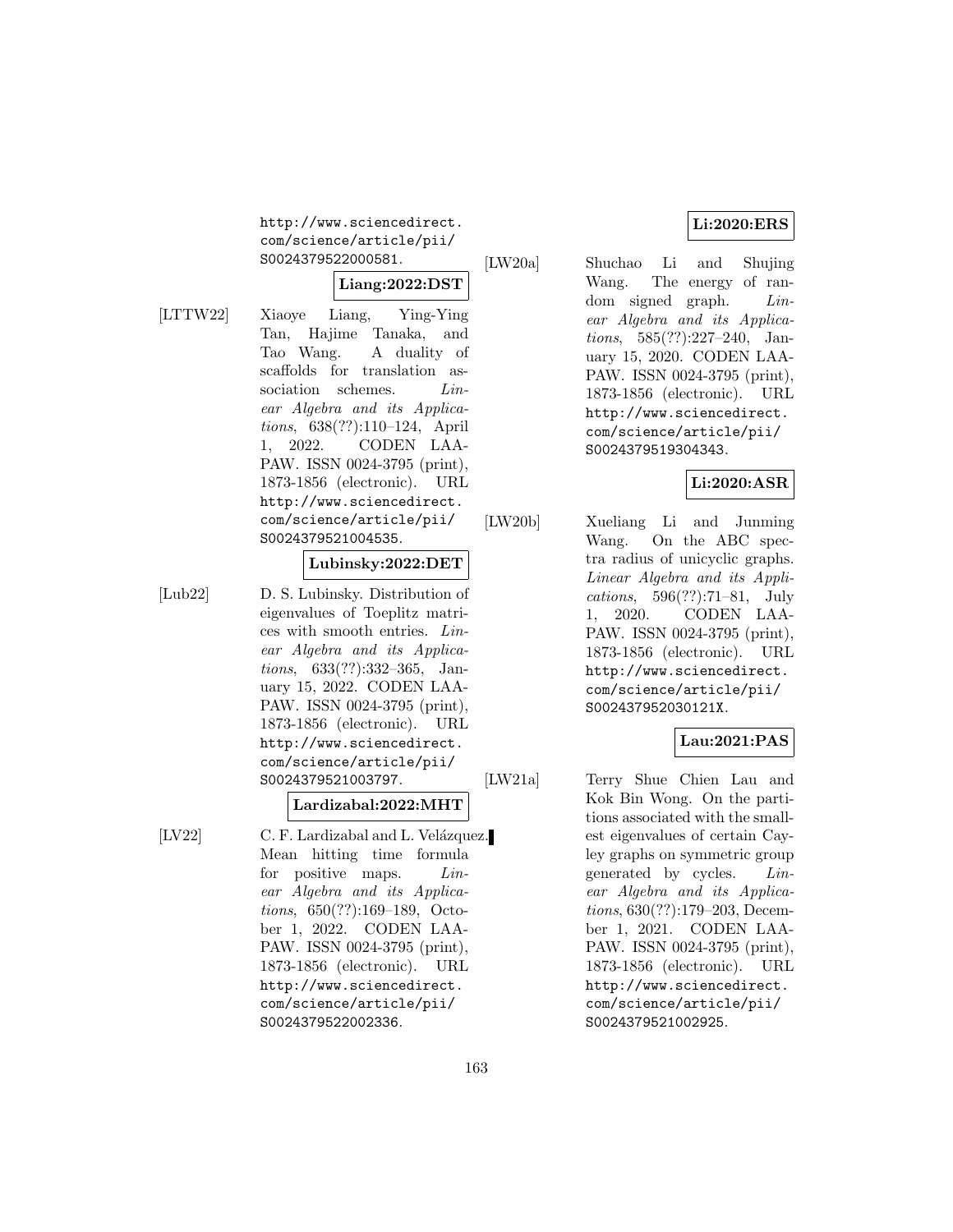http://www.sciencedirect.com/science/article/pii/S0024379522000581.

**Liang:2022:DST**

[LTTW22] Xiaoye Liang, Ying-Ying Tan, Hajime Tanaka, and Tao Wang. A duality of scaffolds for translation association schemes. *Linear Algebra and its Applications*, 638(??):110–124, April 1, 2022. CODEN LAAPAW. ISSN 0024-3795 (print), 1873-1856 (electronic). URL http://www.sciencedirect.com/science/article/pii/S0024379521004535.

**Lubinsky:2022:DET**

[Lub22] D. S. Lubinsky. Distribution of eigenvalues of Toeplitz matrices with smooth entries. *Linear Algebra and its Applications*, 633(??):332–365, January 15, 2022. CODEN LAAPAW. ISSN 0024-3795 (print), 1873-1856 (electronic). URL http://www.sciencedirect.com/science/article/pii/S0024379521003797.

**Lardizabal:2022:MHT**

[LV22] C. F. Lardizabal and L. Velázquez. Mean hitting time formula for positive maps. *Linear Algebra and its Applications*, 650(??):169–189, October 1, 2022. CODEN LAAPAW. ISSN 0024-3795 (print), 1873-1856 (electronic). URL http://www.sciencedirect.com/science/article/pii/S0024379522002336.

**Li:2020:ERS**

[LW20a] Shuchao Li and Shujing Wang. The energy of random signed graph. *Linear Algebra and its Applications*, 585(??):227–240, January 15, 2020. CODEN LAAPAW. ISSN 0024-3795 (print), 1873-1856 (electronic). URL http://www.sciencedirect.com/science/article/pii/S0024379519304343.

**Li:2020:ASR**

[LW20b] Xueliang Li and Junming Wang. On the ABC spectra radius of unicyclic graphs. *Linear Algebra and its Applications*, 596(??):71–81, July 1, 2020. CODEN LAAPAW. ISSN 0024-3795 (print), 1873-1856 (electronic). URL http://www.sciencedirect.com/science/article/pii/S002437952030121X.

**Lau:2021:PAS**

[LW21a] Terry Shue Chien Lau and Kok Bin Wong. On the partitions associated with the smallest eigenvalues of certain Cayley graphs on symmetric group generated by cycles. *Linear Algebra and its Applications*, 630(??):179–203, December 1, 2021. CODEN LAAPAW. ISSN 0024-3795 (print), 1873-1856 (electronic). URL http://www.sciencedirect.com/science/article/pii/S0024379521002925.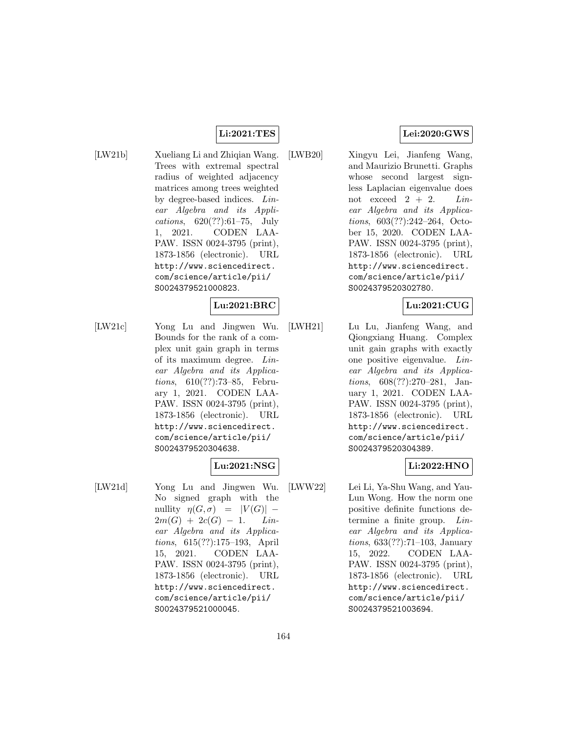**Li:2021:TES**

[LW21b] Xueliang Li and Zhiqian Wang. Trees with extremal spectral radius of weighted adjacency matrices among trees weighted by degree-based indices. *Linear Algebra and its Applications*, 620(??):61–75, July 1, 2021. CODEN LAAPAW. ISSN 0024-3795 (print), 1873-1856 (electronic). URL http://www.sciencedirect.com/science/article/pii/S0024379521000823.

**Lu:2021:BRC**

[LW21c] Yong Lu and Jingwen Wu. Bounds for the rank of a complex unit gain graph in terms of its maximum degree. *Linear Algebra and its Applications*, 610(??):73–85, February 1, 2021. CODEN LAAPAW. ISSN 0024-3795 (print), 1873-1856 (electronic). URL http://www.sciencedirect.com/science/article/pii/S0024379520304638.

**Lu:2021:NSG**

[LW21d] Yong Lu and Jingwen Wu. No signed graph with the nullity $\eta(G, \sigma) = |V(G)| - 2m(G) + 2c(G) - 1$. *Linear Algebra and its Applications*, 615(??):175–193, April 15, 2021. CODEN LAAPAW. ISSN 0024-3795 (print), 1873-1856 (electronic). URL http://www.sciencedirect.com/science/article/pii/S0024379521000045.

**Lei:2020:GWS**

[LWB20] Xingyu Lei, Jianfeng Wang, and Maurizio Brunetti. Graphs whose second largest signless Laplacian eigenvalue does not exceed 2 + 2. *Linear Algebra and its Applications*, 603(??):242–264, October 15, 2020. CODEN LAAPAW. ISSN 0024-3795 (print), 1873-1856 (electronic). URL http://www.sciencedirect.com/science/article/pii/S0024379520302780.

**Lu:2021:CUG**

[LWH21] Lu Lu, Jianfeng Wang, and Qiongxiang Huang. Complex unit gain graphs with exactly one positive eigenvalue. *Linear Algebra and its Applications*, 608(??):270–281, January 1, 2021. CODEN LAAPAW. ISSN 0024-3795 (print), 1873-1856 (electronic). URL http://www.sciencedirect.com/science/article/pii/S0024379520304389.

**Li:2022:HNO**

[LWW22] Lei Li, Ya-Shu Wang, and Yau-Lun Wong. How the norm one positive definite functions determine a finite group. *Linear Algebra and its Applications*, 633(??):71–103, January 15, 2022. CODEN LAAPAW. ISSN 0024-3795 (print), 1873-1856 (electronic). URL http://www.sciencedirect.com/science/article/pii/S0024379521003694.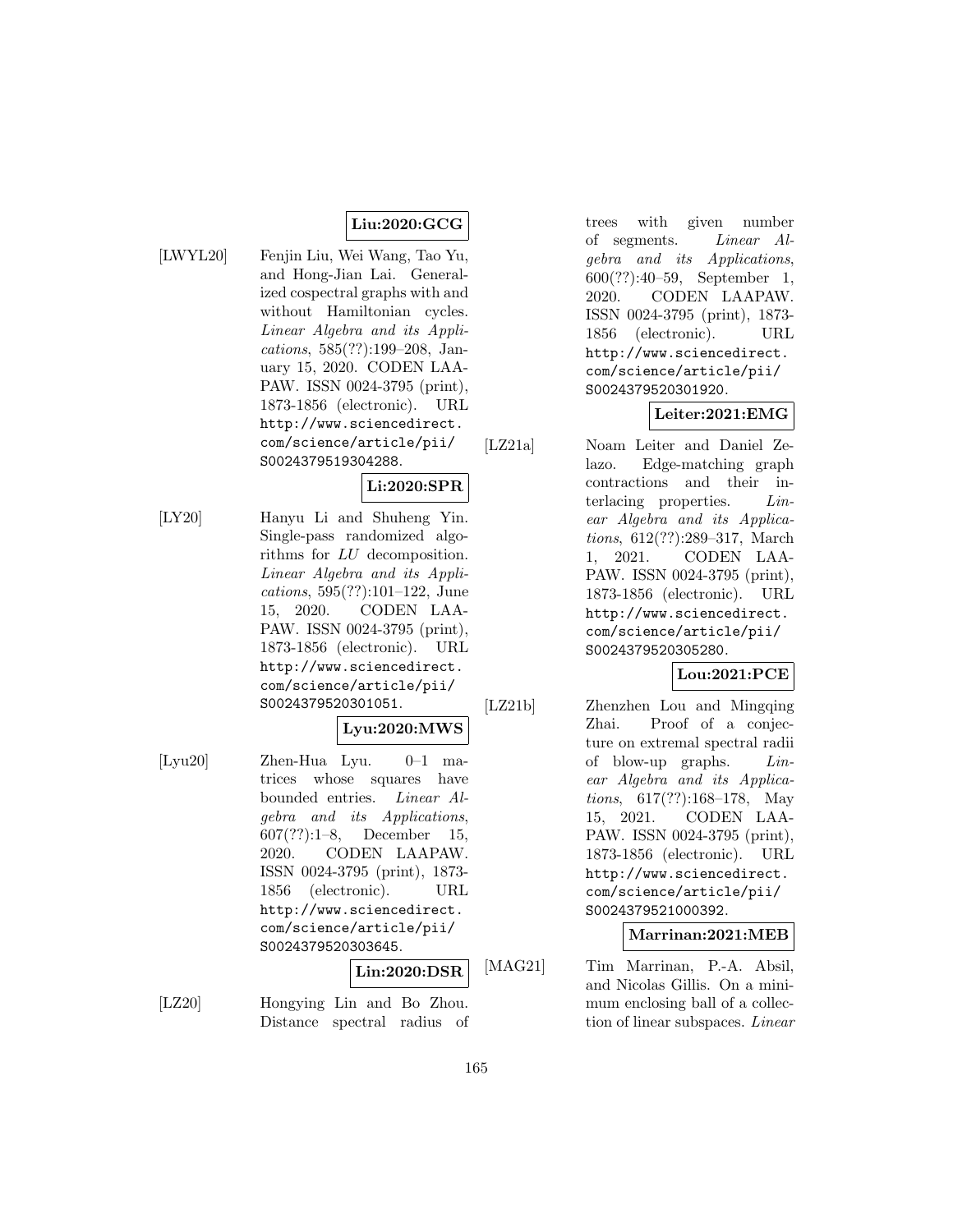**Liu:2020:GCG**

[LWYL20] Fenjin Liu, Wei Wang, Tao Yu, and Hong-Jian Lai. Generalized cospectral graphs with and without Hamiltonian cycles. *Linear Algebra and its Applications*, 585(??):199–208, January 15, 2020. CODEN LAAPAW. ISSN 0024-3795 (print), 1873-1856 (electronic). URL http://www.sciencedirect.com/science/article/pii/S0024379519304288.

**Li:2020:SPR**

[LY20] Hanyu Li and Shuheng Yin. Single-pass randomized algorithms for *LU* decomposition. *Linear Algebra and its Applications*, 595(??):101–122, June 15, 2020. CODEN LAAPAW. ISSN 0024-3795 (print), 1873-1856 (electronic). URL http://www.sciencedirect.com/science/article/pii/S0024379520301051.

**Lyu:2020:MWS**

[Lyu20] Zhen-Hua Lyu. 0–1 matrices whose squares have bounded entries. *Linear Algebra and its Applications*, 607(??):1–8, December 15, 2020. CODEN LAAPAW. ISSN 0024-3795 (print), 1873-1856 (electronic). URL http://www.sciencedirect.com/science/article/pii/S0024379520303645.

**Lin:2020:DSR**

[LZ20] Hongying Lin and Bo Zhou. Distance spectral radius of trees with given number of segments. *Linear Algebra and its Applications*, 600(??):40–59, September 1, 2020. CODEN LAAPAW. ISSN 0024-3795 (print), 1873-1856 (electronic). URL http://www.sciencedirect.com/science/article/pii/S0024379520301920.

**Leiter:2021:EMG**

[LZ21a] Noam Leiter and Daniel Zelazo. Edge-matching graph contractions and their interlacing properties. *Linear Algebra and its Applications*, 612(??):289–317, March 1, 2021. CODEN LAAPAW. ISSN 0024-3795 (print), 1873-1856 (electronic). URL http://www.sciencedirect.com/science/article/pii/S0024379520305280.

**Lou:2021:PCE**

[LZ21b] Zhenzhen Lou and Mingqing Zhai. Proof of a conjecture on extremal spectral radii of blow-up graphs. *Linear Algebra and its Applications*, 617(??):168–178, May 15, 2021. CODEN LAAPAW. ISSN 0024-3795 (print), 1873-1856 (electronic). URL http://www.sciencedirect.com/science/article/pii/S0024379521000392.

**Marrinan:2021:MEB**

[MAG21] Tim Marrinan, P.-A. Absil, and Nicolas Gillis. On a minimum enclosing ball of a collection of linear subspaces. *Linear*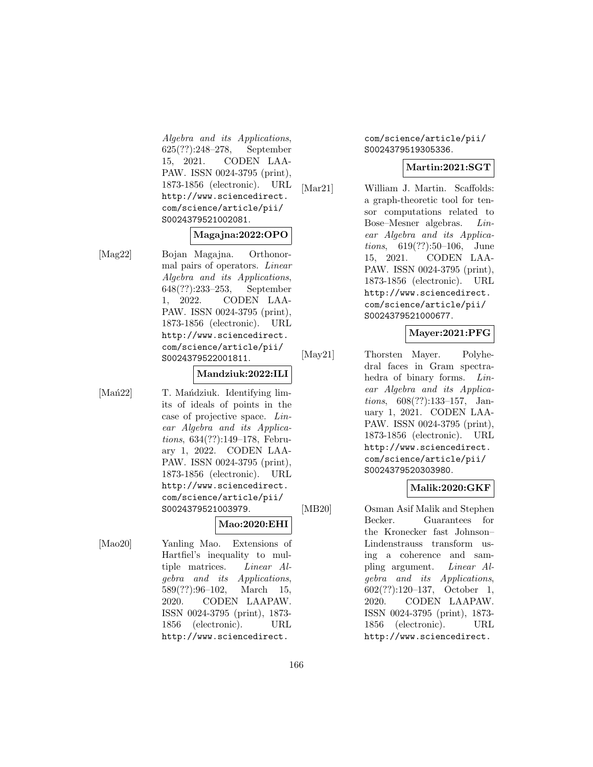*Algebra and its Applications*, 625(??):248–278, September 15, 2021. CODEN LAAPAW. ISSN 0024-3795 (print), 1873-1856 (electronic). URL http://www.sciencedirect.com/science/article/pii/S0024379521002081.

**Magajna:2022:OPO**

[Mag22] Bojan Magajna. Orthonormal pairs of operators. *Linear Algebra and its Applications*, 648(??):233–253, September 1, 2022. CODEN LAAPAW. ISSN 0024-3795 (print), 1873-1856 (electronic). URL http://www.sciencedirect.com/science/article/pii/S0024379522001811.

**Mandziuk:2022:ILI**

[Mań22] T. Mańdziuk. Identifying limits of ideals of points in the case of projective space. *Linear Algebra and its Applications*, 634(??):149–178, February 1, 2022. CODEN LAAPAW. ISSN 0024-3795 (print), 1873-1856 (electronic). URL http://www.sciencedirect.com/science/article/pii/S0024379521003979.

**Mao:2020:EHI**

[Mao20] Yanling Mao. Extensions of Hartfiel's inequality to multiple matrices. *Linear Algebra and its Applications*, 589(??):96–102, March 15, 2020. CODEN LAAPAW. ISSN 0024-3795 (print), 1873-1856 (electronic). URL http://www.sciencedirect.com/science/article/pii/S0024379519305336.

**Martin:2021:SGT**

[Mar21] William J. Martin. Scaffolds: a graph-theoretic tool for tensor computations related to Bose–Mesner algebras. *Linear Algebra and its Applications*, 619(??):50–106, June 15, 2021. CODEN LAAPAW. ISSN 0024-3795 (print), 1873-1856 (electronic). URL http://www.sciencedirect.com/science/article/pii/S0024379521000677.

**Mayer:2021:PFG**

[May21] Thorsten Mayer. Polyhedral faces in Gram spectrahedra of binary forms. *Linear Algebra and its Applications*, 608(??):133–157, January 1, 2021. CODEN LAAPAW. ISSN 0024-3795 (print), 1873-1856 (electronic). URL http://www.sciencedirect.com/science/article/pii/S0024379520303980.

**Malik:2020:GKF**

[MB20] Osman Asif Malik and Stephen Becker. Guarantees for the Kronecker fast Johnson–Lindenstrauss transform using a coherence and sampling argument. *Linear Algebra and its Applications*, 602(??):120–137, October 1, 2020. CODEN LAAPAW. ISSN 0024-3795 (print), 1873-1856 (electronic). URL http://www.sciencedirect.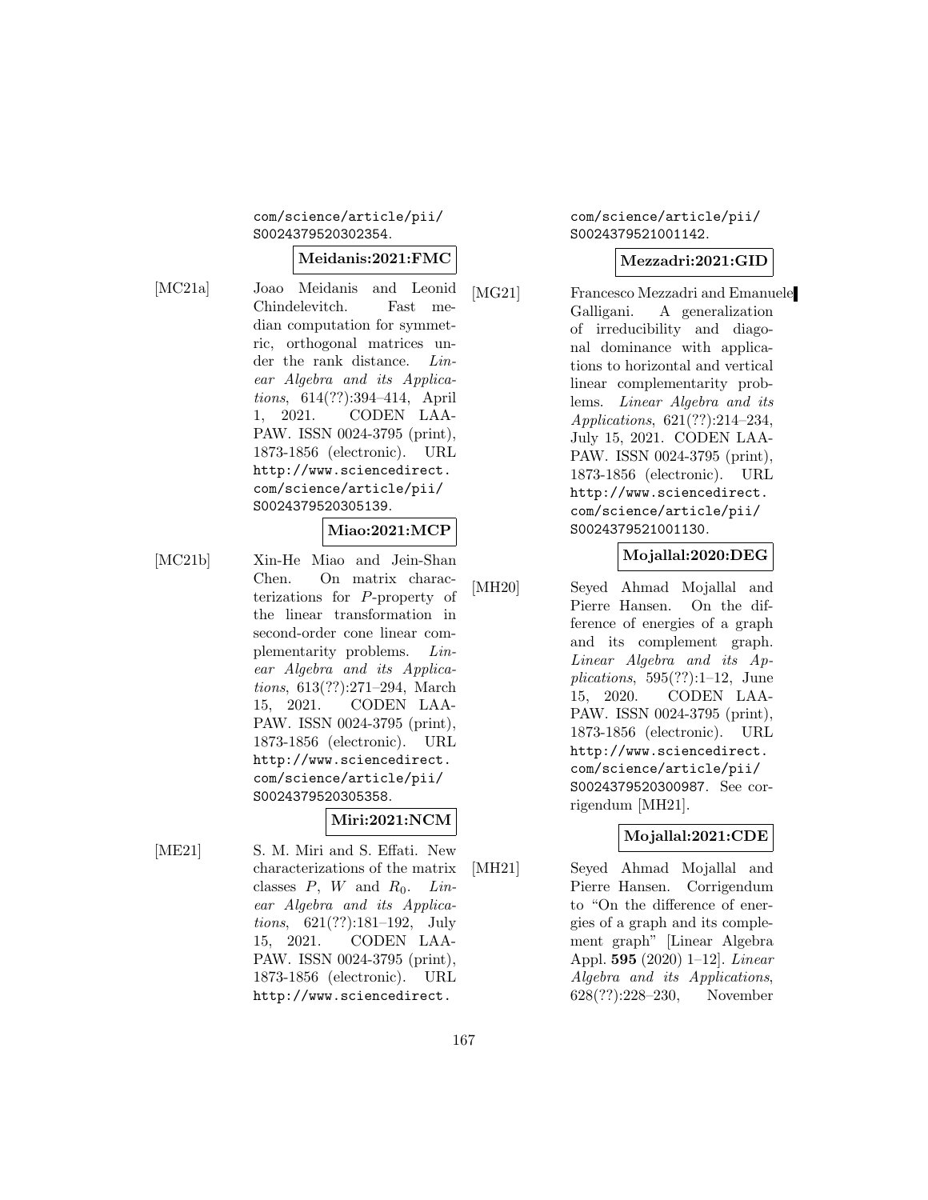com/science/article/pii/S0024379520302354.

**Meidanis:2021:FMC**

[MC21a] Joao Meidanis and Leonid Chindelevitch. Fast median computation for symmetric, orthogonal matrices under the rank distance. *Linear Algebra and its Applications*, 614(??):394–414, April 1, 2021. CODEN LAAPAW. ISSN 0024-3795 (print), 1873-1856 (electronic). URL http://www.sciencedirect.com/science/article/pii/S0024379520305139.

**Miao:2021:MCP**

[MC21b] Xin-He Miao and Jein-Shan Chen. On matrix characterizations for $P$-property of the linear transformation in second-order cone linear complementarity problems. *Linear Algebra and its Applications*, 613(??):271–294, March 15, 2021. CODEN LAAPAW. ISSN 0024-3795 (print), 1873-1856 (electronic). URL http://www.sciencedirect.com/science/article/pii/S0024379520305358.

**Miri:2021:NCM**

[ME21] S. M. Miri and S. Effati. New characterizations of the matrix classes $P$, $W$ and $R_0$. *Linear Algebra and its Applications*, 621(??):181–192, July 15, 2021. CODEN LAAPAW. ISSN 0024-3795 (print), 1873-1856 (electronic). URL http://www.sciencedirect.com/science/article/pii/S0024379521001142.

**Mezzadri:2021:GID**

[MG21] Francesco Mezzadri and Emanuele Galligani. A generalization of irreducibility and diagonal dominance with applications to horizontal and vertical linear complementarity problems. *Linear Algebra and its Applications*, 621(??):214–234, July 15, 2021. CODEN LAAPAW. ISSN 0024-3795 (print), 1873-1856 (electronic). URL http://www.sciencedirect.com/science/article/pii/S0024379521001130.

**Mojallal:2020:DEG**

[MH20] Seyed Ahmad Mojallal and Pierre Hansen. On the difference of energies of a graph and its complement graph. *Linear Algebra and its Applications*, 595(??):1–12, June 15, 2020. CODEN LAAPAW. ISSN 0024-3795 (print), 1873-1856 (electronic). URL http://www.sciencedirect.com/science/article/pii/S0024379520300987. See corrigendum [MH21].

**Mojallal:2021:CDE**

[MH21] Seyed Ahmad Mojallal and Pierre Hansen. Corrigendum to "On the difference of energies of a graph and its complement graph" [Linear Algebra Appl. **595** (2020) 1–12]. *Linear Algebra and its Applications*, 628(??):228–230, November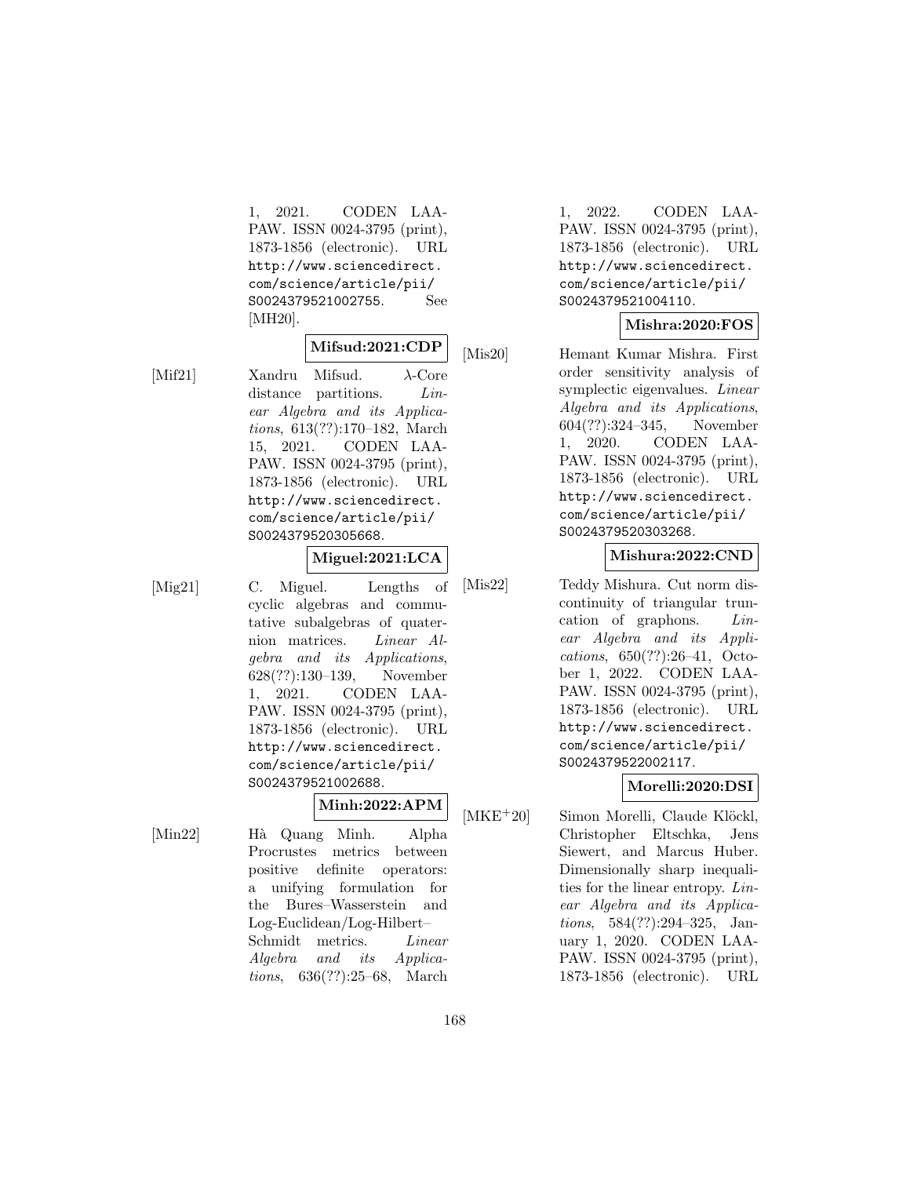1, 2021. CODEN LAAPAW. ISSN 0024-3795 (print), 1873-1856 (electronic). URL http://www.sciencedirect.com/science/article/pii/S0024379521002755. See [MH20].

**Mifsud:2021:CDP**

[Mif21] Xandru Mifsud. λ-Core distance partitions. *Linear Algebra and its Applications*, 613(??):170–182, March 15, 2021. CODEN LAAPAW. ISSN 0024-3795 (print), 1873-1856 (electronic). URL http://www.sciencedirect.com/science/article/pii/S0024379520305668.

**Miguel:2021:LCA**

[Mig21] C. Miguel. Lengths of cyclic algebras and commutative subalgebras of quaternion matrices. *Linear Algebra and its Applications*, 628(??):130–139, November 1, 2021. CODEN LAAPAW. ISSN 0024-3795 (print), 1873-1856 (electronic). URL http://www.sciencedirect.com/science/article/pii/S0024379521002688.

**Minh:2022:APM**

[Min22] Hà Quang Minh. Alpha Procrustes metrics between positive definite operators: a unifying formulation for the Bures–Wasserstein and Log-Euclidean/Log-Hilbert–Schmidt metrics. *Linear Algebra and its Applications*, 636(??):25–68, March 1, 2022. CODEN LAAPAW. ISSN 0024-3795 (print), 1873-1856 (electronic). URL http://www.sciencedirect.com/science/article/pii/S0024379521004110.

**Mishra:2020:FOS**

[Mis20] Hemant Kumar Mishra. First order sensitivity analysis of symplectic eigenvalues. *Linear Algebra and its Applications*, 604(??):324–345, November 1, 2020. CODEN LAAPAW. ISSN 0024-3795 (print), 1873-1856 (electronic). URL http://www.sciencedirect.com/science/article/pii/S0024379520303268.

**Mishura:2022:CND**

[Mis22] Teddy Mishura. Cut norm discontinuity of triangular truncation of graphons. *Linear Algebra and its Applications*, 650(??):26–41, October 1, 2022. CODEN LAAPAW. ISSN 0024-3795 (print), 1873-1856 (electronic). URL http://www.sciencedirect.com/science/article/pii/S0024379522002117.

**Morelli:2020:DSI**

[MKE+20] Simon Morelli, Claude Klöckl, Christopher Eltschka, Jens Siewert, and Marcus Huber. Dimensionally sharp inequalities for the linear entropy. *Linear Algebra and its Applications*, 584(??):294–325, January 1, 2020. CODEN LAAPAW. ISSN 0024-3795 (print), 1873-1856 (electronic). URL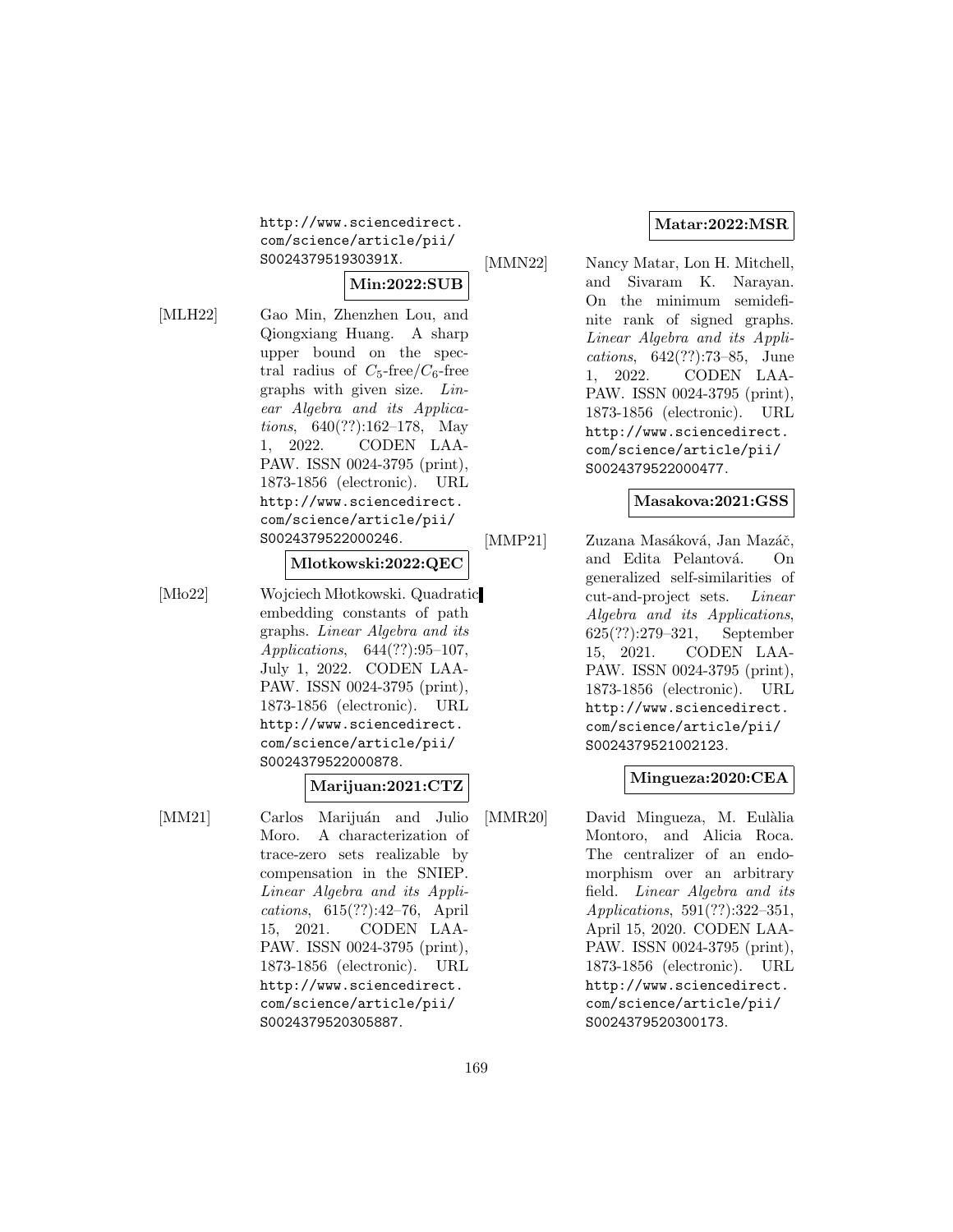http://www.sciencedirect.com/science/article/pii/S002437951930391X.

**Min:2022:SUB**

[MLH22] Gao Min, Zhenzhen Lou, and Qiongxiang Huang. A sharp upper bound on the spectral radius of $C_5$-free/$C_6$-free graphs with given size. *Linear Algebra and its Applications*, 640(??):162–178, May 1, 2022. CODEN LAAPAW. ISSN 0024-3795 (print), 1873-1856 (electronic). URL http://www.sciencedirect.com/science/article/pii/S0024379522000246.

**Mlotkowski:2022:QEC**

[Mło22] Wojciech Młotkowski. Quadratic embedding constants of path graphs. *Linear Algebra and its Applications*, 644(??):95–107, July 1, 2022. CODEN LAAPAW. ISSN 0024-3795 (print), 1873-1856 (electronic). URL http://www.sciencedirect.com/science/article/pii/S0024379522000878.

**Marijuan:2021:CTZ**

[MM21] Carlos Marijuán and Julio Moro. A characterization of trace-zero sets realizable by compensation in the SNIEP. *Linear Algebra and its Applications*, 615(??):42–76, April 15, 2021. CODEN LAAPAW. ISSN 0024-3795 (print), 1873-1856 (electronic). URL http://www.sciencedirect.com/science/article/pii/S0024379520305887.

**Matar:2022:MSR**

[MMN22] Nancy Matar, Lon H. Mitchell, and Sivaram K. Narayan. On the minimum semidefinite rank of signed graphs. *Linear Algebra and its Applications*, 642(??):73–85, June 1, 2022. CODEN LAAPAW. ISSN 0024-3795 (print), 1873-1856 (electronic). URL http://www.sciencedirect.com/science/article/pii/S0024379522000477.

**Masakova:2021:GSS**

[MMP21] Zuzana Masáková, Jan Mazáč, and Edita Pelantová. On generalized self-similarities of cut-and-project sets. *Linear Algebra and its Applications*, 625(??):279–321, September 15, 2021. CODEN LAAPAW. ISSN 0024-3795 (print), 1873-1856 (electronic). URL http://www.sciencedirect.com/science/article/pii/S0024379521002123.

**Mingueza:2020:CEA**

[MMR20] David Mingueza, M. Eulàlia Montoro, and Alicia Roca. The centralizer of an endomorphism over an arbitrary field. *Linear Algebra and its Applications*, 591(??):322–351, April 15, 2020. CODEN LAAPAW. ISSN 0024-3795 (print), 1873-1856 (electronic). URL http://www.sciencedirect.com/science/article/pii/S0024379520300173.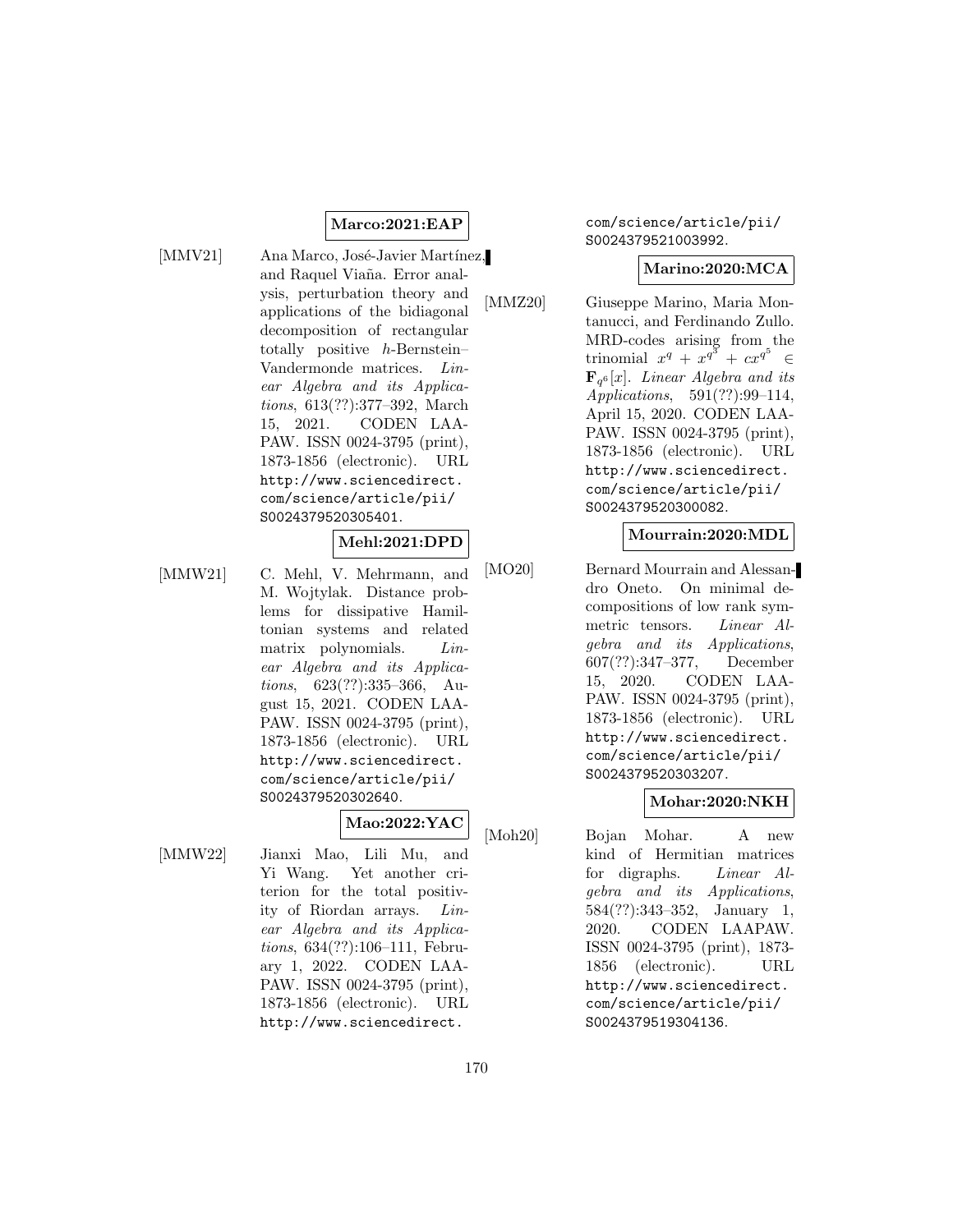**Marco:2021:EAP**

[MMV21] Ana Marco, José-Javier Martínez, and Raquel Viaña. Error analysis, perturbation theory and applications of the bidiagonal decomposition of rectangular totally positive *h*-Bernstein–Vandermonde matrices. *Linear Algebra and its Applications*, 613(??):377–392, March 15, 2021. CODEN LAAPAW. ISSN 0024-3795 (print), 1873-1856 (electronic). URL http://www.sciencedirect.com/science/article/pii/S0024379520305401.

**Mehl:2021:DPD**

[MMW21] C. Mehl, V. Mehrmann, and M. Wojtylak. Distance problems for dissipative Hamiltonian systems and related matrix polynomials. *Linear Algebra and its Applications*, 623(??):335–366, August 15, 2021. CODEN LAAPAW. ISSN 0024-3795 (print), 1873-1856 (electronic). URL http://www.sciencedirect.com/science/article/pii/S0024379520302640.

**Mao:2022:YAC**

[MMW22] Jianxi Mao, Lili Mu, and Yi Wang. Yet another criterion for the total positivity of Riordan arrays. *Linear Algebra and its Applications*, 634(??):106–111, February 1, 2022. CODEN LAAPAW. ISSN 0024-3795 (print), 1873-1856 (electronic). URL http://www.sciencedirect.com/science/article/pii/S0024379521003992.

**Marino:2020:MCA**

[MMZ20] Giuseppe Marino, Maria Montanucci, and Ferdinando Zullo. MRD-codes arising from the trinomial $x^q + x^{q^3} + cx^{q^5} \in \mathbf{F}_{q^6}[x]$. *Linear Algebra and its Applications*, 591(??):99–114, April 15, 2020. CODEN LAAPAW. ISSN 0024-3795 (print), 1873-1856 (electronic). URL http://www.sciencedirect.com/science/article/pii/S0024379520300082.

**Mourrain:2020:MDL**

[MO20] Bernard Mourrain and Alessandro Oneto. On minimal decompositions of low rank symmetric tensors. *Linear Algebra and its Applications*, 607(??):347–377, December 15, 2020. CODEN LAAPAW. ISSN 0024-3795 (print), 1873-1856 (electronic). URL http://www.sciencedirect.com/science/article/pii/S0024379520303207.

**Mohar:2020:NKH**

[Moh20] Bojan Mohar. A new kind of Hermitian matrices for digraphs. *Linear Algebra and its Applications*, 584(??):343–352, January 1, 2020. CODEN LAAPAW. ISSN 0024-3795 (print), 1873-1856 (electronic). URL http://www.sciencedirect.com/science/article/pii/S0024379519304136.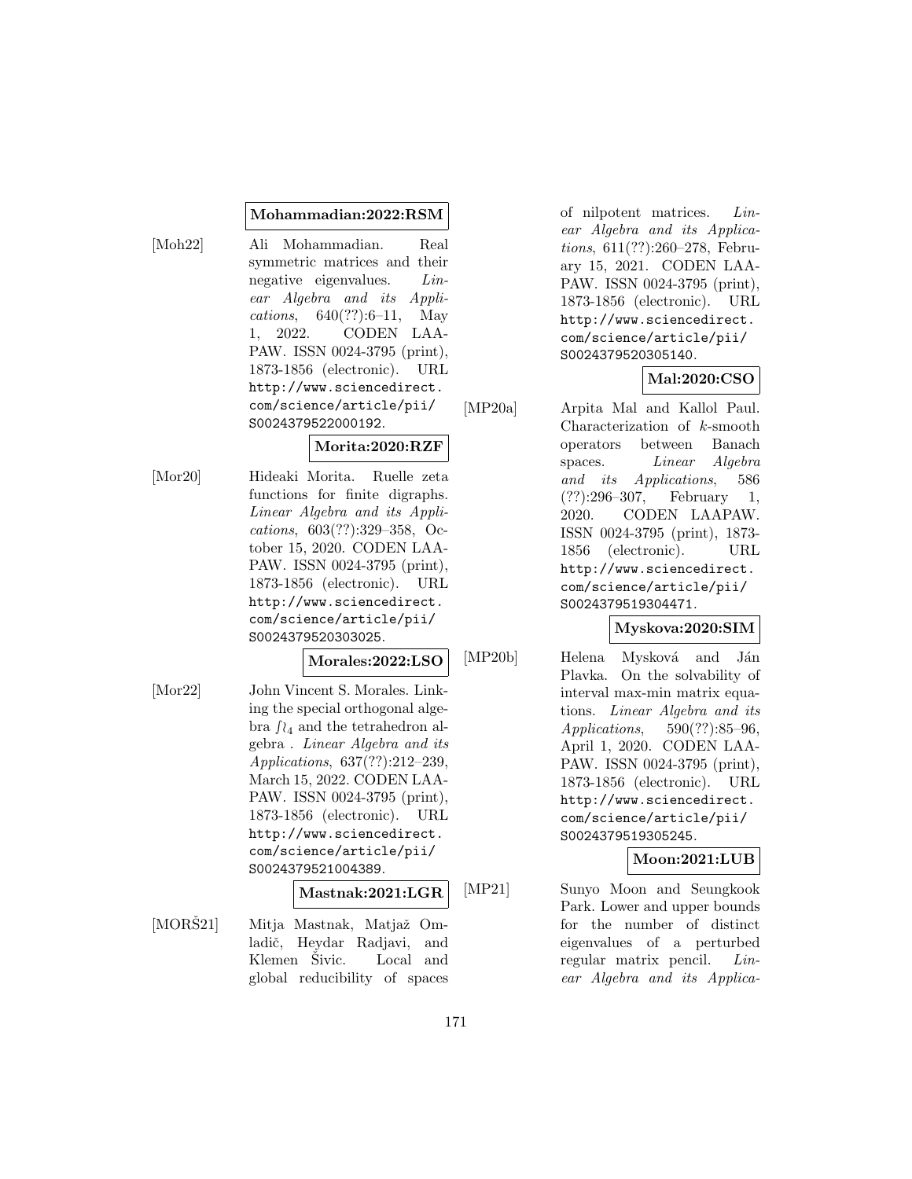**Mohammadian:2022:RSM**

[Moh22] Ali Mohammadian. Real symmetric matrices and their negative eigenvalues. *Linear Algebra and its Applications*, 640(??):6–11, May 1, 2022. CODEN LAAPAW. ISSN 0024-3795 (print), 1873-1856 (electronic). URL http://www.sciencedirect.com/science/article/pii/S0024379522000192.

**Morita:2020:RZF**

[Mor20] Hideaki Morita. Ruelle zeta functions for finite digraphs. *Linear Algebra and its Applications*, 603(??):329–358, October 15, 2020. CODEN LAAPAW. ISSN 0024-3795 (print), 1873-1856 (electronic). URL http://www.sciencedirect.com/science/article/pii/S0024379520303025.

**Morales:2022:LSO**

[Mor22] John Vincent S. Morales. Linking the special orthogonal algebra $\mathfrak{so}_4$ and the tetrahedron algebra . *Linear Algebra and its Applications*, 637(??):212–239, March 15, 2022. CODEN LAAPAW. ISSN 0024-3795 (print), 1873-1856 (electronic). URL http://www.sciencedirect.com/science/article/pii/S0024379521004389.

**Mastnak:2021:LGR**

[MORŠ21] Mitja Mastnak, Matjaž Omladič, Heydar Radjavi, and Klemen Šivic. Local and global reducibility of spaces of nilpotent matrices. *Linear Algebra and its Applications*, 611(??):260–278, February 15, 2021. CODEN LAAPAW. ISSN 0024-3795 (print), 1873-1856 (electronic). URL http://www.sciencedirect.com/science/article/pii/S0024379520305140.

**Mal:2020:CSO**

[MP20a] Arpita Mal and Kallol Paul. Characterization of $k$-smooth operators between Banach spaces. *Linear Algebra and its Applications*, 586 (??):296–307, February 1, 2020. CODEN LAAPAW. ISSN 0024-3795 (print), 1873-1856 (electronic). URL http://www.sciencedirect.com/science/article/pii/S0024379519304471.

**Myskova:2020:SIM**

[MP20b] Helena Mysková and Ján Plavka. On the solvability of interval max-min matrix equations. *Linear Algebra and its Applications*, 590(??):85–96, April 1, 2020. CODEN LAAPAW. ISSN 0024-3795 (print), 1873-1856 (electronic). URL http://www.sciencedirect.com/science/article/pii/S0024379519305245.

**Moon:2021:LUB**

[MP21] Sunyo Moon and Seungkook Park. Lower and upper bounds for the number of distinct eigenvalues of a perturbed regular matrix pencil. *Linear Algebra and its Applica-*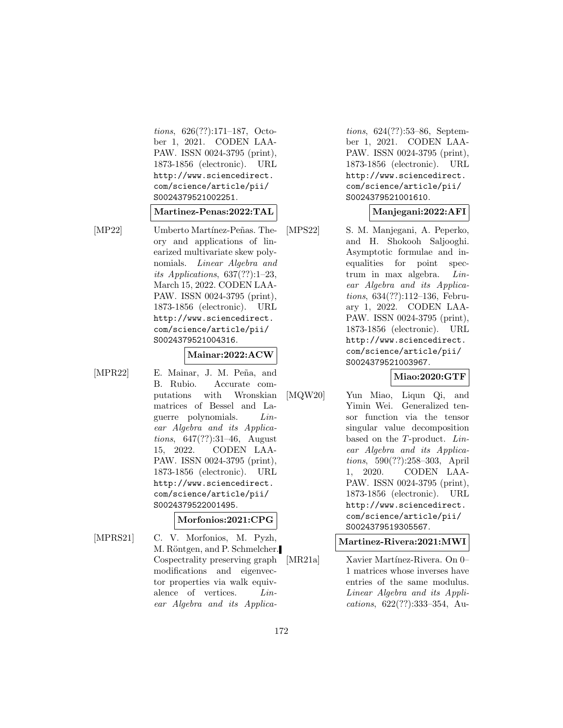*tions*, 626(??):171–187, October 1, 2021. CODEN LAAPAW. ISSN 0024-3795 (print), 1873-1856 (electronic). URL http://www.sciencedirect.com/science/article/pii/S0024379521002251.

**Martinez-Penas:2022:TAL**

[MP22] Umberto Martínez-Peñas. Theory and applications of linearized multivariate skew polynomials. *Linear Algebra and its Applications*, 637(??):1–23, March 15, 2022. CODEN LAAPAW. ISSN 0024-3795 (print), 1873-1856 (electronic). URL http://www.sciencedirect.com/science/article/pii/S0024379521004316.

**Mainar:2022:ACW**

[MPR22] E. Mainar, J. M. Peña, and B. Rubio. Accurate computations with Wronskian matrices of Bessel and Laguerre polynomials. *Linear Algebra and its Applications*, 647(??):31–46, August 15, 2022. CODEN LAAPAW. ISSN 0024-3795 (print), 1873-1856 (electronic). URL http://www.sciencedirect.com/science/article/pii/S0024379522001495.

**Morfonios:2021:CPG**

[MPRS21] C. V. Morfonios, M. Pyzh, M. Röntgen, and P. Schmelcher. Cospectrality preserving graph modifications and eigenvector properties via walk equivalence of vertices. *Linear Algebra and its Applications*, 624(??):53–86, September 1, 2021. CODEN LAAPAW. ISSN 0024-3795 (print), 1873-1856 (electronic). URL http://www.sciencedirect.com/science/article/pii/S0024379521001610.

**Manjegani:2022:AFI**

[MPS22] S. M. Manjegani, A. Peperko, and H. Shokooh Saljooghi. Asymptotic formulae and inequalities for point spectrum in max algebra. *Linear Algebra and its Applications*, 634(??):112–136, February 1, 2022. CODEN LAAPAW. ISSN 0024-3795 (print), 1873-1856 (electronic). URL http://www.sciencedirect.com/science/article/pii/S0024379521003967.

**Miao:2020:GTF**

[MQW20] Yun Miao, Liqun Qi, and Yimin Wei. Generalized tensor function via the tensor singular value decomposition based on the $T$-product. *Linear Algebra and its Applications*, 590(??):258–303, April 1, 2020. CODEN LAAPAW. ISSN 0024-3795 (print), 1873-1856 (electronic). URL http://www.sciencedirect.com/science/article/pii/S0024379519305567.

**Martinez-Rivera:2021:MWI**

[MR21a] Xavier Martínez-Rivera. On 0–1 matrices whose inverses have entries of the same modulus. *Linear Algebra and its Applications*, 622(??):333–354, Au-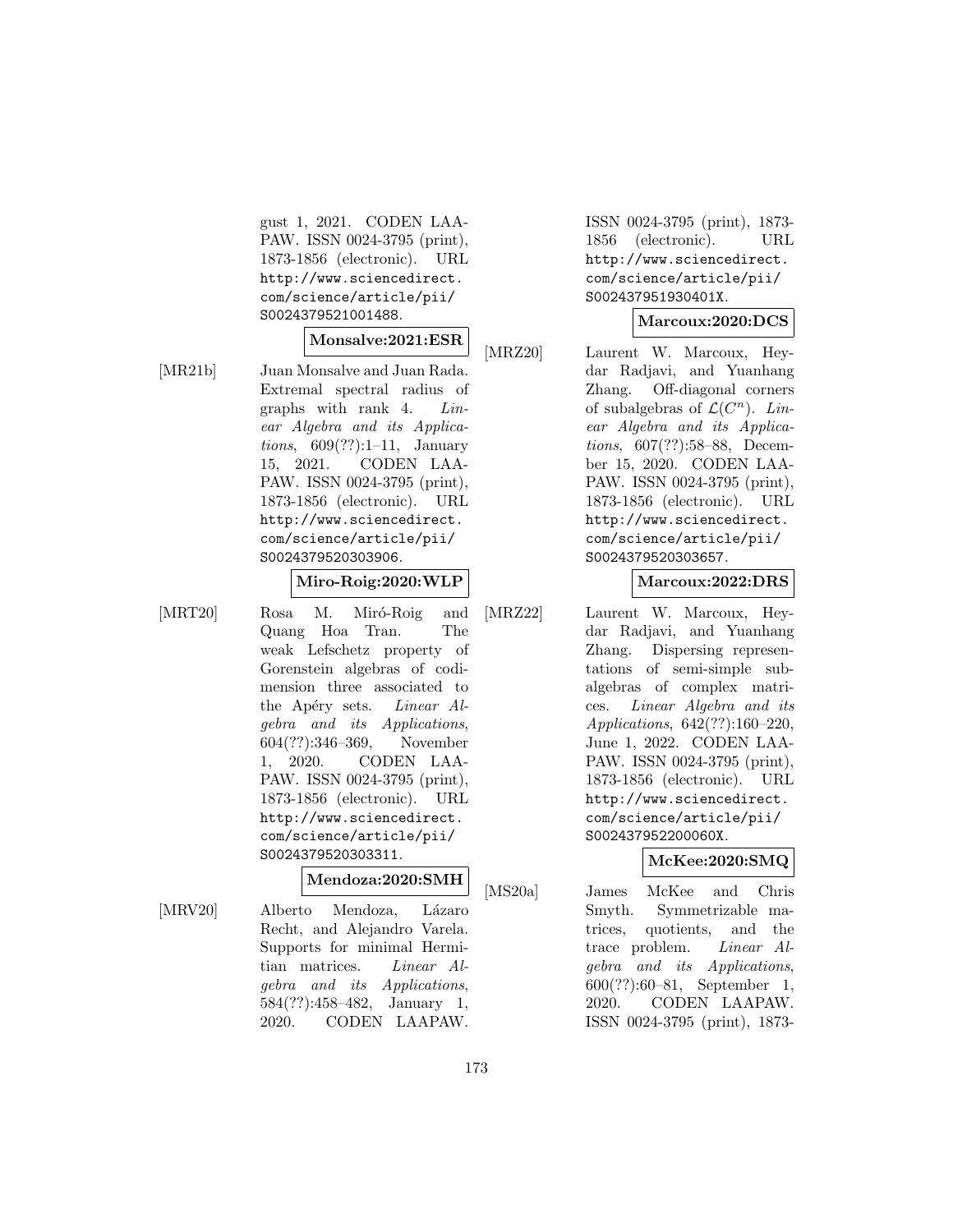gust 1, 2021. CODEN LAAPAW. ISSN 0024-3795 (print), 1873-1856 (electronic). URL http://www.sciencedirect.com/science/article/pii/S0024379521001488.

**Monsalve:2021:ESR**

[MR21b] Juan Monsalve and Juan Rada. Extremal spectral radius of graphs with rank 4. *Linear Algebra and its Applications*, 609(??):1–11, January 15, 2021. CODEN LAAPAW. ISSN 0024-3795 (print), 1873-1856 (electronic). URL http://www.sciencedirect.com/science/article/pii/S0024379520303906.

**Miro-Roig:2020:WLP**

[MRT20] Rosa M. Miró-Roig and Quang Hoa Tran. The weak Lefschetz property of Gorenstein algebras of codimension three associated to the Apéry sets. *Linear Algebra and its Applications*, 604(??):346–369, November 1, 2020. CODEN LAAPAW. ISSN 0024-3795 (print), 1873-1856 (electronic). URL http://www.sciencedirect.com/science/article/pii/S0024379520303311.

**Mendoza:2020:SMH**

[MRV20] Alberto Mendoza, Lázaro Recht, and Alejandro Varela. Supports for minimal Hermitian matrices. *Linear Algebra and its Applications*, 584(??):458–482, January 1, 2020. CODEN LAAPAW. ISSN 0024-3795 (print), 1873-1856 (electronic). URL http://www.sciencedirect.com/science/article/pii/S002437951930401X.

**Marcoux:2020:DCS**

[MRZ20] Laurent W. Marcoux, Heydar Radjavi, and Yuanhang Zhang. Off-diagonal corners of subalgebras of $\mathcal{L}(C^n)$. *Linear Algebra and its Applications*, 607(??):58–88, December 15, 2020. CODEN LAAPAW. ISSN 0024-3795 (print), 1873-1856 (electronic). URL http://www.sciencedirect.com/science/article/pii/S0024379520303657.

**Marcoux:2022:DRS**

[MRZ22] Laurent W. Marcoux, Heydar Radjavi, and Yuanhang Zhang. Dispersing representations of semi-simple subalgebras of complex matrices. *Linear Algebra and its Applications*, 642(??):160–220, June 1, 2022. CODEN LAAPAW. ISSN 0024-3795 (print), 1873-1856 (electronic). URL http://www.sciencedirect.com/science/article/pii/S002437952200060X.

**McKee:2020:SMQ**

[MS20a] James McKee and Chris Smyth. Symmetrizable matrices, quotients, and the trace problem. *Linear Algebra and its Applications*, 600(??):60–81, September 1, 2020. CODEN LAAPAW. ISSN 0024-3795 (print), 1873-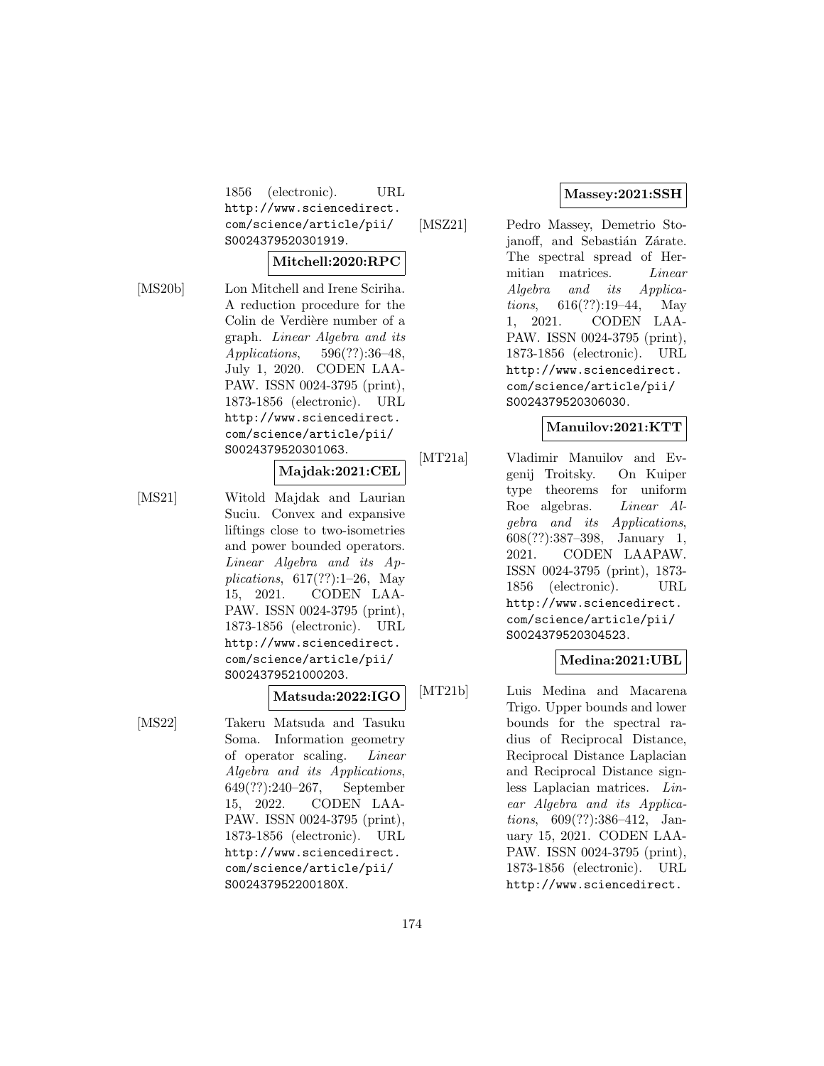1856 (electronic). URL http://www.sciencedirect.com/science/article/pii/S0024379520301919.

**Mitchell:2020:RPC**

[MS20b] Lon Mitchell and Irene Sciriha. A reduction procedure for the Colin de Verdière number of a graph. *Linear Algebra and its Applications*, 596(??):36–48, July 1, 2020. CODEN LAAPAW. ISSN 0024-3795 (print), 1873-1856 (electronic). URL http://www.sciencedirect.com/science/article/pii/S0024379520301063.

**Majdak:2021:CEL**

[MS21] Witold Majdak and Laurian Suciu. Convex and expansive liftings close to two-isometries and power bounded operators. *Linear Algebra and its Applications*, 617(??):1–26, May 15, 2021. CODEN LAAPAW. ISSN 0024-3795 (print), 1873-1856 (electronic). URL http://www.sciencedirect.com/science/article/pii/S0024379521000203.

**Matsuda:2022:IGO**

[MS22] Takeru Matsuda and Tasuku Soma. Information geometry of operator scaling. *Linear Algebra and its Applications*, 649(??):240–267, September 15, 2022. CODEN LAAPAW. ISSN 0024-3795 (print), 1873-1856 (electronic). URL http://www.sciencedirect.com/science/article/pii/S002437952200180X.

**Massey:2021:SSH**

[MSZ21] Pedro Massey, Demetrio Stojanoff, and Sebastián Zárate. The spectral spread of Hermitian matrices. *Linear Algebra and its Applications*, 616(??):19–44, May 1, 2021. CODEN LAAPAW. ISSN 0024-3795 (print), 1873-1856 (electronic). URL http://www.sciencedirect.com/science/article/pii/S0024379520306030.

**Manuilov:2021:KTT**

[MT21a] Vladimir Manuilov and Evgenij Troitsky. On Kuiper type theorems for uniform Roe algebras. *Linear Algebra and its Applications*, 608(??):387–398, January 1, 2021. CODEN LAAPAW. ISSN 0024-3795 (print), 1873-1856 (electronic). URL http://www.sciencedirect.com/science/article/pii/S0024379520304523.

**Medina:2021:UBL**

[MT21b] Luis Medina and Macarena Trigo. Upper bounds and lower bounds for the spectral radius of Reciprocal Distance, Reciprocal Distance Laplacian and Reciprocal Distance signless Laplacian matrices. *Linear Algebra and its Applications*, 609(??):386–412, January 15, 2021. CODEN LAAPAW. ISSN 0024-3795 (print), 1873-1856 (electronic). URL http://www.sciencedirect.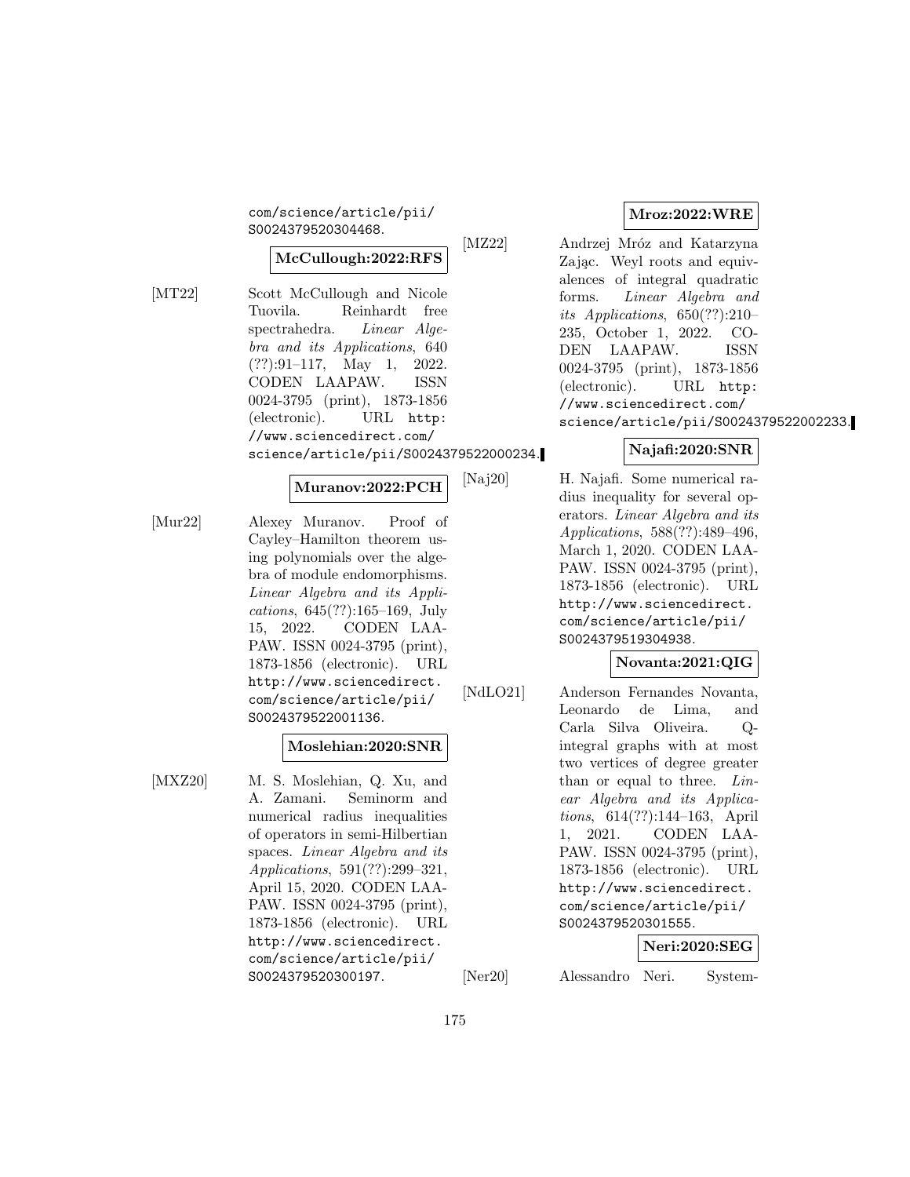com/science/article/pii/S0024379520304468.

**McCullough:2022:RFS**

[MT22] Scott McCullough and Nicole Tuovila. Reinhardt free spectrahedra. *Linear Algebra and its Applications*, 640 (??):91–117, May 1, 2022. CODEN LAAPAW. ISSN 0024-3795 (print), 1873-1856 (electronic). URL http://www.sciencedirect.com/science/article/pii/S0024379522000234.

**Muranov:2022:PCH**

[Mur22] Alexey Muranov. Proof of Cayley–Hamilton theorem using polynomials over the algebra of module endomorphisms. *Linear Algebra and its Applications*, 645(??):165–169, July 15, 2022. CODEN LAAPAW. ISSN 0024-3795 (print), 1873-1856 (electronic). URL http://www.sciencedirect.com/science/article/pii/S0024379522001136.

**Moslehian:2020:SNR**

[MXZ20] M. S. Moslehian, Q. Xu, and A. Zamani. Seminorm and numerical radius inequalities of operators in semi-Hilbertian spaces. *Linear Algebra and its Applications*, 591(??):299–321, April 15, 2020. CODEN LAAPAW. ISSN 0024-3795 (print), 1873-1856 (electronic). URL http://www.sciencedirect.com/science/article/pii/S0024379520300197.

**Mroz:2022:WRE**

[MZ22] Andrzej Mróz and Katarzyna Zając. Weyl roots and equivalences of integral quadratic forms. *Linear Algebra and its Applications*, 650(??):210–235, October 1, 2022. CODEN LAAPAW. ISSN 0024-3795 (print), 1873-1856 (electronic). URL http://www.sciencedirect.com/science/article/pii/S0024379522002233.

**Najafi:2020:SNR**

[Naj20] H. Najafi. Some numerical radius inequality for several operators. *Linear Algebra and its Applications*, 588(??):489–496, March 1, 2020. CODEN LAAPAW. ISSN 0024-3795 (print), 1873-1856 (electronic). URL http://www.sciencedirect.com/science/article/pii/S0024379519304938.

**Novanta:2021:QIG**

[NdLO21] Anderson Fernandes Novanta, Leonardo de Lima, and Carla Silva Oliveira. Q-integral graphs with at most two vertices of degree greater than or equal to three. *Linear Algebra and its Applications*, 614(??):144–163, April 1, 2021. CODEN LAAPAW. ISSN 0024-3795 (print), 1873-1856 (electronic). URL http://www.sciencedirect.com/science/article/pii/S0024379520301555.

**Neri:2020:SEG**

[Ner20] Alessandro Neri. System-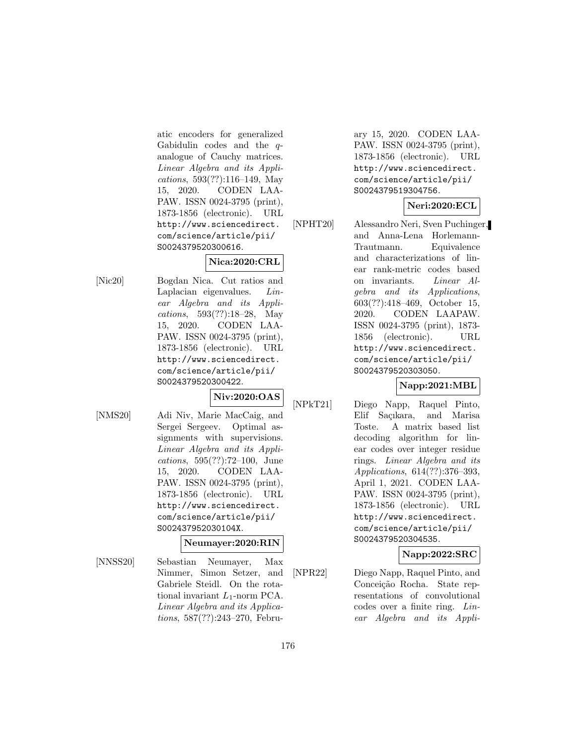atic encoders for generalized Gabidulin codes and the $q$-analogue of Cauchy matrices. *Linear Algebra and its Applications*, 593(??):116–149, May 15, 2020. CODEN LAAPAW. ISSN 0024-3795 (print), 1873-1856 (electronic). URL http://www.sciencedirect.com/science/article/pii/S0024379520300616.

**Nica:2020:CRL**

[Nic20] Bogdan Nica. Cut ratios and Laplacian eigenvalues. *Linear Algebra and its Applications*, 593(??):18–28, May 15, 2020. CODEN LAAPAW. ISSN 0024-3795 (print), 1873-1856 (electronic). URL http://www.sciencedirect.com/science/article/pii/S0024379520300422.

**Niv:2020:OAS**

[NMS20] Adi Niv, Marie MacCaig, and Sergei Sergeev. Optimal assignments with supervisions. *Linear Algebra and its Applications*, 595(??):72–100, June 15, 2020. CODEN LAAPAW. ISSN 0024-3795 (print), 1873-1856 (electronic). URL http://www.sciencedirect.com/science/article/pii/S002437952030104X.

**Neumayer:2020:RIN**

[NNSS20] Sebastian Neumayer, Max Nimmer, Simon Setzer, and Gabriele Steidl. On the rotational invariant $L_1$-norm PCA. *Linear Algebra and its Applications*, 587(??):243–270, February 15, 2020. CODEN LAAPAW. ISSN 0024-3795 (print), 1873-1856 (electronic). URL http://www.sciencedirect.com/science/article/pii/S0024379519304756.

**Neri:2020:ECL**

[NPHT20] Alessandro Neri, Sven Puchinger, and Anna-Lena Horlemann-Trautmann. Equivalence and characterizations of linear rank-metric codes based on invariants. *Linear Algebra and its Applications*, 603(??):418–469, October 15, 2020. CODEN LAAPAW. ISSN 0024-3795 (print), 1873-1856 (electronic). URL http://www.sciencedirect.com/science/article/pii/S0024379520303050.

**Napp:2021:MBL**

[NPkT21] Diego Napp, Raquel Pinto, Elif Saçıkara, and Marisa Toste. A matrix based list decoding algorithm for linear codes over integer residue rings. *Linear Algebra and its Applications*, 614(??):376–393, April 1, 2021. CODEN LAAPAW. ISSN 0024-3795 (print), 1873-1856 (electronic). URL http://www.sciencedirect.com/science/article/pii/S0024379520304535.

**Napp:2022:SRC**

[NPR22] Diego Napp, Raquel Pinto, and Conceição Rocha. State representations of convolutional codes over a finite ring. *Linear Algebra and its Appli-*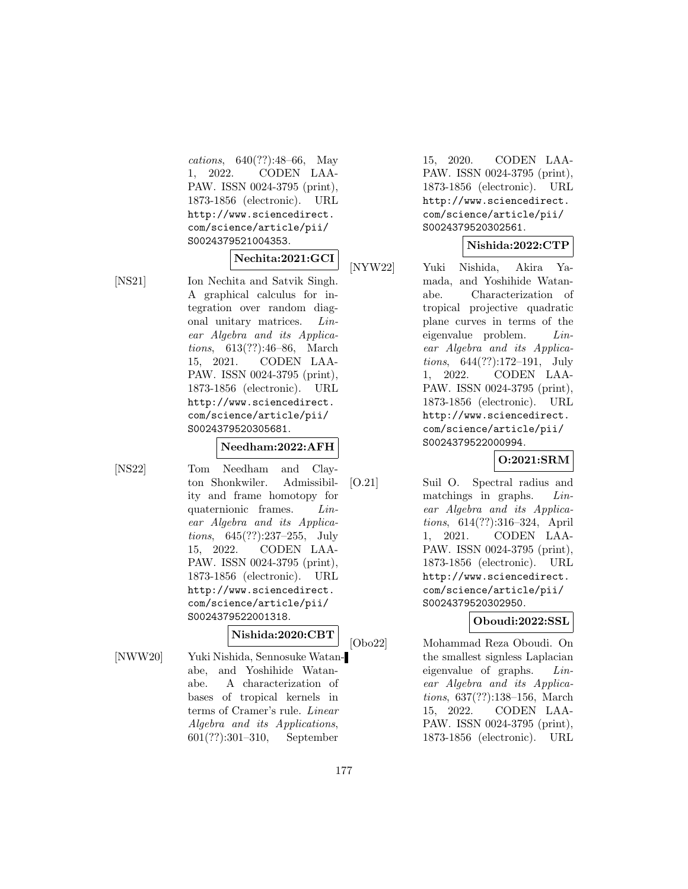*cations*, 640(??):48–66, May 1, 2022. CODEN LAAPAW. ISSN 0024-3795 (print), 1873-1856 (electronic). URL http://www.sciencedirect.com/science/article/pii/S0024379521004353.

**Nechita:2021:GCI**

[NS21] Ion Nechita and Satvik Singh. A graphical calculus for integration over random diagonal unitary matrices. *Linear Algebra and its Applications*, 613(??):46–86, March 15, 2021. CODEN LAAPAW. ISSN 0024-3795 (print), 1873-1856 (electronic). URL http://www.sciencedirect.com/science/article/pii/S0024379520305681.

**Needham:2022:AFH**

[NS22] Tom Needham and Clayton Shonkwiler. Admissibility and frame homotopy for quaternionic frames. *Linear Algebra and its Applications*, 645(??):237–255, July 15, 2022. CODEN LAAPAW. ISSN 0024-3795 (print), 1873-1856 (electronic). URL http://www.sciencedirect.com/science/article/pii/S0024379522001318.

**Nishida:2020:CBT**

[NWW20] Yuki Nishida, Sennosuke Watanabe, and Yoshihide Watanabe. A characterization of bases of tropical kernels in terms of Cramer's rule. *Linear Algebra and its Applications*, 601(??):301–310, September 15, 2020. CODEN LAAPAW. ISSN 0024-3795 (print), 1873-1856 (electronic). URL http://www.sciencedirect.com/science/article/pii/S0024379520302561.

**Nishida:2022:CTP**

[NYW22] Yuki Nishida, Akira Yamada, and Yoshihide Watanabe. Characterization of tropical projective quadratic plane curves in terms of the eigenvalue problem. *Linear Algebra and its Applications*, 644(??):172–191, July 1, 2022. CODEN LAAPAW. ISSN 0024-3795 (print), 1873-1856 (electronic). URL http://www.sciencedirect.com/science/article/pii/S0024379522000994.

**O:2021:SRM**

[O.21] Suil O. Spectral radius and matchings in graphs. *Linear Algebra and its Applications*, 614(??):316–324, April 1, 2021. CODEN LAAPAW. ISSN 0024-3795 (print), 1873-1856 (electronic). URL http://www.sciencedirect.com/science/article/pii/S0024379520302950.

**Oboudi:2022:SSL**

[Obo22] Mohammad Reza Oboudi. On the smallest signless Laplacian eigenvalue of graphs. *Linear Algebra and its Applications*, 637(??):138–156, March 15, 2022. CODEN LAAPAW. ISSN 0024-3795 (print), 1873-1856 (electronic). URL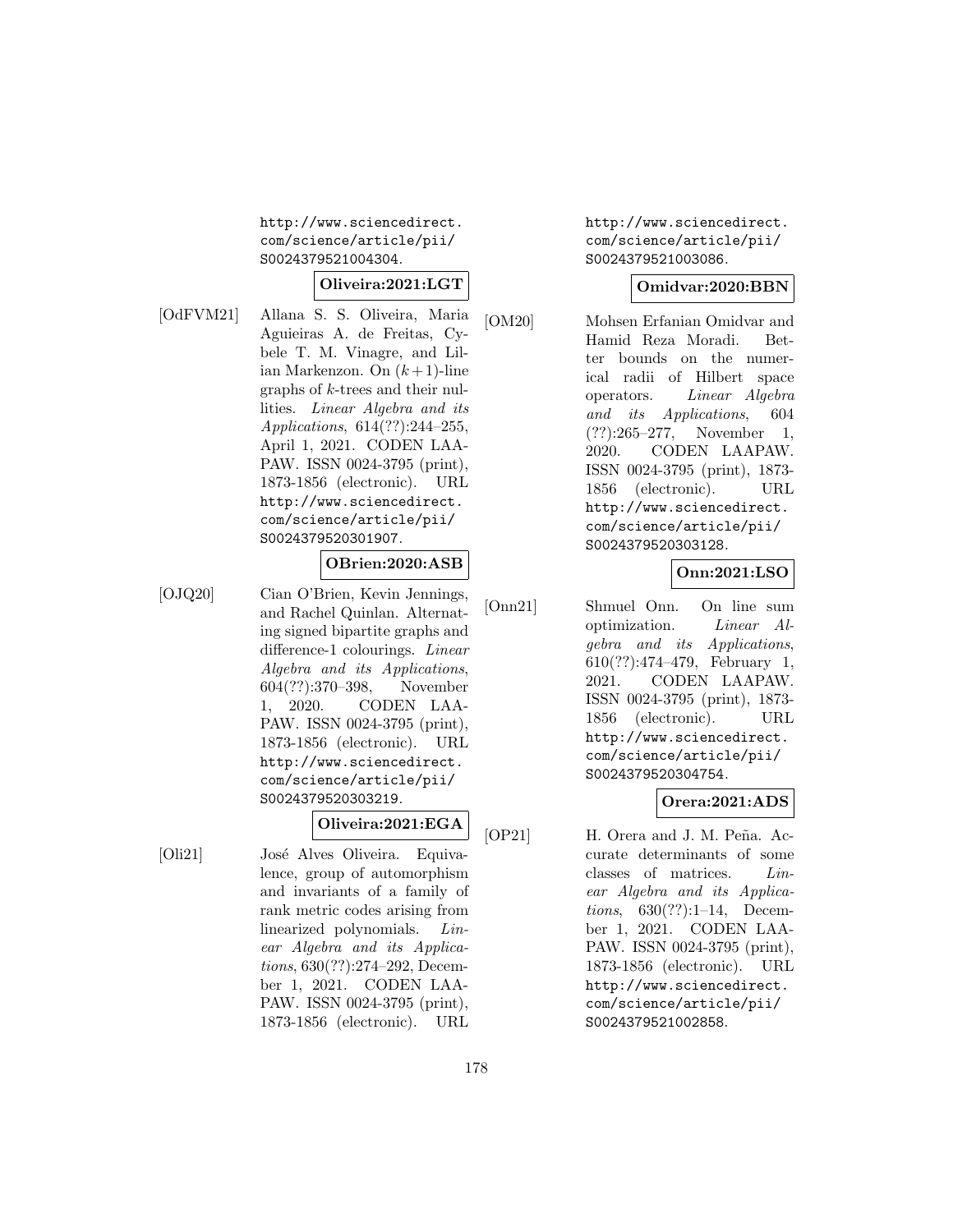http://www.sciencedirect.com/science/article/pii/S0024379521004304.

**Oliveira:2021:LGT**

[OdFVM21] Allana S. S. Oliveira, Maria Aguieiras A. de Freitas, Cybele T. M. Vinagre, and Lilian Markenzon. On $(k+1)$-line graphs of $k$-trees and their nullities. *Linear Algebra and its Applications*, 614(??):244–255, April 1, 2021. CODEN LAAPAW. ISSN 0024-3795 (print), 1873-1856 (electronic). URL http://www.sciencedirect.com/science/article/pii/S0024379520301907.

**OBrien:2020:ASB**

[OJQ20] Cian O'Brien, Kevin Jennings, and Rachel Quinlan. Alternating signed bipartite graphs and difference-1 colourings. *Linear Algebra and its Applications*, 604(??):370–398, November 1, 2020. CODEN LAAPAW. ISSN 0024-3795 (print), 1873-1856 (electronic). URL http://www.sciencedirect.com/science/article/pii/S0024379520303219.

**Oliveira:2021:EGA**

[Oli21] José Alves Oliveira. Equivalence, group of automorphism and invariants of a family of rank metric codes arising from linearized polynomials. *Linear Algebra and its Applications*, 630(??):274–292, December 1, 2021. CODEN LAAPAW. ISSN 0024-3795 (print), 1873-1856 (electronic). URL http://www.sciencedirect.com/science/article/pii/S0024379521003086.

**Omidvar:2020:BBN**

[OM20] Mohsen Erfanian Omidvar and Hamid Reza Moradi. Better bounds on the numerical radii of Hilbert space operators. *Linear Algebra and its Applications*, 604(??):265–277, November 1, 2020. CODEN LAAPAW. ISSN 0024-3795 (print), 1873-1856 (electronic). URL http://www.sciencedirect.com/science/article/pii/S0024379520303128.

**Onn:2021:LSO**

[Onn21] Shmuel Onn. On line sum optimization. *Linear Algebra and its Applications*, 610(??):474–479, February 1, 2021. CODEN LAAPAW. ISSN 0024-3795 (print), 1873-1856 (electronic). URL http://www.sciencedirect.com/science/article/pii/S0024379520304754.

**Orera:2021:ADS**

[OP21] H. Orera and J. M. Peña. Accurate determinants of some classes of matrices. *Linear Algebra and its Applications*, 630(??):1–14, December 1, 2021. CODEN LAAPAW. ISSN 0024-3795 (print), 1873-1856 (electronic). URL http://www.sciencedirect.com/science/article/pii/S0024379521002858.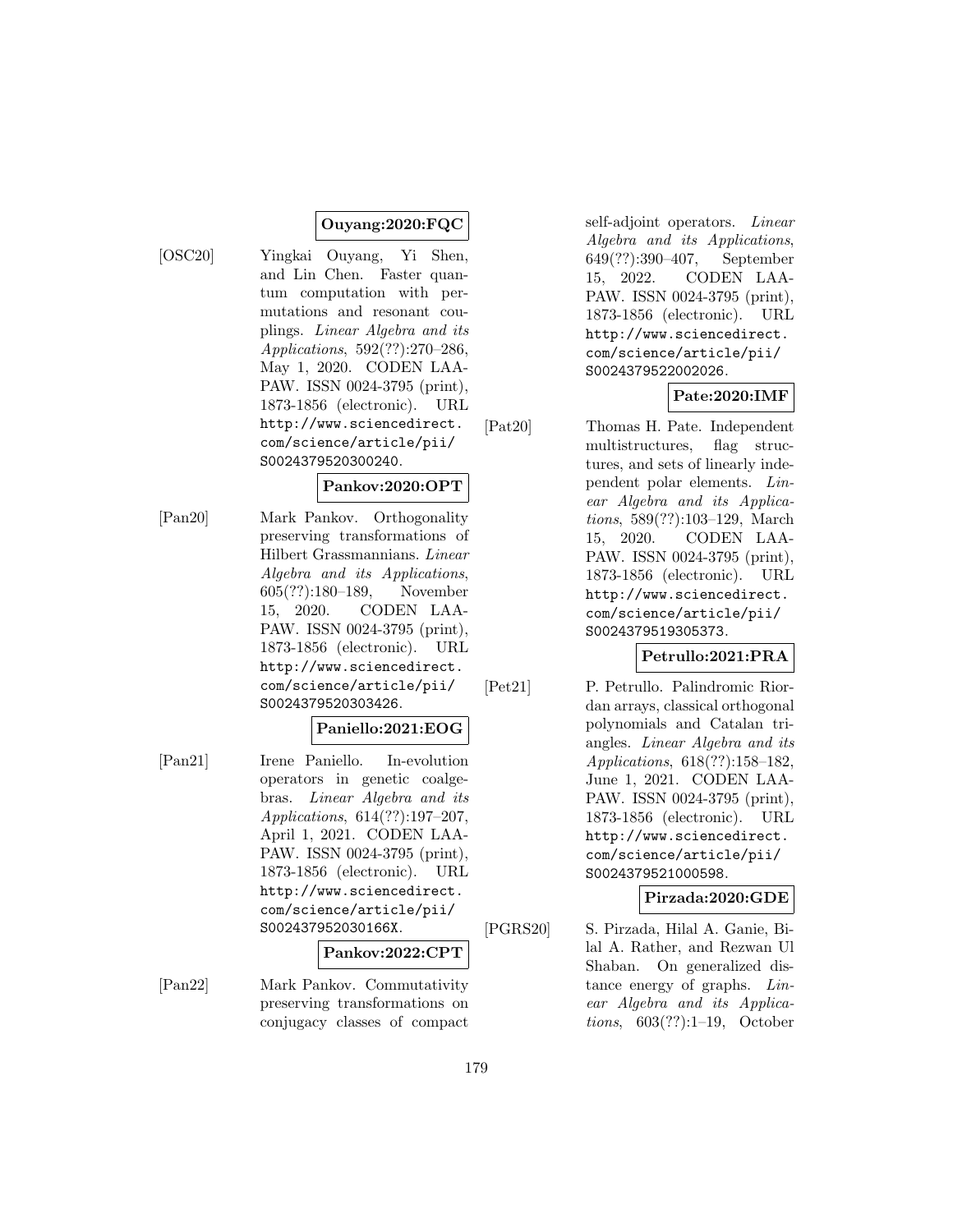**Ouyang:2020:FQC**

[OSC20] Yingkai Ouyang, Yi Shen, and Lin Chen. Faster quantum computation with permutations and resonant couplings. *Linear Algebra and its Applications*, 592(??):270–286, May 1, 2020. CODEN LAAPAW. ISSN 0024-3795 (print), 1873-1856 (electronic). URL http://www.sciencedirect.com/science/article/pii/S0024379520300240.

**Pankov:2020:OPT**

[Pan20] Mark Pankov. Orthogonality preserving transformations of Hilbert Grassmannians. *Linear Algebra and its Applications*, 605(??):180–189, November 15, 2020. CODEN LAAPAW. ISSN 0024-3795 (print), 1873-1856 (electronic). URL http://www.sciencedirect.com/science/article/pii/S0024379520303426.

**Paniello:2021:EOG**

[Pan21] Irene Paniello. In-evolution operators in genetic coalgebras. *Linear Algebra and its Applications*, 614(??):197–207, April 1, 2021. CODEN LAAPAW. ISSN 0024-3795 (print), 1873-1856 (electronic). URL http://www.sciencedirect.com/science/article/pii/S002437952030166X.

**Pankov:2022:CPT**

[Pan22] Mark Pankov. Commutativity preserving transformations on conjugacy classes of compact self-adjoint operators. *Linear Algebra and its Applications*, 649(??):390–407, September 15, 2022. CODEN LAAPAW. ISSN 0024-3795 (print), 1873-1856 (electronic). URL http://www.sciencedirect.com/science/article/pii/S0024379522002026.

**Pate:2020:IMF**

[Pat20] Thomas H. Pate. Independent multistructures, flag structures, and sets of linearly independent polar elements. *Linear Algebra and its Applications*, 589(??):103–129, March 15, 2020. CODEN LAAPAW. ISSN 0024-3795 (print), 1873-1856 (electronic). URL http://www.sciencedirect.com/science/article/pii/S0024379519305373.

**Petrullo:2021:PRA**

[Pet21] P. Petrullo. Palindromic Riordan arrays, classical orthogonal polynomials and Catalan triangles. *Linear Algebra and its Applications*, 618(??):158–182, June 1, 2021. CODEN LAAPAW. ISSN 0024-3795 (print), 1873-1856 (electronic). URL http://www.sciencedirect.com/science/article/pii/S0024379521000598.

**Pirzada:2020:GDE**

[PGRS20] S. Pirzada, Hilal A. Ganie, Bilal A. Rather, and Rezwan Ul Shaban. On generalized distance energy of graphs. *Linear Algebra and its Applications*, 603(??):1–19, October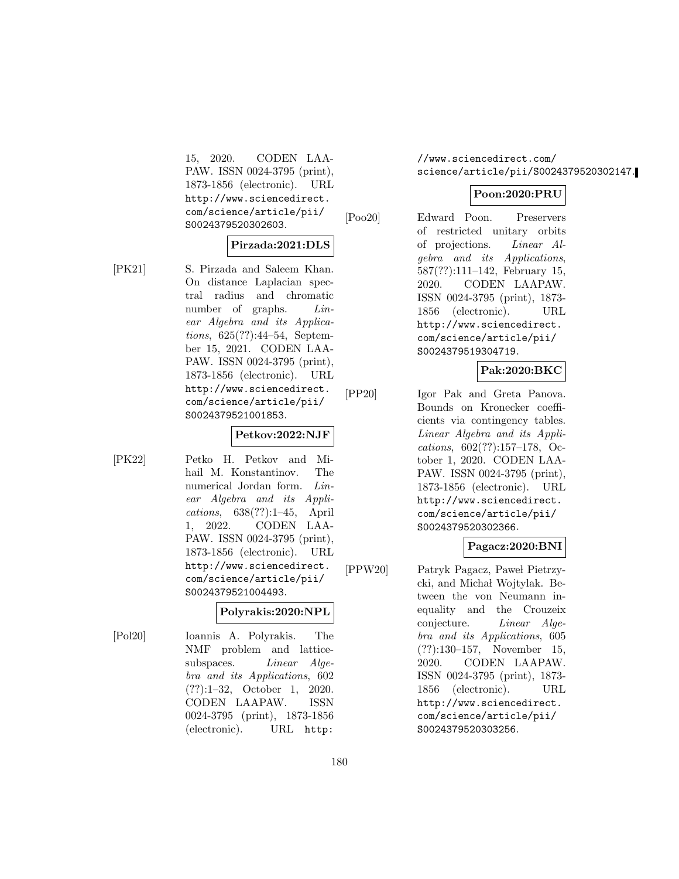15, 2020. CODEN LAAPAW. ISSN 0024-3795 (print), 1873-1856 (electronic). URL http://www.sciencedirect.com/science/article/pii/S0024379520302603.

**Pirzada:2021:DLS**

[PK21] S. Pirzada and Saleem Khan. On distance Laplacian spectral radius and chromatic number of graphs. *Linear Algebra and its Applications*, 625(??):44–54, September 15, 2021. CODEN LAAPAW. ISSN 0024-3795 (print), 1873-1856 (electronic). URL http://www.sciencedirect.com/science/article/pii/S0024379521001853.

**Petkov:2022:NJF**

[PK22] Petko H. Petkov and Mihail M. Konstantinov. The numerical Jordan form. *Linear Algebra and its Applications*, 638(??):1–45, April 1, 2022. CODEN LAAPAW. ISSN 0024-3795 (print), 1873-1856 (electronic). URL http://www.sciencedirect.com/science/article/pii/S0024379521004493.

**Polyrakis:2020:NPL**

[Pol20] Ioannis A. Polyrakis. The NMF problem and lattice-subspaces. *Linear Algebra and its Applications*, 602 (??):1–32, October 1, 2020. CODEN LAAPAW. ISSN 0024-3795 (print), 1873-1856 (electronic). URL http://www.sciencedirect.com/science/article/pii/S0024379520302147.

**Poon:2020:PRU**

[Poo20] Edward Poon. Preservers of restricted unitary orbits of projections. *Linear Algebra and its Applications*, 587(??):111–142, February 15, 2020. CODEN LAAPAW. ISSN 0024-3795 (print), 1873-1856 (electronic). URL http://www.sciencedirect.com/science/article/pii/S0024379519304719.

**Pak:2020:BKC**

[PP20] Igor Pak and Greta Panova. Bounds on Kronecker coefficients via contingency tables. *Linear Algebra and its Applications*, 602(??):157–178, October 1, 2020. CODEN LAAPAW. ISSN 0024-3795 (print), 1873-1856 (electronic). URL http://www.sciencedirect.com/science/article/pii/S0024379520302366.

**Pagacz:2020:BNI**

[PPW20] Patryk Pagacz, Paweł Pietrzycki, and Michał Wojtylak. Between the von Neumann inequality and the Crouzeix conjecture. *Linear Algebra and its Applications*, 605 (??):130–157, November 15, 2020. CODEN LAAPAW. ISSN 0024-3795 (print), 1873-1856 (electronic). URL http://www.sciencedirect.com/science/article/pii/S0024379520303256.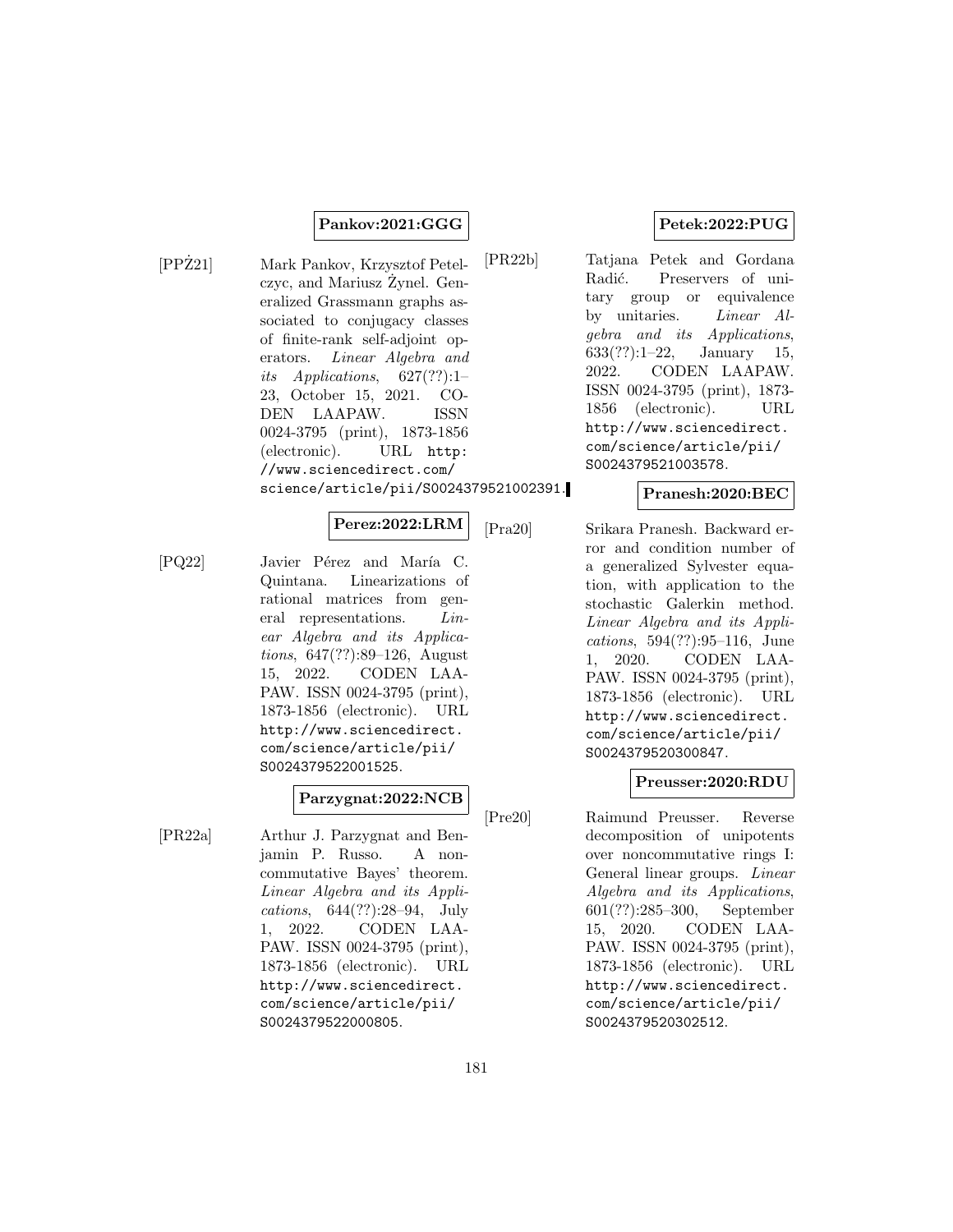**Pankov:2021:GGG**

[PPŻ21] Mark Pankov, Krzysztof Petelczyc, and Mariusz Żynel. Generalized Grassmann graphs associated to conjugacy classes of finite-rank self-adjoint operators. *Linear Algebra and its Applications*, 627(??):1–23, October 15, 2021. CODEN LAAPAW. ISSN 0024-3795 (print), 1873-1856 (electronic). URL `http://www.sciencedirect.com/science/article/pii/S0024379521002391`.

**Perez:2022:LRM**

[PQ22] Javier Pérez and María C. Quintana. Linearizations of rational matrices from general representations. *Linear Algebra and its Applications*, 647(??):89–126, August 15, 2022. CODEN LAAPAW. ISSN 0024-3795 (print), 1873-1856 (electronic). URL `http://www.sciencedirect.com/science/article/pii/S0024379522001525`.

**Parzygnat:2022:NCB**

[PR22a] Arthur J. Parzygnat and Benjamin P. Russo. A noncommutative Bayes' theorem. *Linear Algebra and its Applications*, 644(??):28–94, July 1, 2022. CODEN LAAPAW. ISSN 0024-3795 (print), 1873-1856 (electronic). URL `http://www.sciencedirect.com/science/article/pii/S0024379522000805`.

**Petek:2022:PUG**

[PR22b] Tatjana Petek and Gordana Radić. Preservers of unitary group or equivalence by unitaries. *Linear Algebra and its Applications*, 633(??):1–22, January 15, 2022. CODEN LAAPAW. ISSN 0024-3795 (print), 1873-1856 (electronic). URL `http://www.sciencedirect.com/science/article/pii/S0024379521003578`.

**Pranesh:2020:BEC**

[Pra20] Srikara Pranesh. Backward error and condition number of a generalized Sylvester equation, with application to the stochastic Galerkin method. *Linear Algebra and its Applications*, 594(??):95–116, June 1, 2020. CODEN LAAPAW. ISSN 0024-3795 (print), 1873-1856 (electronic). URL `http://www.sciencedirect.com/science/article/pii/S0024379520300847`.

**Preusser:2020:RDU**

[Pre20] Raimund Preusser. Reverse decomposition of unipotents over noncommutative rings I: General linear groups. *Linear Algebra and its Applications*, 601(??):285–300, September 15, 2020. CODEN LAAPAW. ISSN 0024-3795 (print), 1873-1856 (electronic). URL `http://www.sciencedirect.com/science/article/pii/S0024379520302512`.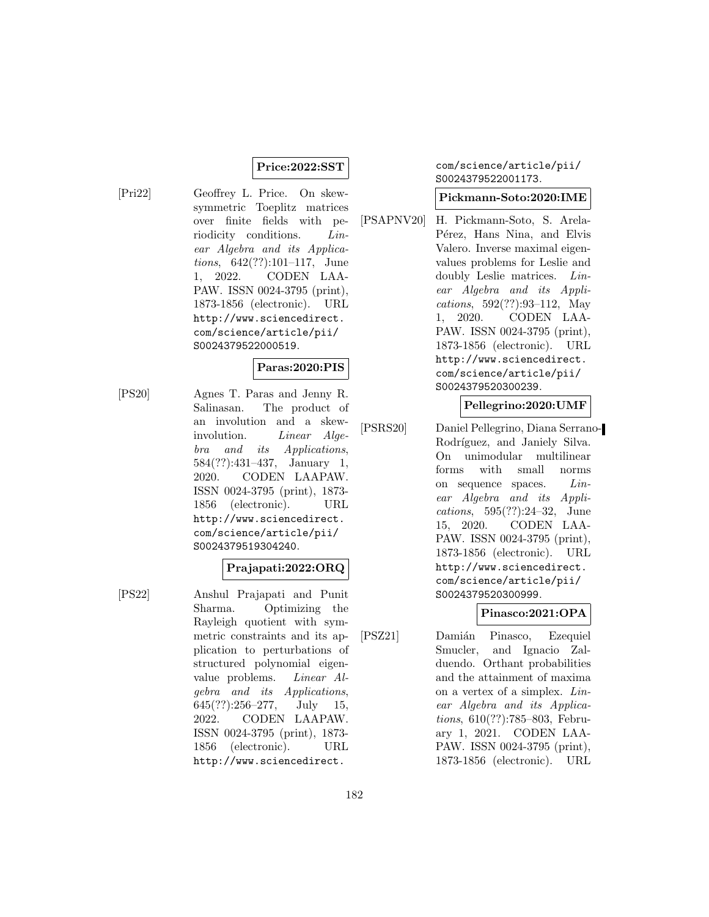**Price:2022:SST**

[Pri22] Geoffrey L. Price. On skew-symmetric Toeplitz matrices over finite fields with periodicity conditions. *Linear Algebra and its Applications*, 642(??):101–117, June 1, 2022. CODEN LAAPAW. ISSN 0024-3795 (print), 1873-1856 (electronic). URL http://www.sciencedirect.com/science/article/pii/S0024379522000519.

**Paras:2020:PIS**

[PS20] Agnes T. Paras and Jenny R. Salinasan. The product of an involution and a skew-involution. *Linear Algebra and its Applications*, 584(??):431–437, January 1, 2020. CODEN LAAPAW. ISSN 0024-3795 (print), 1873-1856 (electronic). URL http://www.sciencedirect.com/science/article/pii/S0024379519304240.

**Prajapati:2022:ORQ**

[PS22] Anshul Prajapati and Punit Sharma. Optimizing the Rayleigh quotient with symmetric constraints and its application to perturbations of structured polynomial eigenvalue problems. *Linear Algebra and its Applications*, 645(??):256–277, July 15, 2022. CODEN LAAPAW. ISSN 0024-3795 (print), 1873-1856 (electronic). URL http://www.sciencedirect.com/science/article/pii/S0024379522001173.

**Pickmann-Soto:2020:IME**

[PSAPNV20] H. Pickmann-Soto, S. Arela-Pérez, Hans Nina, and Elvis Valero. Inverse maximal eigenvalues problems for Leslie and doubly Leslie matrices. *Linear Algebra and its Applications*, 592(??):93–112, May 1, 2020. CODEN LAAPAW. ISSN 0024-3795 (print), 1873-1856 (electronic). URL http://www.sciencedirect.com/science/article/pii/S0024379520300239.

**Pellegrino:2020:UMF**

[PSRS20] Daniel Pellegrino, Diana Serrano-Rodríguez, and Janiely Silva. On unimodular multilinear forms with small norms on sequence spaces. *Linear Algebra and its Applications*, 595(??):24–32, June 15, 2020. CODEN LAAPAW. ISSN 0024-3795 (print), 1873-1856 (electronic). URL http://www.sciencedirect.com/science/article/pii/S0024379520300999.

**Pinasco:2021:OPA**

[PSZ21] Damián Pinasco, Ezequiel Smucler, and Ignacio Zalduendo. Orthant probabilities and the attainment of maxima on a vertex of a simplex. *Linear Algebra and its Applications*, 610(??):785–803, February 1, 2021. CODEN LAAPAW. ISSN 0024-3795 (print), 1873-1856 (electronic). URL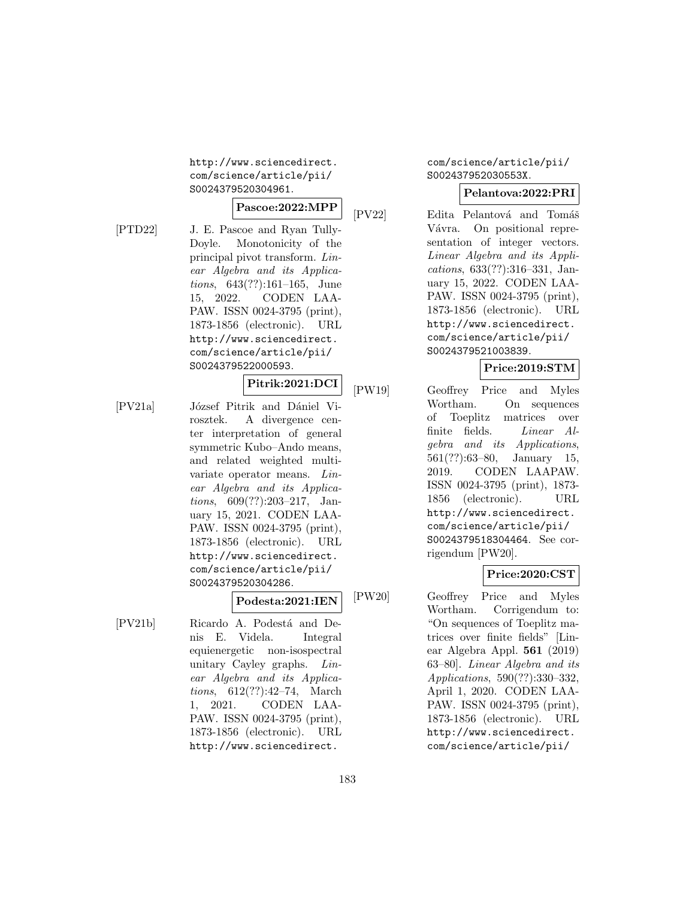http://www.sciencedirect.com/science/article/pii/S0024379520304961.

**Pascoe:2022:MPP**

[PTD22] J. E. Pascoe and Ryan Tully-Doyle. Monotonicity of the principal pivot transform. *Linear Algebra and its Applications*, 643(??):161–165, June 15, 2022. CODEN LAAPAW. ISSN 0024-3795 (print), 1873-1856 (electronic). URL http://www.sciencedirect.com/science/article/pii/S0024379522000593.

**Pitrik:2021:DCI**

[PV21a] József Pitrik and Dániel Virosztek. A divergence center interpretation of general symmetric Kubo–Ando means, and related weighted multivariate operator means. *Linear Algebra and its Applications*, 609(??):203–217, January 15, 2021. CODEN LAAPAW. ISSN 0024-3795 (print), 1873-1856 (electronic). URL http://www.sciencedirect.com/science/article/pii/S0024379520304286.

**Podesta:2021:IEN**

[PV21b] Ricardo A. Podestá and Denis E. Videla. Integral equienergetic non-isospectral unitary Cayley graphs. *Linear Algebra and its Applications*, 612(??):42–74, March 1, 2021. CODEN LAAPAW. ISSN 0024-3795 (print), 1873-1856 (electronic). URL http://www.sciencedirect.com/science/article/pii/S002437952030553X.

**Pelantova:2022:PRI**

[PV22] Edita Pelantová and Tomáš Vávra. On positional representation of integer vectors. *Linear Algebra and its Applications*, 633(??):316–331, January 15, 2022. CODEN LAAPAW. ISSN 0024-3795 (print), 1873-1856 (electronic). URL http://www.sciencedirect.com/science/article/pii/S0024379521003839.

**Price:2019:STM**

[PW19] Geoffrey Price and Myles Wortham. On sequences of Toeplitz matrices over finite fields. *Linear Algebra and its Applications*, 561(??):63–80, January 15, 2019. CODEN LAAPAW. ISSN 0024-3795 (print), 1873-1856 (electronic). URL http://www.sciencedirect.com/science/article/pii/S0024379518304464. See corrigendum [PW20].

**Price:2020:CST**

[PW20] Geoffrey Price and Myles Wortham. Corrigendum to: "On sequences of Toeplitz matrices over finite fields" [Linear Algebra Appl. **561** (2019) 63–80]. *Linear Algebra and its Applications*, 590(??):330–332, April 1, 2020. CODEN LAAPAW. ISSN 0024-3795 (print), 1873-1856 (electronic). URL http://www.sciencedirect.com/science/article/pii/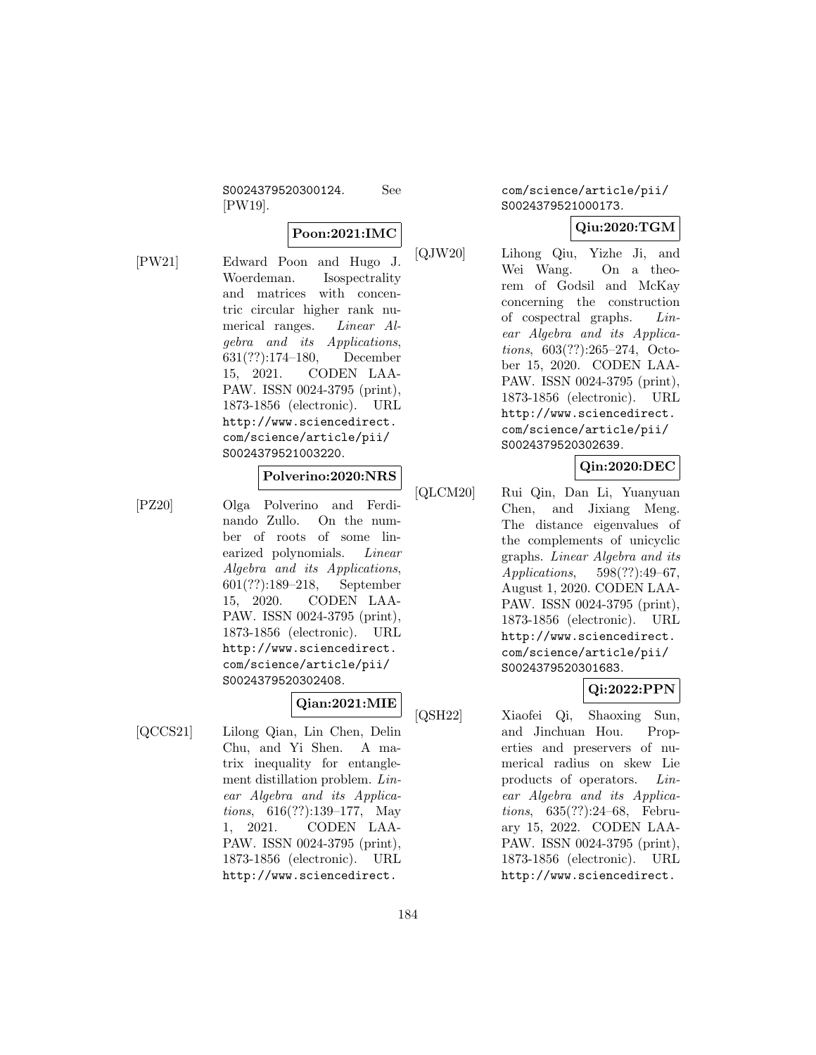S0024379520300124. See [PW19].

**Poon:2021:IMC**

[PW21] Edward Poon and Hugo J. Woerdeman. Isospectrality and matrices with concentric circular higher rank numerical ranges. *Linear Algebra and its Applications*, 631(??):174–180, December 15, 2021. CODEN LAAPAW. ISSN 0024-3795 (print), 1873-1856 (electronic). URL http://www.sciencedirect.com/science/article/pii/S0024379521003220.

**Polverino:2020:NRS**

[PZ20] Olga Polverino and Ferdinando Zullo. On the number of roots of some linearized polynomials. *Linear Algebra and its Applications*, 601(??):189–218, September 15, 2020. CODEN LAAPAW. ISSN 0024-3795 (print), 1873-1856 (electronic). URL http://www.sciencedirect.com/science/article/pii/S0024379520302408.

**Qian:2021:MIE**

[QCCS21] Lilong Qian, Lin Chen, Delin Chu, and Yi Shen. A matrix inequality for entanglement distillation problem. *Linear Algebra and its Applications*, 616(??):139–177, May 1, 2021. CODEN LAAPAW. ISSN 0024-3795 (print), 1873-1856 (electronic). URL http://www.sciencedirect.com/science/article/pii/S0024379521000173.

**Qiu:2020:TGM**

[QJW20] Lihong Qiu, Yizhe Ji, and Wei Wang. On a theorem of Godsil and McKay concerning the construction of cospectral graphs. *Linear Algebra and its Applications*, 603(??):265–274, October 15, 2020. CODEN LAAPAW. ISSN 0024-3795 (print), 1873-1856 (electronic). URL http://www.sciencedirect.com/science/article/pii/S0024379520302639.

**Qin:2020:DEC**

[QLCM20] Rui Qin, Dan Li, Yuanyuan Chen, and Jixiang Meng. The distance eigenvalues of the complements of unicyclic graphs. *Linear Algebra and its Applications*, 598(??):49–67, August 1, 2020. CODEN LAAPAW. ISSN 0024-3795 (print), 1873-1856 (electronic). URL http://www.sciencedirect.com/science/article/pii/S0024379520301683.

**Qi:2022:PPN**

[QSH22] Xiaofei Qi, Shaoxing Sun, and Jinchuan Hou. Properties and preservers of numerical radius on skew Lie products of operators. *Linear Algebra and its Applications*, 635(??):24–68, February 15, 2022. CODEN LAAPAW. ISSN 0024-3795 (print), 1873-1856 (electronic). URL http://www.sciencedirect.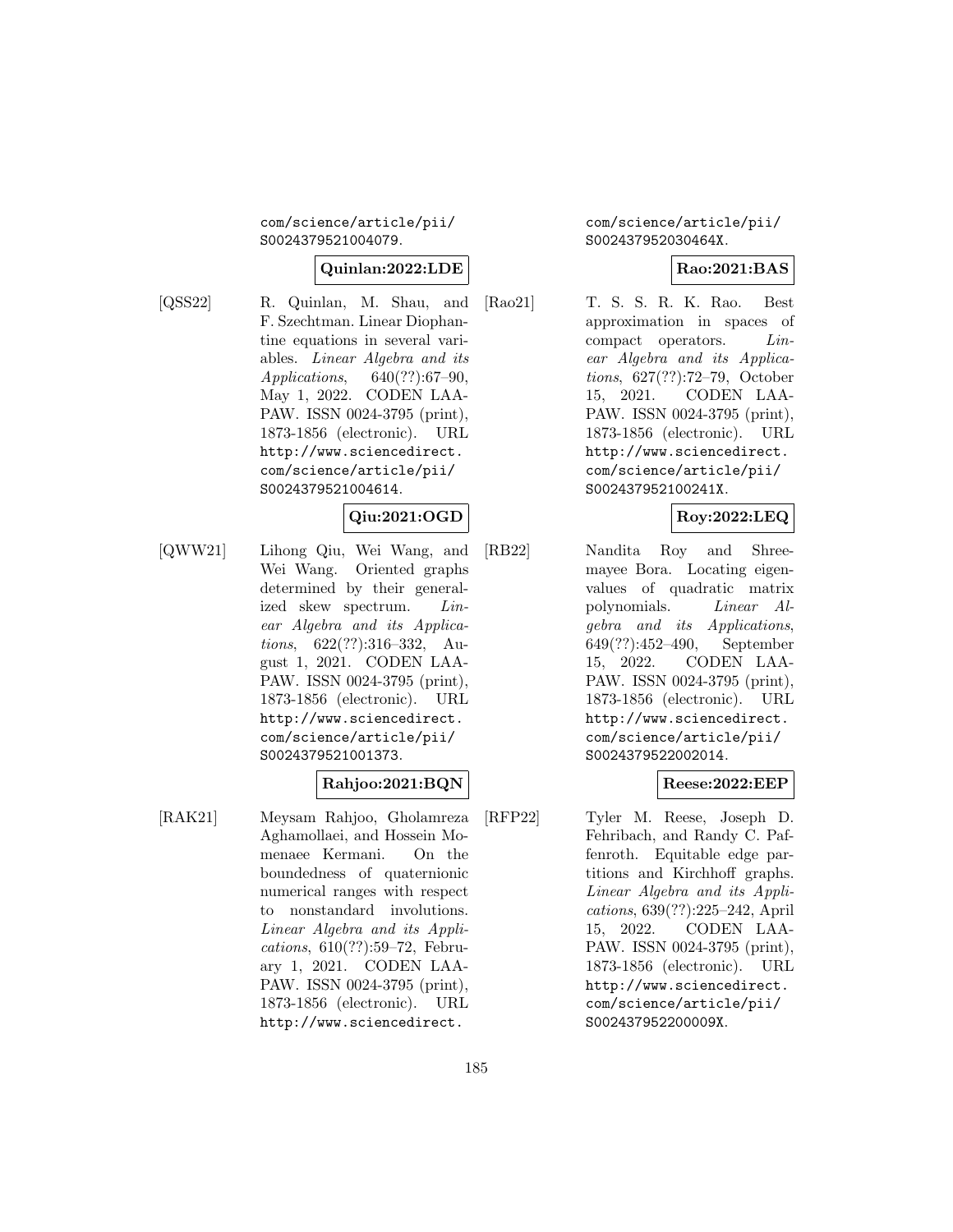com/science/article/pii/S0024379521004079.

**Quinlan:2022:LDE**

[QSS22] R. Quinlan, M. Shau, and F. Szechtman. Linear Diophantine equations in several variables. *Linear Algebra and its Applications*, 640(??):67–90, May 1, 2022. CODEN LAAPAW. ISSN 0024-3795 (print), 1873-1856 (electronic). URL http://www.sciencedirect.com/science/article/pii/S0024379521004614.

**Qiu:2021:OGD**

[QWW21] Lihong Qiu, Wei Wang, and Wei Wang. Oriented graphs determined by their generalized skew spectrum. *Linear Algebra and its Applications*, 622(??):316–332, August 1, 2021. CODEN LAAPAW. ISSN 0024-3795 (print), 1873-1856 (electronic). URL http://www.sciencedirect.com/science/article/pii/S0024379521001373.

**Rahjoo:2021:BQN**

[RAK21] Meysam Rahjoo, Gholamreza Aghamollaei, and Hossein Momenaee Kermani. On the boundedness of quaternionic numerical ranges with respect to nonstandard involutions. *Linear Algebra and its Applications*, 610(??):59–72, February 1, 2021. CODEN LAAPAW. ISSN 0024-3795 (print), 1873-1856 (electronic). URL http://www.sciencedirect.com/science/article/pii/S002437952030464X.

**Rao:2021:BAS**

[Rao21] T. S. S. R. K. Rao. Best approximation in spaces of compact operators. *Linear Algebra and its Applications*, 627(??):72–79, October 15, 2021. CODEN LAAPAW. ISSN 0024-3795 (print), 1873-1856 (electronic). URL http://www.sciencedirect.com/science/article/pii/S002437952100241X.

**Roy:2022:LEQ**

[RB22] Nandita Roy and Shreemayee Bora. Locating eigenvalues of quadratic matrix polynomials. *Linear Algebra and its Applications*, 649(??):452–490, September 15, 2022. CODEN LAAPAW. ISSN 0024-3795 (print), 1873-1856 (electronic). URL http://www.sciencedirect.com/science/article/pii/S0024379522002014.

**Reese:2022:EEP**

[RFP22] Tyler M. Reese, Joseph D. Fehribach, and Randy C. Paffenroth. Equitable edge partitions and Kirchhoff graphs. *Linear Algebra and its Applications*, 639(??):225–242, April 15, 2022. CODEN LAAPAW. ISSN 0024-3795 (print), 1873-1856 (electronic). URL http://www.sciencedirect.com/science/article/pii/S002437952200009X.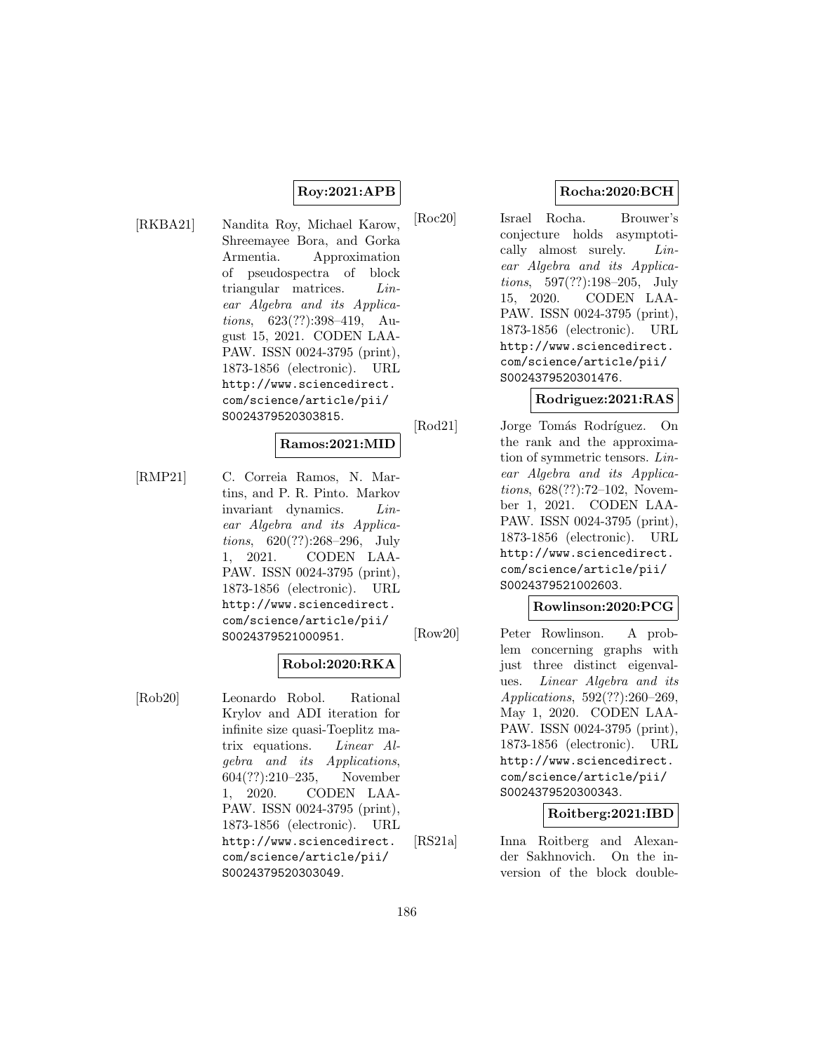**Roy:2021:APB**

[RKBA21] Nandita Roy, Michael Karow, Shreemayee Bora, and Gorka Armentia. Approximation of pseudospectra of block triangular matrices. *Linear Algebra and its Applications*, 623(??):398–419, August 15, 2021. CODEN LAAPAW. ISSN 0024-3795 (print), 1873-1856 (electronic). URL http://www.sciencedirect.com/science/article/pii/S0024379520303815.

**Ramos:2021:MID**

[RMP21] C. Correia Ramos, N. Martins, and P. R. Pinto. Markov invariant dynamics. *Linear Algebra and its Applications*, 620(??):268–296, July 1, 2021. CODEN LAAPAW. ISSN 0024-3795 (print), 1873-1856 (electronic). URL http://www.sciencedirect.com/science/article/pii/S0024379521000951.

**Robol:2020:RKA**

[Rob20] Leonardo Robol. Rational Krylov and ADI iteration for infinite size quasi-Toeplitz matrix equations. *Linear Algebra and its Applications*, 604(??):210–235, November 1, 2020. CODEN LAAPAW. ISSN 0024-3795 (print), 1873-1856 (electronic). URL http://www.sciencedirect.com/science/article/pii/S0024379520303049.

**Rocha:2020:BCH**

[Roc20] Israel Rocha. Brouwer's conjecture holds asymptotically almost surely. *Linear Algebra and its Applications*, 597(??):198–205, July 15, 2020. CODEN LAAPAW. ISSN 0024-3795 (print), 1873-1856 (electronic). URL http://www.sciencedirect.com/science/article/pii/S0024379520301476.

**Rodriguez:2021:RAS**

[Rod21] Jorge Tomás Rodríguez. On the rank and the approximation of symmetric tensors. *Linear Algebra and its Applications*, 628(??):72–102, November 1, 2021. CODEN LAAPAW. ISSN 0024-3795 (print), 1873-1856 (electronic). URL http://www.sciencedirect.com/science/article/pii/S0024379521002603.

**Rowlinson:2020:PCG**

[Row20] Peter Rowlinson. A problem concerning graphs with just three distinct eigenvalues. *Linear Algebra and its Applications*, 592(??):260–269, May 1, 2020. CODEN LAAPAW. ISSN 0024-3795 (print), 1873-1856 (electronic). URL http://www.sciencedirect.com/science/article/pii/S0024379520300343.

**Roitberg:2021:IBD**

[RS21a] Inna Roitberg and Alexander Sakhnovich. On the inversion of the block double-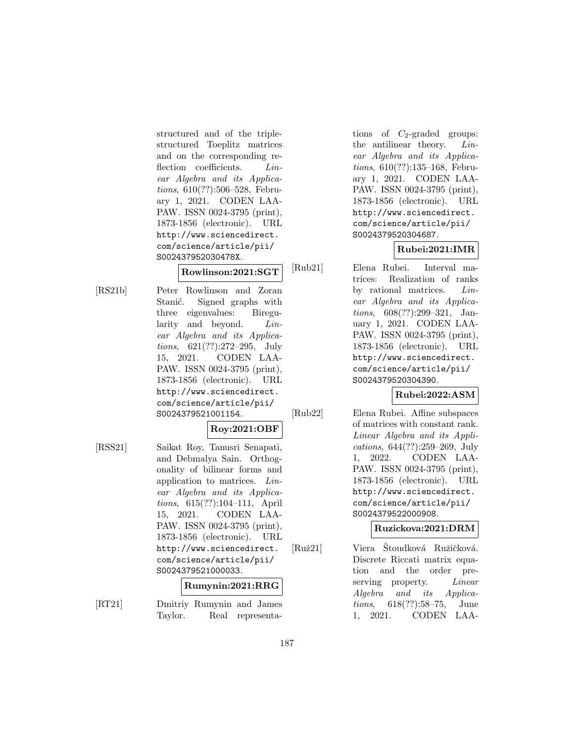structured and of the triple-structured Toeplitz matrices and on the corresponding reflection coefficients. *Linear Algebra and its Applications*, 610(??):506–528, February 1, 2021. CODEN LAAPAW. ISSN 0024-3795 (print), 1873-1856 (electronic). URL http://www.sciencedirect.com/science/article/pii/S002437952030478X.

**Rowlinson:2021:SGT**

[RS21b] Peter Rowlinson and Zoran Stanić. Signed graphs with three eigenvalues: Biregularity and beyond. *Linear Algebra and its Applications*, 621(??):272–295, July 15, 2021. CODEN LAAPAW. ISSN 0024-3795 (print), 1873-1856 (electronic). URL http://www.sciencedirect.com/science/article/pii/S0024379521001154.

**Roy:2021:OBF**

[RSS21] Saikat Roy, Tanusri Senapati, and Debmalya Sain. Orthogonality of bilinear forms and application to matrices. *Linear Algebra and its Applications*, 615(??):104–111, April 15, 2021. CODEN LAAPAW. ISSN 0024-3795 (print), 1873-1856 (electronic). URL http://www.sciencedirect.com/science/article/pii/S0024379521000033.

**Rumynin:2021:RRG**

[RT21] Dmitriy Rumynin and James Taylor. Real representations of $C_2$-graded groups: the antilinear theory. *Linear Algebra and its Applications*, 610(??):135–168, February 1, 2021. CODEN LAAPAW. ISSN 0024-3795 (print), 1873-1856 (electronic). URL http://www.sciencedirect.com/science/article/pii/S0024379520304687.

**Rubei:2021:IMR**

[Rub21] Elena Rubei. Interval matrices: Realization of ranks by rational matrices. *Linear Algebra and its Applications*, 608(??):299–321, January 1, 2021. CODEN LAAPAW. ISSN 0024-3795 (print), 1873-1856 (electronic). URL http://www.sciencedirect.com/science/article/pii/S0024379520304390.

**Rubei:2022:ASM**

[Rub22] Elena Rubei. Affine subspaces of matrices with constant rank. *Linear Algebra and its Applications*, 644(??):259–269, July 1, 2022. CODEN LAAPAW. ISSN 0024-3795 (print), 1873-1856 (electronic). URL http://www.sciencedirect.com/science/article/pii/S0024379522000908.

**Ruzickova:2021:DRM**

[Ruž21] Viera Štoudková Ružičková. Discrete Riccati matrix equation and the order preserving property. *Linear Algebra and its Applications*, 618(??):58–75, June 1, 2021. CODEN LAA-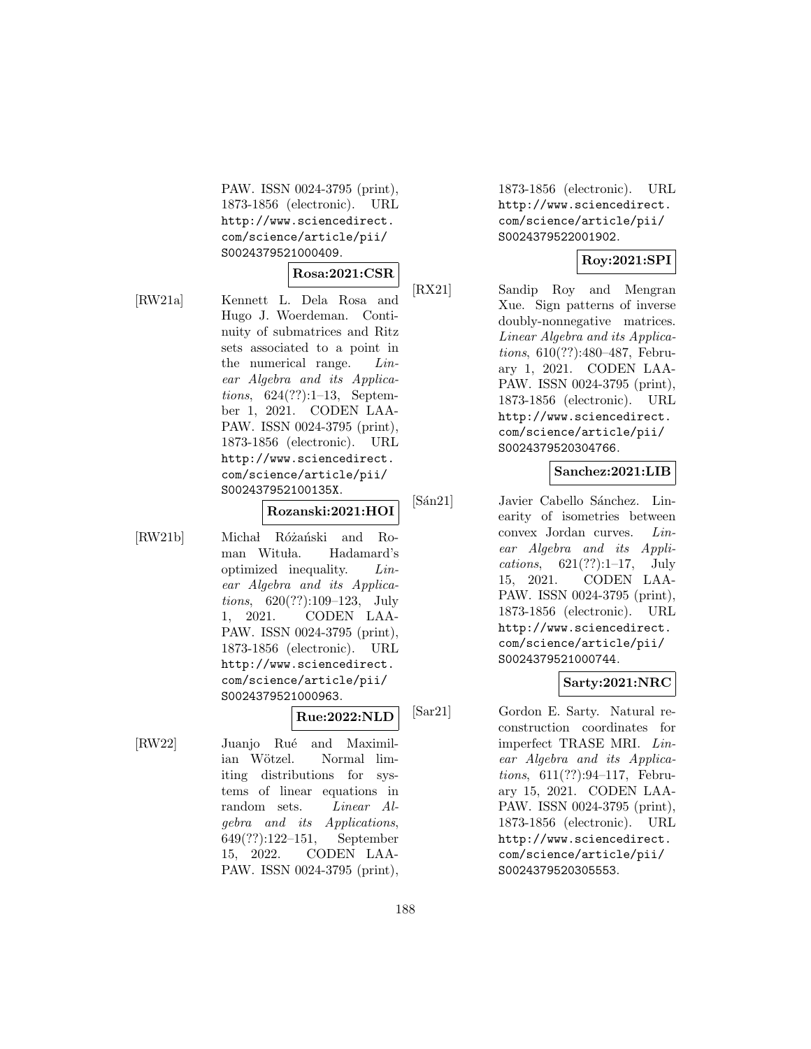PAW. ISSN 0024-3795 (print), 1873-1856 (electronic). URL http://www.sciencedirect.com/science/article/pii/S0024379521000409.

**Rosa:2021:CSR**

[RW21a] Kennett L. Dela Rosa and Hugo J. Woerdeman. Continuity of submatrices and Ritz sets associated to a point in the numerical range. *Linear Algebra and its Applications*, 624(??):1–13, September 1, 2021. CODEN LAAPAW. ISSN 0024-3795 (print), 1873-1856 (electronic). URL http://www.sciencedirect.com/science/article/pii/S002437952100135X.

**Rozanski:2021:HOI**

[RW21b] Michał Różański and Roman Wituła. Hadamard's optimized inequality. *Linear Algebra and its Applications*, 620(??):109–123, July 1, 2021. CODEN LAAPAW. ISSN 0024-3795 (print), 1873-1856 (electronic). URL http://www.sciencedirect.com/science/article/pii/S0024379521000963.

**Rue:2022:NLD**

[RW22] Juanjo Rué and Maximilian Wötzel. Normal limiting distributions for systems of linear equations in random sets. *Linear Algebra and its Applications*, 649(??):122–151, September 15, 2022. CODEN LAAPAW. ISSN 0024-3795 (print), 1873-1856 (electronic). URL http://www.sciencedirect.com/science/article/pii/S0024379522001902.

**Roy:2021:SPI**

[RX21] Sandip Roy and Mengran Xue. Sign patterns of inverse doubly-nonnegative matrices. *Linear Algebra and its Applications*, 610(??):480–487, February 1, 2021. CODEN LAAPAW. ISSN 0024-3795 (print), 1873-1856 (electronic). URL http://www.sciencedirect.com/science/article/pii/S0024379520304766.

**Sanchez:2021:LIB**

[Sán21] Javier Cabello Sánchez. Linearity of isometries between convex Jordan curves. *Linear Algebra and its Applications*, 621(??):1–17, July 15, 2021. CODEN LAAPAW. ISSN 0024-3795 (print), 1873-1856 (electronic). URL http://www.sciencedirect.com/science/article/pii/S0024379521000744.

**Sarty:2021:NRC**

[Sar21] Gordon E. Sarty. Natural reconstruction coordinates for imperfect TRASE MRI. *Linear Algebra and its Applications*, 611(??):94–117, February 15, 2021. CODEN LAAPAW. ISSN 0024-3795 (print), 1873-1856 (electronic). URL http://www.sciencedirect.com/science/article/pii/S0024379520305553.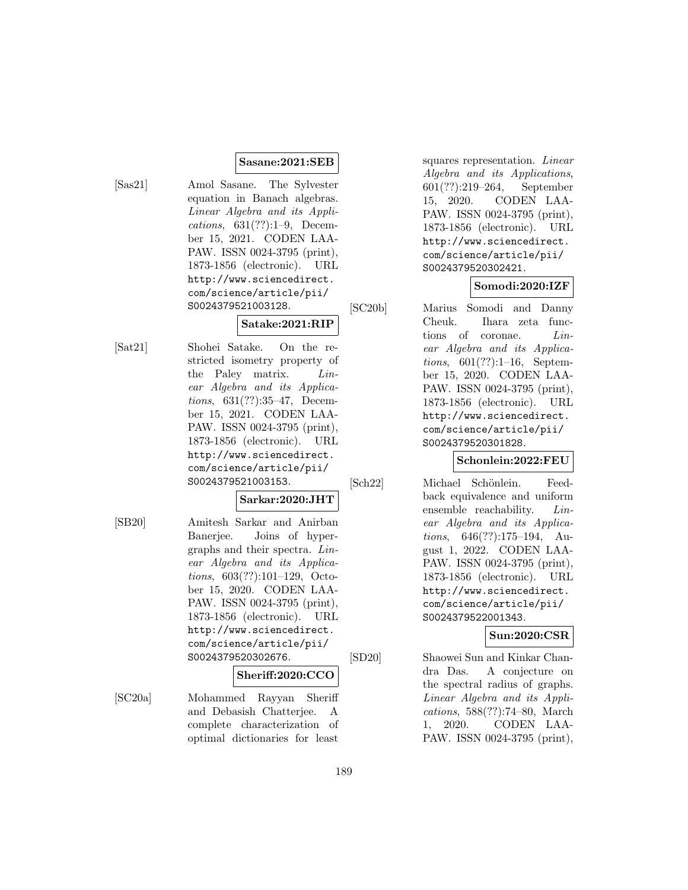**Sasane:2021:SEB**

[Sas21] Amol Sasane. The Sylvester equation in Banach algebras. *Linear Algebra and its Applications*, 631(??):1–9, December 15, 2021. CODEN LAAPAW. ISSN 0024-3795 (print), 1873-1856 (electronic). URL http://www.sciencedirect.com/science/article/pii/S0024379521003128.

**Satake:2021:RIP**

[Sat21] Shohei Satake. On the restricted isometry property of the Paley matrix. *Linear Algebra and its Applications*, 631(??):35–47, December 15, 2021. CODEN LAAPAW. ISSN 0024-3795 (print), 1873-1856 (electronic). URL http://www.sciencedirect.com/science/article/pii/S0024379521003153.

**Sarkar:2020:JHT**

[SB20] Amitesh Sarkar and Anirban Banerjee. Joins of hypergraphs and their spectra. *Linear Algebra and its Applications*, 603(??):101–129, October 15, 2020. CODEN LAAPAW. ISSN 0024-3795 (print), 1873-1856 (electronic). URL http://www.sciencedirect.com/science/article/pii/S0024379520302676.

**Sheriff:2020:CCO**

[SC20a] Mohammed Rayyan Sheriff and Debasish Chatterjee. A complete characterization of optimal dictionaries for least squares representation. *Linear Algebra and its Applications*, 601(??):219–264, September 15, 2020. CODEN LAAPAW. ISSN 0024-3795 (print), 1873-1856 (electronic). URL http://www.sciencedirect.com/science/article/pii/S0024379520302421.

**Somodi:2020:IZF**

[SC20b] Marius Somodi and Danny Cheuk. Ihara zeta functions of coronae. *Linear Algebra and its Applications*, 601(??):1–16, September 15, 2020. CODEN LAAPAW. ISSN 0024-3795 (print), 1873-1856 (electronic). URL http://www.sciencedirect.com/science/article/pii/S0024379520301828.

**Schonlein:2022:FEU**

[Sch22] Michael Schönlein. Feedback equivalence and uniform ensemble reachability. *Linear Algebra and its Applications*, 646(??):175–194, August 1, 2022. CODEN LAAPAW. ISSN 0024-3795 (print), 1873-1856 (electronic). URL http://www.sciencedirect.com/science/article/pii/S0024379522001343.

**Sun:2020:CSR**

[SD20] Shaowei Sun and Kinkar Chandra Das. A conjecture on the spectral radius of graphs. *Linear Algebra and its Applications*, 588(??):74–80, March 1, 2020. CODEN LAAPAW. ISSN 0024-3795 (print),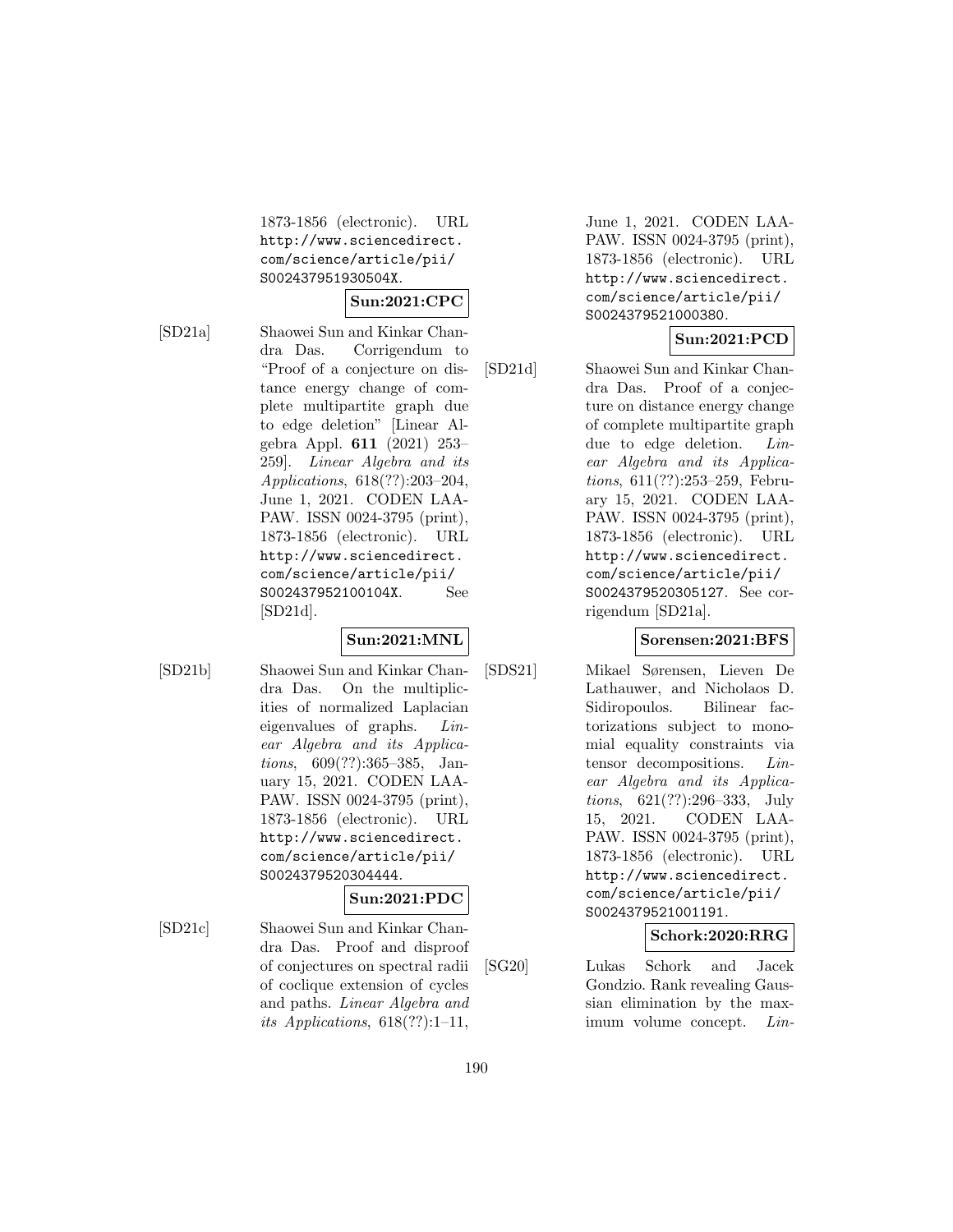1873-1856 (electronic). URL http://www.sciencedirect.com/science/article/pii/S002437951930504X.

**Sun:2021:CPC**

[SD21a] Shaowei Sun and Kinkar Chandra Das. Corrigendum to "Proof of a conjecture on distance energy change of complete multipartite graph due to edge deletion" [Linear Algebra Appl. **611** (2021) 253–259]. *Linear Algebra and its Applications*, 618(??):203–204, June 1, 2021. CODEN LAAPAW. ISSN 0024-3795 (print), 1873-1856 (electronic). URL http://www.sciencedirect.com/science/article/pii/S002437952100104X. See [SD21d].

**Sun:2021:MNL**

[SD21b] Shaowei Sun and Kinkar Chandra Das. On the multiplicities of normalized Laplacian eigenvalues of graphs. *Linear Algebra and its Applications*, 609(??):365–385, January 15, 2021. CODEN LAAPAW. ISSN 0024-3795 (print), 1873-1856 (electronic). URL http://www.sciencedirect.com/science/article/pii/S0024379520304444.

**Sun:2021:PDC**

[SD21c] Shaowei Sun and Kinkar Chandra Das. Proof and disproof of conjectures on spectral radii of coclique extension of cycles and paths. *Linear Algebra and its Applications*, 618(??):1–11, June 1, 2021. CODEN LAAPAW. ISSN 0024-3795 (print), 1873-1856 (electronic). URL http://www.sciencedirect.com/science/article/pii/S0024379521000380.

**Sun:2021:PCD**

[SD21d] Shaowei Sun and Kinkar Chandra Das. Proof of a conjecture on distance energy change of complete multipartite graph due to edge deletion. *Linear Algebra and its Applications*, 611(??):253–259, February 15, 2021. CODEN LAAPAW. ISSN 0024-3795 (print), 1873-1856 (electronic). URL http://www.sciencedirect.com/science/article/pii/S0024379520305127. See corrigendum [SD21a].

**Sorensen:2021:BFS**

[SDS21] Mikael Sørensen, Lieven De Lathauwer, and Nicholaos D. Sidiropoulos. Bilinear factorizations subject to monomial equality constraints via tensor decompositions. *Linear Algebra and its Applications*, 621(??):296–333, July 15, 2021. CODEN LAAPAW. ISSN 0024-3795 (print), 1873-1856 (electronic). URL http://www.sciencedirect.com/science/article/pii/S0024379521001191.

**Schork:2020:RRG**

[SG20] Lukas Schork and Jacek Gondzio. Rank revealing Gaussian elimination by the maximum volume concept. *Lin-*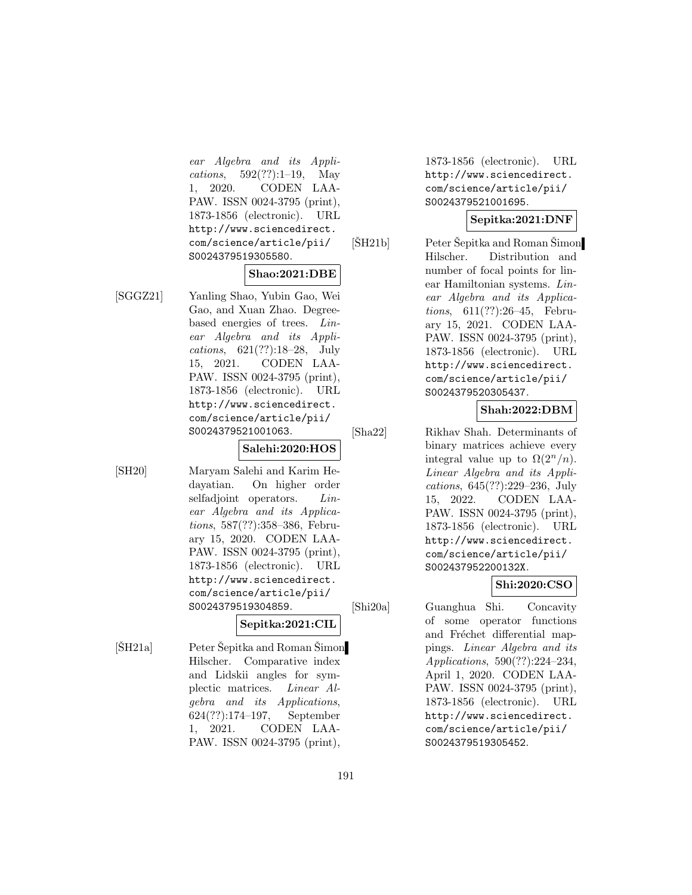*ear Algebra and its Applications*, 592(??):1–19, May 1, 2020. CODEN LAAPAW. ISSN 0024-3795 (print), 1873-1856 (electronic). URL http://www.sciencedirect.com/science/article/pii/S0024379519305580.

**Shao:2021:DBE**

[SGGZ21] Yanling Shao, Yubin Gao, Wei Gao, and Xuan Zhao. Degree-based energies of trees. *Linear Algebra and its Applications*, 621(??):18–28, July 15, 2021. CODEN LAAPAW. ISSN 0024-3795 (print), 1873-1856 (electronic). URL http://www.sciencedirect.com/science/article/pii/S0024379521001063.

**Salehi:2020:HOS**

[SH20] Maryam Salehi and Karim Hedayatian. On higher order selfadjoint operators. *Linear Algebra and its Applications*, 587(??):358–386, February 15, 2020. CODEN LAAPAW. ISSN 0024-3795 (print), 1873-1856 (electronic). URL http://www.sciencedirect.com/science/article/pii/S0024379519304859.

**Sepitka:2021:CIL**

[ŠH21a] Peter Šepitka and Roman Šimon Hilscher. Comparative index and Lidskii angles for symplectic matrices. *Linear Algebra and its Applications*, 624(??):174–197, September 1, 2021. CODEN LAAPAW. ISSN 0024-3795 (print), 1873-1856 (electronic). URL http://www.sciencedirect.com/science/article/pii/S0024379521001695.

**Sepitka:2021:DNF**

[ŠH21b] Peter Šepitka and Roman Šimon Hilscher. Distribution and number of focal points for linear Hamiltonian systems. *Linear Algebra and its Applications*, 611(??):26–45, February 15, 2021. CODEN LAAPAW. ISSN 0024-3795 (print), 1873-1856 (electronic). URL http://www.sciencedirect.com/science/article/pii/S0024379520305437.

**Shah:2022:DBM**

[Sha22] Rikhav Shah. Determinants of binary matrices achieve every integral value up to $\Omega(2^n/n)$. *Linear Algebra and its Applications*, 645(??):229–236, July 15, 2022. CODEN LAAPAW. ISSN 0024-3795 (print), 1873-1856 (electronic). URL http://www.sciencedirect.com/science/article/pii/S002437952200132X.

**Shi:2020:CSO**

[Shi20a] Guanghua Shi. Concavity of some operator functions and Fréchet differential mappings. *Linear Algebra and its Applications*, 590(??):224–234, April 1, 2020. CODEN LAAPAW. ISSN 0024-3795 (print), 1873-1856 (electronic). URL http://www.sciencedirect.com/science/article/pii/S0024379519305452.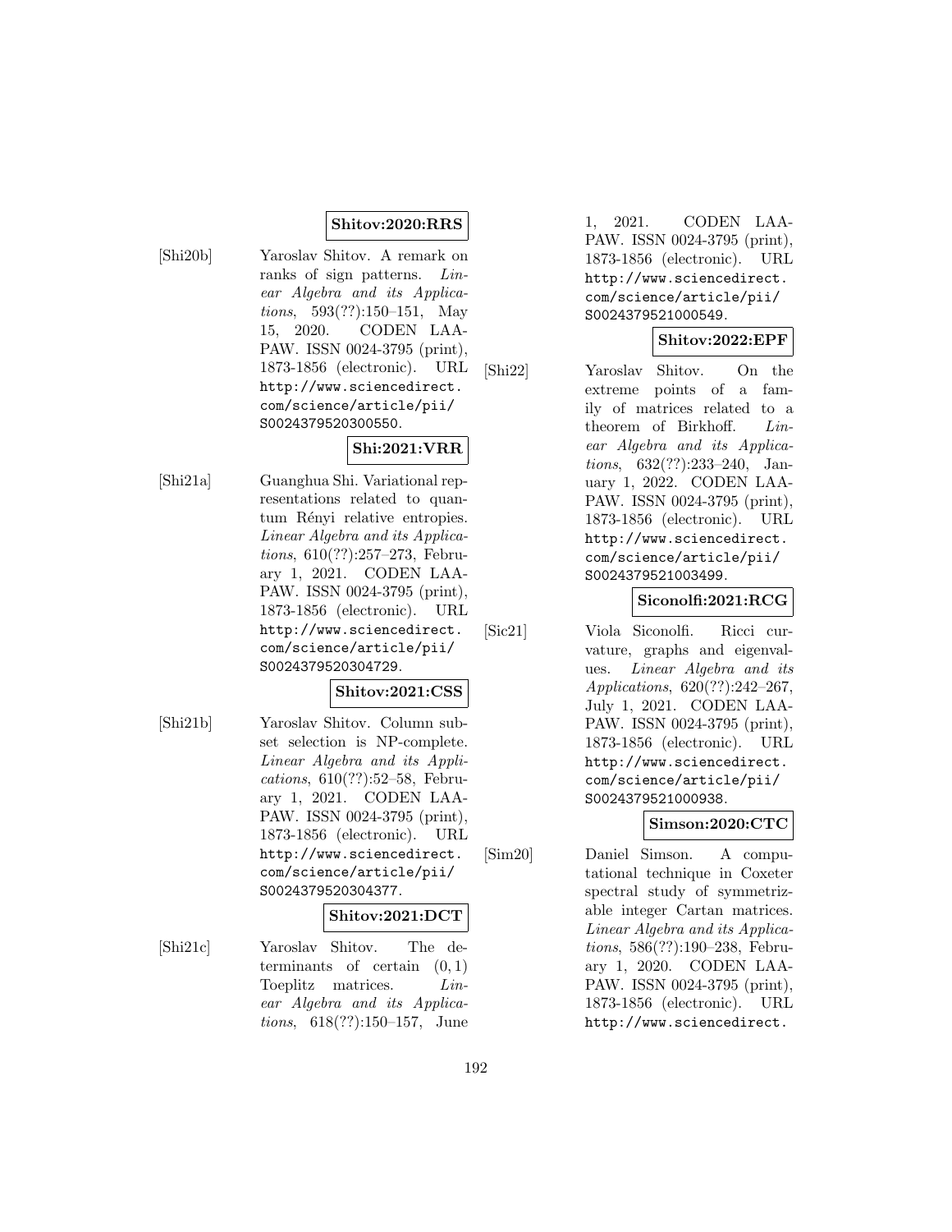**Shitov:2020:RRS**

[Shi20b] Yaroslav Shitov. A remark on ranks of sign patterns. *Linear Algebra and its Applications*, 593(??):150–151, May 15, 2020. CODEN LAAPAW. ISSN 0024-3795 (print), 1873-1856 (electronic). URL http://www.sciencedirect.com/science/article/pii/S0024379520300550.

**Shi:2021:VRR**

[Shi21a] Guanghua Shi. Variational representations related to quantum Rényi relative entropies. *Linear Algebra and its Applications*, 610(??):257–273, February 1, 2021. CODEN LAAPAW. ISSN 0024-3795 (print), 1873-1856 (electronic). URL http://www.sciencedirect.com/science/article/pii/S0024379520304729.

**Shitov:2021:CSS**

[Shi21b] Yaroslav Shitov. Column subset selection is NP-complete. *Linear Algebra and its Applications*, 610(??):52–58, February 1, 2021. CODEN LAAPAW. ISSN 0024-3795 (print), 1873-1856 (electronic). URL http://www.sciencedirect.com/science/article/pii/S0024379520304377.

**Shitov:2021:DCT**

[Shi21c] Yaroslav Shitov. The determinants of certain $(0,1)$ Toeplitz matrices. *Linear Algebra and its Applications*, 618(??):150–157, June 1, 2021. CODEN LAAPAW. ISSN 0024-3795 (print), 1873-1856 (electronic). URL http://www.sciencedirect.com/science/article/pii/S0024379521000549.

**Shitov:2022:EPF**

[Shi22] Yaroslav Shitov. On the extreme points of a family of matrices related to a theorem of Birkhoff. *Linear Algebra and its Applications*, 632(??):233–240, January 1, 2022. CODEN LAAPAW. ISSN 0024-3795 (print), 1873-1856 (electronic). URL http://www.sciencedirect.com/science/article/pii/S0024379521003499.

**Siconolfi:2021:RCG**

[Sic21] Viola Siconolfi. Ricci curvature, graphs and eigenvalues. *Linear Algebra and its Applications*, 620(??):242–267, July 1, 2021. CODEN LAAPAW. ISSN 0024-3795 (print), 1873-1856 (electronic). URL http://www.sciencedirect.com/science/article/pii/S0024379521000938.

**Simson:2020:CTC**

[Sim20] Daniel Simson. A computational technique in Coxeter spectral study of symmetrizable integer Cartan matrices. *Linear Algebra and its Applications*, 586(??):190–238, February 1, 2020. CODEN LAAPAW. ISSN 0024-3795 (print), 1873-1856 (electronic). URL http://www.sciencedirect.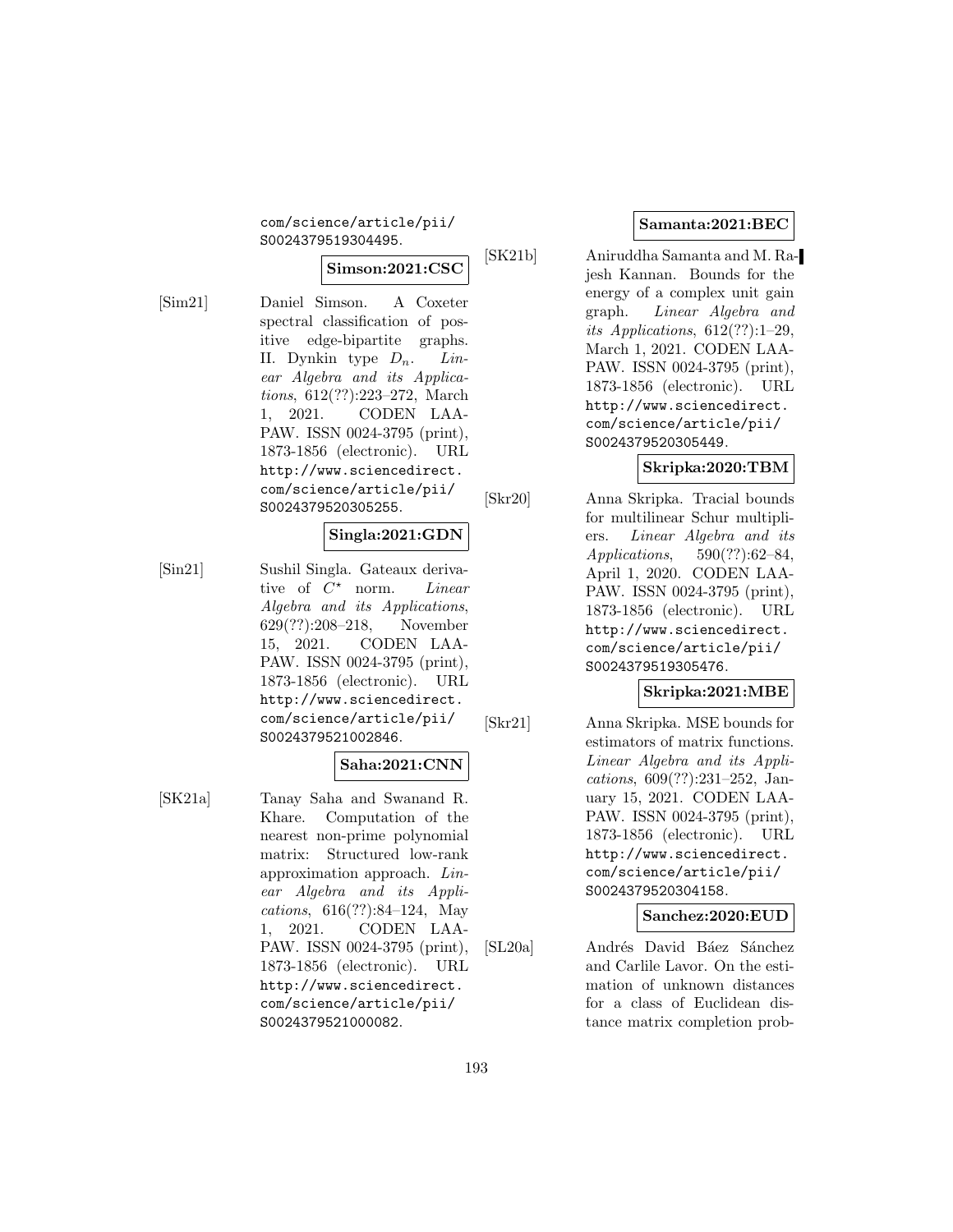com/science/article/pii/S0024379519304495.

**Simson:2021:CSC**

[Sim21] Daniel Simson. A Coxeter spectral classification of positive edge-bipartite graphs. II. Dynkin type $D_n$. *Linear Algebra and its Applications*, 612(??):223–272, March 1, 2021. CODEN LAAPAW. ISSN 0024-3795 (print), 1873-1856 (electronic). URL http://www.sciencedirect.com/science/article/pii/S0024379520305255.

**Singla:2021:GDN**

[Sin21] Sushil Singla. Gateaux derivative of $C^{\star}$ norm. *Linear Algebra and its Applications*, 629(??):208–218, November 15, 2021. CODEN LAAPAW. ISSN 0024-3795 (print), 1873-1856 (electronic). URL http://www.sciencedirect.com/science/article/pii/S0024379521002846.

**Saha:2021:CNN**

[SK21a] Tanay Saha and Swanand R. Khare. Computation of the nearest non-prime polynomial matrix: Structured low-rank approximation approach. *Linear Algebra and its Applications*, 616(??):84–124, May 1, 2021. CODEN LAAPAW. ISSN 0024-3795 (print), 1873-1856 (electronic). URL http://www.sciencedirect.com/science/article/pii/S0024379521000082.

**Samanta:2021:BEC**

[SK21b] Aniruddha Samanta and M. Rajesh Kannan. Bounds for the energy of a complex unit gain graph. *Linear Algebra and its Applications*, 612(??):1–29, March 1, 2021. CODEN LAAPAW. ISSN 0024-3795 (print), 1873-1856 (electronic). URL http://www.sciencedirect.com/science/article/pii/S0024379520305449.

**Skripka:2020:TBM**

[Skr20] Anna Skripka. Tracial bounds for multilinear Schur multipliers. *Linear Algebra and its Applications*, 590(??):62–84, April 1, 2020. CODEN LAAPAW. ISSN 0024-3795 (print), 1873-1856 (electronic). URL http://www.sciencedirect.com/science/article/pii/S0024379519305476.

**Skripka:2021:MBE**

[Skr21] Anna Skripka. MSE bounds for estimators of matrix functions. *Linear Algebra and its Applications*, 609(??):231–252, January 15, 2021. CODEN LAAPAW. ISSN 0024-3795 (print), 1873-1856 (electronic). URL http://www.sciencedirect.com/science/article/pii/S0024379520304158.

**Sanchez:2020:EUD**

[SL20a] Andrés David Báez Sánchez and Carlile Lavor. On the estimation of unknown distances for a class of Euclidean distance matrix completion prob-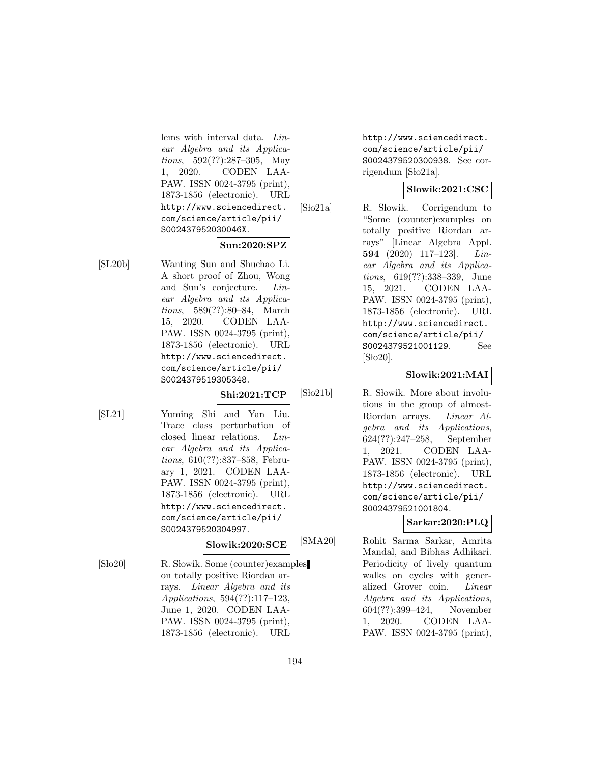lems with interval data. *Linear Algebra and its Applications*, 592(??):287–305, May 1, 2020. CODEN LAAPAW. ISSN 0024-3795 (print), 1873-1856 (electronic). URL http://www.sciencedirect.com/science/article/pii/S002437952030046X.

**Sun:2020:SPZ**

[SL20b] Wanting Sun and Shuchao Li. A short proof of Zhou, Wong and Sun's conjecture. *Linear Algebra and its Applications*, 589(??):80–84, March 15, 2020. CODEN LAAPAW. ISSN 0024-3795 (print), 1873-1856 (electronic). URL http://www.sciencedirect.com/science/article/pii/S0024379519305348.

**Shi:2021:TCP**

[SL21] Yuming Shi and Yan Liu. Trace class perturbation of closed linear relations. *Linear Algebra and its Applications*, 610(??):837–858, February 1, 2021. CODEN LAAPAW. ISSN 0024-3795 (print), 1873-1856 (electronic). URL http://www.sciencedirect.com/science/article/pii/S0024379520304997.

**Slowik:2020:SCE**

[Sło20] R. Słowik. Some (counter)examples on totally positive Riordan arrays. *Linear Algebra and its Applications*, 594(??):117–123, June 1, 2020. CODEN LAAPAW. ISSN 0024-3795 (print), 1873-1856 (electronic). URL http://www.sciencedirect.com/science/article/pii/S0024379520300938. See corrigendum [Sło21a].

**Slowik:2021:CSC**

[Sło21a] R. Słowik. Corrigendum to "Some (counter)examples on totally positive Riordan arrays" [Linear Algebra Appl. **594** (2020) 117–123]. *Linear Algebra and its Applications*, 619(??):338–339, June 15, 2021. CODEN LAAPAW. ISSN 0024-3795 (print), 1873-1856 (electronic). URL http://www.sciencedirect.com/science/article/pii/S0024379521001129. See [Sło20].

**Slowik:2021:MAI**

[Sło21b] R. Słowik. More about involutions in the group of almost-Riordan arrays. *Linear Algebra and its Applications*, 624(??):247–258, September 1, 2021. CODEN LAAPAW. ISSN 0024-3795 (print), 1873-1856 (electronic). URL http://www.sciencedirect.com/science/article/pii/S0024379521001804.

**Sarkar:2020:PLQ**

[SMA20] Rohit Sarma Sarkar, Amrita Mandal, and Bibhas Adhikari. Periodicity of lively quantum walks on cycles with generalized Grover coin. *Linear Algebra and its Applications*, 604(??):399–424, November 1, 2020. CODEN LAAPAW. ISSN 0024-3795 (print),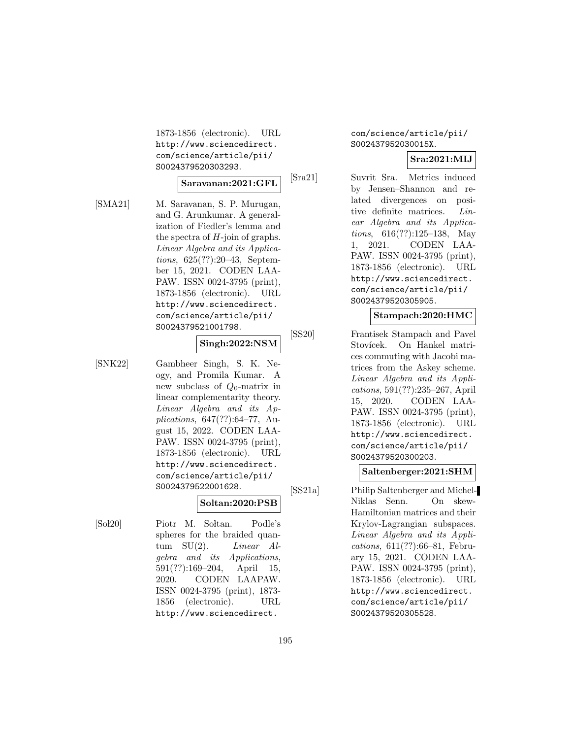1873-1856 (electronic). URL http://www.sciencedirect.com/science/article/pii/S0024379520303293.

**Saravanan:2021:GFL**

[SMA21] M. Saravanan, S. P. Murugan, and G. Arunkumar. A generalization of Fiedler's lemma and the spectra of $H$-join of graphs. *Linear Algebra and its Applications*, 625(??):20–43, September 15, 2021. CODEN LAAPAW. ISSN 0024-3795 (print), 1873-1856 (electronic). URL http://www.sciencedirect.com/science/article/pii/S0024379521001798.

**Singh:2022:NSM**

[SNK22] Gambheer Singh, S. K. Neogy, and Promila Kumar. A new subclass of $Q_0$-matrix in linear complementarity theory. *Linear Algebra and its Applications*, 647(??):64–77, August 15, 2022. CODEN LAAPAW. ISSN 0024-3795 (print), 1873-1856 (electronic). URL http://www.sciencedirect.com/science/article/pii/S0024379522001628.

**Soltan:2020:PSB**

[Soł20] Piotr M. Sołtan. Podle's spheres for the braided quantum SU(2). *Linear Algebra and its Applications*, 591(??):169–204, April 15, 2020. CODEN LAAPAW. ISSN 0024-3795 (print), 1873-1856 (electronic). URL http://www.sciencedirect.com/science/article/pii/S002437952030015X.

**Sra:2021:MIJ**

[Sra21] Suvrit Sra. Metrics induced by Jensen–Shannon and related divergences on positive definite matrices. *Linear Algebra and its Applications*, 616(??):125–138, May 1, 2021. CODEN LAAPAW. ISSN 0024-3795 (print), 1873-1856 (electronic). URL http://www.sciencedirect.com/science/article/pii/S0024379520305905.

**Stampach:2020:HMC**

[SS20] Frantisek Stampach and Pavel Stovícek. On Hankel matrices commuting with Jacobi matrices from the Askey scheme. *Linear Algebra and its Applications*, 591(??):235–267, April 15, 2020. CODEN LAAPAW. ISSN 0024-3795 (print), 1873-1856 (electronic). URL http://www.sciencedirect.com/science/article/pii/S0024379520300203.

**Saltenberger:2021:SHM**

[SS21a] Philip Saltenberger and Michel-Niklas Senn. On skew-Hamiltonian matrices and their Krylov-Lagrangian subspaces. *Linear Algebra and its Applications*, 611(??):66–81, February 15, 2021. CODEN LAAPAW. ISSN 0024-3795 (print), 1873-1856 (electronic). URL http://www.sciencedirect.com/science/article/pii/S0024379520305528.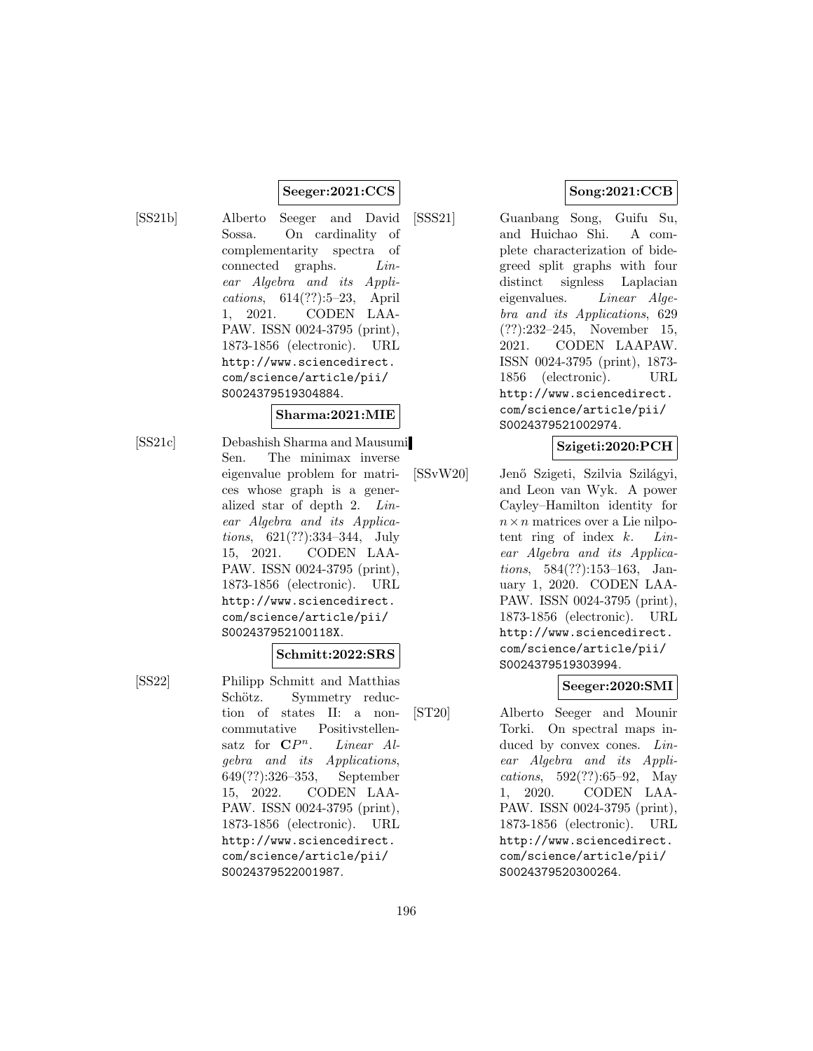**Seeger:2021:CCS**

[SS21b] Alberto Seeger and David Sossa. On cardinality of complementarity spectra of connected graphs. *Linear Algebra and its Applications*, 614(??):5–23, April 1, 2021. CODEN LAAPAW. ISSN 0024-3795 (print), 1873-1856 (electronic). URL http://www.sciencedirect.com/science/article/pii/S0024379519304884.

**Sharma:2021:MIE**

[SS21c] Debashish Sharma and Mausumi Sen. The minimax inverse eigenvalue problem for matrices whose graph is a generalized star of depth 2. *Linear Algebra and its Applications*, 621(??):334–344, July 15, 2021. CODEN LAAPAW. ISSN 0024-3795 (print), 1873-1856 (electronic). URL http://www.sciencedirect.com/science/article/pii/S002437952100118X.

**Schmitt:2022:SRS**

[SS22] Philipp Schmitt and Matthias Schötz. Symmetry reduction of states II: a non-commutative Positivstellensatz for $\mathbf{C}P^n$. *Linear Algebra and its Applications*, 649(??):326–353, September 15, 2022. CODEN LAAPAW. ISSN 0024-3795 (print), 1873-1856 (electronic). URL http://www.sciencedirect.com/science/article/pii/S0024379522001987.

**Song:2021:CCB**

[SSS21] Guanbang Song, Guifu Su, and Huichao Shi. A complete characterization of bidegreed split graphs with four distinct signless Laplacian eigenvalues. *Linear Algebra and its Applications*, 629 (??):232–245, November 15, 2021. CODEN LAAPAW. ISSN 0024-3795 (print), 1873-1856 (electronic). URL http://www.sciencedirect.com/science/article/pii/S0024379521002974.

**Szigeti:2020:PCH**

[SSvW20] Jenő Szigeti, Szilvia Szilágyi, and Leon van Wyk. A power Cayley–Hamilton identity for $n \times n$ matrices over a Lie nilpotent ring of index $k$. *Linear Algebra and its Applications*, 584(??):153–163, January 1, 2020. CODEN LAAPAW. ISSN 0024-3795 (print), 1873-1856 (electronic). URL http://www.sciencedirect.com/science/article/pii/S0024379519303994.

**Seeger:2020:SMI**

[ST20] Alberto Seeger and Mounir Torki. On spectral maps induced by convex cones. *Linear Algebra and its Applications*, 592(??):65–92, May 1, 2020. CODEN LAAPAW. ISSN 0024-3795 (print), 1873-1856 (electronic). URL http://www.sciencedirect.com/science/article/pii/S0024379520300264.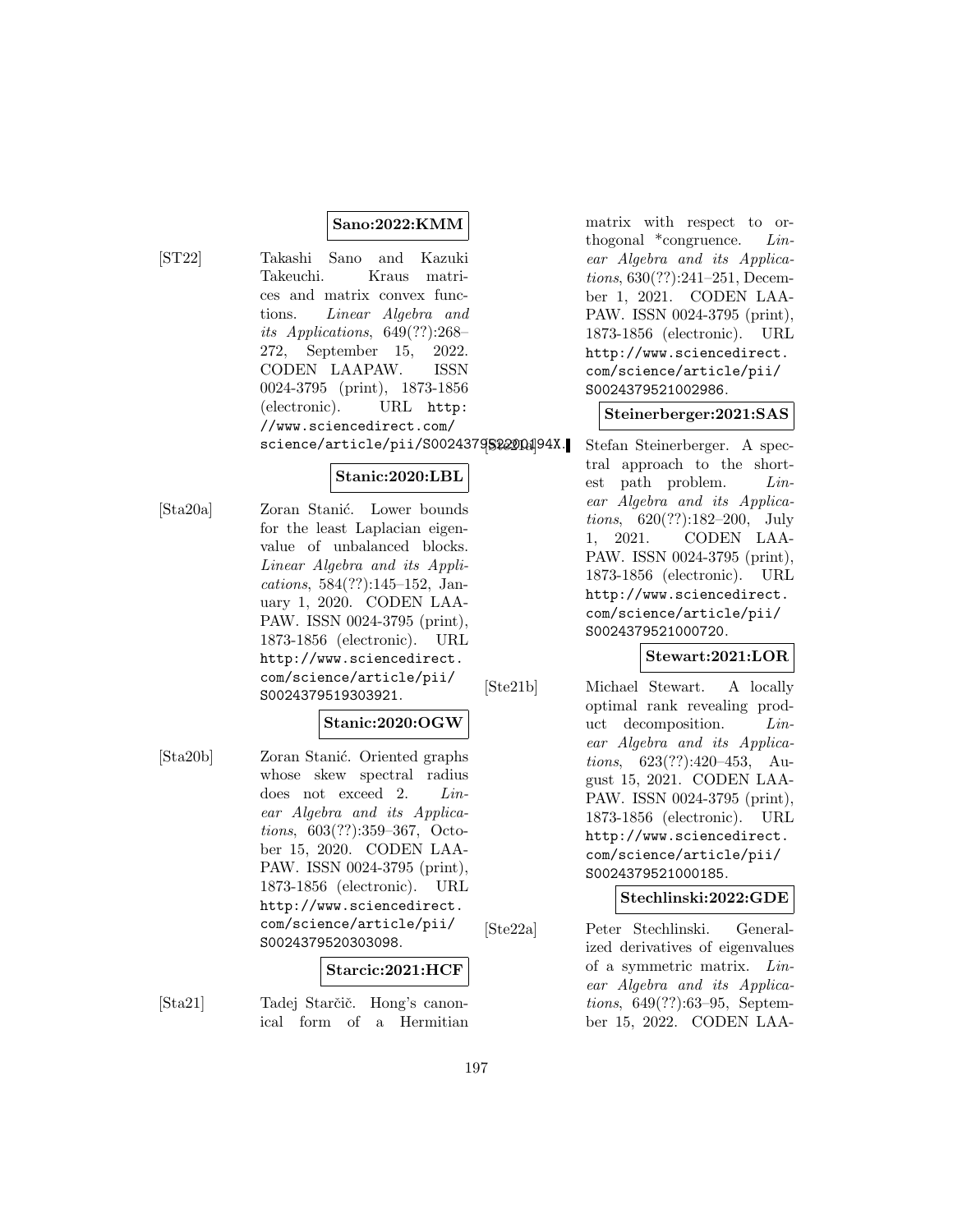**Sano:2022:KMM**

[ST22] Takashi Sano and Kazuki Takeuchi. Kraus matrices and matrix convex functions. *Linear Algebra and its Applications*, 649(??):268–272, September 15, 2022. CODEN LAAPAW. ISSN 0024-3795 (print), 1873-1856 (electronic). URL `http://www.sciencedirect.com/science/article/pii/S002437952200194X`.

**Stanic:2020:LBL**

[Sta20a] Zoran Stanić. Lower bounds for the least Laplacian eigenvalue of unbalanced blocks. *Linear Algebra and its Applications*, 584(??):145–152, January 1, 2020. CODEN LAAPAW. ISSN 0024-3795 (print), 1873-1856 (electronic). URL `http://www.sciencedirect.com/science/article/pii/S0024379519303921`.

**Stanic:2020:OGW**

[Sta20b] Zoran Stanić. Oriented graphs whose skew spectral radius does not exceed 2. *Linear Algebra and its Applications*, 603(??):359–367, October 15, 2020. CODEN LAAPAW. ISSN 0024-3795 (print), 1873-1856 (electronic). URL `http://www.sciencedirect.com/science/article/pii/S0024379520303098`.

**Starcic:2021:HCF**

[Sta21] Tadej Starčič. Hong's canonical form of a Hermitian matrix with respect to orthogonal *congruence. *Linear Algebra and its Applications*, 630(??):241–251, December 1, 2021. CODEN LAAPAW. ISSN 0024-3795 (print), 1873-1856 (electronic). URL `http://www.sciencedirect.com/science/article/pii/S0024379521002986`.

**Steinerberger:2021:SAS**

[Ste21a] Stefan Steinerberger. A spectral approach to the shortest path problem. *Linear Algebra and its Applications*, 620(??):182–200, July 1, 2021. CODEN LAAPAW. ISSN 0024-3795 (print), 1873-1856 (electronic). URL `http://www.sciencedirect.com/science/article/pii/S0024379521000720`.

**Stewart:2021:LOR**

[Ste21b] Michael Stewart. A locally optimal rank revealing product decomposition. *Linear Algebra and its Applications*, 623(??):420–453, August 15, 2021. CODEN LAAPAW. ISSN 0024-3795 (print), 1873-1856 (electronic). URL `http://www.sciencedirect.com/science/article/pii/S0024379521000185`.

**Stechlinski:2022:GDE**

[Ste22a] Peter Stechlinski. Generalized derivatives of eigenvalues of a symmetric matrix. *Linear Algebra and its Applications*, 649(??):63–95, September 15, 2022. CODEN LAA-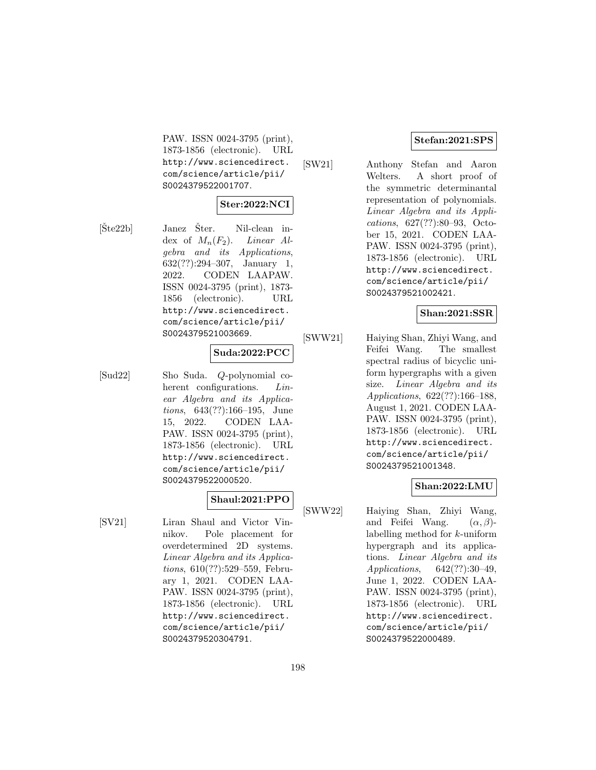PAW. ISSN 0024-3795 (print), 1873-1856 (electronic). URL http://www.sciencedirect.com/science/article/pii/S0024379522001707.

**Ster:2022:NCI**

[Šte22b] Janez Šter. Nil-clean index of $M_n(F_2)$. *Linear Algebra and its Applications*, 632(??):294–307, January 1, 2022. CODEN LAAPAW. ISSN 0024-3795 (print), 1873-1856 (electronic). URL http://www.sciencedirect.com/science/article/pii/S0024379521003669.

**Suda:2022:PCC**

[Sud22] Sho Suda. $Q$-polynomial coherent configurations. *Linear Algebra and its Applications*, 643(??):166–195, June 15, 2022. CODEN LAAPAW. ISSN 0024-3795 (print), 1873-1856 (electronic). URL http://www.sciencedirect.com/science/article/pii/S0024379522000520.

**Shaul:2021:PPO**

[SV21] Liran Shaul and Victor Vinnikov. Pole placement for overdetermined 2D systems. *Linear Algebra and its Applications*, 610(??):529–559, February 1, 2021. CODEN LAAPAW. ISSN 0024-3795 (print), 1873-1856 (electronic). URL http://www.sciencedirect.com/science/article/pii/S0024379520304791.

**Stefan:2021:SPS**

[SW21] Anthony Stefan and Aaron Welters. A short proof of the symmetric determinantal representation of polynomials. *Linear Algebra and its Applications*, 627(??):80–93, October 15, 2021. CODEN LAAPAW. ISSN 0024-3795 (print), 1873-1856 (electronic). URL http://www.sciencedirect.com/science/article/pii/S0024379521002421.

**Shan:2021:SSR**

[SWW21] Haiying Shan, Zhiyi Wang, and Feifei Wang. The smallest spectral radius of bicyclic uniform hypergraphs with a given size. *Linear Algebra and its Applications*, 622(??):166–188, August 1, 2021. CODEN LAAPAW. ISSN 0024-3795 (print), 1873-1856 (electronic). URL http://www.sciencedirect.com/science/article/pii/S0024379521001348.

**Shan:2022:LMU**

[SWW22] Haiying Shan, Zhiyi Wang, and Feifei Wang. $(\alpha, \beta)$-labelling method for $k$-uniform hypergraph and its applications. *Linear Algebra and its Applications*, 642(??):30–49, June 1, 2022. CODEN LAAPAW. ISSN 0024-3795 (print), 1873-1856 (electronic). URL http://www.sciencedirect.com/science/article/pii/S0024379522000489.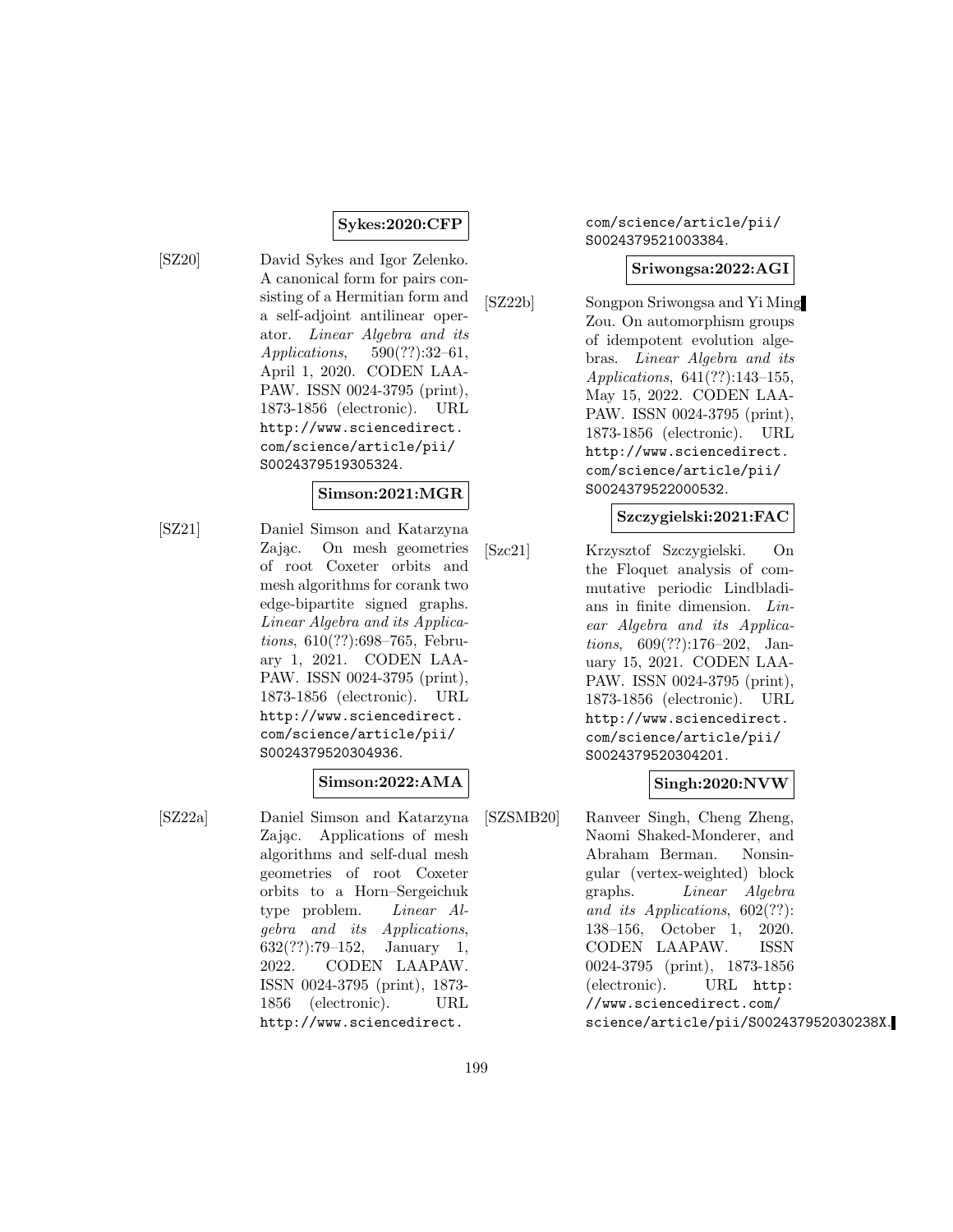**Sykes:2020:CFP**

[SZ20] David Sykes and Igor Zelenko. A canonical form for pairs consisting of a Hermitian form and a self-adjoint antilinear operator. *Linear Algebra and its Applications*, 590(??):32–61, April 1, 2020. CODEN LAAPAW. ISSN 0024-3795 (print), 1873-1856 (electronic). URL http://www.sciencedirect.com/science/article/pii/S0024379519305324.

**Simson:2021:MGR**

[SZ21] Daniel Simson and Katarzyna Zając. On mesh geometries of root Coxeter orbits and mesh algorithms for corank two edge-bipartite signed graphs. *Linear Algebra and its Applications*, 610(??):698–765, February 1, 2021. CODEN LAAPAW. ISSN 0024-3795 (print), 1873-1856 (electronic). URL http://www.sciencedirect.com/science/article/pii/S0024379520304936.

**Simson:2022:AMA**

[SZ22a] Daniel Simson and Katarzyna Zając. Applications of mesh algorithms and self-dual mesh geometries of root Coxeter orbits to a Horn–Sergeichuk type problem. *Linear Algebra and its Applications*, 632(??):79–152, January 1, 2022. CODEN LAAPAW. ISSN 0024-3795 (print), 1873-1856 (electronic). URL http://www.sciencedirect.com/science/article/pii/S0024379521003384.

**Sriwongsa:2022:AGI**

[SZ22b] Songpon Sriwongsa and Yi Ming Zou. On automorphism groups of idempotent evolution algebras. *Linear Algebra and its Applications*, 641(??):143–155, May 15, 2022. CODEN LAAPAW. ISSN 0024-3795 (print), 1873-1856 (electronic). URL http://www.sciencedirect.com/science/article/pii/S0024379522000532.

**Szczygielski:2021:FAC**

[Szc21] Krzysztof Szczygielski. On the Floquet analysis of commutative periodic Lindbladians in finite dimension. *Linear Algebra and its Applications*, 609(??):176–202, January 15, 2021. CODEN LAAPAW. ISSN 0024-3795 (print), 1873-1856 (electronic). URL http://www.sciencedirect.com/science/article/pii/S0024379520304201.

**Singh:2020:NVW**

[SZSMB20] Ranveer Singh, Cheng Zheng, Naomi Shaked-Monderer, and Abraham Berman. Nonsingular (vertex-weighted) block graphs. *Linear Algebra and its Applications*, 602(??):138–156, October 1, 2020. CODEN LAAPAW. ISSN 0024-3795 (print), 1873-1856 (electronic). URL http://www.sciencedirect.com/science/article/pii/S002437952030238X.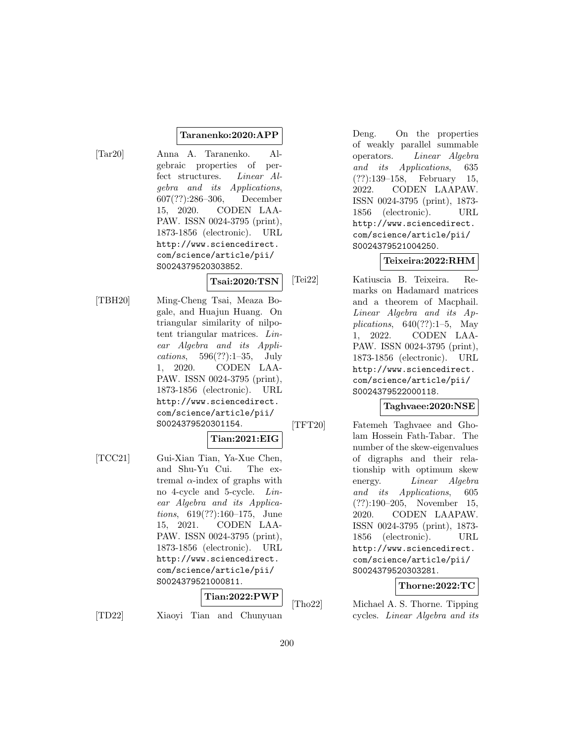**Taranenko:2020:APP**

[Tar20] Anna A. Taranenko. Algebraic properties of perfect structures. *Linear Algebra and its Applications*, 607(??):286–306, December 15, 2020. CODEN LAAPAW. ISSN 0024-3795 (print), 1873-1856 (electronic). URL http://www.sciencedirect.com/science/article/pii/S0024379520303852.

**Tsai:2020:TSN**

[TBH20] Ming-Cheng Tsai, Meaza Bogale, and Huajun Huang. On triangular similarity of nilpotent triangular matrices. *Linear Algebra and its Applications*, 596(??):1–35, July 1, 2020. CODEN LAAPAW. ISSN 0024-3795 (print), 1873-1856 (electronic). URL http://www.sciencedirect.com/science/article/pii/S0024379520301154.

**Tian:2021:EIG**

[TCC21] Gui-Xian Tian, Ya-Xue Chen, and Shu-Yu Cui. The extremal $\alpha$-index of graphs with no 4-cycle and 5-cycle. *Linear Algebra and its Applications*, 619(??):160–175, June 15, 2021. CODEN LAAPAW. ISSN 0024-3795 (print), 1873-1856 (electronic). URL http://www.sciencedirect.com/science/article/pii/S0024379521000811.

**Tian:2022:PWP**

[TD22] Xiaoyi Tian and Chunyuan Deng. On the properties of weakly parallel summable operators. *Linear Algebra and its Applications*, 635 (??):139–158, February 15, 2022. CODEN LAAPAW. ISSN 0024-3795 (print), 1873-1856 (electronic). URL http://www.sciencedirect.com/science/article/pii/S0024379521004250.

**Teixeira:2022:RHM**

[Tei22] Katiuscia B. Teixeira. Remarks on Hadamard matrices and a theorem of Macphail. *Linear Algebra and its Applications*, 640(??):1–5, May 1, 2022. CODEN LAAPAW. ISSN 0024-3795 (print), 1873-1856 (electronic). URL http://www.sciencedirect.com/science/article/pii/S0024379522000118.

**Taghvaee:2020:NSE**

[TFT20] Fatemeh Taghvaee and Gholam Hossein Fath-Tabar. The number of the skew-eigenvalues of digraphs and their relationship with optimum skew energy. *Linear Algebra and its Applications*, 605 (??):190–205, November 15, 2020. CODEN LAAPAW. ISSN 0024-3795 (print), 1873-1856 (electronic). URL http://www.sciencedirect.com/science/article/pii/S0024379520303281.

**Thorne:2022:TC**

[Tho22] Michael A. S. Thorne. Tipping cycles. *Linear Algebra and its*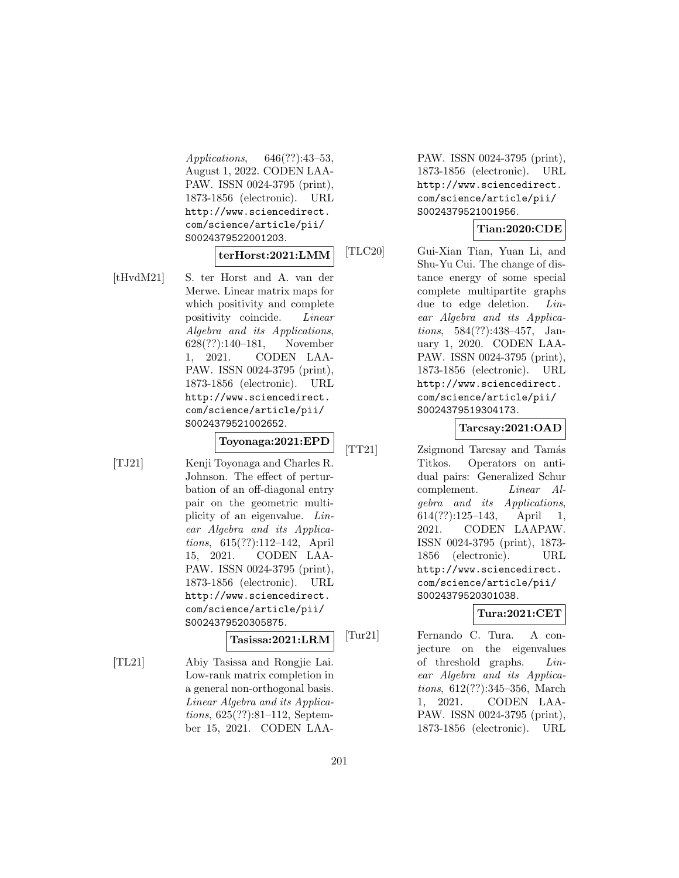*Applications*, 646(??):43–53, August 1, 2022. CODEN LAAPAW. ISSN 0024-3795 (print), 1873-1856 (electronic). URL http://www.sciencedirect.com/science/article/pii/S0024379522001203.

**terHorst:2021:LMM**

[tHvdM21] S. ter Horst and A. van der Merwe. Linear matrix maps for which positivity and complete positivity coincide. *Linear Algebra and its Applications*, 628(??):140–181, November 1, 2021. CODEN LAAPAW. ISSN 0024-3795 (print), 1873-1856 (electronic). URL http://www.sciencedirect.com/science/article/pii/S0024379521002652.

**Toyonaga:2021:EPD**

[TJ21] Kenji Toyonaga and Charles R. Johnson. The effect of perturbation of an off-diagonal entry pair on the geometric multiplicity of an eigenvalue. *Linear Algebra and its Applications*, 615(??):112–142, April 15, 2021. CODEN LAAPAW. ISSN 0024-3795 (print), 1873-1856 (electronic). URL http://www.sciencedirect.com/science/article/pii/S0024379520305875.

**Tasissa:2021:LRM**

[TL21] Abiy Tasissa and Rongjie Lai. Low-rank matrix completion in a general non-orthogonal basis. *Linear Algebra and its Applications*, 625(??):81–112, September 15, 2021. CODEN LAAPAW. ISSN 0024-3795 (print), 1873-1856 (electronic). URL http://www.sciencedirect.com/science/article/pii/S0024379521001956.

**Tian:2020:CDE**

[TLC20] Gui-Xian Tian, Yuan Li, and Shu-Yu Cui. The change of distance energy of some special complete multipartite graphs due to edge deletion. *Linear Algebra and its Applications*, 584(??):438–457, January 1, 2020. CODEN LAAPAW. ISSN 0024-3795 (print), 1873-1856 (electronic). URL http://www.sciencedirect.com/science/article/pii/S0024379519304173.

**Tarcsay:2021:OAD**

[TT21] Zsigmond Tarcsay and Tamás Titkos. Operators on anti-dual pairs: Generalized Schur complement. *Linear Algebra and its Applications*, 614(??):125–143, April 1, 2021. CODEN LAAPAW. ISSN 0024-3795 (print), 1873-1856 (electronic). URL http://www.sciencedirect.com/science/article/pii/S0024379520301038.

**Tura:2021:CET**

[Tur21] Fernando C. Tura. A conjecture on the eigenvalues of threshold graphs. *Linear Algebra and its Applications*, 612(??):345–356, March 1, 2021. CODEN LAAPAW. ISSN 0024-3795 (print), 1873-1856 (electronic). URL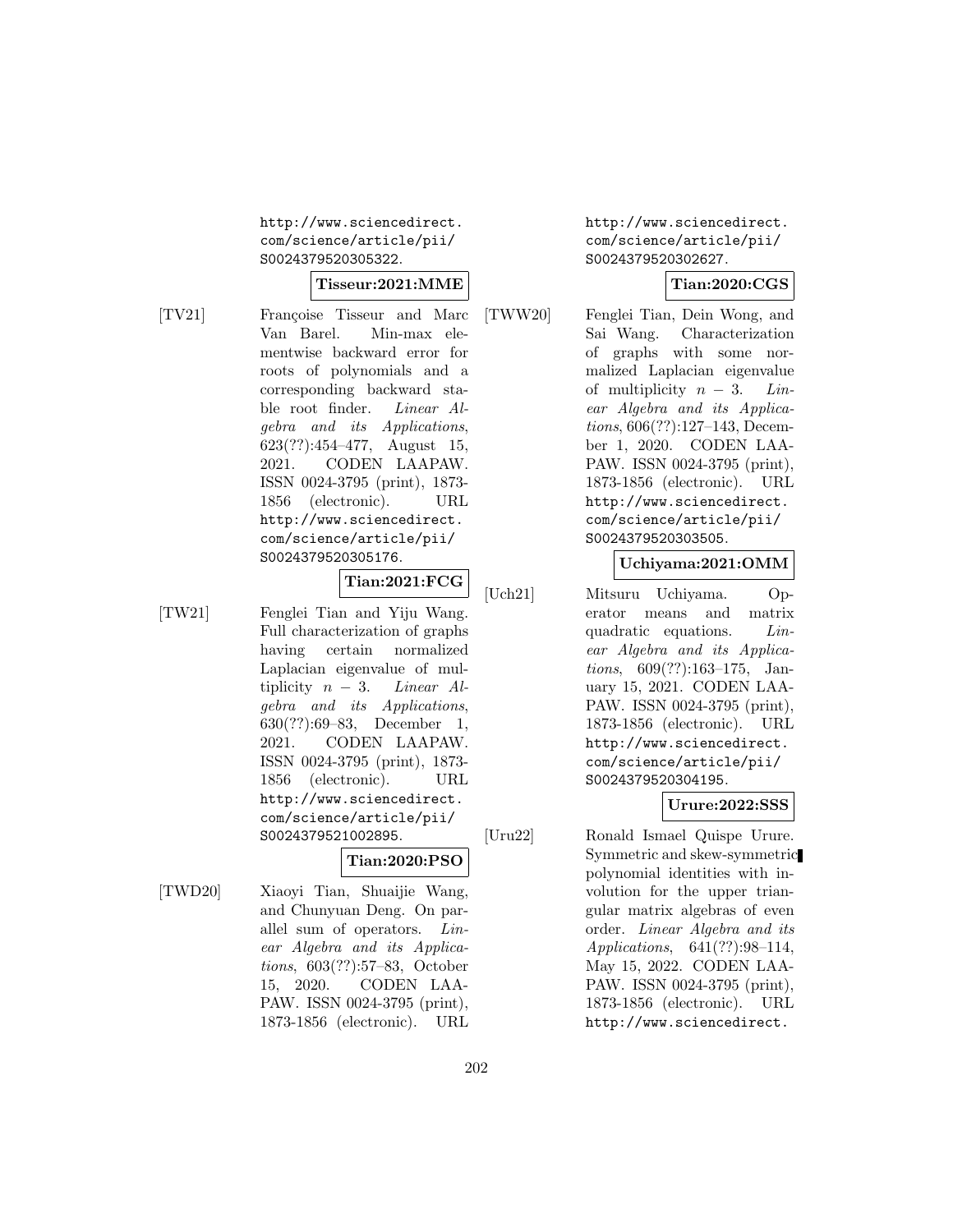http://www.sciencedirect.com/science/article/pii/S0024379520305322.

**Tisseur:2021:MME**

[TV21] Françoise Tisseur and Marc Van Barel. Min-max elementwise backward error for roots of polynomials and a corresponding backward stable root finder. *Linear Algebra and its Applications*, 623(??):454–477, August 15, 2021. CODEN LAAPAW. ISSN 0024-3795 (print), 1873-1856 (electronic). URL http://www.sciencedirect.com/science/article/pii/S0024379520305176.

**Tian:2021:FCG**

[TW21] Fenglei Tian and Yiju Wang. Full characterization of graphs having certain normalized Laplacian eigenvalue of multiplicity $n-3$. *Linear Algebra and its Applications*, 630(??):69–83, December 1, 2021. CODEN LAAPAW. ISSN 0024-3795 (print), 1873-1856 (electronic). URL http://www.sciencedirect.com/science/article/pii/S0024379521002895.

**Tian:2020:PSO**

[TWD20] Xiaoyi Tian, Shuaijie Wang, and Chunyuan Deng. On parallel sum of operators. *Linear Algebra and its Applications*, 603(??):57–83, October 15, 2020. CODEN LAAPAW. ISSN 0024-3795 (print), 1873-1856 (electronic). URL http://www.sciencedirect.com/science/article/pii/S0024379520302627.

**Tian:2020:CGS**

[TWW20] Fenglei Tian, Dein Wong, and Sai Wang. Characterization of graphs with some normalized Laplacian eigenvalue of multiplicity $n-3$. *Linear Algebra and its Applications*, 606(??):127–143, December 1, 2020. CODEN LAAPAW. ISSN 0024-3795 (print), 1873-1856 (electronic). URL http://www.sciencedirect.com/science/article/pii/S0024379520303505.

**Uchiyama:2021:OMM**

[Uch21] Mitsuru Uchiyama. Operator means and matrix quadratic equations. *Linear Algebra and its Applications*, 609(??):163–175, January 15, 2021. CODEN LAAPAW. ISSN 0024-3795 (print), 1873-1856 (electronic). URL http://www.sciencedirect.com/science/article/pii/S0024379520304195.

**Urure:2022:SSS**

[Uru22] Ronald Ismael Quispe Urure. Symmetric and skew-symmetric polynomial identities with involution for the upper triangular matrix algebras of even order. *Linear Algebra and its Applications*, 641(??):98–114, May 15, 2022. CODEN LAAPAW. ISSN 0024-3795 (print), 1873-1856 (electronic). URL http://www.sciencedirect.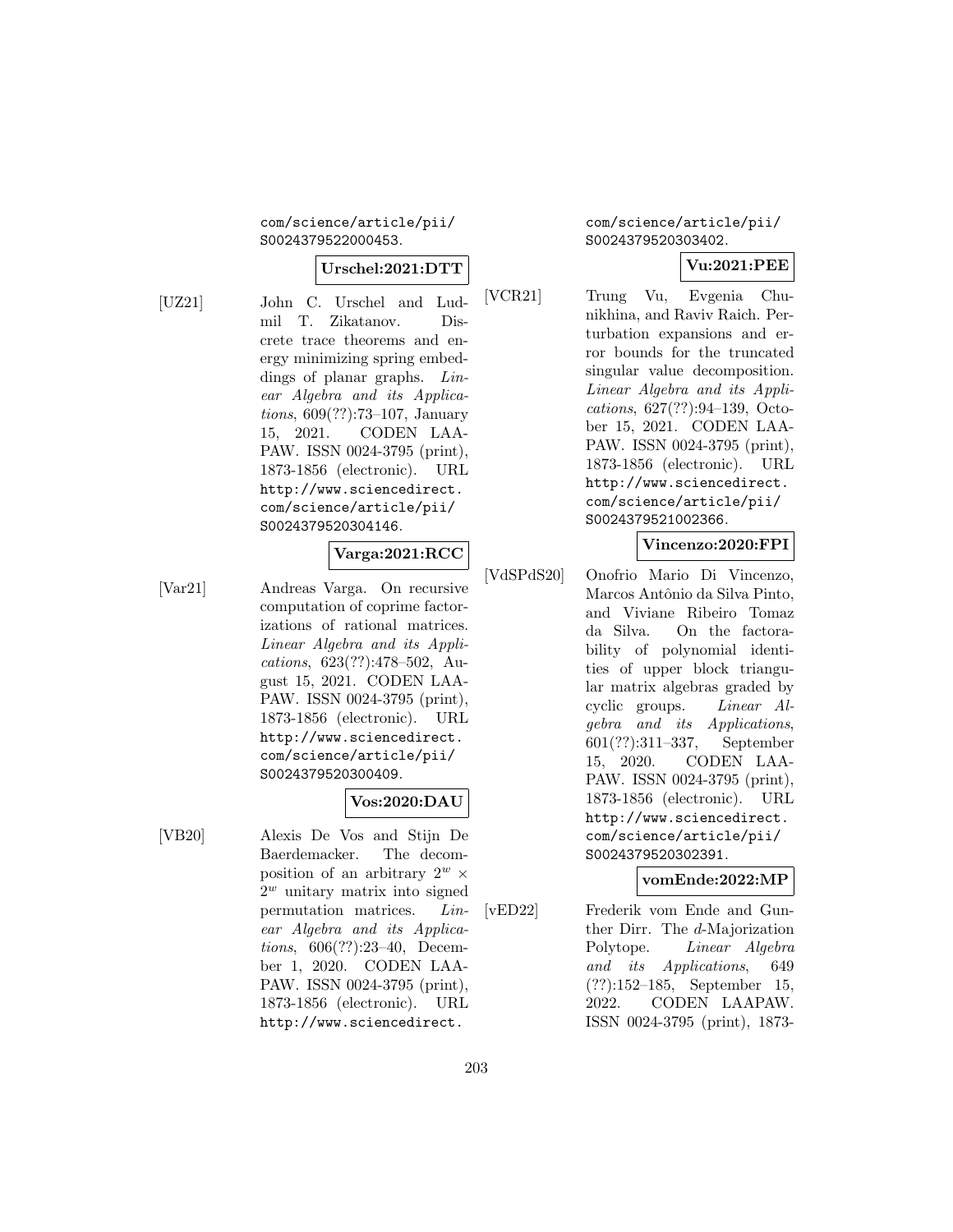com/science/article/pii/S0024379522000453.

**Urschel:2021:DTT**

[UZ21] John C. Urschel and Ludmil T. Zikatanov. Discrete trace theorems and energy minimizing spring embeddings of planar graphs. *Linear Algebra and its Applications*, 609(??):73–107, January 15, 2021. CODEN LAAPAW. ISSN 0024-3795 (print), 1873-1856 (electronic). URL http://www.sciencedirect.com/science/article/pii/S0024379520304146.

**Varga:2021:RCC**

[Var21] Andreas Varga. On recursive computation of coprime factorizations of rational matrices. *Linear Algebra and its Applications*, 623(??):478–502, August 15, 2021. CODEN LAAPAW. ISSN 0024-3795 (print), 1873-1856 (electronic). URL http://www.sciencedirect.com/science/article/pii/S0024379520300409.

**Vos:2020:DAU**

[VB20] Alexis De Vos and Stijn De Baerdemacker. The decomposition of an arbitrary $2^w \times 2^w$ unitary matrix into signed permutation matrices. *Linear Algebra and its Applications*, 606(??):23–40, December 1, 2020. CODEN LAAPAW. ISSN 0024-3795 (print), 1873-1856 (electronic). URL http://www.sciencedirect.com/science/article/pii/S0024379520303402.

**Vu:2021:PEE**

[VCR21] Trung Vu, Evgenia Chunikhina, and Raviv Raich. Perturbation expansions and error bounds for the truncated singular value decomposition. *Linear Algebra and its Applications*, 627(??):94–139, October 15, 2021. CODEN LAAPAW. ISSN 0024-3795 (print), 1873-1856 (electronic). URL http://www.sciencedirect.com/science/article/pii/S0024379521002366.

**Vincenzo:2020:FPI**

[VdSPdS20] Onofrio Mario Di Vincenzo, Marcos Antônio da Silva Pinto, and Viviane Ribeiro Tomaz da Silva. On the factorability of polynomial identities of upper block triangular matrix algebras graded by cyclic groups. *Linear Algebra and its Applications*, 601(??):311–337, September 15, 2020. CODEN LAAPAW. ISSN 0024-3795 (print), 1873-1856 (electronic). URL http://www.sciencedirect.com/science/article/pii/S0024379520302391.

**vomEnde:2022:MP**

[vED22] Frederik vom Ende and Gunther Dirr. The $d$-Majorization Polytope. *Linear Algebra and its Applications*, 649 (??):152–185, September 15, 2022. CODEN LAAPAW. ISSN 0024-3795 (print), 1873-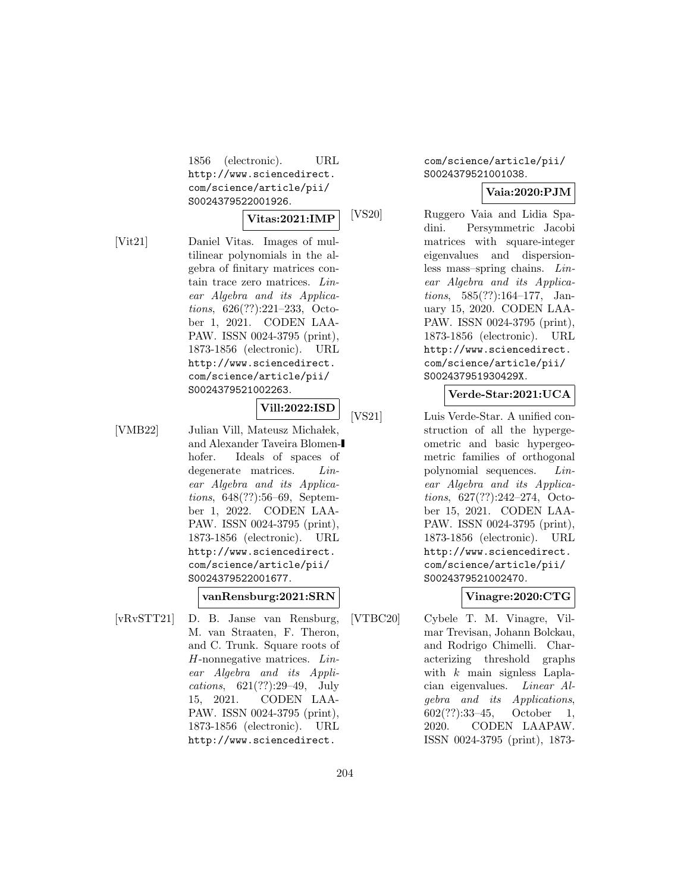1856 (electronic). URL http://www.sciencedirect.com/science/article/pii/S0024379522001926.

**Vitas:2021:IMP**

[Vit21] Daniel Vitas. Images of multilinear polynomials in the algebra of finitary matrices contain trace zero matrices. *Linear Algebra and its Applications*, 626(??):221–233, October 1, 2021. CODEN LAAPAW. ISSN 0024-3795 (print), 1873-1856 (electronic). URL http://www.sciencedirect.com/science/article/pii/S0024379521002263.

**Vill:2022:ISD**

[VMB22] Julian Vill, Mateusz Michałek, and Alexander Taveira Blomenhofer. Ideals of spaces of degenerate matrices. *Linear Algebra and its Applications*, 648(??):56–69, September 1, 2022. CODEN LAAPAW. ISSN 0024-3795 (print), 1873-1856 (electronic). URL http://www.sciencedirect.com/science/article/pii/S0024379522001677.

**vanRensburg:2021:SRN**

[vRvSTT21] D. B. Janse van Rensburg, M. van Straaten, F. Theron, and C. Trunk. Square roots of $H$-nonnegative matrices. *Linear Algebra and its Applications*, 621(??):29–49, July 15, 2021. CODEN LAAPAW. ISSN 0024-3795 (print), 1873-1856 (electronic). URL http://www.sciencedirect.com/science/article/pii/S0024379521001038.

**Vaia:2020:PJM**

[VS20] Ruggero Vaia and Lidia Spadini. Persymmetric Jacobi matrices with square-integer eigenvalues and dispersionless mass–spring chains. *Linear Algebra and its Applications*, 585(??):164–177, January 15, 2020. CODEN LAAPAW. ISSN 0024-3795 (print), 1873-1856 (electronic). URL http://www.sciencedirect.com/science/article/pii/S002437951930429X.

**Verde-Star:2021:UCA**

[VS21] Luis Verde-Star. A unified construction of all the hypergeometric and basic hypergeometric families of orthogonal polynomial sequences. *Linear Algebra and its Applications*, 627(??):242–274, October 15, 2021. CODEN LAAPAW. ISSN 0024-3795 (print), 1873-1856 (electronic). URL http://www.sciencedirect.com/science/article/pii/S0024379521002470.

**Vinagre:2020:CTG**

[VTBC20] Cybele T. M. Vinagre, Vilmar Trevisan, Johann Bolckau, and Rodrigo Chimelli. Characterizing threshold graphs with $k$ main signless Laplacian eigenvalues. *Linear Algebra and its Applications*, 602(??):33–45, October 1, 2020. CODEN LAAPAW. ISSN 0024-3795 (print), 1873-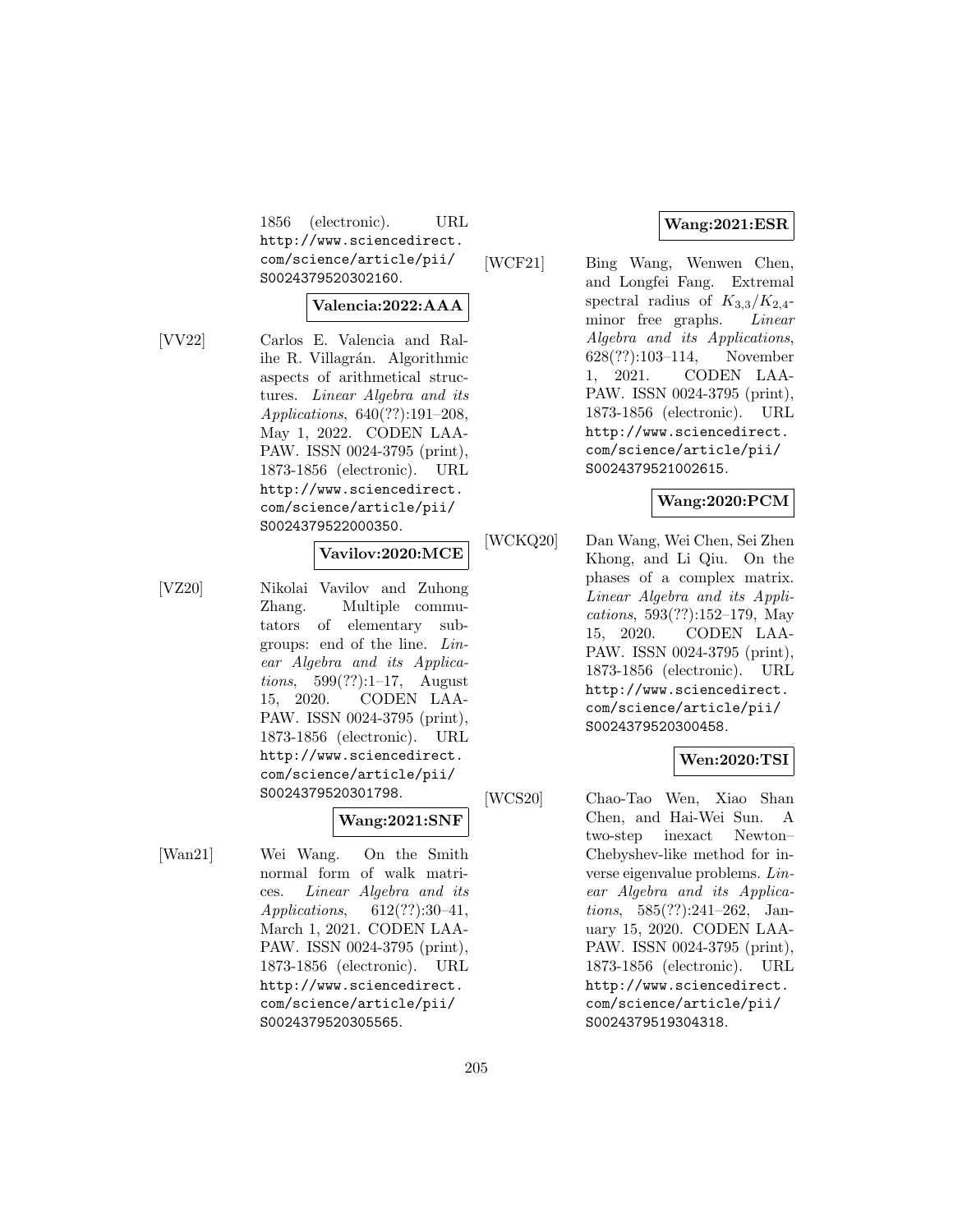1856 (electronic). URL http://www.sciencedirect.com/science/article/pii/S0024379520302160.

**Valencia:2022:AAA**

[VV22] Carlos E. Valencia and Ralihe R. Villagrán. Algorithmic aspects of arithmetical structures. *Linear Algebra and its Applications*, 640(??):191–208, May 1, 2022. CODEN LAAPAW. ISSN 0024-3795 (print), 1873-1856 (electronic). URL http://www.sciencedirect.com/science/article/pii/S0024379522000350.

**Vavilov:2020:MCE**

[VZ20] Nikolai Vavilov and Zuhong Zhang. Multiple commutators of elementary subgroups: end of the line. *Linear Algebra and its Applications*, 599(??):1–17, August 15, 2020. CODEN LAAPAW. ISSN 0024-3795 (print), 1873-1856 (electronic). URL http://www.sciencedirect.com/science/article/pii/S0024379520301798.

**Wang:2021:SNF**

[Wan21] Wei Wang. On the Smith normal form of walk matrices. *Linear Algebra and its Applications*, 612(??):30–41, March 1, 2021. CODEN LAAPAW. ISSN 0024-3795 (print), 1873-1856 (electronic). URL http://www.sciencedirect.com/science/article/pii/S0024379520305565.

**Wang:2021:ESR**

[WCF21] Bing Wang, Wenwen Chen, and Longfei Fang. Extremal spectral radius of $K_{3,3}/K_{2,4}$-minor free graphs. *Linear Algebra and its Applications*, 628(??):103–114, November 1, 2021. CODEN LAAPAW. ISSN 0024-3795 (print), 1873-1856 (electronic). URL http://www.sciencedirect.com/science/article/pii/S0024379521002615.

**Wang:2020:PCM**

[WCKQ20] Dan Wang, Wei Chen, Sei Zhen Khong, and Li Qiu. On the phases of a complex matrix. *Linear Algebra and its Applications*, 593(??):152–179, May 15, 2020. CODEN LAAPAW. ISSN 0024-3795 (print), 1873-1856 (electronic). URL http://www.sciencedirect.com/science/article/pii/S0024379520300458.

**Wen:2020:TSI**

[WCS20] Chao-Tao Wen, Xiao Shan Chen, and Hai-Wei Sun. A two-step inexact Newton–Chebyshev-like method for inverse eigenvalue problems. *Linear Algebra and its Applications*, 585(??):241–262, January 15, 2020. CODEN LAAPAW. ISSN 0024-3795 (print), 1873-1856 (electronic). URL http://www.sciencedirect.com/science/article/pii/S0024379519304318.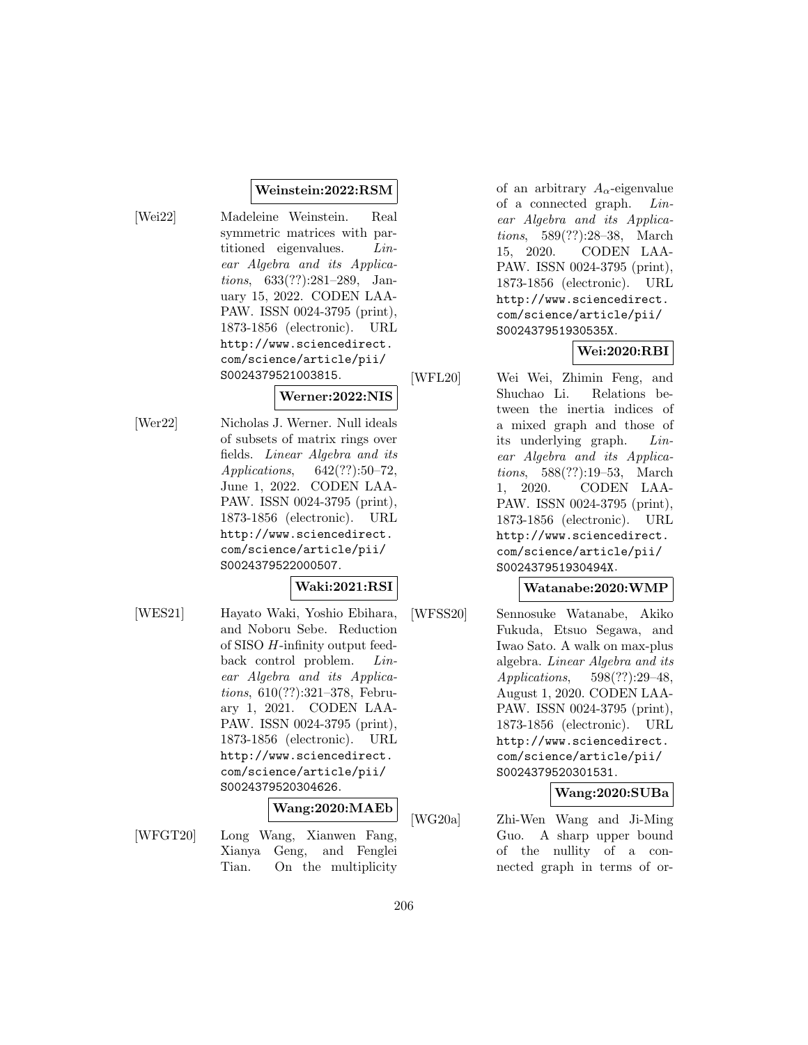**Weinstein:2022:RSM**

[Wei22] Madeleine Weinstein. Real symmetric matrices with partitioned eigenvalues. *Linear Algebra and its Applications*, 633(??):281–289, January 15, 2022. CODEN LAAPAW. ISSN 0024-3795 (print), 1873-1856 (electronic). URL http://www.sciencedirect.com/science/article/pii/S0024379521003815.

**Werner:2022:NIS**

[Wer22] Nicholas J. Werner. Null ideals of subsets of matrix rings over fields. *Linear Algebra and its Applications*, 642(??):50–72, June 1, 2022. CODEN LAAPAW. ISSN 0024-3795 (print), 1873-1856 (electronic). URL http://www.sciencedirect.com/science/article/pii/S0024379522000507.

**Waki:2021:RSI**

[WES21] Hayato Waki, Yoshio Ebihara, and Noboru Sebe. Reduction of SISO $H$-infinity output feedback control problem. *Linear Algebra and its Applications*, 610(??):321–378, February 1, 2021. CODEN LAAPAW. ISSN 0024-3795 (print), 1873-1856 (electronic). URL http://www.sciencedirect.com/science/article/pii/S0024379520304626.

**Wang:2020:MAEb**

[WFGT20] Long Wang, Xianwen Fang, Xianya Geng, and Fenglei Tian. On the multiplicity of an arbitrary $A_\alpha$-eigenvalue of a connected graph. *Linear Algebra and its Applications*, 589(??):28–38, March 15, 2020. CODEN LAAPAW. ISSN 0024-3795 (print), 1873-1856 (electronic). URL http://www.sciencedirect.com/science/article/pii/S002437951930535X.

**Wei:2020:RBI**

[WFL20] Wei Wei, Zhimin Feng, and Shuchao Li. Relations between the inertia indices of a mixed graph and those of its underlying graph. *Linear Algebra and its Applications*, 588(??):19–53, March 1, 2020. CODEN LAAPAW. ISSN 0024-3795 (print), 1873-1856 (electronic). URL http://www.sciencedirect.com/science/article/pii/S002437951930494X.

**Watanabe:2020:WMP**

[WFSS20] Sennosuke Watanabe, Akiko Fukuda, Etsuo Segawa, and Iwao Sato. A walk on max-plus algebra. *Linear Algebra and its Applications*, 598(??):29–48, August 1, 2020. CODEN LAAPAW. ISSN 0024-3795 (print), 1873-1856 (electronic). URL http://www.sciencedirect.com/science/article/pii/S0024379520301531.

**Wang:2020:SUBa**

[WG20a] Zhi-Wen Wang and Ji-Ming Guo. A sharp upper bound of the nullity of a connected graph in terms of or-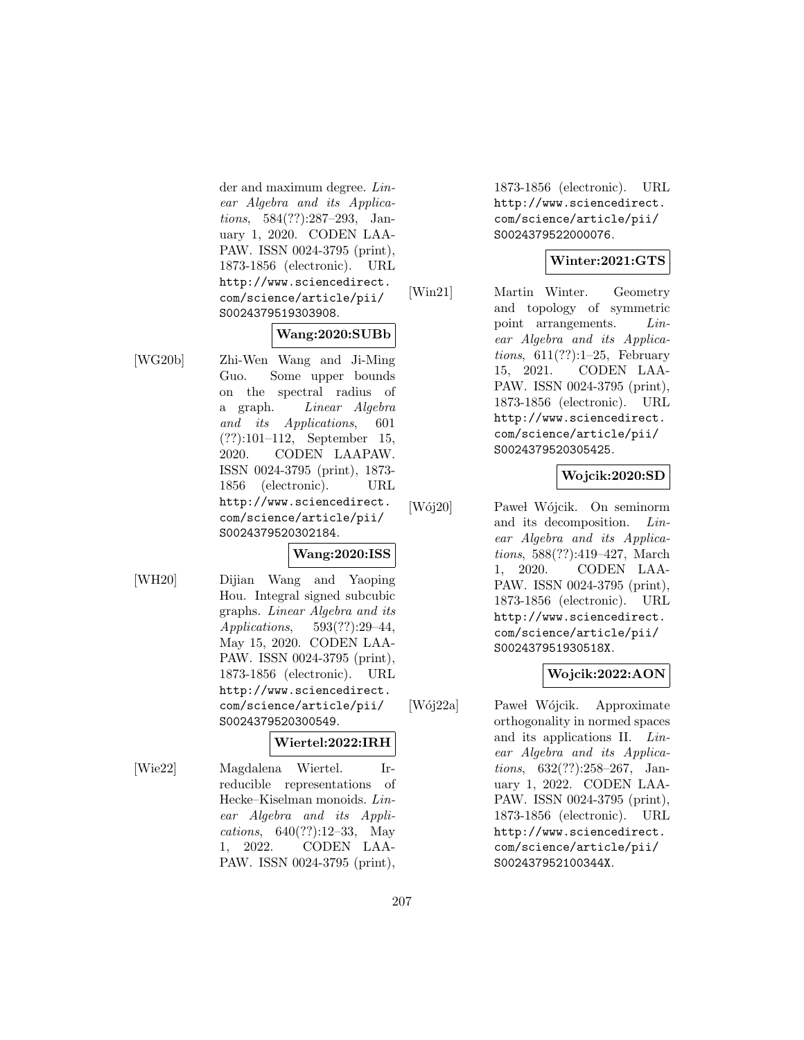der and maximum degree. *Linear Algebra and its Applications*, 584(??):287–293, January 1, 2020. CODEN LAAPAW. ISSN 0024-3795 (print), 1873-1856 (electronic). URL http://www.sciencedirect.com/science/article/pii/S0024379519303908.

**Wang:2020:SUBb**

[WG20b] Zhi-Wen Wang and Ji-Ming Guo. Some upper bounds on the spectral radius of a graph. *Linear Algebra and its Applications*, 601 (??):101–112, September 15, 2020. CODEN LAAPAW. ISSN 0024-3795 (print), 1873-1856 (electronic). URL http://www.sciencedirect.com/science/article/pii/S0024379520302184.

**Wang:2020:ISS**

[WH20] Dijian Wang and Yaoping Hou. Integral signed subcubic graphs. *Linear Algebra and its Applications*, 593(??):29–44, May 15, 2020. CODEN LAAPAW. ISSN 0024-3795 (print), 1873-1856 (electronic). URL http://www.sciencedirect.com/science/article/pii/S0024379520300549.

**Wiertel:2022:IRH**

[Wie22] Magdalena Wiertel. Irreducible representations of Hecke–Kiselman monoids. *Linear Algebra and its Applications*, 640(??):12–33, May 1, 2022. CODEN LAAPAW. ISSN 0024-3795 (print), 1873-1856 (electronic). URL http://www.sciencedirect.com/science/article/pii/S0024379522000076.

**Winter:2021:GTS**

[Win21] Martin Winter. Geometry and topology of symmetric point arrangements. *Linear Algebra and its Applications*, 611(??):1–25, February 15, 2021. CODEN LAAPAW. ISSN 0024-3795 (print), 1873-1856 (electronic). URL http://www.sciencedirect.com/science/article/pii/S0024379520305425.

**Wojcik:2020:SD**

[Wój20] Paweł Wójcik. On seminorm and its decomposition. *Linear Algebra and its Applications*, 588(??):419–427, March 1, 2020. CODEN LAAPAW. ISSN 0024-3795 (print), 1873-1856 (electronic). URL http://www.sciencedirect.com/science/article/pii/S002437951930518X.

**Wojcik:2022:AON**

[Wój22a] Paweł Wójcik. Approximate orthogonality in normed spaces and its applications II. *Linear Algebra and its Applications*, 632(??):258–267, January 1, 2022. CODEN LAAPAW. ISSN 0024-3795 (print), 1873-1856 (electronic). URL http://www.sciencedirect.com/science/article/pii/S002437952100344X.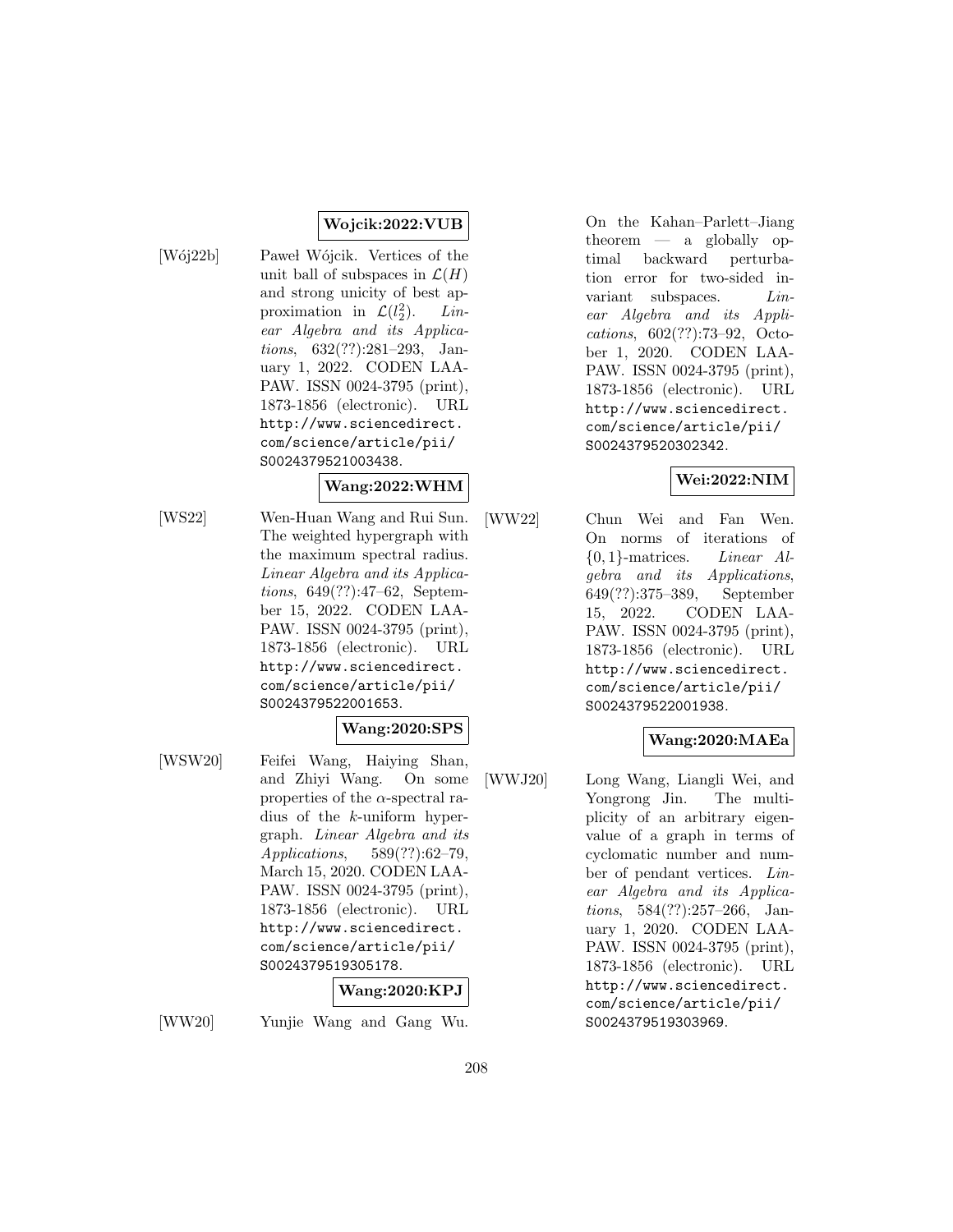**Wojcik:2022:VUB**

[Wój22b] Paweł Wójcik. Vertices of the unit ball of subspaces in $\mathcal{L}(H)$ and strong unicity of best approximation in $\mathcal{L}(l_2^2)$. *Linear Algebra and its Applications*, 632(??):281–293, January 1, 2022. CODEN LAAPAW. ISSN 0024-3795 (print), 1873-1856 (electronic). URL http://www.sciencedirect.com/science/article/pii/S0024379521003438.

**Wang:2022:WHM**

[WS22] Wen-Huan Wang and Rui Sun. The weighted hypergraph with the maximum spectral radius. *Linear Algebra and its Applications*, 649(??):47–62, September 15, 2022. CODEN LAAPAW. ISSN 0024-3795 (print), 1873-1856 (electronic). URL http://www.sciencedirect.com/science/article/pii/S0024379522001653.

**Wang:2020:SPS**

[WSW20] Feifei Wang, Haiying Shan, and Zhiyi Wang. On some properties of the $\alpha$-spectral radius of the $k$-uniform hypergraph. *Linear Algebra and its Applications*, 589(??):62–79, March 15, 2020. CODEN LAAPAW. ISSN 0024-3795 (print), 1873-1856 (electronic). URL http://www.sciencedirect.com/science/article/pii/S0024379519305178.

**Wang:2020:KPJ**

[WW20] Yunjie Wang and Gang Wu. On the Kahan–Parlett–Jiang theorem — a globally optimal backward perturbation error for two-sided invariant subspaces. *Linear Algebra and its Applications*, 602(??):73–92, October 1, 2020. CODEN LAAPAW. ISSN 0024-3795 (print), 1873-1856 (electronic). URL http://www.sciencedirect.com/science/article/pii/S0024379520302342.

**Wei:2022:NIM**

[WW22] Chun Wei and Fan Wen. On norms of iterations of $\{0,1\}$-matrices. *Linear Algebra and its Applications*, 649(??):375–389, September 15, 2022. CODEN LAAPAW. ISSN 0024-3795 (print), 1873-1856 (electronic). URL http://www.sciencedirect.com/science/article/pii/S0024379522001938.

**Wang:2020:MAEa**

[WWJ20] Long Wang, Liangli Wei, and Yongrong Jin. The multiplicity of an arbitrary eigenvalue of a graph in terms of cyclomatic number and number of pendant vertices. *Linear Algebra and its Applications*, 584(??):257–266, January 1, 2020. CODEN LAAPAW. ISSN 0024-3795 (print), 1873-1856 (electronic). URL http://www.sciencedirect.com/science/article/pii/S0024379519303969.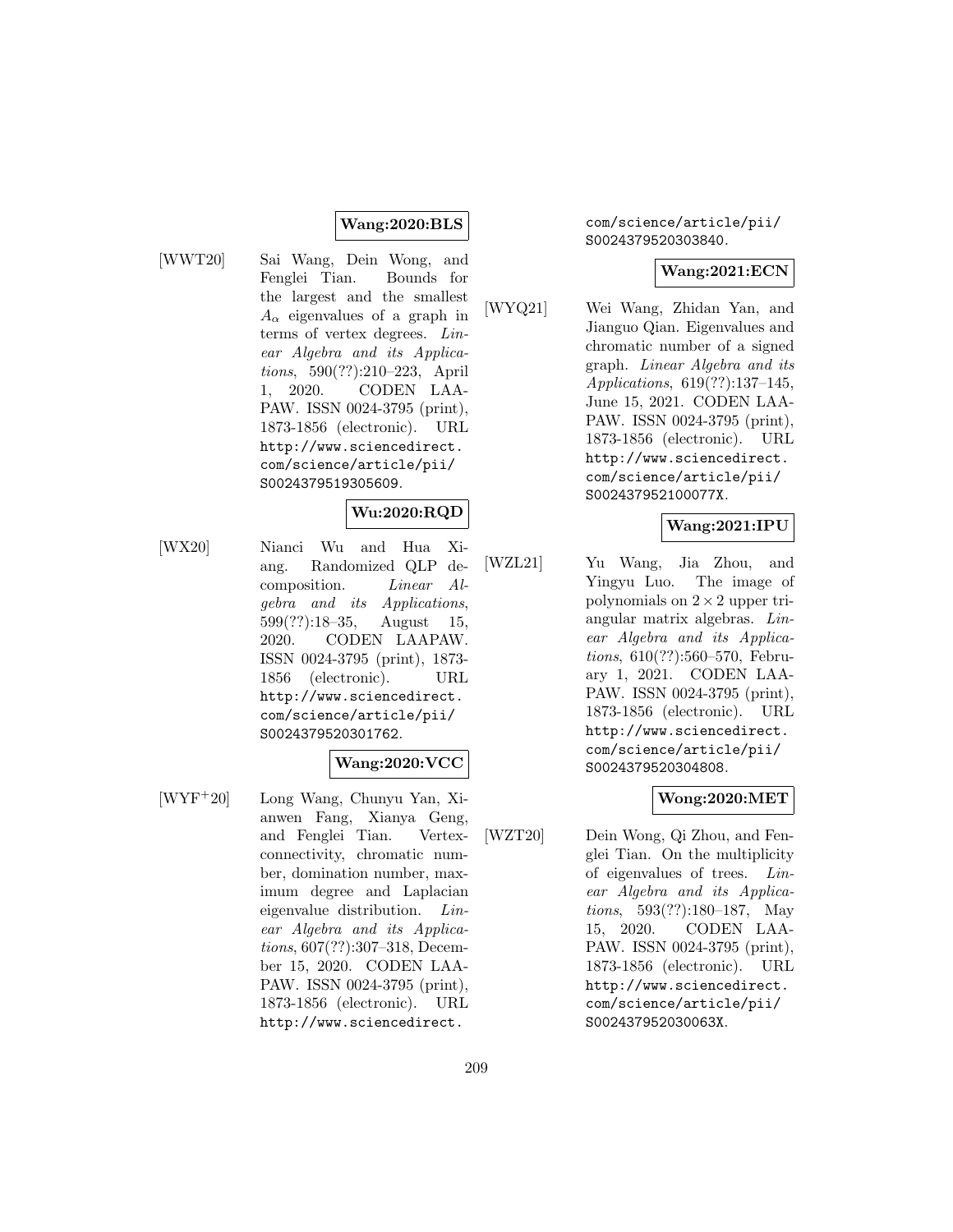**Wang:2020:BLS**

[WWT20] Sai Wang, Dein Wong, and Fenglei Tian. Bounds for the largest and the smallest $A_\alpha$ eigenvalues of a graph in terms of vertex degrees. *Linear Algebra and its Applications*, 590(??):210–223, April 1, 2020. CODEN LAAPAW. ISSN 0024-3795 (print), 1873-1856 (electronic). URL http://www.sciencedirect.com/science/article/pii/S0024379519305609.

**Wu:2020:RQD**

[WX20] Nianci Wu and Hua Xiang. Randomized QLP decomposition. *Linear Algebra and its Applications*, 599(??):18–35, August 15, 2020. CODEN LAAPAW. ISSN 0024-3795 (print), 1873-1856 (electronic). URL http://www.sciencedirect.com/science/article/pii/S0024379520301762.

**Wang:2020:VCC**

[WYF+20] Long Wang, Chunyu Yan, Xianwen Fang, Xianya Geng, and Fenglei Tian. Vertex-connectivity, chromatic number, domination number, maximum degree and Laplacian eigenvalue distribution. *Linear Algebra and its Applications*, 607(??):307–318, December 15, 2020. CODEN LAAPAW. ISSN 0024-3795 (print), 1873-1856 (electronic). URL http://www.sciencedirect.com/science/article/pii/S0024379520303840.

**Wang:2021:ECN**

[WYQ21] Wei Wang, Zhidan Yan, and Jianguo Qian. Eigenvalues and chromatic number of a signed graph. *Linear Algebra and its Applications*, 619(??):137–145, June 15, 2021. CODEN LAAPAW. ISSN 0024-3795 (print), 1873-1856 (electronic). URL http://www.sciencedirect.com/science/article/pii/S002437952100077X.

**Wang:2021:IPU**

[WZL21] Yu Wang, Jia Zhou, and Yingyu Luo. The image of polynomials on $2 \times 2$ upper triangular matrix algebras. *Linear Algebra and its Applications*, 610(??):560–570, February 1, 2021. CODEN LAAPAW. ISSN 0024-3795 (print), 1873-1856 (electronic). URL http://www.sciencedirect.com/science/article/pii/S0024379520304808.

**Wong:2020:MET**

[WZT20] Dein Wong, Qi Zhou, and Fenglei Tian. On the multiplicity of eigenvalues of trees. *Linear Algebra and its Applications*, 593(??):180–187, May 15, 2020. CODEN LAAPAW. ISSN 0024-3795 (print), 1873-1856 (electronic). URL http://www.sciencedirect.com/science/article/pii/S002437952030063X.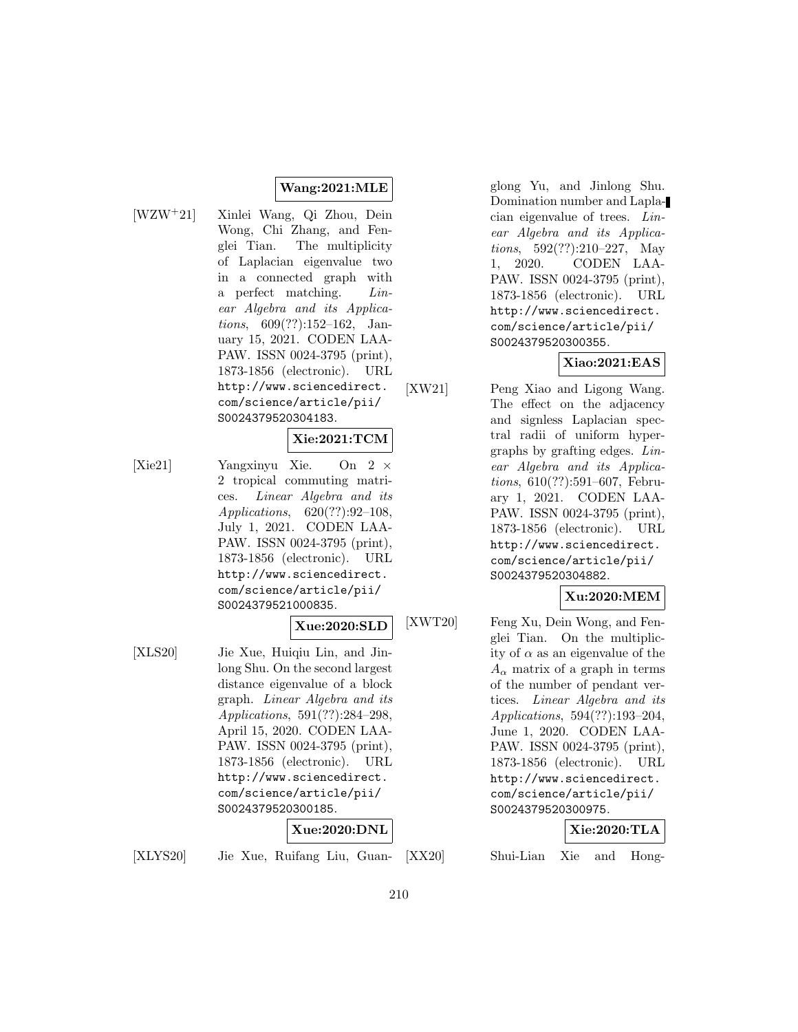**Wang:2021:MLE**

[WZW+21] Xinlei Wang, Qi Zhou, Dein Wong, Chi Zhang, and Fenglei Tian. The multiplicity of Laplacian eigenvalue two in a connected graph with a perfect matching. *Linear Algebra and its Applications*, 609(??):152–162, January 15, 2021. CODEN LAAPAW. ISSN 0024-3795 (print), 1873-1856 (electronic). URL http://www.sciencedirect.com/science/article/pii/S0024379520304183.

**Xie:2021:TCM**

[Xie21] Yangxinyu Xie. On $2 \times 2$ tropical commuting matrices. *Linear Algebra and its Applications*, 620(??):92–108, July 1, 2021. CODEN LAAPAW. ISSN 0024-3795 (print), 1873-1856 (electronic). URL http://www.sciencedirect.com/science/article/pii/S0024379521000835.

**Xue:2020:SLD**

[XLS20] Jie Xue, Huiqiu Lin, and Jinlong Shu. On the second largest distance eigenvalue of a block graph. *Linear Algebra and its Applications*, 591(??):284–298, April 15, 2020. CODEN LAAPAW. ISSN 0024-3795 (print), 1873-1856 (electronic). URL http://www.sciencedirect.com/science/article/pii/S0024379520300185.

**Xue:2020:DNL**

[XLYS20] Jie Xue, Ruifang Liu, Guanglong Yu, and Jinlong Shu. Domination number and Laplacian eigenvalue of trees. *Linear Algebra and its Applications*, 592(??):210–227, May 1, 2020. CODEN LAAPAW. ISSN 0024-3795 (print), 1873-1856 (electronic). URL http://www.sciencedirect.com/science/article/pii/S0024379520300355.

**Xiao:2021:EAS**

[XW21] Peng Xiao and Ligong Wang. The effect on the adjacency and signless Laplacian spectral radii of uniform hypergraphs by grafting edges. *Linear Algebra and its Applications*, 610(??):591–607, February 1, 2021. CODEN LAAPAW. ISSN 0024-3795 (print), 1873-1856 (electronic). URL http://www.sciencedirect.com/science/article/pii/S0024379520304882.

**Xu:2020:MEM**

[XWT20] Feng Xu, Dein Wong, and Fenglei Tian. On the multiplicity of $\alpha$ as an eigenvalue of the $A_\alpha$ matrix of a graph in terms of the number of pendant vertices. *Linear Algebra and its Applications*, 594(??):193–204, June 1, 2020. CODEN LAAPAW. ISSN 0024-3795 (print), 1873-1856 (electronic). URL http://www.sciencedirect.com/science/article/pii/S0024379520300975.

**Xie:2020:TLA**

[XX20] Shui-Lian Xie and Hong-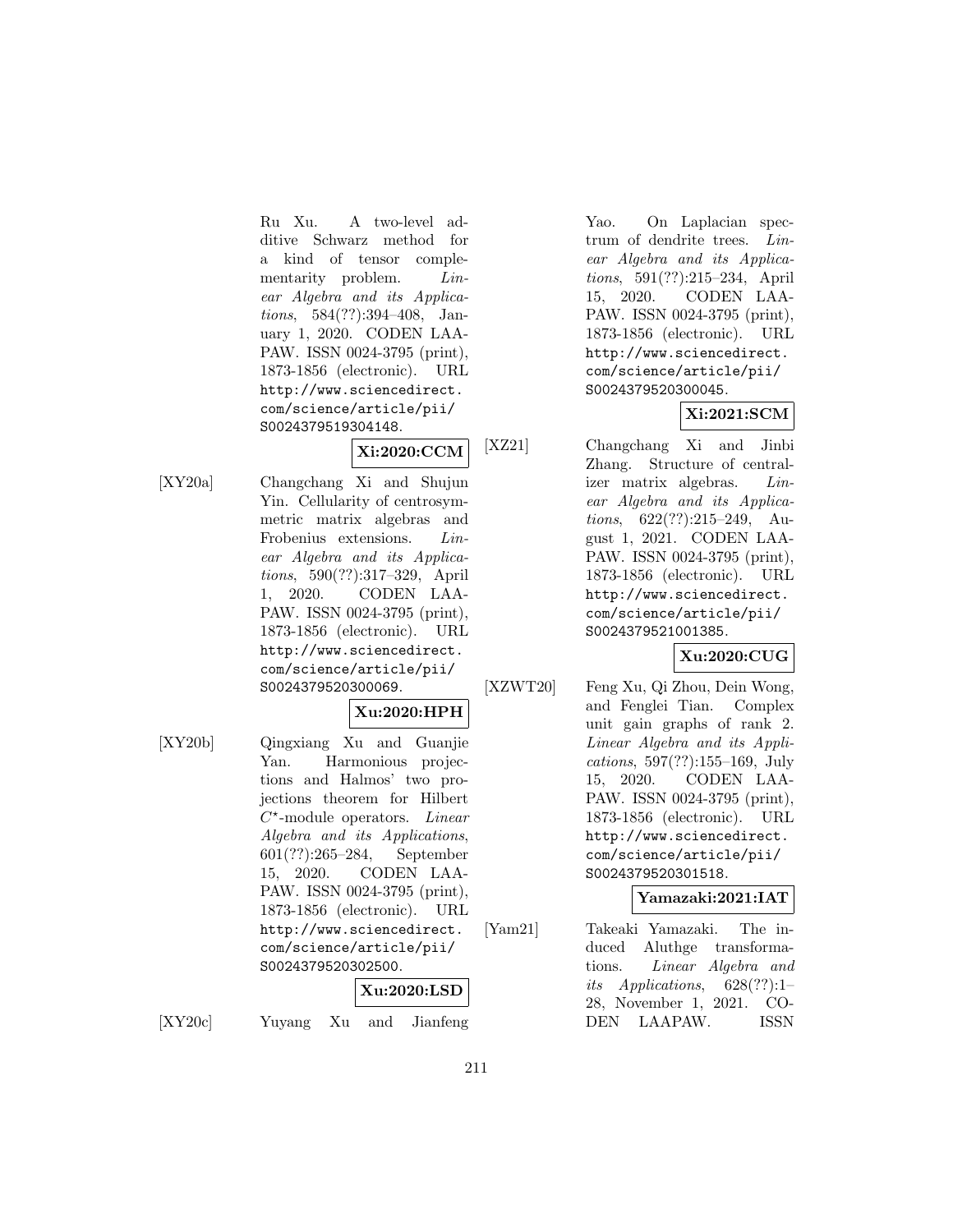Ru Xu. A two-level additive Schwarz method for a kind of tensor complementarity problem. *Linear Algebra and its Applications*, 584(??):394–408, January 1, 2020. CODEN LAAPAW. ISSN 0024-3795 (print), 1873-1856 (electronic). URL http://www.sciencedirect.com/science/article/pii/S0024379519304148.

**Xi:2020:CCM**

[XY20a] Changchang Xi and Shujun Yin. Cellularity of centrosymmetric matrix algebras and Frobenius extensions. *Linear Algebra and its Applications*, 590(??):317–329, April 1, 2020. CODEN LAAPAW. ISSN 0024-3795 (print), 1873-1856 (electronic). URL http://www.sciencedirect.com/science/article/pii/S0024379520300069.

**Xu:2020:HPH**

[XY20b] Qingxiang Xu and Guanjie Yan. Harmonious projections and Halmos' two projections theorem for Hilbert $C^{\star}$-module operators. *Linear Algebra and its Applications*, 601(??):265–284, September 15, 2020. CODEN LAAPAW. ISSN 0024-3795 (print), 1873-1856 (electronic). URL http://www.sciencedirect.com/science/article/pii/S0024379520302500.

**Xu:2020:LSD**

[XY20c] Yuyang Xu and Jianfeng Yao. On Laplacian spectrum of dendrite trees. *Linear Algebra and its Applications*, 591(??):215–234, April 15, 2020. CODEN LAAPAW. ISSN 0024-3795 (print), 1873-1856 (electronic). URL http://www.sciencedirect.com/science/article/pii/S0024379520300045.

**Xi:2021:SCM**

[XZ21] Changchang Xi and Jinbi Zhang. Structure of centralizer matrix algebras. *Linear Algebra and its Applications*, 622(??):215–249, August 1, 2021. CODEN LAAPAW. ISSN 0024-3795 (print), 1873-1856 (electronic). URL http://www.sciencedirect.com/science/article/pii/S0024379521001385.

**Xu:2020:CUG**

[XZWT20] Feng Xu, Qi Zhou, Dein Wong, and Fenglei Tian. Complex unit gain graphs of rank 2. *Linear Algebra and its Applications*, 597(??):155–169, July 15, 2020. CODEN LAAPAW. ISSN 0024-3795 (print), 1873-1856 (electronic). URL http://www.sciencedirect.com/science/article/pii/S0024379520301518.

**Yamazaki:2021:IAT**

[Yam21] Takeaki Yamazaki. The induced Aluthge transformations. *Linear Algebra and its Applications*, 628(??):1–28, November 1, 2021. CODEN LAAPAW. ISSN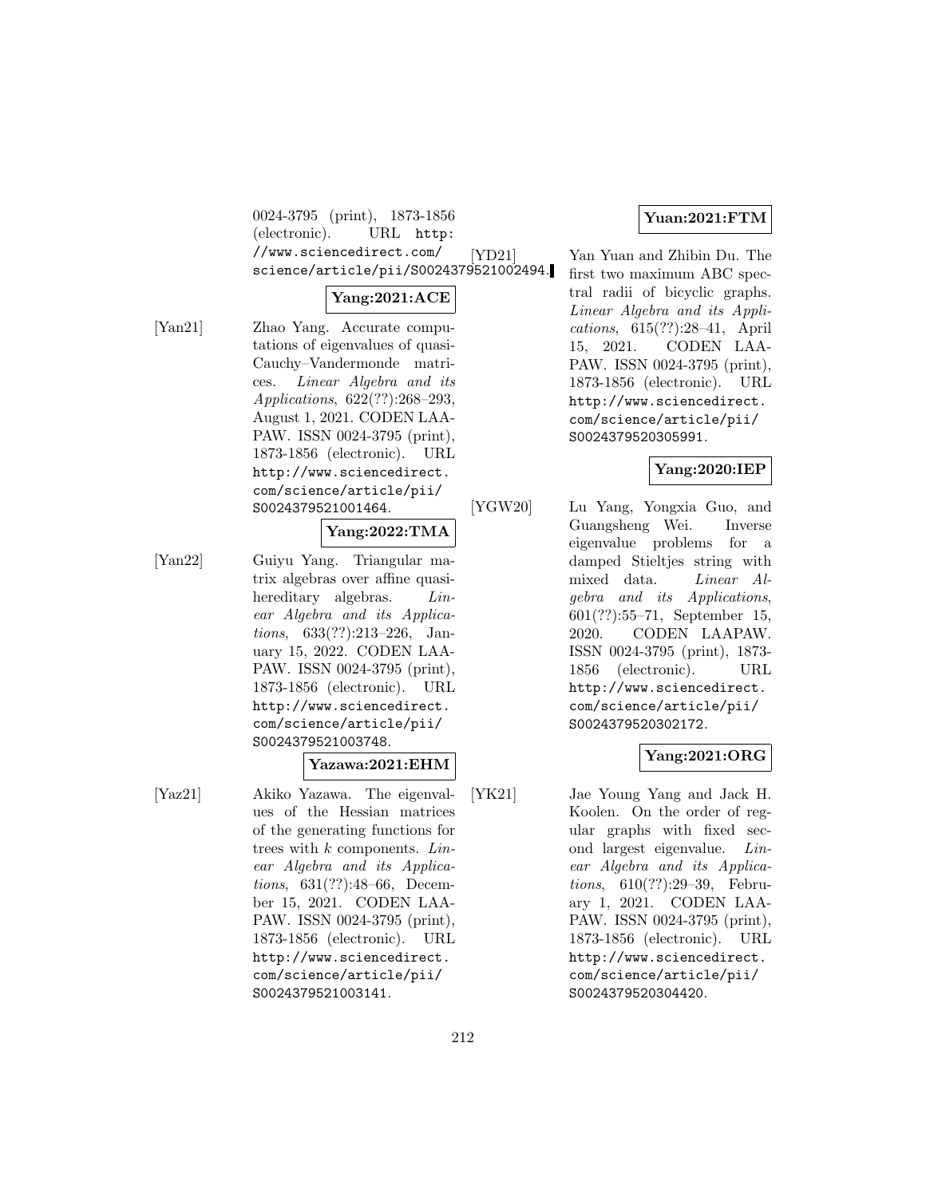0024-3795 (print), 1873-1856 (electronic). URL http://www.sciencedirect.com/science/article/pii/S0024379521002494.

**Yang:2021:ACE**

[Yan21] Zhao Yang. Accurate computations of eigenvalues of quasi-Cauchy–Vandermonde matrices. *Linear Algebra and its Applications*, 622(??):268–293, August 1, 2021. CODEN LAAPAW. ISSN 0024-3795 (print), 1873-1856 (electronic). URL http://www.sciencedirect.com/science/article/pii/S0024379521001464.

**Yang:2022:TMA**

[Yan22] Guiyu Yang. Triangular matrix algebras over affine quasi-hereditary algebras. *Linear Algebra and its Applications*, 633(??):213–226, January 15, 2022. CODEN LAAPAW. ISSN 0024-3795 (print), 1873-1856 (electronic). URL http://www.sciencedirect.com/science/article/pii/S0024379521003748.

**Yazawa:2021:EHM**

[Yaz21] Akiko Yazawa. The eigenvalues of the Hessian matrices of the generating functions for trees with $k$ components. *Linear Algebra and its Applications*, 631(??):48–66, December 15, 2021. CODEN LAAPAW. ISSN 0024-3795 (print), 1873-1856 (electronic). URL http://www.sciencedirect.com/science/article/pii/S0024379521003141.

**Yuan:2021:FTM**

[YD21] Yan Yuan and Zhibin Du. The first two maximum ABC spectral radii of bicyclic graphs. *Linear Algebra and its Applications*, 615(??):28–41, April 15, 2021. CODEN LAAPAW. ISSN 0024-3795 (print), 1873-1856 (electronic). URL http://www.sciencedirect.com/science/article/pii/S0024379520305991.

**Yang:2020:IEP**

[YGW20] Lu Yang, Yongxia Guo, and Guangsheng Wei. Inverse eigenvalue problems for a damped Stieltjes string with mixed data. *Linear Algebra and its Applications*, 601(??):55–71, September 15, 2020. CODEN LAAPAW. ISSN 0024-3795 (print), 1873-1856 (electronic). URL http://www.sciencedirect.com/science/article/pii/S0024379520302172.

**Yang:2021:ORG**

[YK21] Jae Young Yang and Jack H. Koolen. On the order of regular graphs with fixed second largest eigenvalue. *Linear Algebra and its Applications*, 610(??):29–39, February 1, 2021. CODEN LAAPAW. ISSN 0024-3795 (print), 1873-1856 (electronic). URL http://www.sciencedirect.com/science/article/pii/S0024379520304420.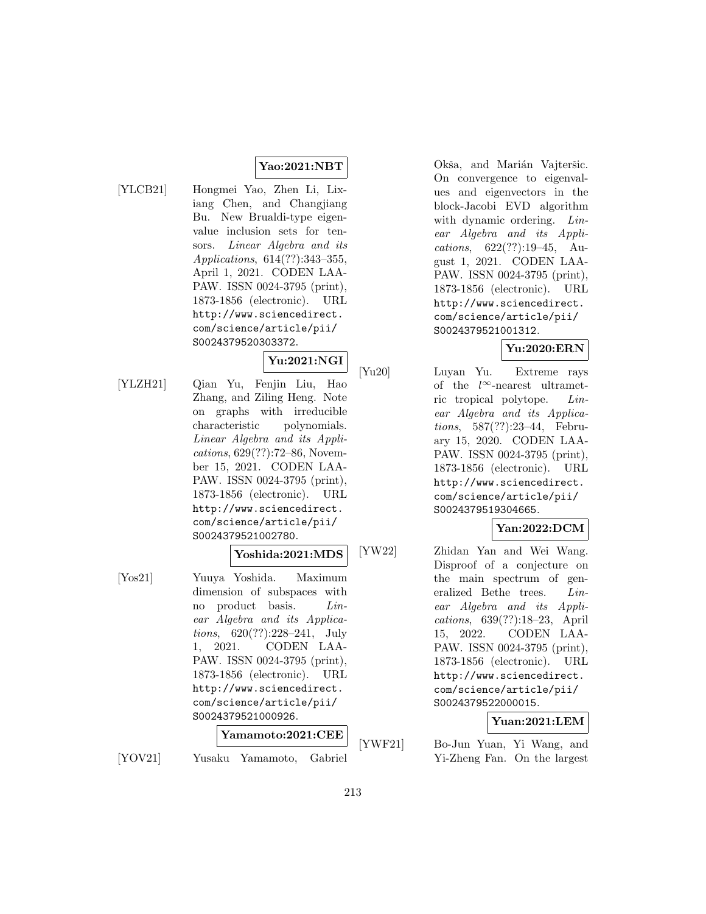**Yao:2021:NBT**

[YLCB21] Hongmei Yao, Zhen Li, Lixiang Chen, and Changjiang Bu. New Brualdi-type eigenvalue inclusion sets for tensors. *Linear Algebra and its Applications*, 614(??):343–355, April 1, 2021. CODEN LAAPAW. ISSN 0024-3795 (print), 1873-1856 (electronic). URL http://www.sciencedirect.com/science/article/pii/S0024379520303372.

**Yu:2021:NGI**

[YLZH21] Qian Yu, Fenjin Liu, Hao Zhang, and Ziling Heng. Note on graphs with irreducible characteristic polynomials. *Linear Algebra and its Applications*, 629(??):72–86, November 15, 2021. CODEN LAAPAW. ISSN 0024-3795 (print), 1873-1856 (electronic). URL http://www.sciencedirect.com/science/article/pii/S0024379521002780.

**Yoshida:2021:MDS**

[Yos21] Yuuya Yoshida. Maximum dimension of subspaces with no product basis. *Linear Algebra and its Applications*, 620(??):228–241, July 1, 2021. CODEN LAAPAW. ISSN 0024-3795 (print), 1873-1856 (electronic). URL http://www.sciencedirect.com/science/article/pii/S0024379521000926.

**Yamamoto:2021:CEE**

[YOV21] Yusaku Yamamoto, Gabriel Okša, and Marián Vajteršic. On convergence to eigenvalues and eigenvectors in the block-Jacobi EVD algorithm with dynamic ordering. *Linear Algebra and its Applications*, 622(??):19–45, August 1, 2021. CODEN LAAPAW. ISSN 0024-3795 (print), 1873-1856 (electronic). URL http://www.sciencedirect.com/science/article/pii/S0024379521001312.

**Yu:2020:ERN**

[Yu20] Luyan Yu. Extreme rays of the $l^{\infty}$-nearest ultrametric tropical polytope. *Linear Algebra and its Applications*, 587(??):23–44, February 15, 2020. CODEN LAAPAW. ISSN 0024-3795 (print), 1873-1856 (electronic). URL http://www.sciencedirect.com/science/article/pii/S0024379519304665.

**Yan:2022:DCM**

[YW22] Zhidan Yan and Wei Wang. Disproof of a conjecture on the main spectrum of generalized Bethe trees. *Linear Algebra and its Applications*, 639(??):18–23, April 15, 2022. CODEN LAAPAW. ISSN 0024-3795 (print), 1873-1856 (electronic). URL http://www.sciencedirect.com/science/article/pii/S0024379522000015.

**Yuan:2021:LEM**

[YWF21] Bo-Jun Yuan, Yi Wang, and Yi-Zheng Fan. On the largest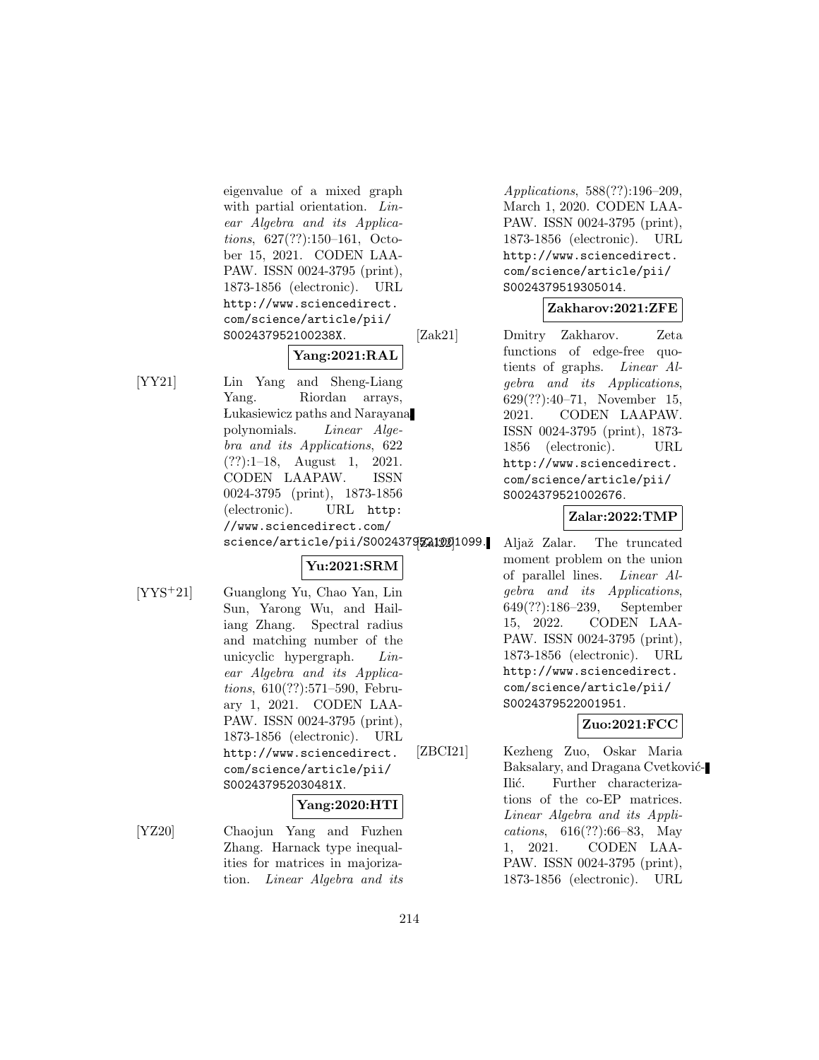eigenvalue of a mixed graph with partial orientation. *Linear Algebra and its Applications*, 627(??):150–161, October 15, 2021. CODEN LAAPAW. ISSN 0024-3795 (print), 1873-1856 (electronic). URL http://www.sciencedirect.com/science/article/pii/S002437952100238X.

**Yang:2021:RAL**

[YY21] Lin Yang and Sheng-Liang Yang. Riordan arrays, Łukasiewicz paths and Narayana polynomials. *Linear Algebra and its Applications*, 622 (??):1–18, August 1, 2021. CODEN LAAPAW. ISSN 0024-3795 (print), 1873-1856 (electronic). URL http://www.sciencedirect.com/science/article/pii/S0024379521001099.

**Yu:2021:SRM**

[YYS+21] Guanglong Yu, Chao Yan, Lin Sun, Yarong Wu, and Hailiang Zhang. Spectral radius and matching number of the unicyclic hypergraph. *Linear Algebra and its Applications*, 610(??):571–590, February 1, 2021. CODEN LAAPAW. ISSN 0024-3795 (print), 1873-1856 (electronic). URL http://www.sciencedirect.com/science/article/pii/S002437952030481X.

**Yang:2020:HTI**

[YZ20] Chaojun Yang and Fuzhen Zhang. Harnack type inequalities for matrices in majorization. *Linear Algebra and its Applications*, 588(??):196–209, March 1, 2020. CODEN LAAPAW. ISSN 0024-3795 (print), 1873-1856 (electronic). URL http://www.sciencedirect.com/science/article/pii/S0024379519305014.

**Zakharov:2021:ZFE**

[Zak21] Dmitry Zakharov. Zeta functions of edge-free quotients of graphs. *Linear Algebra and its Applications*, 629(??):40–71, November 15, 2021. CODEN LAAPAW. ISSN 0024-3795 (print), 1873-1856 (electronic). URL http://www.sciencedirect.com/science/article/pii/S0024379521002676.

**Zalar:2022:TMP**

[Zal22] Aljaž Zalar. The truncated moment problem on the union of parallel lines. *Linear Algebra and its Applications*, 649(??):186–239, September 15, 2022. CODEN LAAPAW. ISSN 0024-3795 (print), 1873-1856 (electronic). URL http://www.sciencedirect.com/science/article/pii/S0024379522001951.

**Zuo:2021:FCC**

[ZBCI21] Kezheng Zuo, Oskar Maria Baksalary, and Dragana Cvetković-Ilić. Further characterizations of the co-EP matrices. *Linear Algebra and its Applications*, 616(??):66–83, May 1, 2021. CODEN LAAPAW. ISSN 0024-3795 (print), 1873-1856 (electronic). URL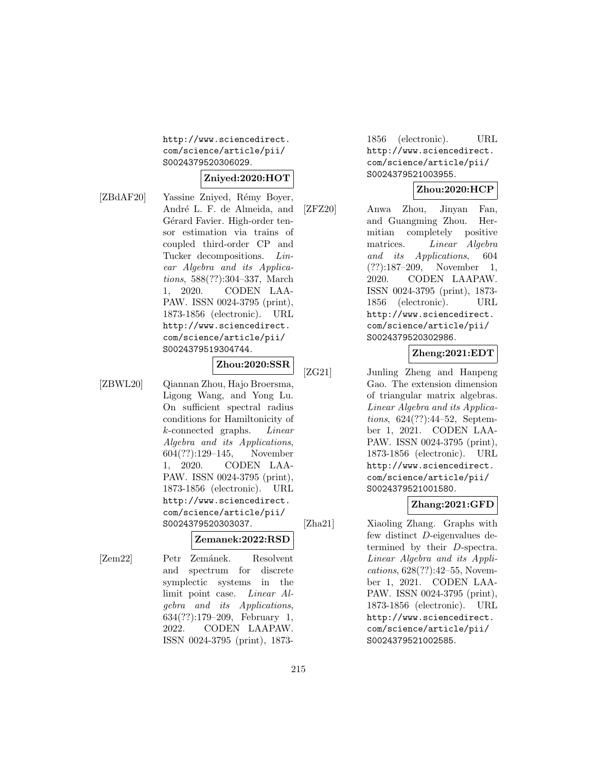http://www.sciencedirect.com/science/article/pii/S0024379520306029.

**Zniyed:2020:HOT**

[ZBdAF20] Yassine Zniyed, Rémy Boyer, André L. F. de Almeida, and Gérard Favier. High-order tensor estimation via trains of coupled third-order CP and Tucker decompositions. *Linear Algebra and its Applications*, 588(??):304–337, March 1, 2020. CODEN LAAPAW. ISSN 0024-3795 (print), 1873-1856 (electronic). URL http://www.sciencedirect.com/science/article/pii/S0024379519304744.

**Zhou:2020:SSR**

[ZBWL20] Qiannan Zhou, Hajo Broersma, Ligong Wang, and Yong Lu. On sufficient spectral radius conditions for Hamiltonicity of $k$-connected graphs. *Linear Algebra and its Applications*, 604(??):129–145, November 1, 2020. CODEN LAAPAW. ISSN 0024-3795 (print), 1873-1856 (electronic). URL http://www.sciencedirect.com/science/article/pii/S0024379520303037.

**Zemanek:2022:RSD**

[Zem22] Petr Zemánek. Resolvent and spectrum for discrete symplectic systems in the limit point case. *Linear Algebra and its Applications*, 634(??):179–209, February 1, 2022. CODEN LAAPAW. ISSN 0024-3795 (print), 1873-1856 (electronic). URL http://www.sciencedirect.com/science/article/pii/S0024379521003955.

**Zhou:2020:HCP**

[ZFZ20] Anwa Zhou, Jinyan Fan, and Guangming Zhou. Hermitian completely positive matrices. *Linear Algebra and its Applications*, 604(??):187–209, November 1, 2020. CODEN LAAPAW. ISSN 0024-3795 (print), 1873-1856 (electronic). URL http://www.sciencedirect.com/science/article/pii/S0024379520302986.

**Zheng:2021:EDT**

[ZG21] Junling Zheng and Hanpeng Gao. The extension dimension of triangular matrix algebras. *Linear Algebra and its Applications*, 624(??):44–52, September 1, 2021. CODEN LAAPAW. ISSN 0024-3795 (print), 1873-1856 (electronic). URL http://www.sciencedirect.com/science/article/pii/S0024379521001580.

**Zhang:2021:GFD**

[Zha21] Xiaoling Zhang. Graphs with few distinct $D$-eigenvalues determined by their $D$-spectra. *Linear Algebra and its Applications*, 628(??):42–55, November 1, 2021. CODEN LAAPAW. ISSN 0024-3795 (print), 1873-1856 (electronic). URL http://www.sciencedirect.com/science/article/pii/S0024379521002585.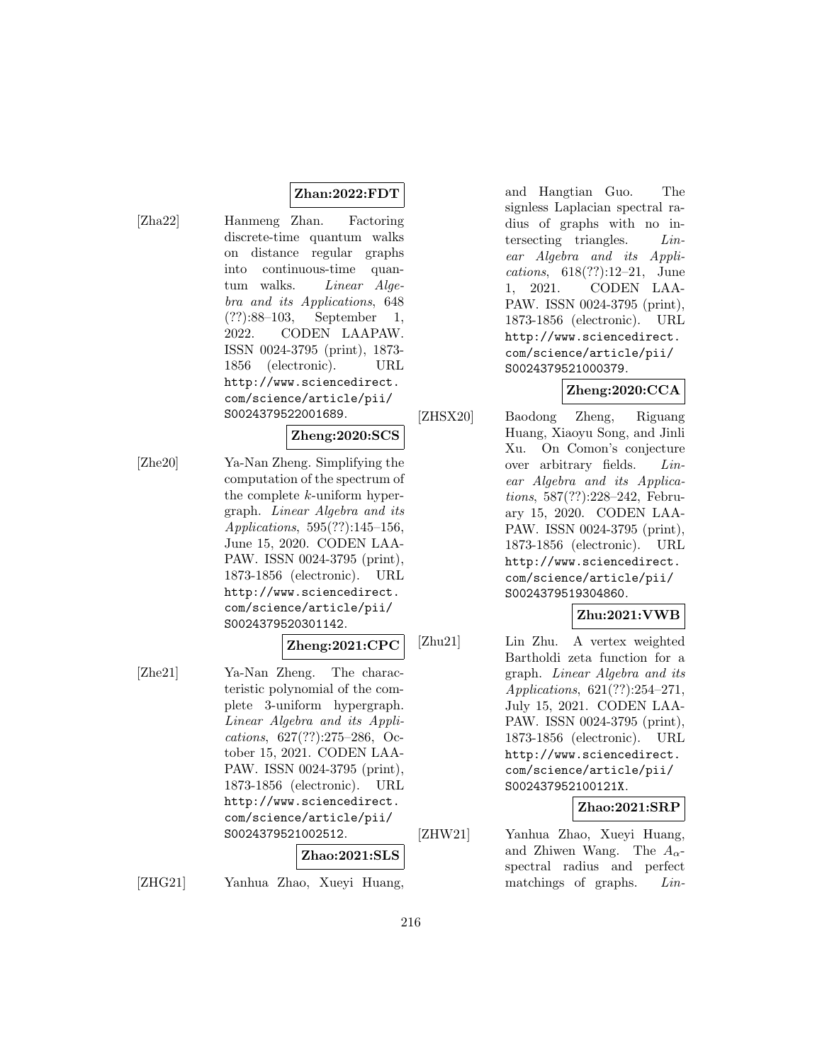**Zhan:2022:FDT**

[Zha22] Hanmeng Zhan. Factoring discrete-time quantum walks on distance regular graphs into continuous-time quantum walks. *Linear Algebra and its Applications*, 648 (??):88–103, September 1, 2022. CODEN LAAPAW. ISSN 0024-3795 (print), 1873-1856 (electronic). URL http://www.sciencedirect.com/science/article/pii/S0024379522001689.

**Zheng:2020:SCS**

[Zhe20] Ya-Nan Zheng. Simplifying the computation of the spectrum of the complete $k$-uniform hypergraph. *Linear Algebra and its Applications*, 595(??):145–156, June 15, 2020. CODEN LAAPAW. ISSN 0024-3795 (print), 1873-1856 (electronic). URL http://www.sciencedirect.com/science/article/pii/S0024379520301142.

**Zheng:2021:CPC**

[Zhe21] Ya-Nan Zheng. The characteristic polynomial of the complete 3-uniform hypergraph. *Linear Algebra and its Applications*, 627(??):275–286, October 15, 2021. CODEN LAAPAW. ISSN 0024-3795 (print), 1873-1856 (electronic). URL http://www.sciencedirect.com/science/article/pii/S0024379521002512.

**Zhao:2021:SLS**

[ZHG21] Yanhua Zhao, Xueyi Huang, and Hangtian Guo. The signless Laplacian spectral radius of graphs with no intersecting triangles. *Linear Algebra and its Applications*, 618(??):12–21, June 1, 2021. CODEN LAAPAW. ISSN 0024-3795 (print), 1873-1856 (electronic). URL http://www.sciencedirect.com/science/article/pii/S0024379521000379.

**Zheng:2020:CCA**

[ZHSX20] Baodong Zheng, Riguang Huang, Xiaoyu Song, and Jinli Xu. On Comon's conjecture over arbitrary fields. *Linear Algebra and its Applications*, 587(??):228–242, February 15, 2020. CODEN LAAPAW. ISSN 0024-3795 (print), 1873-1856 (electronic). URL http://www.sciencedirect.com/science/article/pii/S0024379519304860.

**Zhu:2021:VWB**

[Zhu21] Lin Zhu. A vertex weighted Bartholdi zeta function for a graph. *Linear Algebra and its Applications*, 621(??):254–271, July 15, 2021. CODEN LAAPAW. ISSN 0024-3795 (print), 1873-1856 (electronic). URL http://www.sciencedirect.com/science/article/pii/S002437952100121X.

**Zhao:2021:SRP**

[ZHW21] Yanhua Zhao, Xueyi Huang, and Zhiwen Wang. The $A_\alpha$-spectral radius and perfect matchings of graphs. *Lin-*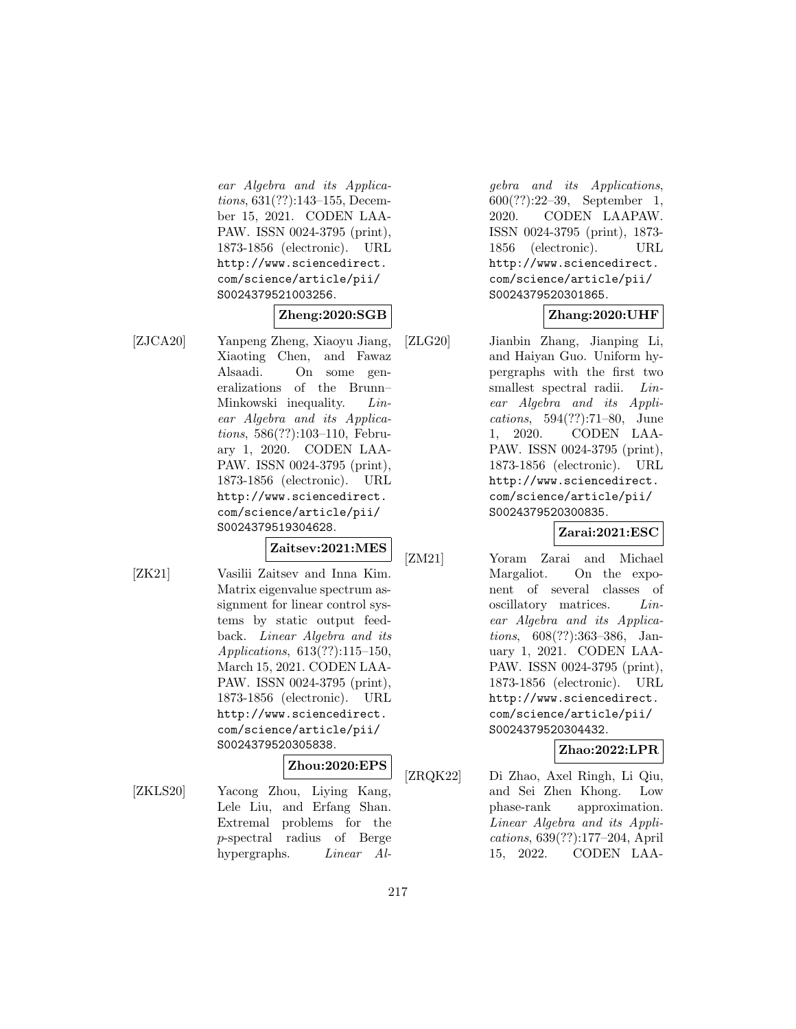ear Algebra and its Applications*, 631(??):143–155, December 15, 2021. CODEN LAAPAW. ISSN 0024-3795 (print), 1873-1856 (electronic). URL http://www.sciencedirect.com/science/article/pii/S0024379521003256.

**Zheng:2020:SGB**

[ZJCA20] Yanpeng Zheng, Xiaoyu Jiang, Xiaoting Chen, and Fawaz Alsaadi. On some generalizations of the Brunn–Minkowski inequality. *Linear Algebra and its Applications*, 586(??):103–110, February 1, 2020. CODEN LAAPAW. ISSN 0024-3795 (print), 1873-1856 (electronic). URL http://www.sciencedirect.com/science/article/pii/S0024379519304628.

**Zaitsev:2021:MES**

[ZK21] Vasilii Zaitsev and Inna Kim. Matrix eigenvalue spectrum assignment for linear control systems by static output feedback. *Linear Algebra and its Applications*, 613(??):115–150, March 15, 2021. CODEN LAAPAW. ISSN 0024-3795 (print), 1873-1856 (electronic). URL http://www.sciencedirect.com/science/article/pii/S0024379520305838.

**Zhou:2020:EPS**

[ZKLS20] Yacong Zhou, Liying Kang, Lele Liu, and Erfang Shan. Extremal problems for the $p$-spectral radius of Berge hypergraphs. *Linear Algebra and its Applications*, 600(??):22–39, September 1, 2020. CODEN LAAPAW. ISSN 0024-3795 (print), 1873-1856 (electronic). URL http://www.sciencedirect.com/science/article/pii/S0024379520301865.

**Zhang:2020:UHF**

[ZLG20] Jianbin Zhang, Jianping Li, and Haiyan Guo. Uniform hypergraphs with the first two smallest spectral radii. *Linear Algebra and its Applications*, 594(??):71–80, June 1, 2020. CODEN LAAPAW. ISSN 0024-3795 (print), 1873-1856 (electronic). URL http://www.sciencedirect.com/science/article/pii/S0024379520300835.

**Zarai:2021:ESC**

[ZM21] Yoram Zarai and Michael Margaliot. On the exponent of several classes of oscillatory matrices. *Linear Algebra and its Applications*, 608(??):363–386, January 1, 2021. CODEN LAAPAW. ISSN 0024-3795 (print), 1873-1856 (electronic). URL http://www.sciencedirect.com/science/article/pii/S0024379520304432.

**Zhao:2022:LPR**

[ZRQK22] Di Zhao, Axel Ringh, Li Qiu, and Sei Zhen Khong. Low phase-rank approximation. *Linear Algebra and its Applications*, 639(??):177–204, April 15, 2022. CODEN LAA-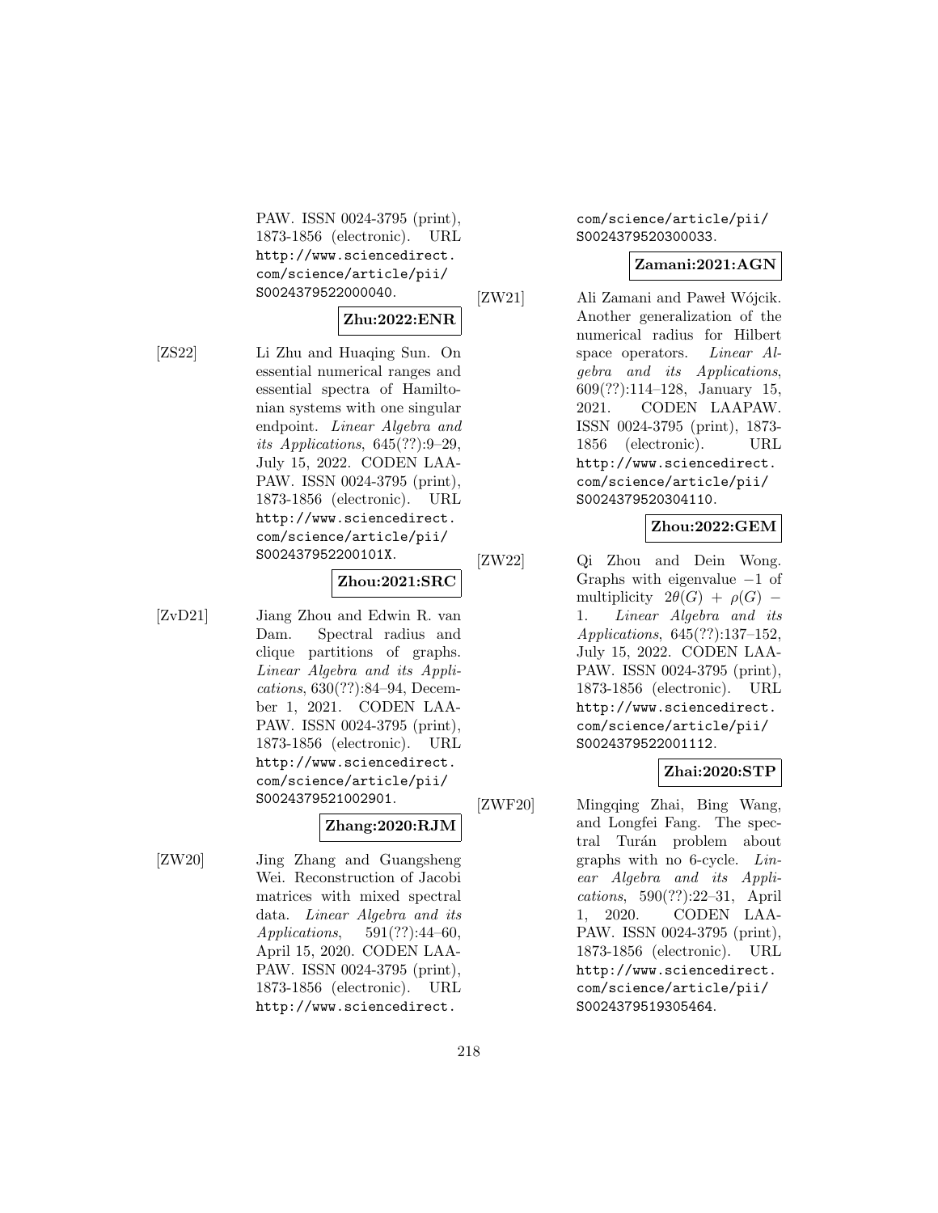PAW. ISSN 0024-3795 (print), 1873-1856 (electronic). URL http://www.sciencedirect.com/science/article/pii/S0024379522000040.

**Zhu:2022:ENR**

[ZS22] Li Zhu and Huaqing Sun. On essential numerical ranges and essential spectra of Hamiltonian systems with one singular endpoint. *Linear Algebra and its Applications*, 645(??):9–29, July 15, 2022. CODEN LAAPAW. ISSN 0024-3795 (print), 1873-1856 (electronic). URL http://www.sciencedirect.com/science/article/pii/S002437952200101X.

**Zhou:2021:SRC**

[ZvD21] Jiang Zhou and Edwin R. van Dam. Spectral radius and clique partitions of graphs. *Linear Algebra and its Applications*, 630(??):84–94, December 1, 2021. CODEN LAAPAW. ISSN 0024-3795 (print), 1873-1856 (electronic). URL http://www.sciencedirect.com/science/article/pii/S0024379521002901.

**Zhang:2020:RJM**

[ZW20] Jing Zhang and Guangsheng Wei. Reconstruction of Jacobi matrices with mixed spectral data. *Linear Algebra and its Applications*, 591(??):44–60, April 15, 2020. CODEN LAAPAW. ISSN 0024-3795 (print), 1873-1856 (electronic). URL http://www.sciencedirect.com/science/article/pii/S0024379520300033.

**Zamani:2021:AGN**

[ZW21] Ali Zamani and Paweł Wójcik. Another generalization of the numerical radius for Hilbert space operators. *Linear Algebra and its Applications*, 609(??):114–128, January 15, 2021. CODEN LAAPAW. ISSN 0024-3795 (print), 1873-1856 (electronic). URL http://www.sciencedirect.com/science/article/pii/S0024379520304110.

**Zhou:2022:GEM**

[ZW22] Qi Zhou and Dein Wong. Graphs with eigenvalue $-1$ of multiplicity $2\theta(G) + \rho(G) - 1$. *Linear Algebra and its Applications*, 645(??):137–152, July 15, 2022. CODEN LAAPAW. ISSN 0024-3795 (print), 1873-1856 (electronic). URL http://www.sciencedirect.com/science/article/pii/S0024379522001112.

**Zhai:2020:STP**

[ZWF20] Mingqing Zhai, Bing Wang, and Longfei Fang. The spectral Turán problem about graphs with no 6-cycle. *Linear Algebra and its Applications*, 590(??):22–31, April 1, 2020. CODEN LAAPAW. ISSN 0024-3795 (print), 1873-1856 (electronic). URL http://www.sciencedirect.com/science/article/pii/S0024379519305464.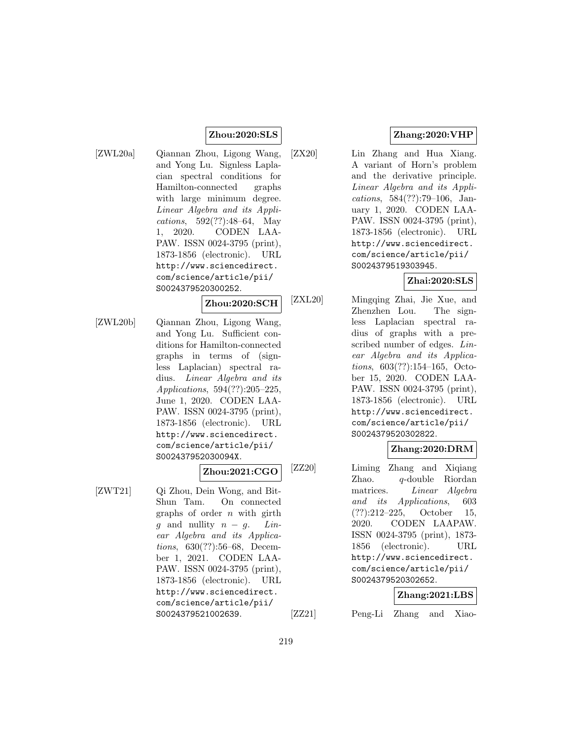**Zhou:2020:SLS**

[ZWL20a] Qiannan Zhou, Ligong Wang, and Yong Lu. Signless Laplacian spectral conditions for Hamilton-connected graphs with large minimum degree. *Linear Algebra and its Applications*, 592(??):48–64, May 1, 2020. CODEN LAAPAW. ISSN 0024-3795 (print), 1873-1856 (electronic). URL http://www.sciencedirect.com/science/article/pii/S0024379520300252.

**Zhou:2020:SCH**

[ZWL20b] Qiannan Zhou, Ligong Wang, and Yong Lu. Sufficient conditions for Hamilton-connected graphs in terms of (signless Laplacian) spectral radius. *Linear Algebra and its Applications*, 594(??):205–225, June 1, 2020. CODEN LAAPAW. ISSN 0024-3795 (print), 1873-1856 (electronic). URL http://www.sciencedirect.com/science/article/pii/S002437952030094X.

**Zhou:2021:CGO**

[ZWT21] Qi Zhou, Dein Wong, and Bit-Shun Tam. On connected graphs of order $n$ with girth $g$ and nullity $n - g$. *Linear Algebra and its Applications*, 630(??):56–68, December 1, 2021. CODEN LAAPAW. ISSN 0024-3795 (print), 1873-1856 (electronic). URL http://www.sciencedirect.com/science/article/pii/S0024379521002639.

**Zhang:2020:VHP**

[ZX20] Lin Zhang and Hua Xiang. A variant of Horn's problem and the derivative principle. *Linear Algebra and its Applications*, 584(??):79–106, January 1, 2020. CODEN LAAPAW. ISSN 0024-3795 (print), 1873-1856 (electronic). URL http://www.sciencedirect.com/science/article/pii/S0024379519303945.

**Zhai:2020:SLS**

[ZXL20] Mingqing Zhai, Jie Xue, and Zhenzhen Lou. The signless Laplacian spectral radius of graphs with a prescribed number of edges. *Linear Algebra and its Applications*, 603(??):154–165, October 15, 2020. CODEN LAAPAW. ISSN 0024-3795 (print), 1873-1856 (electronic). URL http://www.sciencedirect.com/science/article/pii/S0024379520302822.

**Zhang:2020:DRM**

[ZZ20] Liming Zhang and Xiqiang Zhao. $q$-double Riordan matrices. *Linear Algebra and its Applications*, 603 (??):212–225, October 15, 2020. CODEN LAAPAW. ISSN 0024-3795 (print), 1873-1856 (electronic). URL http://www.sciencedirect.com/science/article/pii/S0024379520302652.

**Zhang:2021:LBS**

[ZZ21] Peng-Li Zhang and Xiao-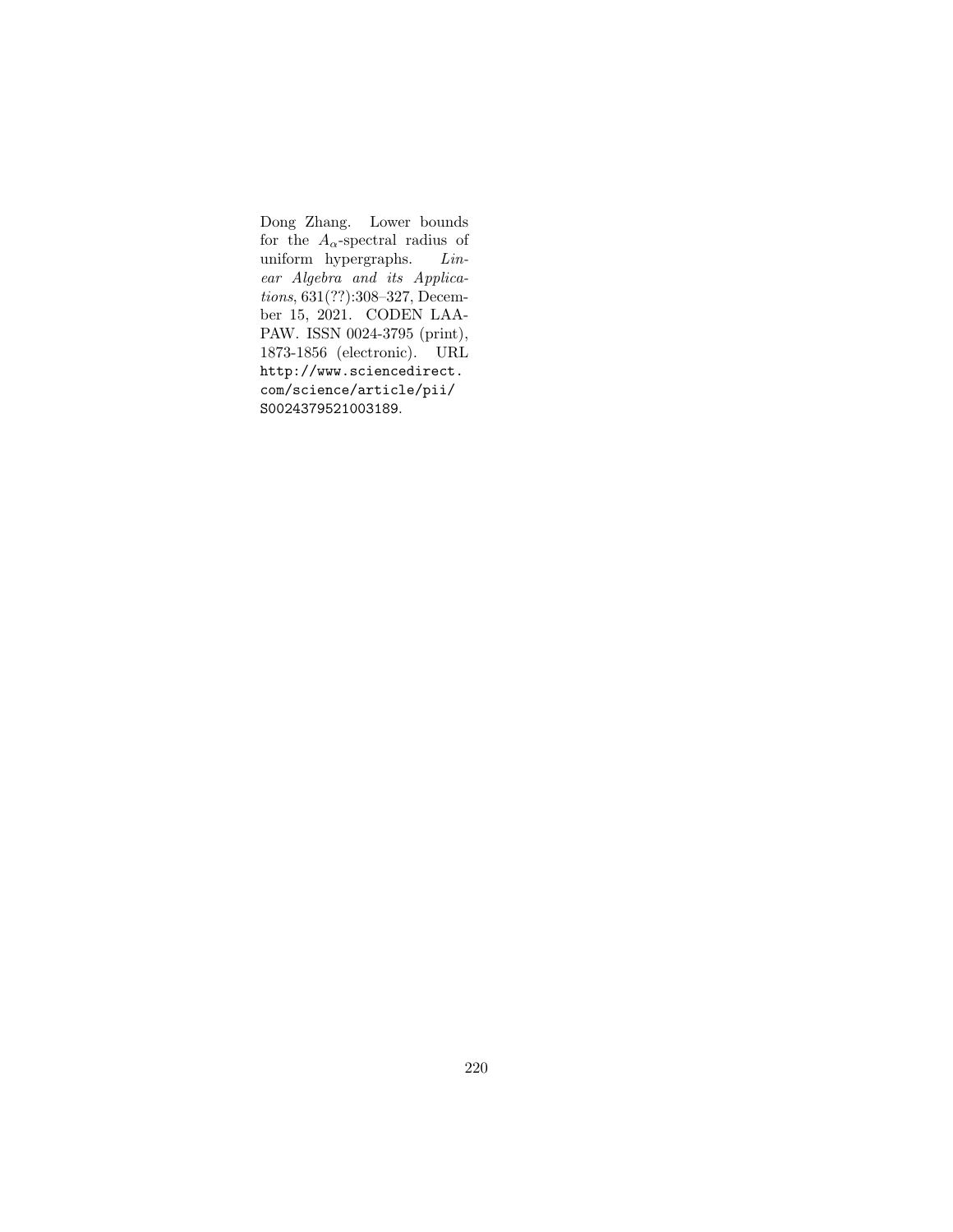Dong Zhang. Lower bounds for the $A_\alpha$-spectral radius of uniform hypergraphs. *Linear Algebra and its Applications*, 631(??):308–327, December 15, 2021. CODEN LAAPAW. ISSN 0024-3795 (print), 1873-1856 (electronic). URL http://www.sciencedirect.com/science/article/pii/S0024379521003189.